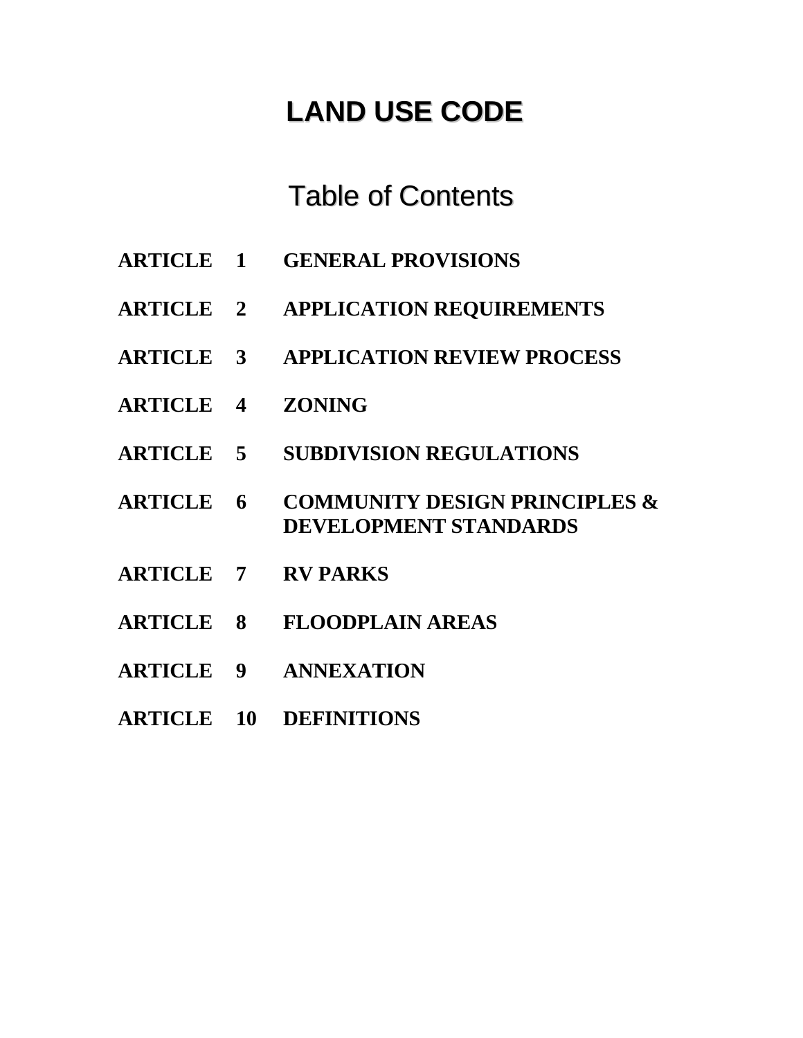# LAND USE CODE

## Table of Contents

**ARTICLE 1 GENERAL PROVISIONS**

**ARTICLE 2 APPLICATION REQUIREMENTS**

**ARTICLE 3 APPLICATION REVIEW PROCESS**

**ARTICLE 4 ZONING**

**ARTICLE 5 SUBDIVISION REGULATIONS**

**ARTICLE 6 COMMUNITY DESIGN PRINCIPLES & DEVELOPMENT STANDARDS**

**ARTICLE 7 RV PARKS**

**ARTICLE 8 FLOODPLAIN AREAS**

**ARTICLE 9 ANNEXATION**

**ARTICLE 10 DEFINITIONS**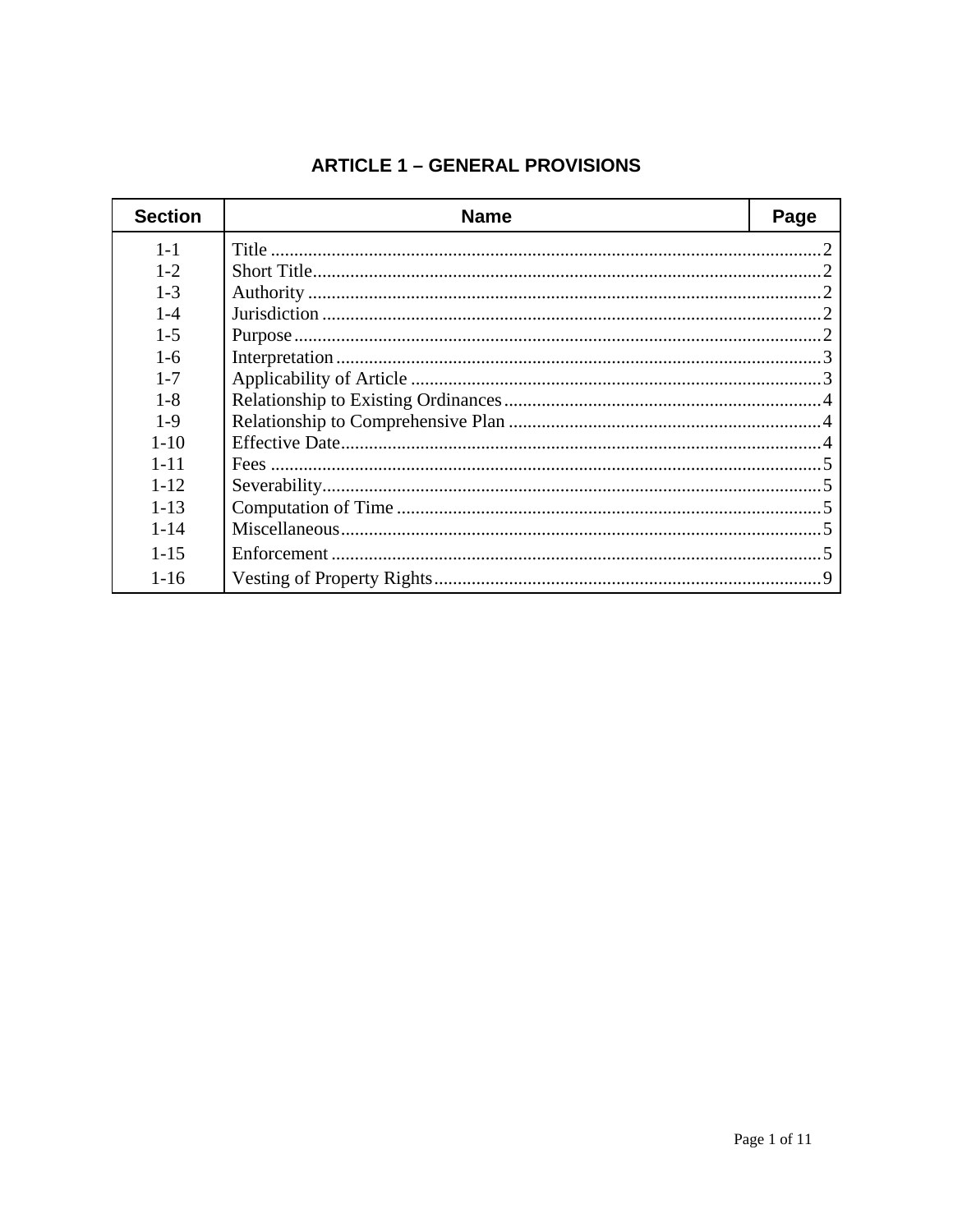# ARTICLE 1 – GENERAL PROVISIONS

| Section | Name | Page |
|---|---|---|
| 1-1 | Title | 2 |
| 1-2 | Short Title | 2 |
| 1-3 | Authority | 2 |
| 1-4 | Jurisdiction | 2 |
| 1-5 | Purpose | 2 |
| 1-6 | Interpretation | 3 |
| 1-7 | Applicability of Article | 3 |
| 1-8 | Relationship to Existing Ordinances | 4 |
| 1-9 | Relationship to Comprehensive Plan | 4 |
| 1-10 | Effective Date | 4 |
| 1-11 | Fees | 5 |
| 1-12 | Severability | 5 |
| 1-13 | Computation of Time | 5 |
| 1-14 | Miscellaneous | 5 |
| 1-15 | Enforcement | 5 |
| 1-16 | Vesting of Property Rights | 9 |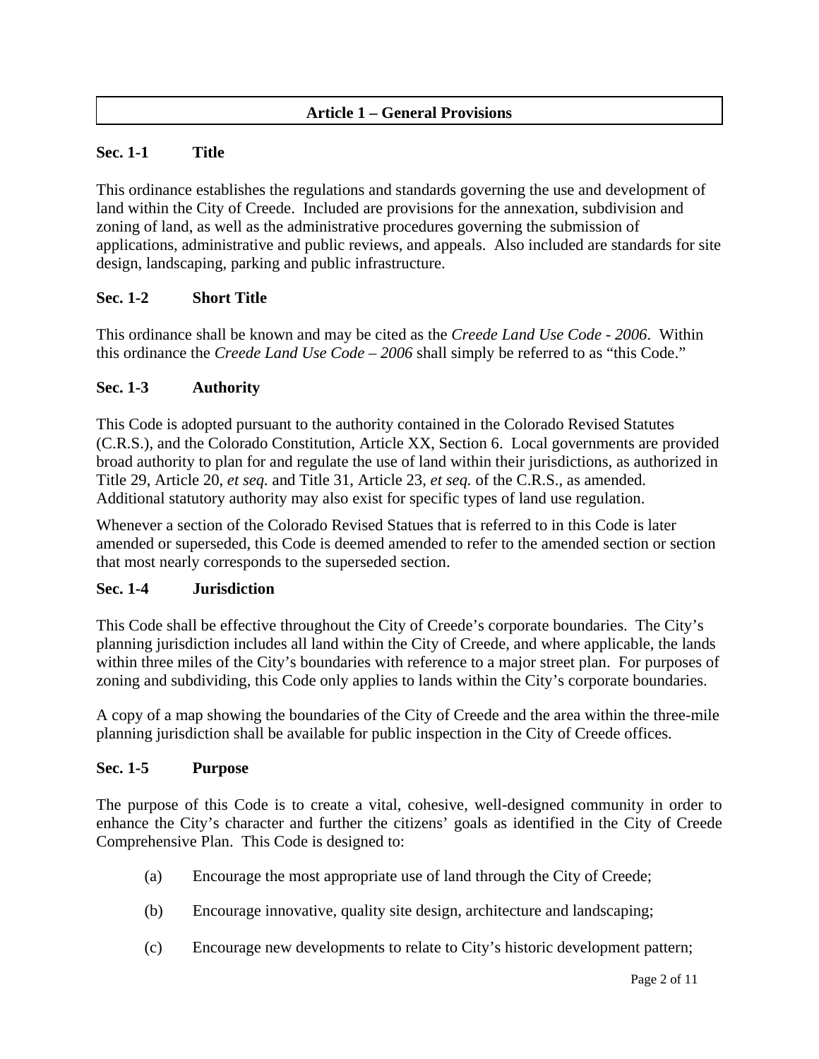## Article 1 – General Provisions

### Sec. 1-1 Title

This ordinance establishes the regulations and standards governing the use and development of land within the City of Creede. Included are provisions for the annexation, subdivision and zoning of land, as well as the administrative procedures governing the submission of applications, administrative and public reviews, and appeals. Also included are standards for site design, landscaping, parking and public infrastructure.

### Sec. 1-2 Short Title

This ordinance shall be known and may be cited as the *Creede Land Use Code - 2006*. Within this ordinance the *Creede Land Use Code – 2006* shall simply be referred to as "this Code."

### Sec. 1-3 Authority

This Code is adopted pursuant to the authority contained in the Colorado Revised Statutes (C.R.S.), and the Colorado Constitution, Article XX, Section 6. Local governments are provided broad authority to plan for and regulate the use of land within their jurisdictions, as authorized in Title 29, Article 20, *et seq.* and Title 31, Article 23, *et seq.* of the C.R.S., as amended. Additional statutory authority may also exist for specific types of land use regulation.

Whenever a section of the Colorado Revised Statues that is referred to in this Code is later amended or superseded, this Code is deemed amended to refer to the amended section or section that most nearly corresponds to the superseded section.

### Sec. 1-4 Jurisdiction

This Code shall be effective throughout the City of Creede's corporate boundaries. The City's planning jurisdiction includes all land within the City of Creede, and where applicable, the lands within three miles of the City's boundaries with reference to a major street plan. For purposes of zoning and subdividing, this Code only applies to lands within the City's corporate boundaries.

A copy of a map showing the boundaries of the City of Creede and the area within the three-mile planning jurisdiction shall be available for public inspection in the City of Creede offices.

### Sec. 1-5 Purpose

The purpose of this Code is to create a vital, cohesive, well-designed community in order to enhance the City's character and further the citizens' goals as identified in the City of Creede Comprehensive Plan. This Code is designed to:

(a) Encourage the most appropriate use of land through the City of Creede;

(b) Encourage innovative, quality site design, architecture and landscaping;

(c) Encourage new developments to relate to City's historic development pattern;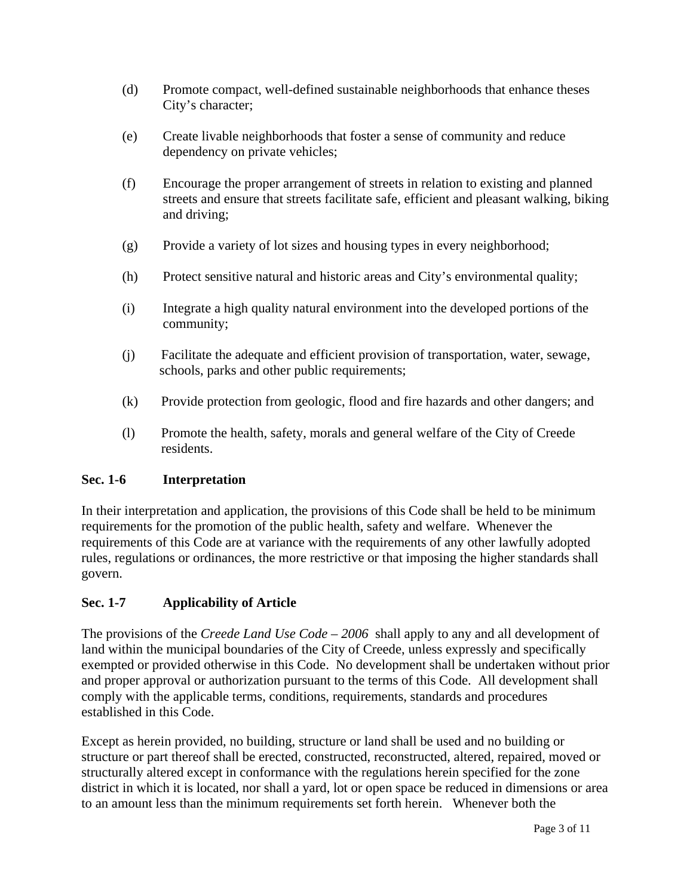(d) Promote compact, well-defined sustainable neighborhoods that enhance theses City's character;

(e) Create livable neighborhoods that foster a sense of community and reduce dependency on private vehicles;

(f) Encourage the proper arrangement of streets in relation to existing and planned streets and ensure that streets facilitate safe, efficient and pleasant walking, biking and driving;

(g) Provide a variety of lot sizes and housing types in every neighborhood;

(h) Protect sensitive natural and historic areas and City's environmental quality;

(i) Integrate a high quality natural environment into the developed portions of the community;

(j) Facilitate the adequate and efficient provision of transportation, water, sewage, schools, parks and other public requirements;

(k) Provide protection from geologic, flood and fire hazards and other dangers; and

(l) Promote the health, safety, morals and general welfare of the City of Creede residents.

**Sec. 1-6 Interpretation**

In their interpretation and application, the provisions of this Code shall be held to be minimum requirements for the promotion of the public health, safety and welfare. Whenever the requirements of this Code are at variance with the requirements of any other lawfully adopted rules, regulations or ordinances, the more restrictive or that imposing the higher standards shall govern.

**Sec. 1-7 Applicability of Article**

The provisions of the *Creede Land Use Code – 2006* shall apply to any and all development of land within the municipal boundaries of the City of Creede, unless expressly and specifically exempted or provided otherwise in this Code. No development shall be undertaken without prior and proper approval or authorization pursuant to the terms of this Code. All development shall comply with the applicable terms, conditions, requirements, standards and procedures established in this Code.

Except as herein provided, no building, structure or land shall be used and no building or structure or part thereof shall be erected, constructed, reconstructed, altered, repaired, moved or structurally altered except in conformance with the regulations herein specified for the zone district in which it is located, nor shall a yard, lot or open space be reduced in dimensions or area to an amount less than the minimum requirements set forth herein. Whenever both the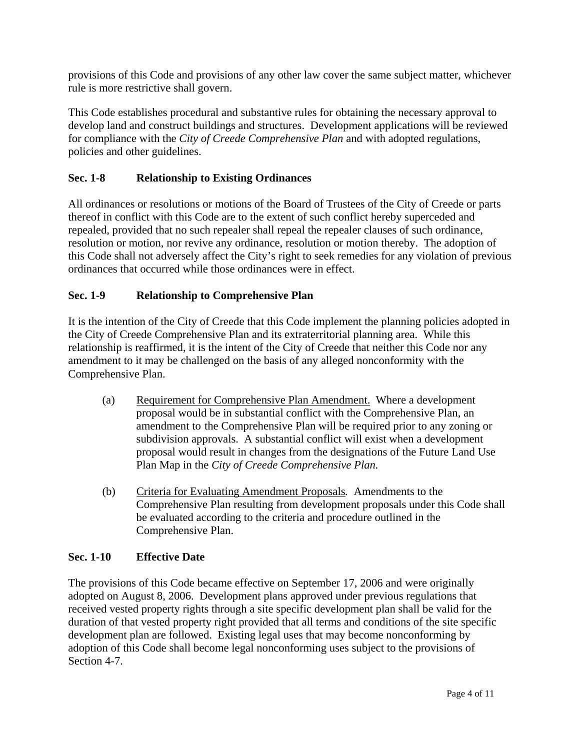provisions of this Code and provisions of any other law cover the same subject matter, whichever rule is more restrictive shall govern.

This Code establishes procedural and substantive rules for obtaining the necessary approval to develop land and construct buildings and structures. Development applications will be reviewed for compliance with the *City of Creede Comprehensive Plan* and with adopted regulations, policies and other guidelines.

### Sec. 1-8 Relationship to Existing Ordinances

All ordinances or resolutions or motions of the Board of Trustees of the City of Creede or parts thereof in conflict with this Code are to the extent of such conflict hereby superceded and repealed, provided that no such repealer shall repeal the repealer clauses of such ordinance, resolution or motion, nor revive any ordinance, resolution or motion thereby. The adoption of this Code shall not adversely affect the City's right to seek remedies for any violation of previous ordinances that occurred while those ordinances were in effect.

### Sec. 1-9 Relationship to Comprehensive Plan

It is the intention of the City of Creede that this Code implement the planning policies adopted in the City of Creede Comprehensive Plan and its extraterritorial planning area. While this relationship is reaffirmed, it is the intent of the City of Creede that neither this Code nor any amendment to it may be challenged on the basis of any alleged nonconformity with the Comprehensive Plan.

(a) Requirement for Comprehensive Plan Amendment. Where a development proposal would be in substantial conflict with the Comprehensive Plan, an amendment to the Comprehensive Plan will be required prior to any zoning or subdivision approvals. A substantial conflict will exist when a development proposal would result in changes from the designations of the Future Land Use Plan Map in the *City of Creede Comprehensive Plan.*

(b) Criteria for Evaluating Amendment Proposals*.* Amendments to the Comprehensive Plan resulting from development proposals under this Code shall be evaluated according to the criteria and procedure outlined in the Comprehensive Plan.

### Sec. 1-10 Effective Date

The provisions of this Code became effective on September 17, 2006 and were originally adopted on August 8, 2006. Development plans approved under previous regulations that received vested property rights through a site specific development plan shall be valid for the duration of that vested property right provided that all terms and conditions of the site specific development plan are followed. Existing legal uses that may become nonconforming by adoption of this Code shall become legal nonconforming uses subject to the provisions of Section 4-7.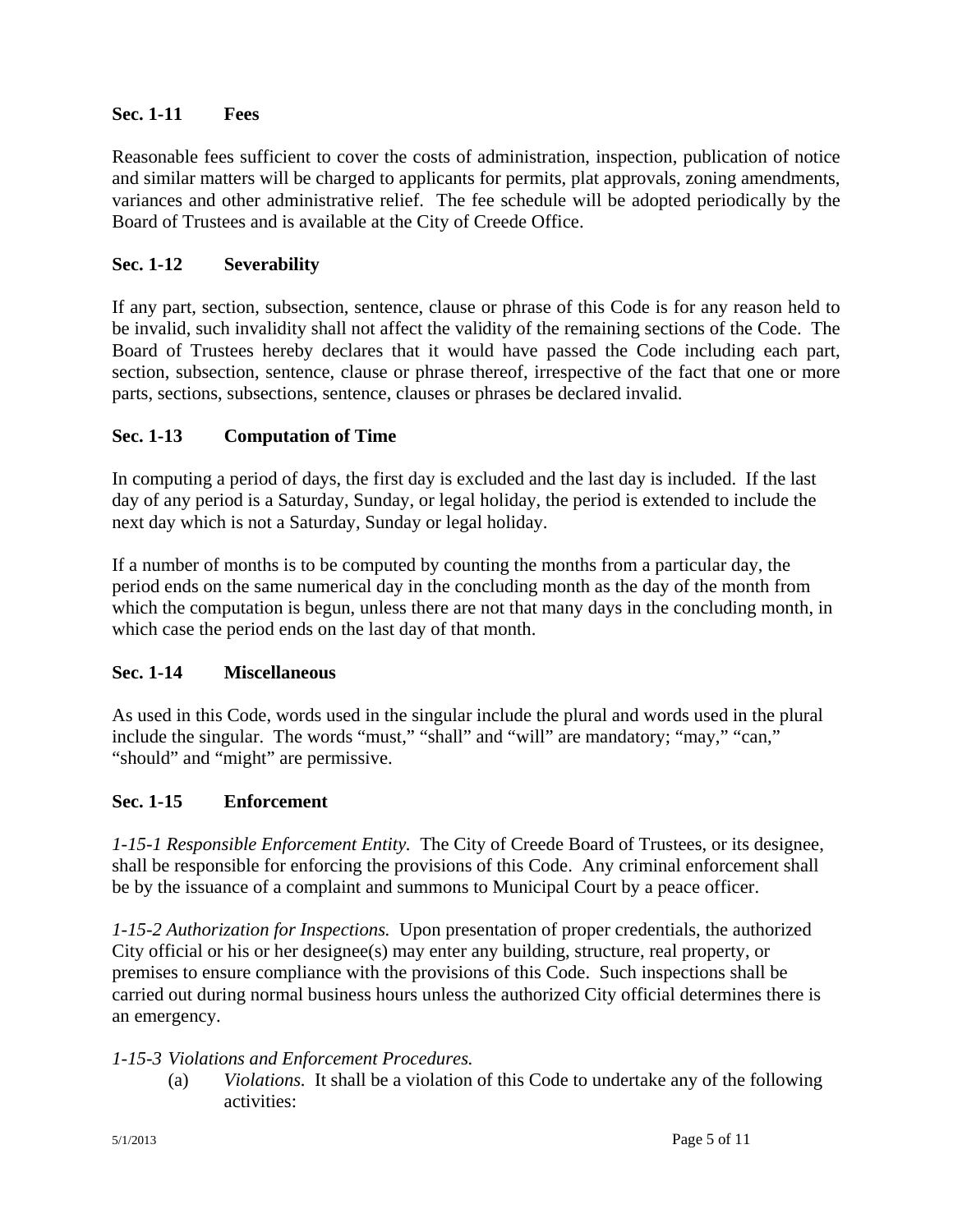### Sec. 1-11 Fees

Reasonable fees sufficient to cover the costs of administration, inspection, publication of notice and similar matters will be charged to applicants for permits, plat approvals, zoning amendments, variances and other administrative relief. The fee schedule will be adopted periodically by the Board of Trustees and is available at the City of Creede Office.

### Sec. 1-12 Severability

If any part, section, subsection, sentence, clause or phrase of this Code is for any reason held to be invalid, such invalidity shall not affect the validity of the remaining sections of the Code. The Board of Trustees hereby declares that it would have passed the Code including each part, section, subsection, sentence, clause or phrase thereof, irrespective of the fact that one or more parts, sections, subsections, sentence, clauses or phrases be declared invalid.

### Sec. 1-13 Computation of Time

In computing a period of days, the first day is excluded and the last day is included. If the last day of any period is a Saturday, Sunday, or legal holiday, the period is extended to include the next day which is not a Saturday, Sunday or legal holiday.

If a number of months is to be computed by counting the months from a particular day, the period ends on the same numerical day in the concluding month as the day of the month from which the computation is begun, unless there are not that many days in the concluding month, in which case the period ends on the last day of that month.

### Sec. 1-14 Miscellaneous

As used in this Code, words used in the singular include the plural and words used in the plural include the singular. The words "must," "shall" and "will" are mandatory; "may," "can," "should" and "might" are permissive.

### Sec. 1-15 Enforcement

*1-15-1 Responsible Enforcement Entity.* The City of Creede Board of Trustees, or its designee, shall be responsible for enforcing the provisions of this Code. Any criminal enforcement shall be by the issuance of a complaint and summons to Municipal Court by a peace officer.

*1-15-2 Authorization for Inspections.* Upon presentation of proper credentials, the authorized City official or his or her designee(s) may enter any building, structure, real property, or premises to ensure compliance with the provisions of this Code. Such inspections shall be carried out during normal business hours unless the authorized City official determines there is an emergency.

*1-15-3 Violations and Enforcement Procedures.*

(a) *Violations.* It shall be a violation of this Code to undertake any of the following activities: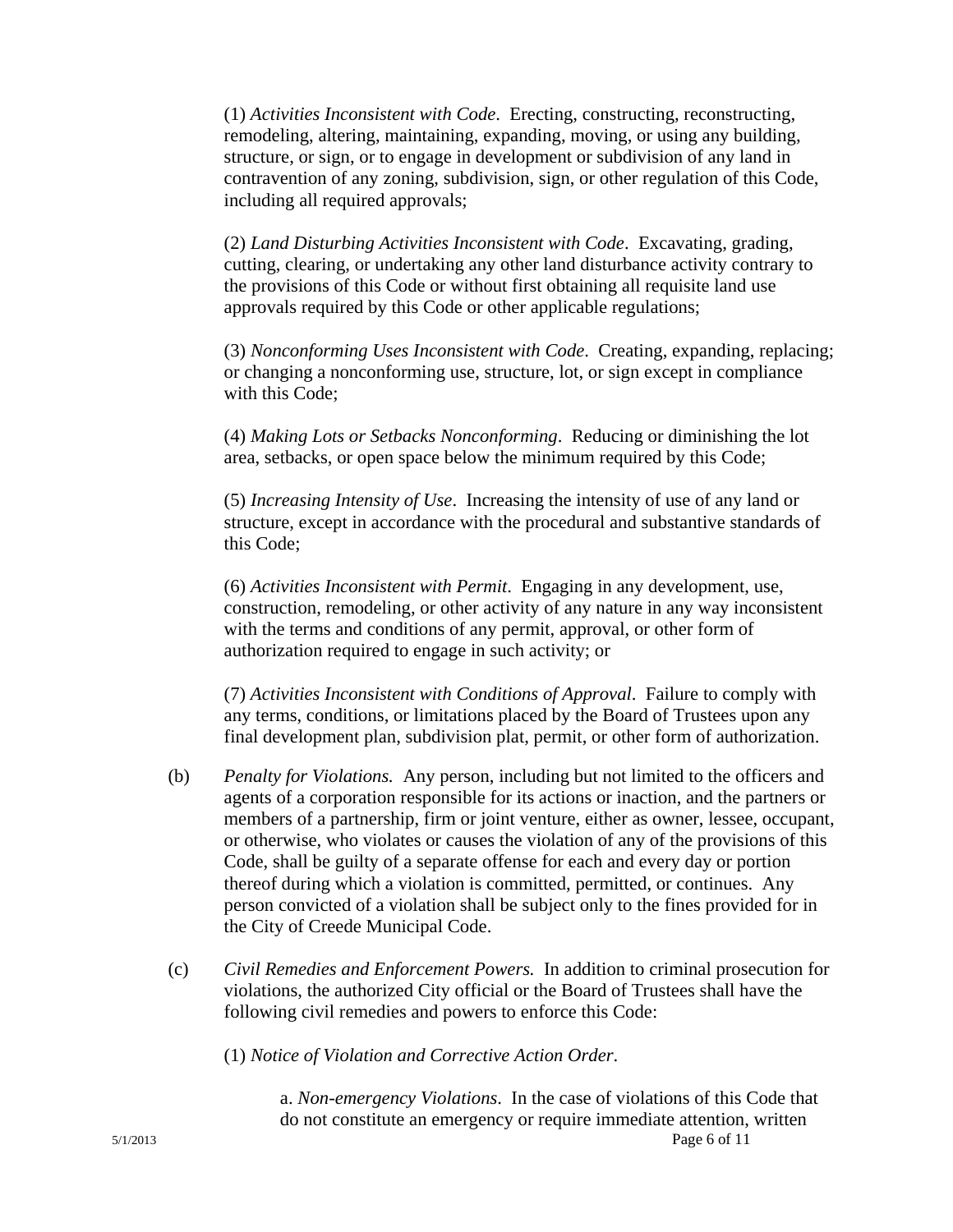(1) *Activities Inconsistent with Code*. Erecting, constructing, reconstructing, remodeling, altering, maintaining, expanding, moving, or using any building, structure, or sign, or to engage in development or subdivision of any land in contravention of any zoning, subdivision, sign, or other regulation of this Code, including all required approvals;

(2) *Land Disturbing Activities Inconsistent with Code*. Excavating, grading, cutting, clearing, or undertaking any other land disturbance activity contrary to the provisions of this Code or without first obtaining all requisite land use approvals required by this Code or other applicable regulations;

(3) *Nonconforming Uses Inconsistent with Code*. Creating, expanding, replacing; or changing a nonconforming use, structure, lot, or sign except in compliance with this Code;

(4) *Making Lots or Setbacks Nonconforming*. Reducing or diminishing the lot area, setbacks, or open space below the minimum required by this Code;

(5) *Increasing Intensity of Use*. Increasing the intensity of use of any land or structure, except in accordance with the procedural and substantive standards of this Code;

(6) *Activities Inconsistent with Permit*. Engaging in any development, use, construction, remodeling, or other activity of any nature in any way inconsistent with the terms and conditions of any permit, approval, or other form of authorization required to engage in such activity; or

(7) *Activities Inconsistent with Conditions of Approval*. Failure to comply with any terms, conditions, or limitations placed by the Board of Trustees upon any final development plan, subdivision plat, permit, or other form of authorization.

(b) *Penalty for Violations.* Any person, including but not limited to the officers and agents of a corporation responsible for its actions or inaction, and the partners or members of a partnership, firm or joint venture, either as owner, lessee, occupant, or otherwise, who violates or causes the violation of any of the provisions of this Code, shall be guilty of a separate offense for each and every day or portion thereof during which a violation is committed, permitted, or continues. Any person convicted of a violation shall be subject only to the fines provided for in the City of Creede Municipal Code.

(c) *Civil Remedies and Enforcement Powers.* In addition to criminal prosecution for violations, the authorized City official or the Board of Trustees shall have the following civil remedies and powers to enforce this Code:

(1) *Notice of Violation and Corrective Action Order*.

a. *Non-emergency Violations*. In the case of violations of this Code that do not constitute an emergency or require immediate attention, written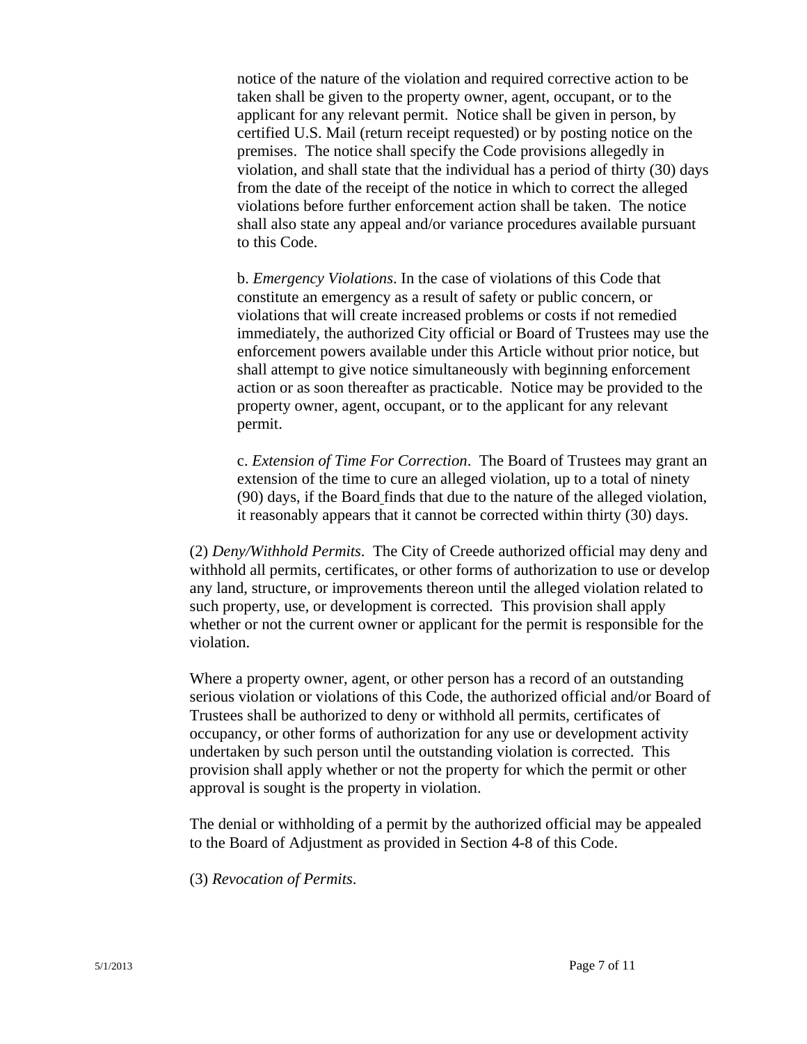notice of the nature of the violation and required corrective action to be taken shall be given to the property owner, agent, occupant, or to the applicant for any relevant permit. Notice shall be given in person, by certified U.S. Mail (return receipt requested) or by posting notice on the premises. The notice shall specify the Code provisions allegedly in violation, and shall state that the individual has a period of thirty (30) days from the date of the receipt of the notice in which to correct the alleged violations before further enforcement action shall be taken. The notice shall also state any appeal and/or variance procedures available pursuant to this Code.

b. *Emergency Violations*. In the case of violations of this Code that constitute an emergency as a result of safety or public concern, or violations that will create increased problems or costs if not remedied immediately, the authorized City official or Board of Trustees may use the enforcement powers available under this Article without prior notice, but shall attempt to give notice simultaneously with beginning enforcement action or as soon thereafter as practicable. Notice may be provided to the property owner, agent, occupant, or to the applicant for any relevant permit.

c. *Extension of Time For Correction*. The Board of Trustees may grant an extension of the time to cure an alleged violation, up to a total of ninety (90) days, if the Board finds that due to the nature of the alleged violation, it reasonably appears that it cannot be corrected within thirty (30) days.

(2) *Deny/Withhold Permits*. The City of Creede authorized official may deny and withhold all permits, certificates, or other forms of authorization to use or develop any land, structure, or improvements thereon until the alleged violation related to such property, use, or development is corrected. This provision shall apply whether or not the current owner or applicant for the permit is responsible for the violation.

Where a property owner, agent, or other person has a record of an outstanding serious violation or violations of this Code, the authorized official and/or Board of Trustees shall be authorized to deny or withhold all permits, certificates of occupancy, or other forms of authorization for any use or development activity undertaken by such person until the outstanding violation is corrected. This provision shall apply whether or not the property for which the permit or other approval is sought is the property in violation.

The denial or withholding of a permit by the authorized official may be appealed to the Board of Adjustment as provided in Section 4-8 of this Code.

(3) *Revocation of Permits*.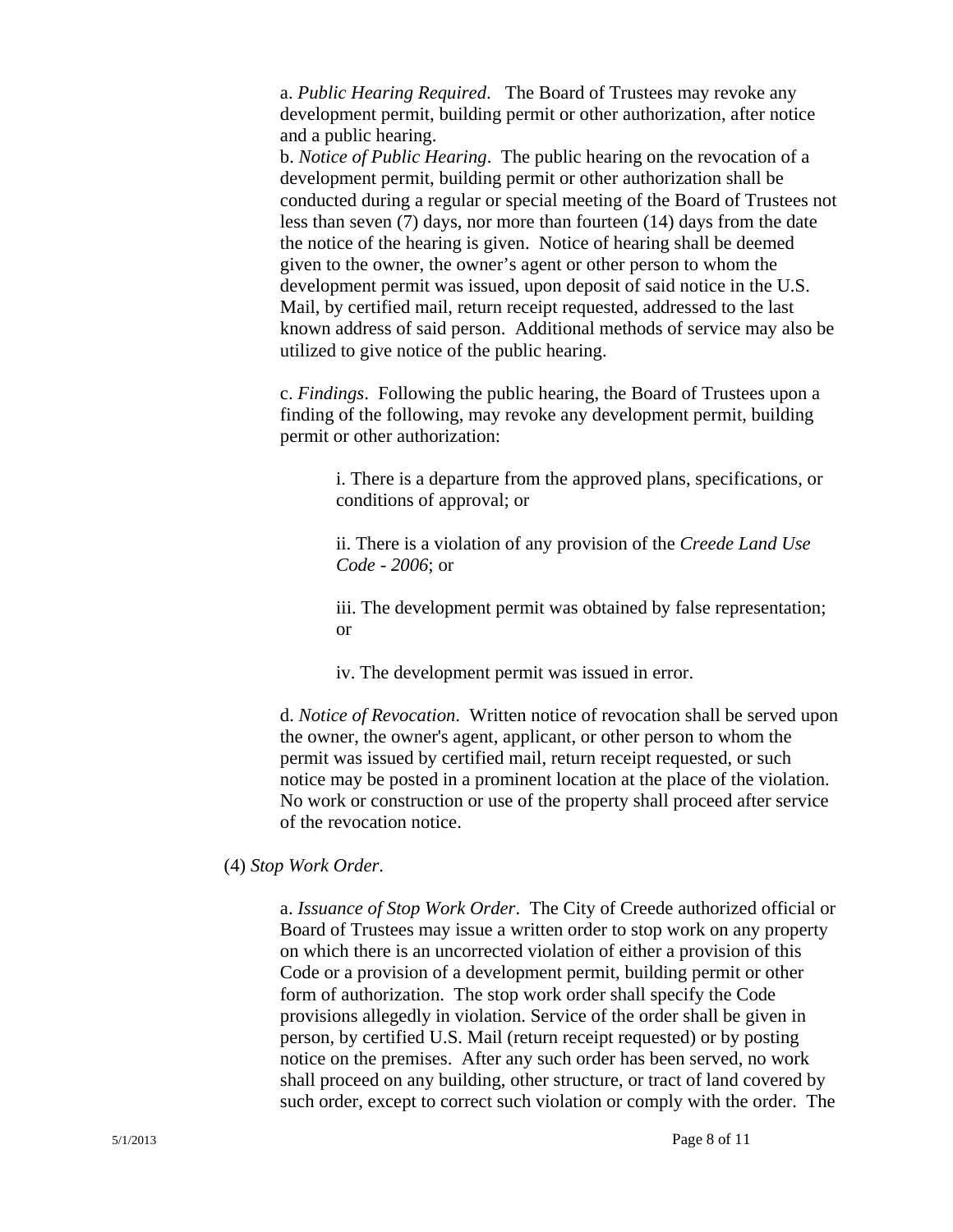a. *Public Hearing Required*. The Board of Trustees may revoke any development permit, building permit or other authorization, after notice and a public hearing.

b. *Notice of Public Hearing*. The public hearing on the revocation of a development permit, building permit or other authorization shall be conducted during a regular or special meeting of the Board of Trustees not less than seven (7) days, nor more than fourteen (14) days from the date the notice of the hearing is given. Notice of hearing shall be deemed given to the owner, the owner's agent or other person to whom the development permit was issued, upon deposit of said notice in the U.S. Mail, by certified mail, return receipt requested, addressed to the last known address of said person. Additional methods of service may also be utilized to give notice of the public hearing.

c. *Findings*. Following the public hearing, the Board of Trustees upon a finding of the following, may revoke any development permit, building permit or other authorization:

i. There is a departure from the approved plans, specifications, or conditions of approval; or

ii. There is a violation of any provision of the *Creede Land Use Code - 2006*; or

iii. The development permit was obtained by false representation; or

iv. The development permit was issued in error.

d. *Notice of Revocation*. Written notice of revocation shall be served upon the owner, the owner's agent, applicant, or other person to whom the permit was issued by certified mail, return receipt requested, or such notice may be posted in a prominent location at the place of the violation. No work or construction or use of the property shall proceed after service of the revocation notice.

(4) *Stop Work Order*.

a. *Issuance of Stop Work Order*. The City of Creede authorized official or Board of Trustees may issue a written order to stop work on any property on which there is an uncorrected violation of either a provision of this Code or a provision of a development permit, building permit or other form of authorization. The stop work order shall specify the Code provisions allegedly in violation. Service of the order shall be given in person, by certified U.S. Mail (return receipt requested) or by posting notice on the premises. After any such order has been served, no work shall proceed on any building, other structure, or tract of land covered by such order, except to correct such violation or comply with the order. The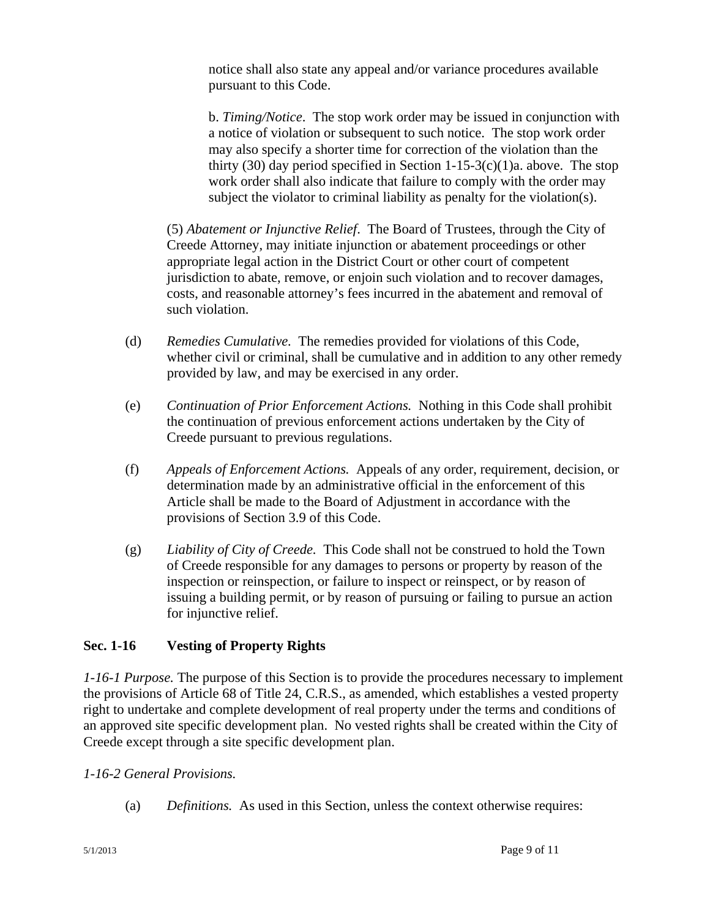notice shall also state any appeal and/or variance procedures available pursuant to this Code.

b. *Timing/Notice*. The stop work order may be issued in conjunction with a notice of violation or subsequent to such notice. The stop work order may also specify a shorter time for correction of the violation than the thirty (30) day period specified in Section 1-15-3(c)(1)a. above. The stop work order shall also indicate that failure to comply with the order may subject the violator to criminal liability as penalty for the violation(s).

(5) *Abatement or Injunctive Relief*. The Board of Trustees, through the City of Creede Attorney, may initiate injunction or abatement proceedings or other appropriate legal action in the District Court or other court of competent jurisdiction to abate, remove, or enjoin such violation and to recover damages, costs, and reasonable attorney's fees incurred in the abatement and removal of such violation.

(d) *Remedies Cumulative.* The remedies provided for violations of this Code, whether civil or criminal, shall be cumulative and in addition to any other remedy provided by law, and may be exercised in any order.

(e) *Continuation of Prior Enforcement Actions.* Nothing in this Code shall prohibit the continuation of previous enforcement actions undertaken by the City of Creede pursuant to previous regulations.

(f) *Appeals of Enforcement Actions.* Appeals of any order, requirement, decision, or determination made by an administrative official in the enforcement of this Article shall be made to the Board of Adjustment in accordance with the provisions of Section 3.9 of this Code.

(g) *Liability of City of Creede.* This Code shall not be construed to hold the Town of Creede responsible for any damages to persons or property by reason of the inspection or reinspection, or failure to inspect or reinspect, or by reason of issuing a building permit, or by reason of pursuing or failing to pursue an action for injunctive relief.

## Sec. 1-16 Vesting of Property Rights

*1-16-1 Purpose.* The purpose of this Section is to provide the procedures necessary to implement the provisions of Article 68 of Title 24, C.R.S., as amended, which establishes a vested property right to undertake and complete development of real property under the terms and conditions of an approved site specific development plan. No vested rights shall be created within the City of Creede except through a site specific development plan.

*1-16-2 General Provisions.*

(a) *Definitions.* As used in this Section, unless the context otherwise requires: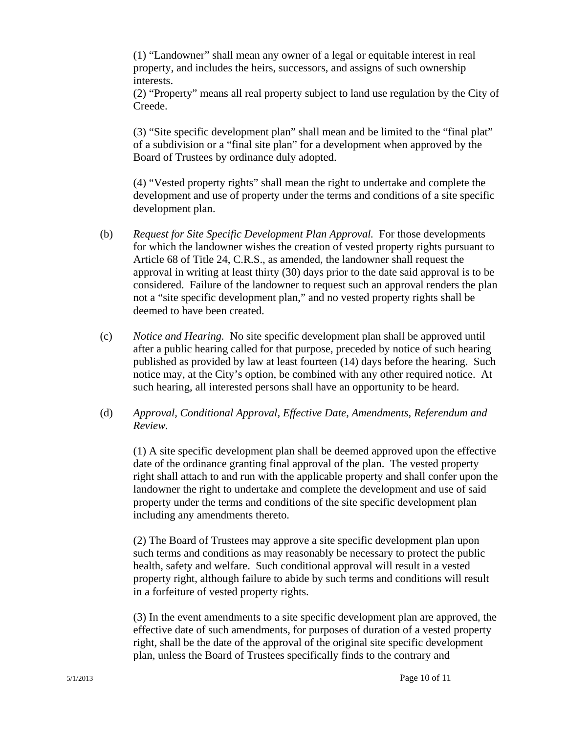(1) "Landowner" shall mean any owner of a legal or equitable interest in real property, and includes the heirs, successors, and assigns of such ownership interests.
(2) "Property" means all real property subject to land use regulation by the City of Creede.

(3) "Site specific development plan" shall mean and be limited to the "final plat" of a subdivision or a "final site plan" for a development when approved by the Board of Trustees by ordinance duly adopted.

(4) "Vested property rights" shall mean the right to undertake and complete the development and use of property under the terms and conditions of a site specific development plan.

(b) *Request for Site Specific Development Plan Approval.* For those developments for which the landowner wishes the creation of vested property rights pursuant to Article 68 of Title 24, C.R.S., as amended, the landowner shall request the approval in writing at least thirty (30) days prior to the date said approval is to be considered. Failure of the landowner to request such an approval renders the plan not a "site specific development plan," and no vested property rights shall be deemed to have been created.

(c) *Notice and Hearing.* No site specific development plan shall be approved until after a public hearing called for that purpose, preceded by notice of such hearing published as provided by law at least fourteen (14) days before the hearing. Such notice may, at the City's option, be combined with any other required notice. At such hearing, all interested persons shall have an opportunity to be heard.

(d) *Approval, Conditional Approval, Effective Date, Amendments, Referendum and Review.*

(1) A site specific development plan shall be deemed approved upon the effective date of the ordinance granting final approval of the plan. The vested property right shall attach to and run with the applicable property and shall confer upon the landowner the right to undertake and complete the development and use of said property under the terms and conditions of the site specific development plan including any amendments thereto.

(2) The Board of Trustees may approve a site specific development plan upon such terms and conditions as may reasonably be necessary to protect the public health, safety and welfare. Such conditional approval will result in a vested property right, although failure to abide by such terms and conditions will result in a forfeiture of vested property rights.

(3) In the event amendments to a site specific development plan are approved, the effective date of such amendments, for purposes of duration of a vested property right, shall be the date of the approval of the original site specific development plan, unless the Board of Trustees specifically finds to the contrary and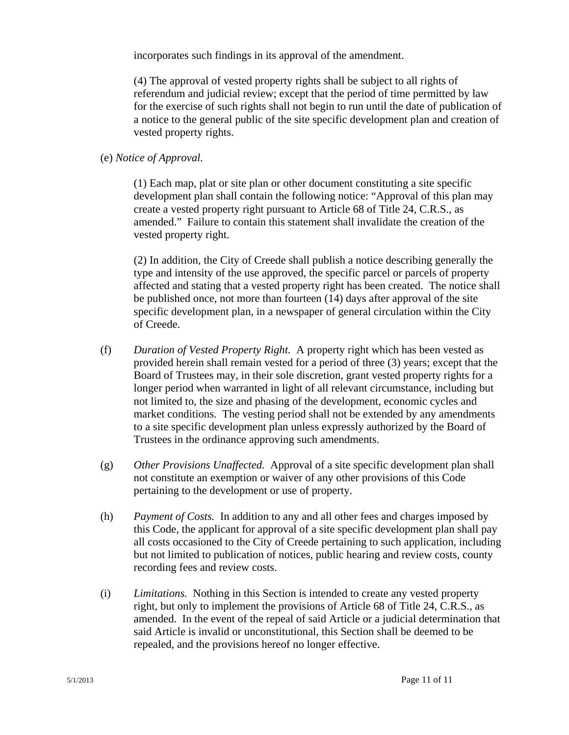incorporates such findings in its approval of the amendment.

(4) The approval of vested property rights shall be subject to all rights of referendum and judicial review; except that the period of time permitted by law for the exercise of such rights shall not begin to run until the date of publication of a notice to the general public of the site specific development plan and creation of vested property rights.

(e) *Notice of Approval.*

(1) Each map, plat or site plan or other document constituting a site specific development plan shall contain the following notice: "Approval of this plan may create a vested property right pursuant to Article 68 of Title 24, C.R.S., as amended." Failure to contain this statement shall invalidate the creation of the vested property right.

(2) In addition, the City of Creede shall publish a notice describing generally the type and intensity of the use approved, the specific parcel or parcels of property affected and stating that a vested property right has been created. The notice shall be published once, not more than fourteen (14) days after approval of the site specific development plan, in a newspaper of general circulation within the City of Creede.

(f) *Duration of Vested Property Right.* A property right which has been vested as provided herein shall remain vested for a period of three (3) years; except that the Board of Trustees may, in their sole discretion, grant vested property rights for a longer period when warranted in light of all relevant circumstance, including but not limited to, the size and phasing of the development, economic cycles and market conditions. The vesting period shall not be extended by any amendments to a site specific development plan unless expressly authorized by the Board of Trustees in the ordinance approving such amendments.

(g) *Other Provisions Unaffected.* Approval of a site specific development plan shall not constitute an exemption or waiver of any other provisions of this Code pertaining to the development or use of property.

(h) *Payment of Costs.* In addition to any and all other fees and charges imposed by this Code, the applicant for approval of a site specific development plan shall pay all costs occasioned to the City of Creede pertaining to such application, including but not limited to publication of notices, public hearing and review costs, county recording fees and review costs.

(i) *Limitations.* Nothing in this Section is intended to create any vested property right, but only to implement the provisions of Article 68 of Title 24, C.R.S., as amended. In the event of the repeal of said Article or a judicial determination that said Article is invalid or unconstitutional, this Section shall be deemed to be repealed, and the provisions hereof no longer effective.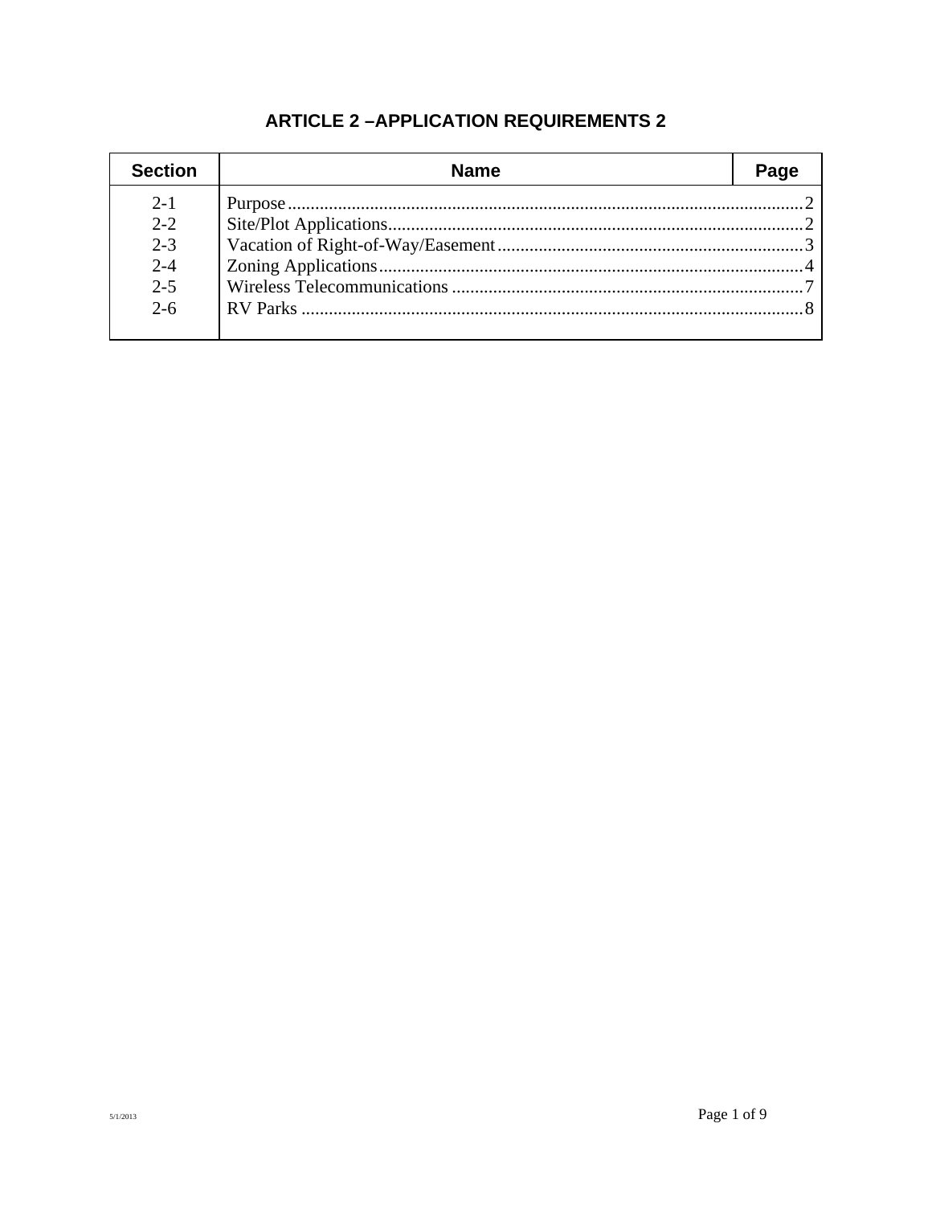# ARTICLE 2 –APPLICATION REQUIREMENTS 2

| Section | Name | Page |
|---|---|---|
| 2-1 | Purpose | 2 |
| 2-2 | Site/Plot Applications | 2 |
| 2-3 | Vacation of Right-of-Way/Easement | 3 |
| 2-4 | Zoning Applications | 4 |
| 2-5 | Wireless Telecommunications | 7 |
| 2-6 | RV Parks | 8 |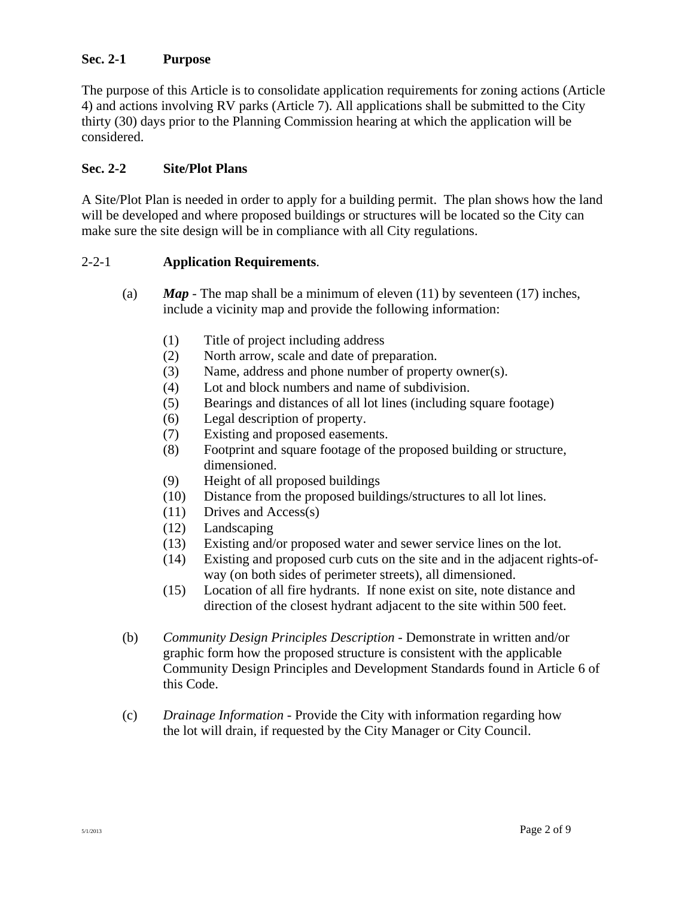## Sec. 2-1 Purpose

The purpose of this Article is to consolidate application requirements for zoning actions (Article 4) and actions involving RV parks (Article 7). All applications shall be submitted to the City thirty (30) days prior to the Planning Commission hearing at which the application will be considered.

## Sec. 2-2 Site/Plot Plans

A Site/Plot Plan is needed in order to apply for a building permit. The plan shows how the land will be developed and where proposed buildings or structures will be located so the City can make sure the site design will be in compliance with all City regulations.

### 2-2-1 Application Requirements.

(a) ***Map*** - The map shall be a minimum of eleven (11) by seventeen (17) inches, include a vicinity map and provide the following information:

(1) Title of project including address
(2) North arrow, scale and date of preparation.
(3) Name, address and phone number of property owner(s).
(4) Lot and block numbers and name of subdivision.
(5) Bearings and distances of all lot lines (including square footage)
(6) Legal description of property.
(7) Existing and proposed easements.
(8) Footprint and square footage of the proposed building or structure, dimensioned.
(9) Height of all proposed buildings
(10) Distance from the proposed buildings/structures to all lot lines.
(11) Drives and Access(s)
(12) Landscaping
(13) Existing and/or proposed water and sewer service lines on the lot.
(14) Existing and proposed curb cuts on the site and in the adjacent rights-of-way (on both sides of perimeter streets), all dimensioned.
(15) Location of all fire hydrants. If none exist on site, note distance and direction of the closest hydrant adjacent to the site within 500 feet.

(b) *Community Design Principles Description* - Demonstrate in written and/or graphic form how the proposed structure is consistent with the applicable Community Design Principles and Development Standards found in Article 6 of this Code.

(c) *Drainage Information* - Provide the City with information regarding how the lot will drain, if requested by the City Manager or City Council.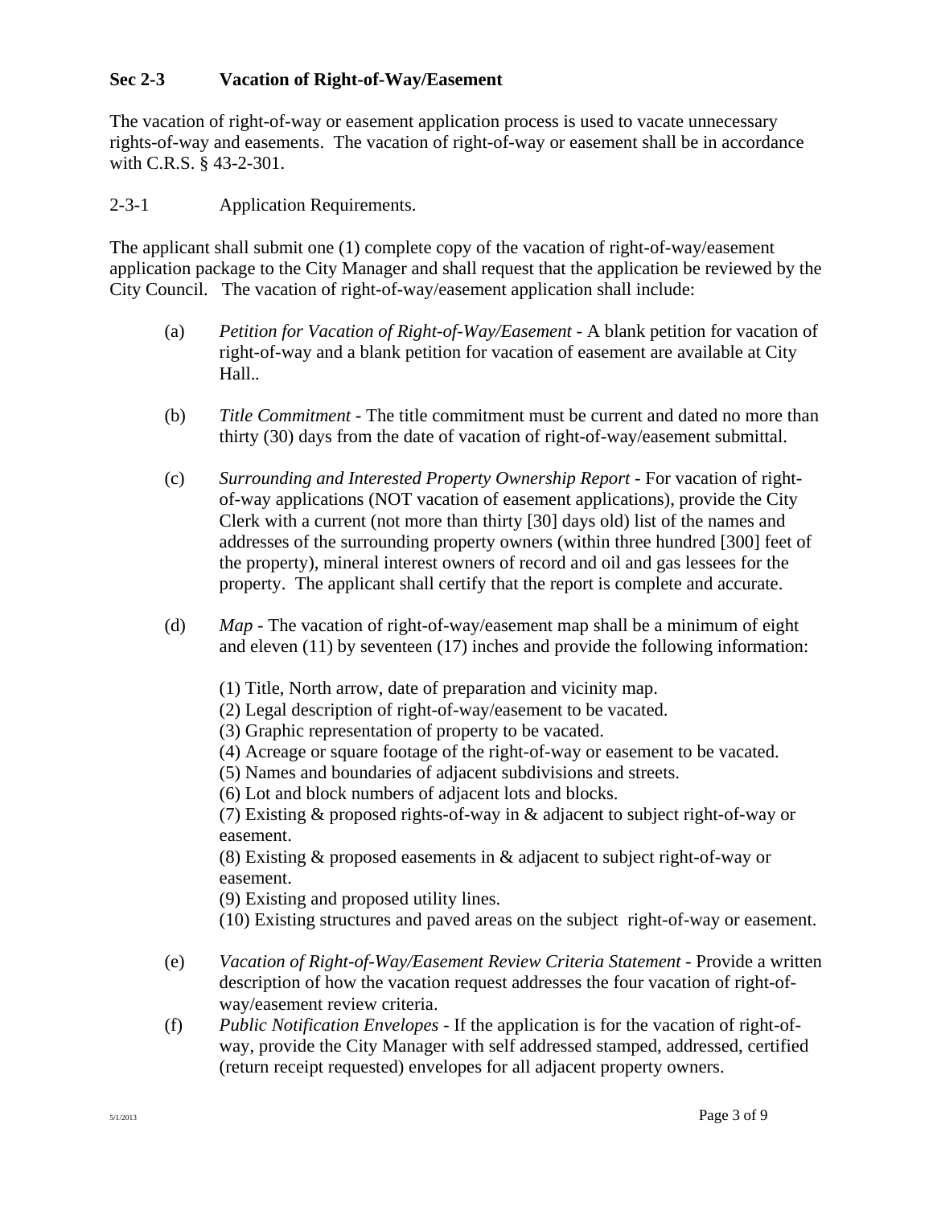## Sec 2-3 Vacation of Right-of-Way/Easement

The vacation of right-of-way or easement application process is used to vacate unnecessary rights-of-way and easements. The vacation of right-of-way or easement shall be in accordance with C.R.S. § 43-2-301.

2-3-1 Application Requirements.

The applicant shall submit one (1) complete copy of the vacation of right-of-way/easement application package to the City Manager and shall request that the application be reviewed by the City Council. The vacation of right-of-way/easement application shall include:

(a) *Petition for Vacation of Right-of-Way/Easement* - A blank petition for vacation of right-of-way and a blank petition for vacation of easement are available at City Hall..

(b) *Title Commitment* - The title commitment must be current and dated no more than thirty (30) days from the date of vacation of right-of-way/easement submittal.

(c) *Surrounding and Interested Property Ownership Report* - For vacation of right-of-way applications (NOT vacation of easement applications), provide the City Clerk with a current (not more than thirty [30] days old) list of the names and addresses of the surrounding property owners (within three hundred [300] feet of the property), mineral interest owners of record and oil and gas lessees for the property. The applicant shall certify that the report is complete and accurate.

(d) *Map* - The vacation of right-of-way/easement map shall be a minimum of eight and eleven (11) by seventeen (17) inches and provide the following information:

(1) Title, North arrow, date of preparation and vicinity map.
(2) Legal description of right-of-way/easement to be vacated.
(3) Graphic representation of property to be vacated.
(4) Acreage or square footage of the right-of-way or easement to be vacated.
(5) Names and boundaries of adjacent subdivisions and streets.
(6) Lot and block numbers of adjacent lots and blocks.
(7) Existing & proposed rights-of-way in & adjacent to subject right-of-way or easement.
(8) Existing & proposed easements in & adjacent to subject right-of-way or easement.
(9) Existing and proposed utility lines.
(10) Existing structures and paved areas on the subject right-of-way or easement.

(e) *Vacation of Right-of-Way/Easement Review Criteria Statement* - Provide a written description of how the vacation request addresses the four vacation of right-of-way/easement review criteria.

(f) *Public Notification Envelopes* - If the application is for the vacation of right-of-way, provide the City Manager with self addressed stamped, addressed, certified (return receipt requested) envelopes for all adjacent property owners.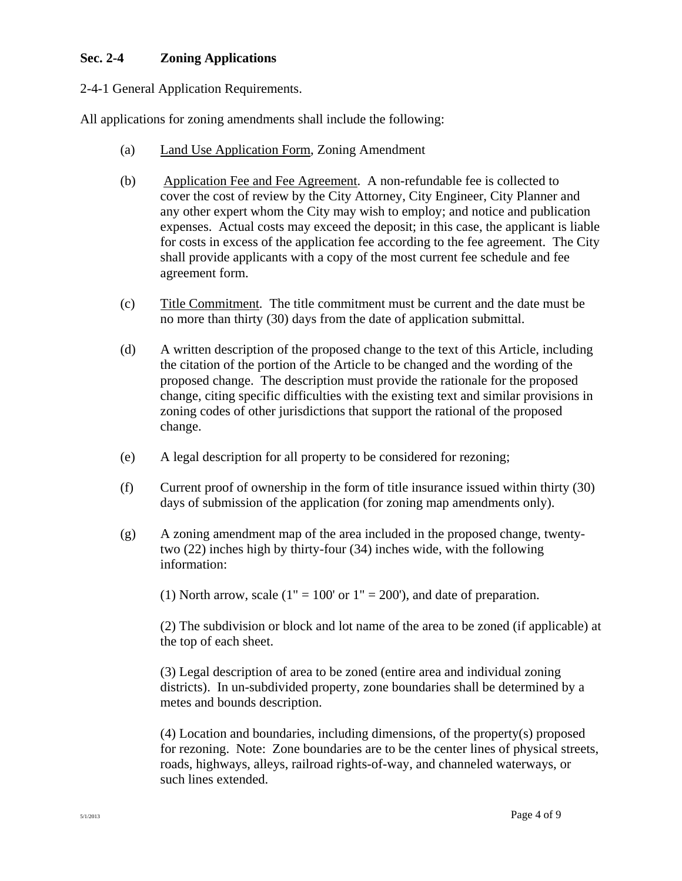## Sec. 2-4 Zoning Applications

2-4-1 General Application Requirements.

All applications for zoning amendments shall include the following:

(a) Land Use Application Form, Zoning Amendment

(b) Application Fee and Fee Agreement. A non-refundable fee is collected to cover the cost of review by the City Attorney, City Engineer, City Planner and any other expert whom the City may wish to employ; and notice and publication expenses. Actual costs may exceed the deposit; in this case, the applicant is liable for costs in excess of the application fee according to the fee agreement. The City shall provide applicants with a copy of the most current fee schedule and fee agreement form.

(c) Title Commitment. The title commitment must be current and the date must be no more than thirty (30) days from the date of application submittal.

(d) A written description of the proposed change to the text of this Article, including the citation of the portion of the Article to be changed and the wording of the proposed change. The description must provide the rationale for the proposed change, citing specific difficulties with the existing text and similar provisions in zoning codes of other jurisdictions that support the rational of the proposed change.

(e) A legal description for all property to be considered for rezoning;

(f) Current proof of ownership in the form of title insurance issued within thirty (30) days of submission of the application (for zoning map amendments only).

(g) A zoning amendment map of the area included in the proposed change, twenty-two (22) inches high by thirty-four (34) inches wide, with the following information:

(1) North arrow, scale (1" = 100' or 1" = 200'), and date of preparation.

(2) The subdivision or block and lot name of the area to be zoned (if applicable) at the top of each sheet.

(3) Legal description of area to be zoned (entire area and individual zoning districts). In un-subdivided property, zone boundaries shall be determined by a metes and bounds description.

(4) Location and boundaries, including dimensions, of the property(s) proposed for rezoning. Note: Zone boundaries are to be the center lines of physical streets, roads, highways, alleys, railroad rights-of-way, and channeled waterways, or such lines extended.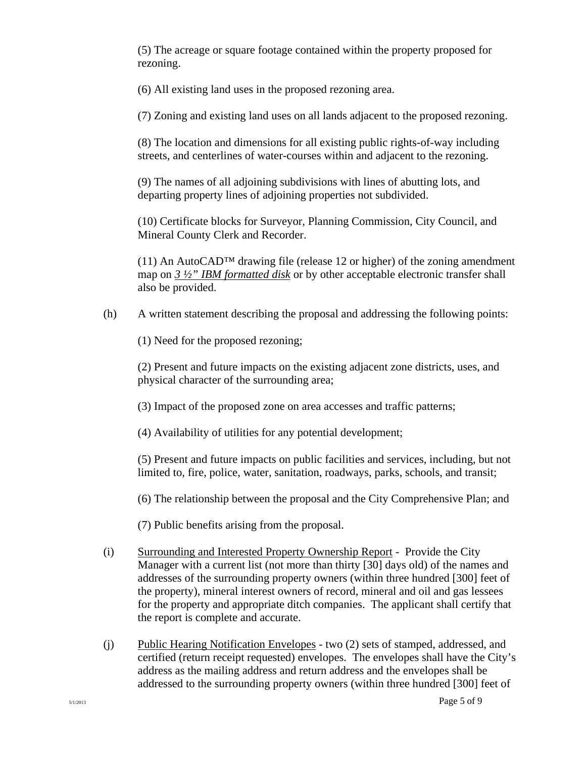(5) The acreage or square footage contained within the property proposed for rezoning.

(6) All existing land uses in the proposed rezoning area.

(7) Zoning and existing land uses on all lands adjacent to the proposed rezoning.

(8) The location and dimensions for all existing public rights-of-way including streets, and centerlines of water-courses within and adjacent to the rezoning.

(9) The names of all adjoining subdivisions with lines of abutting lots, and departing property lines of adjoining properties not subdivided.

(10) Certificate blocks for Surveyor, Planning Commission, City Council, and Mineral County Clerk and Recorder.

(11) An AutoCAD™ drawing file (release 12 or higher) of the zoning amendment map on *3 ½" IBM formatted disk* or by other acceptable electronic transfer shall also be provided.

(h) A written statement describing the proposal and addressing the following points:

(1) Need for the proposed rezoning;

(2) Present and future impacts on the existing adjacent zone districts, uses, and physical character of the surrounding area;

(3) Impact of the proposed zone on area accesses and traffic patterns;

(4) Availability of utilities for any potential development;

(5) Present and future impacts on public facilities and services, including, but not limited to, fire, police, water, sanitation, roadways, parks, schools, and transit;

(6) The relationship between the proposal and the City Comprehensive Plan; and

(7) Public benefits arising from the proposal.

(i) Surrounding and Interested Property Ownership Report - Provide the City Manager with a current list (not more than thirty [30] days old) of the names and addresses of the surrounding property owners (within three hundred [300] feet of the property), mineral interest owners of record, mineral and oil and gas lessees for the property and appropriate ditch companies. The applicant shall certify that the report is complete and accurate.

(j) Public Hearing Notification Envelopes - two (2) sets of stamped, addressed, and certified (return receipt requested) envelopes. The envelopes shall have the City's address as the mailing address and return address and the envelopes shall be addressed to the surrounding property owners (within three hundred [300] feet of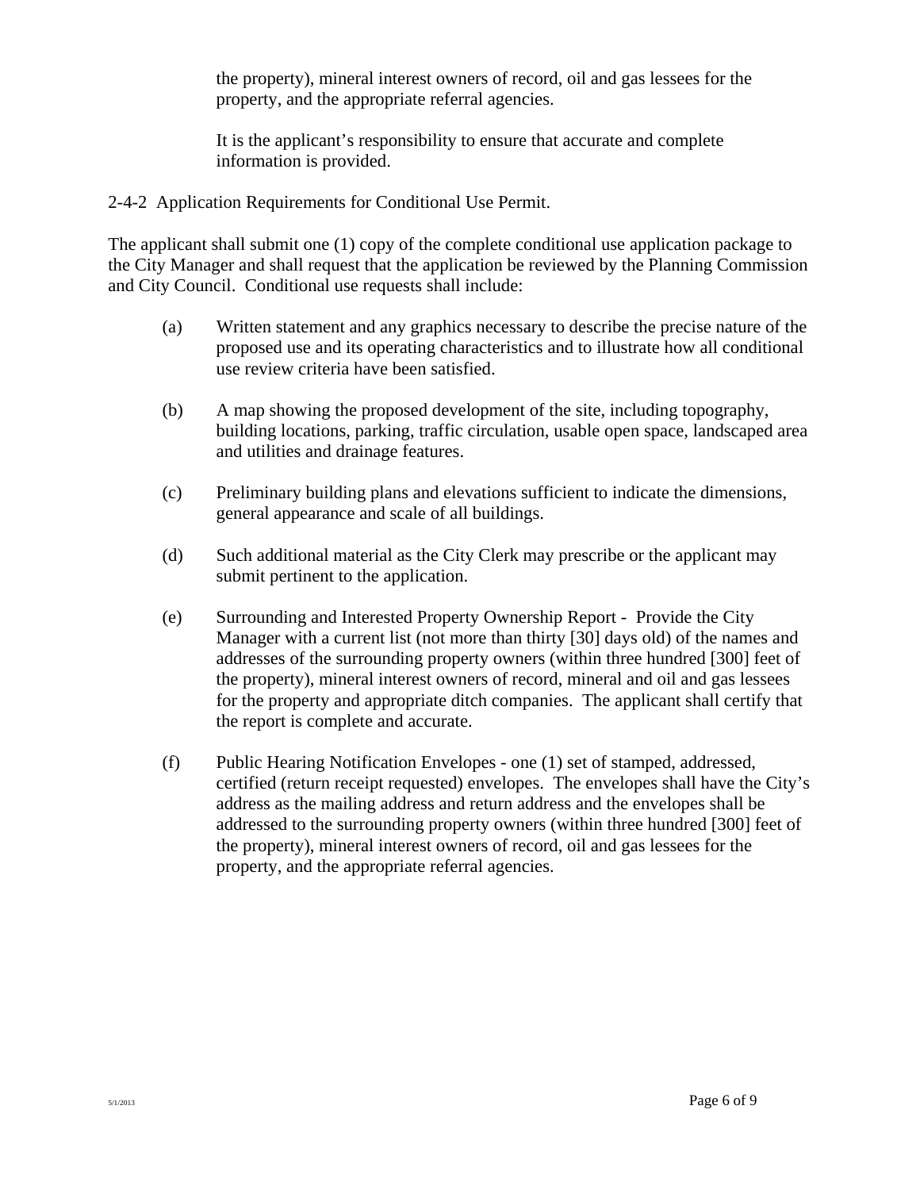the property), mineral interest owners of record, oil and gas lessees for the property, and the appropriate referral agencies.

It is the applicant's responsibility to ensure that accurate and complete information is provided.

2-4-2 Application Requirements for Conditional Use Permit.

The applicant shall submit one (1) copy of the complete conditional use application package to the City Manager and shall request that the application be reviewed by the Planning Commission and City Council. Conditional use requests shall include:

(a) Written statement and any graphics necessary to describe the precise nature of the proposed use and its operating characteristics and to illustrate how all conditional use review criteria have been satisfied.

(b) A map showing the proposed development of the site, including topography, building locations, parking, traffic circulation, usable open space, landscaped area and utilities and drainage features.

(c) Preliminary building plans and elevations sufficient to indicate the dimensions, general appearance and scale of all buildings.

(d) Such additional material as the City Clerk may prescribe or the applicant may submit pertinent to the application.

(e) Surrounding and Interested Property Ownership Report - Provide the City Manager with a current list (not more than thirty [30] days old) of the names and addresses of the surrounding property owners (within three hundred [300] feet of the property), mineral interest owners of record, mineral and oil and gas lessees for the property and appropriate ditch companies. The applicant shall certify that the report is complete and accurate.

(f) Public Hearing Notification Envelopes - one (1) set of stamped, addressed, certified (return receipt requested) envelopes. The envelopes shall have the City's address as the mailing address and return address and the envelopes shall be addressed to the surrounding property owners (within three hundred [300] feet of the property), mineral interest owners of record, oil and gas lessees for the property, and the appropriate referral agencies.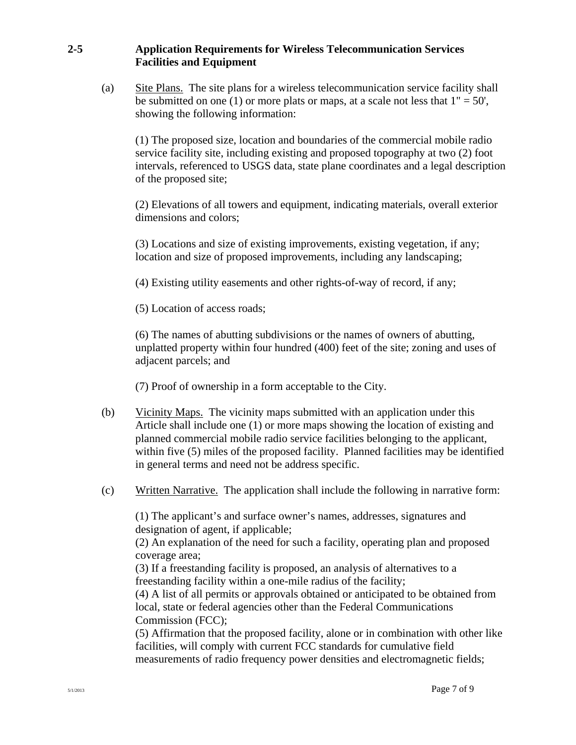## 2-5 Application Requirements for Wireless Telecommunication Services Facilities and Equipment

(a) Site Plans. The site plans for a wireless telecommunication service facility shall be submitted on one (1) or more plats or maps, at a scale not less that 1" = 50', showing the following information:

(1) The proposed size, location and boundaries of the commercial mobile radio service facility site, including existing and proposed topography at two (2) foot intervals, referenced to USGS data, state plane coordinates and a legal description of the proposed site;

(2) Elevations of all towers and equipment, indicating materials, overall exterior dimensions and colors;

(3) Locations and size of existing improvements, existing vegetation, if any; location and size of proposed improvements, including any landscaping;

(4) Existing utility easements and other rights-of-way of record, if any;

(5) Location of access roads;

(6) The names of abutting subdivisions or the names of owners of abutting, unplatted property within four hundred (400) feet of the site; zoning and uses of adjacent parcels; and

(7) Proof of ownership in a form acceptable to the City.

(b) Vicinity Maps. The vicinity maps submitted with an application under this Article shall include one (1) or more maps showing the location of existing and planned commercial mobile radio service facilities belonging to the applicant, within five (5) miles of the proposed facility. Planned facilities may be identified in general terms and need not be address specific.

(c) Written Narrative. The application shall include the following in narrative form:

(1) The applicant's and surface owner's names, addresses, signatures and designation of agent, if applicable;
(2) An explanation of the need for such a facility, operating plan and proposed coverage area;
(3) If a freestanding facility is proposed, an analysis of alternatives to a freestanding facility within a one-mile radius of the facility;
(4) A list of all permits or approvals obtained or anticipated to be obtained from local, state or federal agencies other than the Federal Communications Commission (FCC);
(5) Affirmation that the proposed facility, alone or in combination with other like facilities, will comply with current FCC standards for cumulative field measurements of radio frequency power densities and electromagnetic fields;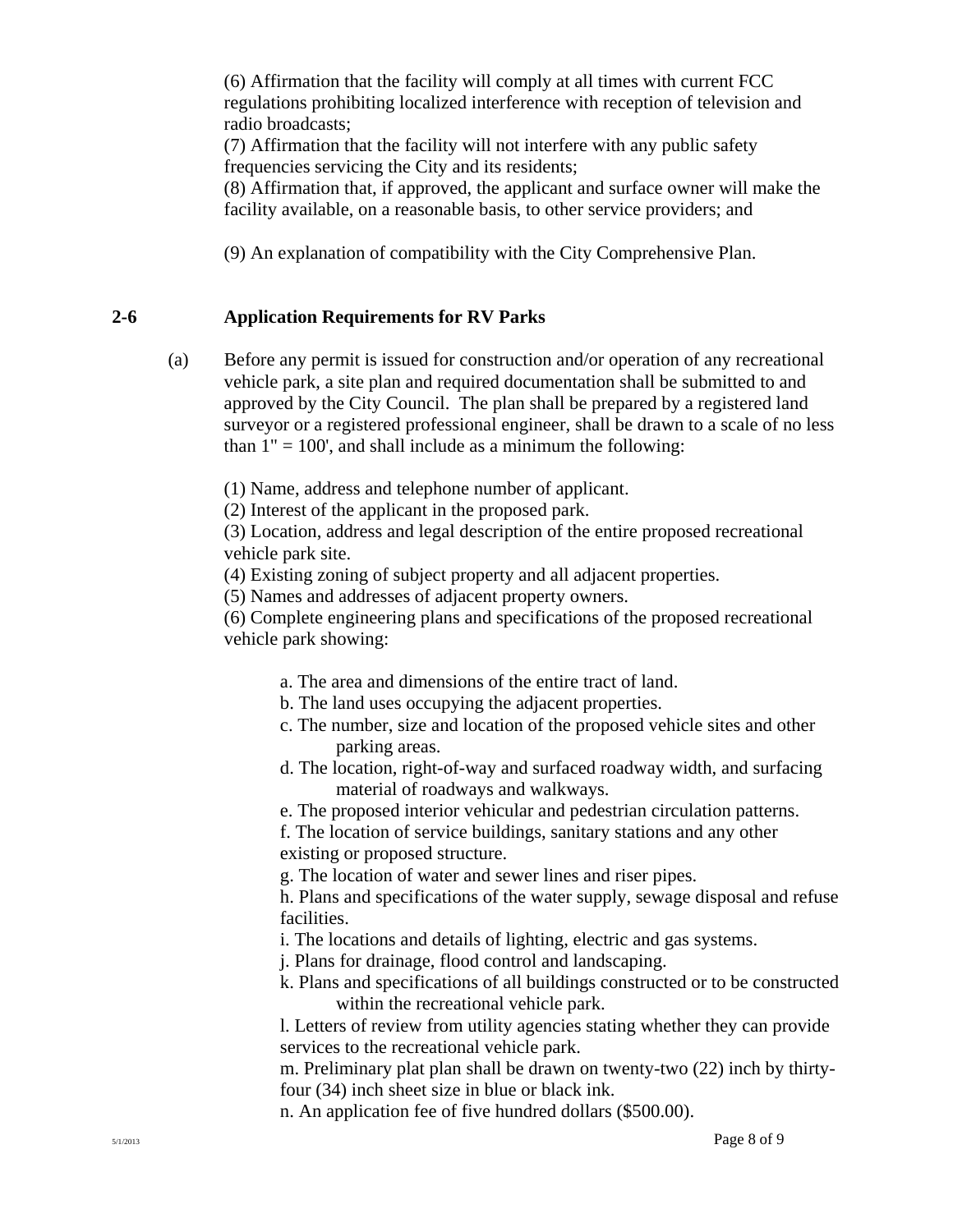(6) Affirmation that the facility will comply at all times with current FCC regulations prohibiting localized interference with reception of television and radio broadcasts;
(7) Affirmation that the facility will not interfere with any public safety frequencies servicing the City and its residents;
(8) Affirmation that, if approved, the applicant and surface owner will make the facility available, on a reasonable basis, to other service providers; and

(9) An explanation of compatibility with the City Comprehensive Plan.

## 2-6 Application Requirements for RV Parks

(a) Before any permit is issued for construction and/or operation of any recreational vehicle park, a site plan and required documentation shall be submitted to and approved by the City Council. The plan shall be prepared by a registered land surveyor or a registered professional engineer, shall be drawn to a scale of no less than 1" = 100', and shall include as a minimum the following:

(1) Name, address and telephone number of applicant.
(2) Interest of the applicant in the proposed park.
(3) Location, address and legal description of the entire proposed recreational vehicle park site.
(4) Existing zoning of subject property and all adjacent properties.
(5) Names and addresses of adjacent property owners.
(6) Complete engineering plans and specifications of the proposed recreational vehicle park showing:

a. The area and dimensions of the entire tract of land.
b. The land uses occupying the adjacent properties.
c. The number, size and location of the proposed vehicle sites and other parking areas.
d. The location, right-of-way and surfaced roadway width, and surfacing material of roadways and walkways.
e. The proposed interior vehicular and pedestrian circulation patterns.
f. The location of service buildings, sanitary stations and any other existing or proposed structure.
g. The location of water and sewer lines and riser pipes.
h. Plans and specifications of the water supply, sewage disposal and refuse facilities.
i. The locations and details of lighting, electric and gas systems.
j. Plans for drainage, flood control and landscaping.
k. Plans and specifications of all buildings constructed or to be constructed within the recreational vehicle park.
l. Letters of review from utility agencies stating whether they can provide services to the recreational vehicle park.
m. Preliminary plat plan shall be drawn on twenty-two (22) inch by thirty-four (34) inch sheet size in blue or black ink.
n. An application fee of five hundred dollars ($500.00).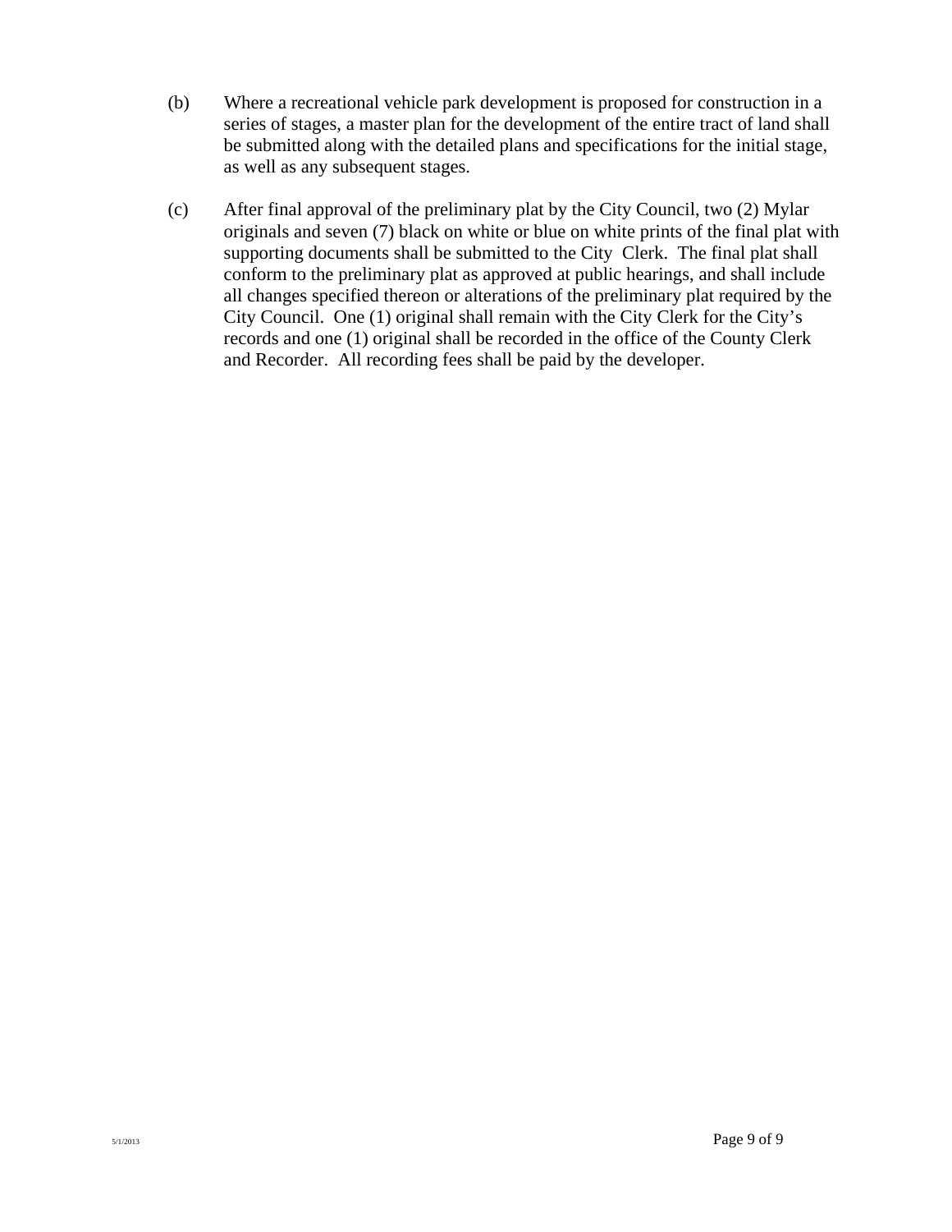(b) Where a recreational vehicle park development is proposed for construction in a series of stages, a master plan for the development of the entire tract of land shall be submitted along with the detailed plans and specifications for the initial stage, as well as any subsequent stages.

(c) After final approval of the preliminary plat by the City Council, two (2) Mylar originals and seven (7) black on white or blue on white prints of the final plat with supporting documents shall be submitted to the City Clerk. The final plat shall conform to the preliminary plat as approved at public hearings, and shall include all changes specified thereon or alterations of the preliminary plat required by the City Council. One (1) original shall remain with the City Clerk for the City's records and one (1) original shall be recorded in the office of the County Clerk and Recorder. All recording fees shall be paid by the developer.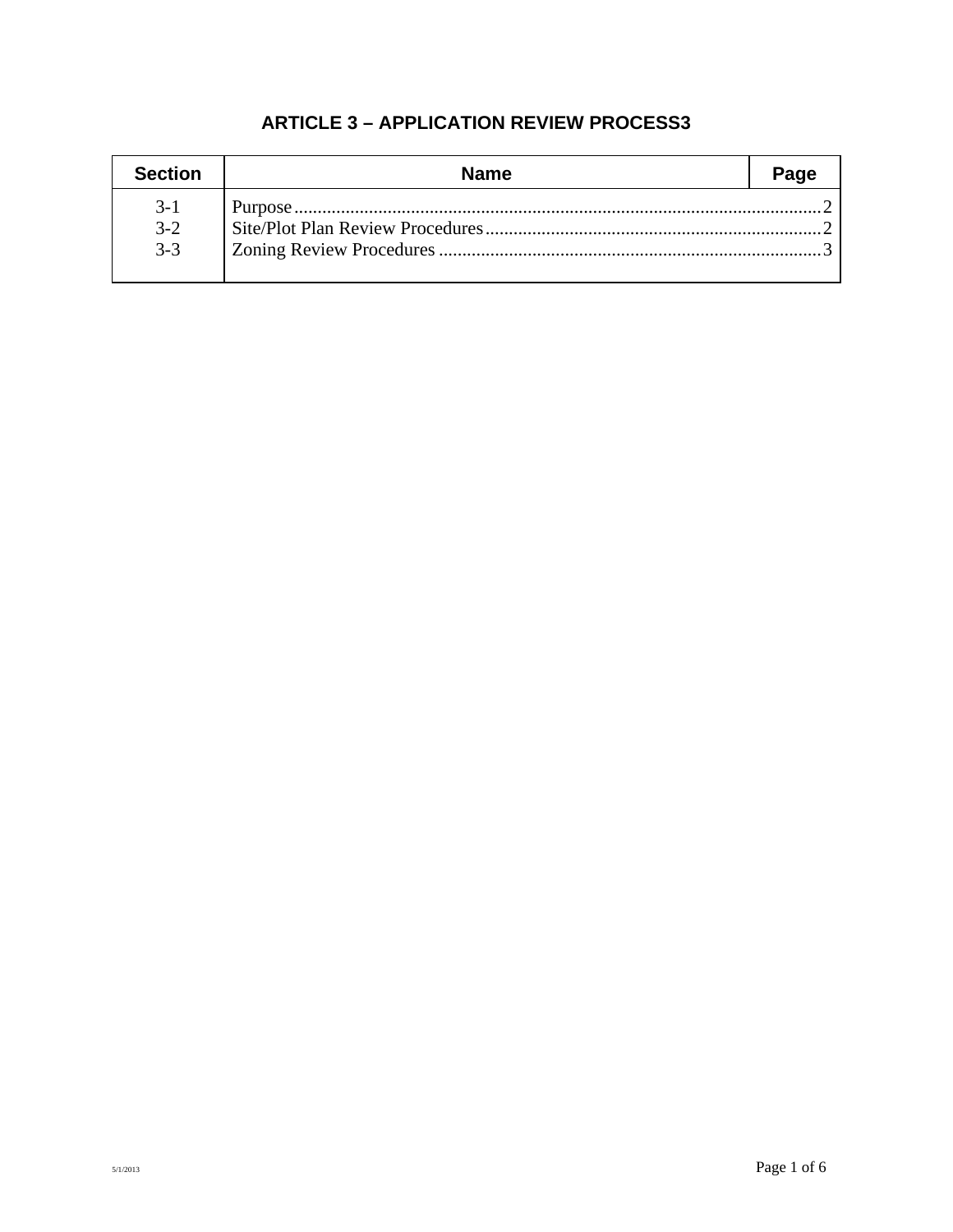# ARTICLE 3 – APPLICATION REVIEW PROCESS3

| Section | Name | Page |
|---|---|---|
| 3-1 | Purpose | 2 |
| 3-2 | Site/Plot Plan Review Procedures | 2 |
| 3-3 | Zoning Review Procedures | 3 |

5/1/2013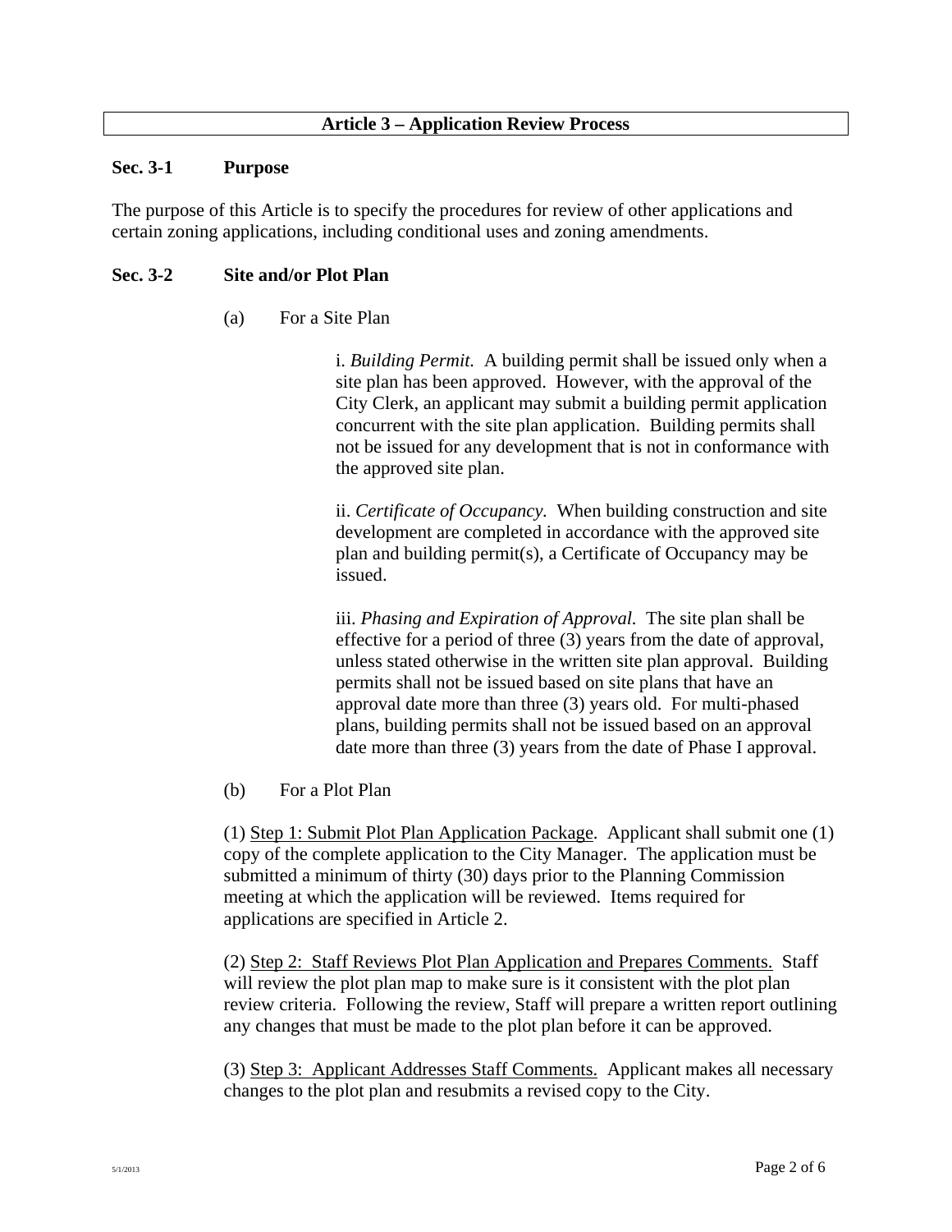## Article 3 – Application Review Process

### Sec. 3-1 Purpose

The purpose of this Article is to specify the procedures for review of other applications and certain zoning applications, including conditional uses and zoning amendments.

### Sec. 3-2 Site and/or Plot Plan

(a) For a Site Plan

i. *Building Permit.* A building permit shall be issued only when a site plan has been approved. However, with the approval of the City Clerk, an applicant may submit a building permit application concurrent with the site plan application. Building permits shall not be issued for any development that is not in conformance with the approved site plan.

ii. *Certificate of Occupancy.* When building construction and site development are completed in accordance with the approved site plan and building permit(s), a Certificate of Occupancy may be issued.

iii. *Phasing and Expiration of Approval.* The site plan shall be effective for a period of three (3) years from the date of approval, unless stated otherwise in the written site plan approval. Building permits shall not be issued based on site plans that have an approval date more than three (3) years old. For multi-phased plans, building permits shall not be issued based on an approval date more than three (3) years from the date of Phase I approval.

(b) For a Plot Plan

(1) <u>Step 1: Submit Plot Plan Application Package</u>. Applicant shall submit one (1) copy of the complete application to the City Manager. The application must be submitted a minimum of thirty (30) days prior to the Planning Commission meeting at which the application will be reviewed. Items required for applications are specified in Article 2.

(2) <u>Step 2: Staff Reviews Plot Plan Application and Prepares Comments.</u> Staff will review the plot plan map to make sure is it consistent with the plot plan review criteria. Following the review, Staff will prepare a written report outlining any changes that must be made to the plot plan before it can be approved.

(3) <u>Step 3: Applicant Addresses Staff Comments.</u> Applicant makes all necessary changes to the plot plan and resubmits a revised copy to the City.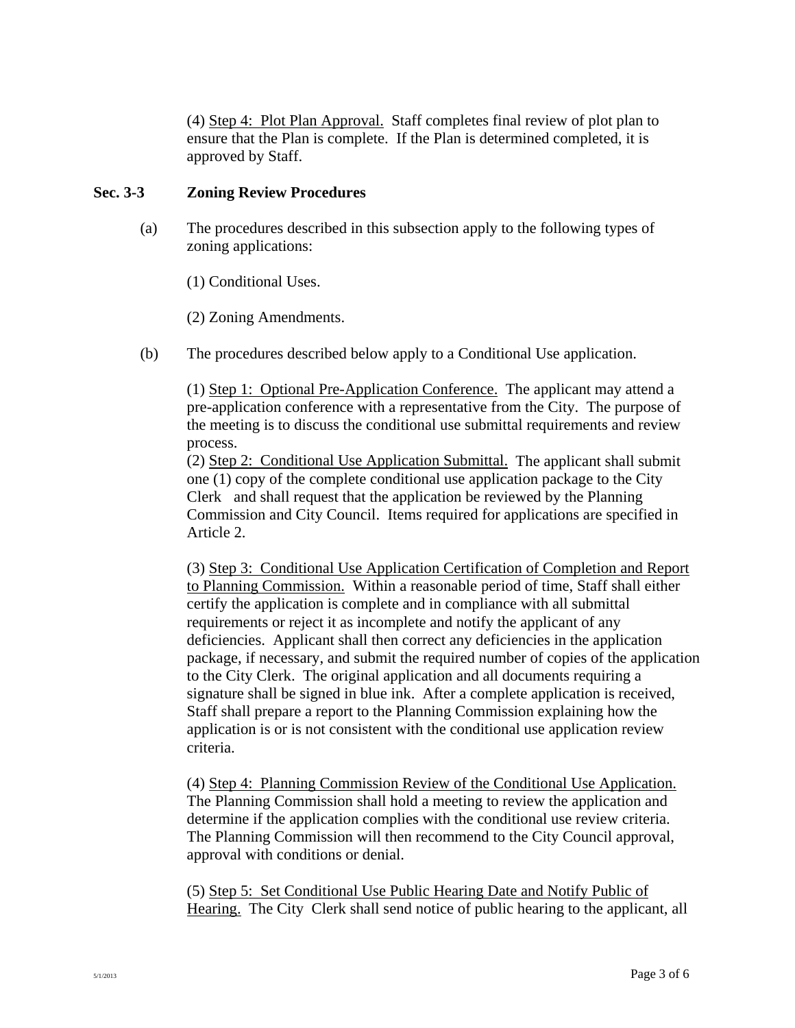(4) Step 4: Plot Plan Approval. Staff completes final review of plot plan to ensure that the Plan is complete. If the Plan is determined completed, it is approved by Staff.

## Sec. 3-3 Zoning Review Procedures

(a) The procedures described in this subsection apply to the following types of zoning applications:

(1) Conditional Uses.

(2) Zoning Amendments.

(b) The procedures described below apply to a Conditional Use application.

(1) Step 1: Optional Pre-Application Conference. The applicant may attend a pre-application conference with a representative from the City. The purpose of the meeting is to discuss the conditional use submittal requirements and review process.

(2) Step 2: Conditional Use Application Submittal. The applicant shall submit one (1) copy of the complete conditional use application package to the City Clerk and shall request that the application be reviewed by the Planning Commission and City Council. Items required for applications are specified in Article 2.

(3) Step 3: Conditional Use Application Certification of Completion and Report to Planning Commission. Within a reasonable period of time, Staff shall either certify the application is complete and in compliance with all submittal requirements or reject it as incomplete and notify the applicant of any deficiencies. Applicant shall then correct any deficiencies in the application package, if necessary, and submit the required number of copies of the application to the City Clerk. The original application and all documents requiring a signature shall be signed in blue ink. After a complete application is received, Staff shall prepare a report to the Planning Commission explaining how the application is or is not consistent with the conditional use application review criteria.

(4) Step 4: Planning Commission Review of the Conditional Use Application. The Planning Commission shall hold a meeting to review the application and determine if the application complies with the conditional use review criteria. The Planning Commission will then recommend to the City Council approval, approval with conditions or denial.

(5) Step 5: Set Conditional Use Public Hearing Date and Notify Public of Hearing. The City Clerk shall send notice of public hearing to the applicant, all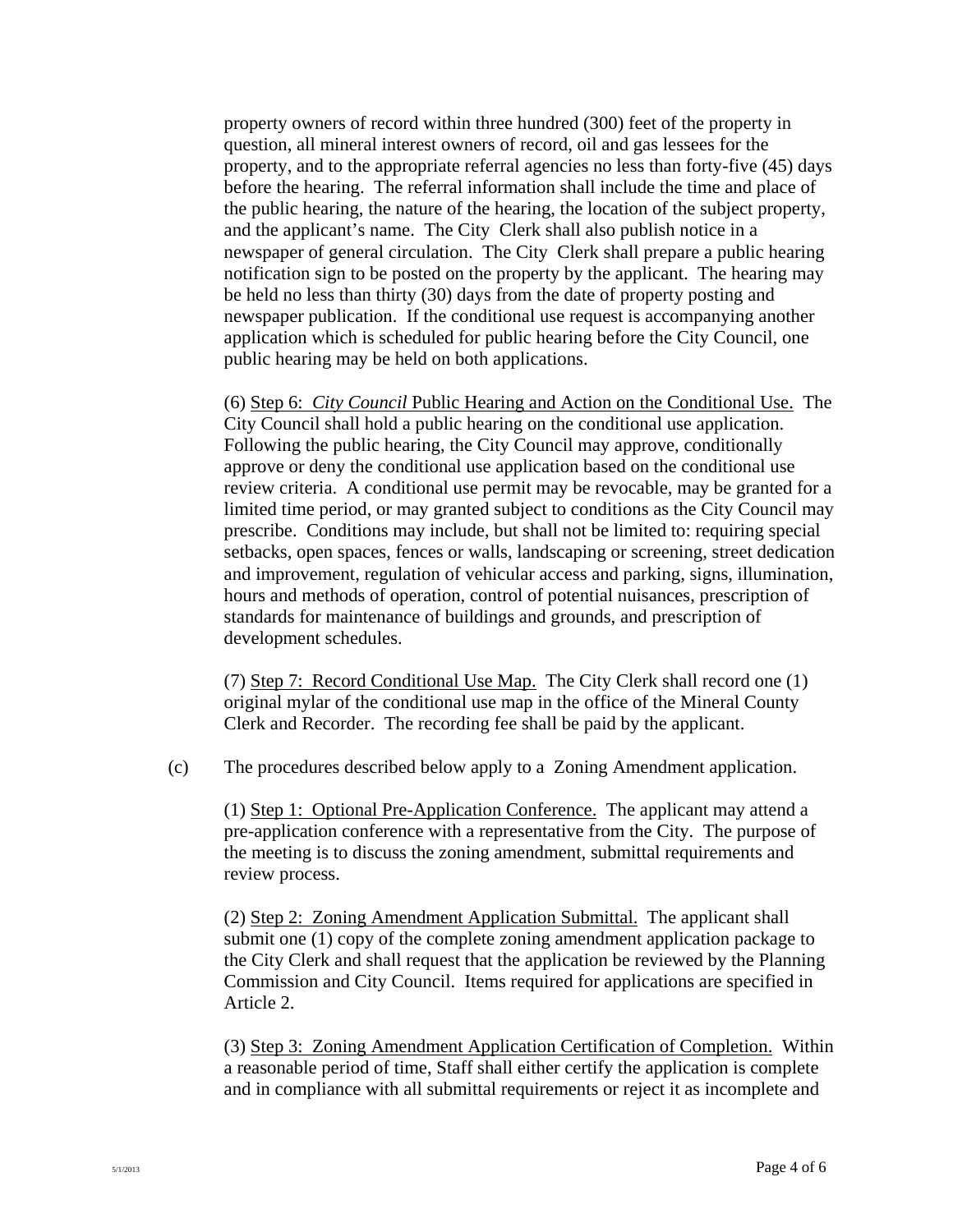property owners of record within three hundred (300) feet of the property in question, all mineral interest owners of record, oil and gas lessees for the property, and to the appropriate referral agencies no less than forty-five (45) days before the hearing. The referral information shall include the time and place of the public hearing, the nature of the hearing, the location of the subject property, and the applicant's name. The City Clerk shall also publish notice in a newspaper of general circulation. The City Clerk shall prepare a public hearing notification sign to be posted on the property by the applicant. The hearing may be held no less than thirty (30) days from the date of property posting and newspaper publication. If the conditional use request is accompanying another application which is scheduled for public hearing before the City Council, one public hearing may be held on both applications.

(6) Step 6: *City Council* Public Hearing and Action on the Conditional Use. The City Council shall hold a public hearing on the conditional use application. Following the public hearing, the City Council may approve, conditionally approve or deny the conditional use application based on the conditional use review criteria. A conditional use permit may be revocable, may be granted for a limited time period, or may granted subject to conditions as the City Council may prescribe. Conditions may include, but shall not be limited to: requiring special setbacks, open spaces, fences or walls, landscaping or screening, street dedication and improvement, regulation of vehicular access and parking, signs, illumination, hours and methods of operation, control of potential nuisances, prescription of standards for maintenance of buildings and grounds, and prescription of development schedules.

(7) Step 7: Record Conditional Use Map. The City Clerk shall record one (1) original mylar of the conditional use map in the office of the Mineral County Clerk and Recorder. The recording fee shall be paid by the applicant.

(c) The procedures described below apply to a Zoning Amendment application.

(1) Step 1: Optional Pre-Application Conference. The applicant may attend a pre-application conference with a representative from the City. The purpose of the meeting is to discuss the zoning amendment, submittal requirements and review process.

(2) Step 2: Zoning Amendment Application Submittal. The applicant shall submit one (1) copy of the complete zoning amendment application package to the City Clerk and shall request that the application be reviewed by the Planning Commission and City Council. Items required for applications are specified in Article 2.

(3) Step 3: Zoning Amendment Application Certification of Completion. Within a reasonable period of time, Staff shall either certify the application is complete and in compliance with all submittal requirements or reject it as incomplete and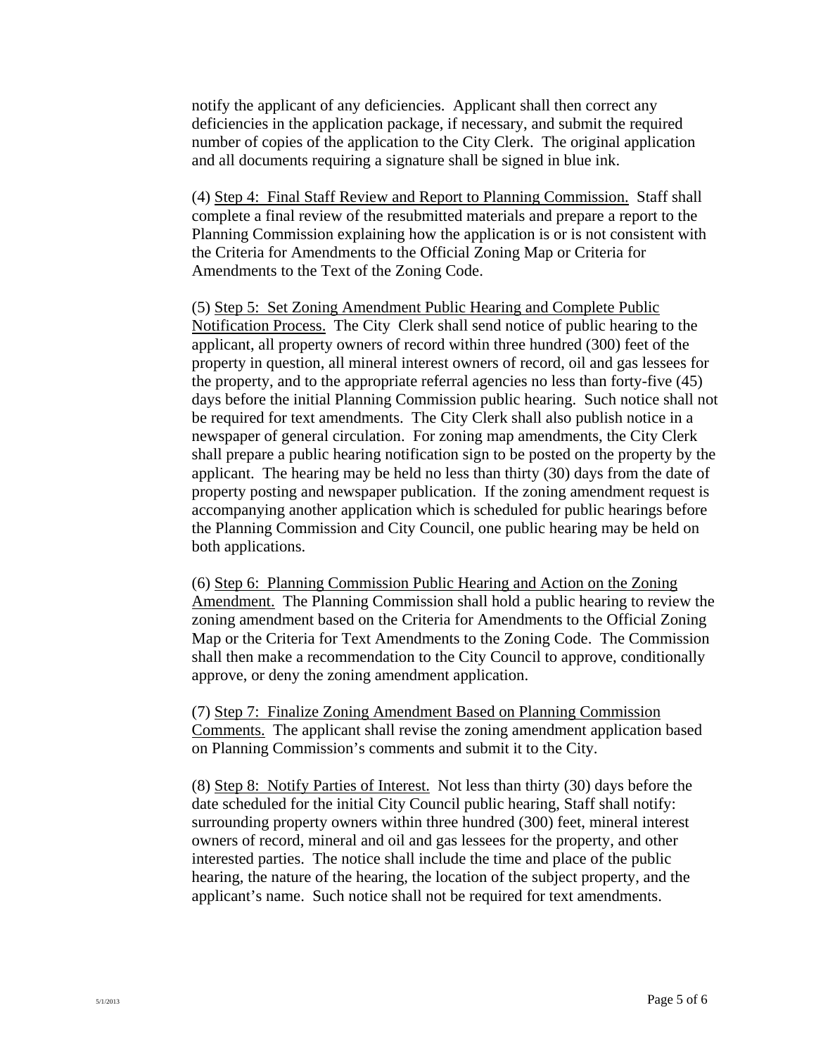notify the applicant of any deficiencies. Applicant shall then correct any deficiencies in the application package, if necessary, and submit the required number of copies of the application to the City Clerk. The original application and all documents requiring a signature shall be signed in blue ink.

(4) Step 4: Final Staff Review and Report to Planning Commission. Staff shall complete a final review of the resubmitted materials and prepare a report to the Planning Commission explaining how the application is or is not consistent with the Criteria for Amendments to the Official Zoning Map or Criteria for Amendments to the Text of the Zoning Code.

(5) Step 5: Set Zoning Amendment Public Hearing and Complete Public Notification Process. The City Clerk shall send notice of public hearing to the applicant, all property owners of record within three hundred (300) feet of the property in question, all mineral interest owners of record, oil and gas lessees for the property, and to the appropriate referral agencies no less than forty-five (45) days before the initial Planning Commission public hearing. Such notice shall not be required for text amendments. The City Clerk shall also publish notice in a newspaper of general circulation. For zoning map amendments, the City Clerk shall prepare a public hearing notification sign to be posted on the property by the applicant. The hearing may be held no less than thirty (30) days from the date of property posting and newspaper publication. If the zoning amendment request is accompanying another application which is scheduled for public hearings before the Planning Commission and City Council, one public hearing may be held on both applications.

(6) Step 6: Planning Commission Public Hearing and Action on the Zoning Amendment. The Planning Commission shall hold a public hearing to review the zoning amendment based on the Criteria for Amendments to the Official Zoning Map or the Criteria for Text Amendments to the Zoning Code. The Commission shall then make a recommendation to the City Council to approve, conditionally approve, or deny the zoning amendment application.

(7) Step 7: Finalize Zoning Amendment Based on Planning Commission Comments. The applicant shall revise the zoning amendment application based on Planning Commission's comments and submit it to the City.

(8) Step 8: Notify Parties of Interest. Not less than thirty (30) days before the date scheduled for the initial City Council public hearing, Staff shall notify: surrounding property owners within three hundred (300) feet, mineral interest owners of record, mineral and oil and gas lessees for the property, and other interested parties. The notice shall include the time and place of the public hearing, the nature of the hearing, the location of the subject property, and the applicant's name. Such notice shall not be required for text amendments.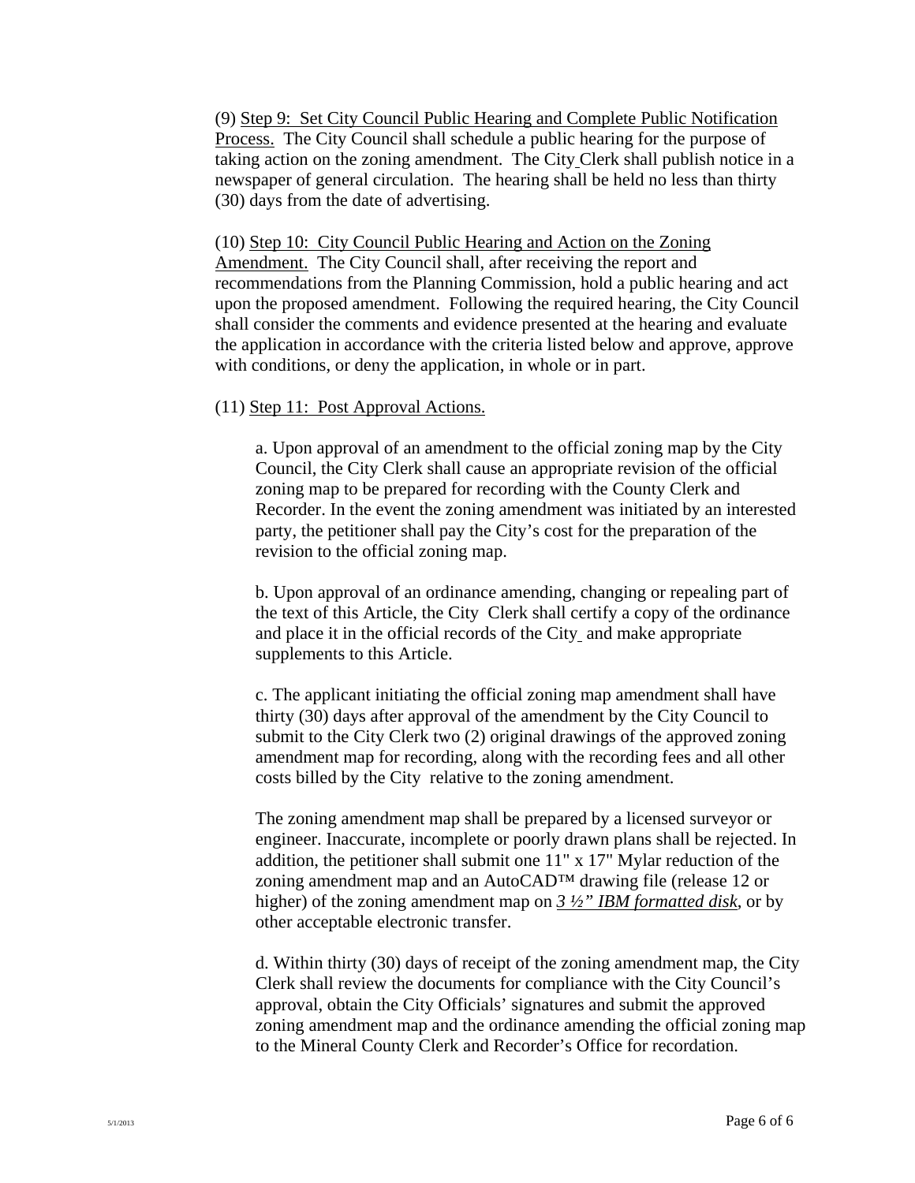(9) Step 9: Set City Council Public Hearing and Complete Public Notification Process. The City Council shall schedule a public hearing for the purpose of taking action on the zoning amendment. The City Clerk shall publish notice in a newspaper of general circulation. The hearing shall be held no less than thirty (30) days from the date of advertising.

(10) Step 10: City Council Public Hearing and Action on the Zoning Amendment. The City Council shall, after receiving the report and recommendations from the Planning Commission, hold a public hearing and act upon the proposed amendment. Following the required hearing, the City Council shall consider the comments and evidence presented at the hearing and evaluate the application in accordance with the criteria listed below and approve, approve with conditions, or deny the application, in whole or in part.

(11) Step 11: Post Approval Actions.

a. Upon approval of an amendment to the official zoning map by the City Council, the City Clerk shall cause an appropriate revision of the official zoning map to be prepared for recording with the County Clerk and Recorder. In the event the zoning amendment was initiated by an interested party, the petitioner shall pay the City's cost for the preparation of the revision to the official zoning map.

b. Upon approval of an ordinance amending, changing or repealing part of the text of this Article, the City Clerk shall certify a copy of the ordinance and place it in the official records of the City and make appropriate supplements to this Article.

c. The applicant initiating the official zoning map amendment shall have thirty (30) days after approval of the amendment by the City Council to submit to the City Clerk two (2) original drawings of the approved zoning amendment map for recording, along with the recording fees and all other costs billed by the City relative to the zoning amendment.

The zoning amendment map shall be prepared by a licensed surveyor or engineer. Inaccurate, incomplete or poorly drawn plans shall be rejected. In addition, the petitioner shall submit one 11" x 17" Mylar reduction of the zoning amendment map and an AutoCAD™ drawing file (release 12 or higher) of the zoning amendment map on *3 ½" IBM formatted disk*, or by other acceptable electronic transfer.

d. Within thirty (30) days of receipt of the zoning amendment map, the City Clerk shall review the documents for compliance with the City Council's approval, obtain the City Officials' signatures and submit the approved zoning amendment map and the ordinance amending the official zoning map to the Mineral County Clerk and Recorder's Office for recordation.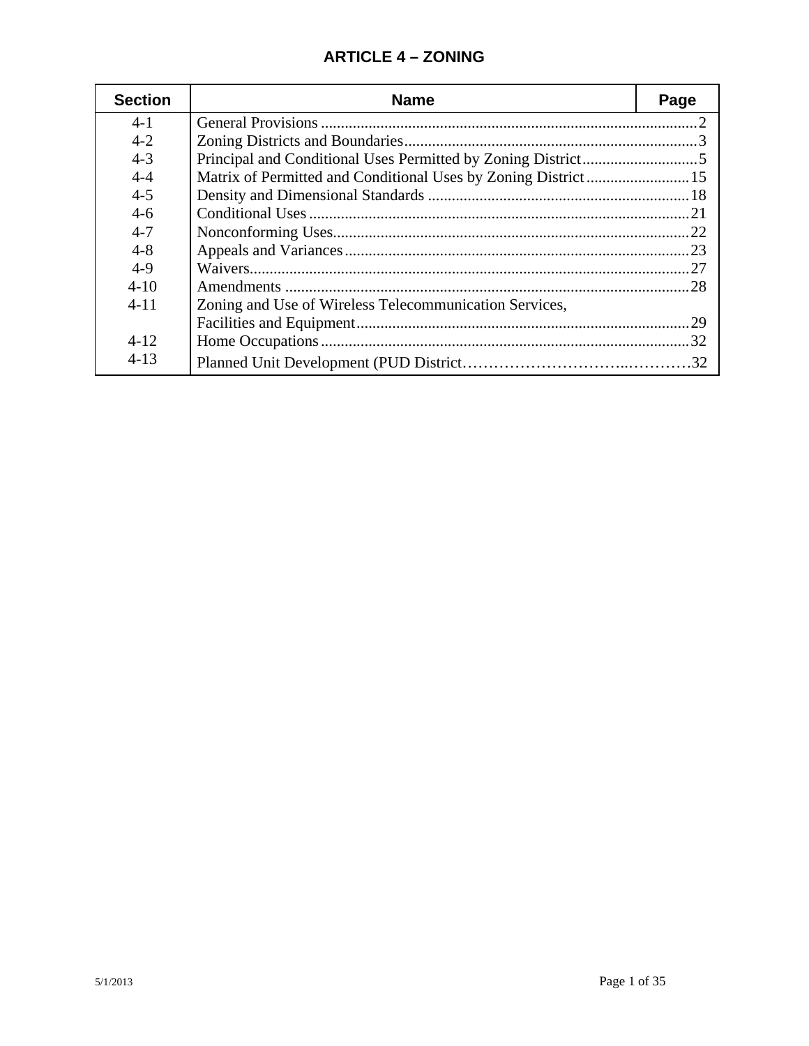# ARTICLE 4 – ZONING

| Section | Name | Page |
|---|---|---|
| 4-1 | General Provisions | 2 |
| 4-2 | Zoning Districts and Boundaries | 3 |
| 4-3 | Principal and Conditional Uses Permitted by Zoning District | 5 |
| 4-4 | Matrix of Permitted and Conditional Uses by Zoning District | 15 |
| 4-5 | Density and Dimensional Standards | 18 |
| 4-6 | Conditional Uses | 21 |
| 4-7 | Nonconforming Uses | 22 |
| 4-8 | Appeals and Variances | 23 |
| 4-9 | Waivers | 27 |
| 4-10 | Amendments | 28 |
| 4-11 | Zoning and Use of Wireless Telecommunication Services, Facilities and Equipment | 29 |
| 4-12 | Home Occupations | 32 |
| 4-13 | Planned Unit Development (PUD District | 32 |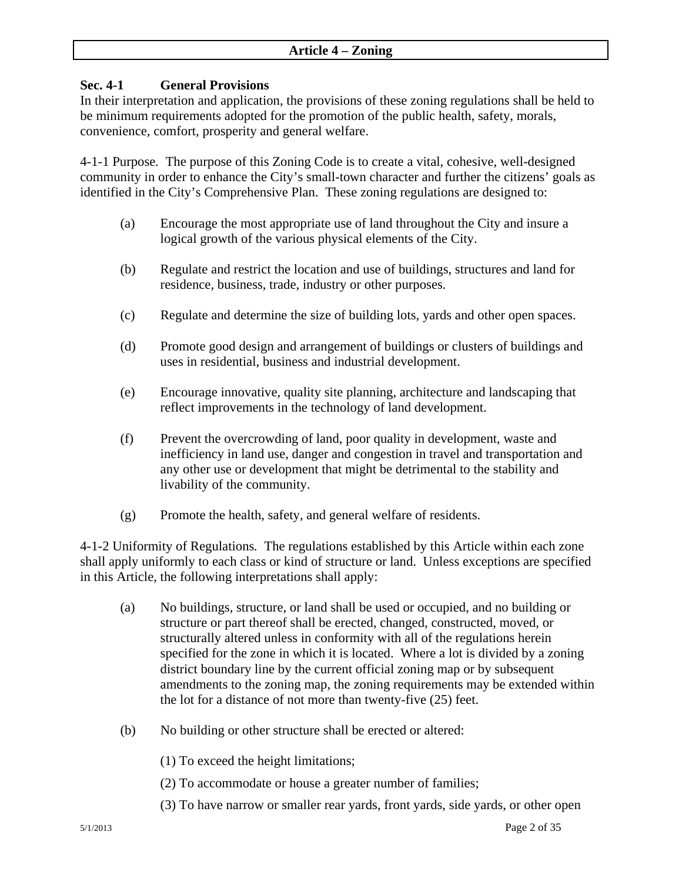# Article 4 – Zoning

## Sec. 4-1 General Provisions

In their interpretation and application, the provisions of these zoning regulations shall be held to be minimum requirements adopted for the promotion of the public health, safety, morals, convenience, comfort, prosperity and general welfare.

4-1-1 Purpose. The purpose of this Zoning Code is to create a vital, cohesive, well-designed community in order to enhance the City's small-town character and further the citizens' goals as identified in the City's Comprehensive Plan. These zoning regulations are designed to:

(a) Encourage the most appropriate use of land throughout the City and insure a logical growth of the various physical elements of the City.

(b) Regulate and restrict the location and use of buildings, structures and land for residence, business, trade, industry or other purposes.

(c) Regulate and determine the size of building lots, yards and other open spaces.

(d) Promote good design and arrangement of buildings or clusters of buildings and uses in residential, business and industrial development.

(e) Encourage innovative, quality site planning, architecture and landscaping that reflect improvements in the technology of land development.

(f) Prevent the overcrowding of land, poor quality in development, waste and inefficiency in land use, danger and congestion in travel and transportation and any other use or development that might be detrimental to the stability and livability of the community.

(g) Promote the health, safety, and general welfare of residents.

4-1-2 Uniformity of Regulations. The regulations established by this Article within each zone shall apply uniformly to each class or kind of structure or land. Unless exceptions are specified in this Article, the following interpretations shall apply:

(a) No buildings, structure, or land shall be used or occupied, and no building or structure or part thereof shall be erected, changed, constructed, moved, or structurally altered unless in conformity with all of the regulations herein specified for the zone in which it is located. Where a lot is divided by a zoning district boundary line by the current official zoning map or by subsequent amendments to the zoning map, the zoning requirements may be extended within the lot for a distance of not more than twenty-five (25) feet.

(b) No building or other structure shall be erected or altered:

(1) To exceed the height limitations;

(2) To accommodate or house a greater number of families;

(3) To have narrow or smaller rear yards, front yards, side yards, or other open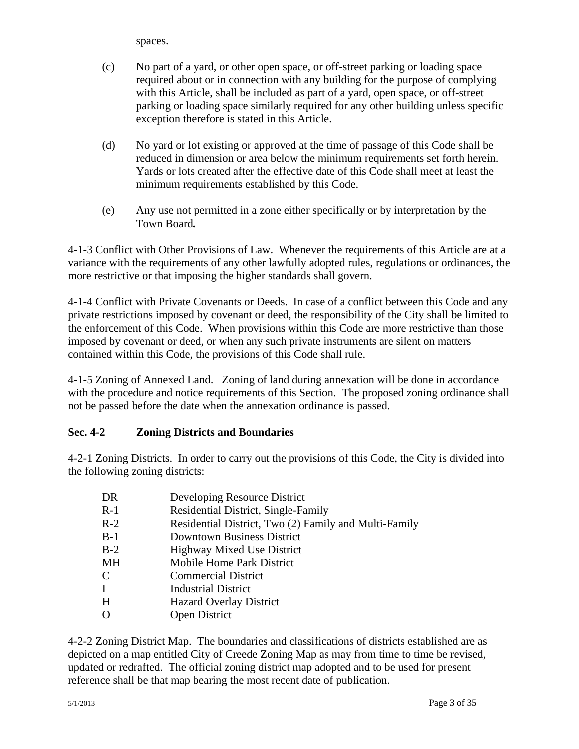spaces.

(c) No part of a yard, or other open space, or off-street parking or loading space required about or in connection with any building for the purpose of complying with this Article, shall be included as part of a yard, open space, or off-street parking or loading space similarly required for any other building unless specific exception therefore is stated in this Article.

(d) No yard or lot existing or approved at the time of passage of this Code shall be reduced in dimension or area below the minimum requirements set forth herein. Yards or lots created after the effective date of this Code shall meet at least the minimum requirements established by this Code.

(e) Any use not permitted in a zone either specifically or by interpretation by the Town Board***.***

4-1-3 Conflict with Other Provisions of Law. Whenever the requirements of this Article are at a variance with the requirements of any other lawfully adopted rules, regulations or ordinances, the more restrictive or that imposing the higher standards shall govern.

4-1-4 Conflict with Private Covenants or Deeds. In case of a conflict between this Code and any private restrictions imposed by covenant or deed, the responsibility of the City shall be limited to the enforcement of this Code. When provisions within this Code are more restrictive than those imposed by covenant or deed, or when any such private instruments are silent on matters contained within this Code, the provisions of this Code shall rule.

4-1-5 Zoning of Annexed Land. Zoning of land during annexation will be done in accordance with the procedure and notice requirements of this Section. The proposed zoning ordinance shall not be passed before the date when the annexation ordinance is passed.

## Sec. 4-2 Zoning Districts and Boundaries

4-2-1 Zoning Districts. In order to carry out the provisions of this Code, the City is divided into the following zoning districts:

| | |
|---|---|
| DR | Developing Resource District |
| R-1 | Residential District, Single-Family |
| R-2 | Residential District, Two (2) Family and Multi-Family |
| B-1 | Downtown Business District |
| B-2 | Highway Mixed Use District |
| MH | Mobile Home Park District |
| C | Commercial District |
| I | Industrial District |
| H | Hazard Overlay District |
| O | Open District |

4-2-2 Zoning District Map. The boundaries and classifications of districts established are as depicted on a map entitled City of Creede Zoning Map as may from time to time be revised, updated or redrafted. The official zoning district map adopted and to be used for present reference shall be that map bearing the most recent date of publication.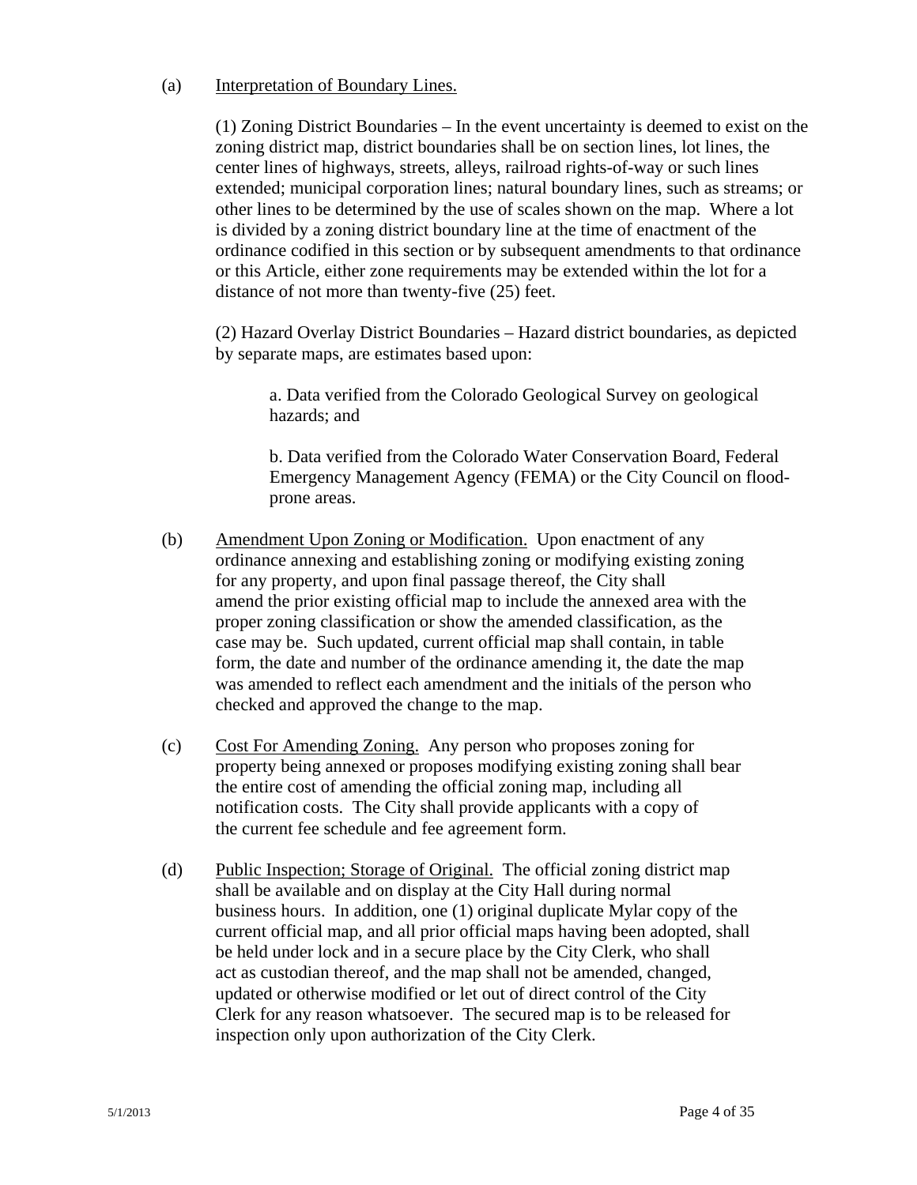(a) Interpretation of Boundary Lines.

(1) Zoning District Boundaries – In the event uncertainty is deemed to exist on the zoning district map, district boundaries shall be on section lines, lot lines, the center lines of highways, streets, alleys, railroad rights-of-way or such lines extended; municipal corporation lines; natural boundary lines, such as streams; or other lines to be determined by the use of scales shown on the map. Where a lot is divided by a zoning district boundary line at the time of enactment of the ordinance codified in this section or by subsequent amendments to that ordinance or this Article, either zone requirements may be extended within the lot for a distance of not more than twenty-five (25) feet.

(2) Hazard Overlay District Boundaries – Hazard district boundaries, as depicted by separate maps, are estimates based upon:

a. Data verified from the Colorado Geological Survey on geological hazards; and

b. Data verified from the Colorado Water Conservation Board, Federal Emergency Management Agency (FEMA) or the City Council on flood-prone areas.

(b) Amendment Upon Zoning or Modification. Upon enactment of any ordinance annexing and establishing zoning or modifying existing zoning for any property, and upon final passage thereof, the City shall amend the prior existing official map to include the annexed area with the proper zoning classification or show the amended classification, as the case may be. Such updated, current official map shall contain, in table form, the date and number of the ordinance amending it, the date the map was amended to reflect each amendment and the initials of the person who checked and approved the change to the map.

(c) Cost For Amending Zoning. Any person who proposes zoning for property being annexed or proposes modifying existing zoning shall bear the entire cost of amending the official zoning map, including all notification costs. The City shall provide applicants with a copy of the current fee schedule and fee agreement form.

(d) Public Inspection; Storage of Original. The official zoning district map shall be available and on display at the City Hall during normal business hours. In addition, one (1) original duplicate Mylar copy of the current official map, and all prior official maps having been adopted, shall be held under lock and in a secure place by the City Clerk, who shall act as custodian thereof, and the map shall not be amended, changed, updated or otherwise modified or let out of direct control of the City Clerk for any reason whatsoever. The secured map is to be released for inspection only upon authorization of the City Clerk.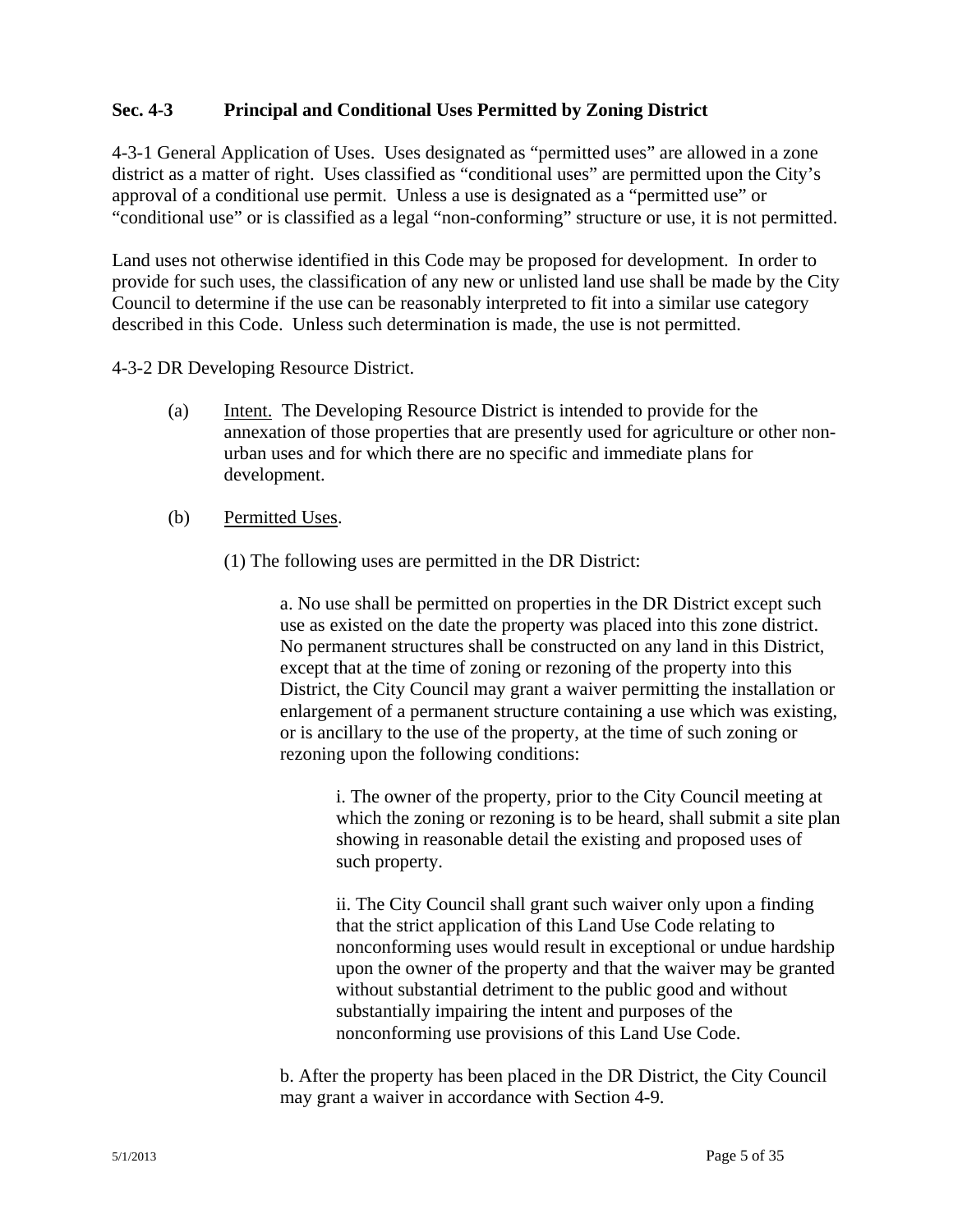## Sec. 4-3 Principal and Conditional Uses Permitted by Zoning District

4-3-1 General Application of Uses. Uses designated as "permitted uses" are allowed in a zone district as a matter of right. Uses classified as "conditional uses" are permitted upon the City's approval of a conditional use permit. Unless a use is designated as a "permitted use" or "conditional use" or is classified as a legal "non-conforming" structure or use, it is not permitted.

Land uses not otherwise identified in this Code may be proposed for development. In order to provide for such uses, the classification of any new or unlisted land use shall be made by the City Council to determine if the use can be reasonably interpreted to fit into a similar use category described in this Code. Unless such determination is made, the use is not permitted.

4-3-2 DR Developing Resource District.

(a) Intent. The Developing Resource District is intended to provide for the annexation of those properties that are presently used for agriculture or other non-urban uses and for which there are no specific and immediate plans for development.

(b) Permitted Uses.

(1) The following uses are permitted in the DR District:

a. No use shall be permitted on properties in the DR District except such use as existed on the date the property was placed into this zone district. No permanent structures shall be constructed on any land in this District, except that at the time of zoning or rezoning of the property into this District, the City Council may grant a waiver permitting the installation or enlargement of a permanent structure containing a use which was existing, or is ancillary to the use of the property, at the time of such zoning or rezoning upon the following conditions:

i. The owner of the property, prior to the City Council meeting at which the zoning or rezoning is to be heard, shall submit a site plan showing in reasonable detail the existing and proposed uses of such property.

ii. The City Council shall grant such waiver only upon a finding that the strict application of this Land Use Code relating to nonconforming uses would result in exceptional or undue hardship upon the owner of the property and that the waiver may be granted without substantial detriment to the public good and without substantially impairing the intent and purposes of the nonconforming use provisions of this Land Use Code.

b. After the property has been placed in the DR District, the City Council may grant a waiver in accordance with Section 4-9.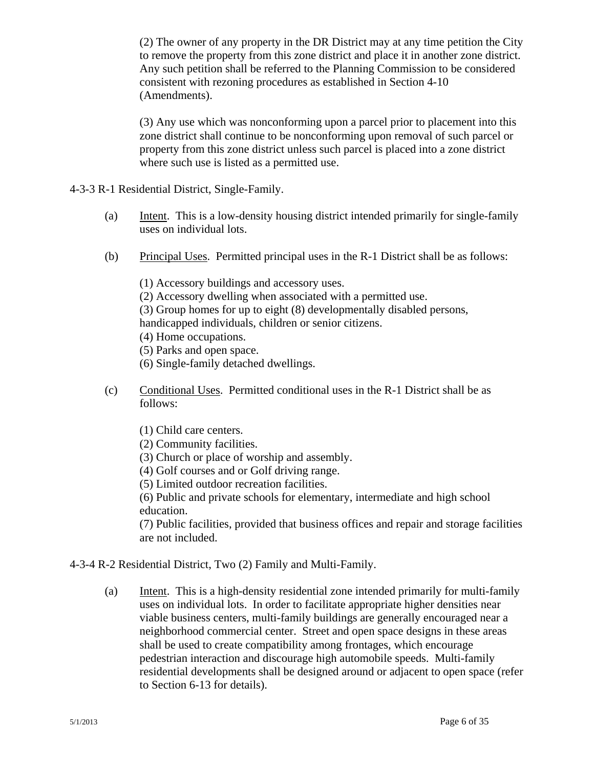(2) The owner of any property in the DR District may at any time petition the City to remove the property from this zone district and place it in another zone district. Any such petition shall be referred to the Planning Commission to be considered consistent with rezoning procedures as established in Section 4-10 (Amendments).

(3) Any use which was nonconforming upon a parcel prior to placement into this zone district shall continue to be nonconforming upon removal of such parcel or property from this zone district unless such parcel is placed into a zone district where such use is listed as a permitted use.

4-3-3 R-1 Residential District, Single-Family.

(a) Intent. This is a low-density housing district intended primarily for single-family uses on individual lots.

(b) Principal Uses. Permitted principal uses in the R-1 District shall be as follows:

(1) Accessory buildings and accessory uses.
(2) Accessory dwelling when associated with a permitted use.
(3) Group homes for up to eight (8) developmentally disabled persons, handicapped individuals, children or senior citizens.
(4) Home occupations.
(5) Parks and open space.
(6) Single-family detached dwellings.

(c) Conditional Uses. Permitted conditional uses in the R-1 District shall be as follows:

(1) Child care centers.
(2) Community facilities.
(3) Church or place of worship and assembly.
(4) Golf courses and or Golf driving range.
(5) Limited outdoor recreation facilities.
(6) Public and private schools for elementary, intermediate and high school education.
(7) Public facilities, provided that business offices and repair and storage facilities are not included.

4-3-4 R-2 Residential District, Two (2) Family and Multi-Family.

(a) Intent. This is a high-density residential zone intended primarily for multi-family uses on individual lots. In order to facilitate appropriate higher densities near viable business centers, multi-family buildings are generally encouraged near a neighborhood commercial center. Street and open space designs in these areas shall be used to create compatibility among frontages, which encourage pedestrian interaction and discourage high automobile speeds. Multi-family residential developments shall be designed around or adjacent to open space (refer to Section 6-13 for details).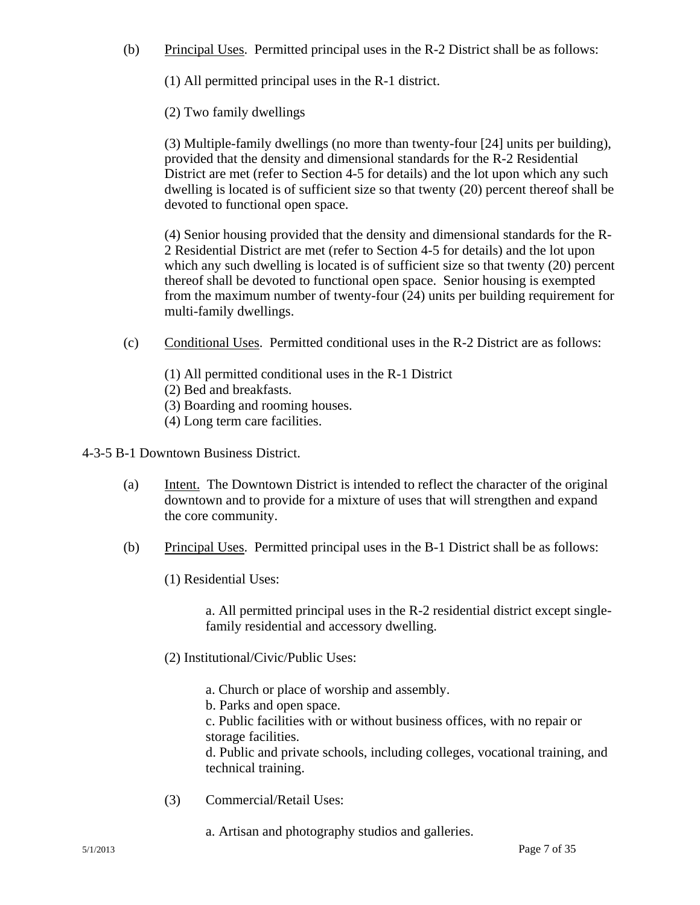(b) Principal Uses. Permitted principal uses in the R-2 District shall be as follows:

(1) All permitted principal uses in the R-1 district.

(2) Two family dwellings

(3) Multiple-family dwellings (no more than twenty-four [24] units per building), provided that the density and dimensional standards for the R-2 Residential District are met (refer to Section 4-5 for details) and the lot upon which any such dwelling is located is of sufficient size so that twenty (20) percent thereof shall be devoted to functional open space.

(4) Senior housing provided that the density and dimensional standards for the R-2 Residential District are met (refer to Section 4-5 for details) and the lot upon which any such dwelling is located is of sufficient size so that twenty (20) percent thereof shall be devoted to functional open space. Senior housing is exempted from the maximum number of twenty-four (24) units per building requirement for multi-family dwellings.

(c) Conditional Uses. Permitted conditional uses in the R-2 District are as follows:

(1) All permitted conditional uses in the R-1 District
(2) Bed and breakfasts.
(3) Boarding and rooming houses.
(4) Long term care facilities.

4-3-5 B-1 Downtown Business District.

(a) Intent. The Downtown District is intended to reflect the character of the original downtown and to provide for a mixture of uses that will strengthen and expand the core community.

(b) Principal Uses. Permitted principal uses in the B-1 District shall be as follows:

(1) Residential Uses:

a. All permitted principal uses in the R-2 residential district except single-family residential and accessory dwelling.

(2) Institutional/Civic/Public Uses:

a. Church or place of worship and assembly.
b. Parks and open space.
c. Public facilities with or without business offices, with no repair or storage facilities.
d. Public and private schools, including colleges, vocational training, and technical training.

(3) Commercial/Retail Uses:

a. Artisan and photography studios and galleries.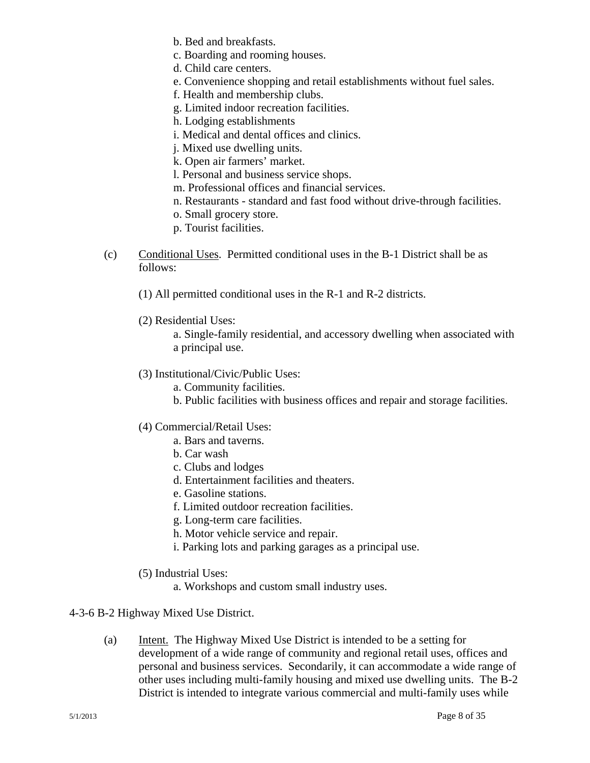b. Bed and breakfasts.
c. Boarding and rooming houses.
d. Child care centers.
e. Convenience shopping and retail establishments without fuel sales.
f. Health and membership clubs.
g. Limited indoor recreation facilities.
h. Lodging establishments
i. Medical and dental offices and clinics.
j. Mixed use dwelling units.
k. Open air farmers' market.
l. Personal and business service shops.
m. Professional offices and financial services.
n. Restaurants - standard and fast food without drive-through facilities.
o. Small grocery store.
p. Tourist facilities.

(c) Conditional Uses. Permitted conditional uses in the B-1 District shall be as follows:

(1) All permitted conditional uses in the R-1 and R-2 districts.

(2) Residential Uses:

a. Single-family residential, and accessory dwelling when associated with a principal use.

(3) Institutional/Civic/Public Uses:

a. Community facilities.
b. Public facilities with business offices and repair and storage facilities.

(4) Commercial/Retail Uses:

a. Bars and taverns.
b. Car wash
c. Clubs and lodges
d. Entertainment facilities and theaters.
e. Gasoline stations.
f. Limited outdoor recreation facilities.
g. Long-term care facilities.
h. Motor vehicle service and repair.
i. Parking lots and parking garages as a principal use.

(5) Industrial Uses:

a. Workshops and custom small industry uses.

4-3-6 B-2 Highway Mixed Use District.

(a) Intent. The Highway Mixed Use District is intended to be a setting for development of a wide range of community and regional retail uses, offices and personal and business services. Secondarily, it can accommodate a wide range of other uses including multi-family housing and mixed use dwelling units. The B-2 District is intended to integrate various commercial and multi-family uses while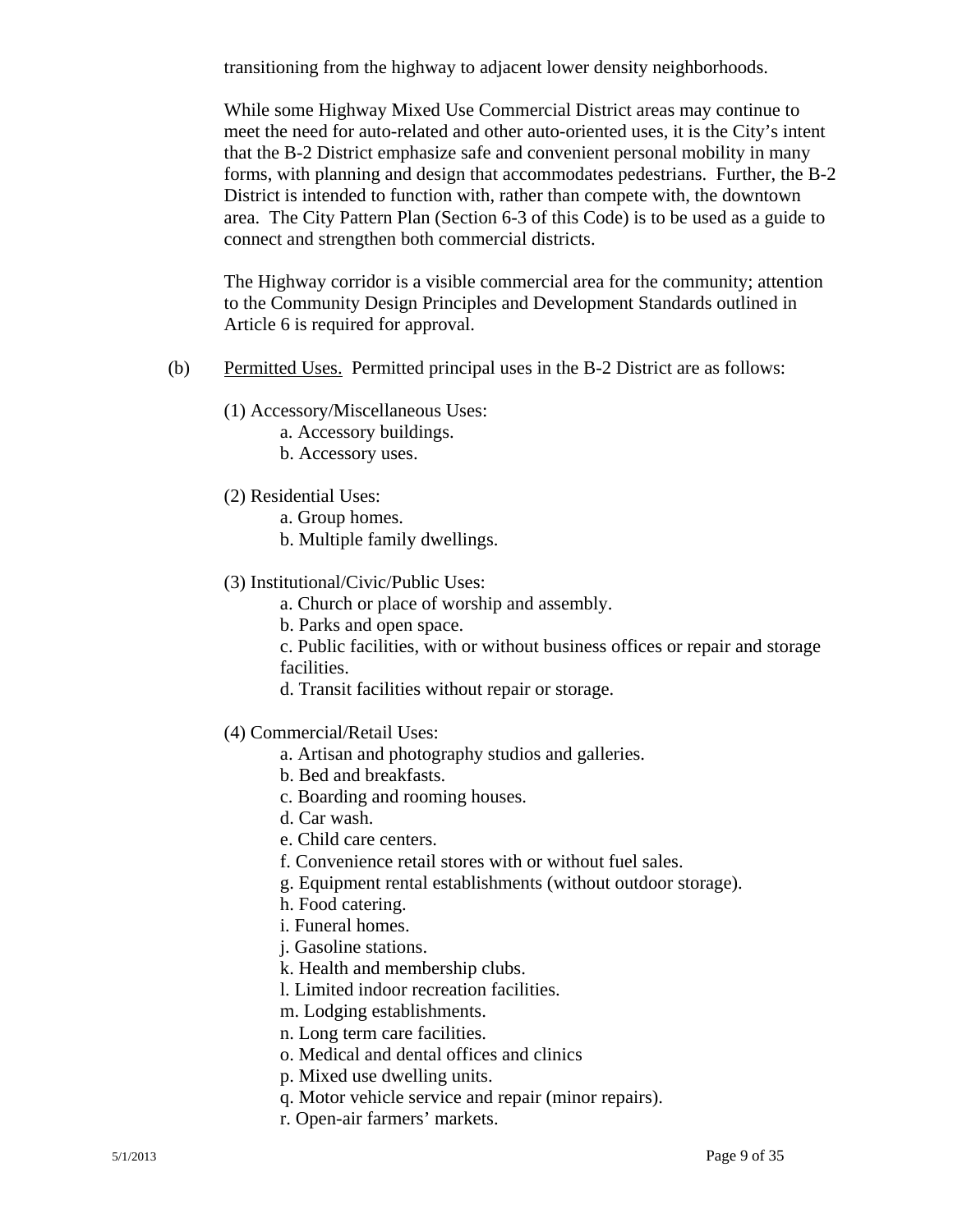transitioning from the highway to adjacent lower density neighborhoods.

While some Highway Mixed Use Commercial District areas may continue to meet the need for auto-related and other auto-oriented uses, it is the City's intent that the B-2 District emphasize safe and convenient personal mobility in many forms, with planning and design that accommodates pedestrians. Further, the B-2 District is intended to function with, rather than compete with, the downtown area. The City Pattern Plan (Section 6-3 of this Code) is to be used as a guide to connect and strengthen both commercial districts.

The Highway corridor is a visible commercial area for the community; attention to the Community Design Principles and Development Standards outlined in Article 6 is required for approval.

(b) Permitted Uses. Permitted principal uses in the B-2 District are as follows:

(1) Accessory/Miscellaneous Uses:
- a. Accessory buildings.
- b. Accessory uses.

(2) Residential Uses:
- a. Group homes.
- b. Multiple family dwellings.

(3) Institutional/Civic/Public Uses:
- a. Church or place of worship and assembly.
- b. Parks and open space.
- c. Public facilities, with or without business offices or repair and storage facilities.
- d. Transit facilities without repair or storage.

(4) Commercial/Retail Uses:
- a. Artisan and photography studios and galleries.
- b. Bed and breakfasts.
- c. Boarding and rooming houses.
- d. Car wash.
- e. Child care centers.
- f. Convenience retail stores with or without fuel sales.
- g. Equipment rental establishments (without outdoor storage).
- h. Food catering.
- i. Funeral homes.
- j. Gasoline stations.
- k. Health and membership clubs.
- l. Limited indoor recreation facilities.
- m. Lodging establishments.
- n. Long term care facilities.
- o. Medical and dental offices and clinics
- p. Mixed use dwelling units.
- q. Motor vehicle service and repair (minor repairs).
- r. Open-air farmers' markets.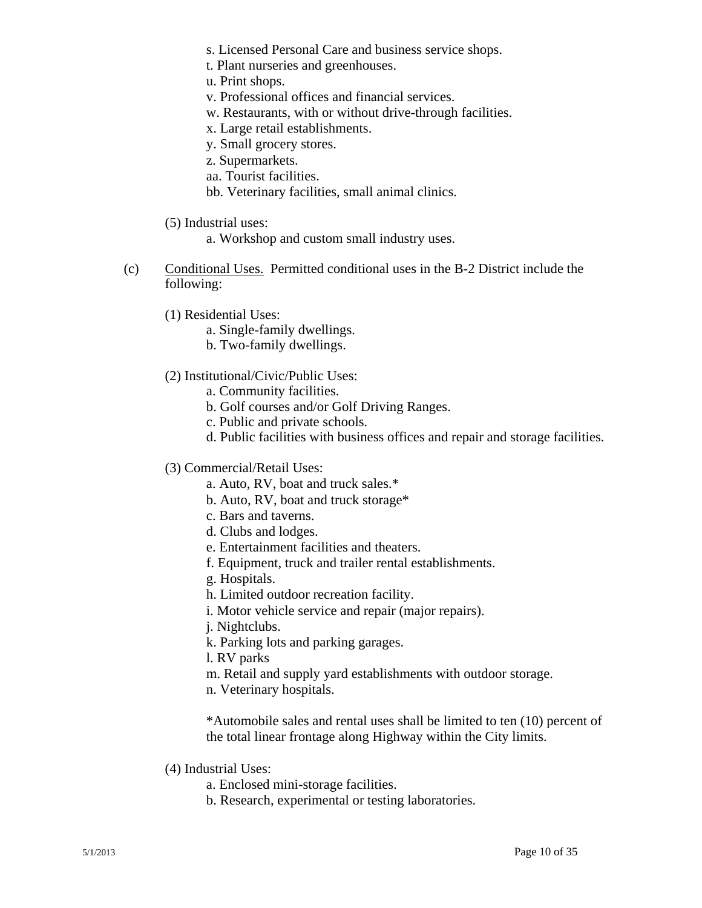s. Licensed Personal Care and business service shops.
t. Plant nurseries and greenhouses.
u. Print shops.
v. Professional offices and financial services.
w. Restaurants, with or without drive-through facilities.
x. Large retail establishments.
y. Small grocery stores.
z. Supermarkets.
aa. Tourist facilities.
bb. Veterinary facilities, small animal clinics.

(5) Industrial uses:

a. Workshop and custom small industry uses.

(c) Conditional Uses. Permitted conditional uses in the B-2 District include the following:

(1) Residential Uses:

a. Single-family dwellings.
b. Two-family dwellings.

(2) Institutional/Civic/Public Uses:

a. Community facilities.
b. Golf courses and/or Golf Driving Ranges.
c. Public and private schools.
d. Public facilities with business offices and repair and storage facilities.

(3) Commercial/Retail Uses:

a. Auto, RV, boat and truck sales.*
b. Auto, RV, boat and truck storage*
c. Bars and taverns.
d. Clubs and lodges.
e. Entertainment facilities and theaters.
f. Equipment, truck and trailer rental establishments.
g. Hospitals.
h. Limited outdoor recreation facility.
i. Motor vehicle service and repair (major repairs).
j. Nightclubs.
k. Parking lots and parking garages.
l. RV parks
m. Retail and supply yard establishments with outdoor storage.
n. Veterinary hospitals.

*Automobile sales and rental uses shall be limited to ten (10) percent of the total linear frontage along Highway within the City limits.

(4) Industrial Uses:

a. Enclosed mini-storage facilities.
b. Research, experimental or testing laboratories.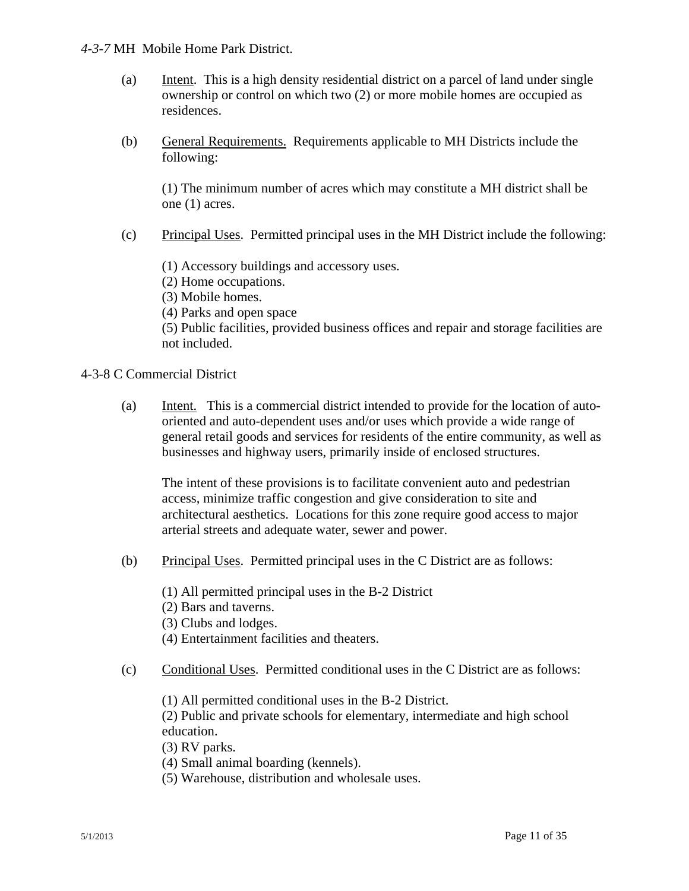*4-3-7* MH Mobile Home Park District.

(a) Intent. This is a high density residential district on a parcel of land under single ownership or control on which two (2) or more mobile homes are occupied as residences.

(b) General Requirements. Requirements applicable to MH Districts include the following:

(1) The minimum number of acres which may constitute a MH district shall be one (1) acres.

(c) Principal Uses. Permitted principal uses in the MH District include the following:

(1) Accessory buildings and accessory uses.
(2) Home occupations.
(3) Mobile homes.
(4) Parks and open space
(5) Public facilities, provided business offices and repair and storage facilities are not included.

4-3-8 C Commercial District

(a) Intent. This is a commercial district intended to provide for the location of auto-oriented and auto-dependent uses and/or uses which provide a wide range of general retail goods and services for residents of the entire community, as well as businesses and highway users, primarily inside of enclosed structures.

The intent of these provisions is to facilitate convenient auto and pedestrian access, minimize traffic congestion and give consideration to site and architectural aesthetics. Locations for this zone require good access to major arterial streets and adequate water, sewer and power.

(b) Principal Uses. Permitted principal uses in the C District are as follows:

(1) All permitted principal uses in the B-2 District
(2) Bars and taverns.
(3) Clubs and lodges.
(4) Entertainment facilities and theaters.

(c) Conditional Uses. Permitted conditional uses in the C District are as follows:

(1) All permitted conditional uses in the B-2 District.
(2) Public and private schools for elementary, intermediate and high school education.
(3) RV parks.
(4) Small animal boarding (kennels).
(5) Warehouse, distribution and wholesale uses.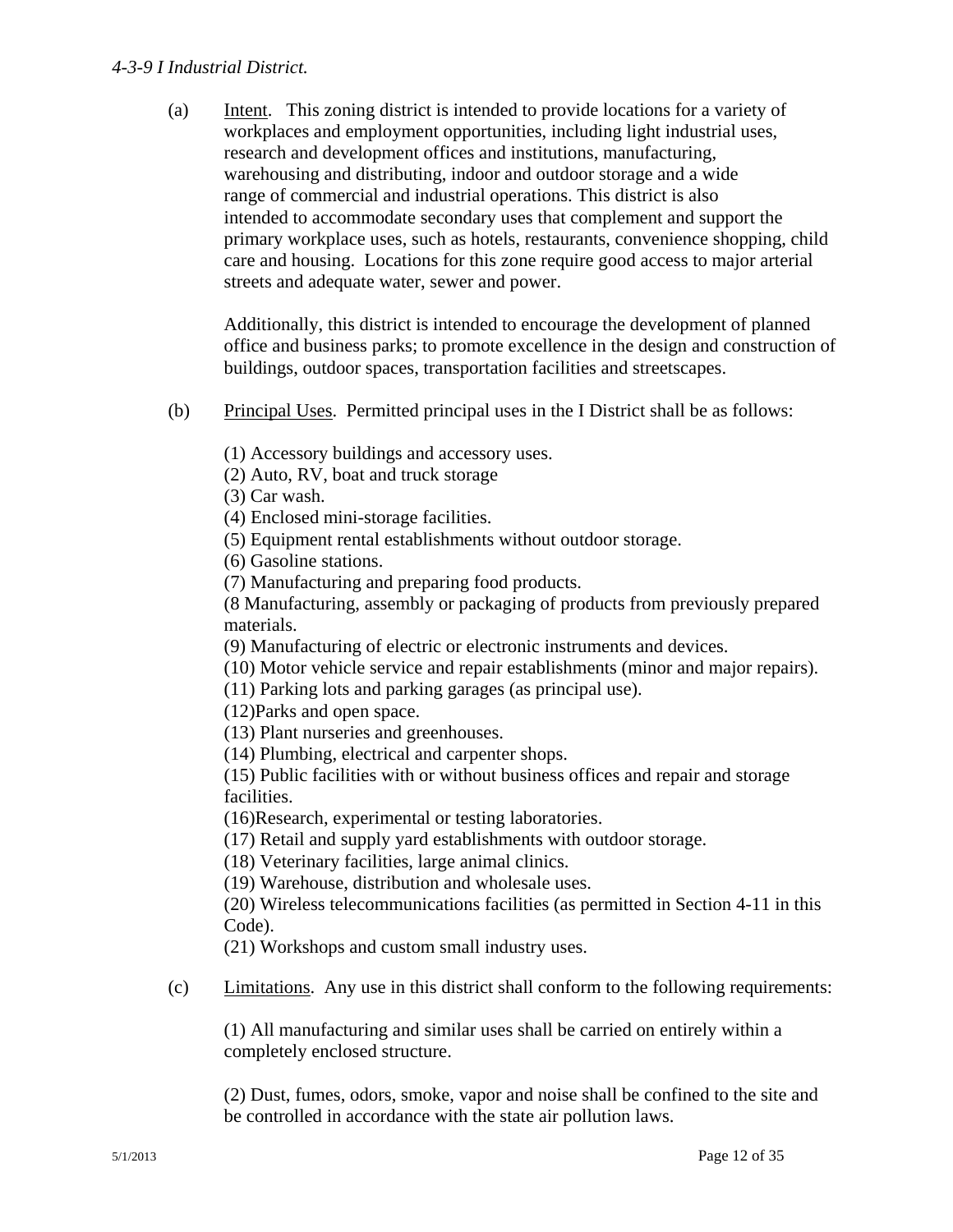*4-3-9 I Industrial District.*

(a) Intent. This zoning district is intended to provide locations for a variety of workplaces and employment opportunities, including light industrial uses, research and development offices and institutions, manufacturing, warehousing and distributing, indoor and outdoor storage and a wide range of commercial and industrial operations. This district is also intended to accommodate secondary uses that complement and support the primary workplace uses, such as hotels, restaurants, convenience shopping, child care and housing. Locations for this zone require good access to major arterial streets and adequate water, sewer and power.

Additionally, this district is intended to encourage the development of planned office and business parks; to promote excellence in the design and construction of buildings, outdoor spaces, transportation facilities and streetscapes.

(b) Principal Uses. Permitted principal uses in the I District shall be as follows:

(1) Accessory buildings and accessory uses.
(2) Auto, RV, boat and truck storage
(3) Car wash.
(4) Enclosed mini-storage facilities.
(5) Equipment rental establishments without outdoor storage.
(6) Gasoline stations.
(7) Manufacturing and preparing food products.
(8 Manufacturing, assembly or packaging of products from previously prepared materials.
(9) Manufacturing of electric or electronic instruments and devices.
(10) Motor vehicle service and repair establishments (minor and major repairs).
(11) Parking lots and parking garages (as principal use).
(12)Parks and open space.
(13) Plant nurseries and greenhouses.
(14) Plumbing, electrical and carpenter shops.
(15) Public facilities with or without business offices and repair and storage facilities.
(16)Research, experimental or testing laboratories.
(17) Retail and supply yard establishments with outdoor storage.
(18) Veterinary facilities, large animal clinics.
(19) Warehouse, distribution and wholesale uses.
(20) Wireless telecommunications facilities (as permitted in Section 4-11 in this Code).
(21) Workshops and custom small industry uses.

(c) Limitations. Any use in this district shall conform to the following requirements:

(1) All manufacturing and similar uses shall be carried on entirely within a completely enclosed structure.

(2) Dust, fumes, odors, smoke, vapor and noise shall be confined to the site and be controlled in accordance with the state air pollution laws.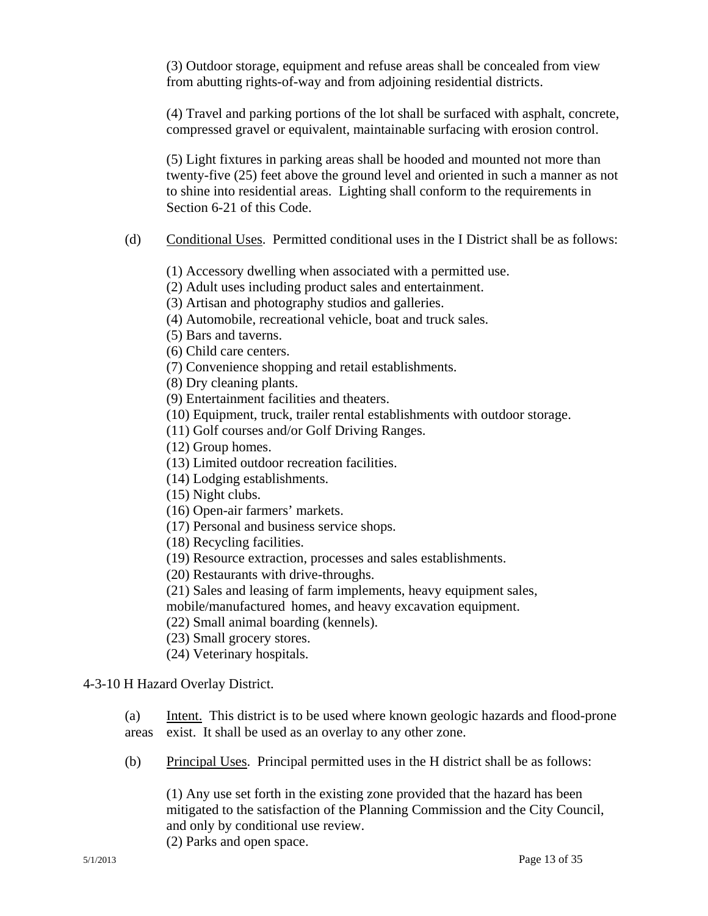(3) Outdoor storage, equipment and refuse areas shall be concealed from view from abutting rights-of-way and from adjoining residential districts.

(4) Travel and parking portions of the lot shall be surfaced with asphalt, concrete, compressed gravel or equivalent, maintainable surfacing with erosion control.

(5) Light fixtures in parking areas shall be hooded and mounted not more than twenty-five (25) feet above the ground level and oriented in such a manner as not to shine into residential areas. Lighting shall conform to the requirements in Section 6-21 of this Code.

(d) Conditional Uses. Permitted conditional uses in the I District shall be as follows:

(1) Accessory dwelling when associated with a permitted use.
(2) Adult uses including product sales and entertainment.
(3) Artisan and photography studios and galleries.
(4) Automobile, recreational vehicle, boat and truck sales.
(5) Bars and taverns.
(6) Child care centers.
(7) Convenience shopping and retail establishments.
(8) Dry cleaning plants.
(9) Entertainment facilities and theaters.
(10) Equipment, truck, trailer rental establishments with outdoor storage.
(11) Golf courses and/or Golf Driving Ranges.
(12) Group homes.
(13) Limited outdoor recreation facilities.
(14) Lodging establishments.
(15) Night clubs.
(16) Open-air farmers' markets.
(17) Personal and business service shops.
(18) Recycling facilities.
(19) Resource extraction, processes and sales establishments.
(20) Restaurants with drive-throughs.
(21) Sales and leasing of farm implements, heavy equipment sales, mobile/manufactured homes, and heavy excavation equipment.
(22) Small animal boarding (kennels).
(23) Small grocery stores.
(24) Veterinary hospitals.

4-3-10 H Hazard Overlay District.

(a) Intent. This district is to be used where known geologic hazards and flood-prone areas exist. It shall be used as an overlay to any other zone.

(b) Principal Uses. Principal permitted uses in the H district shall be as follows:

(1) Any use set forth in the existing zone provided that the hazard has been mitigated to the satisfaction of the Planning Commission and the City Council, and only by conditional use review.
(2) Parks and open space.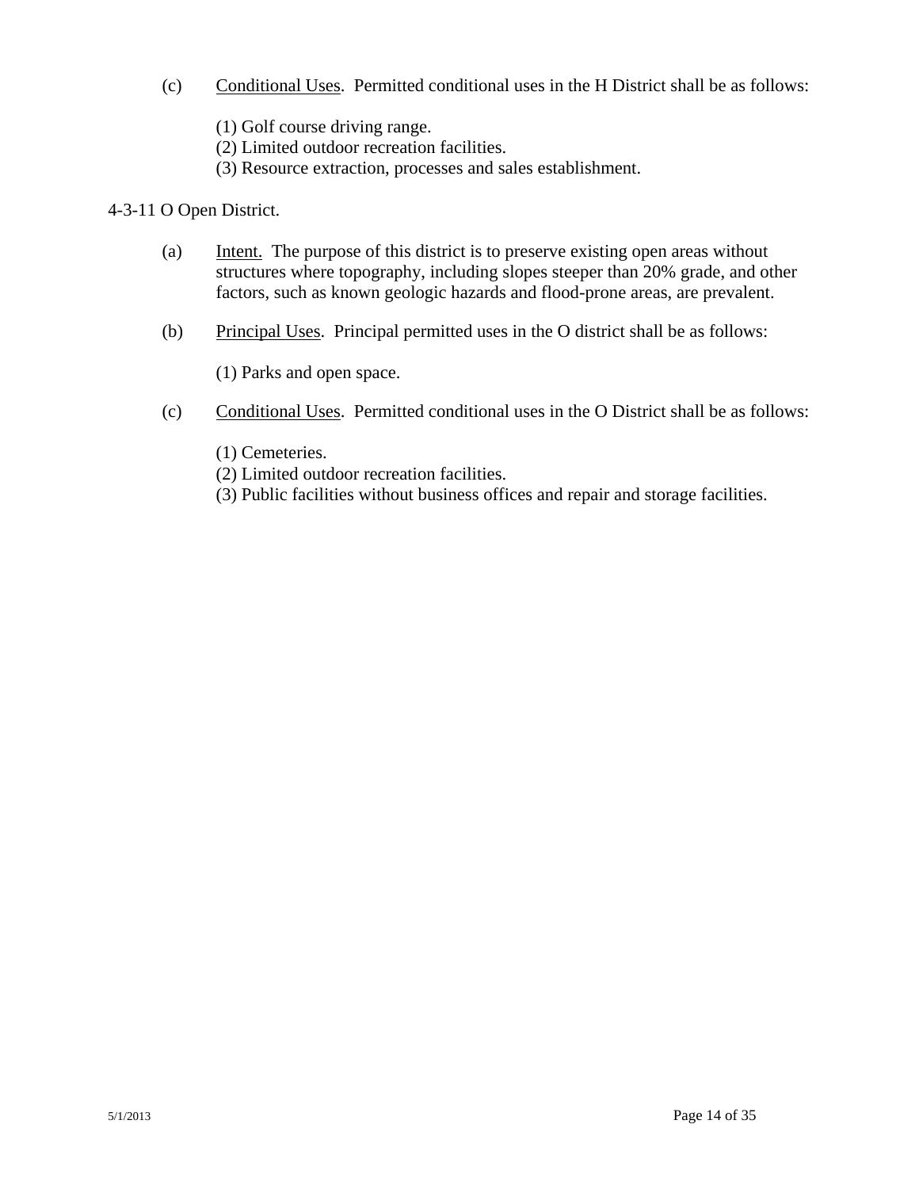(c) Conditional Uses. Permitted conditional uses in the H District shall be as follows:

(1) Golf course driving range.
(2) Limited outdoor recreation facilities.
(3) Resource extraction, processes and sales establishment.

4-3-11 O Open District.

(a) Intent. The purpose of this district is to preserve existing open areas without structures where topography, including slopes steeper than 20% grade, and other factors, such as known geologic hazards and flood-prone areas, are prevalent.

(b) Principal Uses. Principal permitted uses in the O district shall be as follows:

(1) Parks and open space.

(c) Conditional Uses. Permitted conditional uses in the O District shall be as follows:

(1) Cemeteries.
(2) Limited outdoor recreation facilities.
(3) Public facilities without business offices and repair and storage facilities.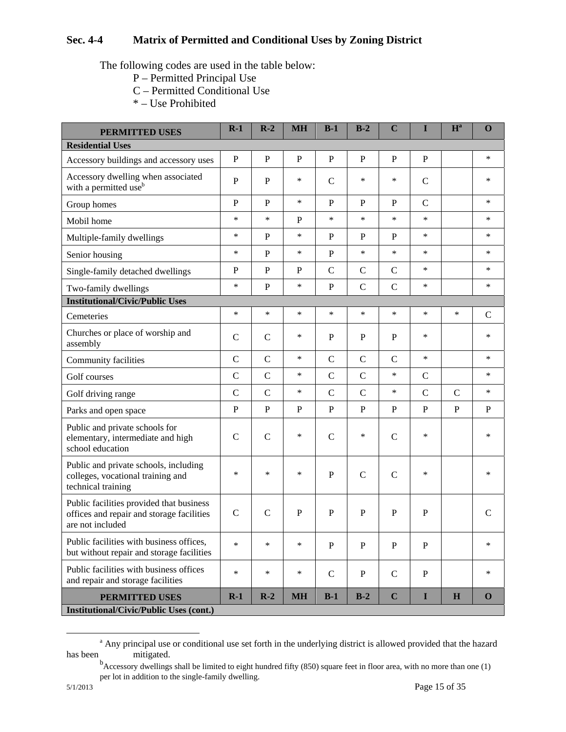## Sec. 4-4 Matrix of Permitted and Conditional Uses by Zoning District

The following codes are used in the table below:

- P – Permitted Principal Use
- C – Permitted Conditional Use
- * – Use Prohibited

| PERMITTED USES | R-1 | R-2 | MH | B-1 | B-2 | C | I | H[a] | O |
|---|---|---|---|---|---|---|---|---|---|
| **Residential Uses** | | | | | | | | | |
| Accessory buildings and accessory uses | P | P | P | P | P | P | P | | * |
| Accessory dwelling when associated with a permitted use[b] | P | P | * | C | * | * | C | | * |
| Group homes | P | P | * | P | P | P | C | | * |
| Mobil home | * | * | P | * | * | * | * | | * |
| Multiple-family dwellings | * | P | * | P | P | P | * | | * |
| Senior housing | * | P | * | P | * | * | * | | * |
| Single-family detached dwellings | P | P | P | C | C | C | * | | * |
| Two-family dwellings | * | P | * | P | C | C | * | | * |
| **Institutional/Civic/Public Uses** | | | | | | | | | |
| Cemeteries | * | * | * | * | * | * | * | * | C |
| Churches or place of worship and assembly | C | C | * | P | P | P | * | | * |
| Community facilities | C | C | * | C | C | C | * | | * |
| Golf courses | C | C | * | C | C | * | C | | * |
| Golf driving range | C | C | * | C | C | * | C | C | * |
| Parks and open space | P | P | P | P | P | P | P | P | P |
| Public and private schools for elementary, intermediate and high school education | C | C | * | C | * | C | * | | * |
| Public and private schools, including colleges, vocational training and technical training | * | * | * | P | C | C | * | | * |
| Public facilities provided that business offices and repair and storage facilities are not included | C | C | P | P | P | P | P | | C |
| Public facilities with business offices, but without repair and storage facilities | * | * | * | P | P | P | P | | * |
| Public facilities with business offices and repair and storage facilities | * | * | * | C | P | C | P | | * |
| **PERMITTED USES** | **R-1** | **R-2** | **MH** | **B-1** | **B-2** | **C** | **I** | **H** | **O** |
| **Institutional/Civic/Public Uses (cont.)** | | | | | | | | | |

[a] Any principal use or conditional use set forth in the underlying district is allowed provided that the hazard has been mitigated.

[b] Accessory dwellings shall be limited to eight hundred fifty (850) square feet in floor area, with no more than one (1) per lot in addition to the single-family dwelling.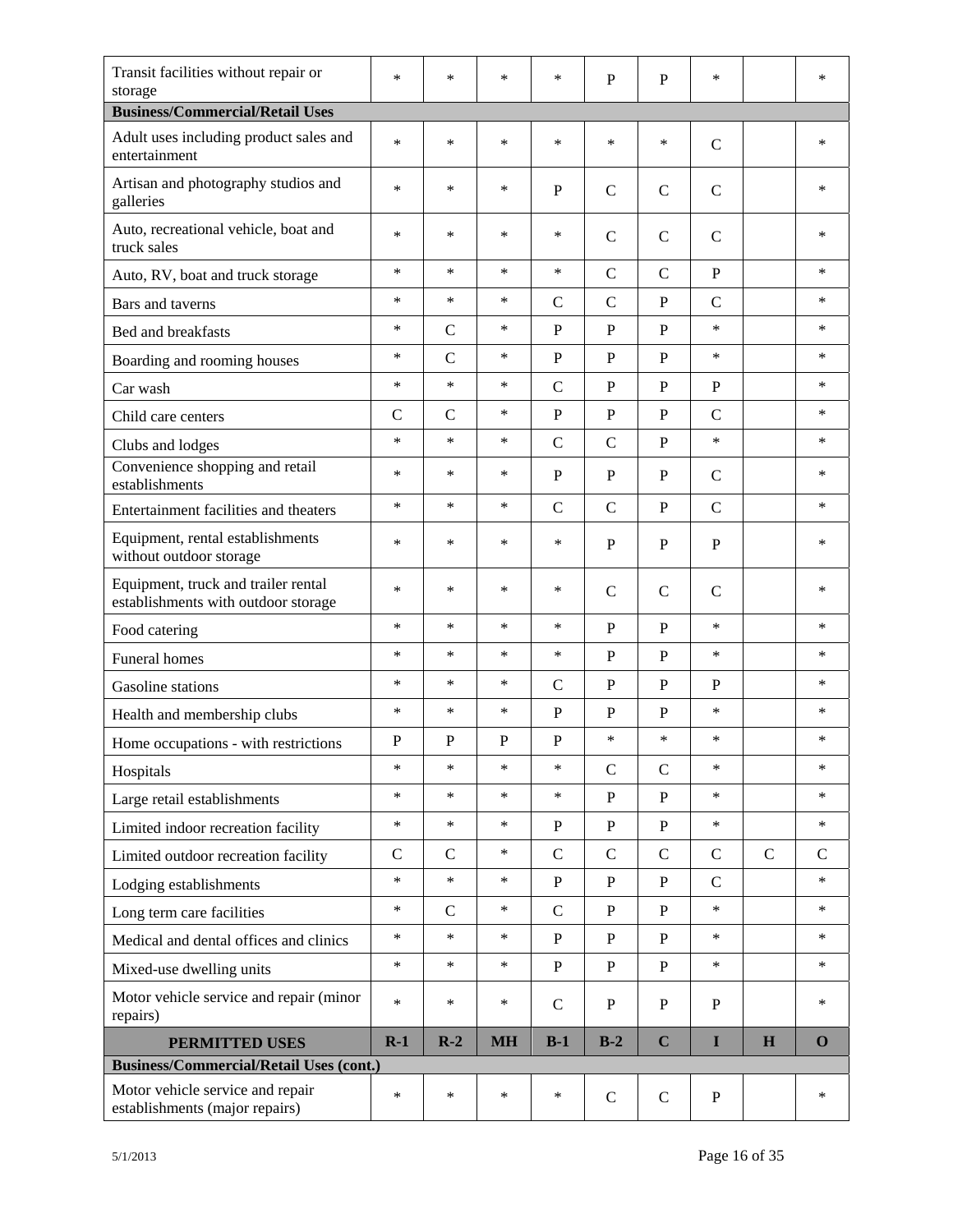| Transit facilities without repair or storage | * | * | * | * | P | P | * | | * |
|---|---|---|---|---|---|---|---|---|---|
| **Business/Commercial/Retail Uses** | | | | | | | | | |
| Adult uses including product sales and entertainment | * | * | * | * | * | * | C | | * |
| Artisan and photography studios and galleries | * | * | * | P | C | C | C | | * |
| Auto, recreational vehicle, boat and truck sales | * | * | * | * | C | C | C | | * |
| Auto, RV, boat and truck storage | * | * | * | * | C | C | P | | * |
| Bars and taverns | * | * | * | C | C | P | C | | * |
| Bed and breakfasts | * | C | * | P | P | P | * | | * |
| Boarding and rooming houses | * | C | * | P | P | P | * | | * |
| Car wash | * | * | * | C | P | P | P | | * |
| Child care centers | C | C | * | P | P | P | C | | * |
| Clubs and lodges | * | * | * | C | C | P | * | | * |
| Convenience shopping and retail establishments | * | * | * | P | P | P | C | | * |
| Entertainment facilities and theaters | * | * | * | C | C | P | C | | * |
| Equipment, rental establishments without outdoor storage | * | * | * | * | P | P | P | | * |
| Equipment, truck and trailer rental establishments with outdoor storage | * | * | * | * | C | C | C | | * |
| Food catering | * | * | * | * | P | P | * | | * |
| Funeral homes | * | * | * | * | P | P | * | | * |
| Gasoline stations | * | * | * | C | P | P | P | | * |
| Health and membership clubs | * | * | * | P | P | P | * | | * |
| Home occupations - with restrictions | P | P | P | P | * | * | * | | * |
| Hospitals | * | * | * | * | C | C | * | | * |
| Large retail establishments | * | * | * | * | P | P | * | | * |
| Limited indoor recreation facility | * | * | * | P | P | P | * | | * |
| Limited outdoor recreation facility | C | C | * | C | C | C | C | C | C |
| Lodging establishments | * | * | * | P | P | P | C | | * |
| Long term care facilities | * | C | * | C | P | P | * | | * |
| Medical and dental offices and clinics | * | * | * | P | P | P | * | | * |
| Mixed-use dwelling units | * | * | * | P | P | P | * | | * |
| Motor vehicle service and repair (minor repairs) | * | * | * | C | P | P | P | | * |
| **PERMITTED USES** | **R-1** | **R-2** | **MH** | **B-1** | **B-2** | **C** | **I** | **H** | **O** |
| **Business/Commercial/Retail Uses (cont.)** | | | | | | | | | |
| Motor vehicle service and repair establishments (major repairs) | * | * | * | * | C | C | P | | * |

5/1/2013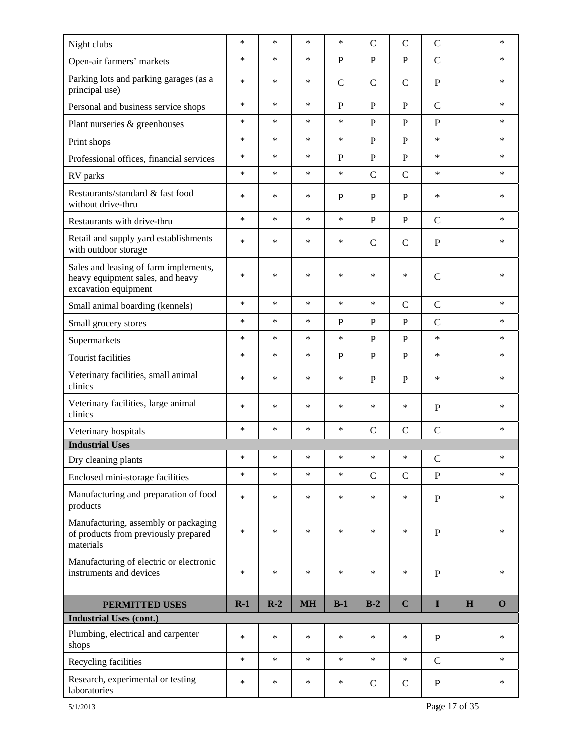| Night clubs | * | * | * | * | C | C | C | | * |
|---|---|---|---|---|---|---|---|---|---|
| Open-air farmers' markets | * | * | * | P | P | P | C | | * |
| Parking lots and parking garages (as a principal use) | * | * | * | C | C | C | P | | * |
| Personal and business service shops | * | * | * | P | P | P | C | | * |
| Plant nurseries & greenhouses | * | * | * | * | P | P | P | | * |
| Print shops | * | * | * | * | P | P | * | | * |
| Professional offices, financial services | * | * | * | P | P | P | * | | * |
| RV parks | * | * | * | * | C | C | * | | * |
| Restaurants/standard & fast food without drive-thru | * | * | * | P | P | P | * | | * |
| Restaurants with drive-thru | * | * | * | * | P | P | C | | * |
| Retail and supply yard establishments with outdoor storage | * | * | * | * | C | C | P | | * |
| Sales and leasing of farm implements, heavy equipment sales, and heavy excavation equipment | * | * | * | * | * | * | C | | * |
| Small animal boarding (kennels) | * | * | * | * | * | C | C | | * |
| Small grocery stores | * | * | * | P | P | P | C | | * |
| Supermarkets | * | * | * | * | P | P | * | | * |
| Tourist facilities | * | * | * | P | P | P | * | | * |
| Veterinary facilities, small animal clinics | * | * | * | * | P | P | * | | * |
| Veterinary facilities, large animal clinics | * | * | * | * | * | * | P | | * |
| Veterinary hospitals | * | * | * | * | C | C | C | | * |
| **Industrial Uses** | | | | | | | | | |
| Dry cleaning plants | * | * | * | * | * | * | C | | * |
| Enclosed mini-storage facilities | * | * | * | * | C | C | P | | * |
| Manufacturing and preparation of food products | * | * | * | * | * | * | P | | * |
| Manufacturing, assembly or packaging of products from previously prepared materials | * | * | * | * | * | * | P | | * |
| Manufacturing of electric or electronic instruments and devices | * | * | * | * | * | * | P | | * |

| PERMITTED USES | R-1 | R-2 | MH | B-1 | B-2 | C | I | H | O |
|---|---|---|---|---|---|---|---|---|---|
| **Industrial Uses (cont.)** | | | | | | | | | |
| Plumbing, electrical and carpenter shops | * | * | * | * | * | * | P | | * |
| Recycling facilities | * | * | * | * | * | * | C | | * |
| Research, experimental or testing laboratories | * | * | * | * | C | C | P | | * |

5/1/2013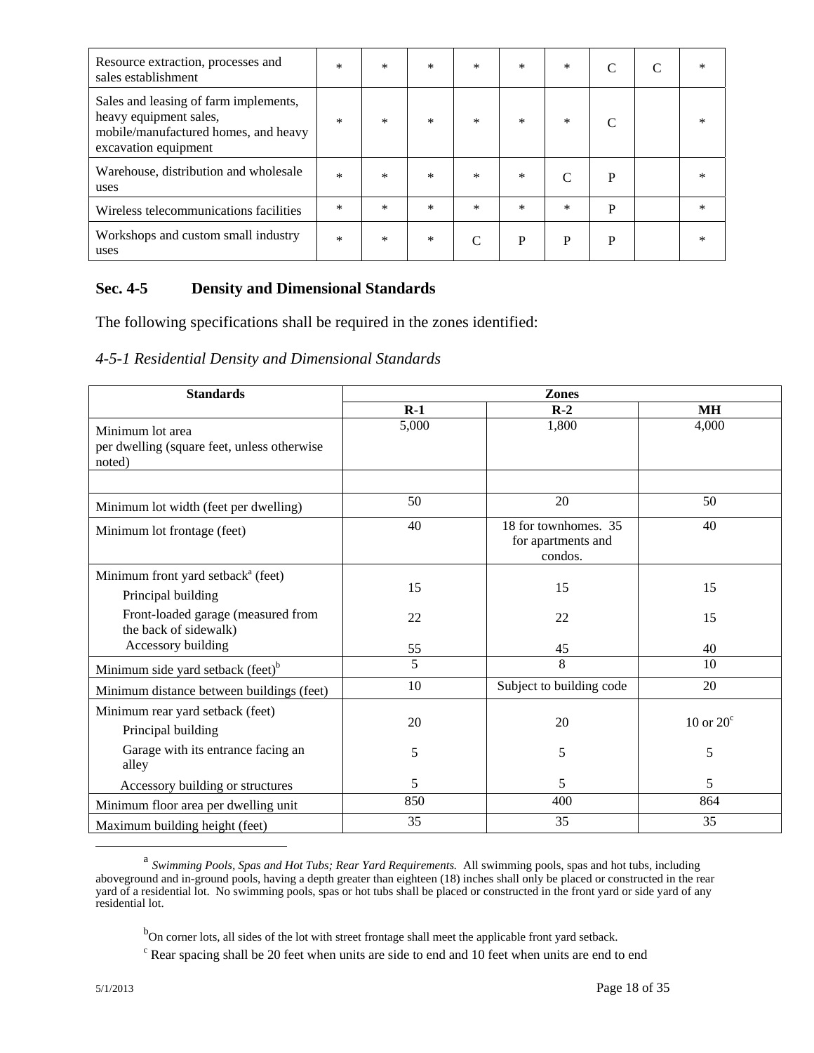| Resource extraction, processes and sales establishment | * | * | * | * | * | * | C | C | * |
|---|---|---|---|---|---|---|---|---|---|
| Sales and leasing of farm implements, heavy equipment sales, mobile/manufactured homes, and heavy excavation equipment | * | * | * | * | * | * | C | | * |
| Warehouse, distribution and wholesale uses | * | * | * | * | * | C | P | | * |
| Wireless telecommunications facilities | * | * | * | * | * | * | P | | * |
| Workshops and custom small industry uses | * | * | * | C | P | P | P | | * |

## Sec. 4-5 Density and Dimensional Standards

The following specifications shall be required in the zones identified:

*4-5-1 Residential Density and Dimensional Standards*

| Standards | Zones | | |
|---|---|---|---|
| | R-1 | R-2 | MH |
| Minimum lot area per dwelling (square feet, unless otherwise noted) | 5,000 | 1,800 | 4,000 |
| | | | |
| Minimum lot width (feet per dwelling) | 50 | 20 | 50 |
| Minimum lot frontage (feet) | 40 | 18 for townhomes. 35 for apartments and condos. | 40 |
| Minimum front yard setback[a] (feet)<br>Principal building<br>Front-loaded garage (measured from the back of sidewalk)<br>Accessory building | <br>15<br>22<br>55 | <br>15<br>22<br>45 | <br>15<br>15<br>40 |
| Minimum side yard setback (feet)[b] | 5 | 8 | 10 |
| Minimum distance between buildings (feet) | 10 | Subject to building code | 20 |
| Minimum rear yard setback (feet)<br>Principal building<br>Garage with its entrance facing an alley<br>Accessory building or structures | <br>20<br>5<br>5 | <br>20<br>5<br>5 | <br>10 or 20[c]<br>5<br>5 |
| Minimum floor area per dwelling unit | 850 | 400 | 864 |
| Maximum building height (feet) | 35 | 35 | 35 |

[a] *Swimming Pools, Spas and Hot Tubs; Rear Yard Requirements.* All swimming pools, spas and hot tubs, including aboveground and in-ground pools, having a depth greater than eighteen (18) inches shall only be placed or constructed in the rear yard of a residential lot. No swimming pools, spas or hot tubs shall be placed or constructed in the front yard or side yard of any residential lot.

[b] On corner lots, all sides of the lot with street frontage shall meet the applicable front yard setback.

[c] Rear spacing shall be 20 feet when units are side to end and 10 feet when units are end to end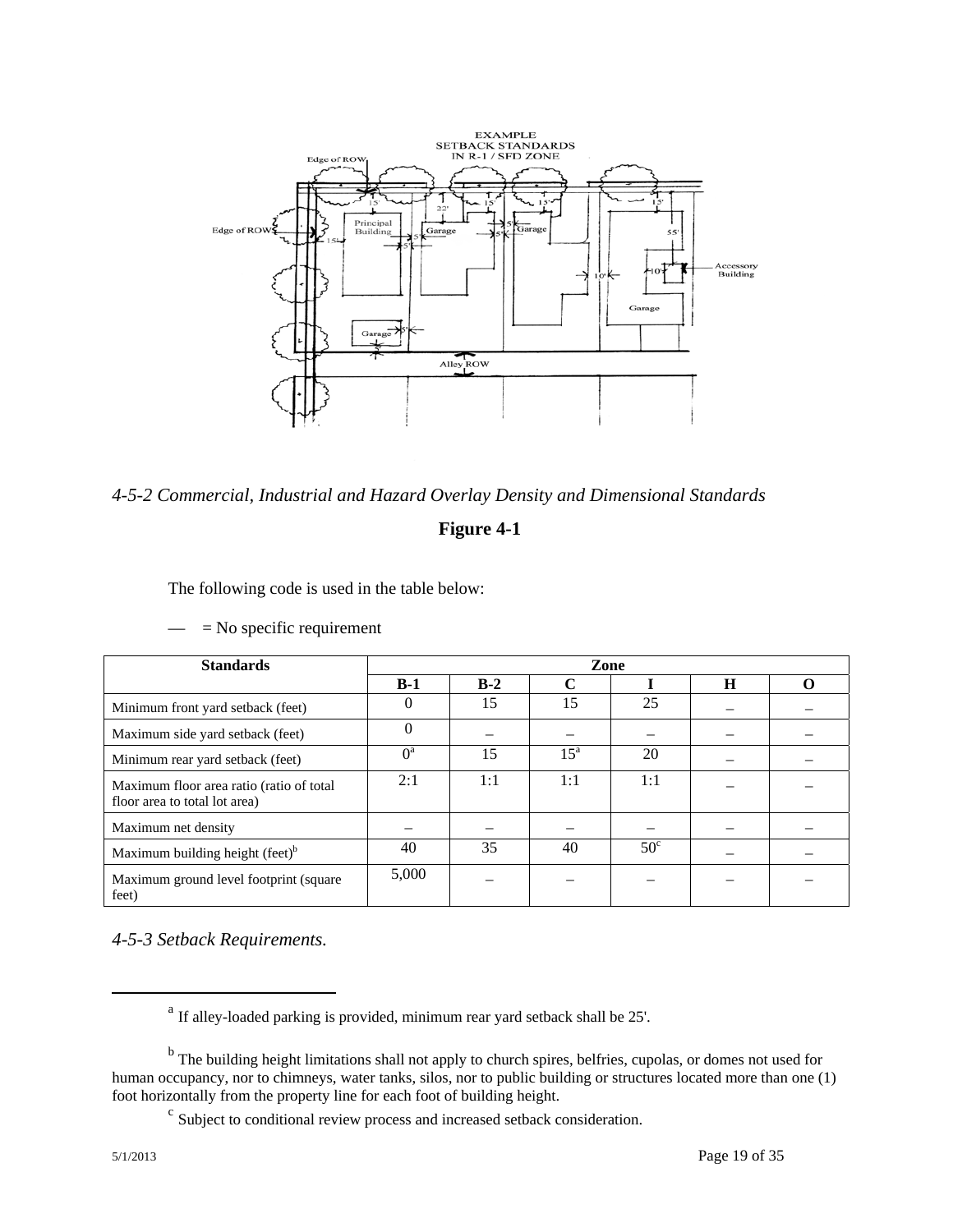*4-5-2 Commercial, Industrial and Hazard Overlay Density and Dimensional Standards*

**Figure 4-1**

The following code is used in the table below:

— = No specific requirement

| Standards | Zone | | | | | |
|---|---|---|---|---|---|---|
| | **B-1** | **B-2** | **C** | **I** | **H** | **O** |
| Minimum front yard setback (feet) | 0 | 15 | 15 | 25 | – | – |
| Maximum side yard setback (feet) | 0 | – | – | – | – | – |
| Minimum rear yard setback (feet) | 0[a] | 15 | 15[a] | 20 | – | – |
| Maximum floor area ratio (ratio of total floor area to total lot area) | 2:1 | 1:1 | 1:1 | 1:1 | – | – |
| Maximum net density | – | – | – | – | – | – |
| Maximum building height (feet)[b] | 40 | 35 | 40 | 50[c] | – | – |
| Maximum ground level footprint (square feet) | 5,000 | – | – | – | – | – |

*4-5-3 Setback Requirements.*

[a] If alley-loaded parking is provided, minimum rear yard setback shall be 25'.

[b] The building height limitations shall not apply to church spires, belfries, cupolas, or domes not used for human occupancy, nor to chimneys, water tanks, silos, nor to public building or structures located more than one (1) foot horizontally from the property line for each foot of building height.

[c] Subject to conditional review process and increased setback consideration.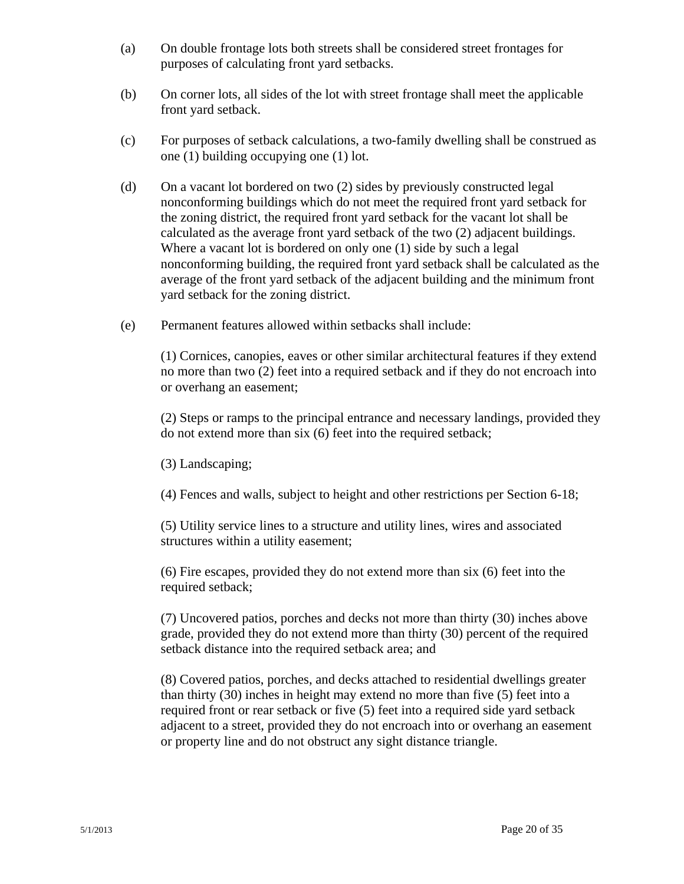(a) On double frontage lots both streets shall be considered street frontages for purposes of calculating front yard setbacks.

(b) On corner lots, all sides of the lot with street frontage shall meet the applicable front yard setback.

(c) For purposes of setback calculations, a two-family dwelling shall be construed as one (1) building occupying one (1) lot.

(d) On a vacant lot bordered on two (2) sides by previously constructed legal nonconforming buildings which do not meet the required front yard setback for the zoning district, the required front yard setback for the vacant lot shall be calculated as the average front yard setback of the two (2) adjacent buildings. Where a vacant lot is bordered on only one (1) side by such a legal nonconforming building, the required front yard setback shall be calculated as the average of the front yard setback of the adjacent building and the minimum front yard setback for the zoning district.

(e) Permanent features allowed within setbacks shall include:

(1) Cornices, canopies, eaves or other similar architectural features if they extend no more than two (2) feet into a required setback and if they do not encroach into or overhang an easement;

(2) Steps or ramps to the principal entrance and necessary landings, provided they do not extend more than six (6) feet into the required setback;

(3) Landscaping;

(4) Fences and walls, subject to height and other restrictions per Section 6-18;

(5) Utility service lines to a structure and utility lines, wires and associated structures within a utility easement;

(6) Fire escapes, provided they do not extend more than six (6) feet into the required setback;

(7) Uncovered patios, porches and decks not more than thirty (30) inches above grade, provided they do not extend more than thirty (30) percent of the required setback distance into the required setback area; and

(8) Covered patios, porches, and decks attached to residential dwellings greater than thirty (30) inches in height may extend no more than five (5) feet into a required front or rear setback or five (5) feet into a required side yard setback adjacent to a street, provided they do not encroach into or overhang an easement or property line and do not obstruct any sight distance triangle.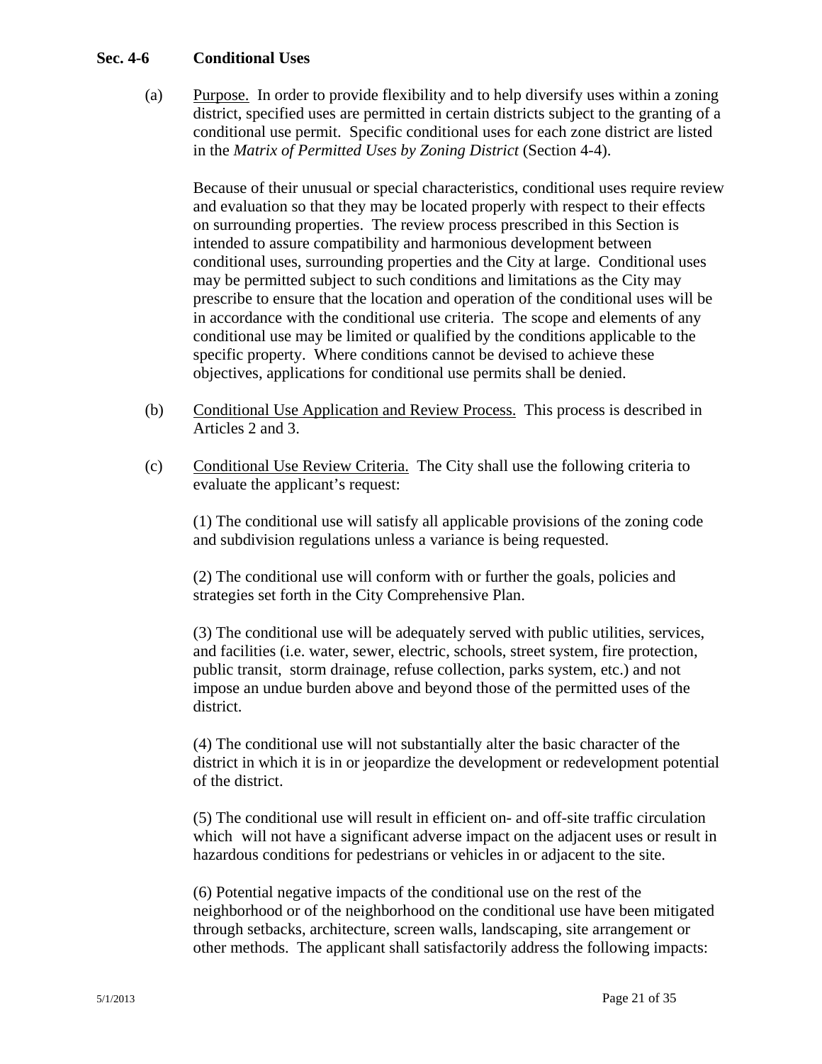### Sec. 4-6 Conditional Uses

(a) Purpose. In order to provide flexibility and to help diversify uses within a zoning district, specified uses are permitted in certain districts subject to the granting of a conditional use permit. Specific conditional uses for each zone district are listed in the *Matrix of Permitted Uses by Zoning District* (Section 4-4).

Because of their unusual or special characteristics, conditional uses require review and evaluation so that they may be located properly with respect to their effects on surrounding properties. The review process prescribed in this Section is intended to assure compatibility and harmonious development between conditional uses, surrounding properties and the City at large. Conditional uses may be permitted subject to such conditions and limitations as the City may prescribe to ensure that the location and operation of the conditional uses will be in accordance with the conditional use criteria. The scope and elements of any conditional use may be limited or qualified by the conditions applicable to the specific property. Where conditions cannot be devised to achieve these objectives, applications for conditional use permits shall be denied.

(b) Conditional Use Application and Review Process. This process is described in Articles 2 and 3.

(c) Conditional Use Review Criteria. The City shall use the following criteria to evaluate the applicant's request:

(1) The conditional use will satisfy all applicable provisions of the zoning code and subdivision regulations unless a variance is being requested.

(2) The conditional use will conform with or further the goals, policies and strategies set forth in the City Comprehensive Plan.

(3) The conditional use will be adequately served with public utilities, services, and facilities (i.e. water, sewer, electric, schools, street system, fire protection, public transit, storm drainage, refuse collection, parks system, etc.) and not impose an undue burden above and beyond those of the permitted uses of the district.

(4) The conditional use will not substantially alter the basic character of the district in which it is in or jeopardize the development or redevelopment potential of the district.

(5) The conditional use will result in efficient on- and off-site traffic circulation which will not have a significant adverse impact on the adjacent uses or result in hazardous conditions for pedestrians or vehicles in or adjacent to the site.

(6) Potential negative impacts of the conditional use on the rest of the neighborhood or of the neighborhood on the conditional use have been mitigated through setbacks, architecture, screen walls, landscaping, site arrangement or other methods. The applicant shall satisfactorily address the following impacts: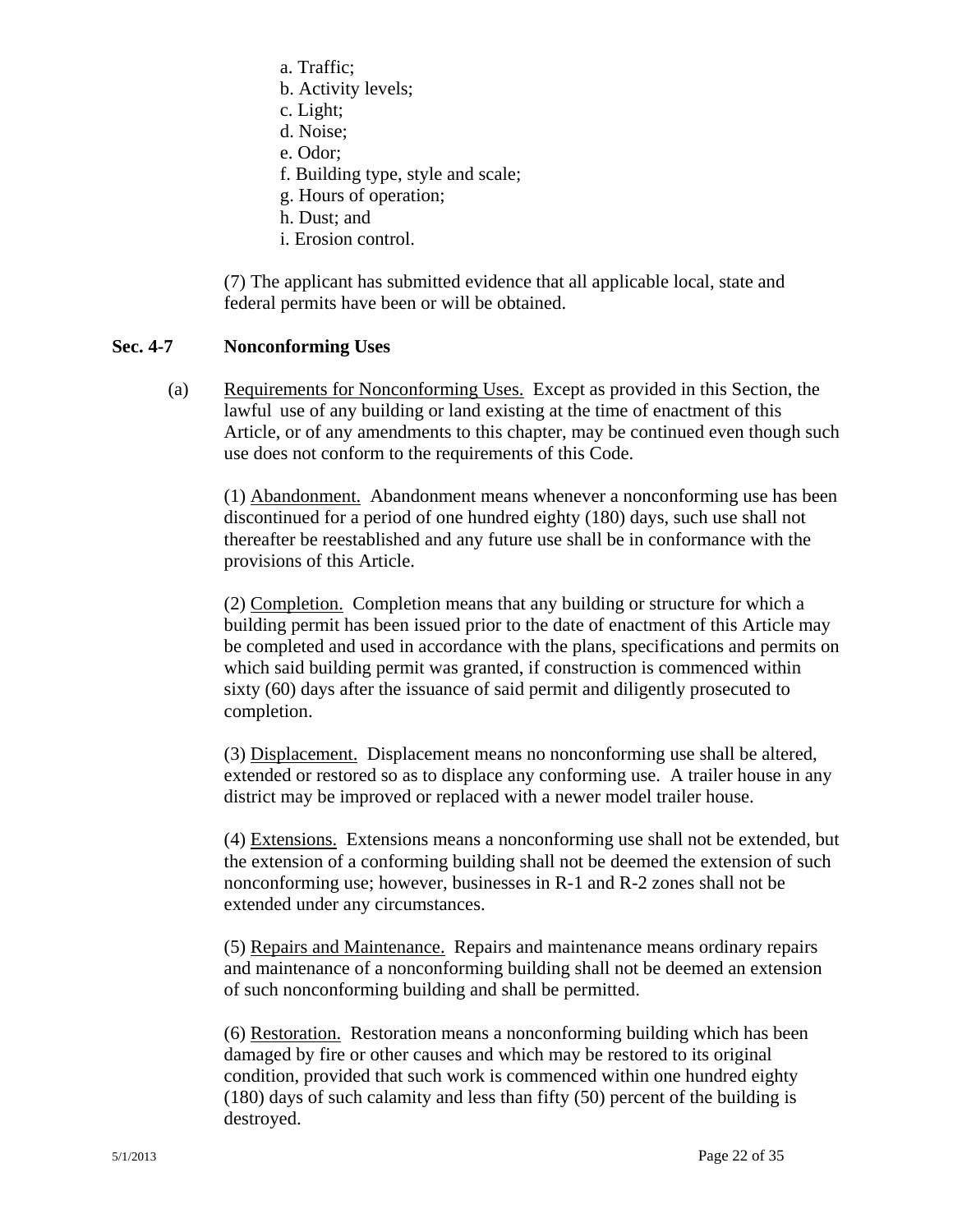a. Traffic;
b. Activity levels;
c. Light;
d. Noise;
e. Odor;
f. Building type, style and scale;
g. Hours of operation;
h. Dust; and
i. Erosion control.

(7) The applicant has submitted evidence that all applicable local, state and federal permits have been or will be obtained.

### Sec. 4-7 Nonconforming Uses

(a) Requirements for Nonconforming Uses. Except as provided in this Section, the lawful use of any building or land existing at the time of enactment of this Article, or of any amendments to this chapter, may be continued even though such use does not conform to the requirements of this Code.

(1) Abandonment. Abandonment means whenever a nonconforming use has been discontinued for a period of one hundred eighty (180) days, such use shall not thereafter be reestablished and any future use shall be in conformance with the provisions of this Article.

(2) Completion. Completion means that any building or structure for which a building permit has been issued prior to the date of enactment of this Article may be completed and used in accordance with the plans, specifications and permits on which said building permit was granted, if construction is commenced within sixty (60) days after the issuance of said permit and diligently prosecuted to completion.

(3) Displacement. Displacement means no nonconforming use shall be altered, extended or restored so as to displace any conforming use. A trailer house in any district may be improved or replaced with a newer model trailer house.

(4) Extensions. Extensions means a nonconforming use shall not be extended, but the extension of a conforming building shall not be deemed the extension of such nonconforming use; however, businesses in R-1 and R-2 zones shall not be extended under any circumstances.

(5) Repairs and Maintenance. Repairs and maintenance means ordinary repairs and maintenance of a nonconforming building shall not be deemed an extension of such nonconforming building and shall be permitted.

(6) Restoration. Restoration means a nonconforming building which has been damaged by fire or other causes and which may be restored to its original condition, provided that such work is commenced within one hundred eighty (180) days of such calamity and less than fifty (50) percent of the building is destroyed.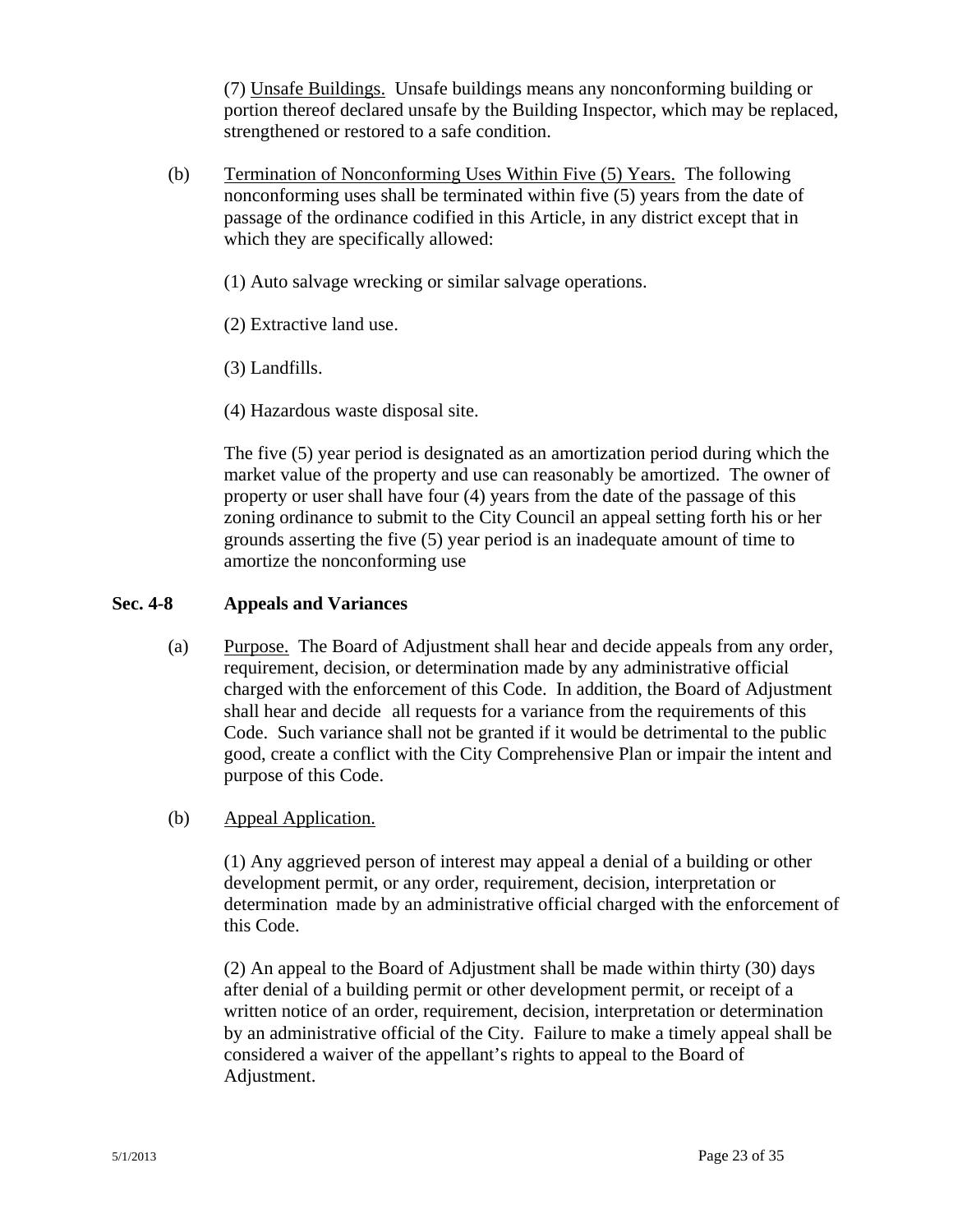(7) Unsafe Buildings. Unsafe buildings means any nonconforming building or portion thereof declared unsafe by the Building Inspector, which may be replaced, strengthened or restored to a safe condition.

(b) Termination of Nonconforming Uses Within Five (5) Years. The following nonconforming uses shall be terminated within five (5) years from the date of passage of the ordinance codified in this Article, in any district except that in which they are specifically allowed:

(1) Auto salvage wrecking or similar salvage operations.

(2) Extractive land use.

(3) Landfills.

(4) Hazardous waste disposal site.

The five (5) year period is designated as an amortization period during which the market value of the property and use can reasonably be amortized. The owner of property or user shall have four (4) years from the date of the passage of this zoning ordinance to submit to the City Council an appeal setting forth his or her grounds asserting the five (5) year period is an inadequate amount of time to amortize the nonconforming use

## Sec. 4-8 Appeals and Variances

(a) Purpose. The Board of Adjustment shall hear and decide appeals from any order, requirement, decision, or determination made by any administrative official charged with the enforcement of this Code. In addition, the Board of Adjustment shall hear and decide all requests for a variance from the requirements of this Code. Such variance shall not be granted if it would be detrimental to the public good, create a conflict with the City Comprehensive Plan or impair the intent and purpose of this Code.

(b) Appeal Application.

(1) Any aggrieved person of interest may appeal a denial of a building or other development permit, or any order, requirement, decision, interpretation or determination made by an administrative official charged with the enforcement of this Code.

(2) An appeal to the Board of Adjustment shall be made within thirty (30) days after denial of a building permit or other development permit, or receipt of a written notice of an order, requirement, decision, interpretation or determination by an administrative official of the City. Failure to make a timely appeal shall be considered a waiver of the appellant's rights to appeal to the Board of Adjustment.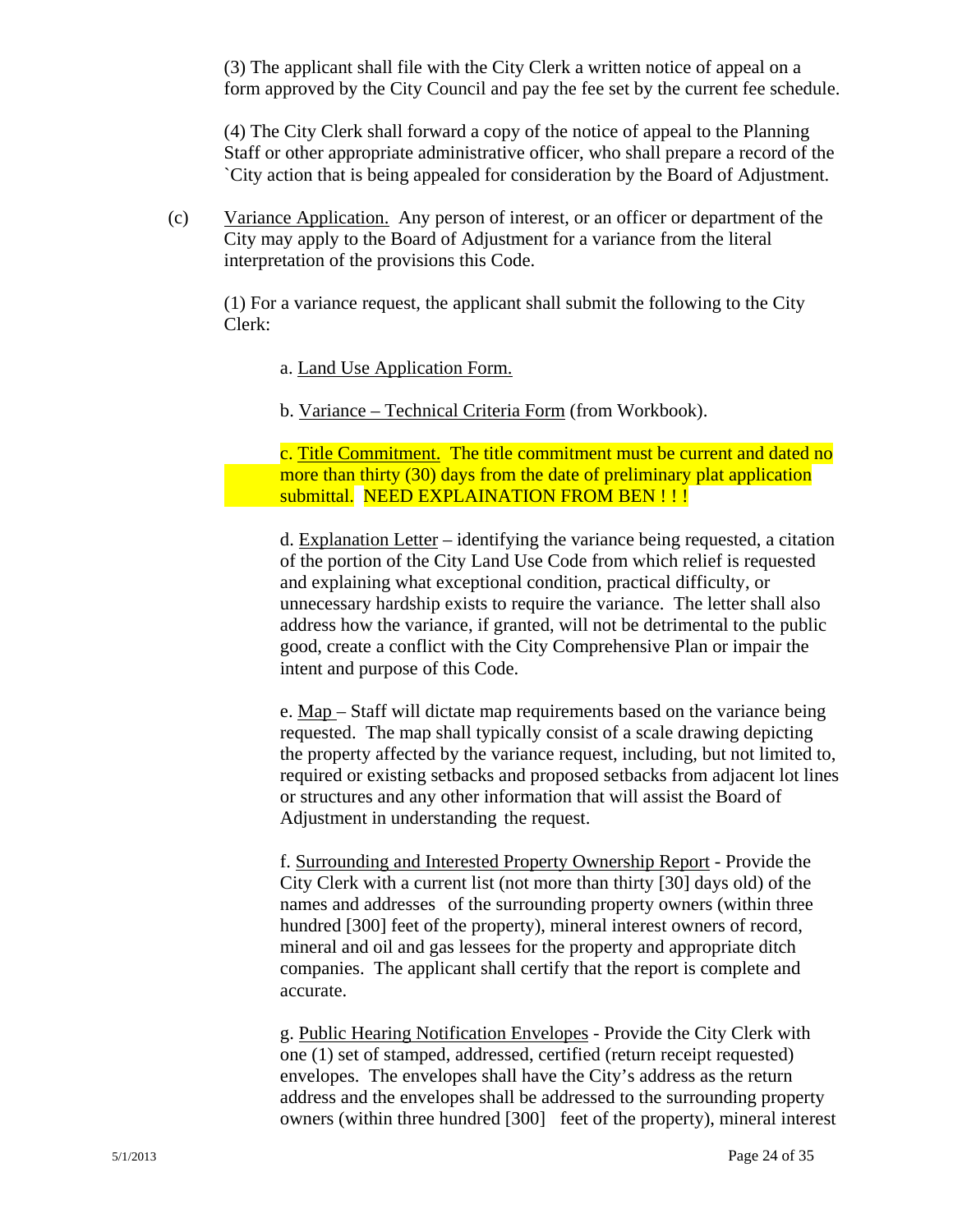(3) The applicant shall file with the City Clerk a written notice of appeal on a form approved by the City Council and pay the fee set by the current fee schedule.

(4) The City Clerk shall forward a copy of the notice of appeal to the Planning Staff or other appropriate administrative officer, who shall prepare a record of the `City action that is being appealed for consideration by the Board of Adjustment.

(c) Variance Application. Any person of interest, or an officer or department of the City may apply to the Board of Adjustment for a variance from the literal interpretation of the provisions this Code.

(1) For a variance request, the applicant shall submit the following to the City Clerk:

a. Land Use Application Form.

b. Variance – Technical Criteria Form (from Workbook).

c. Title Commitment. The title commitment must be current and dated no more than thirty (30) days from the date of preliminary plat application submittal. NEED EXPLAINATION FROM BEN ! ! !

d. Explanation Letter – identifying the variance being requested, a citation of the portion of the City Land Use Code from which relief is requested and explaining what exceptional condition, practical difficulty, or unnecessary hardship exists to require the variance. The letter shall also address how the variance, if granted, will not be detrimental to the public good, create a conflict with the City Comprehensive Plan or impair the intent and purpose of this Code.

e. Map – Staff will dictate map requirements based on the variance being requested. The map shall typically consist of a scale drawing depicting the property affected by the variance request, including, but not limited to, required or existing setbacks and proposed setbacks from adjacent lot lines or structures and any other information that will assist the Board of Adjustment in understanding the request.

f. Surrounding and Interested Property Ownership Report - Provide the City Clerk with a current list (not more than thirty [30] days old) of the names and addresses of the surrounding property owners (within three hundred [300] feet of the property), mineral interest owners of record, mineral and oil and gas lessees for the property and appropriate ditch companies. The applicant shall certify that the report is complete and accurate.

g. Public Hearing Notification Envelopes - Provide the City Clerk with one (1) set of stamped, addressed, certified (return receipt requested) envelopes. The envelopes shall have the City's address as the return address and the envelopes shall be addressed to the surrounding property owners (within three hundred [300] feet of the property), mineral interest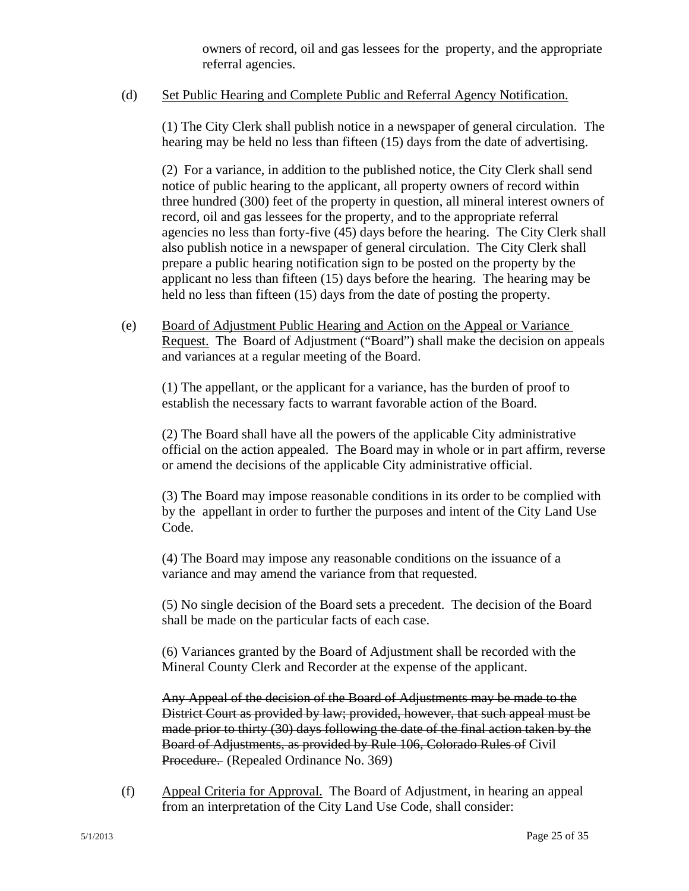owners of record, oil and gas lessees for the property, and the appropriate referral agencies.

(d) Set Public Hearing and Complete Public and Referral Agency Notification.

(1) The City Clerk shall publish notice in a newspaper of general circulation. The hearing may be held no less than fifteen (15) days from the date of advertising.

(2) For a variance, in addition to the published notice, the City Clerk shall send notice of public hearing to the applicant, all property owners of record within three hundred (300) feet of the property in question, all mineral interest owners of record, oil and gas lessees for the property, and to the appropriate referral agencies no less than forty-five (45) days before the hearing. The City Clerk shall also publish notice in a newspaper of general circulation. The City Clerk shall prepare a public hearing notification sign to be posted on the property by the applicant no less than fifteen (15) days before the hearing. The hearing may be held no less than fifteen (15) days from the date of posting the property.

(e) Board of Adjustment Public Hearing and Action on the Appeal or Variance Request. The Board of Adjustment ("Board") shall make the decision on appeals and variances at a regular meeting of the Board.

(1) The appellant, or the applicant for a variance, has the burden of proof to establish the necessary facts to warrant favorable action of the Board.

(2) The Board shall have all the powers of the applicable City administrative official on the action appealed. The Board may in whole or in part affirm, reverse or amend the decisions of the applicable City administrative official.

(3) The Board may impose reasonable conditions in its order to be complied with by the appellant in order to further the purposes and intent of the City Land Use Code.

(4) The Board may impose any reasonable conditions on the issuance of a variance and may amend the variance from that requested.

(5) No single decision of the Board sets a precedent. The decision of the Board shall be made on the particular facts of each case.

(6) Variances granted by the Board of Adjustment shall be recorded with the Mineral County Clerk and Recorder at the expense of the applicant.

~~Any Appeal of the decision of the Board of Adjustments may be made to the District Court as provided by law; provided, however, that such appeal must be made prior to thirty (30) days following the date of the final action taken by the Board of Adjustments, as provided by Rule 106, Colorado Rules of~~ Civil ~~Procedure.~~ (Repealed Ordinance No. 369)

(f) Appeal Criteria for Approval. The Board of Adjustment, in hearing an appeal from an interpretation of the City Land Use Code, shall consider: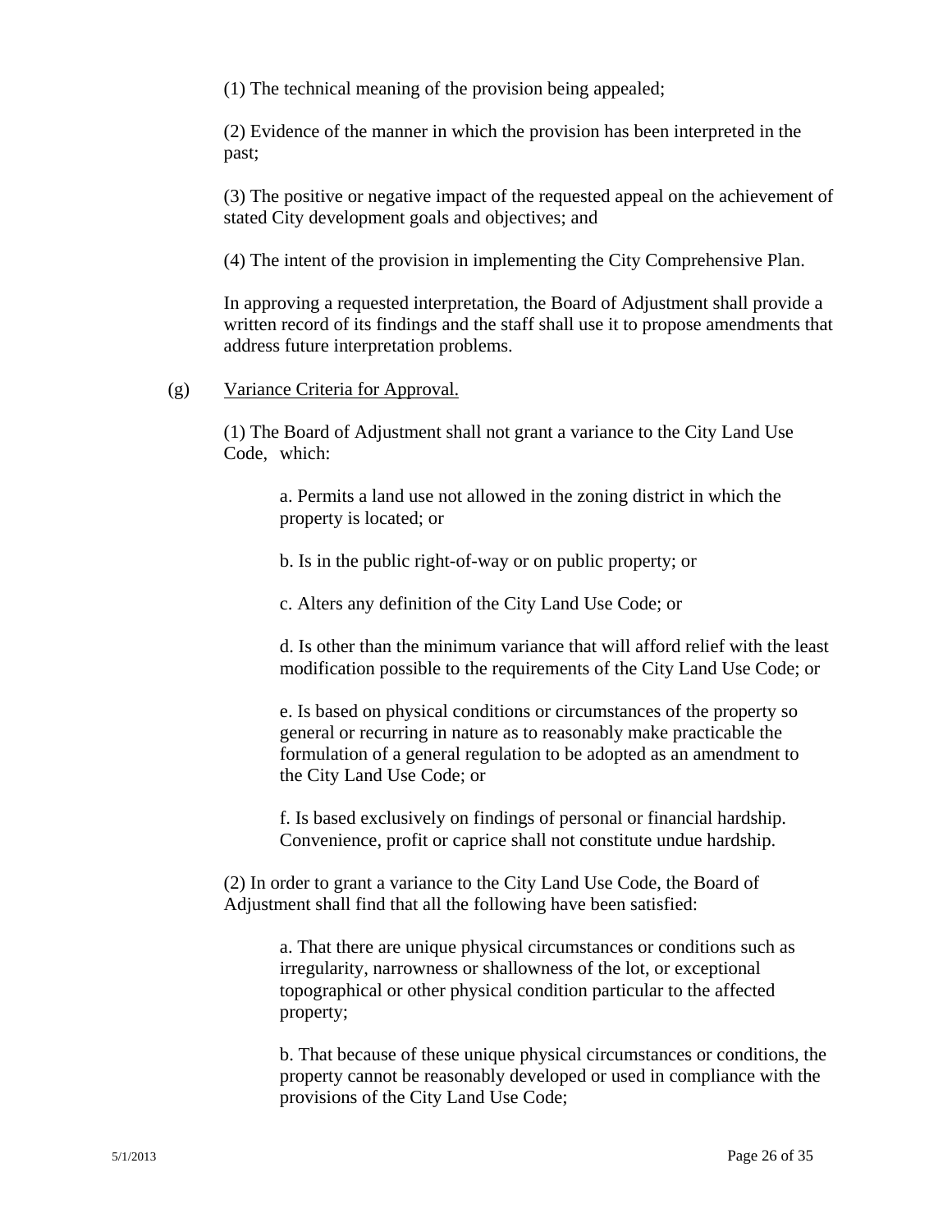(1) The technical meaning of the provision being appealed;

(2) Evidence of the manner in which the provision has been interpreted in the past;

(3) The positive or negative impact of the requested appeal on the achievement of stated City development goals and objectives; and

(4) The intent of the provision in implementing the City Comprehensive Plan.

In approving a requested interpretation, the Board of Adjustment shall provide a written record of its findings and the staff shall use it to propose amendments that address future interpretation problems.

(g) Variance Criteria for Approval.

(1) The Board of Adjustment shall not grant a variance to the City Land Use Code, which:

a. Permits a land use not allowed in the zoning district in which the property is located; or

b. Is in the public right-of-way or on public property; or

c. Alters any definition of the City Land Use Code; or

d. Is other than the minimum variance that will afford relief with the least modification possible to the requirements of the City Land Use Code; or

e. Is based on physical conditions or circumstances of the property so general or recurring in nature as to reasonably make practicable the formulation of a general regulation to be adopted as an amendment to the City Land Use Code; or

f. Is based exclusively on findings of personal or financial hardship. Convenience, profit or caprice shall not constitute undue hardship.

(2) In order to grant a variance to the City Land Use Code, the Board of Adjustment shall find that all the following have been satisfied:

a. That there are unique physical circumstances or conditions such as irregularity, narrowness or shallowness of the lot, or exceptional topographical or other physical condition particular to the affected property;

b. That because of these unique physical circumstances or conditions, the property cannot be reasonably developed or used in compliance with the provisions of the City Land Use Code;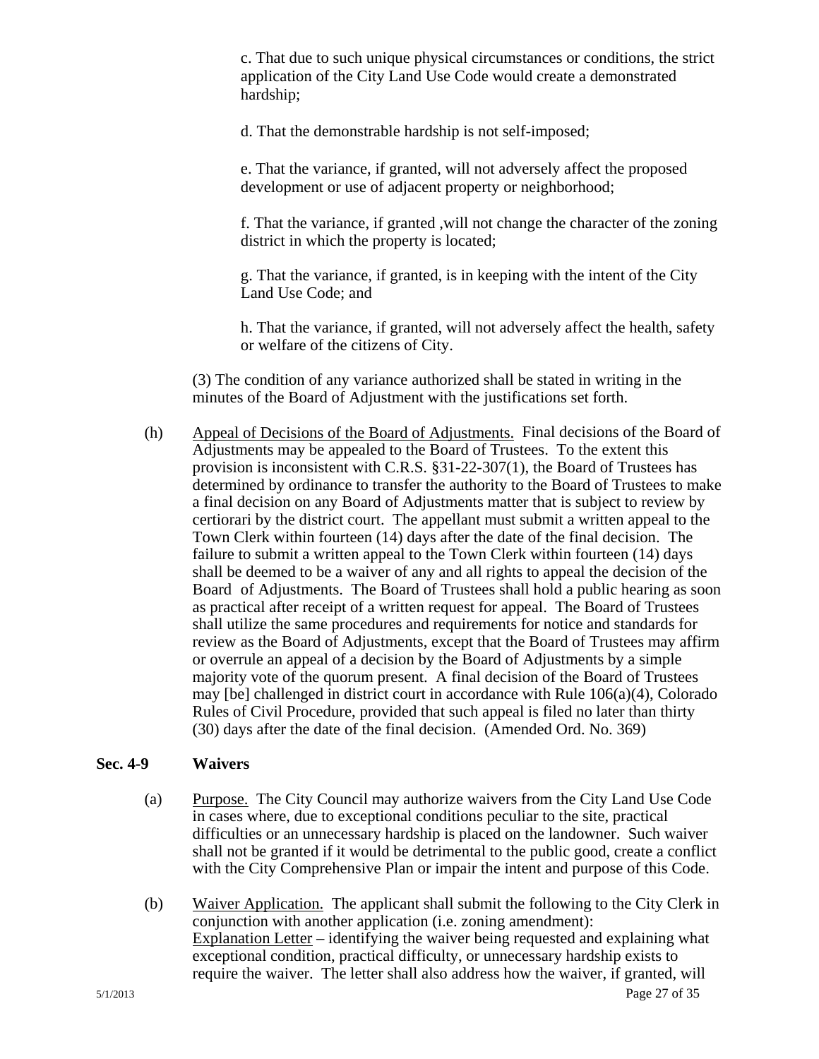c. That due to such unique physical circumstances or conditions, the strict application of the City Land Use Code would create a demonstrated hardship;

d. That the demonstrable hardship is not self-imposed;

e. That the variance, if granted, will not adversely affect the proposed development or use of adjacent property or neighborhood;

f. That the variance, if granted ,will not change the character of the zoning district in which the property is located;

g. That the variance, if granted, is in keeping with the intent of the City Land Use Code; and

h. That the variance, if granted, will not adversely affect the health, safety or welfare of the citizens of City.

(3) The condition of any variance authorized shall be stated in writing in the minutes of the Board of Adjustment with the justifications set forth.

(h) Appeal of Decisions of the Board of Adjustments. Final decisions of the Board of Adjustments may be appealed to the Board of Trustees. To the extent this provision is inconsistent with C.R.S. §31-22-307(1), the Board of Trustees has determined by ordinance to transfer the authority to the Board of Trustees to make a final decision on any Board of Adjustments matter that is subject to review by certiorari by the district court. The appellant must submit a written appeal to the Town Clerk within fourteen (14) days after the date of the final decision. The failure to submit a written appeal to the Town Clerk within fourteen (14) days shall be deemed to be a waiver of any and all rights to appeal the decision of the Board of Adjustments. The Board of Trustees shall hold a public hearing as soon as practical after receipt of a written request for appeal. The Board of Trustees shall utilize the same procedures and requirements for notice and standards for review as the Board of Adjustments, except that the Board of Trustees may affirm or overrule an appeal of a decision by the Board of Adjustments by a simple majority vote of the quorum present. A final decision of the Board of Trustees may [be] challenged in district court in accordance with Rule 106(a)(4), Colorado Rules of Civil Procedure, provided that such appeal is filed no later than thirty (30) days after the date of the final decision. (Amended Ord. No. 369)

### Sec. 4-9 Waivers

(a) Purpose. The City Council may authorize waivers from the City Land Use Code in cases where, due to exceptional conditions peculiar to the site, practical difficulties or an unnecessary hardship is placed on the landowner. Such waiver shall not be granted if it would be detrimental to the public good, create a conflict with the City Comprehensive Plan or impair the intent and purpose of this Code.

(b) Waiver Application. The applicant shall submit the following to the City Clerk in conjunction with another application (i.e. zoning amendment):
Explanation Letter – identifying the waiver being requested and explaining what exceptional condition, practical difficulty, or unnecessary hardship exists to require the waiver. The letter shall also address how the waiver, if granted, will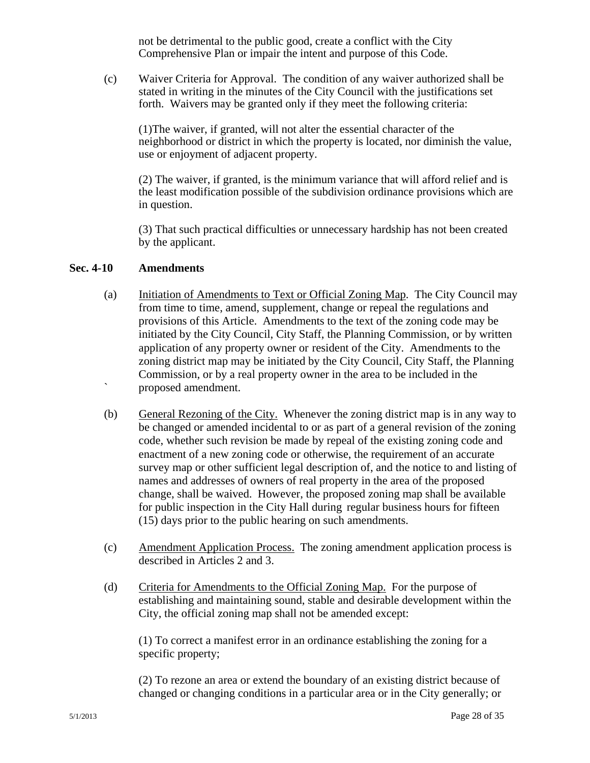not be detrimental to the public good, create a conflict with the City Comprehensive Plan or impair the intent and purpose of this Code.

(c) Waiver Criteria for Approval. The condition of any waiver authorized shall be stated in writing in the minutes of the City Council with the justifications set forth. Waivers may be granted only if they meet the following criteria:

(1)The waiver, if granted, will not alter the essential character of the neighborhood or district in which the property is located, nor diminish the value, use or enjoyment of adjacent property.

(2) The waiver, if granted, is the minimum variance that will afford relief and is the least modification possible of the subdivision ordinance provisions which are in question.

(3) That such practical difficulties or unnecessary hardship has not been created by the applicant.

**Sec. 4-10 Amendments**

(a) Initiation of Amendments to Text or Official Zoning Map. The City Council may from time to time, amend, supplement, change or repeal the regulations and provisions of this Article. Amendments to the text of the zoning code may be initiated by the City Council, City Staff, the Planning Commission, or by written application of any property owner or resident of the City. Amendments to the zoning district map may be initiated by the City Council, City Staff, the Planning Commission, or by a real property owner in the area to be included in the proposed amendment.

(b) General Rezoning of the City. Whenever the zoning district map is in any way to be changed or amended incidental to or as part of a general revision of the zoning code, whether such revision be made by repeal of the existing zoning code and enactment of a new zoning code or otherwise, the requirement of an accurate survey map or other sufficient legal description of, and the notice to and listing of names and addresses of owners of real property in the area of the proposed change, shall be waived. However, the proposed zoning map shall be available for public inspection in the City Hall during regular business hours for fifteen (15) days prior to the public hearing on such amendments.

(c) Amendment Application Process. The zoning amendment application process is described in Articles 2 and 3.

(d) Criteria for Amendments to the Official Zoning Map. For the purpose of establishing and maintaining sound, stable and desirable development within the City, the official zoning map shall not be amended except:

(1) To correct a manifest error in an ordinance establishing the zoning for a specific property;

(2) To rezone an area or extend the boundary of an existing district because of changed or changing conditions in a particular area or in the City generally; or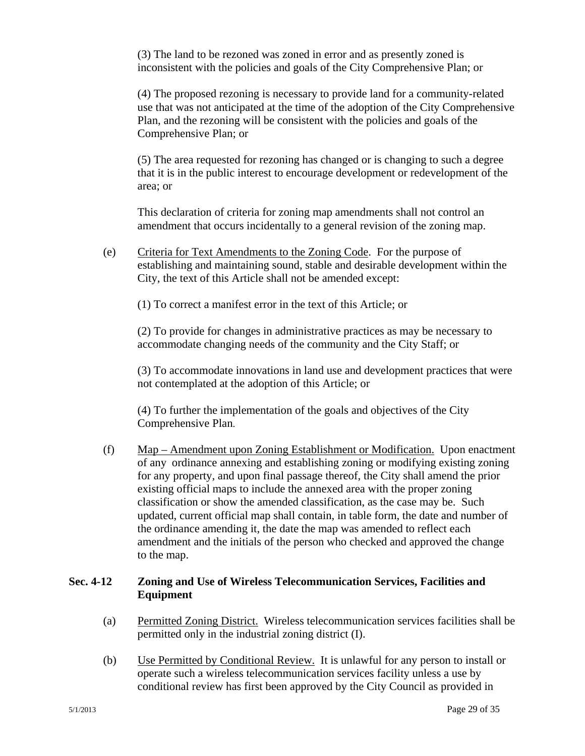(3) The land to be rezoned was zoned in error and as presently zoned is inconsistent with the policies and goals of the City Comprehensive Plan; or

(4) The proposed rezoning is necessary to provide land for a community-related use that was not anticipated at the time of the adoption of the City Comprehensive Plan, and the rezoning will be consistent with the policies and goals of the Comprehensive Plan; or

(5) The area requested for rezoning has changed or is changing to such a degree that it is in the public interest to encourage development or redevelopment of the area; or

This declaration of criteria for zoning map amendments shall not control an amendment that occurs incidentally to a general revision of the zoning map.

(e) Criteria for Text Amendments to the Zoning Code. For the purpose of establishing and maintaining sound, stable and desirable development within the City, the text of this Article shall not be amended except:

(1) To correct a manifest error in the text of this Article; or

(2) To provide for changes in administrative practices as may be necessary to accommodate changing needs of the community and the City Staff; or

(3) To accommodate innovations in land use and development practices that were not contemplated at the adoption of this Article; or

(4) To further the implementation of the goals and objectives of the City Comprehensive Plan.

(f) Map – Amendment upon Zoning Establishment or Modification. Upon enactment of any ordinance annexing and establishing zoning or modifying existing zoning for any property, and upon final passage thereof, the City shall amend the prior existing official maps to include the annexed area with the proper zoning classification or show the amended classification, as the case may be. Such updated, current official map shall contain, in table form, the date and number of the ordinance amending it, the date the map was amended to reflect each amendment and the initials of the person who checked and approved the change to the map.

## Sec. 4-12 Zoning and Use of Wireless Telecommunication Services, Facilities and Equipment

(a) Permitted Zoning District. Wireless telecommunication services facilities shall be permitted only in the industrial zoning district (I).

(b) Use Permitted by Conditional Review. It is unlawful for any person to install or operate such a wireless telecommunication services facility unless a use by conditional review has first been approved by the City Council as provided in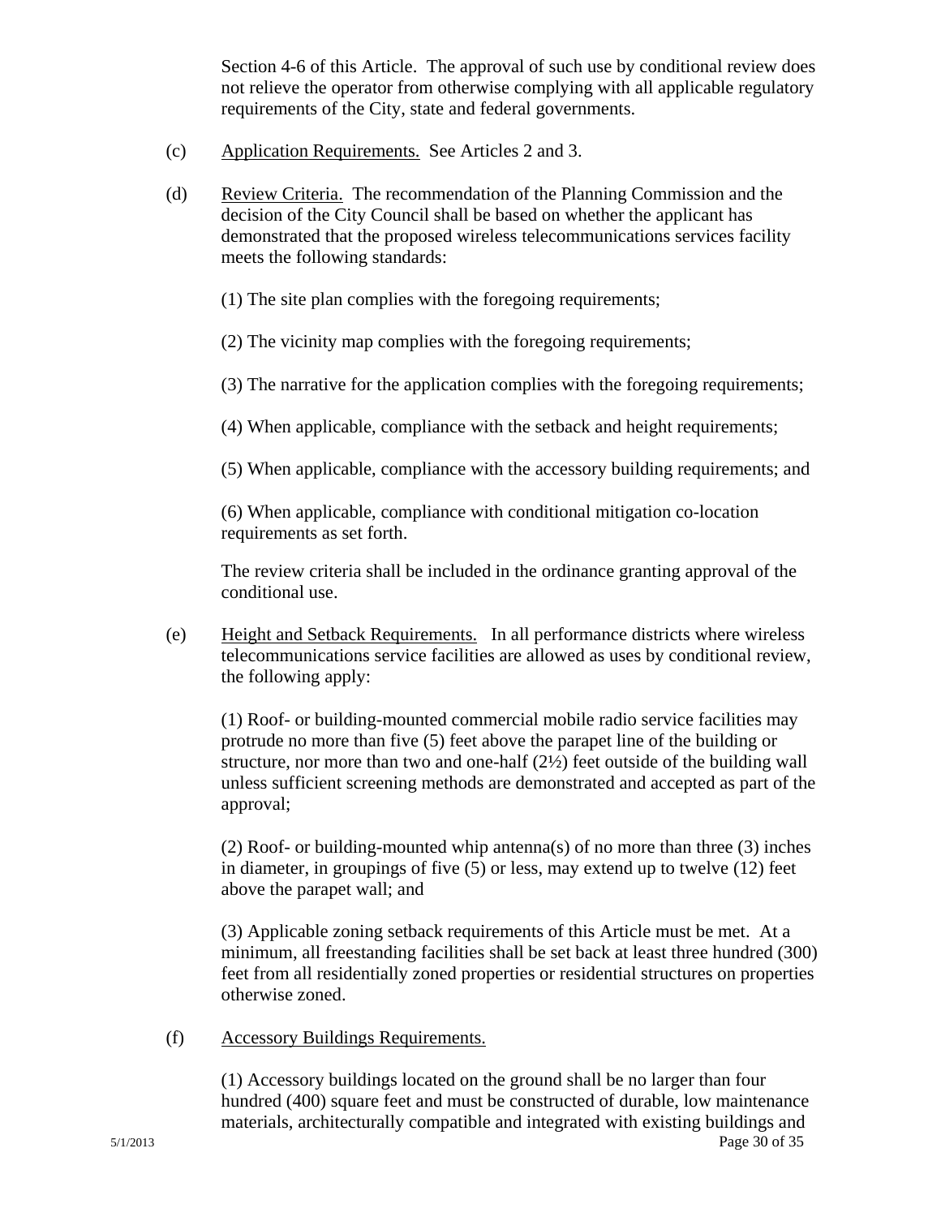Section 4-6 of this Article. The approval of such use by conditional review does not relieve the operator from otherwise complying with all applicable regulatory requirements of the City, state and federal governments.

(c) Application Requirements. See Articles 2 and 3.

(d) Review Criteria. The recommendation of the Planning Commission and the decision of the City Council shall be based on whether the applicant has demonstrated that the proposed wireless telecommunications services facility meets the following standards:

(1) The site plan complies with the foregoing requirements;

(2) The vicinity map complies with the foregoing requirements;

(3) The narrative for the application complies with the foregoing requirements;

(4) When applicable, compliance with the setback and height requirements;

(5) When applicable, compliance with the accessory building requirements; and

(6) When applicable, compliance with conditional mitigation co-location requirements as set forth.

The review criteria shall be included in the ordinance granting approval of the conditional use.

(e) Height and Setback Requirements. In all performance districts where wireless telecommunications service facilities are allowed as uses by conditional review, the following apply:

(1) Roof- or building-mounted commercial mobile radio service facilities may protrude no more than five (5) feet above the parapet line of the building or structure, nor more than two and one-half (2½) feet outside of the building wall unless sufficient screening methods are demonstrated and accepted as part of the approval;

(2) Roof- or building-mounted whip antenna(s) of no more than three (3) inches in diameter, in groupings of five (5) or less, may extend up to twelve (12) feet above the parapet wall; and

(3) Applicable zoning setback requirements of this Article must be met. At a minimum, all freestanding facilities shall be set back at least three hundred (300) feet from all residentially zoned properties or residential structures on properties otherwise zoned.

(f) Accessory Buildings Requirements.

(1) Accessory buildings located on the ground shall be no larger than four hundred (400) square feet and must be constructed of durable, low maintenance materials, architecturally compatible and integrated with existing buildings and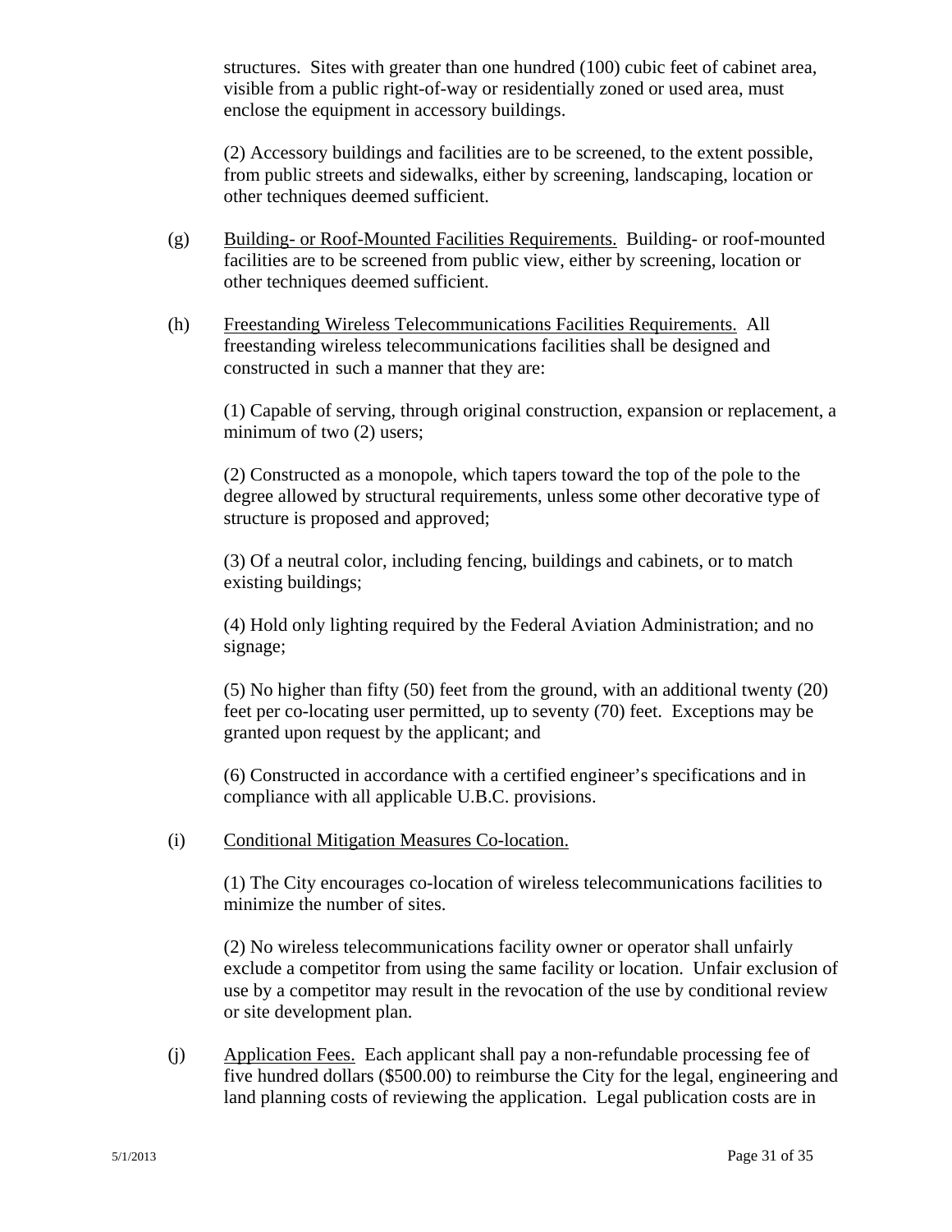structures. Sites with greater than one hundred (100) cubic feet of cabinet area, visible from a public right-of-way or residentially zoned or used area, must enclose the equipment in accessory buildings.

(2) Accessory buildings and facilities are to be screened, to the extent possible, from public streets and sidewalks, either by screening, landscaping, location or other techniques deemed sufficient.

(g) Building- or Roof-Mounted Facilities Requirements. Building- or roof-mounted facilities are to be screened from public view, either by screening, location or other techniques deemed sufficient.

(h) Freestanding Wireless Telecommunications Facilities Requirements. All freestanding wireless telecommunications facilities shall be designed and constructed in such a manner that they are:

(1) Capable of serving, through original construction, expansion or replacement, a minimum of two (2) users;

(2) Constructed as a monopole, which tapers toward the top of the pole to the degree allowed by structural requirements, unless some other decorative type of structure is proposed and approved;

(3) Of a neutral color, including fencing, buildings and cabinets, or to match existing buildings;

(4) Hold only lighting required by the Federal Aviation Administration; and no signage;

(5) No higher than fifty (50) feet from the ground, with an additional twenty (20) feet per co-locating user permitted, up to seventy (70) feet. Exceptions may be granted upon request by the applicant; and

(6) Constructed in accordance with a certified engineer's specifications and in compliance with all applicable U.B.C. provisions.

(i) Conditional Mitigation Measures Co-location.

(1) The City encourages co-location of wireless telecommunications facilities to minimize the number of sites.

(2) No wireless telecommunications facility owner or operator shall unfairly exclude a competitor from using the same facility or location. Unfair exclusion of use by a competitor may result in the revocation of the use by conditional review or site development plan.

(j) Application Fees. Each applicant shall pay a non-refundable processing fee of five hundred dollars ($500.00) to reimburse the City for the legal, engineering and land planning costs of reviewing the application. Legal publication costs are in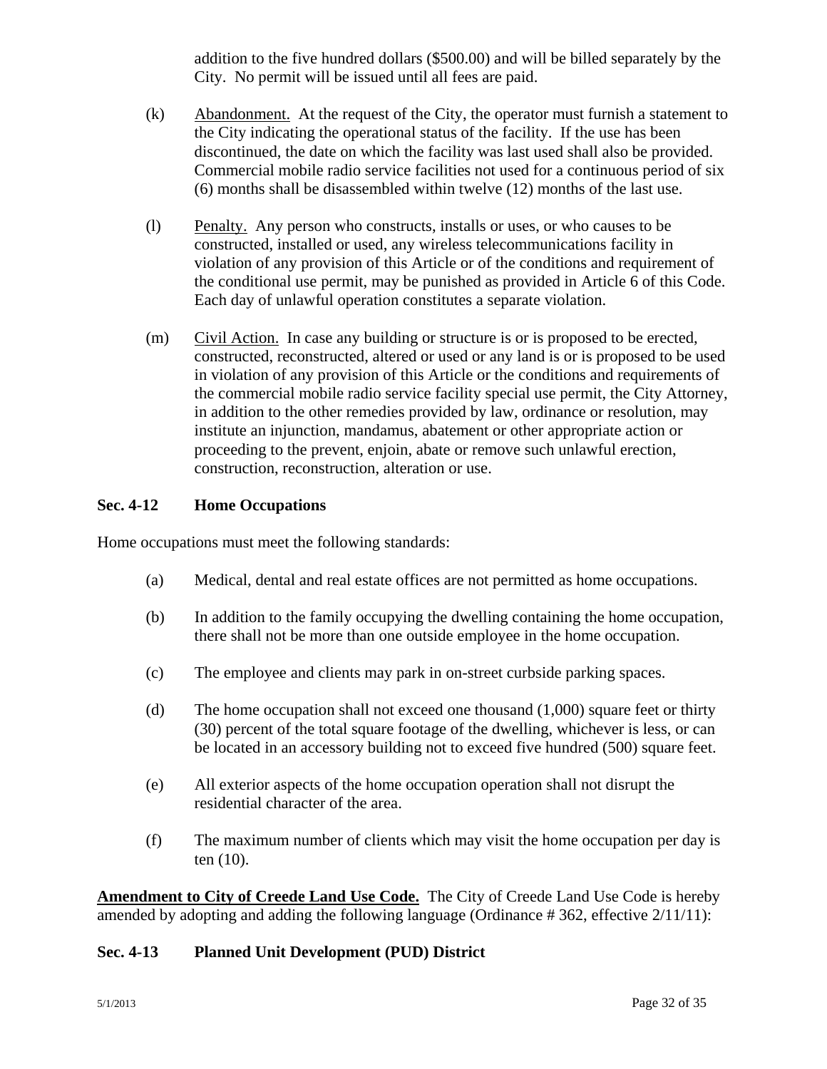addition to the five hundred dollars ($500.00) and will be billed separately by the City. No permit will be issued until all fees are paid.

(k) Abandonment. At the request of the City, the operator must furnish a statement to the City indicating the operational status of the facility. If the use has been discontinued, the date on which the facility was last used shall also be provided. Commercial mobile radio service facilities not used for a continuous period of six (6) months shall be disassembled within twelve (12) months of the last use.

(l) Penalty. Any person who constructs, installs or uses, or who causes to be constructed, installed or used, any wireless telecommunications facility in violation of any provision of this Article or of the conditions and requirement of the conditional use permit, may be punished as provided in Article 6 of this Code. Each day of unlawful operation constitutes a separate violation.

(m) Civil Action. In case any building or structure is or is proposed to be erected, constructed, reconstructed, altered or used or any land is or is proposed to be used in violation of any provision of this Article or the conditions and requirements of the commercial mobile radio service facility special use permit, the City Attorney, in addition to the other remedies provided by law, ordinance or resolution, may institute an injunction, mandamus, abatement or other appropriate action or proceeding to the prevent, enjoin, abate or remove such unlawful erection, construction, reconstruction, alteration or use.

### Sec. 4-12 Home Occupations

Home occupations must meet the following standards:

(a) Medical, dental and real estate offices are not permitted as home occupations.

(b) In addition to the family occupying the dwelling containing the home occupation, there shall not be more than one outside employee in the home occupation.

(c) The employee and clients may park in on-street curbside parking spaces.

(d) The home occupation shall not exceed one thousand (1,000) square feet or thirty (30) percent of the total square footage of the dwelling, whichever is less, or can be located in an accessory building not to exceed five hundred (500) square feet.

(e) All exterior aspects of the home occupation operation shall not disrupt the residential character of the area.

(f) The maximum number of clients which may visit the home occupation per day is ten (10).

**Amendment to City of Creede Land Use Code.** The City of Creede Land Use Code is hereby amended by adopting and adding the following language (Ordinance # 362, effective 2/11/11):

### Sec. 4-13 Planned Unit Development (PUD) District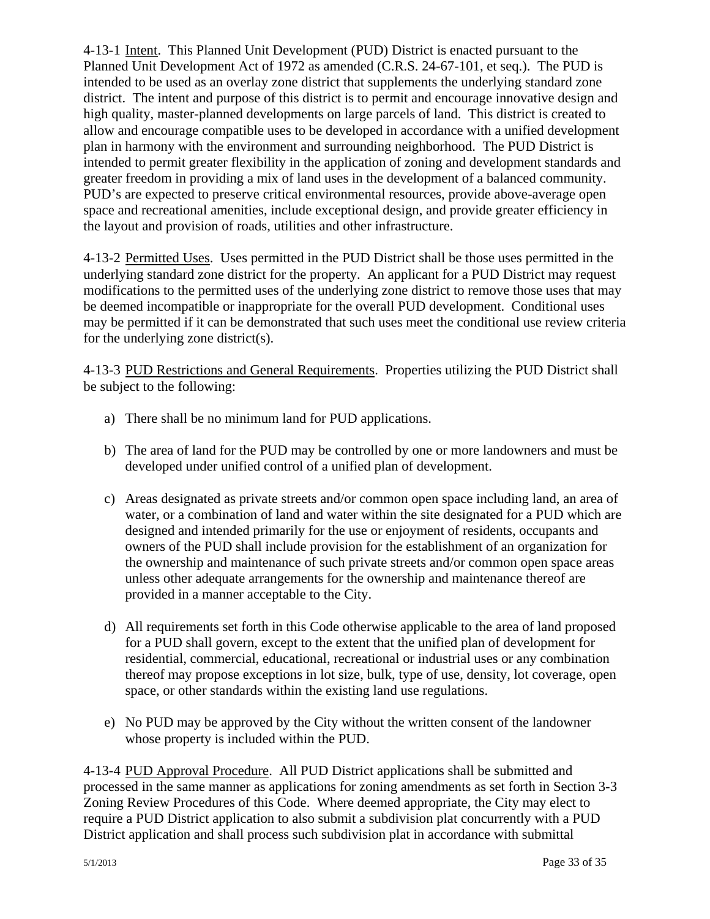4-13-1 Intent. This Planned Unit Development (PUD) District is enacted pursuant to the Planned Unit Development Act of 1972 as amended (C.R.S. 24-67-101, et seq.). The PUD is intended to be used as an overlay zone district that supplements the underlying standard zone district. The intent and purpose of this district is to permit and encourage innovative design and high quality, master-planned developments on large parcels of land. This district is created to allow and encourage compatible uses to be developed in accordance with a unified development plan in harmony with the environment and surrounding neighborhood. The PUD District is intended to permit greater flexibility in the application of zoning and development standards and greater freedom in providing a mix of land uses in the development of a balanced community. PUD's are expected to preserve critical environmental resources, provide above-average open space and recreational amenities, include exceptional design, and provide greater efficiency in the layout and provision of roads, utilities and other infrastructure.

4-13-2 Permitted Uses. Uses permitted in the PUD District shall be those uses permitted in the underlying standard zone district for the property. An applicant for a PUD District may request modifications to the permitted uses of the underlying zone district to remove those uses that may be deemed incompatible or inappropriate for the overall PUD development. Conditional uses may be permitted if it can be demonstrated that such uses meet the conditional use review criteria for the underlying zone district(s).

4-13-3 PUD Restrictions and General Requirements. Properties utilizing the PUD District shall be subject to the following:

a) There shall be no minimum land for PUD applications.

b) The area of land for the PUD may be controlled by one or more landowners and must be developed under unified control of a unified plan of development.

c) Areas designated as private streets and/or common open space including land, an area of water, or a combination of land and water within the site designated for a PUD which are designed and intended primarily for the use or enjoyment of residents, occupants and owners of the PUD shall include provision for the establishment of an organization for the ownership and maintenance of such private streets and/or common open space areas unless other adequate arrangements for the ownership and maintenance thereof are provided in a manner acceptable to the City.

d) All requirements set forth in this Code otherwise applicable to the area of land proposed for a PUD shall govern, except to the extent that the unified plan of development for residential, commercial, educational, recreational or industrial uses or any combination thereof may propose exceptions in lot size, bulk, type of use, density, lot coverage, open space, or other standards within the existing land use regulations.

e) No PUD may be approved by the City without the written consent of the landowner whose property is included within the PUD.

4-13-4 PUD Approval Procedure. All PUD District applications shall be submitted and processed in the same manner as applications for zoning amendments as set forth in Section 3-3 Zoning Review Procedures of this Code. Where deemed appropriate, the City may elect to require a PUD District application to also submit a subdivision plat concurrently with a PUD District application and shall process such subdivision plat in accordance with submittal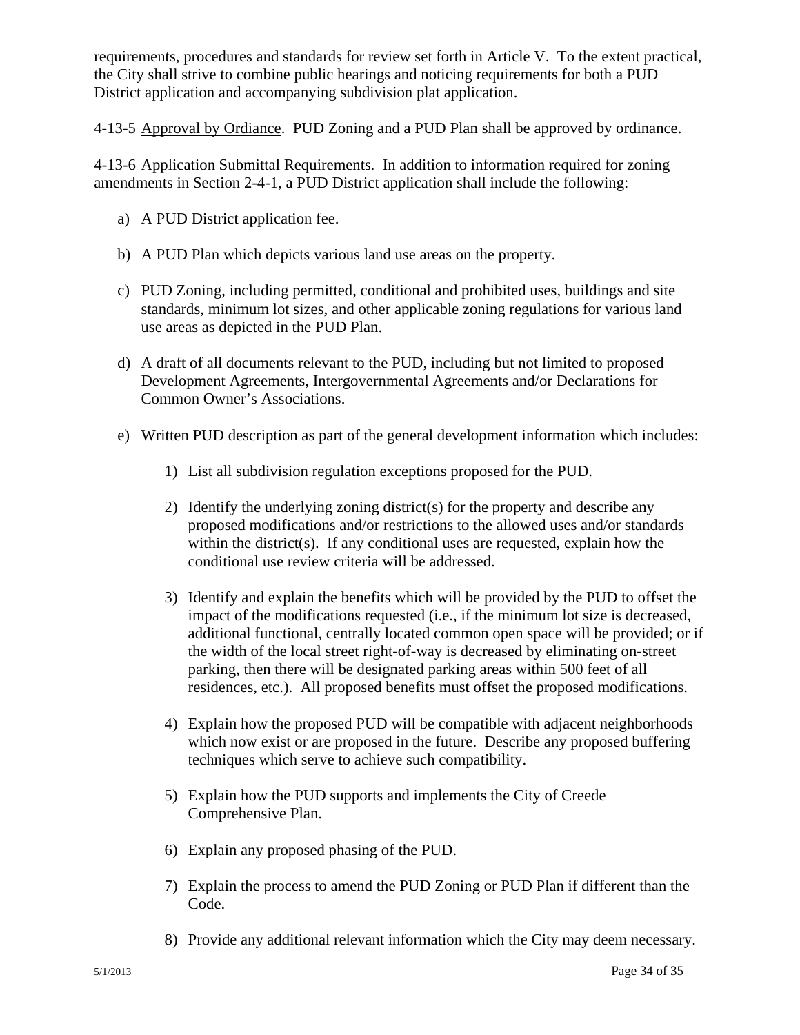requirements, procedures and standards for review set forth in Article V. To the extent practical, the City shall strive to combine public hearings and noticing requirements for both a PUD District application and accompanying subdivision plat application.

4-13-5 Approval by Ordiance. PUD Zoning and a PUD Plan shall be approved by ordinance.

4-13-6 Application Submittal Requirements. In addition to information required for zoning amendments in Section 2-4-1, a PUD District application shall include the following:

a) A PUD District application fee.

b) A PUD Plan which depicts various land use areas on the property.

c) PUD Zoning, including permitted, conditional and prohibited uses, buildings and site standards, minimum lot sizes, and other applicable zoning regulations for various land use areas as depicted in the PUD Plan.

d) A draft of all documents relevant to the PUD, including but not limited to proposed Development Agreements, Intergovernmental Agreements and/or Declarations for Common Owner's Associations.

e) Written PUD description as part of the general development information which includes:

   1) List all subdivision regulation exceptions proposed for the PUD.

   2) Identify the underlying zoning district(s) for the property and describe any proposed modifications and/or restrictions to the allowed uses and/or standards within the district(s). If any conditional uses are requested, explain how the conditional use review criteria will be addressed.

   3) Identify and explain the benefits which will be provided by the PUD to offset the impact of the modifications requested (i.e., if the minimum lot size is decreased, additional functional, centrally located common open space will be provided; or if the width of the local street right-of-way is decreased by eliminating on-street parking, then there will be designated parking areas within 500 feet of all residences, etc.). All proposed benefits must offset the proposed modifications.

   4) Explain how the proposed PUD will be compatible with adjacent neighborhoods which now exist or are proposed in the future. Describe any proposed buffering techniques which serve to achieve such compatibility.

   5) Explain how the PUD supports and implements the City of Creede Comprehensive Plan.

   6) Explain any proposed phasing of the PUD.

   7) Explain the process to amend the PUD Zoning or PUD Plan if different than the Code.

   8) Provide any additional relevant information which the City may deem necessary.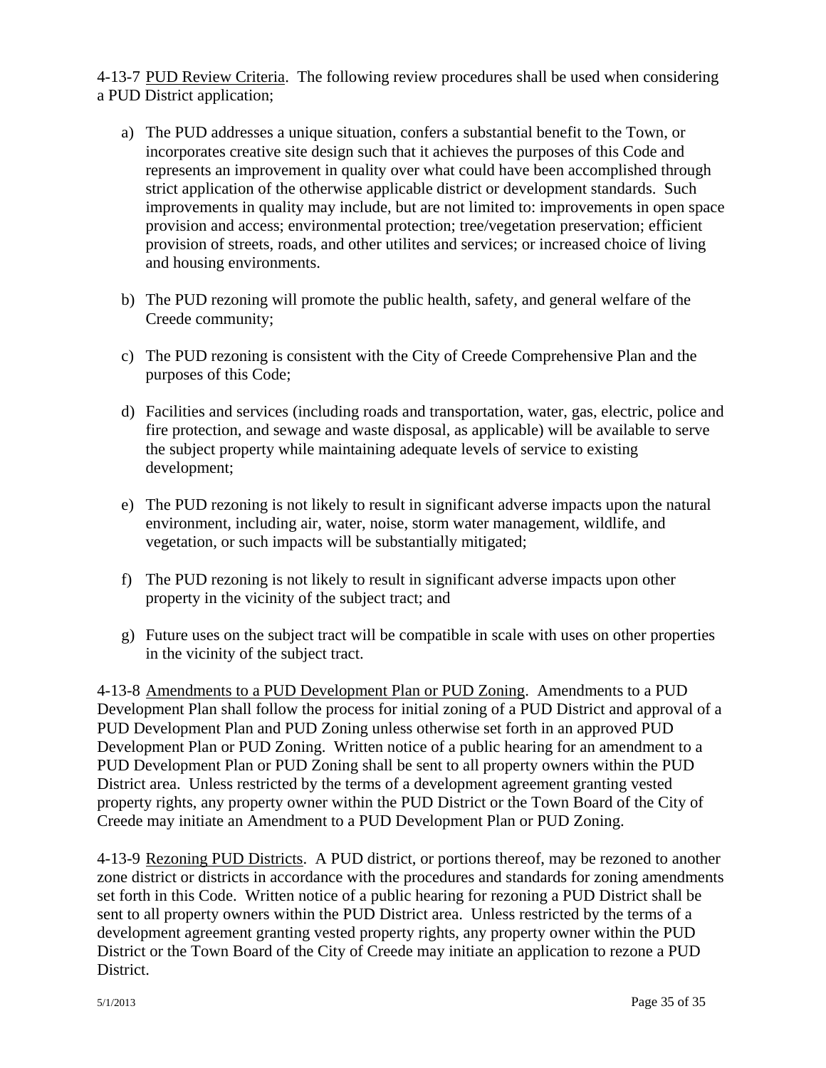4-13-7 PUD Review Criteria. The following review procedures shall be used when considering a PUD District application;

a) The PUD addresses a unique situation, confers a substantial benefit to the Town, or incorporates creative site design such that it achieves the purposes of this Code and represents an improvement in quality over what could have been accomplished through strict application of the otherwise applicable district or development standards. Such improvements in quality may include, but are not limited to: improvements in open space provision and access; environmental protection; tree/vegetation preservation; efficient provision of streets, roads, and other utilites and services; or increased choice of living and housing environments.

b) The PUD rezoning will promote the public health, safety, and general welfare of the Creede community;

c) The PUD rezoning is consistent with the City of Creede Comprehensive Plan and the purposes of this Code;

d) Facilities and services (including roads and transportation, water, gas, electric, police and fire protection, and sewage and waste disposal, as applicable) will be available to serve the subject property while maintaining adequate levels of service to existing development;

e) The PUD rezoning is not likely to result in significant adverse impacts upon the natural environment, including air, water, noise, storm water management, wildlife, and vegetation, or such impacts will be substantially mitigated;

f) The PUD rezoning is not likely to result in significant adverse impacts upon other property in the vicinity of the subject tract; and

g) Future uses on the subject tract will be compatible in scale with uses on other properties in the vicinity of the subject tract.

4-13-8 Amendments to a PUD Development Plan or PUD Zoning. Amendments to a PUD Development Plan shall follow the process for initial zoning of a PUD District and approval of a PUD Development Plan and PUD Zoning unless otherwise set forth in an approved PUD Development Plan or PUD Zoning. Written notice of a public hearing for an amendment to a PUD Development Plan or PUD Zoning shall be sent to all property owners within the PUD District area. Unless restricted by the terms of a development agreement granting vested property rights, any property owner within the PUD District or the Town Board of the City of Creede may initiate an Amendment to a PUD Development Plan or PUD Zoning.

4-13-9 Rezoning PUD Districts. A PUD district, or portions thereof, may be rezoned to another zone district or districts in accordance with the procedures and standards for zoning amendments set forth in this Code. Written notice of a public hearing for rezoning a PUD District shall be sent to all property owners within the PUD District area. Unless restricted by the terms of a development agreement granting vested property rights, any property owner within the PUD District or the Town Board of the City of Creede may initiate an application to rezone a PUD District.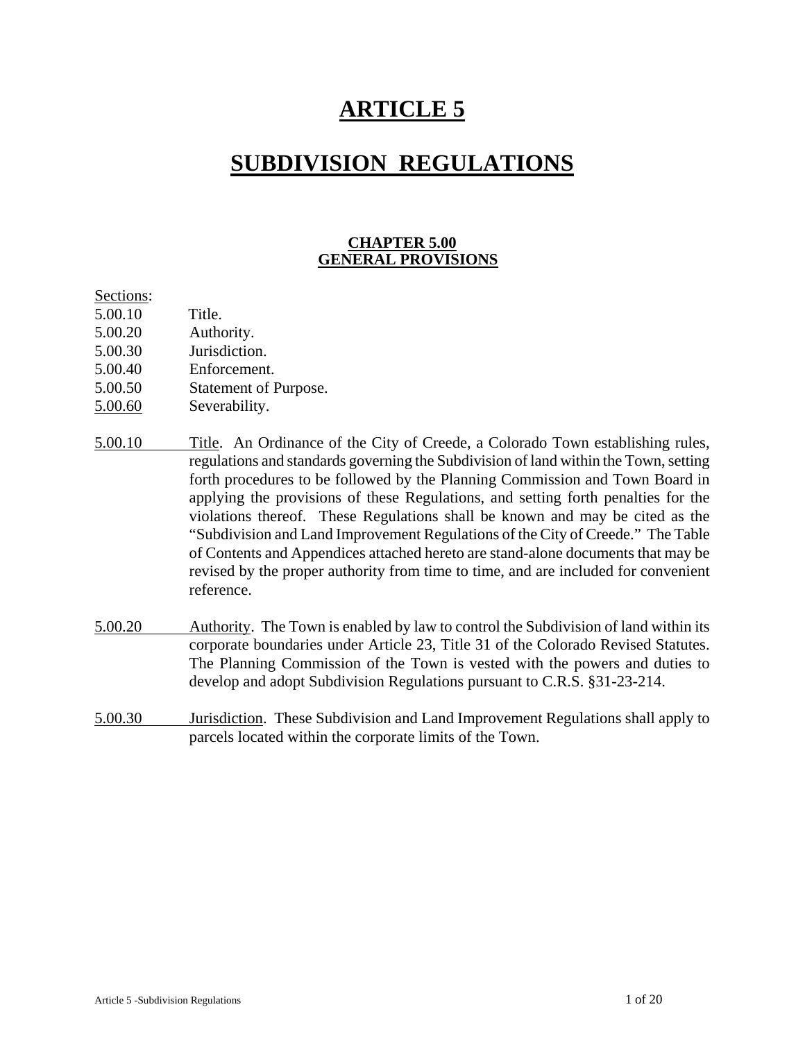# ARTICLE 5

# SUBDIVISION REGULATIONS

### CHAPTER 5.00
### GENERAL PROVISIONS

Sections:

5.00.10 Title.
5.00.20 Authority.
5.00.30 Jurisdiction.
5.00.40 Enforcement.
5.00.50 Statement of Purpose.
5.00.60 Severability.

5.00.10 Title. An Ordinance of the City of Creede, a Colorado Town establishing rules, regulations and standards governing the Subdivision of land within the Town, setting forth procedures to be followed by the Planning Commission and Town Board in applying the provisions of these Regulations, and setting forth penalties for the violations thereof. These Regulations shall be known and may be cited as the "Subdivision and Land Improvement Regulations of the City of Creede." The Table of Contents and Appendices attached hereto are stand-alone documents that may be revised by the proper authority from time to time, and are included for convenient reference.

5.00.20 Authority. The Town is enabled by law to control the Subdivision of land within its corporate boundaries under Article 23, Title 31 of the Colorado Revised Statutes. The Planning Commission of the Town is vested with the powers and duties to develop and adopt Subdivision Regulations pursuant to C.R.S. §31-23-214.

5.00.30 Jurisdiction. These Subdivision and Land Improvement Regulations shall apply to parcels located within the corporate limits of the Town.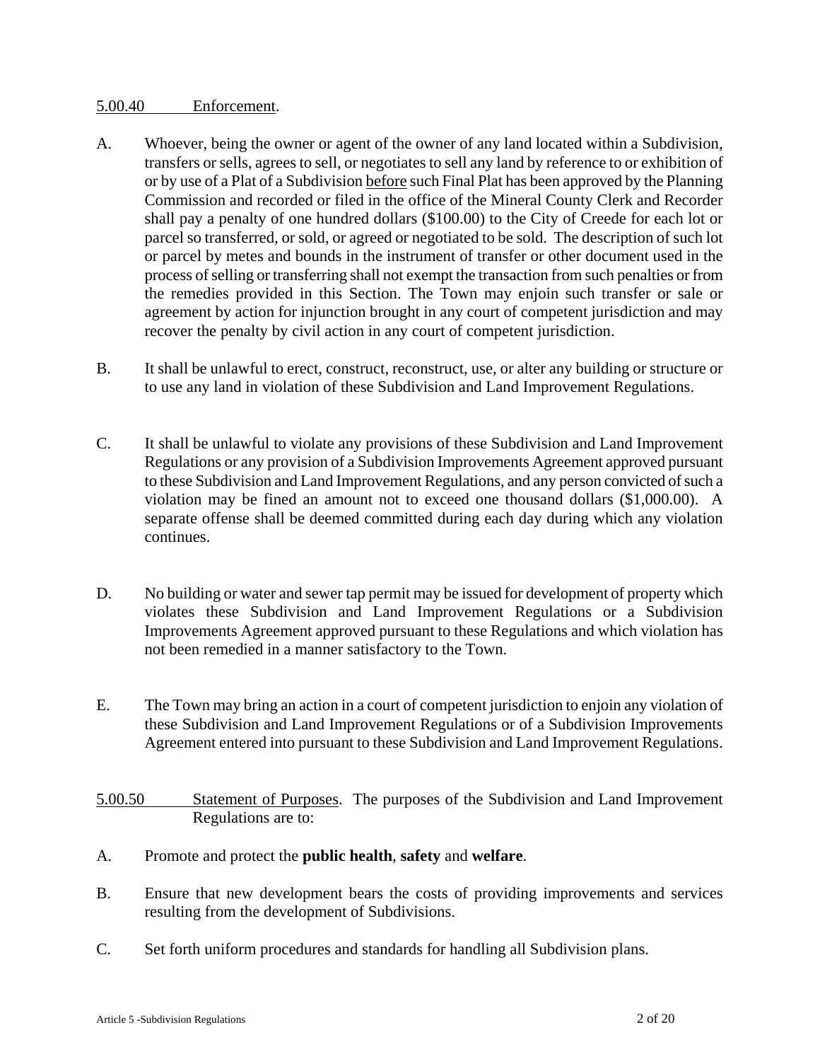5.00.40 Enforcement.

A. Whoever, being the owner or agent of the owner of any land located within a Subdivision, transfers or sells, agrees to sell, or negotiates to sell any land by reference to or exhibition of or by use of a Plat of a Subdivision before such Final Plat has been approved by the Planning Commission and recorded or filed in the office of the Mineral County Clerk and Recorder shall pay a penalty of one hundred dollars ($100.00) to the City of Creede for each lot or parcel so transferred, or sold, or agreed or negotiated to be sold. The description of such lot or parcel by metes and bounds in the instrument of transfer or other document used in the process of selling or transferring shall not exempt the transaction from such penalties or from the remedies provided in this Section. The Town may enjoin such transfer or sale or agreement by action for injunction brought in any court of competent jurisdiction and may recover the penalty by civil action in any court of competent jurisdiction.

B. It shall be unlawful to erect, construct, reconstruct, use, or alter any building or structure or to use any land in violation of these Subdivision and Land Improvement Regulations.

C. It shall be unlawful to violate any provisions of these Subdivision and Land Improvement Regulations or any provision of a Subdivision Improvements Agreement approved pursuant to these Subdivision and Land Improvement Regulations, and any person convicted of such a violation may be fined an amount not to exceed one thousand dollars ($1,000.00). A separate offense shall be deemed committed during each day during which any violation continues.

D. No building or water and sewer tap permit may be issued for development of property which violates these Subdivision and Land Improvement Regulations or a Subdivision Improvements Agreement approved pursuant to these Regulations and which violation has not been remedied in a manner satisfactory to the Town.

E. The Town may bring an action in a court of competent jurisdiction to enjoin any violation of these Subdivision and Land Improvement Regulations or of a Subdivision Improvements Agreement entered into pursuant to these Subdivision and Land Improvement Regulations.

5.00.50 Statement of Purposes. The purposes of the Subdivision and Land Improvement Regulations are to:

A. Promote and protect the **public health**, **safety** and **welfare**.

B. Ensure that new development bears the costs of providing improvements and services resulting from the development of Subdivisions.

C. Set forth uniform procedures and standards for handling all Subdivision plans.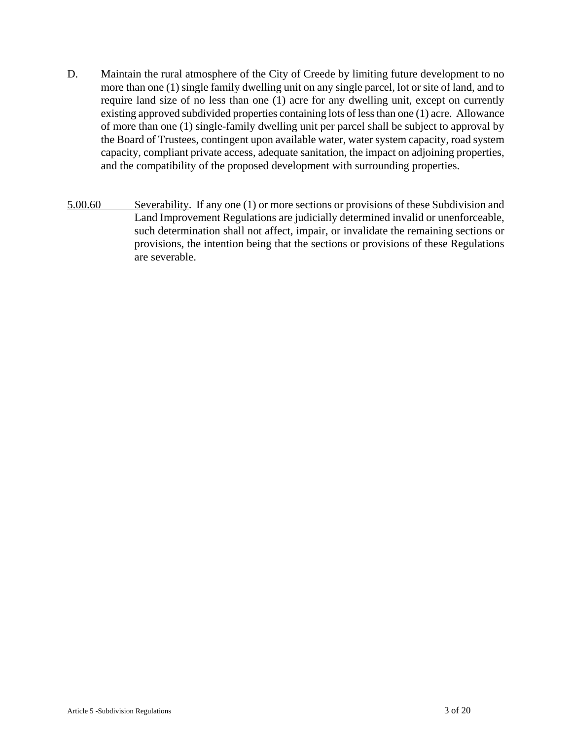D. Maintain the rural atmosphere of the City of Creede by limiting future development to no more than one (1) single family dwelling unit on any single parcel, lot or site of land, and to require land size of no less than one (1) acre for any dwelling unit, except on currently existing approved subdivided properties containing lots of less than one (1) acre. Allowance of more than one (1) single-family dwelling unit per parcel shall be subject to approval by the Board of Trustees, contingent upon available water, water system capacity, road system capacity, compliant private access, adequate sanitation, the impact on adjoining properties, and the compatibility of the proposed development with surrounding properties.

5.00.60 Severability. If any one (1) or more sections or provisions of these Subdivision and Land Improvement Regulations are judicially determined invalid or unenforceable, such determination shall not affect, impair, or invalidate the remaining sections or provisions, the intention being that the sections or provisions of these Regulations are severable.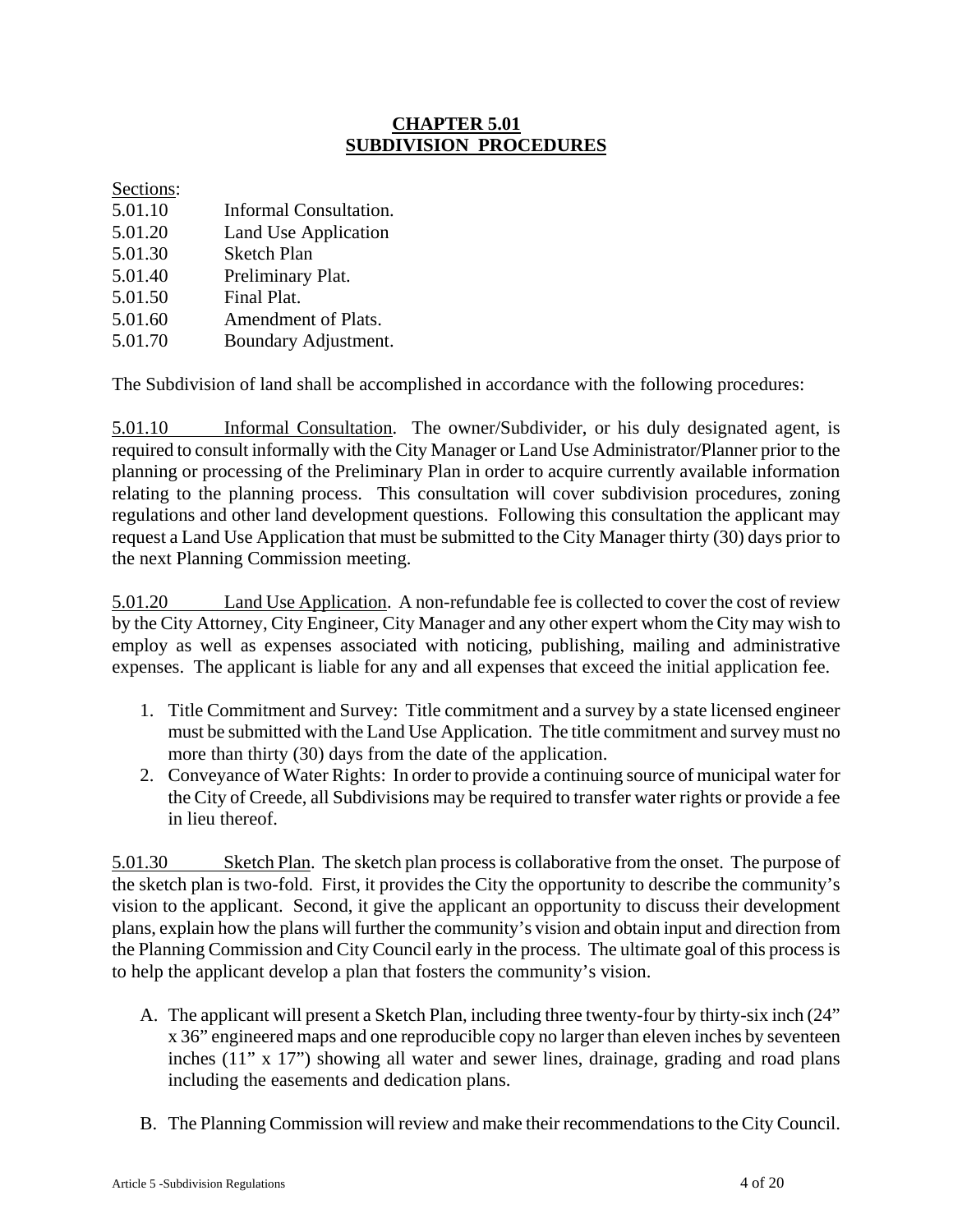# CHAPTER 5.01
# SUBDIVISION PROCEDURES

Sections:

5.01.10 Informal Consultation.
5.01.20 Land Use Application
5.01.30 Sketch Plan
5.01.40 Preliminary Plat.
5.01.50 Final Plat.
5.01.60 Amendment of Plats.
5.01.70 Boundary Adjustment.

The Subdivision of land shall be accomplished in accordance with the following procedures:

5.01.10 Informal Consultation. The owner/Subdivider, or his duly designated agent, is required to consult informally with the City Manager or Land Use Administrator/Planner prior to the planning or processing of the Preliminary Plan in order to acquire currently available information relating to the planning process. This consultation will cover subdivision procedures, zoning regulations and other land development questions. Following this consultation the applicant may request a Land Use Application that must be submitted to the City Manager thirty (30) days prior to the next Planning Commission meeting.

5.01.20 Land Use Application. A non-refundable fee is collected to cover the cost of review by the City Attorney, City Engineer, City Manager and any other expert whom the City may wish to employ as well as expenses associated with noticing, publishing, mailing and administrative expenses. The applicant is liable for any and all expenses that exceed the initial application fee.

1. Title Commitment and Survey: Title commitment and a survey by a state licensed engineer must be submitted with the Land Use Application. The title commitment and survey must no more than thirty (30) days from the date of the application.
2. Conveyance of Water Rights: In order to provide a continuing source of municipal water for the City of Creede, all Subdivisions may be required to transfer water rights or provide a fee in lieu thereof.

5.01.30 Sketch Plan. The sketch plan process is collaborative from the onset. The purpose of the sketch plan is two-fold. First, it provides the City the opportunity to describe the community's vision to the applicant. Second, it give the applicant an opportunity to discuss their development plans, explain how the plans will further the community's vision and obtain input and direction from the Planning Commission and City Council early in the process. The ultimate goal of this process is to help the applicant develop a plan that fosters the community's vision.

A. The applicant will present a Sketch Plan, including three twenty-four by thirty-six inch (24" x 36" engineered maps and one reproducible copy no larger than eleven inches by seventeen inches (11" x 17") showing all water and sewer lines, drainage, grading and road plans including the easements and dedication plans.

B. The Planning Commission will review and make their recommendations to the City Council.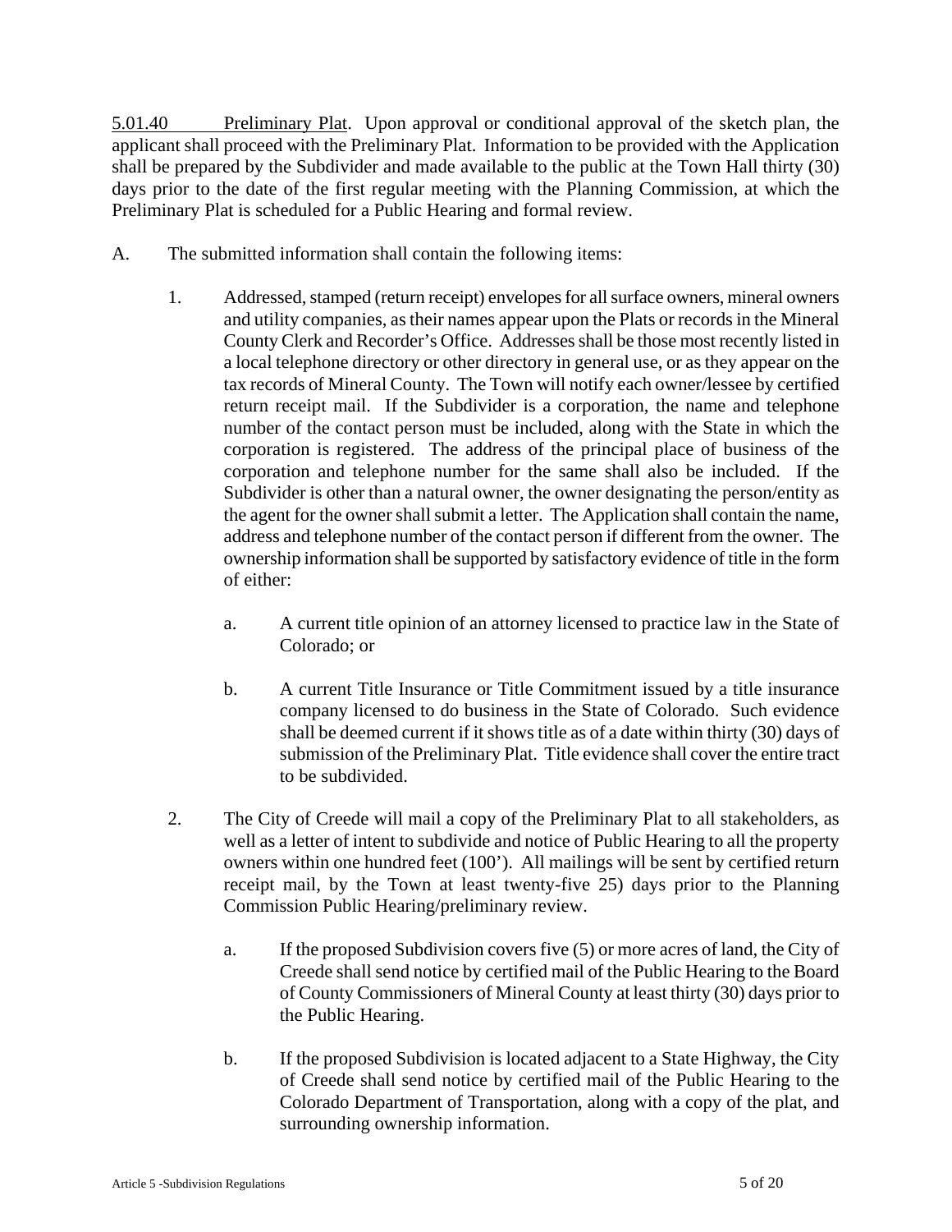5.01.40 Preliminary Plat. Upon approval or conditional approval of the sketch plan, the applicant shall proceed with the Preliminary Plat. Information to be provided with the Application shall be prepared by the Subdivider and made available to the public at the Town Hall thirty (30) days prior to the date of the first regular meeting with the Planning Commission, at which the Preliminary Plat is scheduled for a Public Hearing and formal review.

A. The submitted information shall contain the following items:

1. Addressed, stamped (return receipt) envelopes for all surface owners, mineral owners and utility companies, as their names appear upon the Plats or records in the Mineral County Clerk and Recorder's Office. Addresses shall be those most recently listed in a local telephone directory or other directory in general use, or as they appear on the tax records of Mineral County. The Town will notify each owner/lessee by certified return receipt mail. If the Subdivider is a corporation, the name and telephone number of the contact person must be included, along with the State in which the corporation is registered. The address of the principal place of business of the corporation and telephone number for the same shall also be included. If the Subdivider is other than a natural owner, the owner designating the person/entity as the agent for the owner shall submit a letter. The Application shall contain the name, address and telephone number of the contact person if different from the owner. The ownership information shall be supported by satisfactory evidence of title in the form of either:

   a. A current title opinion of an attorney licensed to practice law in the State of Colorado; or

   b. A current Title Insurance or Title Commitment issued by a title insurance company licensed to do business in the State of Colorado. Such evidence shall be deemed current if it shows title as of a date within thirty (30) days of submission of the Preliminary Plat. Title evidence shall cover the entire tract to be subdivided.

2. The City of Creede will mail a copy of the Preliminary Plat to all stakeholders, as well as a letter of intent to subdivide and notice of Public Hearing to all the property owners within one hundred feet (100'). All mailings will be sent by certified return receipt mail, by the Town at least twenty-five 25) days prior to the Planning Commission Public Hearing/preliminary review.

   a. If the proposed Subdivision covers five (5) or more acres of land, the City of Creede shall send notice by certified mail of the Public Hearing to the Board of County Commissioners of Mineral County at least thirty (30) days prior to the Public Hearing.

   b. If the proposed Subdivision is located adjacent to a State Highway, the City of Creede shall send notice by certified mail of the Public Hearing to the Colorado Department of Transportation, along with a copy of the plat, and surrounding ownership information.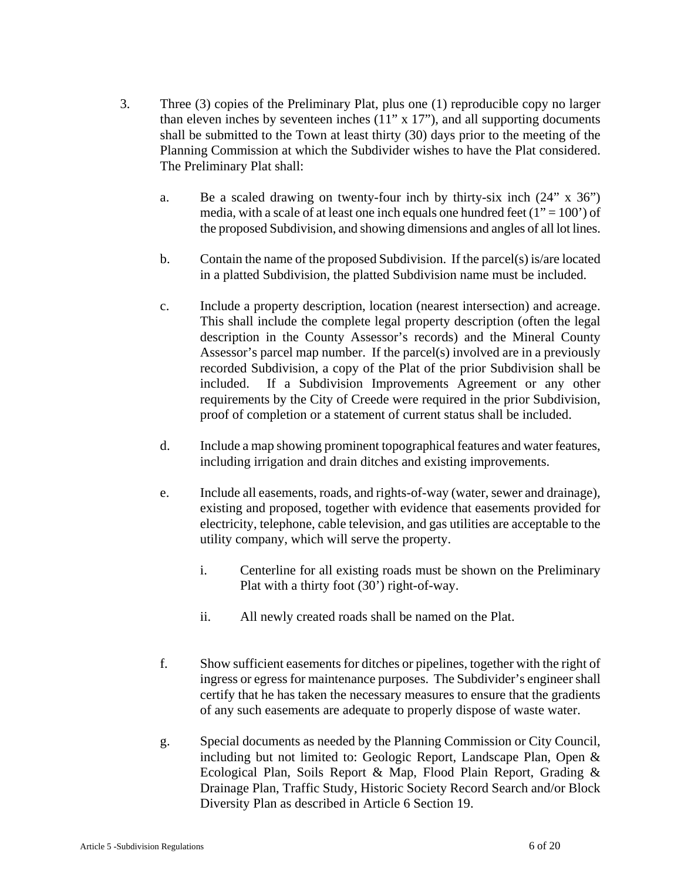3. Three (3) copies of the Preliminary Plat, plus one (1) reproducible copy no larger than eleven inches by seventeen inches (11" x 17"), and all supporting documents shall be submitted to the Town at least thirty (30) days prior to the meeting of the Planning Commission at which the Subdivider wishes to have the Plat considered. The Preliminary Plat shall:

   a. Be a scaled drawing on twenty-four inch by thirty-six inch (24" x 36") media, with a scale of at least one inch equals one hundred feet (1" = 100') of the proposed Subdivision, and showing dimensions and angles of all lot lines.

   b. Contain the name of the proposed Subdivision. If the parcel(s) is/are located in a platted Subdivision, the platted Subdivision name must be included.

   c. Include a property description, location (nearest intersection) and acreage. This shall include the complete legal property description (often the legal description in the County Assessor's records) and the Mineral County Assessor's parcel map number. If the parcel(s) involved are in a previously recorded Subdivision, a copy of the Plat of the prior Subdivision shall be included. If a Subdivision Improvements Agreement or any other requirements by the City of Creede were required in the prior Subdivision, proof of completion or a statement of current status shall be included.

   d. Include a map showing prominent topographical features and water features, including irrigation and drain ditches and existing improvements.

   e. Include all easements, roads, and rights-of-way (water, sewer and drainage), existing and proposed, together with evidence that easements provided for electricity, telephone, cable television, and gas utilities are acceptable to the utility company, which will serve the property.

      i. Centerline for all existing roads must be shown on the Preliminary Plat with a thirty foot (30') right-of-way.

      ii. All newly created roads shall be named on the Plat.

   f. Show sufficient easements for ditches or pipelines, together with the right of ingress or egress for maintenance purposes. The Subdivider's engineer shall certify that he has taken the necessary measures to ensure that the gradients of any such easements are adequate to properly dispose of waste water.

   g. Special documents as needed by the Planning Commission or City Council, including but not limited to: Geologic Report, Landscape Plan, Open & Ecological Plan, Soils Report & Map, Flood Plain Report, Grading & Drainage Plan, Traffic Study, Historic Society Record Search and/or Block Diversity Plan as described in Article 6 Section 19.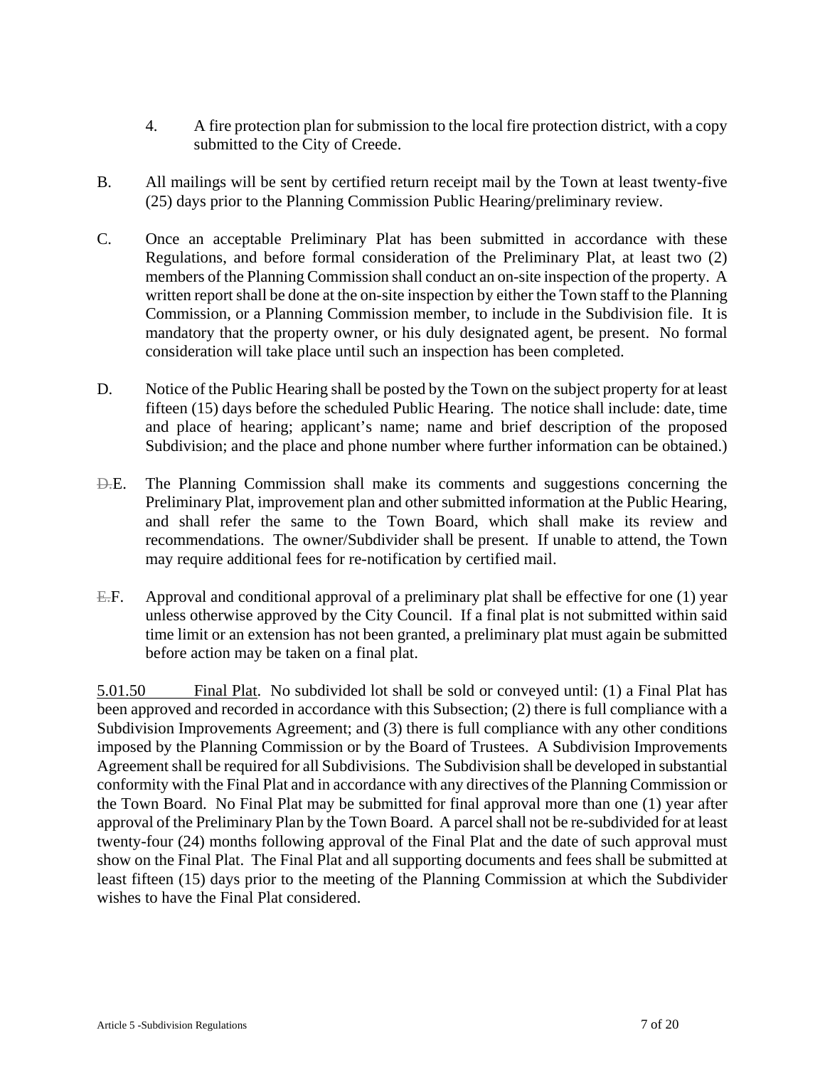4. A fire protection plan for submission to the local fire protection district, with a copy submitted to the City of Creede.

B. All mailings will be sent by certified return receipt mail by the Town at least twenty-five (25) days prior to the Planning Commission Public Hearing/preliminary review.

C. Once an acceptable Preliminary Plat has been submitted in accordance with these Regulations, and before formal consideration of the Preliminary Plat, at least two (2) members of the Planning Commission shall conduct an on-site inspection of the property. A written report shall be done at the on-site inspection by either the Town staff to the Planning Commission, or a Planning Commission member, to include in the Subdivision file. It is mandatory that the property owner, or his duly designated agent, be present. No formal consideration will take place until such an inspection has been completed.

D. Notice of the Public Hearing shall be posted by the Town on the subject property for at least fifteen (15) days before the scheduled Public Hearing. The notice shall include: date, time and place of hearing; applicant's name; name and brief description of the proposed Subdivision; and the place and phone number where further information can be obtained.)

~~D.~~E. The Planning Commission shall make its comments and suggestions concerning the Preliminary Plat, improvement plan and other submitted information at the Public Hearing, and shall refer the same to the Town Board, which shall make its review and recommendations. The owner/Subdivider shall be present. If unable to attend, the Town may require additional fees for re-notification by certified mail.

~~E.~~F. Approval and conditional approval of a preliminary plat shall be effective for one (1) year unless otherwise approved by the City Council. If a final plat is not submitted within said time limit or an extension has not been granted, a preliminary plat must again be submitted before action may be taken on a final plat.

<u>5.01.50 Final Plat</u>. No subdivided lot shall be sold or conveyed until: (1) a Final Plat has been approved and recorded in accordance with this Subsection; (2) there is full compliance with a Subdivision Improvements Agreement; and (3) there is full compliance with any other conditions imposed by the Planning Commission or by the Board of Trustees. A Subdivision Improvements Agreement shall be required for all Subdivisions. The Subdivision shall be developed in substantial conformity with the Final Plat and in accordance with any directives of the Planning Commission or the Town Board. No Final Plat may be submitted for final approval more than one (1) year after approval of the Preliminary Plan by the Town Board. A parcel shall not be re-subdivided for at least twenty-four (24) months following approval of the Final Plat and the date of such approval must show on the Final Plat. The Final Plat and all supporting documents and fees shall be submitted at least fifteen (15) days prior to the meeting of the Planning Commission at which the Subdivider wishes to have the Final Plat considered.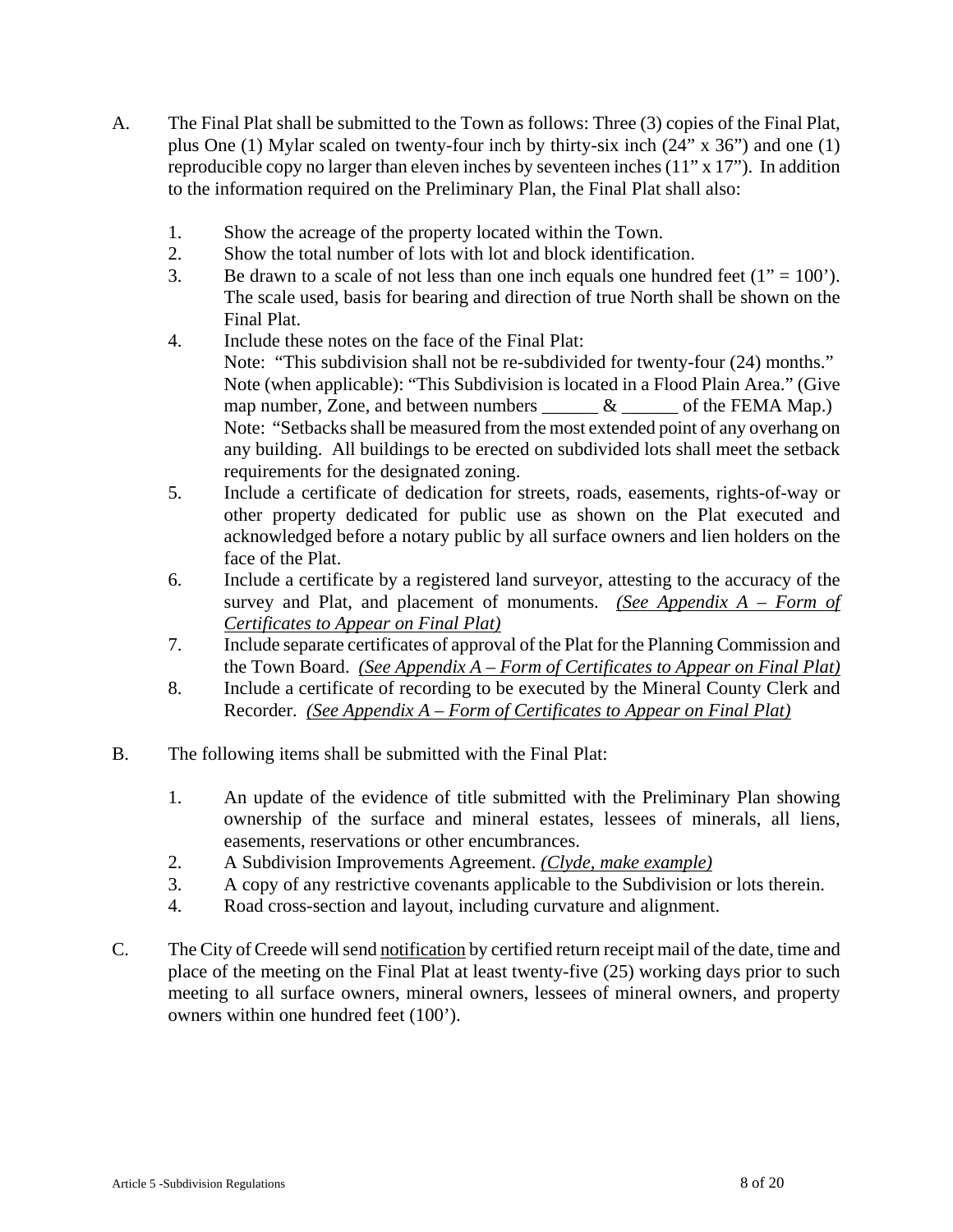A. The Final Plat shall be submitted to the Town as follows: Three (3) copies of the Final Plat, plus One (1) Mylar scaled on twenty-four inch by thirty-six inch (24" x 36") and one (1) reproducible copy no larger than eleven inches by seventeen inches (11" x 17"). In addition to the information required on the Preliminary Plan, the Final Plat shall also:

   1. Show the acreage of the property located within the Town.
   2. Show the total number of lots with lot and block identification.
   3. Be drawn to a scale of not less than one inch equals one hundred feet (1" = 100'). The scale used, basis for bearing and direction of true North shall be shown on the Final Plat.
   4. Include these notes on the face of the Final Plat:
      Note: "This subdivision shall not be re-subdivided for twenty-four (24) months."
      Note (when applicable): "This Subdivision is located in a Flood Plain Area." (Give map number, Zone, and between numbers ______ & ______ of the FEMA Map.)
      Note: "Setbacks shall be measured from the most extended point of any overhang on any building. All buildings to be erected on subdivided lots shall meet the setback requirements for the designated zoning.
   5. Include a certificate of dedication for streets, roads, easements, rights-of-way or other property dedicated for public use as shown on the Plat executed and acknowledged before a notary public by all surface owners and lien holders on the face of the Plat.
   6. Include a certificate by a registered land surveyor, attesting to the accuracy of the survey and Plat, and placement of monuments. *(See Appendix A – Form of Certificates to Appear on Final Plat)*
   7. Include separate certificates of approval of the Plat for the Planning Commission and the Town Board. *(See Appendix A – Form of Certificates to Appear on Final Plat)*
   8. Include a certificate of recording to be executed by the Mineral County Clerk and Recorder. *(See Appendix A – Form of Certificates to Appear on Final Plat)*

B. The following items shall be submitted with the Final Plat:

   1. An update of the evidence of title submitted with the Preliminary Plan showing ownership of the surface and mineral estates, lessees of minerals, all liens, easements, reservations or other encumbrances.
   2. A Subdivision Improvements Agreement. *(Clyde, make example)*
   3. A copy of any restrictive covenants applicable to the Subdivision or lots therein.
   4. Road cross-section and layout, including curvature and alignment.

C. The City of Creede will send notification by certified return receipt mail of the date, time and place of the meeting on the Final Plat at least twenty-five (25) working days prior to such meeting to all surface owners, mineral owners, lessees of mineral owners, and property owners within one hundred feet (100').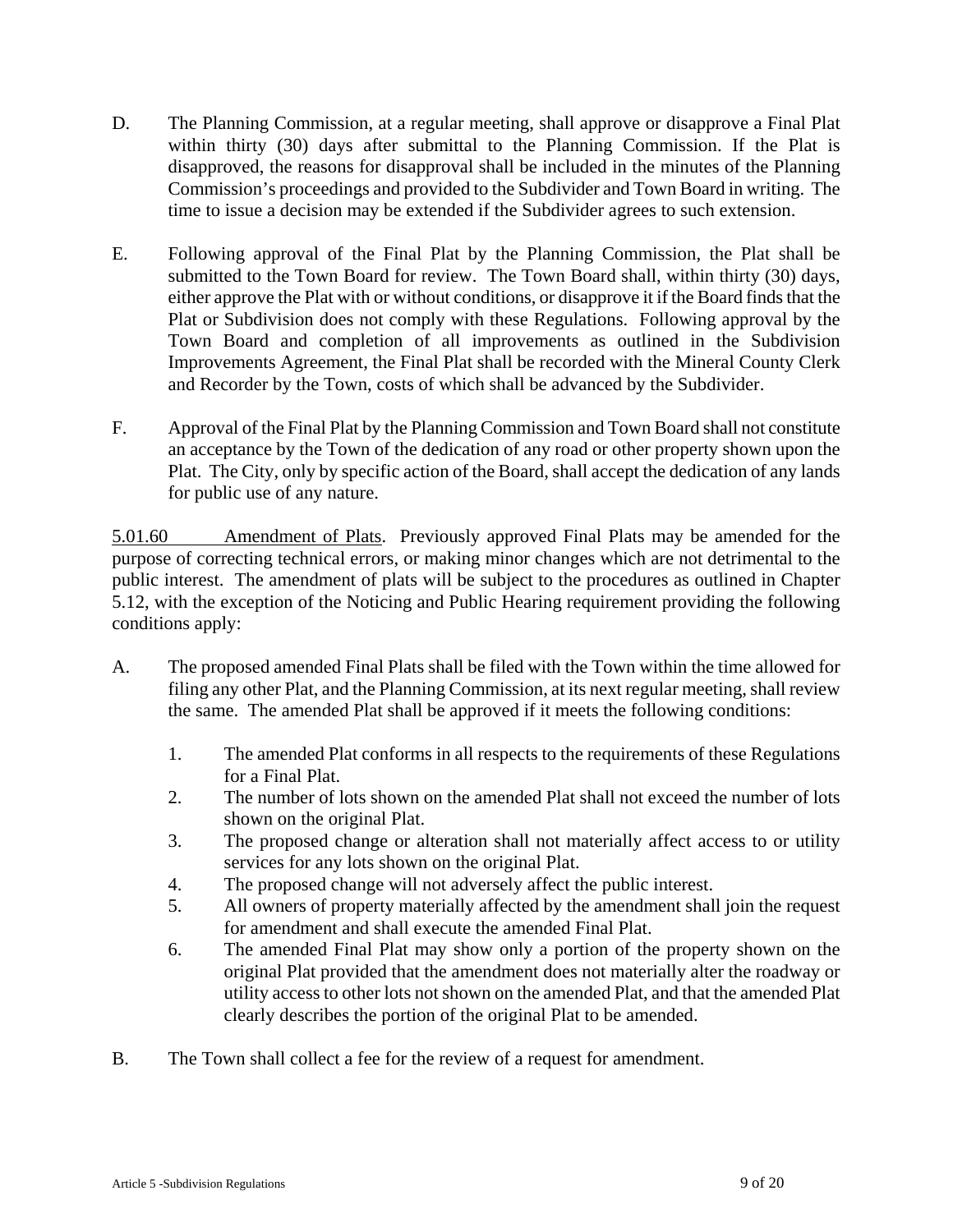D. The Planning Commission, at a regular meeting, shall approve or disapprove a Final Plat within thirty (30) days after submittal to the Planning Commission. If the Plat is disapproved, the reasons for disapproval shall be included in the minutes of the Planning Commission's proceedings and provided to the Subdivider and Town Board in writing. The time to issue a decision may be extended if the Subdivider agrees to such extension.

E. Following approval of the Final Plat by the Planning Commission, the Plat shall be submitted to the Town Board for review. The Town Board shall, within thirty (30) days, either approve the Plat with or without conditions, or disapprove it if the Board finds that the Plat or Subdivision does not comply with these Regulations. Following approval by the Town Board and completion of all improvements as outlined in the Subdivision Improvements Agreement, the Final Plat shall be recorded with the Mineral County Clerk and Recorder by the Town, costs of which shall be advanced by the Subdivider.

F. Approval of the Final Plat by the Planning Commission and Town Board shall not constitute an acceptance by the Town of the dedication of any road or other property shown upon the Plat. The City, only by specific action of the Board, shall accept the dedication of any lands for public use of any nature.

<u>5.01.60 Amendment of Plats</u>. Previously approved Final Plats may be amended for the purpose of correcting technical errors, or making minor changes which are not detrimental to the public interest. The amendment of plats will be subject to the procedures as outlined in Chapter 5.12, with the exception of the Noticing and Public Hearing requirement providing the following conditions apply:

A. The proposed amended Final Plats shall be filed with the Town within the time allowed for filing any other Plat, and the Planning Commission, at its next regular meeting, shall review the same. The amended Plat shall be approved if it meets the following conditions:

   1. The amended Plat conforms in all respects to the requirements of these Regulations for a Final Plat.
   2. The number of lots shown on the amended Plat shall not exceed the number of lots shown on the original Plat.
   3. The proposed change or alteration shall not materially affect access to or utility services for any lots shown on the original Plat.
   4. The proposed change will not adversely affect the public interest.
   5. All owners of property materially affected by the amendment shall join the request for amendment and shall execute the amended Final Plat.
   6. The amended Final Plat may show only a portion of the property shown on the original Plat provided that the amendment does not materially alter the roadway or utility access to other lots not shown on the amended Plat, and that the amended Plat clearly describes the portion of the original Plat to be amended.

B. The Town shall collect a fee for the review of a request for amendment.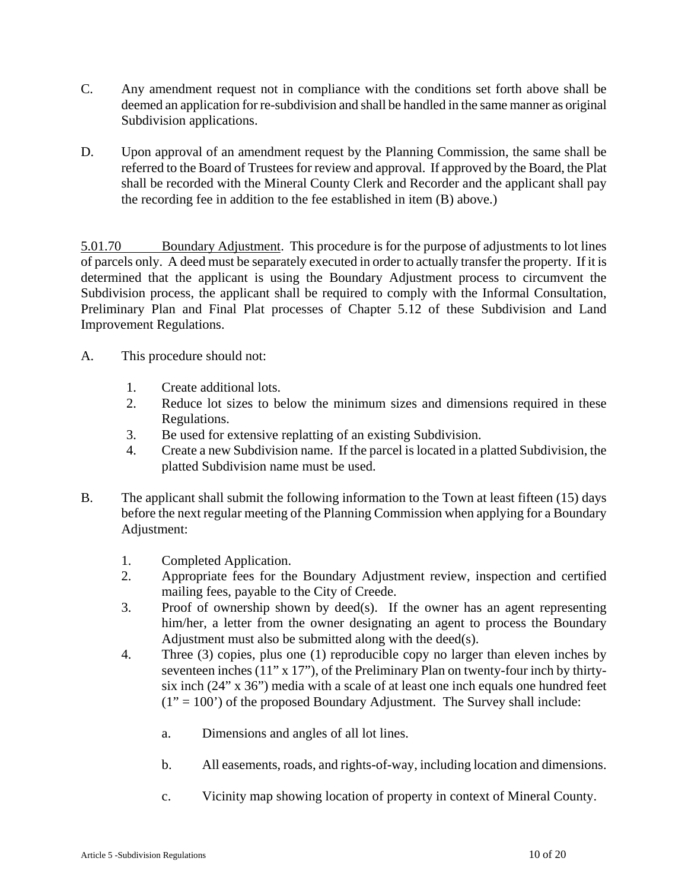C. Any amendment request not in compliance with the conditions set forth above shall be deemed an application for re-subdivision and shall be handled in the same manner as original Subdivision applications.

D. Upon approval of an amendment request by the Planning Commission, the same shall be referred to the Board of Trustees for review and approval. If approved by the Board, the Plat shall be recorded with the Mineral County Clerk and Recorder and the applicant shall pay the recording fee in addition to the fee established in item (B) above.)

5.01.70 Boundary Adjustment. This procedure is for the purpose of adjustments to lot lines of parcels only. A deed must be separately executed in order to actually transfer the property. If it is determined that the applicant is using the Boundary Adjustment process to circumvent the Subdivision process, the applicant shall be required to comply with the Informal Consultation, Preliminary Plan and Final Plat processes of Chapter 5.12 of these Subdivision and Land Improvement Regulations.

A. This procedure should not:

1. Create additional lots.
2. Reduce lot sizes to below the minimum sizes and dimensions required in these Regulations.
3. Be used for extensive replatting of an existing Subdivision.
4. Create a new Subdivision name. If the parcel is located in a platted Subdivision, the platted Subdivision name must be used.

B. The applicant shall submit the following information to the Town at least fifteen (15) days before the next regular meeting of the Planning Commission when applying for a Boundary Adjustment:

1. Completed Application.
2. Appropriate fees for the Boundary Adjustment review, inspection and certified mailing fees, payable to the City of Creede.
3. Proof of ownership shown by deed(s). If the owner has an agent representing him/her, a letter from the owner designating an agent to process the Boundary Adjustment must also be submitted along with the deed(s).
4. Three (3) copies, plus one (1) reproducible copy no larger than eleven inches by seventeen inches (11" x 17"), of the Preliminary Plan on twenty-four inch by thirty-six inch (24" x 36") media with a scale of at least one inch equals one hundred feet (1" = 100') of the proposed Boundary Adjustment. The Survey shall include:

   a. Dimensions and angles of all lot lines.

   b. All easements, roads, and rights-of-way, including location and dimensions.

   c. Vicinity map showing location of property in context of Mineral County.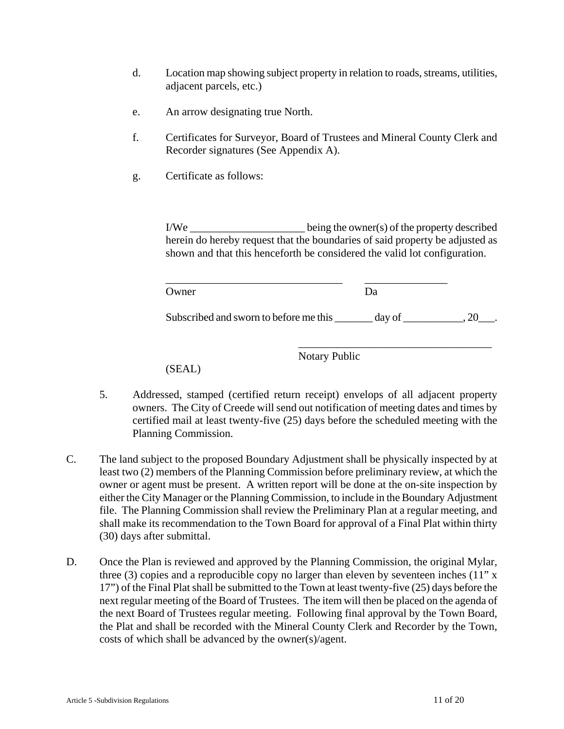d. Location map showing subject property in relation to roads, streams, utilities, adjacent parcels, etc.)

e. An arrow designating true North.

f. Certificates for Surveyor, Board of Trustees and Mineral County Clerk and Recorder signatures (See Appendix A).

g. Certificate as follows:

I/We _____________________ being the owner(s) of the property described herein do hereby request that the boundaries of said property be adjusted as shown and that this henceforth be considered the valid lot configuration.

_________________________________ _______________

Owner Da

Subscribed and sworn to before me this _______ day of ___________, 20___.

____________________________________

Notary Public

(SEAL)

5. Addressed, stamped (certified return receipt) envelops of all adjacent property owners. The City of Creede will send out notification of meeting dates and times by certified mail at least twenty-five (25) days before the scheduled meeting with the Planning Commission.

C. The land subject to the proposed Boundary Adjustment shall be physically inspected by at least two (2) members of the Planning Commission before preliminary review, at which the owner or agent must be present. A written report will be done at the on-site inspection by either the City Manager or the Planning Commission, to include in the Boundary Adjustment file. The Planning Commission shall review the Preliminary Plan at a regular meeting, and shall make its recommendation to the Town Board for approval of a Final Plat within thirty (30) days after submittal.

D. Once the Plan is reviewed and approved by the Planning Commission, the original Mylar, three (3) copies and a reproducible copy no larger than eleven by seventeen inches (11" x 17") of the Final Plat shall be submitted to the Town at least twenty-five (25) days before the next regular meeting of the Board of Trustees. The item will then be placed on the agenda of the next Board of Trustees regular meeting. Following final approval by the Town Board, the Plat and shall be recorded with the Mineral County Clerk and Recorder by the Town, costs of which shall be advanced by the owner(s)/agent.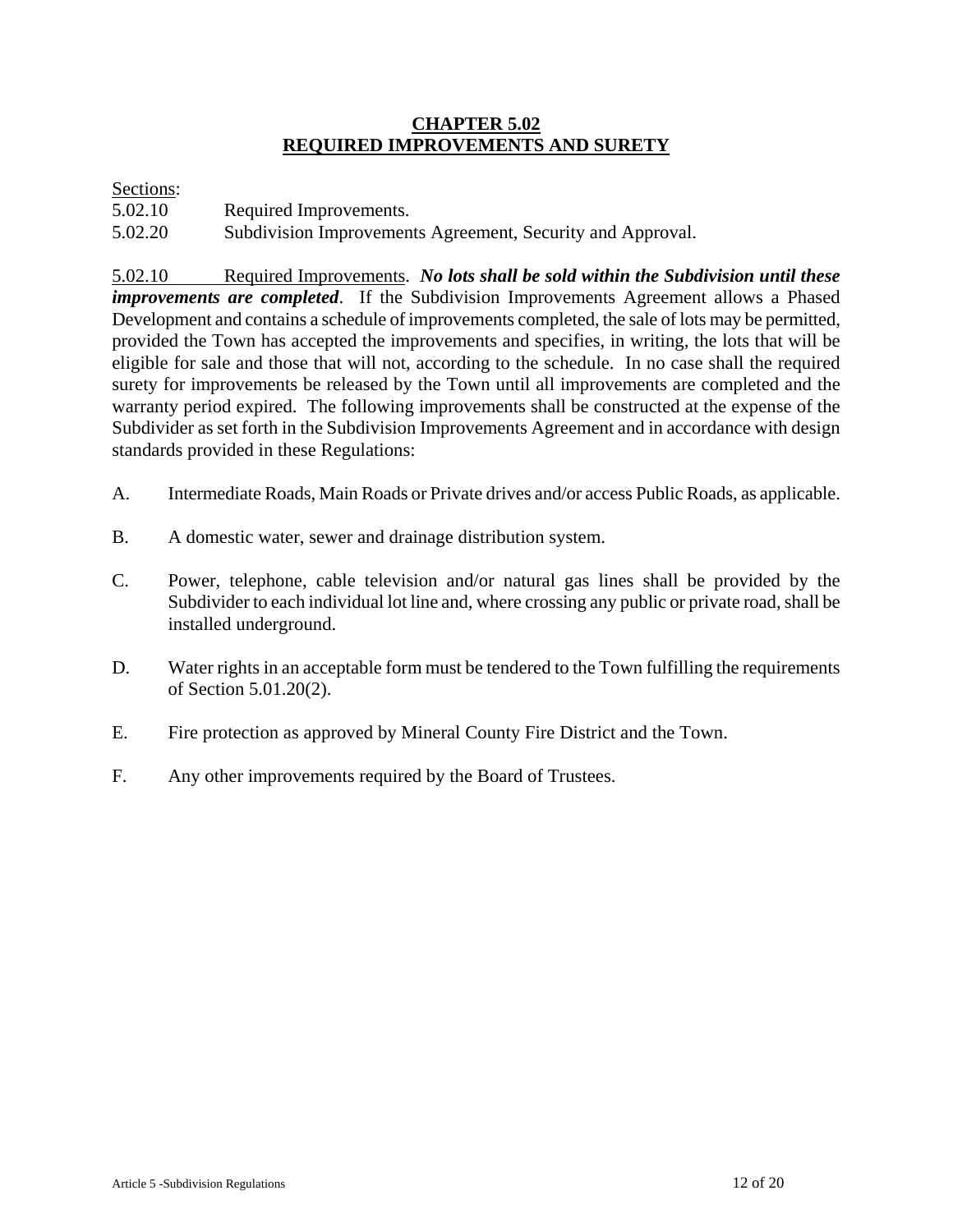## CHAPTER 5.02
## REQUIRED IMPROVEMENTS AND SURETY

Sections:

5.02.10 Required Improvements.

5.02.20 Subdivision Improvements Agreement, Security and Approval.

5.02.10 Required Improvements. ***No lots shall be sold within the Subdivision until these improvements are completed***. If the Subdivision Improvements Agreement allows a Phased Development and contains a schedule of improvements completed, the sale of lots may be permitted, provided the Town has accepted the improvements and specifies, in writing, the lots that will be eligible for sale and those that will not, according to the schedule. In no case shall the required surety for improvements be released by the Town until all improvements are completed and the warranty period expired. The following improvements shall be constructed at the expense of the Subdivider as set forth in the Subdivision Improvements Agreement and in accordance with design standards provided in these Regulations:

A. Intermediate Roads, Main Roads or Private drives and/or access Public Roads, as applicable.

B. A domestic water, sewer and drainage distribution system.

C. Power, telephone, cable television and/or natural gas lines shall be provided by the Subdivider to each individual lot line and, where crossing any public or private road, shall be installed underground.

D. Water rights in an acceptable form must be tendered to the Town fulfilling the requirements of Section 5.01.20(2).

E. Fire protection as approved by Mineral County Fire District and the Town.

F. Any other improvements required by the Board of Trustees.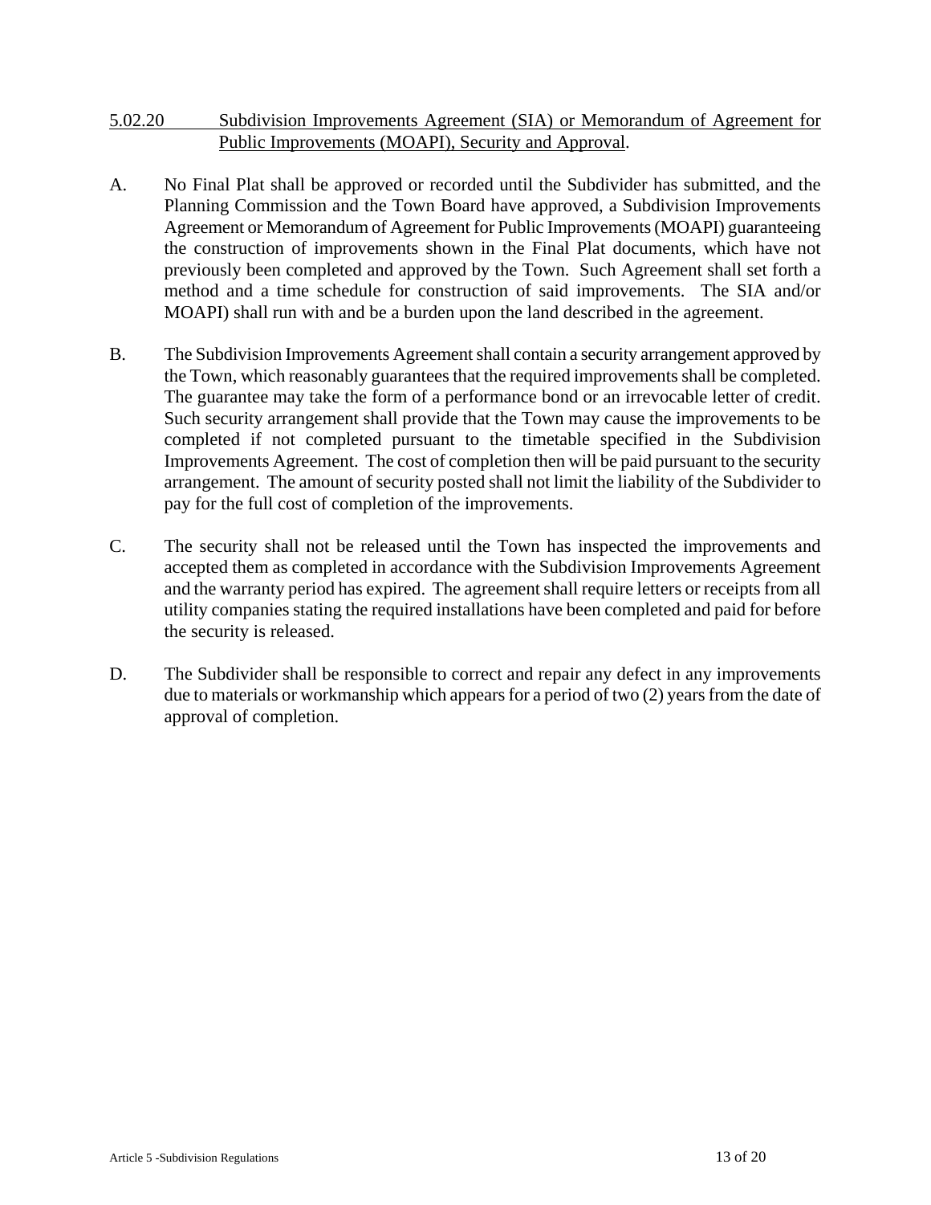## 5.02.20 Subdivision Improvements Agreement (SIA) or Memorandum of Agreement for Public Improvements (MOAPI), Security and Approval.

A. No Final Plat shall be approved or recorded until the Subdivider has submitted, and the Planning Commission and the Town Board have approved, a Subdivision Improvements Agreement or Memorandum of Agreement for Public Improvements (MOAPI) guaranteeing the construction of improvements shown in the Final Plat documents, which have not previously been completed and approved by the Town. Such Agreement shall set forth a method and a time schedule for construction of said improvements. The SIA and/or MOAPI) shall run with and be a burden upon the land described in the agreement.

B. The Subdivision Improvements Agreement shall contain a security arrangement approved by the Town, which reasonably guarantees that the required improvements shall be completed. The guarantee may take the form of a performance bond or an irrevocable letter of credit. Such security arrangement shall provide that the Town may cause the improvements to be completed if not completed pursuant to the timetable specified in the Subdivision Improvements Agreement. The cost of completion then will be paid pursuant to the security arrangement. The amount of security posted shall not limit the liability of the Subdivider to pay for the full cost of completion of the improvements.

C. The security shall not be released until the Town has inspected the improvements and accepted them as completed in accordance with the Subdivision Improvements Agreement and the warranty period has expired. The agreement shall require letters or receipts from all utility companies stating the required installations have been completed and paid for before the security is released.

D. The Subdivider shall be responsible to correct and repair any defect in any improvements due to materials or workmanship which appears for a period of two (2) years from the date of approval of completion.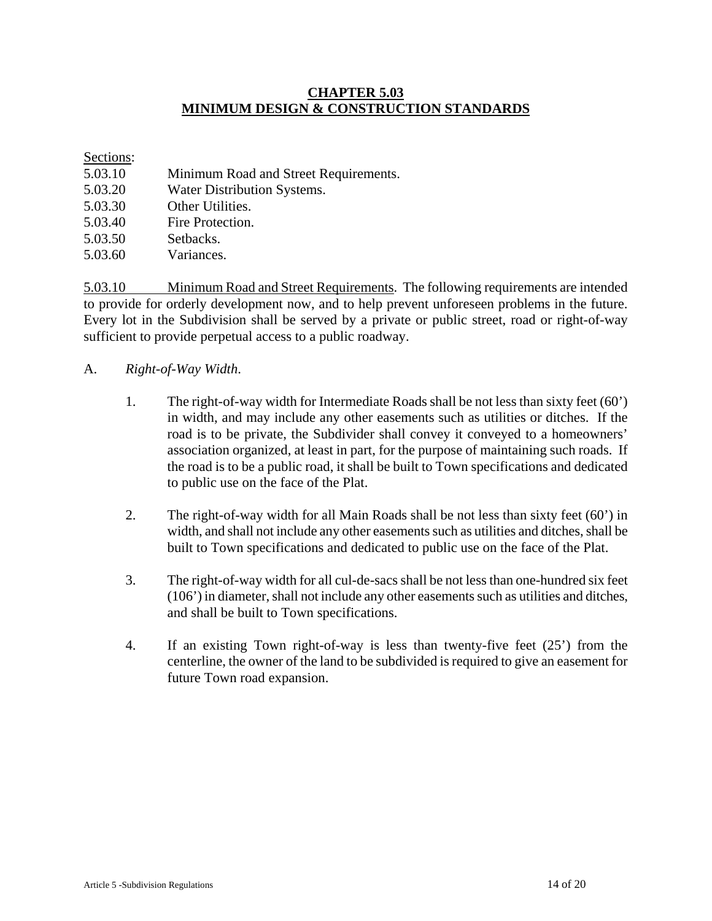# CHAPTER 5.03
# MINIMUM DESIGN & CONSTRUCTION STANDARDS

Sections:

5.03.10 Minimum Road and Street Requirements.
5.03.20 Water Distribution Systems.
5.03.30 Other Utilities.
5.03.40 Fire Protection.
5.03.50 Setbacks.
5.03.60 Variances.

5.03.10 Minimum Road and Street Requirements. The following requirements are intended to provide for orderly development now, and to help prevent unforeseen problems in the future. Every lot in the Subdivision shall be served by a private or public street, road or right-of-way sufficient to provide perpetual access to a public roadway.

A. *Right-of-Way Width.*

1. The right-of-way width for Intermediate Roads shall be not less than sixty feet (60') in width, and may include any other easements such as utilities or ditches. If the road is to be private, the Subdivider shall convey it conveyed to a homeowners' association organized, at least in part, for the purpose of maintaining such roads. If the road is to be a public road, it shall be built to Town specifications and dedicated to public use on the face of the Plat.

2. The right-of-way width for all Main Roads shall be not less than sixty feet (60') in width, and shall not include any other easements such as utilities and ditches, shall be built to Town specifications and dedicated to public use on the face of the Plat.

3. The right-of-way width for all cul-de-sacs shall be not less than one-hundred six feet (106') in diameter, shall not include any other easements such as utilities and ditches, and shall be built to Town specifications.

4. If an existing Town right-of-way is less than twenty-five feet (25') from the centerline, the owner of the land to be subdivided is required to give an easement for future Town road expansion.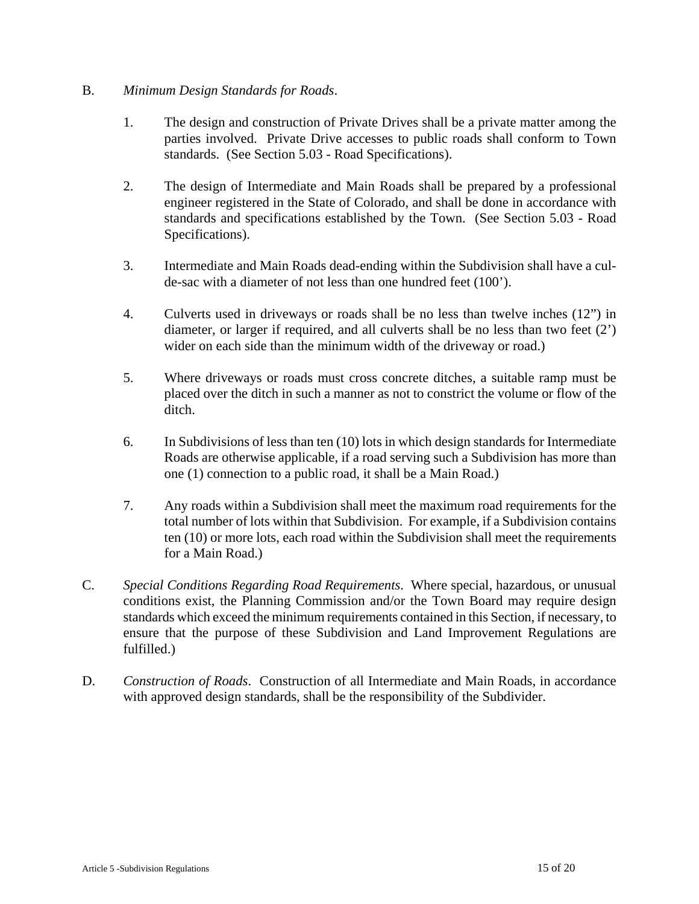B. *Minimum Design Standards for Roads*.

1. The design and construction of Private Drives shall be a private matter among the parties involved. Private Drive accesses to public roads shall conform to Town standards. (See Section 5.03 - Road Specifications).

2. The design of Intermediate and Main Roads shall be prepared by a professional engineer registered in the State of Colorado, and shall be done in accordance with standards and specifications established by the Town. (See Section 5.03 - Road Specifications).

3. Intermediate and Main Roads dead-ending within the Subdivision shall have a cul-de-sac with a diameter of not less than one hundred feet (100').

4. Culverts used in driveways or roads shall be no less than twelve inches (12") in diameter, or larger if required, and all culverts shall be no less than two feet (2') wider on each side than the minimum width of the driveway or road.)

5. Where driveways or roads must cross concrete ditches, a suitable ramp must be placed over the ditch in such a manner as not to constrict the volume or flow of the ditch.

6. In Subdivisions of less than ten (10) lots in which design standards for Intermediate Roads are otherwise applicable, if a road serving such a Subdivision has more than one (1) connection to a public road, it shall be a Main Road.)

7. Any roads within a Subdivision shall meet the maximum road requirements for the total number of lots within that Subdivision. For example, if a Subdivision contains ten (10) or more lots, each road within the Subdivision shall meet the requirements for a Main Road.)

C. *Special Conditions Regarding Road Requirements*. Where special, hazardous, or unusual conditions exist, the Planning Commission and/or the Town Board may require design standards which exceed the minimum requirements contained in this Section, if necessary, to ensure that the purpose of these Subdivision and Land Improvement Regulations are fulfilled.)

D. *Construction of Roads*. Construction of all Intermediate and Main Roads, in accordance with approved design standards, shall be the responsibility of the Subdivider.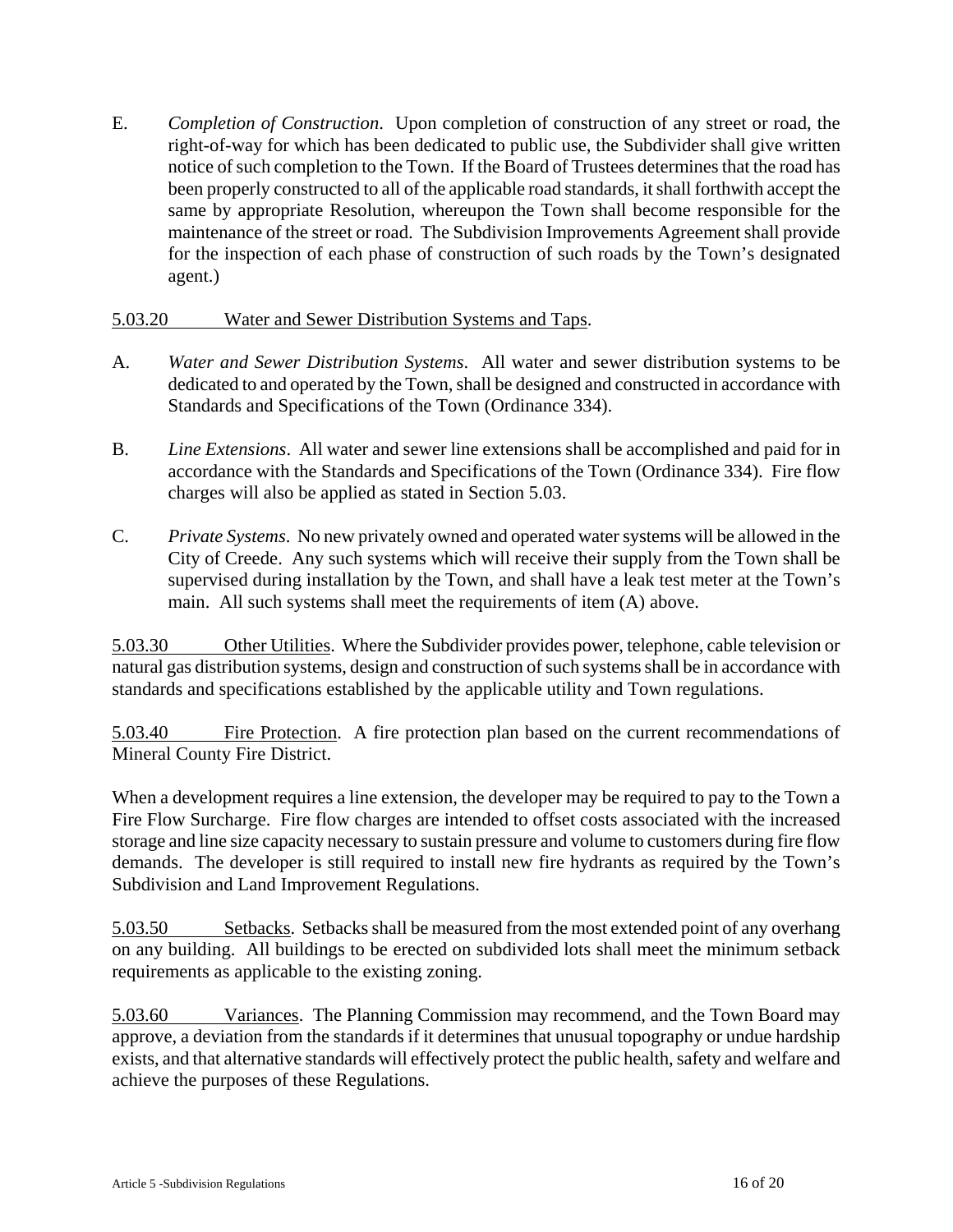E. *Completion of Construction*. Upon completion of construction of any street or road, the right-of-way for which has been dedicated to public use, the Subdivider shall give written notice of such completion to the Town. If the Board of Trustees determines that the road has been properly constructed to all of the applicable road standards, it shall forthwith accept the same by appropriate Resolution, whereupon the Town shall become responsible for the maintenance of the street or road. The Subdivision Improvements Agreement shall provide for the inspection of each phase of construction of such roads by the Town's designated agent.)

5.03.20 Water and Sewer Distribution Systems and Taps.

A. *Water and Sewer Distribution Systems*. All water and sewer distribution systems to be dedicated to and operated by the Town, shall be designed and constructed in accordance with Standards and Specifications of the Town (Ordinance 334).

B. *Line Extensions*. All water and sewer line extensions shall be accomplished and paid for in accordance with the Standards and Specifications of the Town (Ordinance 334). Fire flow charges will also be applied as stated in Section 5.03.

C. *Private Systems*. No new privately owned and operated water systems will be allowed in the City of Creede. Any such systems which will receive their supply from the Town shall be supervised during installation by the Town, and shall have a leak test meter at the Town's main. All such systems shall meet the requirements of item (A) above.

5.03.30 Other Utilities. Where the Subdivider provides power, telephone, cable television or natural gas distribution systems, design and construction of such systems shall be in accordance with standards and specifications established by the applicable utility and Town regulations.

5.03.40 Fire Protection. A fire protection plan based on the current recommendations of Mineral County Fire District.

When a development requires a line extension, the developer may be required to pay to the Town a Fire Flow Surcharge. Fire flow charges are intended to offset costs associated with the increased storage and line size capacity necessary to sustain pressure and volume to customers during fire flow demands. The developer is still required to install new fire hydrants as required by the Town's Subdivision and Land Improvement Regulations.

5.03.50 Setbacks. Setbacks shall be measured from the most extended point of any overhang on any building. All buildings to be erected on subdivided lots shall meet the minimum setback requirements as applicable to the existing zoning.

5.03.60 Variances. The Planning Commission may recommend, and the Town Board may approve, a deviation from the standards if it determines that unusual topography or undue hardship exists, and that alternative standards will effectively protect the public health, safety and welfare and achieve the purposes of these Regulations.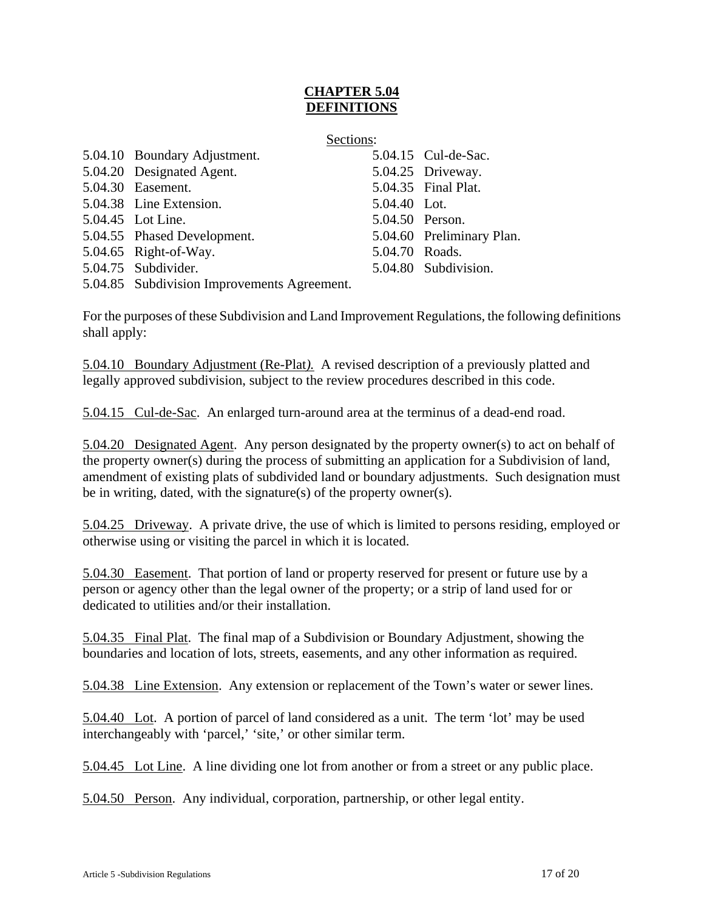# CHAPTER 5.04
# DEFINITIONS

Sections:

| | |
|---|---|
| 5.04.10 Boundary Adjustment. | 5.04.15 Cul-de-Sac. |
| 5.04.20 Designated Agent. | 5.04.25 Driveway. |
| 5.04.30 Easement. | 5.04.35 Final Plat. |
| 5.04.38 Line Extension. | 5.04.40 Lot. |
| 5.04.45 Lot Line. | 5.04.50 Person. |
| 5.04.55 Phased Development. | 5.04.60 Preliminary Plan. |
| 5.04.65 Right-of-Way. | 5.04.70 Roads. |
| 5.04.75 Subdivider. | 5.04.80 Subdivision. |
| 5.04.85 Subdivision Improvements Agreement. | |

For the purposes of these Subdivision and Land Improvement Regulations, the following definitions shall apply:

5.04.10 Boundary Adjustment (Re-Plat*).* A revised description of a previously platted and legally approved subdivision, subject to the review procedures described in this code.

5.04.15 Cul-de-Sac. An enlarged turn-around area at the terminus of a dead-end road.

5.04.20 Designated Agent. Any person designated by the property owner(s) to act on behalf of the property owner(s) during the process of submitting an application for a Subdivision of land, amendment of existing plats of subdivided land or boundary adjustments. Such designation must be in writing, dated, with the signature(s) of the property owner(s).

5.04.25 Driveway. A private drive, the use of which is limited to persons residing, employed or otherwise using or visiting the parcel in which it is located.

5.04.30 Easement. That portion of land or property reserved for present or future use by a person or agency other than the legal owner of the property; or a strip of land used for or dedicated to utilities and/or their installation.

5.04.35 Final Plat. The final map of a Subdivision or Boundary Adjustment, showing the boundaries and location of lots, streets, easements, and any other information as required.

5.04.38 Line Extension. Any extension or replacement of the Town's water or sewer lines.

5.04.40 Lot. A portion of parcel of land considered as a unit. The term 'lot' may be used interchangeably with 'parcel,' 'site,' or other similar term.

5.04.45 Lot Line. A line dividing one lot from another or from a street or any public place.

5.04.50 Person. Any individual, corporation, partnership, or other legal entity.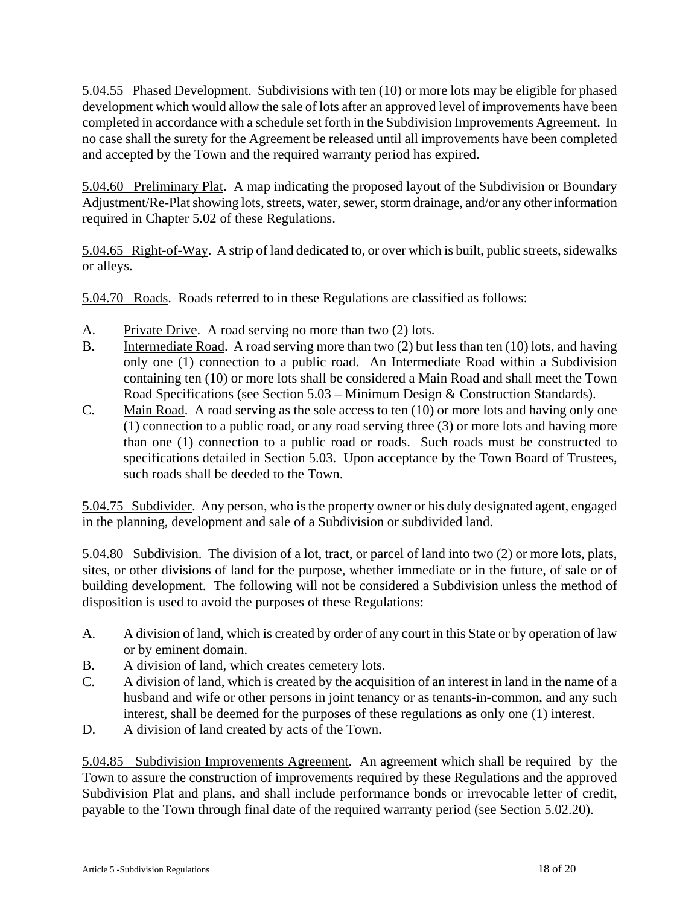<u>5.04.55 Phased Development</u>. Subdivisions with ten (10) or more lots may be eligible for phased development which would allow the sale of lots after an approved level of improvements have been completed in accordance with a schedule set forth in the Subdivision Improvements Agreement. In no case shall the surety for the Agreement be released until all improvements have been completed and accepted by the Town and the required warranty period has expired.

<u>5.04.60 Preliminary Plat</u>. A map indicating the proposed layout of the Subdivision or Boundary Adjustment/Re-Plat showing lots, streets, water, sewer, storm drainage, and/or any other information required in Chapter 5.02 of these Regulations.

<u>5.04.65 Right-of-Way</u>. A strip of land dedicated to, or over which is built, public streets, sidewalks or alleys.

<u>5.04.70 Roads</u>. Roads referred to in these Regulations are classified as follows:

A. <u>Private Drive</u>. A road serving no more than two (2) lots.
B. <u>Intermediate Road</u>. A road serving more than two (2) but less than ten (10) lots, and having only one (1) connection to a public road. An Intermediate Road within a Subdivision containing ten (10) or more lots shall be considered a Main Road and shall meet the Town Road Specifications (see Section 5.03 – Minimum Design & Construction Standards).
C. <u>Main Road</u>. A road serving as the sole access to ten (10) or more lots and having only one (1) connection to a public road, or any road serving three (3) or more lots and having more than one (1) connection to a public road or roads. Such roads must be constructed to specifications detailed in Section 5.03. Upon acceptance by the Town Board of Trustees, such roads shall be deeded to the Town.

<u>5.04.75 Subdivider</u>. Any person, who is the property owner or his duly designated agent, engaged in the planning, development and sale of a Subdivision or subdivided land.

<u>5.04.80 Subdivision</u>. The division of a lot, tract, or parcel of land into two (2) or more lots, plats, sites, or other divisions of land for the purpose, whether immediate or in the future, of sale or of building development. The following will not be considered a Subdivision unless the method of disposition is used to avoid the purposes of these Regulations:

A. A division of land, which is created by order of any court in this State or by operation of law or by eminent domain.
B. A division of land, which creates cemetery lots.
C. A division of land, which is created by the acquisition of an interest in land in the name of a husband and wife or other persons in joint tenancy or as tenants-in-common, and any such interest, shall be deemed for the purposes of these regulations as only one (1) interest.
D. A division of land created by acts of the Town.

<u>5.04.85 Subdivision Improvements Agreement</u>. An agreement which shall be required by the Town to assure the construction of improvements required by these Regulations and the approved Subdivision Plat and plans, and shall include performance bonds or irrevocable letter of credit, payable to the Town through final date of the required warranty period (see Section 5.02.20).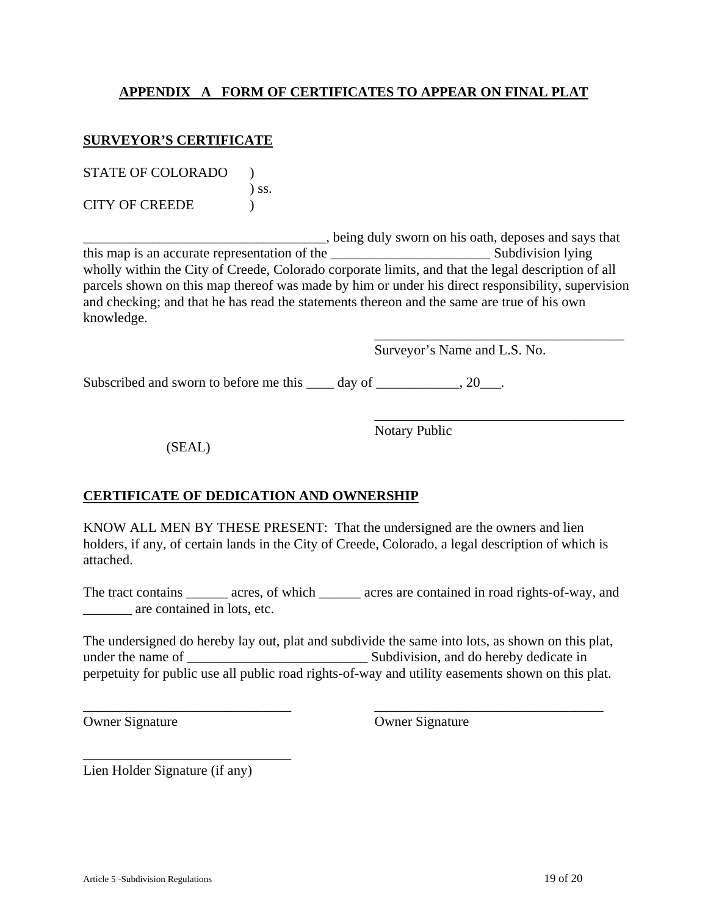## APPENDIX A FORM OF CERTIFICATES TO APPEAR ON FINAL PLAT

### SURVEYOR'S CERTIFICATE

STATE OF COLORADO )
) ss.
CITY OF CREEDE )

___________________________________, being duly sworn on his oath, deposes and says that this map is an accurate representation of the _______________________ Subdivision lying wholly within the City of Creede, Colorado corporate limits, and that the legal description of all parcels shown on this map thereof was made by him or under his direct responsibility, supervision and checking; and that he has read the statements thereon and the same are true of his own knowledge.

____________________________________
Surveyor's Name and L.S. No.

Subscribed and sworn to before me this ____ day of ____________, 20___.

____________________________________
Notary Public

(SEAL)

### CERTIFICATE OF DEDICATION AND OWNERSHIP

KNOW ALL MEN BY THESE PRESENT: That the undersigned are the owners and lien holders, if any, of certain lands in the City of Creede, Colorado, a legal description of which is attached.

The tract contains ______ acres, of which ______ acres are contained in road rights-of-way, and _______ are contained in lots, etc.

The undersigned do hereby lay out, plat and subdivide the same into lots, as shown on this plat, under the name of __________________________ Subdivision, and do hereby dedicate in perpetuity for public use all public road rights-of-way and utility easements shown on this plat.

______________________________ ______________________________
Owner Signature Owner Signature

______________________________
Lien Holder Signature (if any)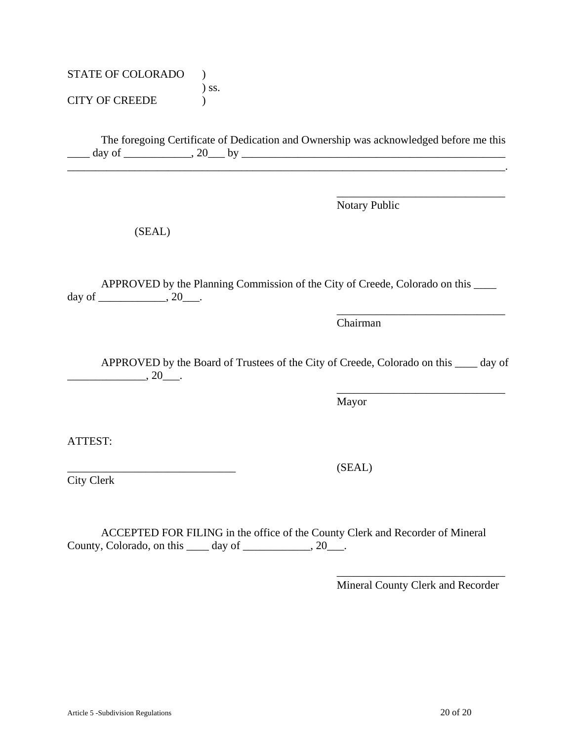STATE OF COLORADO )  
) ss.  
CITY OF CREEDE )

The foregoing Certificate of Dedication and Ownership was acknowledged before me this ____ day of ____________, 20___ by ________________________________________________ ________________________________________________________________________________.

______________________________  
Notary Public

(SEAL)

APPROVED by the Planning Commission of the City of Creede, Colorado on this ____ day of ____________, 20___.

______________________________  
Chairman

APPROVED by the Board of Trustees of the City of Creede, Colorado on this ____ day of ______________, 20___.

______________________________  
Mayor

ATTEST:

______________________________  
City Clerk

(SEAL)

ACCEPTED FOR FILING in the office of the County Clerk and Recorder of Mineral County, Colorado, on this ____ day of ____________, 20___.

______________________________  
Mineral County Clerk and Recorder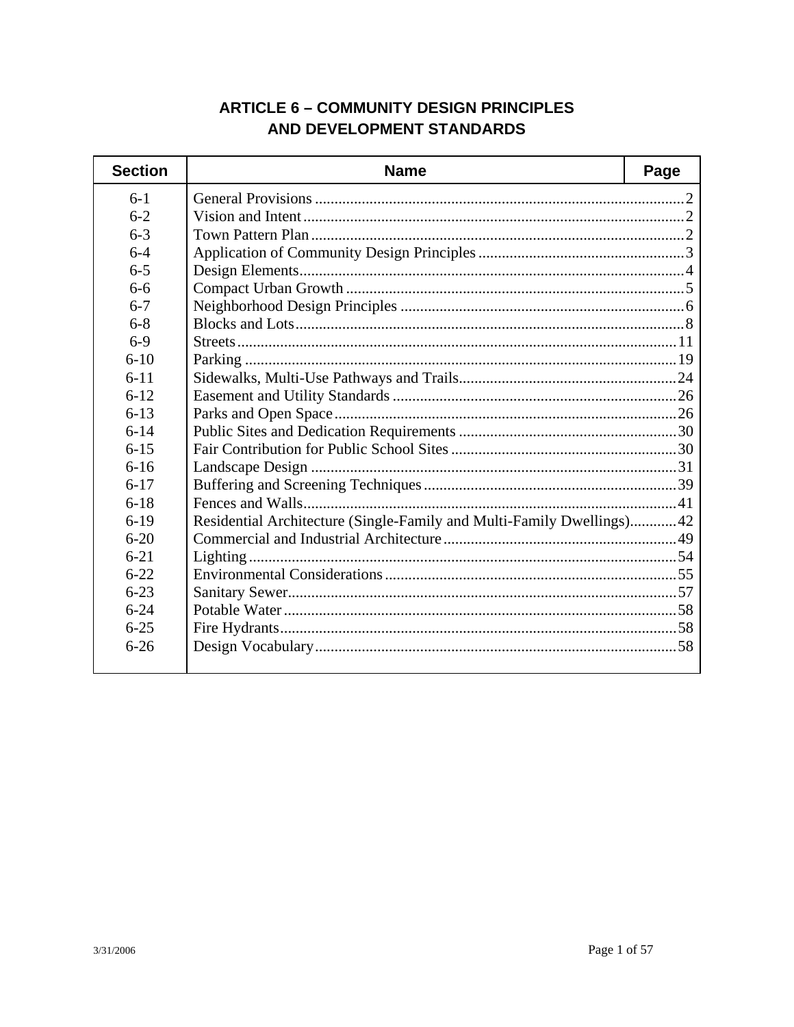# ARTICLE 6 – COMMUNITY DESIGN PRINCIPLES AND DEVELOPMENT STANDARDS

| Section | Name | Page |
|---|---|---|
| 6-1 | General Provisions | 2 |
| 6-2 | Vision and Intent | 2 |
| 6-3 | Town Pattern Plan | 2 |
| 6-4 | Application of Community Design Principles | 3 |
| 6-5 | Design Elements | 4 |
| 6-6 | Compact Urban Growth | 5 |
| 6-7 | Neighborhood Design Principles | 6 |
| 6-8 | Blocks and Lots | 8 |
| 6-9 | Streets | 11 |
| 6-10 | Parking | 19 |
| 6-11 | Sidewalks, Multi-Use Pathways and Trails | 24 |
| 6-12 | Easement and Utility Standards | 26 |
| 6-13 | Parks and Open Space | 26 |
| 6-14 | Public Sites and Dedication Requirements | 30 |
| 6-15 | Fair Contribution for Public School Sites | 30 |
| 6-16 | Landscape Design | 31 |
| 6-17 | Buffering and Screening Techniques | 39 |
| 6-18 | Fences and Walls | 41 |
| 6-19 | Residential Architecture (Single-Family and Multi-Family Dwellings) | 42 |
| 6-20 | Commercial and Industrial Architecture | 49 |
| 6-21 | Lighting | 54 |
| 6-22 | Environmental Considerations | 55 |
| 6-23 | Sanitary Sewer | 57 |
| 6-24 | Potable Water | 58 |
| 6-25 | Fire Hydrants | 58 |
| 6-26 | Design Vocabulary | 58 |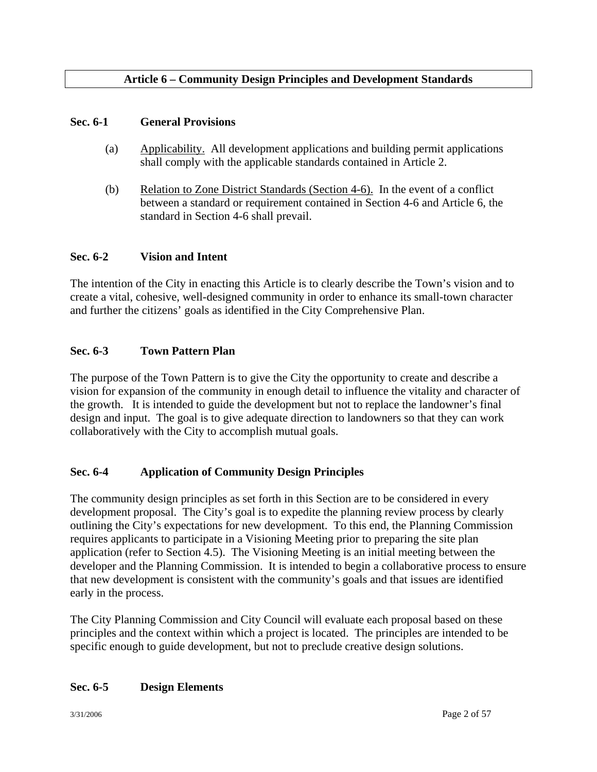# Article 6 – Community Design Principles and Development Standards

## Sec. 6-1 General Provisions

(a) Applicability. All development applications and building permit applications shall comply with the applicable standards contained in Article 2.

(b) Relation to Zone District Standards (Section 4-6). In the event of a conflict between a standard or requirement contained in Section 4-6 and Article 6, the standard in Section 4-6 shall prevail.

## Sec. 6-2 Vision and Intent

The intention of the City in enacting this Article is to clearly describe the Town's vision and to create a vital, cohesive, well-designed community in order to enhance its small-town character and further the citizens' goals as identified in the City Comprehensive Plan.

## Sec. 6-3 Town Pattern Plan

The purpose of the Town Pattern is to give the City the opportunity to create and describe a vision for expansion of the community in enough detail to influence the vitality and character of the growth. It is intended to guide the development but not to replace the landowner's final design and input. The goal is to give adequate direction to landowners so that they can work collaboratively with the City to accomplish mutual goals.

## Sec. 6-4 Application of Community Design Principles

The community design principles as set forth in this Section are to be considered in every development proposal. The City's goal is to expedite the planning review process by clearly outlining the City's expectations for new development. To this end, the Planning Commission requires applicants to participate in a Visioning Meeting prior to preparing the site plan application (refer to Section 4.5). The Visioning Meeting is an initial meeting between the developer and the Planning Commission. It is intended to begin a collaborative process to ensure that new development is consistent with the community's goals and that issues are identified early in the process.

The City Planning Commission and City Council will evaluate each proposal based on these principles and the context within which a project is located. The principles are intended to be specific enough to guide development, but not to preclude creative design solutions.

## Sec. 6-5 Design Elements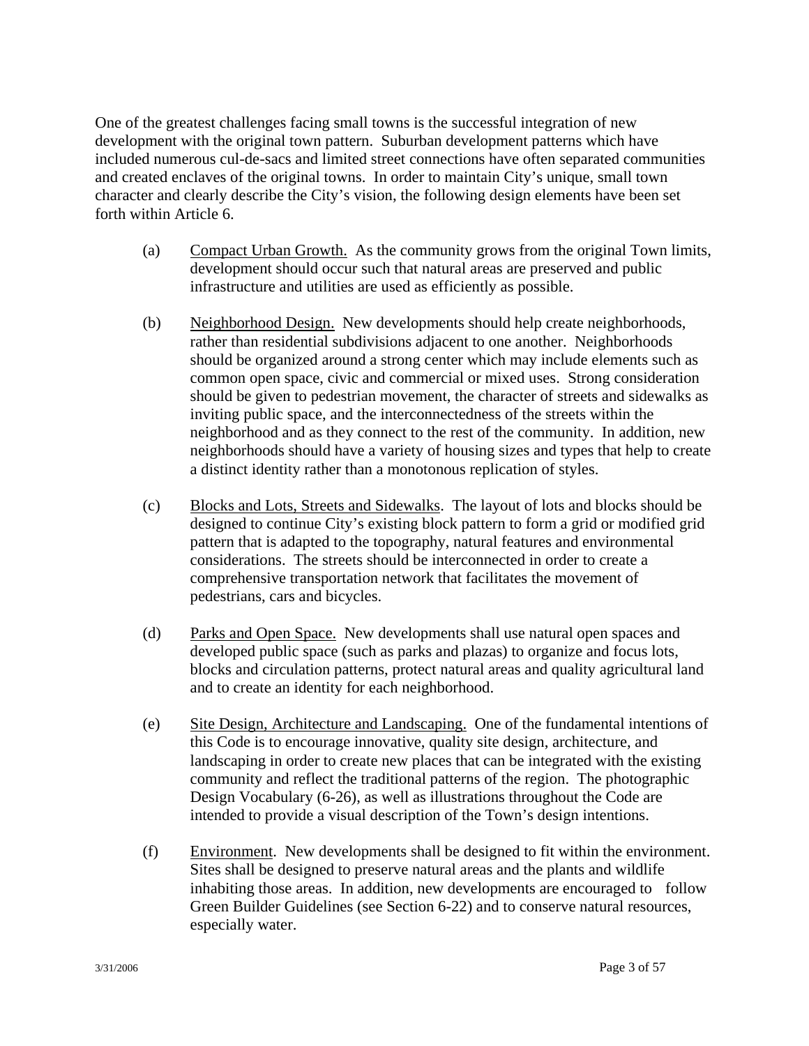One of the greatest challenges facing small towns is the successful integration of new development with the original town pattern. Suburban development patterns which have included numerous cul-de-sacs and limited street connections have often separated communities and created enclaves of the original towns. In order to maintain City's unique, small town character and clearly describe the City's vision, the following design elements have been set forth within Article 6.

(a) Compact Urban Growth. As the community grows from the original Town limits, development should occur such that natural areas are preserved and public infrastructure and utilities are used as efficiently as possible.

(b) Neighborhood Design. New developments should help create neighborhoods, rather than residential subdivisions adjacent to one another. Neighborhoods should be organized around a strong center which may include elements such as common open space, civic and commercial or mixed uses. Strong consideration should be given to pedestrian movement, the character of streets and sidewalks as inviting public space, and the interconnectedness of the streets within the neighborhood and as they connect to the rest of the community. In addition, new neighborhoods should have a variety of housing sizes and types that help to create a distinct identity rather than a monotonous replication of styles.

(c) Blocks and Lots, Streets and Sidewalks. The layout of lots and blocks should be designed to continue City's existing block pattern to form a grid or modified grid pattern that is adapted to the topography, natural features and environmental considerations. The streets should be interconnected in order to create a comprehensive transportation network that facilitates the movement of pedestrians, cars and bicycles.

(d) Parks and Open Space. New developments shall use natural open spaces and developed public space (such as parks and plazas) to organize and focus lots, blocks and circulation patterns, protect natural areas and quality agricultural land and to create an identity for each neighborhood.

(e) Site Design, Architecture and Landscaping. One of the fundamental intentions of this Code is to encourage innovative, quality site design, architecture, and landscaping in order to create new places that can be integrated with the existing community and reflect the traditional patterns of the region. The photographic Design Vocabulary (6-26), as well as illustrations throughout the Code are intended to provide a visual description of the Town's design intentions.

(f) Environment. New developments shall be designed to fit within the environment. Sites shall be designed to preserve natural areas and the plants and wildlife inhabiting those areas. In addition, new developments are encouraged to follow Green Builder Guidelines (see Section 6-22) and to conserve natural resources, especially water.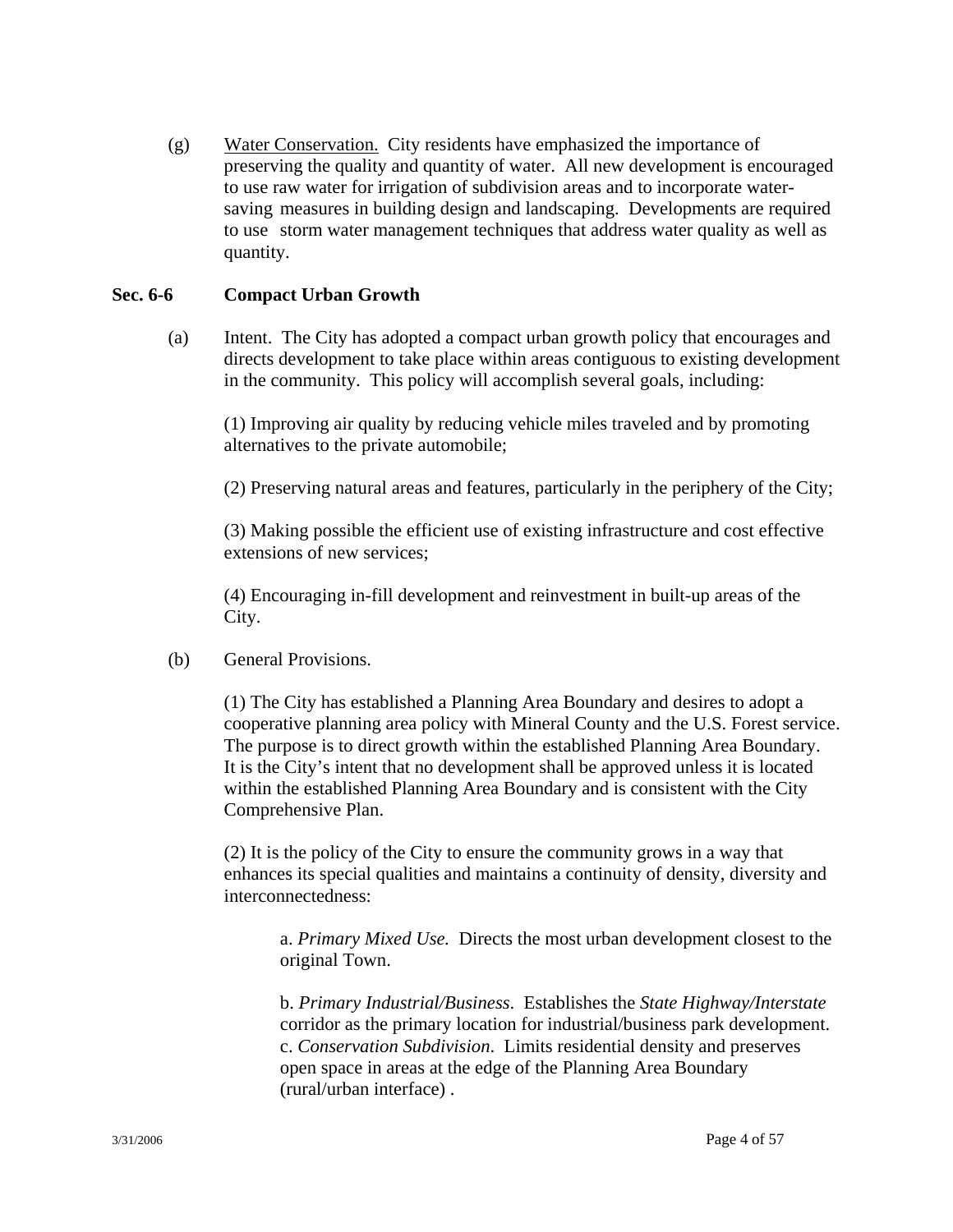(g) Water Conservation. City residents have emphasized the importance of preserving the quality and quantity of water. All new development is encouraged to use raw water for irrigation of subdivision areas and to incorporate water-saving measures in building design and landscaping. Developments are required to use storm water management techniques that address water quality as well as quantity.

## Sec. 6-6 Compact Urban Growth

(a) Intent. The City has adopted a compact urban growth policy that encourages and directs development to take place within areas contiguous to existing development in the community. This policy will accomplish several goals, including:

(1) Improving air quality by reducing vehicle miles traveled and by promoting alternatives to the private automobile;

(2) Preserving natural areas and features, particularly in the periphery of the City;

(3) Making possible the efficient use of existing infrastructure and cost effective extensions of new services;

(4) Encouraging in-fill development and reinvestment in built-up areas of the City.

(b) General Provisions.

(1) The City has established a Planning Area Boundary and desires to adopt a cooperative planning area policy with Mineral County and the U.S. Forest service. The purpose is to direct growth within the established Planning Area Boundary. It is the City's intent that no development shall be approved unless it is located within the established Planning Area Boundary and is consistent with the City Comprehensive Plan.

(2) It is the policy of the City to ensure the community grows in a way that enhances its special qualities and maintains a continuity of density, diversity and interconnectedness:

a. *Primary Mixed Use.* Directs the most urban development closest to the original Town.

b. *Primary Industrial/Business*. Establishes the *State Highway/Interstate* corridor as the primary location for industrial/business park development.

c. *Conservation Subdivision*. Limits residential density and preserves open space in areas at the edge of the Planning Area Boundary (rural/urban interface) .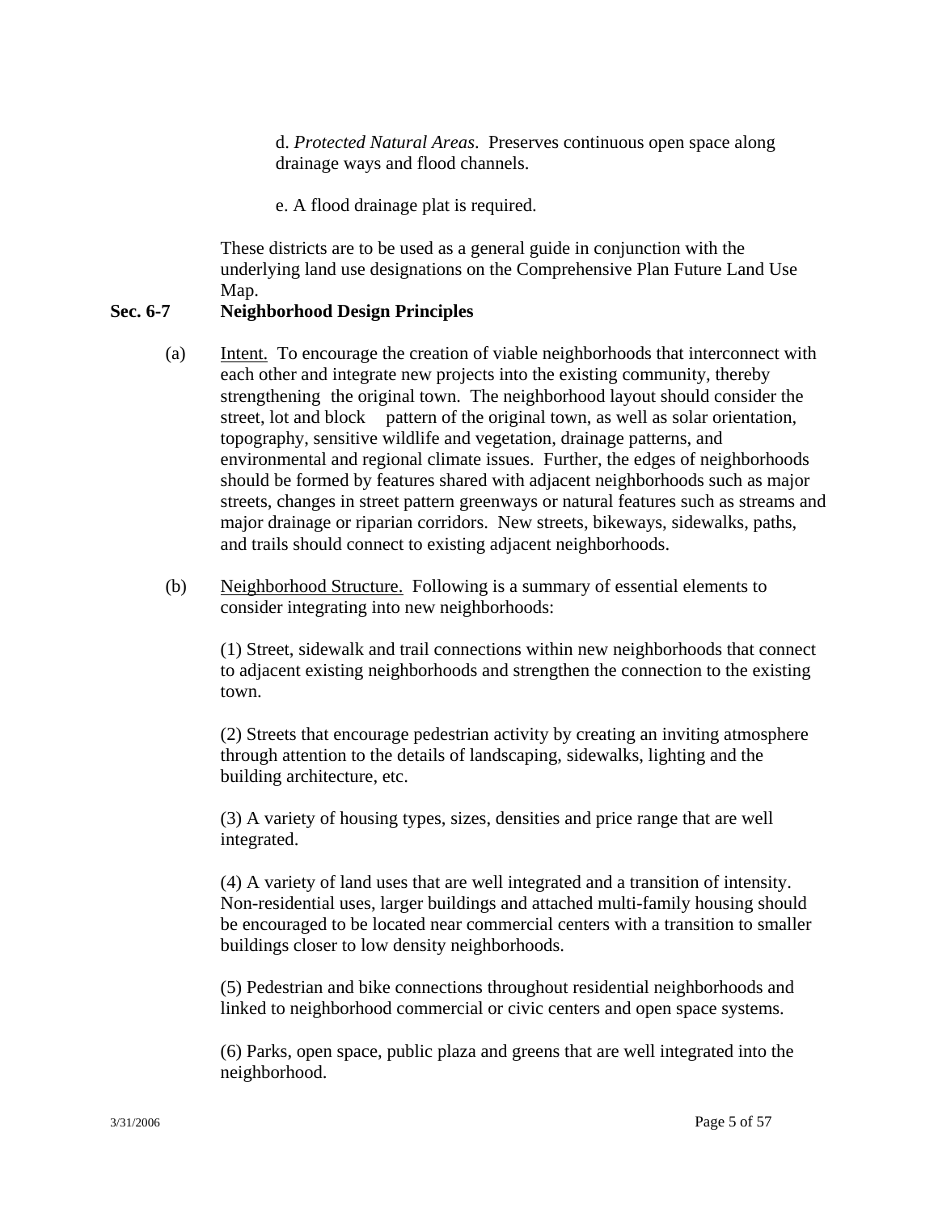d. *Protected Natural Areas*. Preserves continuous open space along drainage ways and flood channels.

e. A flood drainage plat is required.

These districts are to be used as a general guide in conjunction with the underlying land use designations on the Comprehensive Plan Future Land Use Map.

## Sec. 6-7 Neighborhood Design Principles

(a) Intent. To encourage the creation of viable neighborhoods that interconnect with each other and integrate new projects into the existing community, thereby strengthening the original town. The neighborhood layout should consider the street, lot and block pattern of the original town, as well as solar orientation, topography, sensitive wildlife and vegetation, drainage patterns, and environmental and regional climate issues. Further, the edges of neighborhoods should be formed by features shared with adjacent neighborhoods such as major streets, changes in street pattern greenways or natural features such as streams and major drainage or riparian corridors. New streets, bikeways, sidewalks, paths, and trails should connect to existing adjacent neighborhoods.

(b) Neighborhood Structure. Following is a summary of essential elements to consider integrating into new neighborhoods:

(1) Street, sidewalk and trail connections within new neighborhoods that connect to adjacent existing neighborhoods and strengthen the connection to the existing town.

(2) Streets that encourage pedestrian activity by creating an inviting atmosphere through attention to the details of landscaping, sidewalks, lighting and the building architecture, etc.

(3) A variety of housing types, sizes, densities and price range that are well integrated.

(4) A variety of land uses that are well integrated and a transition of intensity. Non-residential uses, larger buildings and attached multi-family housing should be encouraged to be located near commercial centers with a transition to smaller buildings closer to low density neighborhoods.

(5) Pedestrian and bike connections throughout residential neighborhoods and linked to neighborhood commercial or civic centers and open space systems.

(6) Parks, open space, public plaza and greens that are well integrated into the neighborhood.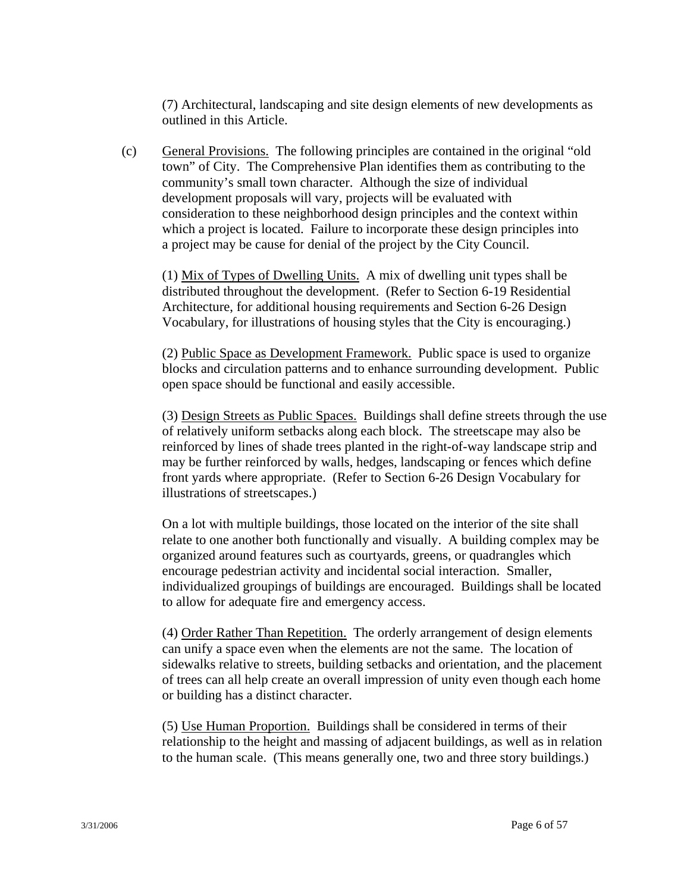(7) Architectural, landscaping and site design elements of new developments as outlined in this Article.

(c) General Provisions. The following principles are contained in the original "old town" of City. The Comprehensive Plan identifies them as contributing to the community's small town character. Although the size of individual development proposals will vary, projects will be evaluated with consideration to these neighborhood design principles and the context within which a project is located. Failure to incorporate these design principles into a project may be cause for denial of the project by the City Council.

(1) Mix of Types of Dwelling Units. A mix of dwelling unit types shall be distributed throughout the development. (Refer to Section 6-19 Residential Architecture, for additional housing requirements and Section 6-26 Design Vocabulary, for illustrations of housing styles that the City is encouraging.)

(2) Public Space as Development Framework. Public space is used to organize blocks and circulation patterns and to enhance surrounding development. Public open space should be functional and easily accessible.

(3) Design Streets as Public Spaces. Buildings shall define streets through the use of relatively uniform setbacks along each block. The streetscape may also be reinforced by lines of shade trees planted in the right-of-way landscape strip and may be further reinforced by walls, hedges, landscaping or fences which define front yards where appropriate. (Refer to Section 6-26 Design Vocabulary for illustrations of streetscapes.)

On a lot with multiple buildings, those located on the interior of the site shall relate to one another both functionally and visually. A building complex may be organized around features such as courtyards, greens, or quadrangles which encourage pedestrian activity and incidental social interaction. Smaller, individualized groupings of buildings are encouraged. Buildings shall be located to allow for adequate fire and emergency access.

(4) Order Rather Than Repetition. The orderly arrangement of design elements can unify a space even when the elements are not the same. The location of sidewalks relative to streets, building setbacks and orientation, and the placement of trees can all help create an overall impression of unity even though each home or building has a distinct character.

(5) Use Human Proportion. Buildings shall be considered in terms of their relationship to the height and massing of adjacent buildings, as well as in relation to the human scale. (This means generally one, two and three story buildings.)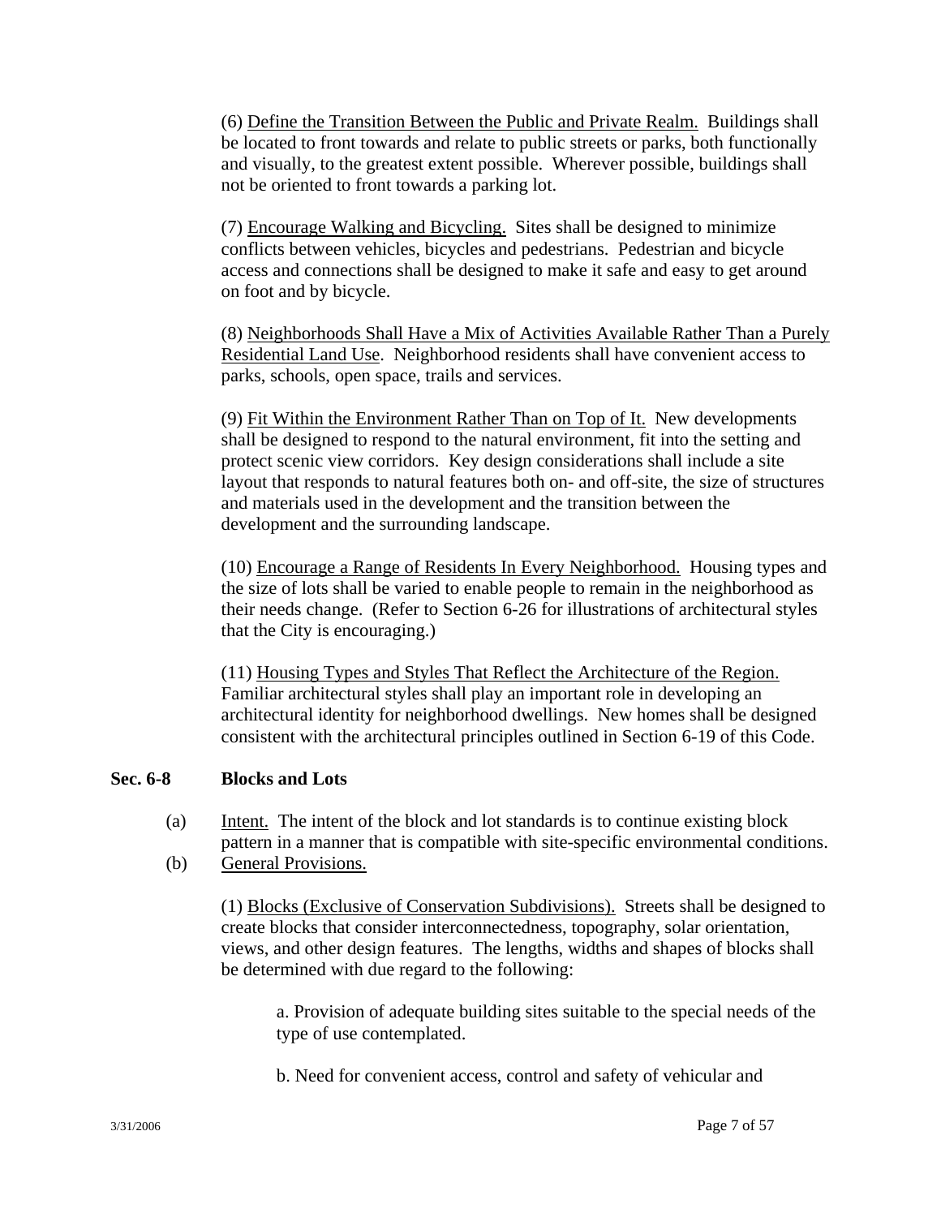(6) Define the Transition Between the Public and Private Realm. Buildings shall be located to front towards and relate to public streets or parks, both functionally and visually, to the greatest extent possible. Wherever possible, buildings shall not be oriented to front towards a parking lot.

(7) Encourage Walking and Bicycling. Sites shall be designed to minimize conflicts between vehicles, bicycles and pedestrians. Pedestrian and bicycle access and connections shall be designed to make it safe and easy to get around on foot and by bicycle.

(8) Neighborhoods Shall Have a Mix of Activities Available Rather Than a Purely Residential Land Use. Neighborhood residents shall have convenient access to parks, schools, open space, trails and services.

(9) Fit Within the Environment Rather Than on Top of It. New developments shall be designed to respond to the natural environment, fit into the setting and protect scenic view corridors. Key design considerations shall include a site layout that responds to natural features both on- and off-site, the size of structures and materials used in the development and the transition between the development and the surrounding landscape.

(10) Encourage a Range of Residents In Every Neighborhood. Housing types and the size of lots shall be varied to enable people to remain in the neighborhood as their needs change. (Refer to Section 6-26 for illustrations of architectural styles that the City is encouraging.)

(11) Housing Types and Styles That Reflect the Architecture of the Region. Familiar architectural styles shall play an important role in developing an architectural identity for neighborhood dwellings. New homes shall be designed consistent with the architectural principles outlined in Section 6-19 of this Code.

**Sec. 6-8 Blocks and Lots**

(a) Intent. The intent of the block and lot standards is to continue existing block pattern in a manner that is compatible with site-specific environmental conditions.

(b) General Provisions.

(1) Blocks (Exclusive of Conservation Subdivisions). Streets shall be designed to create blocks that consider interconnectedness, topography, solar orientation, views, and other design features. The lengths, widths and shapes of blocks shall be determined with due regard to the following:

a. Provision of adequate building sites suitable to the special needs of the type of use contemplated.

b. Need for convenient access, control and safety of vehicular and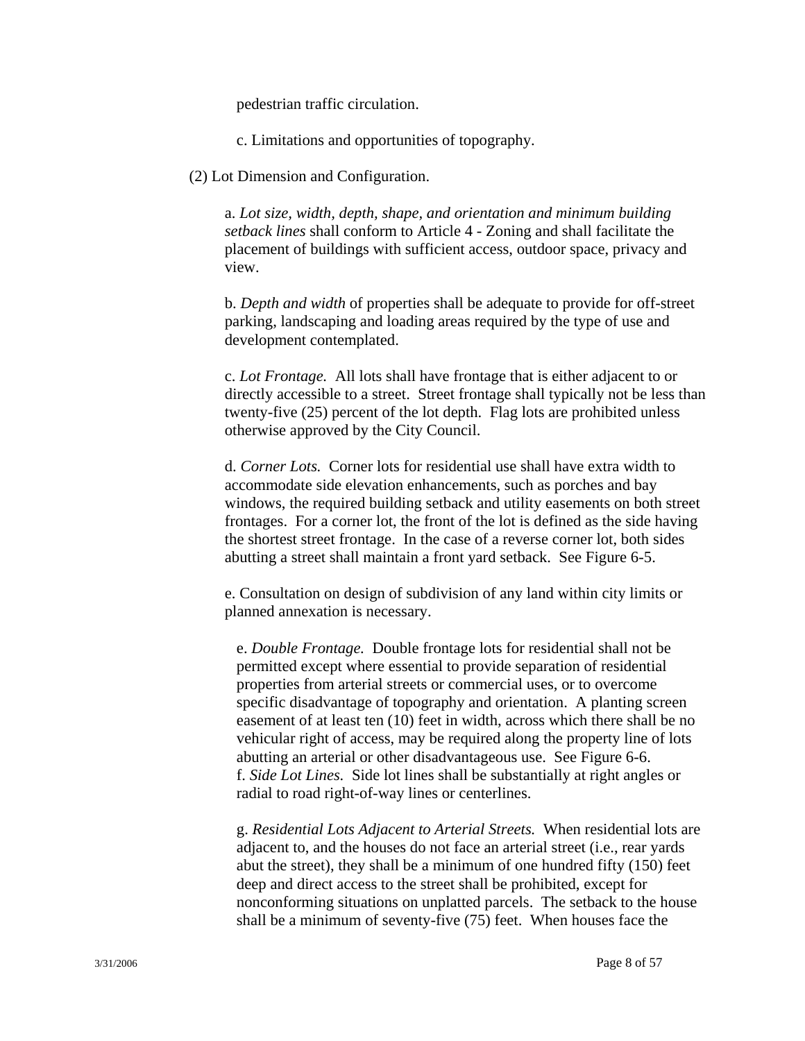pedestrian traffic circulation.

c. Limitations and opportunities of topography.

(2) Lot Dimension and Configuration.

a. *Lot size, width, depth, shape, and orientation and minimum building setback lines* shall conform to Article 4 - Zoning and shall facilitate the placement of buildings with sufficient access, outdoor space, privacy and view.

b. *Depth and width* of properties shall be adequate to provide for off-street parking, landscaping and loading areas required by the type of use and development contemplated.

c. *Lot Frontage.* All lots shall have frontage that is either adjacent to or directly accessible to a street. Street frontage shall typically not be less than twenty-five (25) percent of the lot depth. Flag lots are prohibited unless otherwise approved by the City Council.

d. *Corner Lots.* Corner lots for residential use shall have extra width to accommodate side elevation enhancements, such as porches and bay windows, the required building setback and utility easements on both street frontages. For a corner lot, the front of the lot is defined as the side having the shortest street frontage. In the case of a reverse corner lot, both sides abutting a street shall maintain a front yard setback. See Figure 6-5.

e. Consultation on design of subdivision of any land within city limits or planned annexation is necessary.

e. *Double Frontage.* Double frontage lots for residential shall not be permitted except where essential to provide separation of residential properties from arterial streets or commercial uses, or to overcome specific disadvantage of topography and orientation. A planting screen easement of at least ten (10) feet in width, across which there shall be no vehicular right of access, may be required along the property line of lots abutting an arterial or other disadvantageous use. See Figure 6-6.

f. *Side Lot Lines.* Side lot lines shall be substantially at right angles or radial to road right-of-way lines or centerlines.

g. *Residential Lots Adjacent to Arterial Streets.* When residential lots are adjacent to, and the houses do not face an arterial street (i.e., rear yards abut the street), they shall be a minimum of one hundred fifty (150) feet deep and direct access to the street shall be prohibited, except for nonconforming situations on unplatted parcels. The setback to the house shall be a minimum of seventy-five (75) feet. When houses face the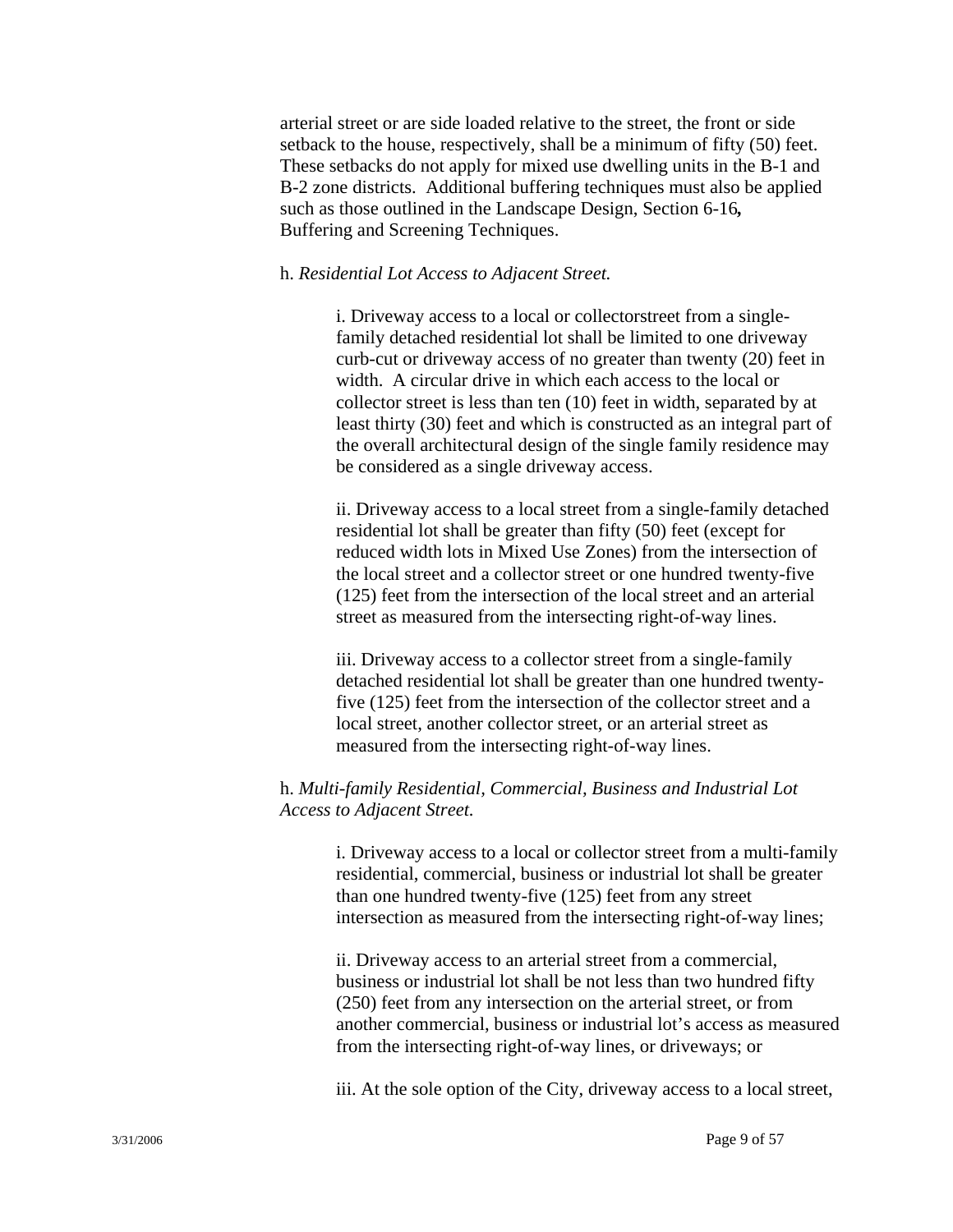arterial street or are side loaded relative to the street, the front or side setback to the house, respectively, shall be a minimum of fifty (50) feet. These setbacks do not apply for mixed use dwelling units in the B-1 and B-2 zone districts. Additional buffering techniques must also be applied such as those outlined in the Landscape Design, Section 6-16**,** Buffering and Screening Techniques.

h. *Residential Lot Access to Adjacent Street.*

i. Driveway access to a local or collectorstreet from a single-family detached residential lot shall be limited to one driveway curb-cut or driveway access of no greater than twenty (20) feet in width. A circular drive in which each access to the local or collector street is less than ten (10) feet in width, separated by at least thirty (30) feet and which is constructed as an integral part of the overall architectural design of the single family residence may be considered as a single driveway access.

ii. Driveway access to a local street from a single-family detached residential lot shall be greater than fifty (50) feet (except for reduced width lots in Mixed Use Zones) from the intersection of the local street and a collector street or one hundred twenty-five (125) feet from the intersection of the local street and an arterial street as measured from the intersecting right-of-way lines.

iii. Driveway access to a collector street from a single-family detached residential lot shall be greater than one hundred twenty-five (125) feet from the intersection of the collector street and a local street, another collector street, or an arterial street as measured from the intersecting right-of-way lines.

h. *Multi-family Residential, Commercial, Business and Industrial Lot Access to Adjacent Street.*

i. Driveway access to a local or collector street from a multi-family residential, commercial, business or industrial lot shall be greater than one hundred twenty-five (125) feet from any street intersection as measured from the intersecting right-of-way lines;

ii. Driveway access to an arterial street from a commercial, business or industrial lot shall be not less than two hundred fifty (250) feet from any intersection on the arterial street, or from another commercial, business or industrial lot's access as measured from the intersecting right-of-way lines, or driveways; or

iii. At the sole option of the City, driveway access to a local street,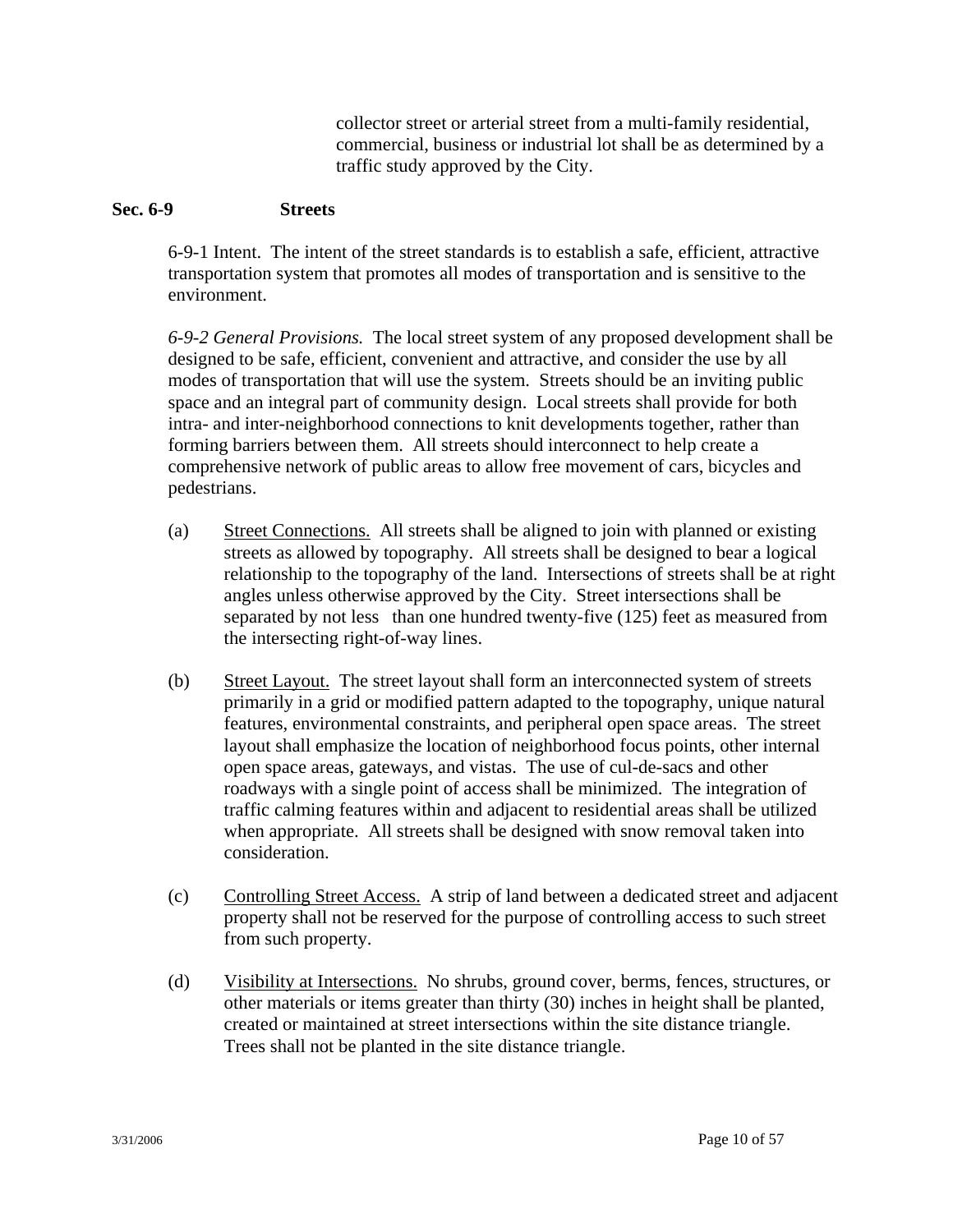collector street or arterial street from a multi-family residential, commercial, business or industrial lot shall be as determined by a traffic study approved by the City.

**Sec. 6-9 Streets**

6-9-1 Intent. The intent of the street standards is to establish a safe, efficient, attractive transportation system that promotes all modes of transportation and is sensitive to the environment.

*6-9-2 General Provisions.* The local street system of any proposed development shall be designed to be safe, efficient, convenient and attractive, and consider the use by all modes of transportation that will use the system. Streets should be an inviting public space and an integral part of community design. Local streets shall provide for both intra- and inter-neighborhood connections to knit developments together, rather than forming barriers between them. All streets should interconnect to help create a comprehensive network of public areas to allow free movement of cars, bicycles and pedestrians.

(a) Street Connections. All streets shall be aligned to join with planned or existing streets as allowed by topography. All streets shall be designed to bear a logical relationship to the topography of the land. Intersections of streets shall be at right angles unless otherwise approved by the City. Street intersections shall be separated by not less than one hundred twenty-five (125) feet as measured from the intersecting right-of-way lines.

(b) Street Layout. The street layout shall form an interconnected system of streets primarily in a grid or modified pattern adapted to the topography, unique natural features, environmental constraints, and peripheral open space areas. The street layout shall emphasize the location of neighborhood focus points, other internal open space areas, gateways, and vistas. The use of cul-de-sacs and other roadways with a single point of access shall be minimized. The integration of traffic calming features within and adjacent to residential areas shall be utilized when appropriate. All streets shall be designed with snow removal taken into consideration.

(c) Controlling Street Access. A strip of land between a dedicated street and adjacent property shall not be reserved for the purpose of controlling access to such street from such property.

(d) Visibility at Intersections. No shrubs, ground cover, berms, fences, structures, or other materials or items greater than thirty (30) inches in height shall be planted, created or maintained at street intersections within the site distance triangle. Trees shall not be planted in the site distance triangle.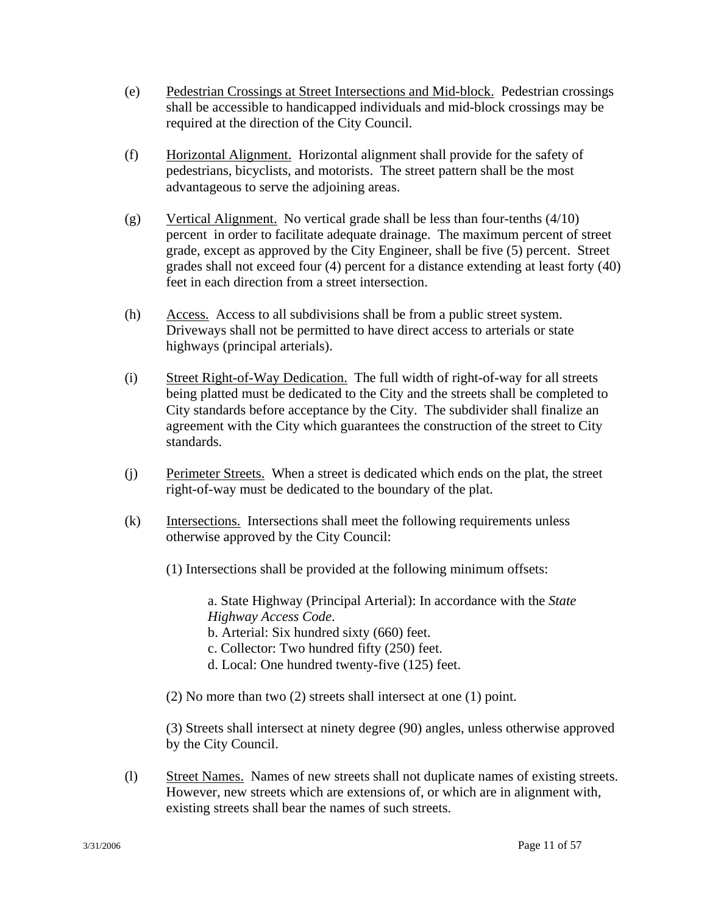(e) Pedestrian Crossings at Street Intersections and Mid-block. Pedestrian crossings shall be accessible to handicapped individuals and mid-block crossings may be required at the direction of the City Council.

(f) Horizontal Alignment. Horizontal alignment shall provide for the safety of pedestrians, bicyclists, and motorists. The street pattern shall be the most advantageous to serve the adjoining areas.

(g) Vertical Alignment. No vertical grade shall be less than four-tenths (4/10) percent in order to facilitate adequate drainage. The maximum percent of street grade, except as approved by the City Engineer, shall be five (5) percent. Street grades shall not exceed four (4) percent for a distance extending at least forty (40) feet in each direction from a street intersection.

(h) Access. Access to all subdivisions shall be from a public street system. Driveways shall not be permitted to have direct access to arterials or state highways (principal arterials).

(i) Street Right-of-Way Dedication. The full width of right-of-way for all streets being platted must be dedicated to the City and the streets shall be completed to City standards before acceptance by the City. The subdivider shall finalize an agreement with the City which guarantees the construction of the street to City standards.

(j) Perimeter Streets. When a street is dedicated which ends on the plat, the street right-of-way must be dedicated to the boundary of the plat.

(k) Intersections. Intersections shall meet the following requirements unless otherwise approved by the City Council:

(1) Intersections shall be provided at the following minimum offsets:

a. State Highway (Principal Arterial): In accordance with the *State Highway Access Code*.
b. Arterial: Six hundred sixty (660) feet.
c. Collector: Two hundred fifty (250) feet.
d. Local: One hundred twenty-five (125) feet.

(2) No more than two (2) streets shall intersect at one (1) point.

(3) Streets shall intersect at ninety degree (90) angles, unless otherwise approved by the City Council.

(l) Street Names. Names of new streets shall not duplicate names of existing streets. However, new streets which are extensions of, or which are in alignment with, existing streets shall bear the names of such streets.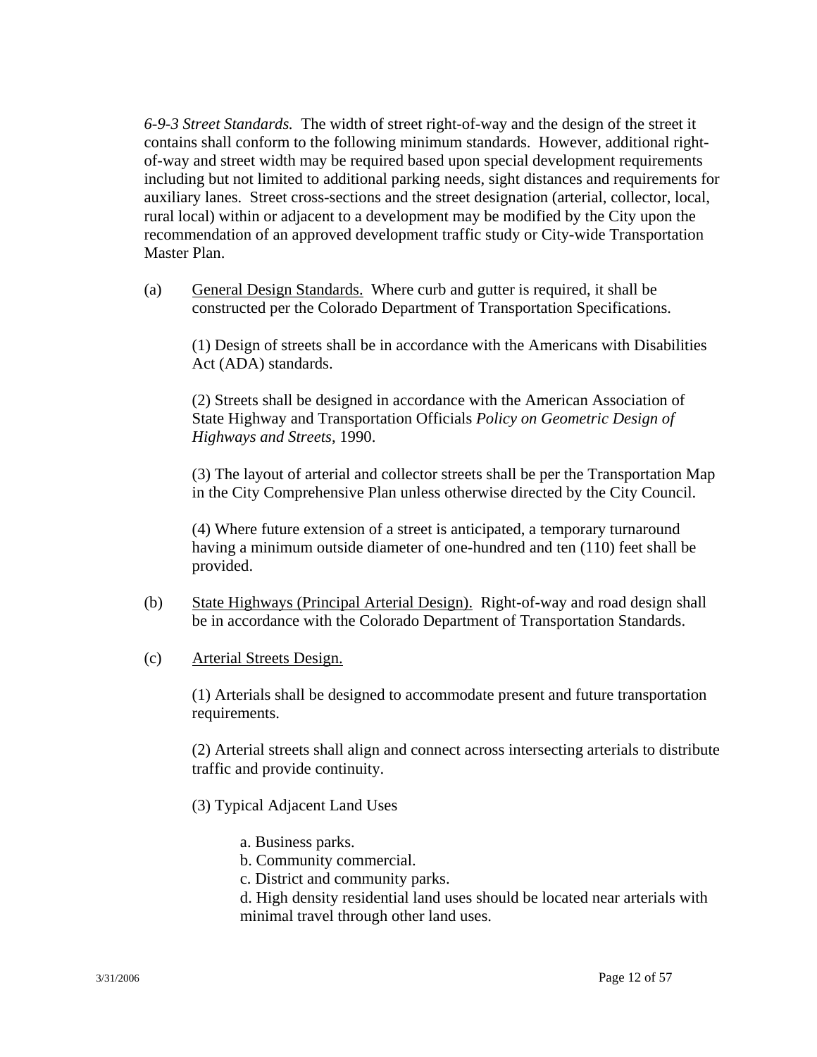*6-9-3 Street Standards.* The width of street right-of-way and the design of the street it contains shall conform to the following minimum standards. However, additional right-of-way and street width may be required based upon special development requirements including but not limited to additional parking needs, sight distances and requirements for auxiliary lanes. Street cross-sections and the street designation (arterial, collector, local, rural local) within or adjacent to a development may be modified by the City upon the recommendation of an approved development traffic study or City-wide Transportation Master Plan.

(a) General Design Standards. Where curb and gutter is required, it shall be constructed per the Colorado Department of Transportation Specifications.

(1) Design of streets shall be in accordance with the Americans with Disabilities Act (ADA) standards.

(2) Streets shall be designed in accordance with the American Association of State Highway and Transportation Officials *Policy on Geometric Design of Highways and Streets*, 1990.

(3) The layout of arterial and collector streets shall be per the Transportation Map in the City Comprehensive Plan unless otherwise directed by the City Council.

(4) Where future extension of a street is anticipated, a temporary turnaround having a minimum outside diameter of one-hundred and ten (110) feet shall be provided.

(b) State Highways (Principal Arterial Design). Right-of-way and road design shall be in accordance with the Colorado Department of Transportation Standards.

(c) Arterial Streets Design.

(1) Arterials shall be designed to accommodate present and future transportation requirements.

(2) Arterial streets shall align and connect across intersecting arterials to distribute traffic and provide continuity.

(3) Typical Adjacent Land Uses

a. Business parks.
b. Community commercial.
c. District and community parks.
d. High density residential land uses should be located near arterials with minimal travel through other land uses.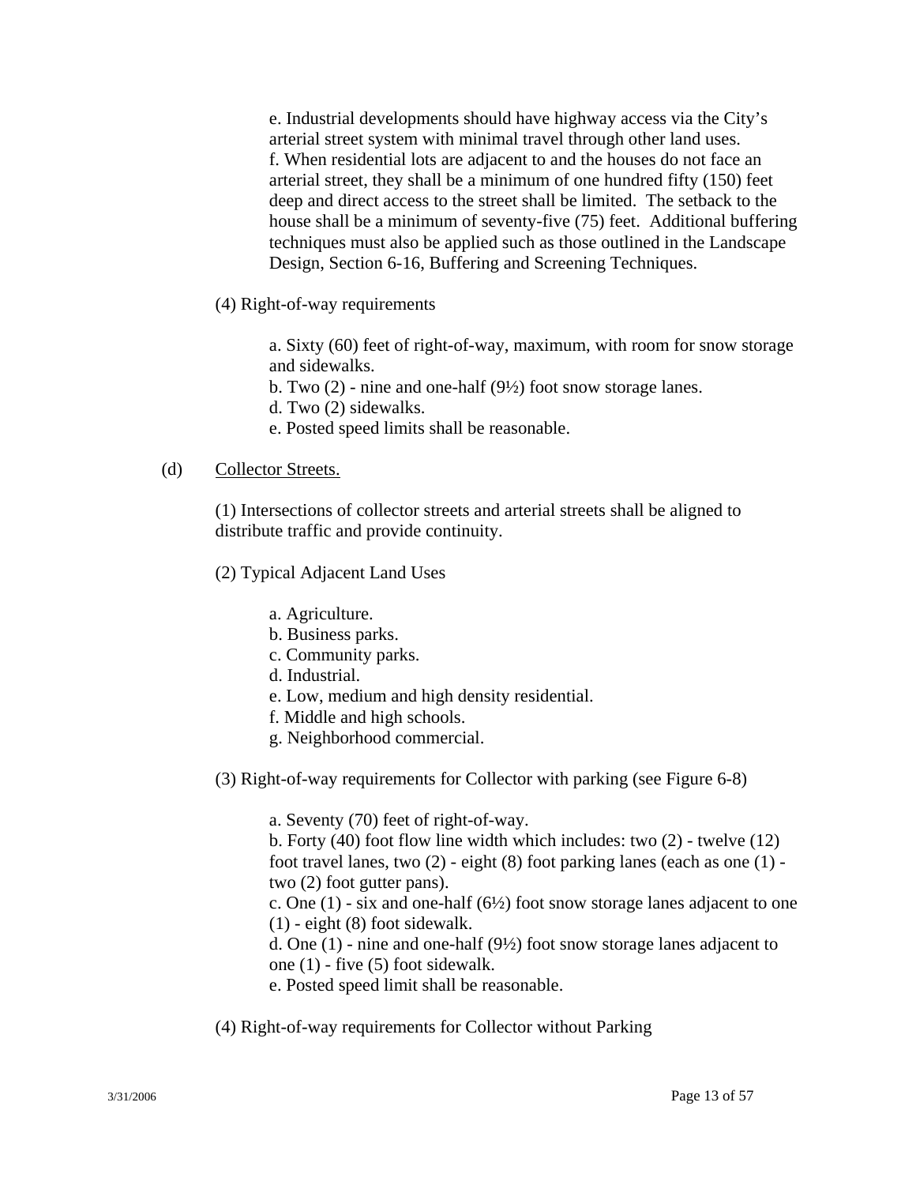e. Industrial developments should have highway access via the City's arterial street system with minimal travel through other land uses.

f. When residential lots are adjacent to and the houses do not face an arterial street, they shall be a minimum of one hundred fifty (150) feet deep and direct access to the street shall be limited. The setback to the house shall be a minimum of seventy-five (75) feet. Additional buffering techniques must also be applied such as those outlined in the Landscape Design, Section 6-16, Buffering and Screening Techniques.

(4) Right-of-way requirements

a. Sixty (60) feet of right-of-way, maximum, with room for snow storage and sidewalks.

b. Two (2) - nine and one-half (9½) foot snow storage lanes.

d. Two (2) sidewalks.

e. Posted speed limits shall be reasonable.

(d) Collector Streets.

(1) Intersections of collector streets and arterial streets shall be aligned to distribute traffic and provide continuity.

(2) Typical Adjacent Land Uses

a. Agriculture.

b. Business parks.

c. Community parks.

d. Industrial.

e. Low, medium and high density residential.

f. Middle and high schools.

g. Neighborhood commercial.

(3) Right-of-way requirements for Collector with parking (see Figure 6-8)

a. Seventy (70) feet of right-of-way.

b. Forty (40) foot flow line width which includes: two (2) - twelve (12) foot travel lanes, two (2) - eight (8) foot parking lanes (each as one (1) - two (2) foot gutter pans).

c. One (1) - six and one-half (6½) foot snow storage lanes adjacent to one (1) - eight (8) foot sidewalk.

d. One (1) - nine and one-half (9½) foot snow storage lanes adjacent to one (1) - five (5) foot sidewalk.

e. Posted speed limit shall be reasonable.

(4) Right-of-way requirements for Collector without Parking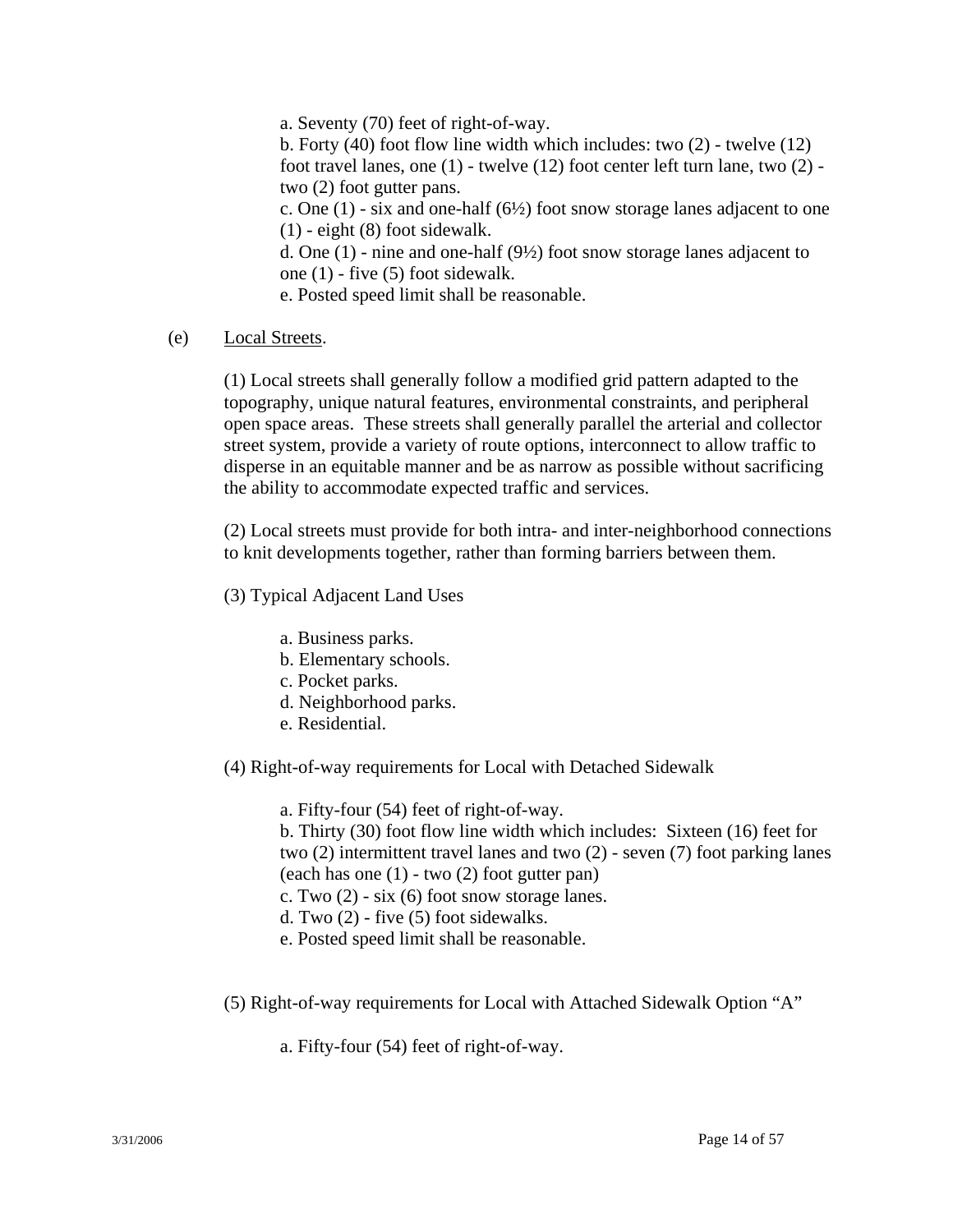a. Seventy (70) feet of right-of-way.
b. Forty (40) foot flow line width which includes: two (2) - twelve (12) foot travel lanes, one (1) - twelve (12) foot center left turn lane, two (2) - two (2) foot gutter pans.
c. One (1) - six and one-half (6½) foot snow storage lanes adjacent to one (1) - eight (8) foot sidewalk.
d. One (1) - nine and one-half (9½) foot snow storage lanes adjacent to one (1) - five (5) foot sidewalk.
e. Posted speed limit shall be reasonable.

(e) Local Streets.

(1) Local streets shall generally follow a modified grid pattern adapted to the topography, unique natural features, environmental constraints, and peripheral open space areas. These streets shall generally parallel the arterial and collector street system, provide a variety of route options, interconnect to allow traffic to disperse in an equitable manner and be as narrow as possible without sacrificing the ability to accommodate expected traffic and services.

(2) Local streets must provide for both intra- and inter-neighborhood connections to knit developments together, rather than forming barriers between them.

(3) Typical Adjacent Land Uses

a. Business parks.
b. Elementary schools.
c. Pocket parks.
d. Neighborhood parks.
e. Residential.

(4) Right-of-way requirements for Local with Detached Sidewalk

a. Fifty-four (54) feet of right-of-way.
b. Thirty (30) foot flow line width which includes: Sixteen (16) feet for two (2) intermittent travel lanes and two (2) - seven (7) foot parking lanes (each has one (1) - two (2) foot gutter pan)
c. Two (2) - six (6) foot snow storage lanes.
d. Two (2) - five (5) foot sidewalks.
e. Posted speed limit shall be reasonable.

(5) Right-of-way requirements for Local with Attached Sidewalk Option "A"

a. Fifty-four (54) feet of right-of-way.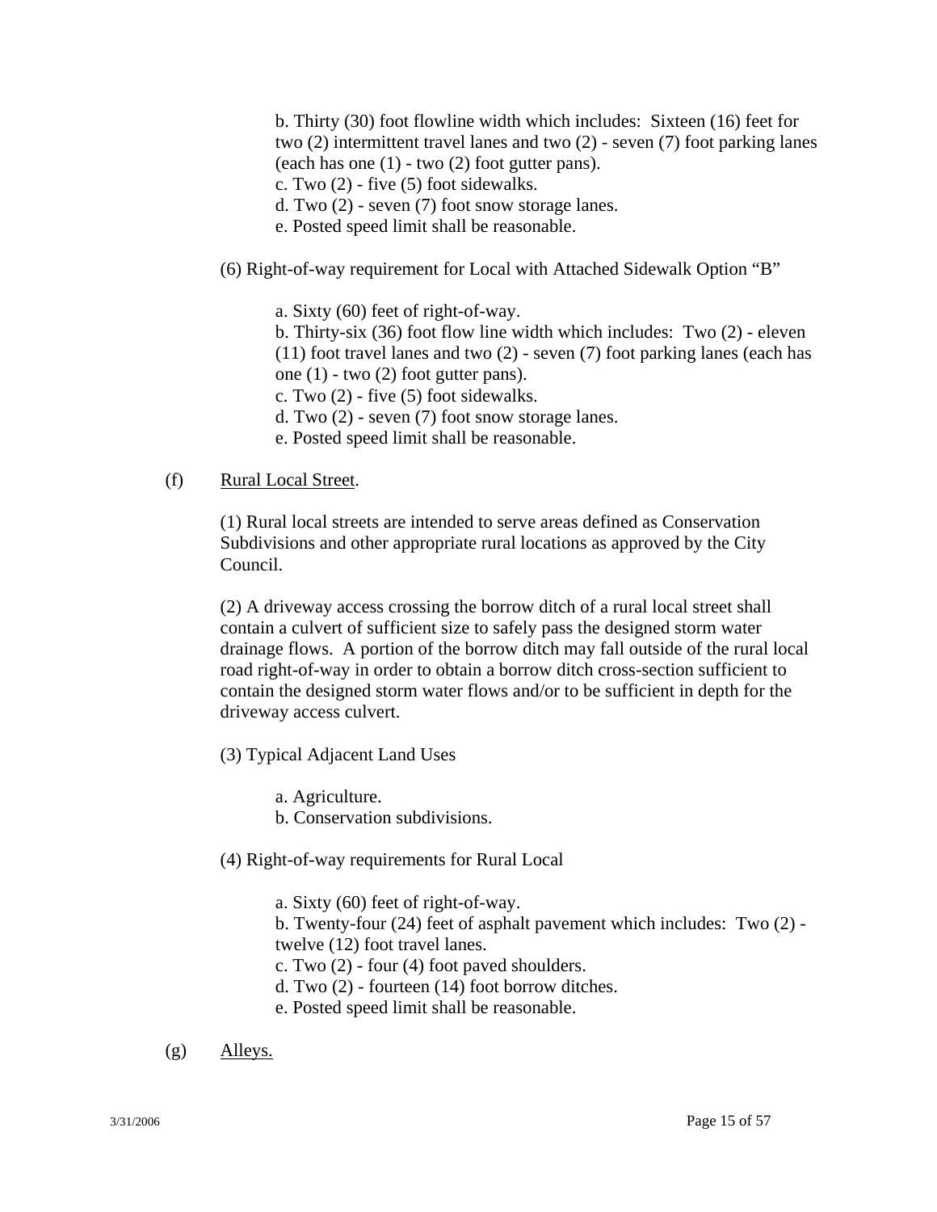b. Thirty (30) foot flowline width which includes: Sixteen (16) feet for two (2) intermittent travel lanes and two (2) - seven (7) foot parking lanes (each has one (1) - two (2) foot gutter pans).
c. Two (2) - five (5) foot sidewalks.
d. Two (2) - seven (7) foot snow storage lanes.
e. Posted speed limit shall be reasonable.

(6) Right-of-way requirement for Local with Attached Sidewalk Option "B"

a. Sixty (60) feet of right-of-way.
b. Thirty-six (36) foot flow line width which includes: Two (2) - eleven (11) foot travel lanes and two (2) - seven (7) foot parking lanes (each has one (1) - two (2) foot gutter pans).
c. Two (2) - five (5) foot sidewalks.
d. Two (2) - seven (7) foot snow storage lanes.
e. Posted speed limit shall be reasonable.

(f) <u>Rural Local Street</u>.

(1) Rural local streets are intended to serve areas defined as Conservation Subdivisions and other appropriate rural locations as approved by the City Council.

(2) A driveway access crossing the borrow ditch of a rural local street shall contain a culvert of sufficient size to safely pass the designed storm water drainage flows. A portion of the borrow ditch may fall outside of the rural local road right-of-way in order to obtain a borrow ditch cross-section sufficient to contain the designed storm water flows and/or to be sufficient in depth for the driveway access culvert.

(3) Typical Adjacent Land Uses

a. Agriculture.
b. Conservation subdivisions.

(4) Right-of-way requirements for Rural Local

a. Sixty (60) feet of right-of-way.
b. Twenty-four (24) feet of asphalt pavement which includes: Two (2) - twelve (12) foot travel lanes.
c. Two (2) - four (4) foot paved shoulders.
d. Two (2) - fourteen (14) foot borrow ditches.
e. Posted speed limit shall be reasonable.

(g) <u>Alleys.</u>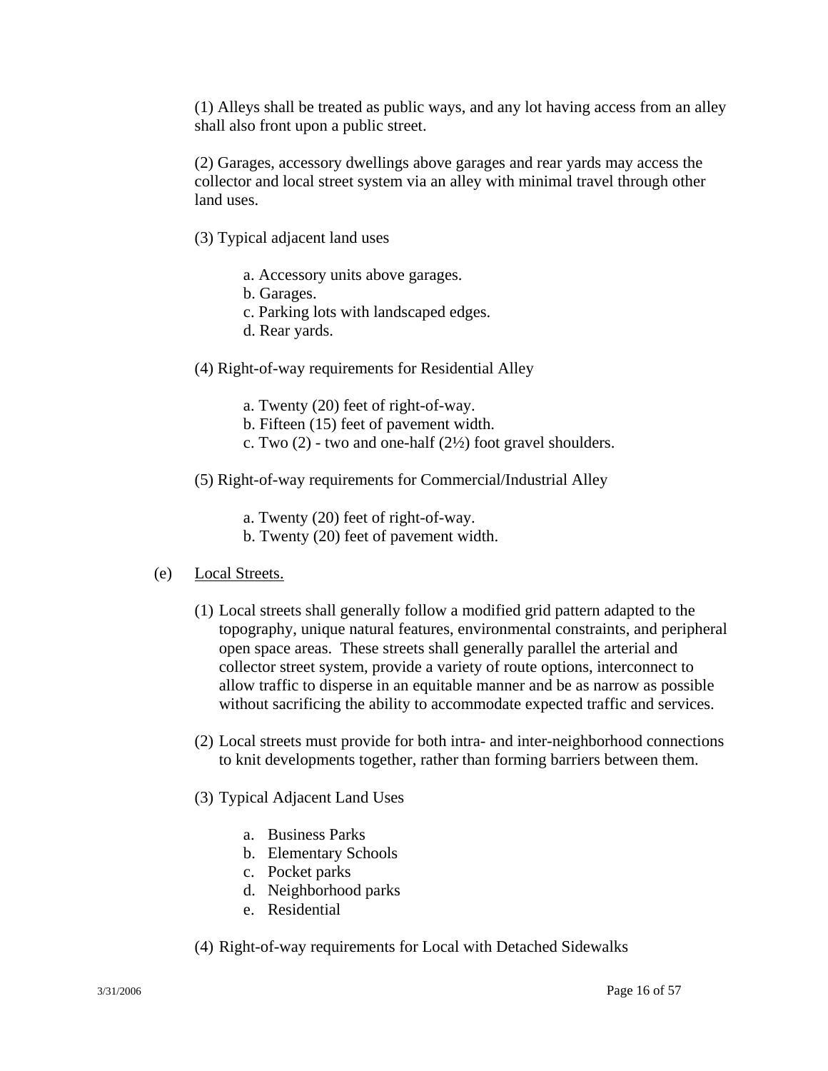(1) Alleys shall be treated as public ways, and any lot having access from an alley shall also front upon a public street.

(2) Garages, accessory dwellings above garages and rear yards may access the collector and local street system via an alley with minimal travel through other land uses.

(3) Typical adjacent land uses

a. Accessory units above garages.
b. Garages.
c. Parking lots with landscaped edges.
d. Rear yards.

(4) Right-of-way requirements for Residential Alley

a. Twenty (20) feet of right-of-way.
b. Fifteen (15) feet of pavement width.
c. Two (2) - two and one-half (2½) foot gravel shoulders.

(5) Right-of-way requirements for Commercial/Industrial Alley

a. Twenty (20) feet of right-of-way.
b. Twenty (20) feet of pavement width.

(e) Local Streets.

(1) Local streets shall generally follow a modified grid pattern adapted to the topography, unique natural features, environmental constraints, and peripheral open space areas. These streets shall generally parallel the arterial and collector street system, provide a variety of route options, interconnect to allow traffic to disperse in an equitable manner and be as narrow as possible without sacrificing the ability to accommodate expected traffic and services.

(2) Local streets must provide for both intra- and inter-neighborhood connections to knit developments together, rather than forming barriers between them.

(3) Typical Adjacent Land Uses

a. Business Parks
b. Elementary Schools
c. Pocket parks
d. Neighborhood parks
e. Residential

(4) Right-of-way requirements for Local with Detached Sidewalks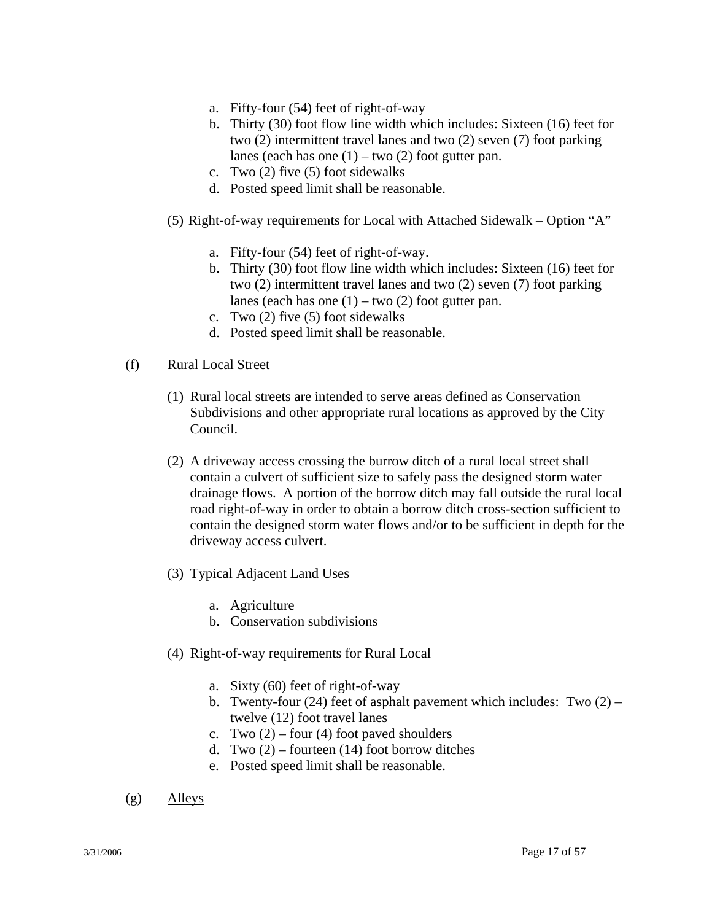a. Fifty-four (54) feet of right-of-way
b. Thirty (30) foot flow line width which includes: Sixteen (16) feet for two (2) intermittent travel lanes and two (2) seven (7) foot parking lanes (each has one (1) – two (2) foot gutter pan.
c. Two (2) five (5) foot sidewalks
d. Posted speed limit shall be reasonable.

(5) Right-of-way requirements for Local with Attached Sidewalk – Option "A"

a. Fifty-four (54) feet of right-of-way.
b. Thirty (30) foot flow line width which includes: Sixteen (16) feet for two (2) intermittent travel lanes and two (2) seven (7) foot parking lanes (each has one (1) – two (2) foot gutter pan.
c. Two (2) five (5) foot sidewalks
d. Posted speed limit shall be reasonable.

(f) Rural Local Street

(1) Rural local streets are intended to serve areas defined as Conservation Subdivisions and other appropriate rural locations as approved by the City Council.

(2) A driveway access crossing the burrow ditch of a rural local street shall contain a culvert of sufficient size to safely pass the designed storm water drainage flows. A portion of the borrow ditch may fall outside the rural local road right-of-way in order to obtain a borrow ditch cross-section sufficient to contain the designed storm water flows and/or to be sufficient in depth for the driveway access culvert.

(3) Typical Adjacent Land Uses

a. Agriculture
b. Conservation subdivisions

(4) Right-of-way requirements for Rural Local

a. Sixty (60) feet of right-of-way
b. Twenty-four (24) feet of asphalt pavement which includes: Two (2) – twelve (12) foot travel lanes
c. Two (2) – four (4) foot paved shoulders
d. Two (2) – fourteen (14) foot borrow ditches
e. Posted speed limit shall be reasonable.

(g) Alleys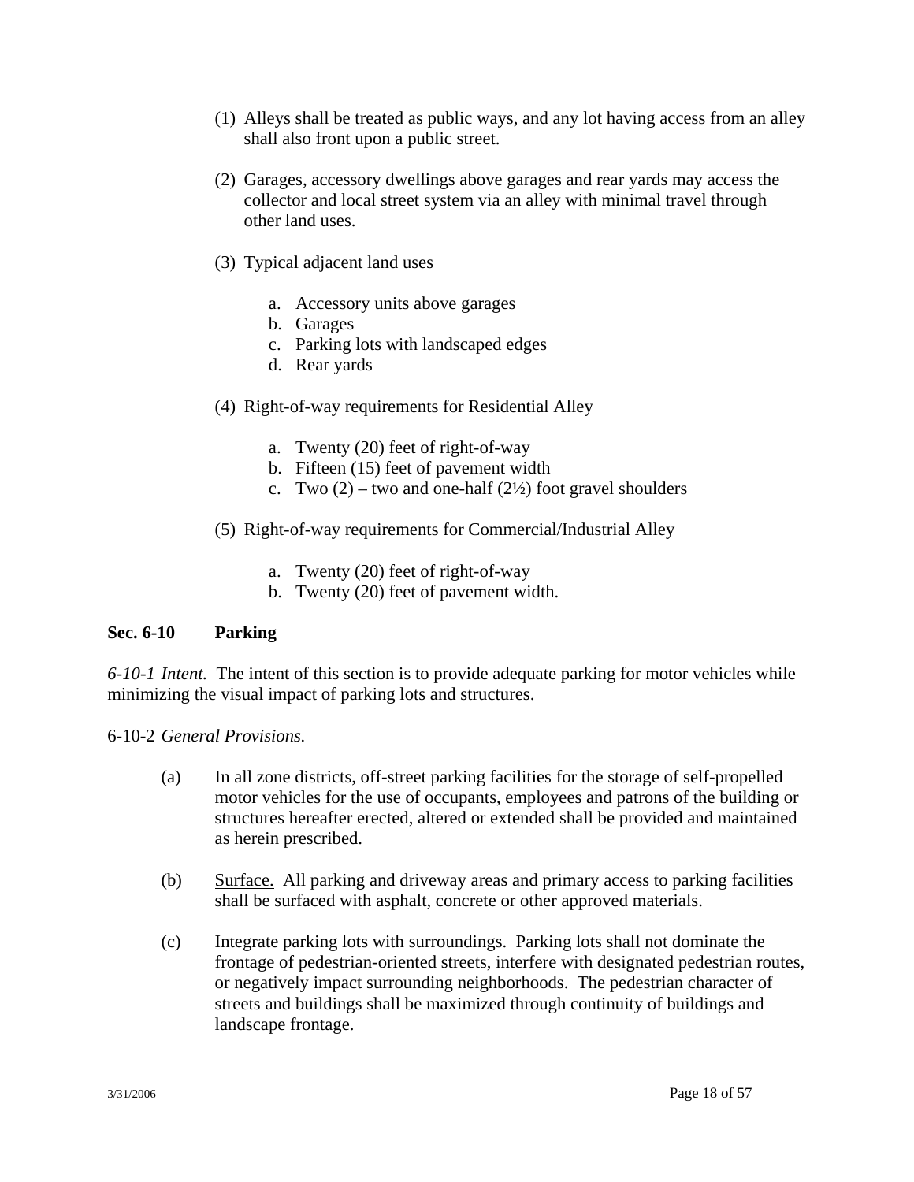(1) Alleys shall be treated as public ways, and any lot having access from an alley shall also front upon a public street.

(2) Garages, accessory dwellings above garages and rear yards may access the collector and local street system via an alley with minimal travel through other land uses.

(3) Typical adjacent land uses

  a. Accessory units above garages
  b. Garages
  c. Parking lots with landscaped edges
  d. Rear yards

(4) Right-of-way requirements for Residential Alley

  a. Twenty (20) feet of right-of-way
  b. Fifteen (15) feet of pavement width
  c. Two (2) – two and one-half (2½) foot gravel shoulders

(5) Right-of-way requirements for Commercial/Industrial Alley

  a. Twenty (20) feet of right-of-way
  b. Twenty (20) feet of pavement width.

**Sec. 6-10 Parking**

*6-10-1 Intent.* The intent of this section is to provide adequate parking for motor vehicles while minimizing the visual impact of parking lots and structures.

6-10-2 *General Provisions.*

(a) In all zone districts, off-street parking facilities for the storage of self-propelled motor vehicles for the use of occupants, employees and patrons of the building or structures hereafter erected, altered or extended shall be provided and maintained as herein prescribed.

(b) <u>Surface.</u> All parking and driveway areas and primary access to parking facilities shall be surfaced with asphalt, concrete or other approved materials.

(c) <u>Integrate parking lots with</u> surroundings. Parking lots shall not dominate the frontage of pedestrian-oriented streets, interfere with designated pedestrian routes, or negatively impact surrounding neighborhoods. The pedestrian character of streets and buildings shall be maximized through continuity of buildings and landscape frontage.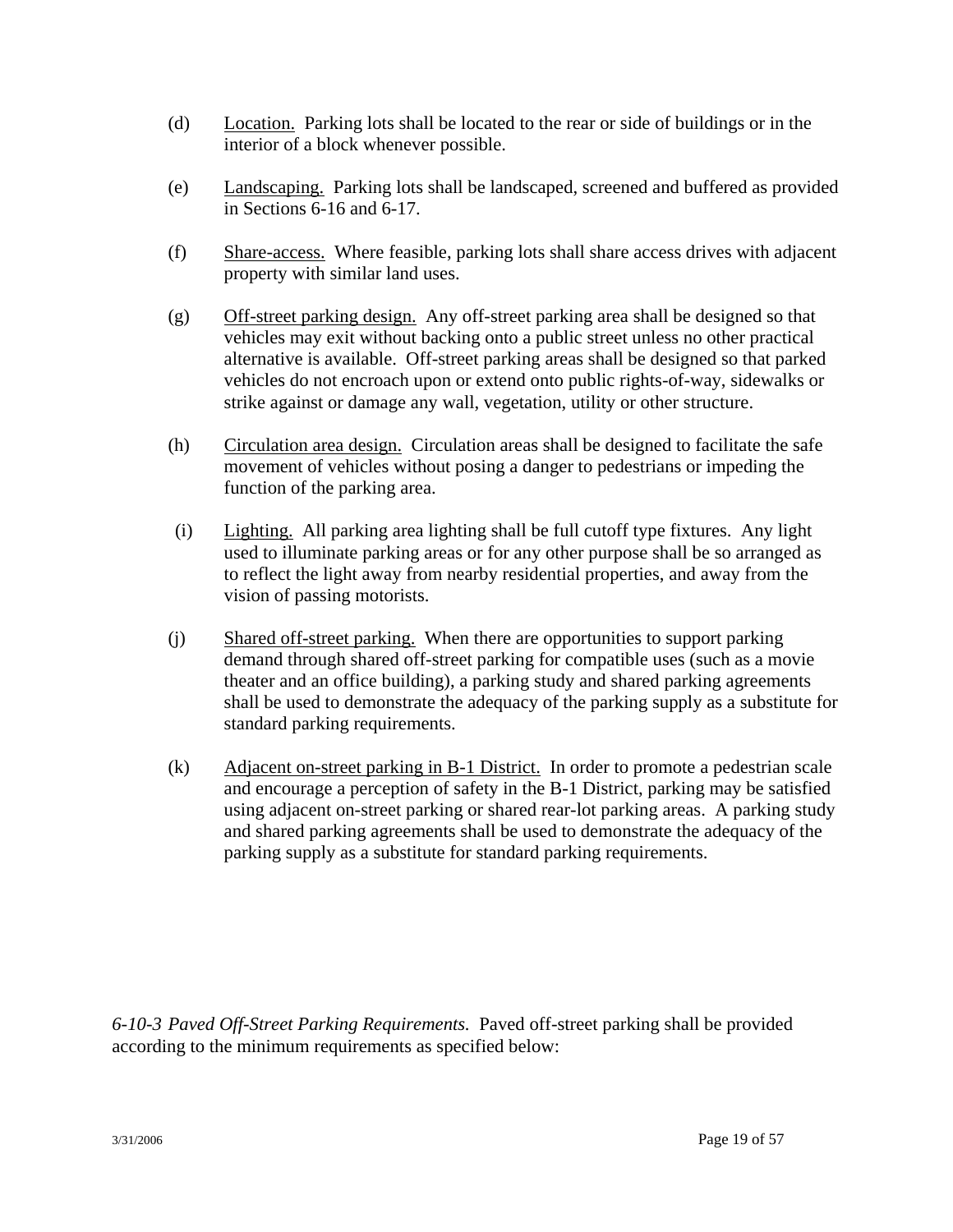(d) Location. Parking lots shall be located to the rear or side of buildings or in the interior of a block whenever possible.

(e) Landscaping. Parking lots shall be landscaped, screened and buffered as provided in Sections 6-16 and 6-17.

(f) Share-access. Where feasible, parking lots shall share access drives with adjacent property with similar land uses.

(g) Off-street parking design. Any off-street parking area shall be designed so that vehicles may exit without backing onto a public street unless no other practical alternative is available. Off-street parking areas shall be designed so that parked vehicles do not encroach upon or extend onto public rights-of-way, sidewalks or strike against or damage any wall, vegetation, utility or other structure.

(h) Circulation area design. Circulation areas shall be designed to facilitate the safe movement of vehicles without posing a danger to pedestrians or impeding the function of the parking area.

(i) Lighting. All parking area lighting shall be full cutoff type fixtures. Any light used to illuminate parking areas or for any other purpose shall be so arranged as to reflect the light away from nearby residential properties, and away from the vision of passing motorists.

(j) Shared off-street parking. When there are opportunities to support parking demand through shared off-street parking for compatible uses (such as a movie theater and an office building), a parking study and shared parking agreements shall be used to demonstrate the adequacy of the parking supply as a substitute for standard parking requirements.

(k) Adjacent on-street parking in B-1 District. In order to promote a pedestrian scale and encourage a perception of safety in the B-1 District, parking may be satisfied using adjacent on-street parking or shared rear-lot parking areas. A parking study and shared parking agreements shall be used to demonstrate the adequacy of the parking supply as a substitute for standard parking requirements.

*6-10-3 Paved Off-Street Parking Requirements.* Paved off-street parking shall be provided according to the minimum requirements as specified below: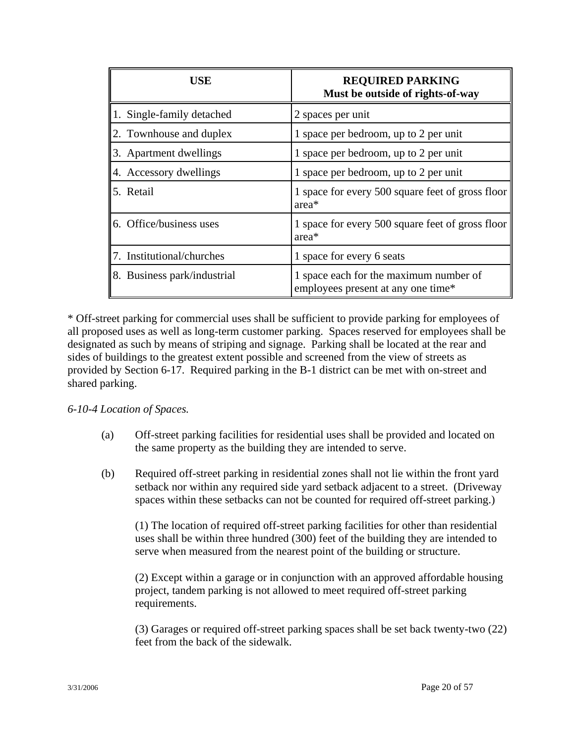| USE | REQUIRED PARKING<br>Must be outside of rights-of-way |
|---|---|
| 1. Single-family detached | 2 spaces per unit |
| 2. Townhouse and duplex | 1 space per bedroom, up to 2 per unit |
| 3. Apartment dwellings | 1 space per bedroom, up to 2 per unit |
| 4. Accessory dwellings | 1 space per bedroom, up to 2 per unit |
| 5. Retail | 1 space for every 500 square feet of gross floor area* |
| 6. Office/business uses | 1 space for every 500 square feet of gross floor area* |
| 7. Institutional/churches | 1 space for every 6 seats |
| 8. Business park/industrial | 1 space each for the maximum number of employees present at any one time* |

* Off-street parking for commercial uses shall be sufficient to provide parking for employees of all proposed uses as well as long-term customer parking. Spaces reserved for employees shall be designated as such by means of striping and signage. Parking shall be located at the rear and sides of buildings to the greatest extent possible and screened from the view of streets as provided by Section 6-17. Required parking in the B-1 district can be met with on-street and shared parking.

*6-10-4 Location of Spaces.*

(a) Off-street parking facilities for residential uses shall be provided and located on the same property as the building they are intended to serve.

(b) Required off-street parking in residential zones shall not lie within the front yard setback nor within any required side yard setback adjacent to a street. (Driveway spaces within these setbacks can not be counted for required off-street parking.)

(1) The location of required off-street parking facilities for other than residential uses shall be within three hundred (300) feet of the building they are intended to serve when measured from the nearest point of the building or structure.

(2) Except within a garage or in conjunction with an approved affordable housing project, tandem parking is not allowed to meet required off-street parking requirements.

(3) Garages or required off-street parking spaces shall be set back twenty-two (22) feet from the back of the sidewalk.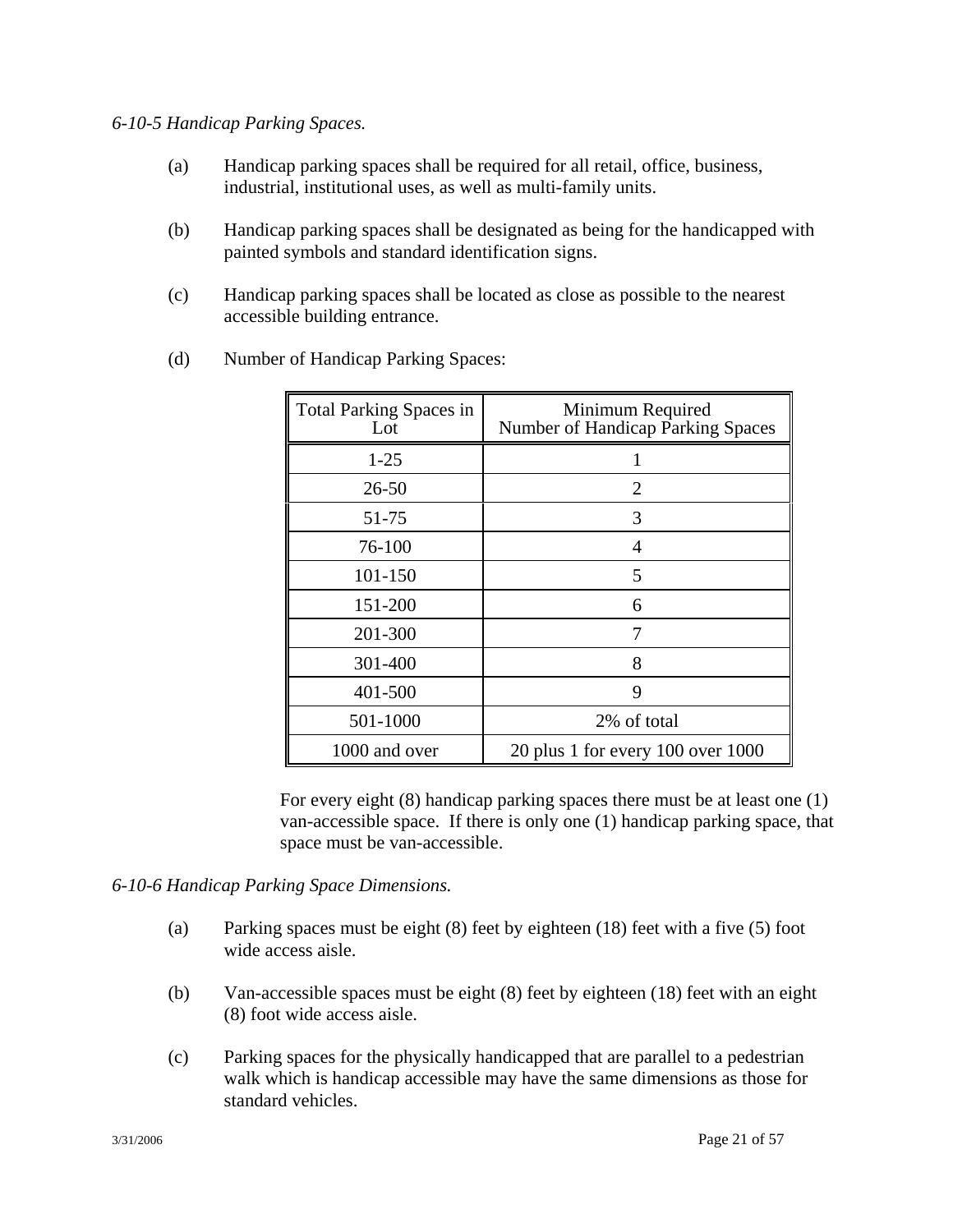*6-10-5 Handicap Parking Spaces.*

(a) Handicap parking spaces shall be required for all retail, office, business, industrial, institutional uses, as well as multi-family units.

(b) Handicap parking spaces shall be designated as being for the handicapped with painted symbols and standard identification signs.

(c) Handicap parking spaces shall be located as close as possible to the nearest accessible building entrance.

(d) Number of Handicap Parking Spaces:

| Total Parking Spaces in Lot | Minimum Required Number of Handicap Parking Spaces |
|---|---|
| 1-25 | 1 |
| 26-50 | 2 |
| 51-75 | 3 |
| 76-100 | 4 |
| 101-150 | 5 |
| 151-200 | 6 |
| 201-300 | 7 |
| 301-400 | 8 |
| 401-500 | 9 |
| 501-1000 | 2% of total |
| 1000 and over | 20 plus 1 for every 100 over 1000 |

For every eight (8) handicap parking spaces there must be at least one (1) van-accessible space. If there is only one (1) handicap parking space, that space must be van-accessible.

*6-10-6 Handicap Parking Space Dimensions.*

(a) Parking spaces must be eight (8) feet by eighteen (18) feet with a five (5) foot wide access aisle.

(b) Van-accessible spaces must be eight (8) feet by eighteen (18) feet with an eight (8) foot wide access aisle.

(c) Parking spaces for the physically handicapped that are parallel to a pedestrian walk which is handicap accessible may have the same dimensions as those for standard vehicles.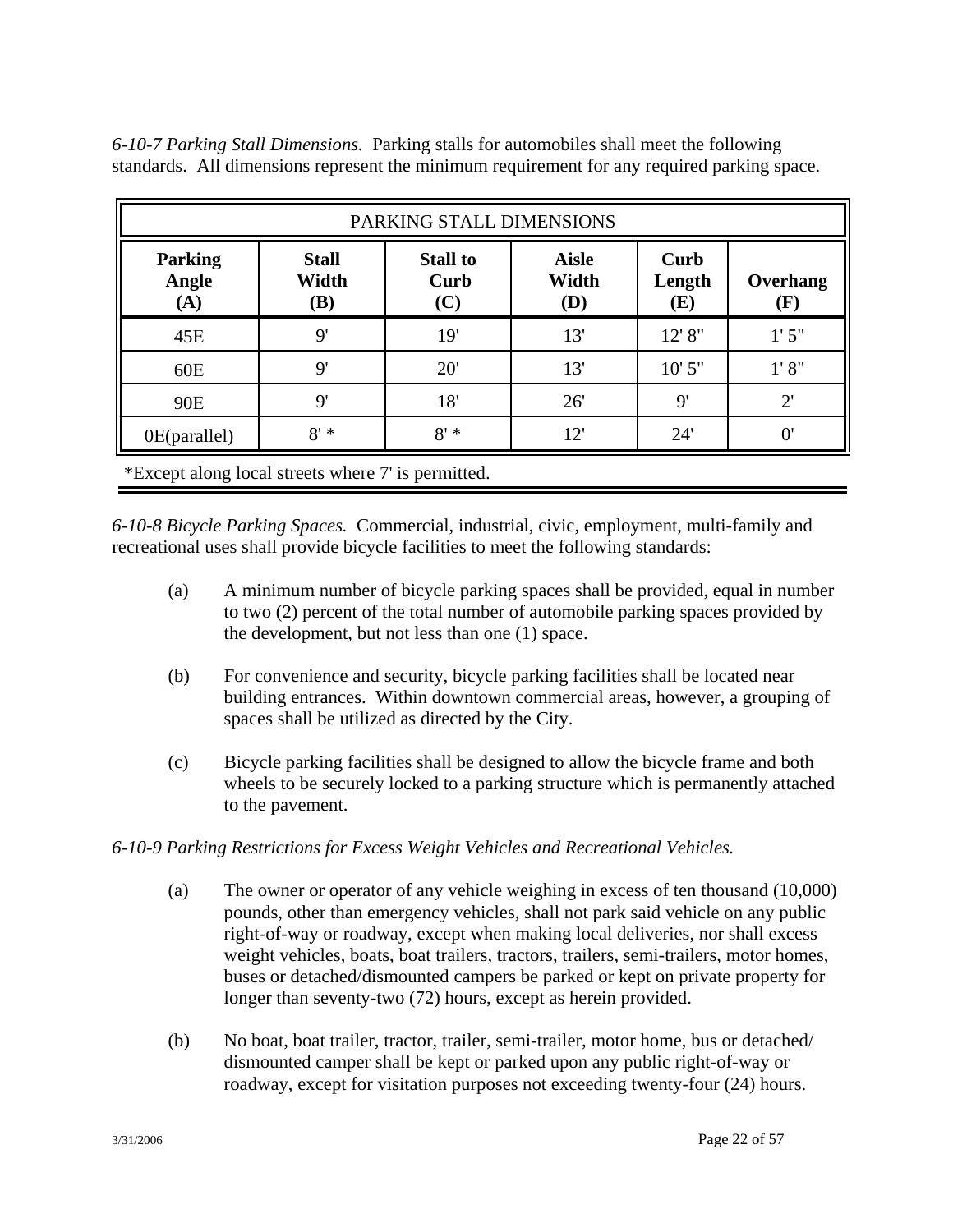*6-10-7 Parking Stall Dimensions.* Parking stalls for automobiles shall meet the following standards. All dimensions represent the minimum requirement for any required parking space.

| PARKING STALL DIMENSIONS | | | | | |
|---|---|---|---|---|---|
| **Parking Angle (A)** | **Stall Width (B)** | **Stall to Curb (C)** | **Aisle Width (D)** | **Curb Length (E)** | **Overhang (F)** |
| 45E | 9' | 19' | 13' | 12' 8" | 1' 5" |
| 60E | 9' | 20' | 13' | 10' 5" | 1' 8" |
| 90E | 9' | 18' | 26' | 9' | 2' |
| 0E(parallel) | 8' * | 8' * | 12' | 24' | 0' |

*Except along local streets where 7' is permitted.

*6-10-8 Bicycle Parking Spaces.* Commercial, industrial, civic, employment, multi-family and recreational uses shall provide bicycle facilities to meet the following standards:

(a) A minimum number of bicycle parking spaces shall be provided, equal in number to two (2) percent of the total number of automobile parking spaces provided by the development, but not less than one (1) space.

(b) For convenience and security, bicycle parking facilities shall be located near building entrances. Within downtown commercial areas, however, a grouping of spaces shall be utilized as directed by the City.

(c) Bicycle parking facilities shall be designed to allow the bicycle frame and both wheels to be securely locked to a parking structure which is permanently attached to the pavement.

*6-10-9 Parking Restrictions for Excess Weight Vehicles and Recreational Vehicles.*

(a) The owner or operator of any vehicle weighing in excess of ten thousand (10,000) pounds, other than emergency vehicles, shall not park said vehicle on any public right-of-way or roadway, except when making local deliveries, nor shall excess weight vehicles, boats, boat trailers, tractors, trailers, semi-trailers, motor homes, buses or detached/dismounted campers be parked or kept on private property for longer than seventy-two (72) hours, except as herein provided.

(b) No boat, boat trailer, tractor, trailer, semi-trailer, motor home, bus or detached/ dismounted camper shall be kept or parked upon any public right-of-way or roadway, except for visitation purposes not exceeding twenty-four (24) hours.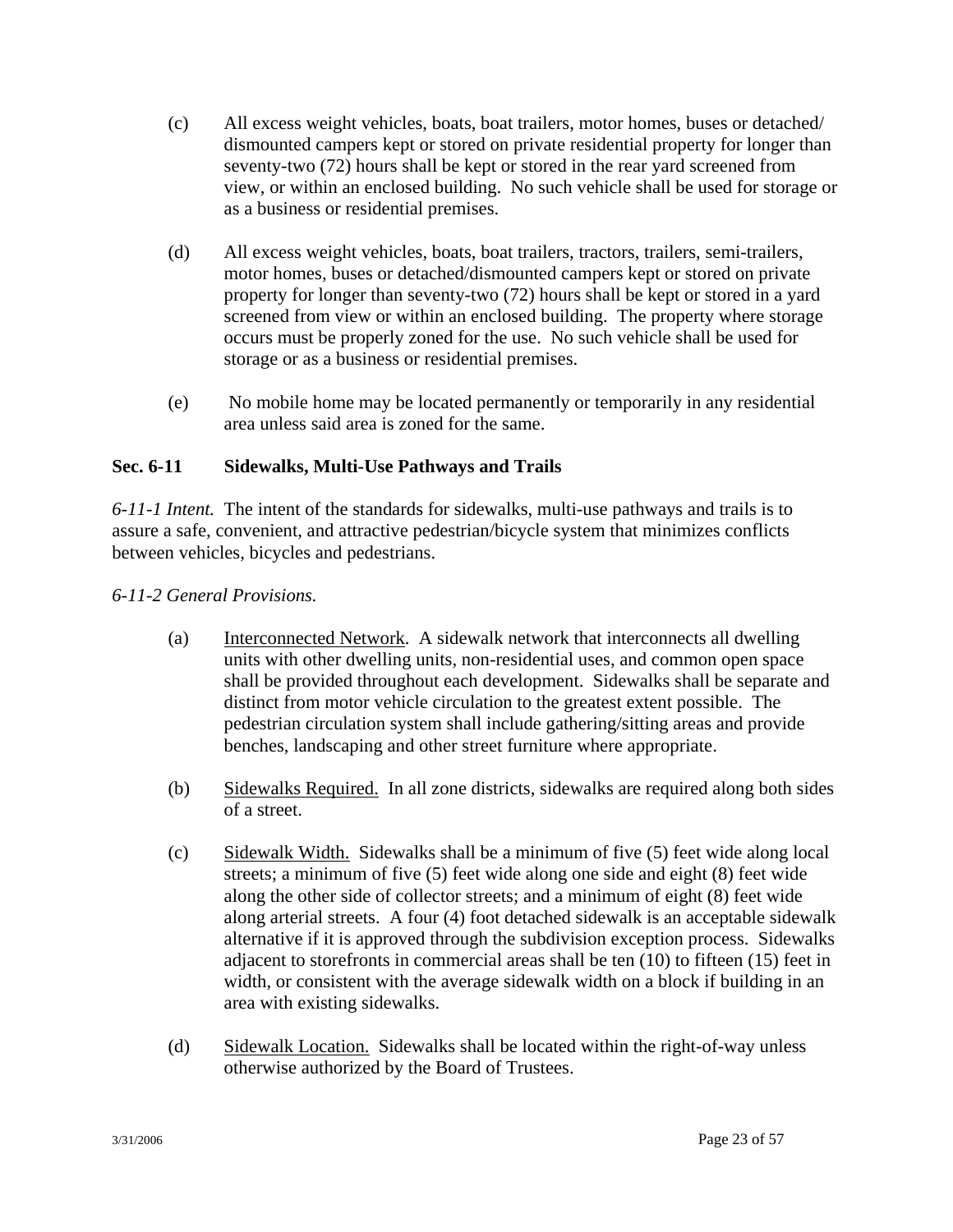(c) All excess weight vehicles, boats, boat trailers, motor homes, buses or detached/ dismounted campers kept or stored on private residential property for longer than seventy-two (72) hours shall be kept or stored in the rear yard screened from view, or within an enclosed building. No such vehicle shall be used for storage or as a business or residential premises.

(d) All excess weight vehicles, boats, boat trailers, tractors, trailers, semi-trailers, motor homes, buses or detached/dismounted campers kept or stored on private property for longer than seventy-two (72) hours shall be kept or stored in a yard screened from view or within an enclosed building. The property where storage occurs must be properly zoned for the use. No such vehicle shall be used for storage or as a business or residential premises.

(e) No mobile home may be located permanently or temporarily in any residential area unless said area is zoned for the same.

### Sec. 6-11 Sidewalks, Multi-Use Pathways and Trails

*6-11-1 Intent.* The intent of the standards for sidewalks, multi-use pathways and trails is to assure a safe, convenient, and attractive pedestrian/bicycle system that minimizes conflicts between vehicles, bicycles and pedestrians.

*6-11-2 General Provisions.*

(a) <u>Interconnected Network</u>. A sidewalk network that interconnects all dwelling units with other dwelling units, non-residential uses, and common open space shall be provided throughout each development. Sidewalks shall be separate and distinct from motor vehicle circulation to the greatest extent possible. The pedestrian circulation system shall include gathering/sitting areas and provide benches, landscaping and other street furniture where appropriate.

(b) <u>Sidewalks Required.</u> In all zone districts, sidewalks are required along both sides of a street.

(c) <u>Sidewalk Width.</u> Sidewalks shall be a minimum of five (5) feet wide along local streets; a minimum of five (5) feet wide along one side and eight (8) feet wide along the other side of collector streets; and a minimum of eight (8) feet wide along arterial streets. A four (4) foot detached sidewalk is an acceptable sidewalk alternative if it is approved through the subdivision exception process. Sidewalks adjacent to storefronts in commercial areas shall be ten (10) to fifteen (15) feet in width, or consistent with the average sidewalk width on a block if building in an area with existing sidewalks.

(d) <u>Sidewalk Location.</u> Sidewalks shall be located within the right-of-way unless otherwise authorized by the Board of Trustees.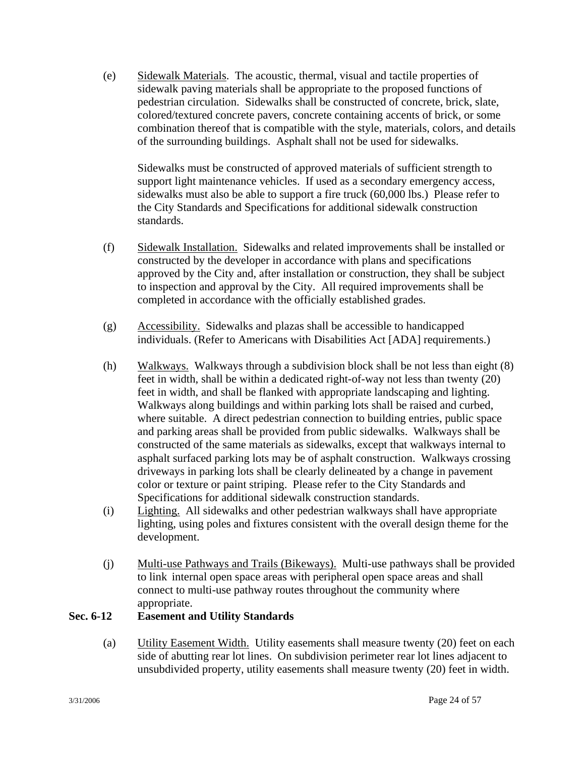(e) Sidewalk Materials. The acoustic, thermal, visual and tactile properties of sidewalk paving materials shall be appropriate to the proposed functions of pedestrian circulation. Sidewalks shall be constructed of concrete, brick, slate, colored/textured concrete pavers, concrete containing accents of brick, or some combination thereof that is compatible with the style, materials, colors, and details of the surrounding buildings. Asphalt shall not be used for sidewalks.

Sidewalks must be constructed of approved materials of sufficient strength to support light maintenance vehicles. If used as a secondary emergency access, sidewalks must also be able to support a fire truck (60,000 lbs.) Please refer to the City Standards and Specifications for additional sidewalk construction standards.

(f) Sidewalk Installation. Sidewalks and related improvements shall be installed or constructed by the developer in accordance with plans and specifications approved by the City and, after installation or construction, they shall be subject to inspection and approval by the City. All required improvements shall be completed in accordance with the officially established grades.

(g) Accessibility. Sidewalks and plazas shall be accessible to handicapped individuals. (Refer to Americans with Disabilities Act [ADA] requirements.)

(h) Walkways. Walkways through a subdivision block shall be not less than eight (8) feet in width, shall be within a dedicated right-of-way not less than twenty (20) feet in width, and shall be flanked with appropriate landscaping and lighting. Walkways along buildings and within parking lots shall be raised and curbed, where suitable. A direct pedestrian connection to building entries, public space and parking areas shall be provided from public sidewalks. Walkways shall be constructed of the same materials as sidewalks, except that walkways internal to asphalt surfaced parking lots may be of asphalt construction. Walkways crossing driveways in parking lots shall be clearly delineated by a change in pavement color or texture or paint striping. Please refer to the City Standards and Specifications for additional sidewalk construction standards.

(i) Lighting. All sidewalks and other pedestrian walkways shall have appropriate lighting, using poles and fixtures consistent with the overall design theme for the development.

(j) Multi-use Pathways and Trails (Bikeways). Multi-use pathways shall be provided to link internal open space areas with peripheral open space areas and shall connect to multi-use pathway routes throughout the community where appropriate.

## Sec. 6-12 Easement and Utility Standards

(a) Utility Easement Width. Utility easements shall measure twenty (20) feet on each side of abutting rear lot lines. On subdivision perimeter rear lot lines adjacent to unsubdivided property, utility easements shall measure twenty (20) feet in width.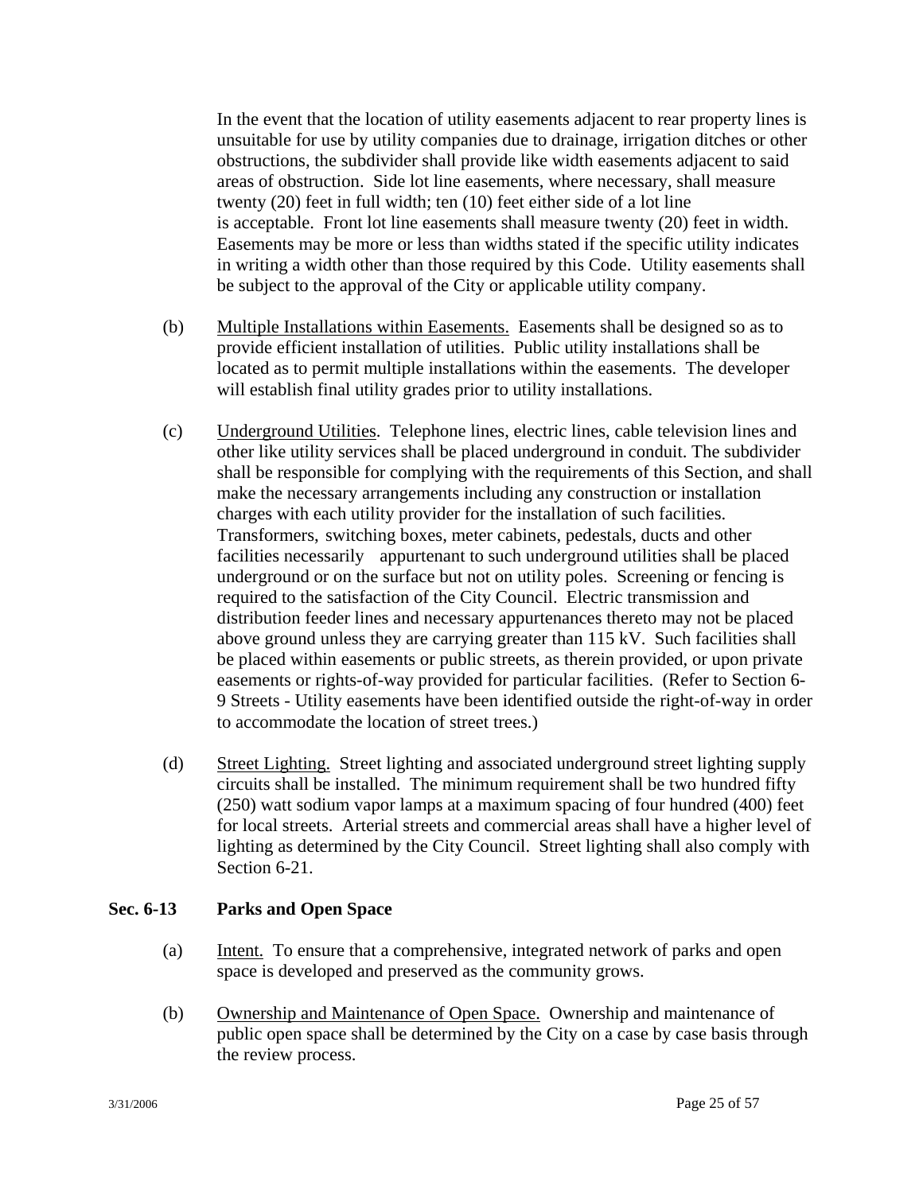In the event that the location of utility easements adjacent to rear property lines is unsuitable for use by utility companies due to drainage, irrigation ditches or other obstructions, the subdivider shall provide like width easements adjacent to said areas of obstruction. Side lot line easements, where necessary, shall measure twenty (20) feet in full width; ten (10) feet either side of a lot line is acceptable. Front lot line easements shall measure twenty (20) feet in width. Easements may be more or less than widths stated if the specific utility indicates in writing a width other than those required by this Code. Utility easements shall be subject to the approval of the City or applicable utility company.

(b) Multiple Installations within Easements. Easements shall be designed so as to provide efficient installation of utilities. Public utility installations shall be located as to permit multiple installations within the easements. The developer will establish final utility grades prior to utility installations.

(c) Underground Utilities. Telephone lines, electric lines, cable television lines and other like utility services shall be placed underground in conduit. The subdivider shall be responsible for complying with the requirements of this Section, and shall make the necessary arrangements including any construction or installation charges with each utility provider for the installation of such facilities. Transformers, switching boxes, meter cabinets, pedestals, ducts and other facilities necessarily appurtenant to such underground utilities shall be placed underground or on the surface but not on utility poles. Screening or fencing is required to the satisfaction of the City Council. Electric transmission and distribution feeder lines and necessary appurtenances thereto may not be placed above ground unless they are carrying greater than 115 kV. Such facilities shall be placed within easements or public streets, as therein provided, or upon private easements or rights-of-way provided for particular facilities. (Refer to Section 6-9 Streets - Utility easements have been identified outside the right-of-way in order to accommodate the location of street trees.)

(d) Street Lighting. Street lighting and associated underground street lighting supply circuits shall be installed. The minimum requirement shall be two hundred fifty (250) watt sodium vapor lamps at a maximum spacing of four hundred (400) feet for local streets. Arterial streets and commercial areas shall have a higher level of lighting as determined by the City Council. Street lighting shall also comply with Section 6-21.

### Sec. 6-13 Parks and Open Space

(a) Intent. To ensure that a comprehensive, integrated network of parks and open space is developed and preserved as the community grows.

(b) Ownership and Maintenance of Open Space. Ownership and maintenance of public open space shall be determined by the City on a case by case basis through the review process.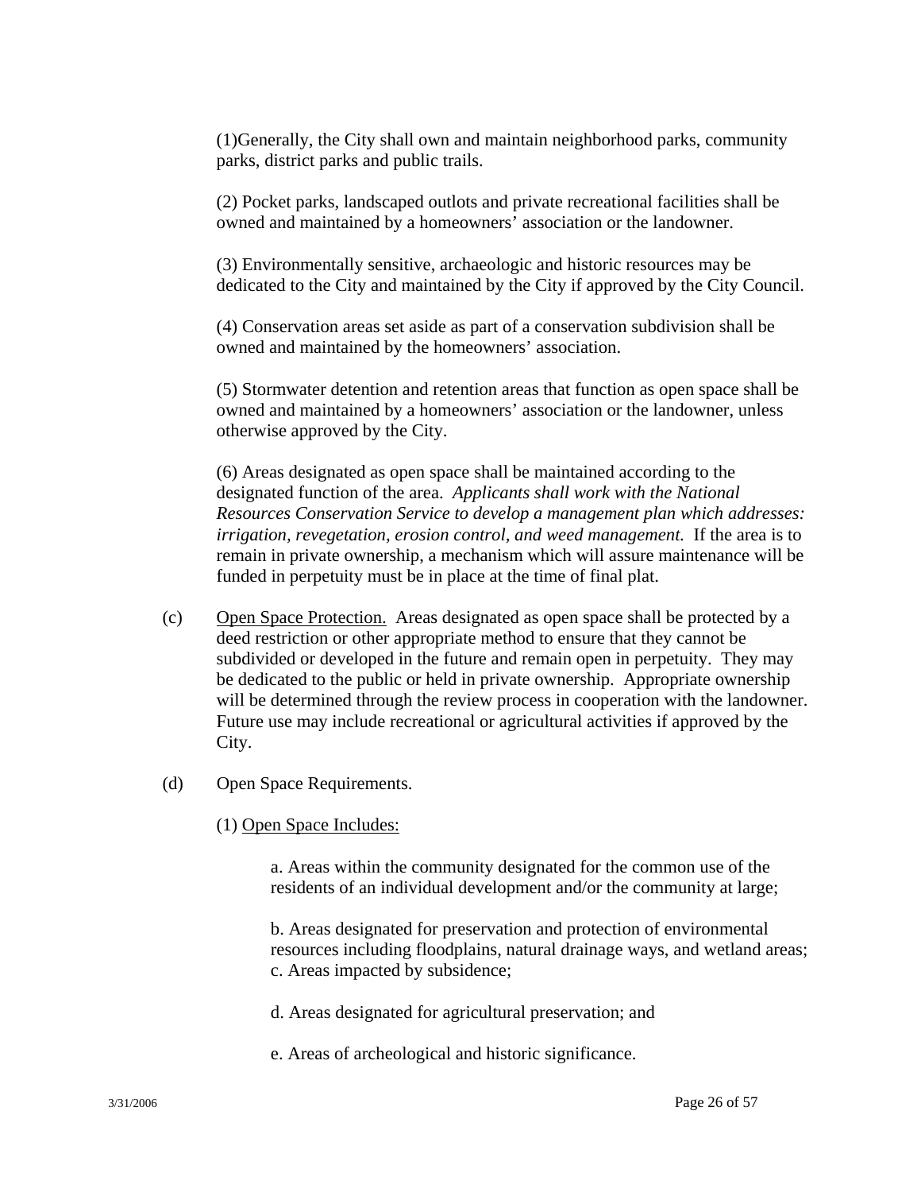(1)Generally, the City shall own and maintain neighborhood parks, community parks, district parks and public trails.

(2) Pocket parks, landscaped outlots and private recreational facilities shall be owned and maintained by a homeowners' association or the landowner.

(3) Environmentally sensitive, archaeologic and historic resources may be dedicated to the City and maintained by the City if approved by the City Council.

(4) Conservation areas set aside as part of a conservation subdivision shall be owned and maintained by the homeowners' association.

(5) Stormwater detention and retention areas that function as open space shall be owned and maintained by a homeowners' association or the landowner, unless otherwise approved by the City.

(6) Areas designated as open space shall be maintained according to the designated function of the area. *Applicants shall work with the National Resources Conservation Service to develop a management plan which addresses: irrigation, revegetation, erosion control, and weed management.* If the area is to remain in private ownership, a mechanism which will assure maintenance will be funded in perpetuity must be in place at the time of final plat.

(c) Open Space Protection. Areas designated as open space shall be protected by a deed restriction or other appropriate method to ensure that they cannot be subdivided or developed in the future and remain open in perpetuity. They may be dedicated to the public or held in private ownership. Appropriate ownership will be determined through the review process in cooperation with the landowner. Future use may include recreational or agricultural activities if approved by the City.

(d) Open Space Requirements.

(1) Open Space Includes:

a. Areas within the community designated for the common use of the residents of an individual development and/or the community at large;

b. Areas designated for preservation and protection of environmental resources including floodplains, natural drainage ways, and wetland areas;
c. Areas impacted by subsidence;

d. Areas designated for agricultural preservation; and

e. Areas of archeological and historic significance.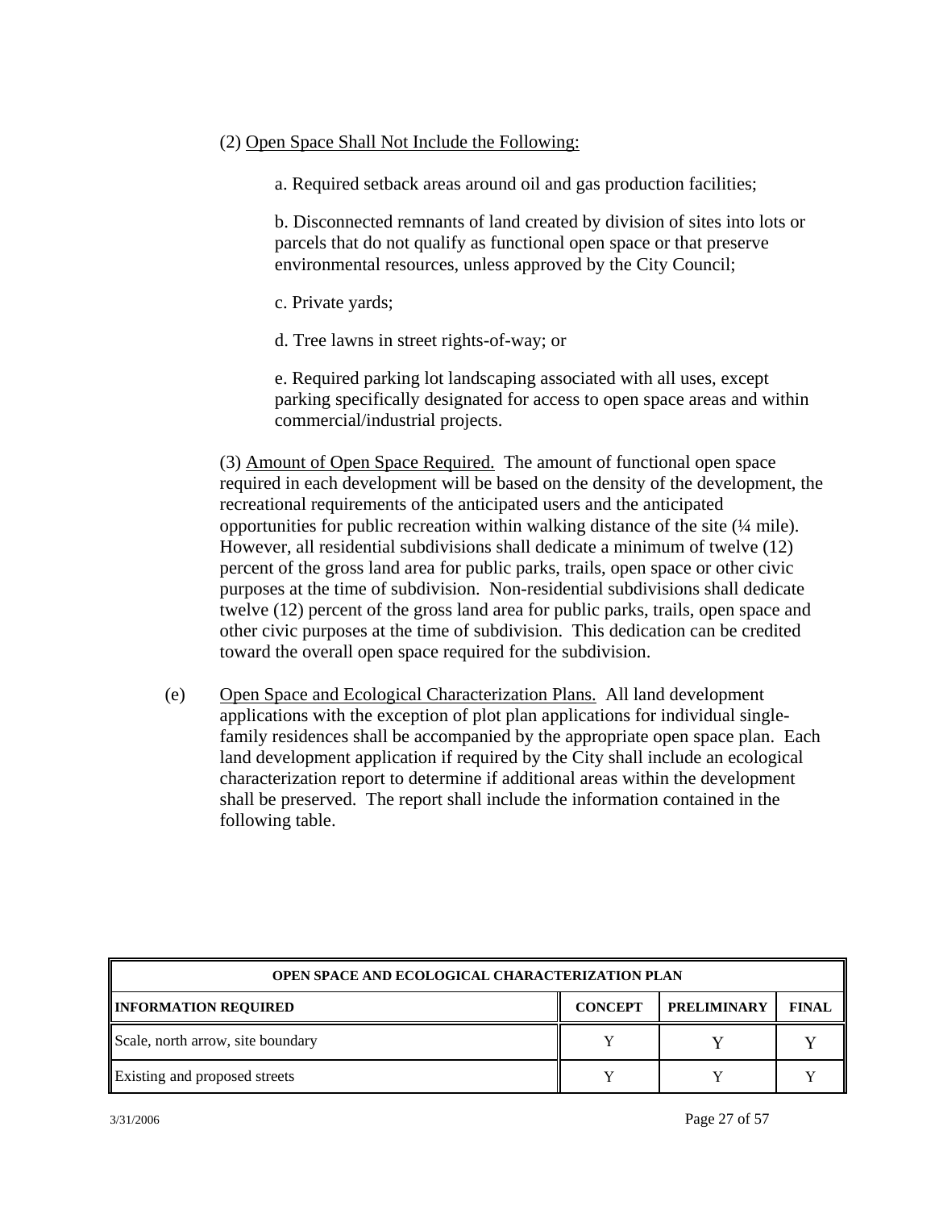(2) Open Space Shall Not Include the Following:

a. Required setback areas around oil and gas production facilities;

b. Disconnected remnants of land created by division of sites into lots or parcels that do not qualify as functional open space or that preserve environmental resources, unless approved by the City Council;

c. Private yards;

d. Tree lawns in street rights-of-way; or

e. Required parking lot landscaping associated with all uses, except parking specifically designated for access to open space areas and within commercial/industrial projects.

(3) Amount of Open Space Required. The amount of functional open space required in each development will be based on the density of the development, the recreational requirements of the anticipated users and the anticipated opportunities for public recreation within walking distance of the site (¼ mile). However, all residential subdivisions shall dedicate a minimum of twelve (12) percent of the gross land area for public parks, trails, open space or other civic purposes at the time of subdivision. Non-residential subdivisions shall dedicate twelve (12) percent of the gross land area for public parks, trails, open space and other civic purposes at the time of subdivision. This dedication can be credited toward the overall open space required for the subdivision.

(e) Open Space and Ecological Characterization Plans. All land development applications with the exception of plot plan applications for individual single-family residences shall be accompanied by the appropriate open space plan. Each land development application if required by the City shall include an ecological characterization report to determine if additional areas within the development shall be preserved. The report shall include the information contained in the following table.

| OPEN SPACE AND ECOLOGICAL CHARACTERIZATION PLAN | | | |
|---|---|---|---|
| **INFORMATION REQUIRED** | **CONCEPT** | **PRELIMINARY** | **FINAL** |
| Scale, north arrow, site boundary | Y | Y | Y |
| Existing and proposed streets | Y | Y | Y |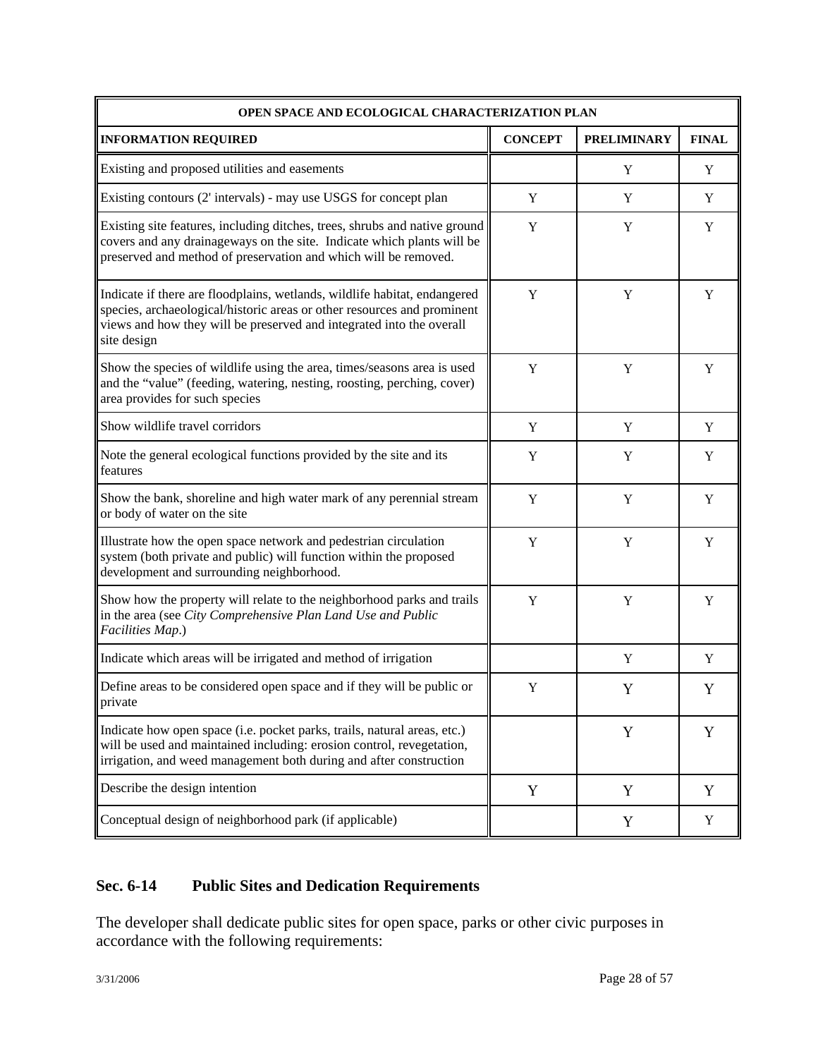| OPEN SPACE AND ECOLOGICAL CHARACTERIZATION PLAN | | | |
|---|---|---|---|
| **INFORMATION REQUIRED** | **CONCEPT** | **PRELIMINARY** | **FINAL** |
| Existing and proposed utilities and easements | | Y | Y |
| Existing contours (2' intervals) - may use USGS for concept plan | Y | Y | Y |
| Existing site features, including ditches, trees, shrubs and native ground covers and any drainageways on the site. Indicate which plants will be preserved and method of preservation and which will be removed. | Y | Y | Y |
| Indicate if there are floodplains, wetlands, wildlife habitat, endangered species, archaeological/historic areas or other resources and prominent views and how they will be preserved and integrated into the overall site design | Y | Y | Y |
| Show the species of wildlife using the area, times/seasons area is used and the "value" (feeding, watering, nesting, roosting, perching, cover) area provides for such species | Y | Y | Y |
| Show wildlife travel corridors | Y | Y | Y |
| Note the general ecological functions provided by the site and its features | Y | Y | Y |
| Show the bank, shoreline and high water mark of any perennial stream or body of water on the site | Y | Y | Y |
| Illustrate how the open space network and pedestrian circulation system (both private and public) will function within the proposed development and surrounding neighborhood. | Y | Y | Y |
| Show how the property will relate to the neighborhood parks and trails in the area (see *City Comprehensive Plan Land Use and Public Facilities Map*.) | Y | Y | Y |
| Indicate which areas will be irrigated and method of irrigation | | Y | Y |
| Define areas to be considered open space and if they will be public or private | Y | Y | Y |
| Indicate how open space (i.e. pocket parks, trails, natural areas, etc.) will be used and maintained including: erosion control, revegetation, irrigation, and weed management both during and after construction | | Y | Y |
| Describe the design intention | Y | Y | Y |
| Conceptual design of neighborhood park (if applicable) | | Y | Y |

### Sec. 6-14 Public Sites and Dedication Requirements

The developer shall dedicate public sites for open space, parks or other civic purposes in accordance with the following requirements: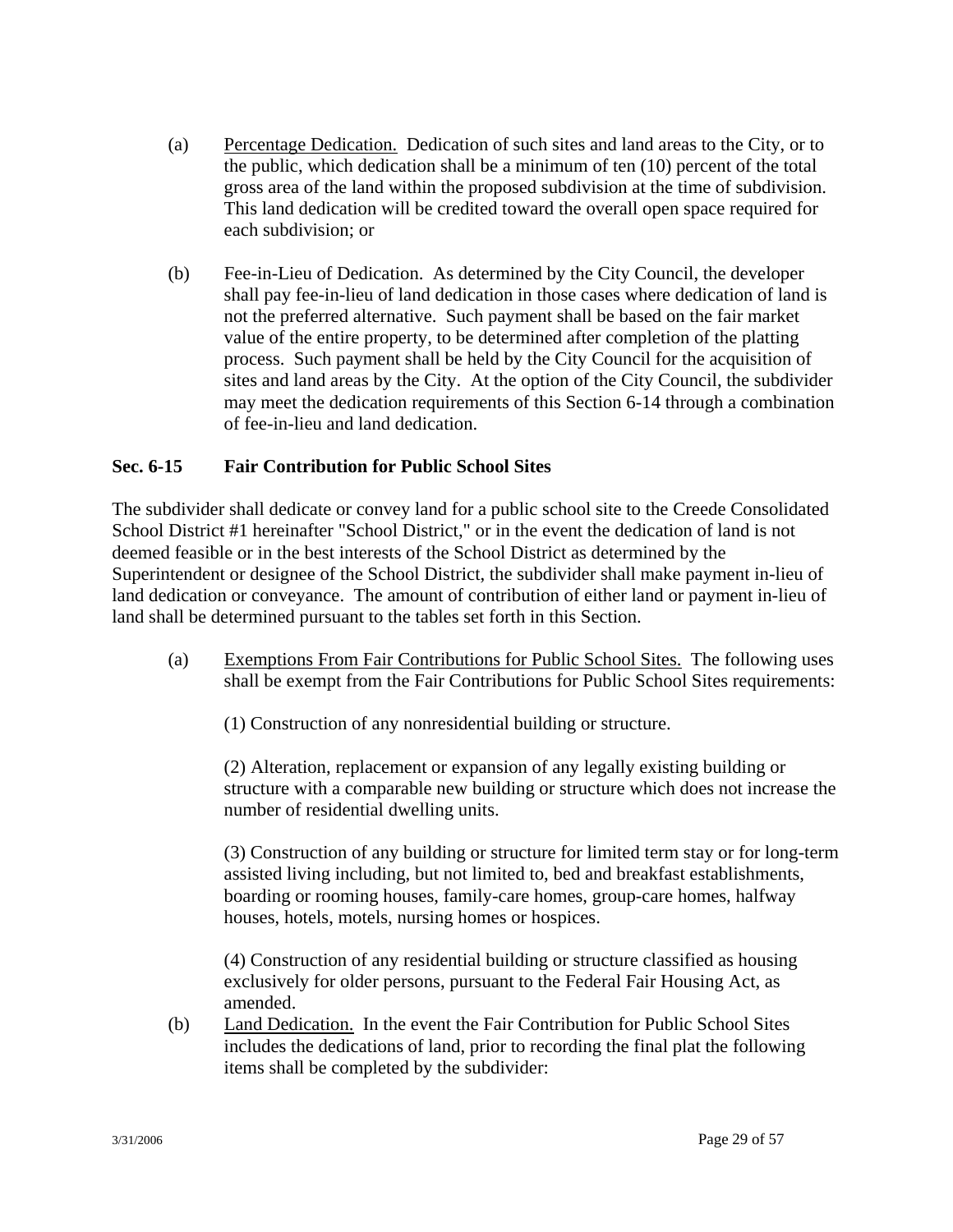(a) Percentage Dedication. Dedication of such sites and land areas to the City, or to the public, which dedication shall be a minimum of ten (10) percent of the total gross area of the land within the proposed subdivision at the time of subdivision. This land dedication will be credited toward the overall open space required for each subdivision; or

(b) Fee-in-Lieu of Dedication. As determined by the City Council, the developer shall pay fee-in-lieu of land dedication in those cases where dedication of land is not the preferred alternative. Such payment shall be based on the fair market value of the entire property, to be determined after completion of the platting process. Such payment shall be held by the City Council for the acquisition of sites and land areas by the City. At the option of the City Council, the subdivider may meet the dedication requirements of this Section 6-14 through a combination of fee-in-lieu and land dedication.

### Sec. 6-15 Fair Contribution for Public School Sites

The subdivider shall dedicate or convey land for a public school site to the Creede Consolidated School District #1 hereinafter "School District," or in the event the dedication of land is not deemed feasible or in the best interests of the School District as determined by the Superintendent or designee of the School District, the subdivider shall make payment in-lieu of land dedication or conveyance. The amount of contribution of either land or payment in-lieu of land shall be determined pursuant to the tables set forth in this Section.

(a) Exemptions From Fair Contributions for Public School Sites. The following uses shall be exempt from the Fair Contributions for Public School Sites requirements:

(1) Construction of any nonresidential building or structure.

(2) Alteration, replacement or expansion of any legally existing building or structure with a comparable new building or structure which does not increase the number of residential dwelling units.

(3) Construction of any building or structure for limited term stay or for long-term assisted living including, but not limited to, bed and breakfast establishments, boarding or rooming houses, family-care homes, group-care homes, halfway houses, hotels, motels, nursing homes or hospices.

(4) Construction of any residential building or structure classified as housing exclusively for older persons, pursuant to the Federal Fair Housing Act, as amended.

(b) Land Dedication. In the event the Fair Contribution for Public School Sites includes the dedications of land, prior to recording the final plat the following items shall be completed by the subdivider: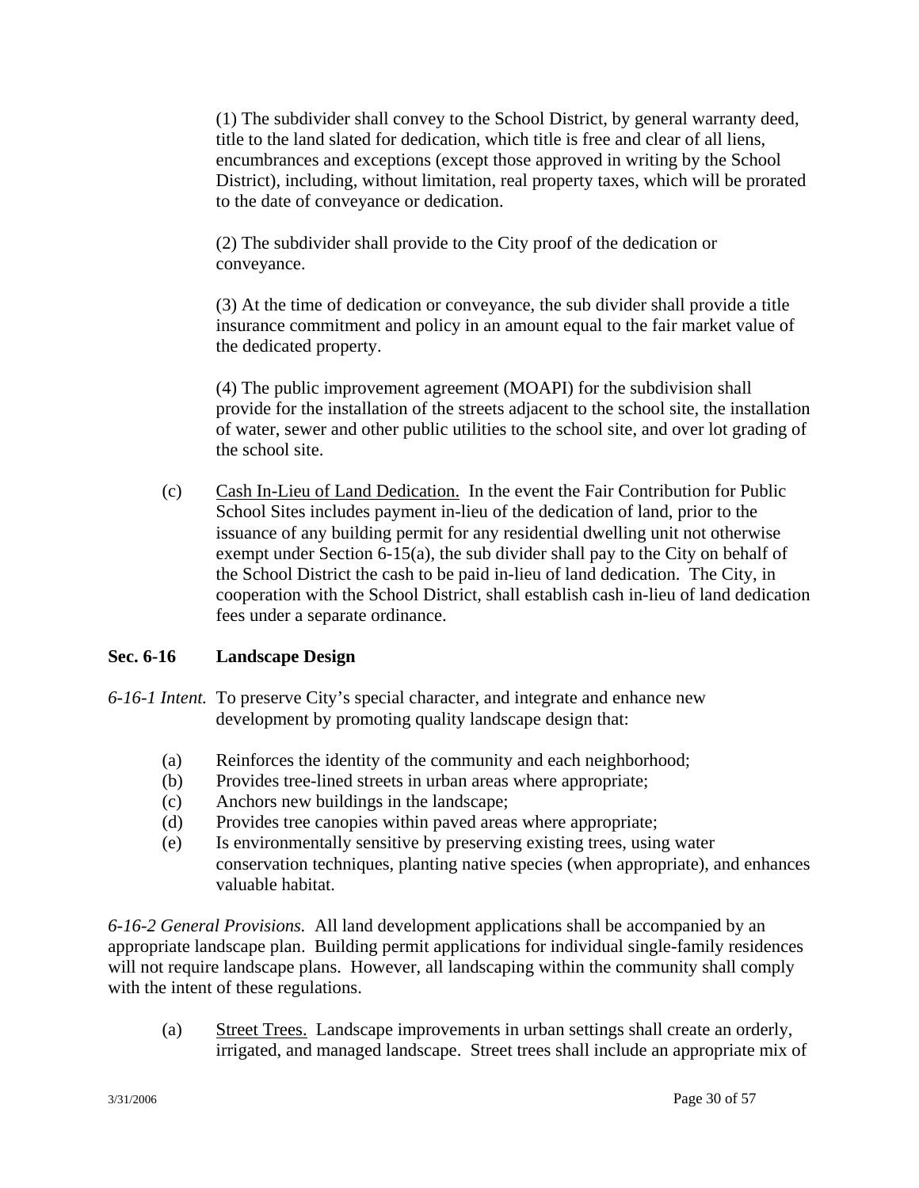(1) The subdivider shall convey to the School District, by general warranty deed, title to the land slated for dedication, which title is free and clear of all liens, encumbrances and exceptions (except those approved in writing by the School District), including, without limitation, real property taxes, which will be prorated to the date of conveyance or dedication.

(2) The subdivider shall provide to the City proof of the dedication or conveyance.

(3) At the time of dedication or conveyance, the sub divider shall provide a title insurance commitment and policy in an amount equal to the fair market value of the dedicated property.

(4) The public improvement agreement (MOAPI) for the subdivision shall provide for the installation of the streets adjacent to the school site, the installation of water, sewer and other public utilities to the school site, and over lot grading of the school site.

(c) Cash In-Lieu of Land Dedication. In the event the Fair Contribution for Public School Sites includes payment in-lieu of the dedication of land, prior to the issuance of any building permit for any residential dwelling unit not otherwise exempt under Section 6-15(a), the sub divider shall pay to the City on behalf of the School District the cash to be paid in-lieu of land dedication. The City, in cooperation with the School District, shall establish cash in-lieu of land dedication fees under a separate ordinance.

**Sec. 6-16 Landscape Design**

*6-16-1 Intent.* To preserve City's special character, and integrate and enhance new development by promoting quality landscape design that:

(a) Reinforces the identity of the community and each neighborhood;
(b) Provides tree-lined streets in urban areas where appropriate;
(c) Anchors new buildings in the landscape;
(d) Provides tree canopies within paved areas where appropriate;
(e) Is environmentally sensitive by preserving existing trees, using water conservation techniques, planting native species (when appropriate), and enhances valuable habitat.

*6-16-2 General Provisions.* All land development applications shall be accompanied by an appropriate landscape plan. Building permit applications for individual single-family residences will not require landscape plans. However, all landscaping within the community shall comply with the intent of these regulations.

(a) Street Trees. Landscape improvements in urban settings shall create an orderly, irrigated, and managed landscape. Street trees shall include an appropriate mix of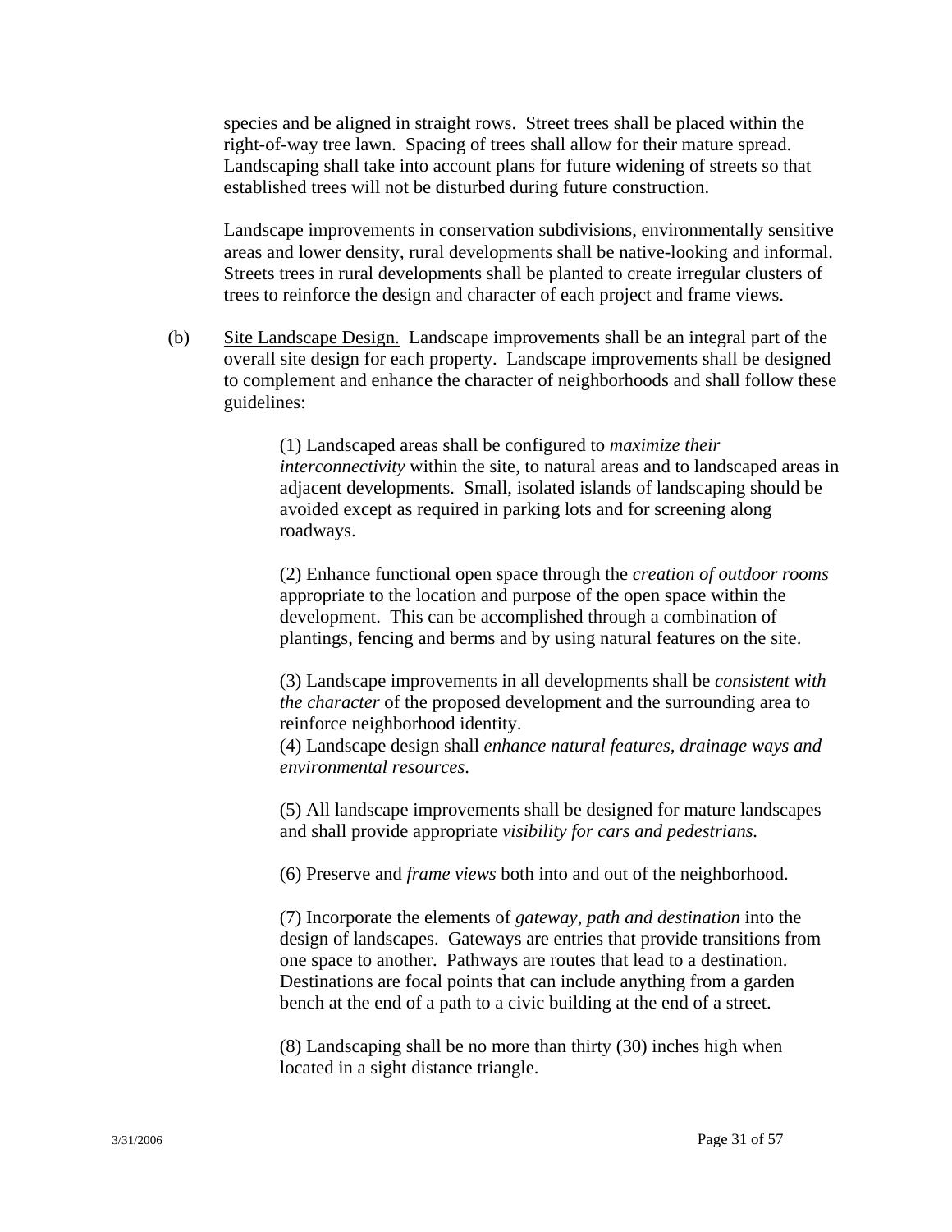species and be aligned in straight rows. Street trees shall be placed within the right-of-way tree lawn. Spacing of trees shall allow for their mature spread. Landscaping shall take into account plans for future widening of streets so that established trees will not be disturbed during future construction.

Landscape improvements in conservation subdivisions, environmentally sensitive areas and lower density, rural developments shall be native-looking and informal. Streets trees in rural developments shall be planted to create irregular clusters of trees to reinforce the design and character of each project and frame views.

(b) Site Landscape Design. Landscape improvements shall be an integral part of the overall site design for each property. Landscape improvements shall be designed to complement and enhance the character of neighborhoods and shall follow these guidelines:

(1) Landscaped areas shall be configured to *maximize their interconnectivity* within the site, to natural areas and to landscaped areas in adjacent developments. Small, isolated islands of landscaping should be avoided except as required in parking lots and for screening along roadways.

(2) Enhance functional open space through the *creation of outdoor rooms* appropriate to the location and purpose of the open space within the development. This can be accomplished through a combination of plantings, fencing and berms and by using natural features on the site.

(3) Landscape improvements in all developments shall be *consistent with the character* of the proposed development and the surrounding area to reinforce neighborhood identity.

(4) Landscape design shall *enhance natural features, drainage ways and environmental resources*.

(5) All landscape improvements shall be designed for mature landscapes and shall provide appropriate *visibility for cars and pedestrians.*

(6) Preserve and *frame views* both into and out of the neighborhood.

(7) Incorporate the elements of *gateway, path and destination* into the design of landscapes. Gateways are entries that provide transitions from one space to another. Pathways are routes that lead to a destination. Destinations are focal points that can include anything from a garden bench at the end of a path to a civic building at the end of a street.

(8) Landscaping shall be no more than thirty (30) inches high when located in a sight distance triangle.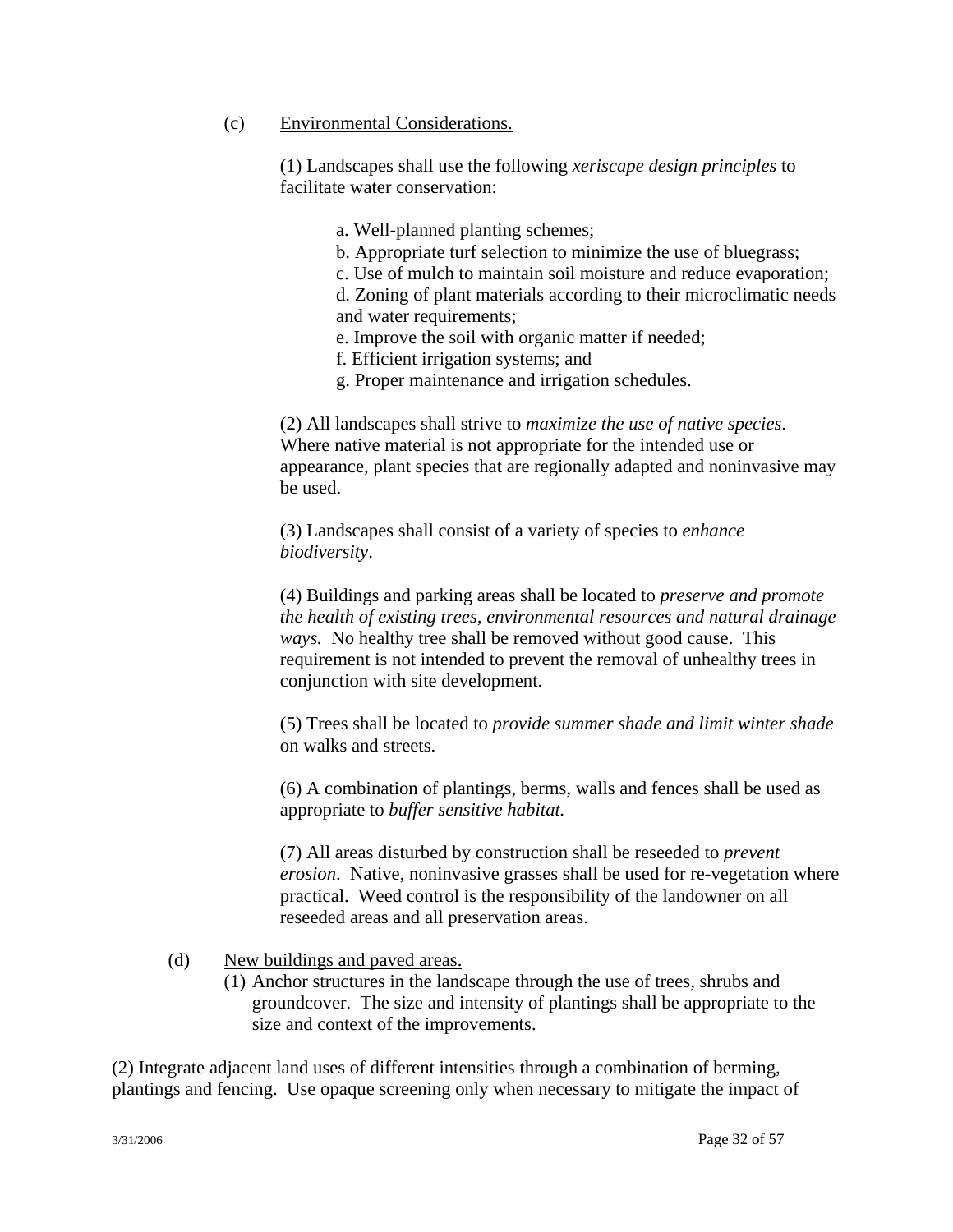(c) Environmental Considerations.

(1) Landscapes shall use the following *xeriscape design principles* to facilitate water conservation:

a. Well-planned planting schemes;
b. Appropriate turf selection to minimize the use of bluegrass;
c. Use of mulch to maintain soil moisture and reduce evaporation;
d. Zoning of plant materials according to their microclimatic needs and water requirements;
e. Improve the soil with organic matter if needed;
f. Efficient irrigation systems; and
g. Proper maintenance and irrigation schedules.

(2) All landscapes shall strive to *maximize the use of native species*. Where native material is not appropriate for the intended use or appearance, plant species that are regionally adapted and noninvasive may be used.

(3) Landscapes shall consist of a variety of species to *enhance biodiversity*.

(4) Buildings and parking areas shall be located to *preserve and promote the health of existing trees, environmental resources and natural drainage ways.* No healthy tree shall be removed without good cause. This requirement is not intended to prevent the removal of unhealthy trees in conjunction with site development.

(5) Trees shall be located to *provide summer shade and limit winter shade* on walks and streets.

(6) A combination of plantings, berms, walls and fences shall be used as appropriate to *buffer sensitive habitat.*

(7) All areas disturbed by construction shall be reseeded to *prevent erosion*. Native, noninvasive grasses shall be used for re-vegetation where practical. Weed control is the responsibility of the landowner on all reseeded areas and all preservation areas.

(d) New buildings and paved areas.

(1) Anchor structures in the landscape through the use of trees, shrubs and groundcover. The size and intensity of plantings shall be appropriate to the size and context of the improvements.

(2) Integrate adjacent land uses of different intensities through a combination of berming, plantings and fencing. Use opaque screening only when necessary to mitigate the impact of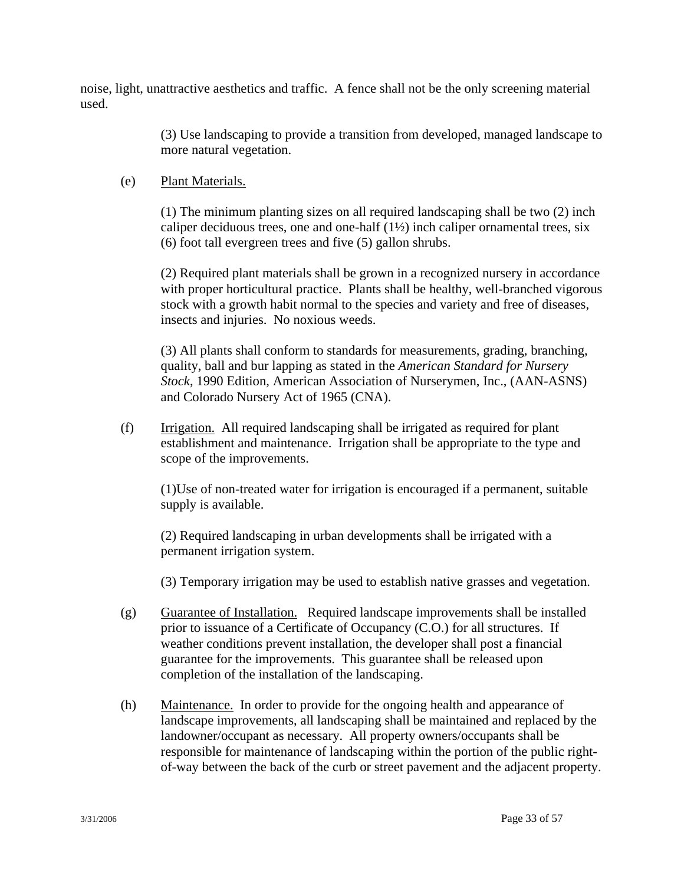noise, light, unattractive aesthetics and traffic. A fence shall not be the only screening material used.

(3) Use landscaping to provide a transition from developed, managed landscape to more natural vegetation.

(e) Plant Materials.

(1) The minimum planting sizes on all required landscaping shall be two (2) inch caliper deciduous trees, one and one-half (1½) inch caliper ornamental trees, six (6) foot tall evergreen trees and five (5) gallon shrubs.

(2) Required plant materials shall be grown in a recognized nursery in accordance with proper horticultural practice. Plants shall be healthy, well-branched vigorous stock with a growth habit normal to the species and variety and free of diseases, insects and injuries. No noxious weeds.

(3) All plants shall conform to standards for measurements, grading, branching, quality, ball and bur lapping as stated in the *American Standard for Nursery Stock*, 1990 Edition, American Association of Nurserymen, Inc., (AAN-ASNS) and Colorado Nursery Act of 1965 (CNA).

(f) Irrigation. All required landscaping shall be irrigated as required for plant establishment and maintenance. Irrigation shall be appropriate to the type and scope of the improvements.

(1)Use of non-treated water for irrigation is encouraged if a permanent, suitable supply is available.

(2) Required landscaping in urban developments shall be irrigated with a permanent irrigation system.

(3) Temporary irrigation may be used to establish native grasses and vegetation.

(g) Guarantee of Installation. Required landscape improvements shall be installed prior to issuance of a Certificate of Occupancy (C.O.) for all structures. If weather conditions prevent installation, the developer shall post a financial guarantee for the improvements. This guarantee shall be released upon completion of the installation of the landscaping.

(h) Maintenance. In order to provide for the ongoing health and appearance of landscape improvements, all landscaping shall be maintained and replaced by the landowner/occupant as necessary. All property owners/occupants shall be responsible for maintenance of landscaping within the portion of the public right-of-way between the back of the curb or street pavement and the adjacent property.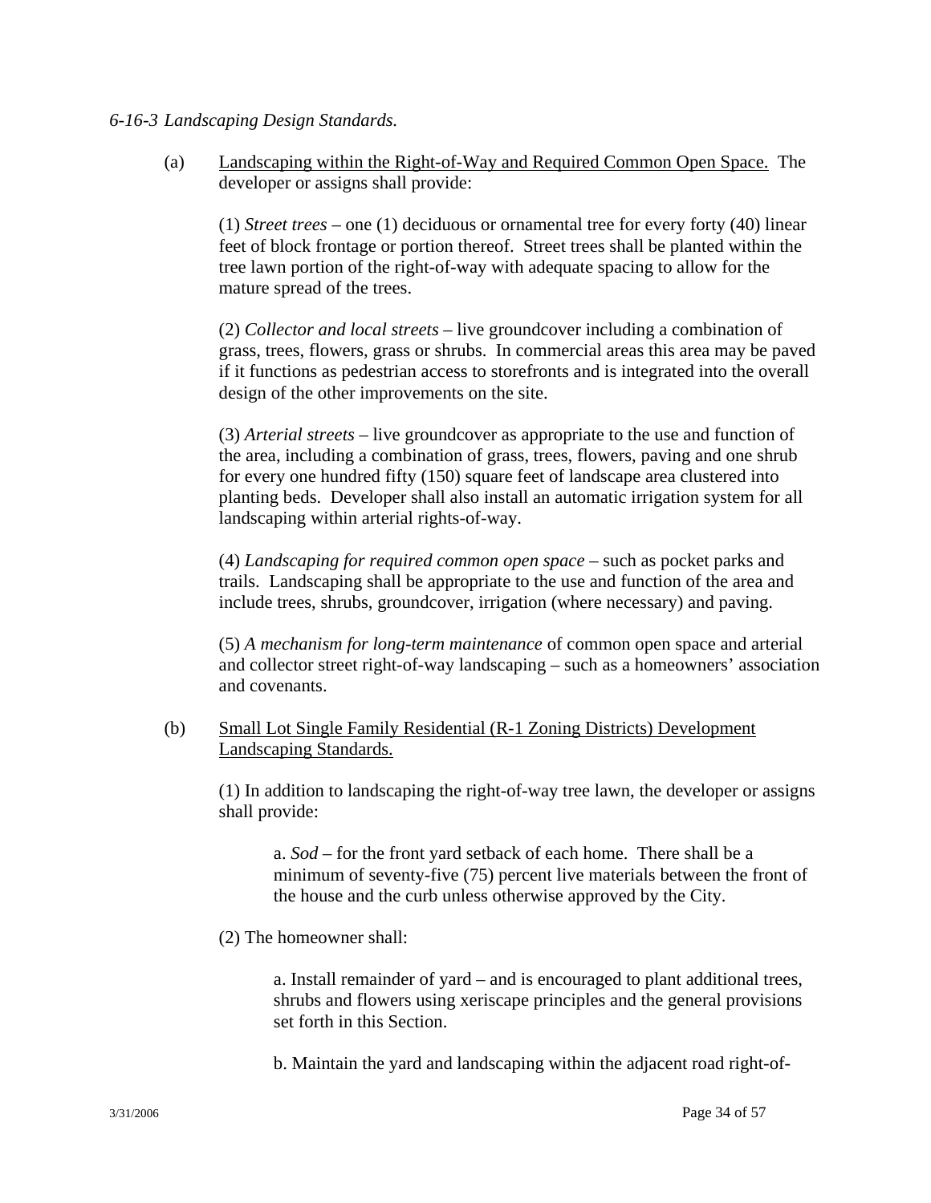*6-16-3 Landscaping Design Standards.*

(a) Landscaping within the Right-of-Way and Required Common Open Space. The developer or assigns shall provide:

(1) *Street trees* – one (1) deciduous or ornamental tree for every forty (40) linear feet of block frontage or portion thereof. Street trees shall be planted within the tree lawn portion of the right-of-way with adequate spacing to allow for the mature spread of the trees.

(2) *Collector and local streets* – live groundcover including a combination of grass, trees, flowers, grass or shrubs. In commercial areas this area may be paved if it functions as pedestrian access to storefronts and is integrated into the overall design of the other improvements on the site.

(3) *Arterial streets* – live groundcover as appropriate to the use and function of the area, including a combination of grass, trees, flowers, paving and one shrub for every one hundred fifty (150) square feet of landscape area clustered into planting beds. Developer shall also install an automatic irrigation system for all landscaping within arterial rights-of-way.

(4) *Landscaping for required common open space* – such as pocket parks and trails. Landscaping shall be appropriate to the use and function of the area and include trees, shrubs, groundcover, irrigation (where necessary) and paving.

(5) *A mechanism for long-term maintenance* of common open space and arterial and collector street right-of-way landscaping – such as a homeowners' association and covenants.

(b) Small Lot Single Family Residential (R-1 Zoning Districts) Development Landscaping Standards.

(1) In addition to landscaping the right-of-way tree lawn, the developer or assigns shall provide:

a. *Sod* – for the front yard setback of each home. There shall be a minimum of seventy-five (75) percent live materials between the front of the house and the curb unless otherwise approved by the City.

(2) The homeowner shall:

a. Install remainder of yard – and is encouraged to plant additional trees, shrubs and flowers using xeriscape principles and the general provisions set forth in this Section.

b. Maintain the yard and landscaping within the adjacent road right-of-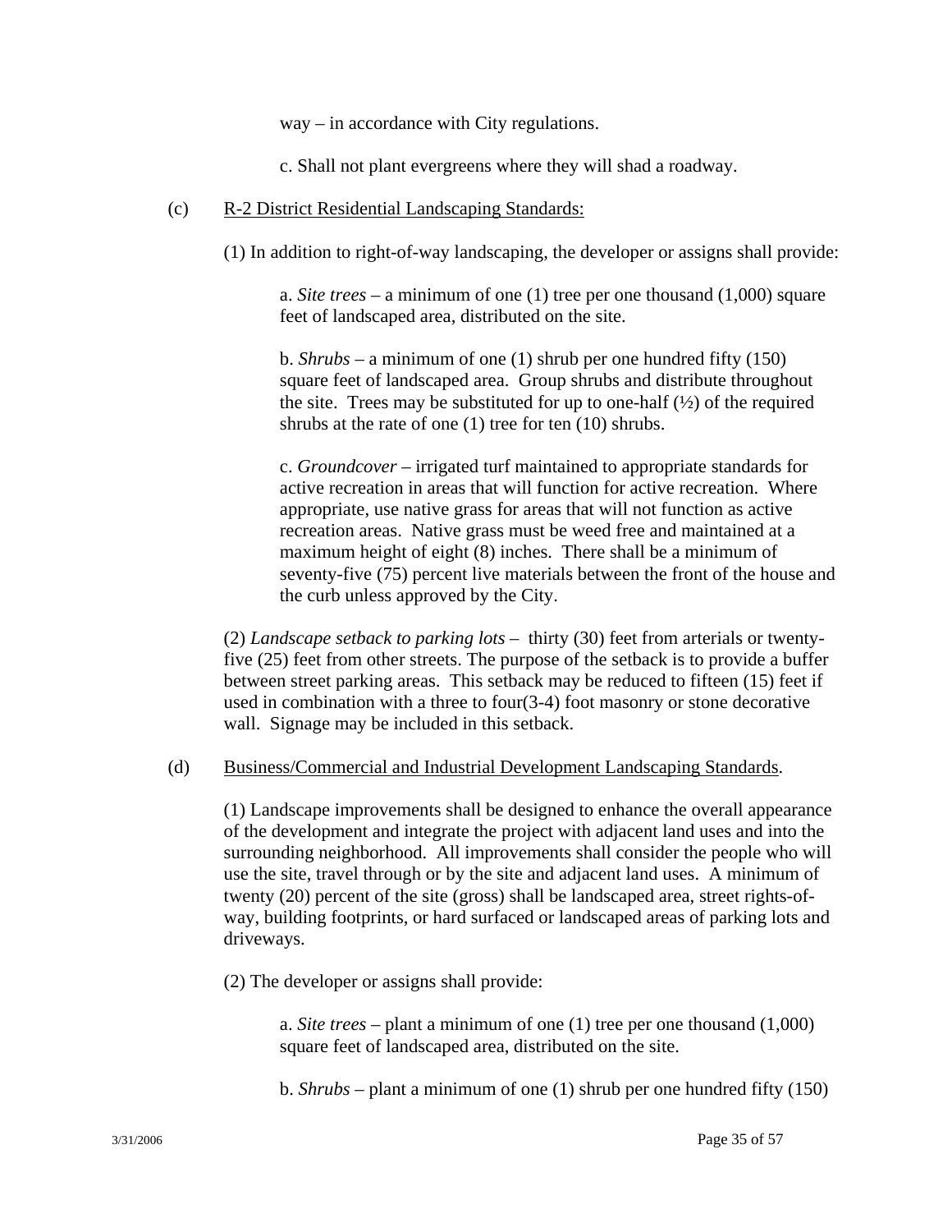way – in accordance with City regulations.

c. Shall not plant evergreens where they will shad a roadway.

(c) R-2 District Residential Landscaping Standards:

(1) In addition to right-of-way landscaping, the developer or assigns shall provide:

a. *Site trees* – a minimum of one (1) tree per one thousand (1,000) square feet of landscaped area, distributed on the site.

b. *Shrubs* – a minimum of one (1) shrub per one hundred fifty (150) square feet of landscaped area. Group shrubs and distribute throughout the site. Trees may be substituted for up to one-half (½) of the required shrubs at the rate of one (1) tree for ten (10) shrubs.

c. *Groundcover* – irrigated turf maintained to appropriate standards for active recreation in areas that will function for active recreation. Where appropriate, use native grass for areas that will not function as active recreation areas. Native grass must be weed free and maintained at a maximum height of eight (8) inches. There shall be a minimum of seventy-five (75) percent live materials between the front of the house and the curb unless approved by the City.

(2) *Landscape setback to parking lots* – thirty (30) feet from arterials or twenty-five (25) feet from other streets. The purpose of the setback is to provide a buffer between street parking areas. This setback may be reduced to fifteen (15) feet if used in combination with a three to four(3-4) foot masonry or stone decorative wall. Signage may be included in this setback.

(d) Business/Commercial and Industrial Development Landscaping Standards.

(1) Landscape improvements shall be designed to enhance the overall appearance of the development and integrate the project with adjacent land uses and into the surrounding neighborhood. All improvements shall consider the people who will use the site, travel through or by the site and adjacent land uses. A minimum of twenty (20) percent of the site (gross) shall be landscaped area, street rights-of-way, building footprints, or hard surfaced or landscaped areas of parking lots and driveways.

(2) The developer or assigns shall provide:

a. *Site trees* – plant a minimum of one (1) tree per one thousand (1,000) square feet of landscaped area, distributed on the site.

b. *Shrubs* – plant a minimum of one (1) shrub per one hundred fifty (150)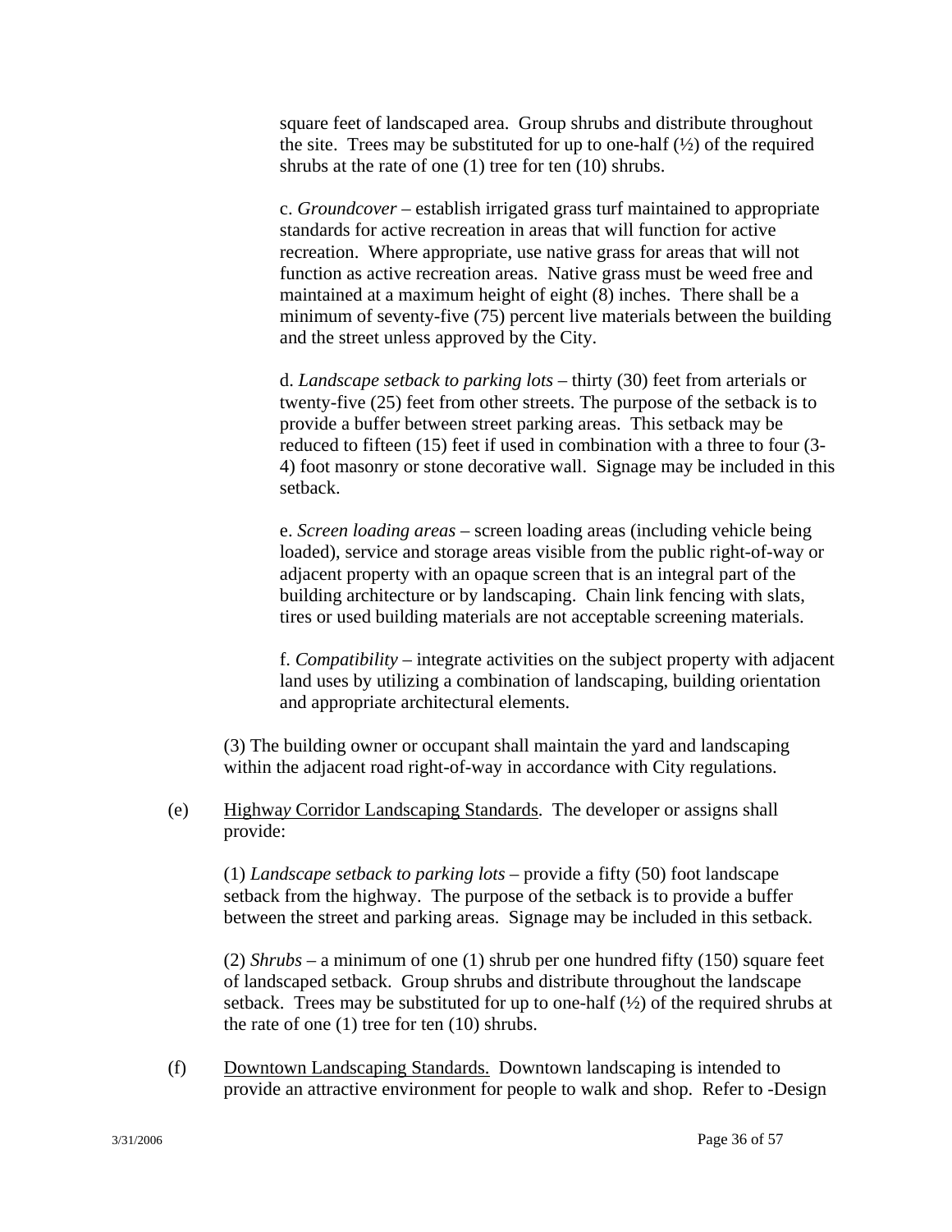square feet of landscaped area. Group shrubs and distribute throughout the site. Trees may be substituted for up to one-half (½) of the required shrubs at the rate of one (1) tree for ten (10) shrubs.

c. *Groundcover* – establish irrigated grass turf maintained to appropriate standards for active recreation in areas that will function for active recreation. Where appropriate, use native grass for areas that will not function as active recreation areas. Native grass must be weed free and maintained at a maximum height of eight (8) inches. There shall be a minimum of seventy-five (75) percent live materials between the building and the street unless approved by the City.

d. *Landscape setback to parking lots* – thirty (30) feet from arterials or twenty-five (25) feet from other streets. The purpose of the setback is to provide a buffer between street parking areas. This setback may be reduced to fifteen (15) feet if used in combination with a three to four (3-4) foot masonry or stone decorative wall. Signage may be included in this setback.

e. *Screen loading areas* – screen loading areas (including vehicle being loaded), service and storage areas visible from the public right-of-way or adjacent property with an opaque screen that is an integral part of the building architecture or by landscaping. Chain link fencing with slats, tires or used building materials are not acceptable screening materials.

f. *Compatibility* – integrate activities on the subject property with adjacent land uses by utilizing a combination of landscaping, building orientation and appropriate architectural elements.

(3) The building owner or occupant shall maintain the yard and landscaping within the adjacent road right-of-way in accordance with City regulations.

(e) Highway Corridor Landscaping Standards. The developer or assigns shall provide:

(1) *Landscape setback to parking lots* – provide a fifty (50) foot landscape setback from the highway. The purpose of the setback is to provide a buffer between the street and parking areas. Signage may be included in this setback.

(2) *Shrubs* – a minimum of one (1) shrub per one hundred fifty (150) square feet of landscaped setback. Group shrubs and distribute throughout the landscape setback. Trees may be substituted for up to one-half (½) of the required shrubs at the rate of one (1) tree for ten (10) shrubs.

(f) Downtown Landscaping Standards. Downtown landscaping is intended to provide an attractive environment for people to walk and shop. Refer to -Design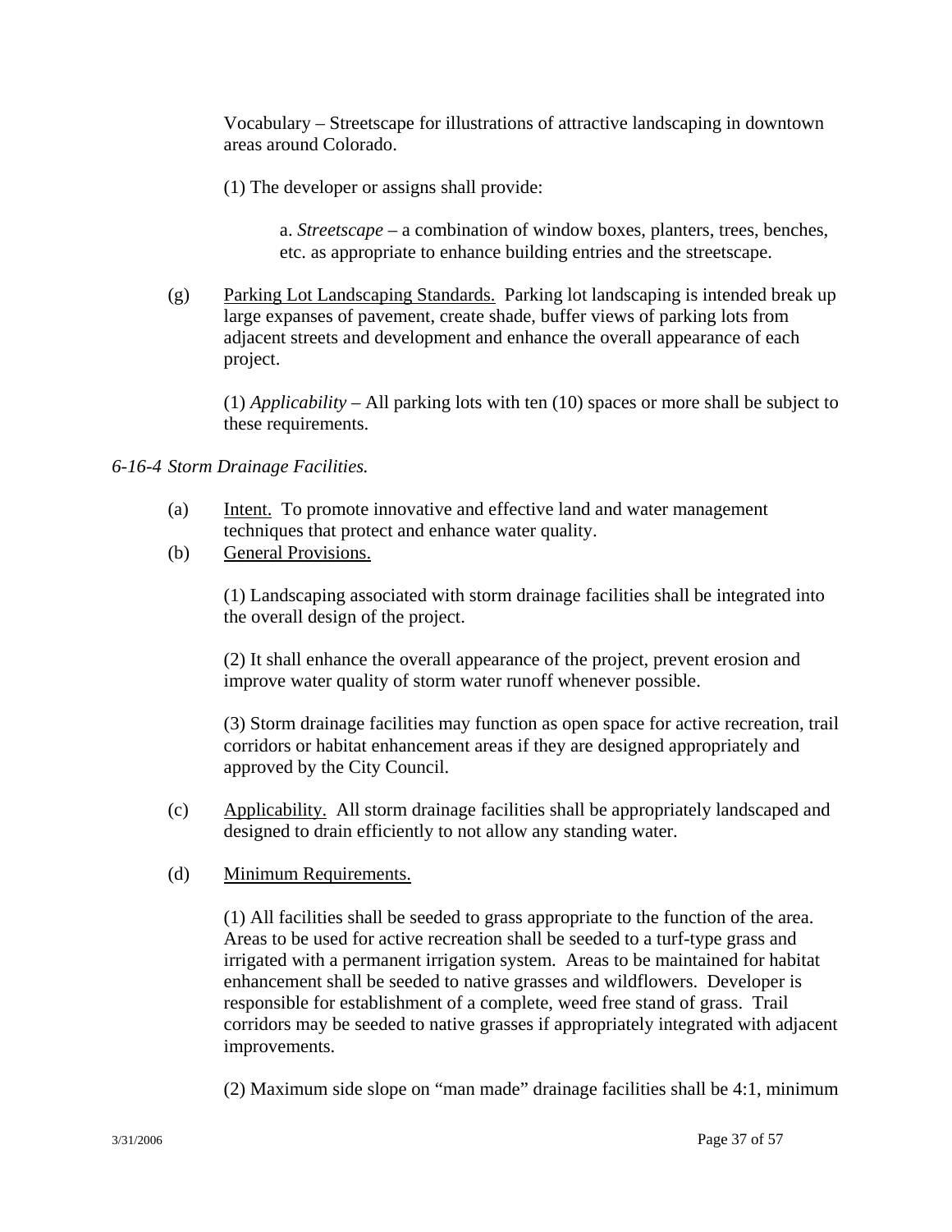Vocabulary – Streetscape for illustrations of attractive landscaping in downtown areas around Colorado.

(1) The developer or assigns shall provide:

a. *Streetscape* – a combination of window boxes, planters, trees, benches, etc. as appropriate to enhance building entries and the streetscape.

(g) Parking Lot Landscaping Standards. Parking lot landscaping is intended break up large expanses of pavement, create shade, buffer views of parking lots from adjacent streets and development and enhance the overall appearance of each project.

(1) *Applicability* – All parking lots with ten (10) spaces or more shall be subject to these requirements.

*6-16-4 Storm Drainage Facilities.*

(a) Intent. To promote innovative and effective land and water management techniques that protect and enhance water quality.

(b) General Provisions.

(1) Landscaping associated with storm drainage facilities shall be integrated into the overall design of the project.

(2) It shall enhance the overall appearance of the project, prevent erosion and improve water quality of storm water runoff whenever possible.

(3) Storm drainage facilities may function as open space for active recreation, trail corridors or habitat enhancement areas if they are designed appropriately and approved by the City Council.

(c) Applicability. All storm drainage facilities shall be appropriately landscaped and designed to drain efficiently to not allow any standing water.

(d) Minimum Requirements.

(1) All facilities shall be seeded to grass appropriate to the function of the area. Areas to be used for active recreation shall be seeded to a turf-type grass and irrigated with a permanent irrigation system. Areas to be maintained for habitat enhancement shall be seeded to native grasses and wildflowers. Developer is responsible for establishment of a complete, weed free stand of grass. Trail corridors may be seeded to native grasses if appropriately integrated with adjacent improvements.

(2) Maximum side slope on "man made" drainage facilities shall be 4:1, minimum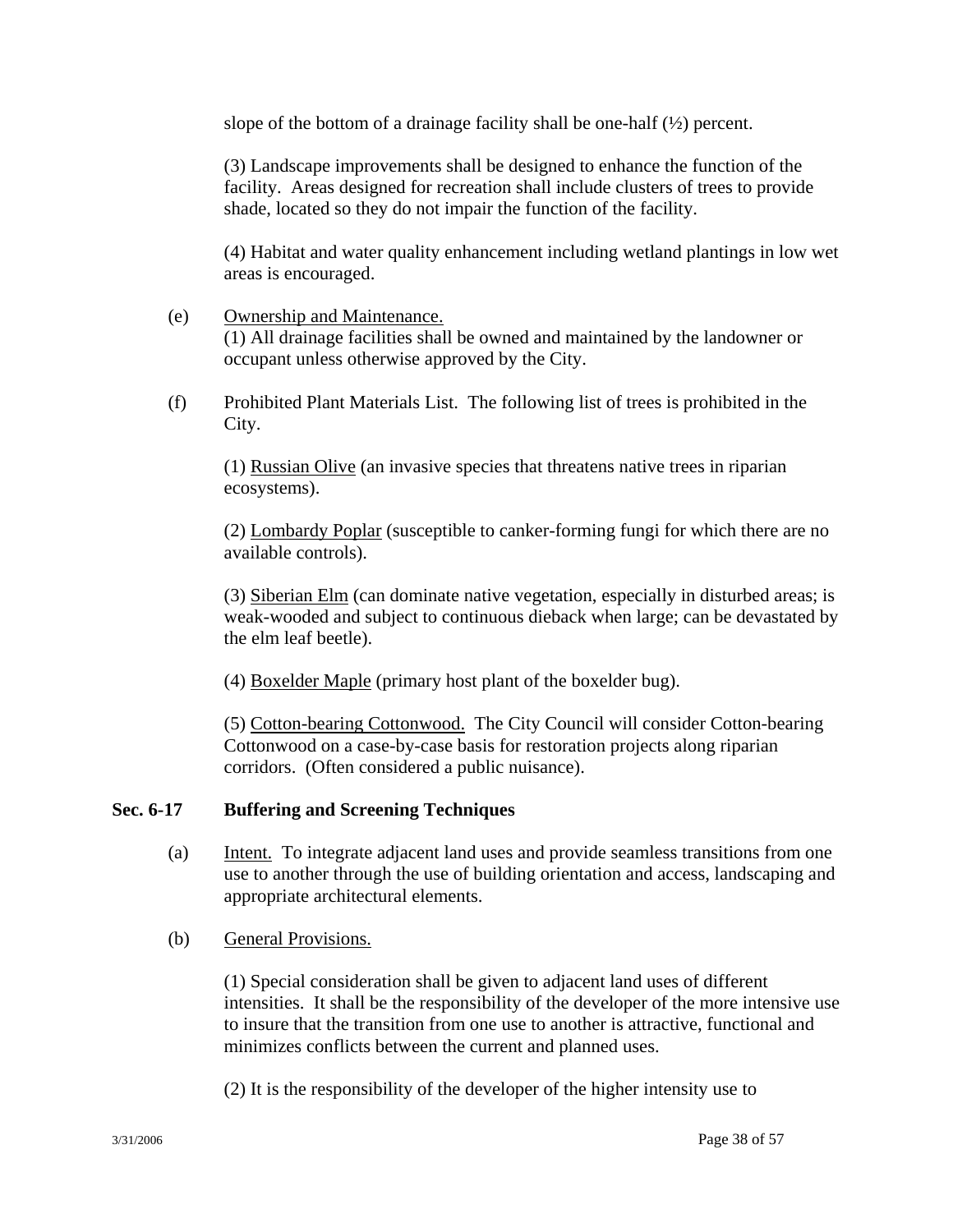slope of the bottom of a drainage facility shall be one-half (½) percent.

(3) Landscape improvements shall be designed to enhance the function of the facility. Areas designed for recreation shall include clusters of trees to provide shade, located so they do not impair the function of the facility.

(4) Habitat and water quality enhancement including wetland plantings in low wet areas is encouraged.

(e) Ownership and Maintenance.
(1) All drainage facilities shall be owned and maintained by the landowner or occupant unless otherwise approved by the City.

(f) Prohibited Plant Materials List. The following list of trees is prohibited in the City.

(1) Russian Olive (an invasive species that threatens native trees in riparian ecosystems).

(2) Lombardy Poplar (susceptible to canker-forming fungi for which there are no available controls).

(3) Siberian Elm (can dominate native vegetation, especially in disturbed areas; is weak-wooded and subject to continuous dieback when large; can be devastated by the elm leaf beetle).

(4) Boxelder Maple (primary host plant of the boxelder bug).

(5) Cotton-bearing Cottonwood. The City Council will consider Cotton-bearing Cottonwood on a case-by-case basis for restoration projects along riparian corridors. (Often considered a public nuisance).

## Sec. 6-17 Buffering and Screening Techniques

(a) Intent. To integrate adjacent land uses and provide seamless transitions from one use to another through the use of building orientation and access, landscaping and appropriate architectural elements.

(b) General Provisions.

(1) Special consideration shall be given to adjacent land uses of different intensities. It shall be the responsibility of the developer of the more intensive use to insure that the transition from one use to another is attractive, functional and minimizes conflicts between the current and planned uses.

(2) It is the responsibility of the developer of the higher intensity use to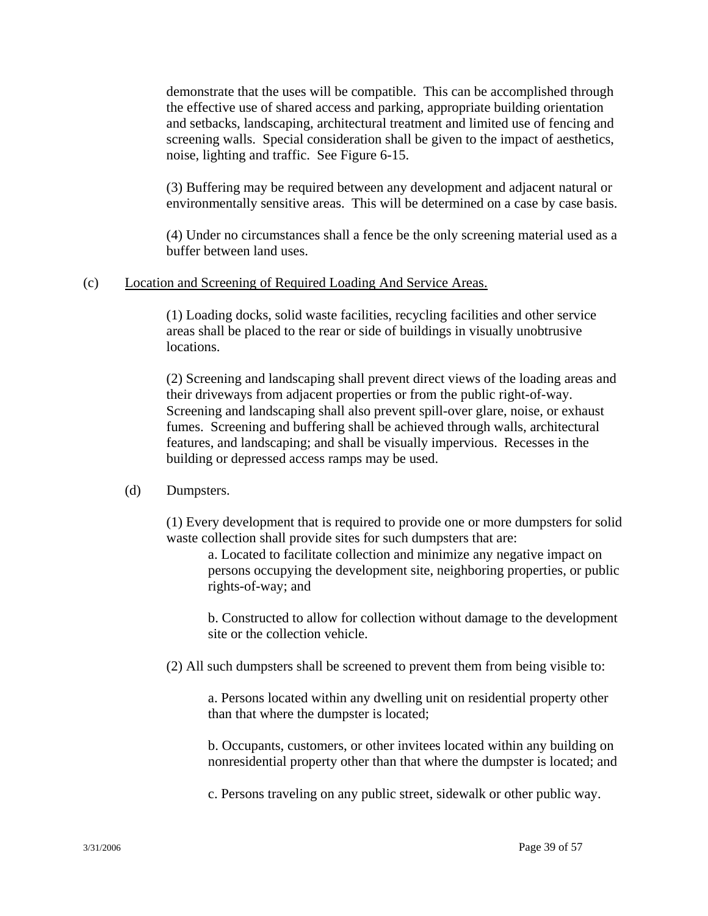demonstrate that the uses will be compatible. This can be accomplished through the effective use of shared access and parking, appropriate building orientation and setbacks, landscaping, architectural treatment and limited use of fencing and screening walls. Special consideration shall be given to the impact of aesthetics, noise, lighting and traffic. See Figure 6-15.

(3) Buffering may be required between any development and adjacent natural or environmentally sensitive areas. This will be determined on a case by case basis.

(4) Under no circumstances shall a fence be the only screening material used as a buffer between land uses.

(c) Location and Screening of Required Loading And Service Areas.

(1) Loading docks, solid waste facilities, recycling facilities and other service areas shall be placed to the rear or side of buildings in visually unobtrusive locations.

(2) Screening and landscaping shall prevent direct views of the loading areas and their driveways from adjacent properties or from the public right-of-way. Screening and landscaping shall also prevent spill-over glare, noise, or exhaust fumes. Screening and buffering shall be achieved through walls, architectural features, and landscaping; and shall be visually impervious. Recesses in the building or depressed access ramps may be used.

(d) Dumpsters.

(1) Every development that is required to provide one or more dumpsters for solid waste collection shall provide sites for such dumpsters that are:

a. Located to facilitate collection and minimize any negative impact on persons occupying the development site, neighboring properties, or public rights-of-way; and

b. Constructed to allow for collection without damage to the development site or the collection vehicle.

(2) All such dumpsters shall be screened to prevent them from being visible to:

a. Persons located within any dwelling unit on residential property other than that where the dumpster is located;

b. Occupants, customers, or other invitees located within any building on nonresidential property other than that where the dumpster is located; and

c. Persons traveling on any public street, sidewalk or other public way.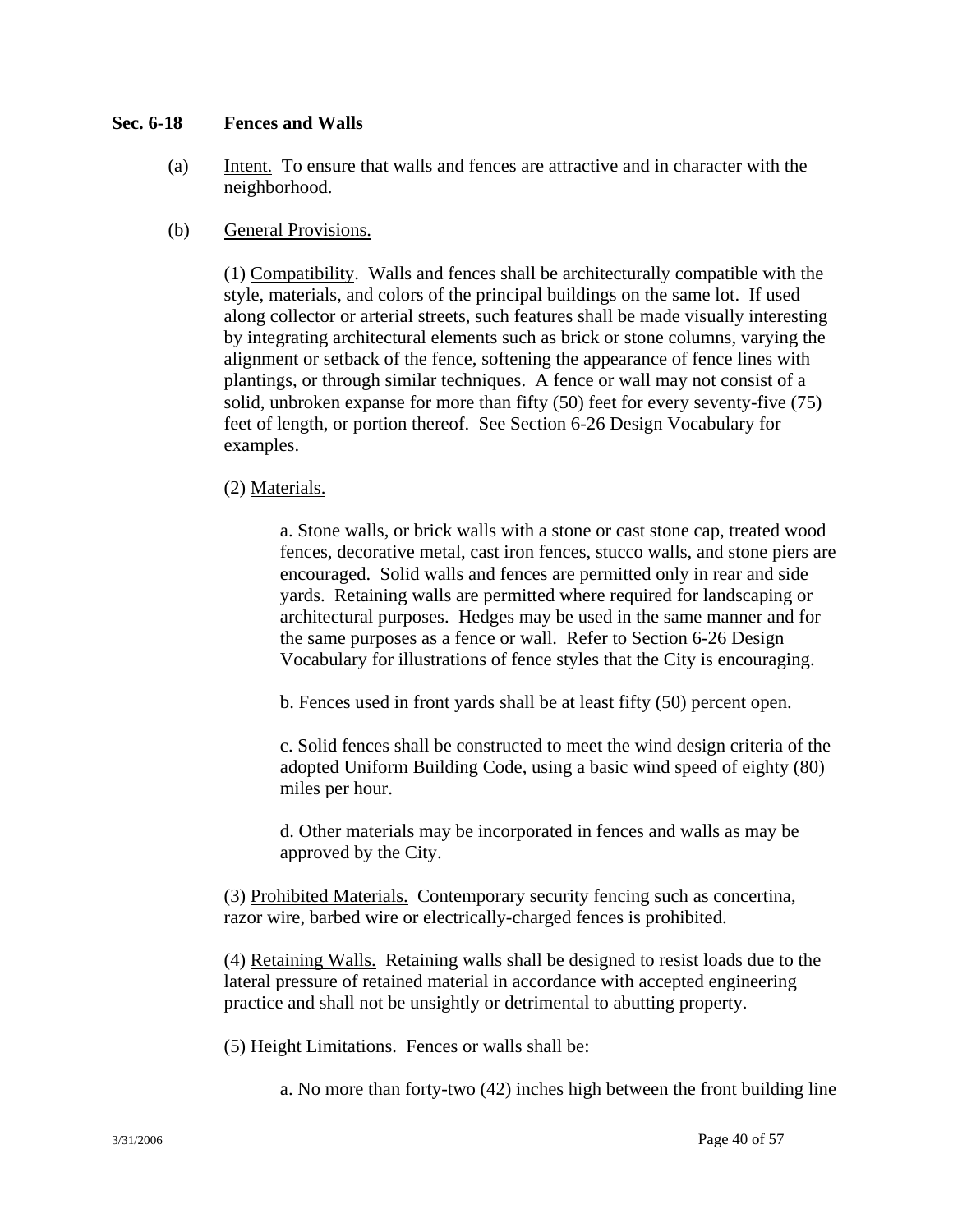## Sec. 6-18 Fences and Walls

(a) Intent. To ensure that walls and fences are attractive and in character with the neighborhood.

(b) General Provisions.

(1) Compatibility. Walls and fences shall be architecturally compatible with the style, materials, and colors of the principal buildings on the same lot. If used along collector or arterial streets, such features shall be made visually interesting by integrating architectural elements such as brick or stone columns, varying the alignment or setback of the fence, softening the appearance of fence lines with plantings, or through similar techniques. A fence or wall may not consist of a solid, unbroken expanse for more than fifty (50) feet for every seventy-five (75) feet of length, or portion thereof. See Section 6-26 Design Vocabulary for examples.

(2) Materials.

a. Stone walls, or brick walls with a stone or cast stone cap, treated wood fences, decorative metal, cast iron fences, stucco walls, and stone piers are encouraged. Solid walls and fences are permitted only in rear and side yards. Retaining walls are permitted where required for landscaping or architectural purposes. Hedges may be used in the same manner and for the same purposes as a fence or wall. Refer to Section 6-26 Design Vocabulary for illustrations of fence styles that the City is encouraging.

b. Fences used in front yards shall be at least fifty (50) percent open.

c. Solid fences shall be constructed to meet the wind design criteria of the adopted Uniform Building Code, using a basic wind speed of eighty (80) miles per hour.

d. Other materials may be incorporated in fences and walls as may be approved by the City.

(3) Prohibited Materials. Contemporary security fencing such as concertina, razor wire, barbed wire or electrically-charged fences is prohibited.

(4) Retaining Walls. Retaining walls shall be designed to resist loads due to the lateral pressure of retained material in accordance with accepted engineering practice and shall not be unsightly or detrimental to abutting property.

(5) Height Limitations. Fences or walls shall be:

a. No more than forty-two (42) inches high between the front building line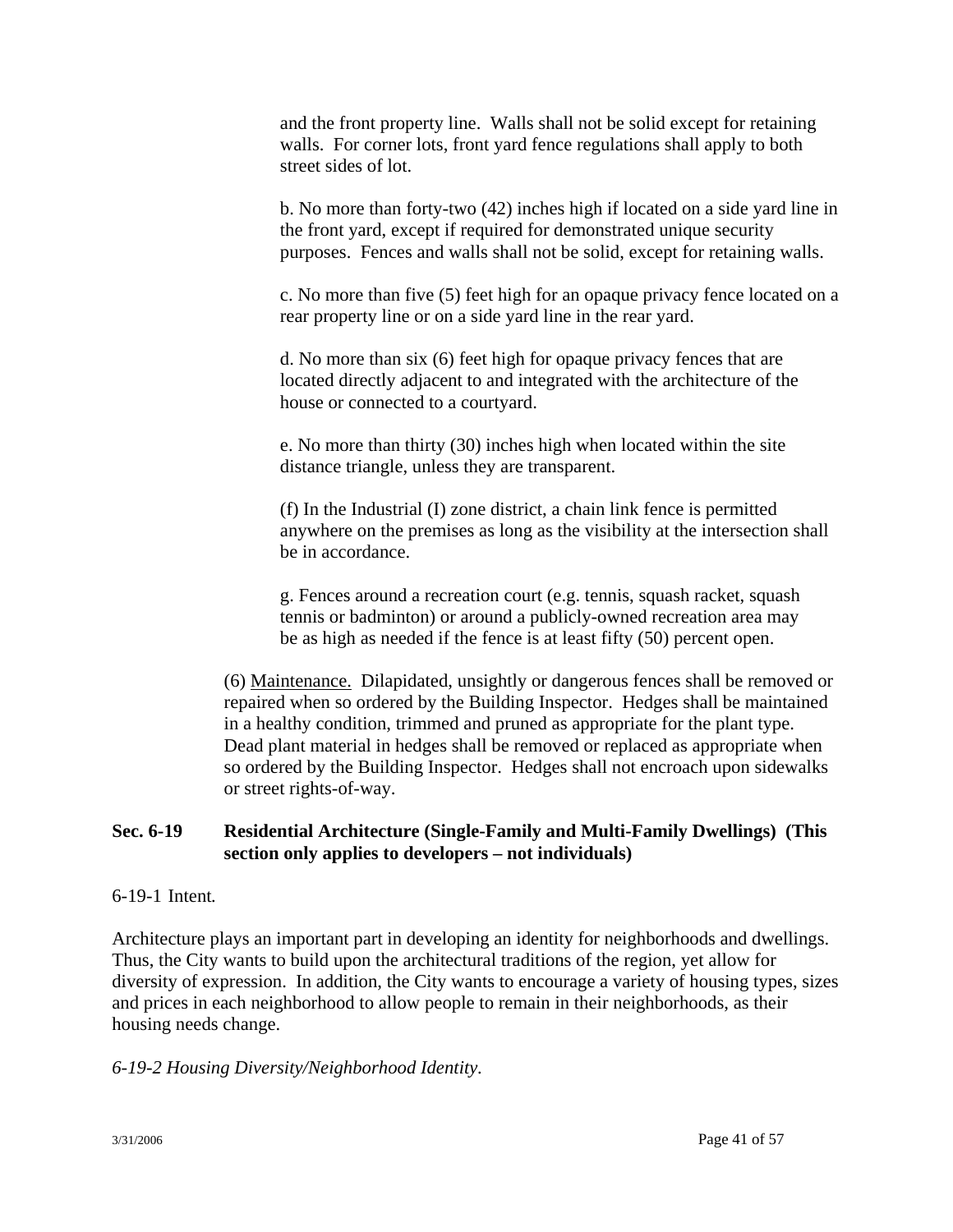and the front property line. Walls shall not be solid except for retaining walls. For corner lots, front yard fence regulations shall apply to both street sides of lot.

b. No more than forty-two (42) inches high if located on a side yard line in the front yard, except if required for demonstrated unique security purposes. Fences and walls shall not be solid, except for retaining walls.

c. No more than five (5) feet high for an opaque privacy fence located on a rear property line or on a side yard line in the rear yard.

d. No more than six (6) feet high for opaque privacy fences that are located directly adjacent to and integrated with the architecture of the house or connected to a courtyard.

e. No more than thirty (30) inches high when located within the site distance triangle, unless they are transparent.

(f) In the Industrial (I) zone district, a chain link fence is permitted anywhere on the premises as long as the visibility at the intersection shall be in accordance.

g. Fences around a recreation court (e.g. tennis, squash racket, squash tennis or badminton) or around a publicly-owned recreation area may be as high as needed if the fence is at least fifty (50) percent open.

(6) Maintenance. Dilapidated, unsightly or dangerous fences shall be removed or repaired when so ordered by the Building Inspector. Hedges shall be maintained in a healthy condition, trimmed and pruned as appropriate for the plant type. Dead plant material in hedges shall be removed or replaced as appropriate when so ordered by the Building Inspector. Hedges shall not encroach upon sidewalks or street rights-of-way.

## Sec. 6-19 Residential Architecture (Single-Family and Multi-Family Dwellings) (This section only applies to developers – not individuals)

6-19-1 Intent.

Architecture plays an important part in developing an identity for neighborhoods and dwellings. Thus, the City wants to build upon the architectural traditions of the region, yet allow for diversity of expression. In addition, the City wants to encourage a variety of housing types, sizes and prices in each neighborhood to allow people to remain in their neighborhoods, as their housing needs change.

*6-19-2 Housing Diversity/Neighborhood Identity.*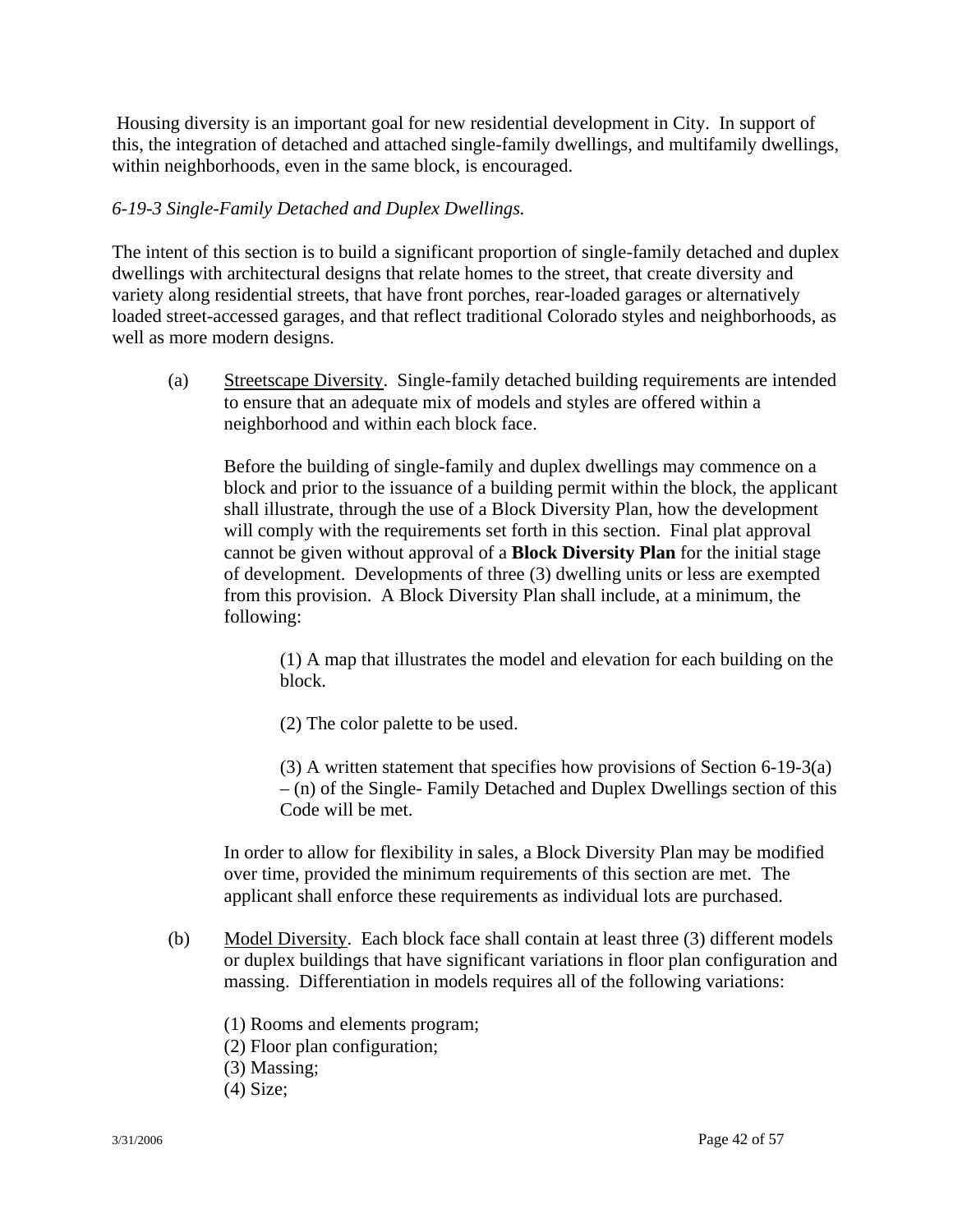Housing diversity is an important goal for new residential development in City. In support of this, the integration of detached and attached single-family dwellings, and multifamily dwellings, within neighborhoods, even in the same block, is encouraged.

*6-19-3 Single-Family Detached and Duplex Dwellings.*

The intent of this section is to build a significant proportion of single-family detached and duplex dwellings with architectural designs that relate homes to the street, that create diversity and variety along residential streets, that have front porches, rear-loaded garages or alternatively loaded street-accessed garages, and that reflect traditional Colorado styles and neighborhoods, as well as more modern designs.

(a) <u>Streetscape Diversity</u>. Single-family detached building requirements are intended to ensure that an adequate mix of models and styles are offered within a neighborhood and within each block face.

Before the building of single-family and duplex dwellings may commence on a block and prior to the issuance of a building permit within the block, the applicant shall illustrate, through the use of a Block Diversity Plan, how the development will comply with the requirements set forth in this section. Final plat approval cannot be given without approval of a **Block Diversity Plan** for the initial stage of development. Developments of three (3) dwelling units or less are exempted from this provision. A Block Diversity Plan shall include, at a minimum, the following:

(1) A map that illustrates the model and elevation for each building on the block.

(2) The color palette to be used.

(3) A written statement that specifies how provisions of Section 6-19-3(a) – (n) of the Single- Family Detached and Duplex Dwellings section of this Code will be met.

In order to allow for flexibility in sales, a Block Diversity Plan may be modified over time, provided the minimum requirements of this section are met. The applicant shall enforce these requirements as individual lots are purchased.

(b) <u>Model Diversity</u>. Each block face shall contain at least three (3) different models or duplex buildings that have significant variations in floor plan configuration and massing. Differentiation in models requires all of the following variations:

(1) Rooms and elements program;
(2) Floor plan configuration;
(3) Massing;
(4) Size;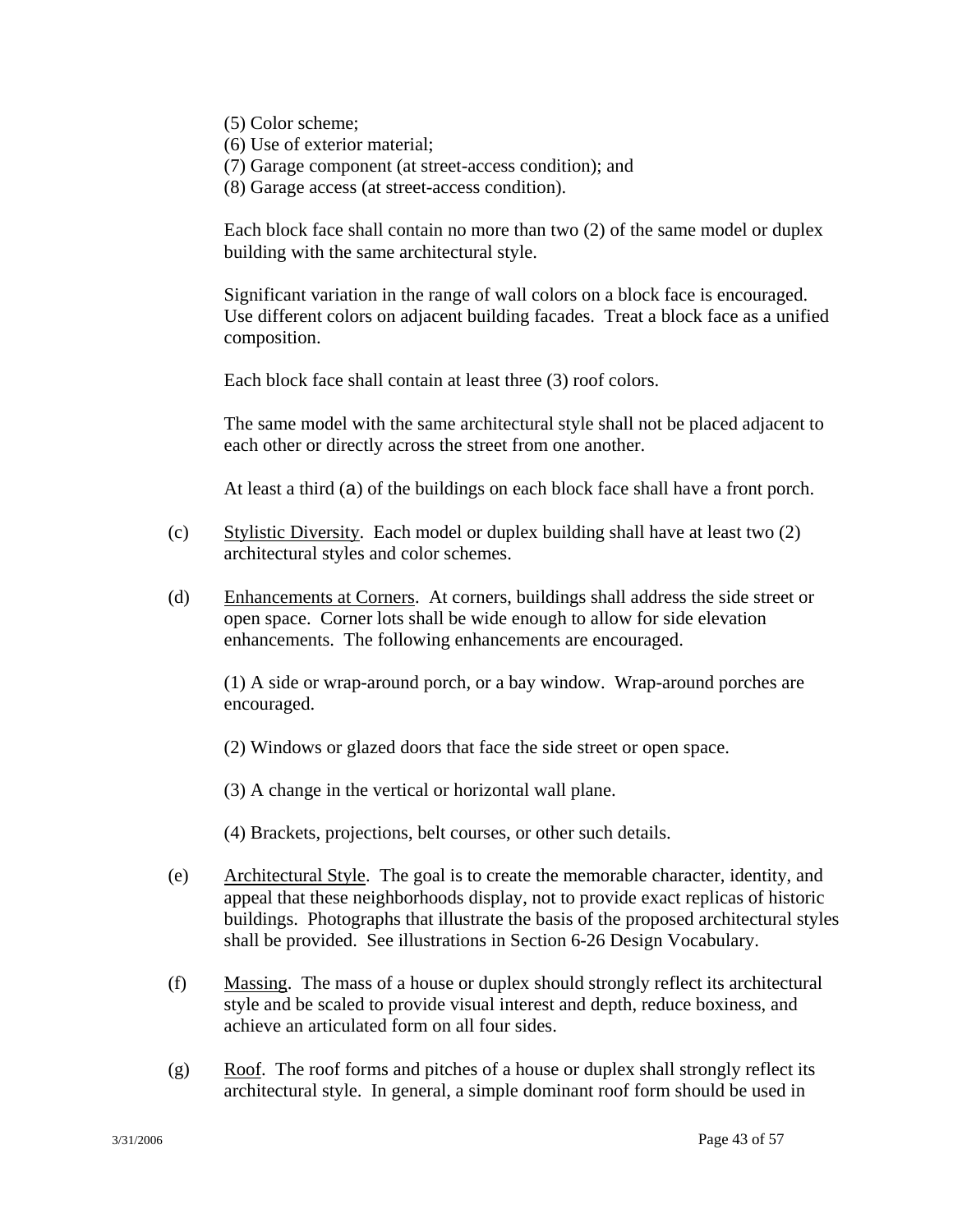(5) Color scheme;
(6) Use of exterior material;
(7) Garage component (at street-access condition); and
(8) Garage access (at street-access condition).

Each block face shall contain no more than two (2) of the same model or duplex building with the same architectural style.

Significant variation in the range of wall colors on a block face is encouraged. Use different colors on adjacent building facades. Treat a block face as a unified composition.

Each block face shall contain at least three (3) roof colors.

The same model with the same architectural style shall not be placed adjacent to each other or directly across the street from one another.

At least a third (a) of the buildings on each block face shall have a front porch.

(c) Stylistic Diversity. Each model or duplex building shall have at least two (2) architectural styles and color schemes.

(d) Enhancements at Corners. At corners, buildings shall address the side street or open space. Corner lots shall be wide enough to allow for side elevation enhancements. The following enhancements are encouraged.

(1) A side or wrap-around porch, or a bay window. Wrap-around porches are encouraged.

(2) Windows or glazed doors that face the side street or open space.

(3) A change in the vertical or horizontal wall plane.

(4) Brackets, projections, belt courses, or other such details.

(e) Architectural Style. The goal is to create the memorable character, identity, and appeal that these neighborhoods display, not to provide exact replicas of historic buildings. Photographs that illustrate the basis of the proposed architectural styles shall be provided. See illustrations in Section 6-26 Design Vocabulary.

(f) Massing. The mass of a house or duplex should strongly reflect its architectural style and be scaled to provide visual interest and depth, reduce boxiness, and achieve an articulated form on all four sides.

(g) Roof. The roof forms and pitches of a house or duplex shall strongly reflect its architectural style. In general, a simple dominant roof form should be used in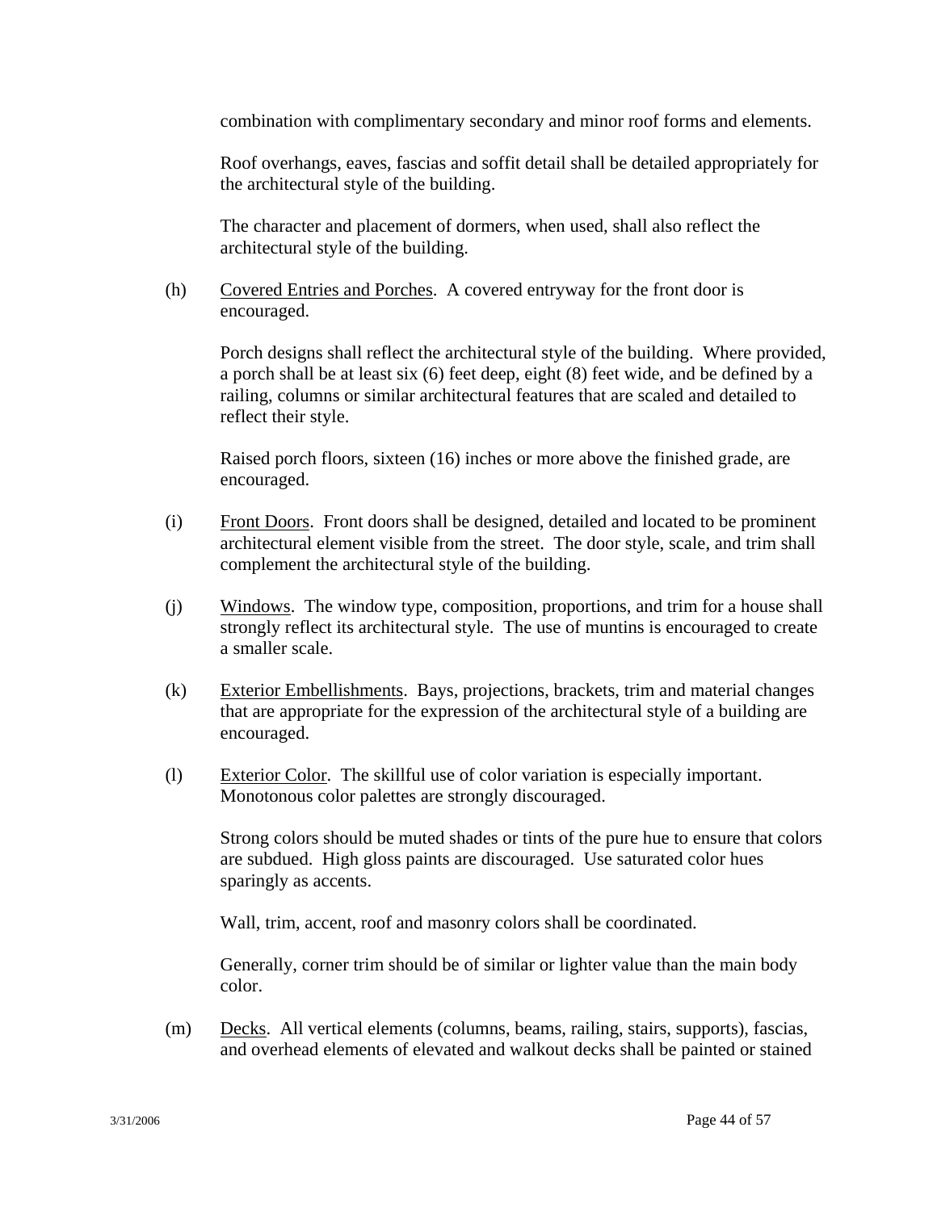combination with complimentary secondary and minor roof forms and elements.

Roof overhangs, eaves, fascias and soffit detail shall be detailed appropriately for the architectural style of the building.

The character and placement of dormers, when used, shall also reflect the architectural style of the building.

(h) Covered Entries and Porches. A covered entryway for the front door is encouraged.

Porch designs shall reflect the architectural style of the building. Where provided, a porch shall be at least six (6) feet deep, eight (8) feet wide, and be defined by a railing, columns or similar architectural features that are scaled and detailed to reflect their style.

Raised porch floors, sixteen (16) inches or more above the finished grade, are encouraged.

(i) Front Doors. Front doors shall be designed, detailed and located to be prominent architectural element visible from the street. The door style, scale, and trim shall complement the architectural style of the building.

(j) Windows. The window type, composition, proportions, and trim for a house shall strongly reflect its architectural style. The use of muntins is encouraged to create a smaller scale.

(k) Exterior Embellishments. Bays, projections, brackets, trim and material changes that are appropriate for the expression of the architectural style of a building are encouraged.

(l) Exterior Color. The skillful use of color variation is especially important. Monotonous color palettes are strongly discouraged.

Strong colors should be muted shades or tints of the pure hue to ensure that colors are subdued. High gloss paints are discouraged. Use saturated color hues sparingly as accents.

Wall, trim, accent, roof and masonry colors shall be coordinated.

Generally, corner trim should be of similar or lighter value than the main body color.

(m) Decks. All vertical elements (columns, beams, railing, stairs, supports), fascias, and overhead elements of elevated and walkout decks shall be painted or stained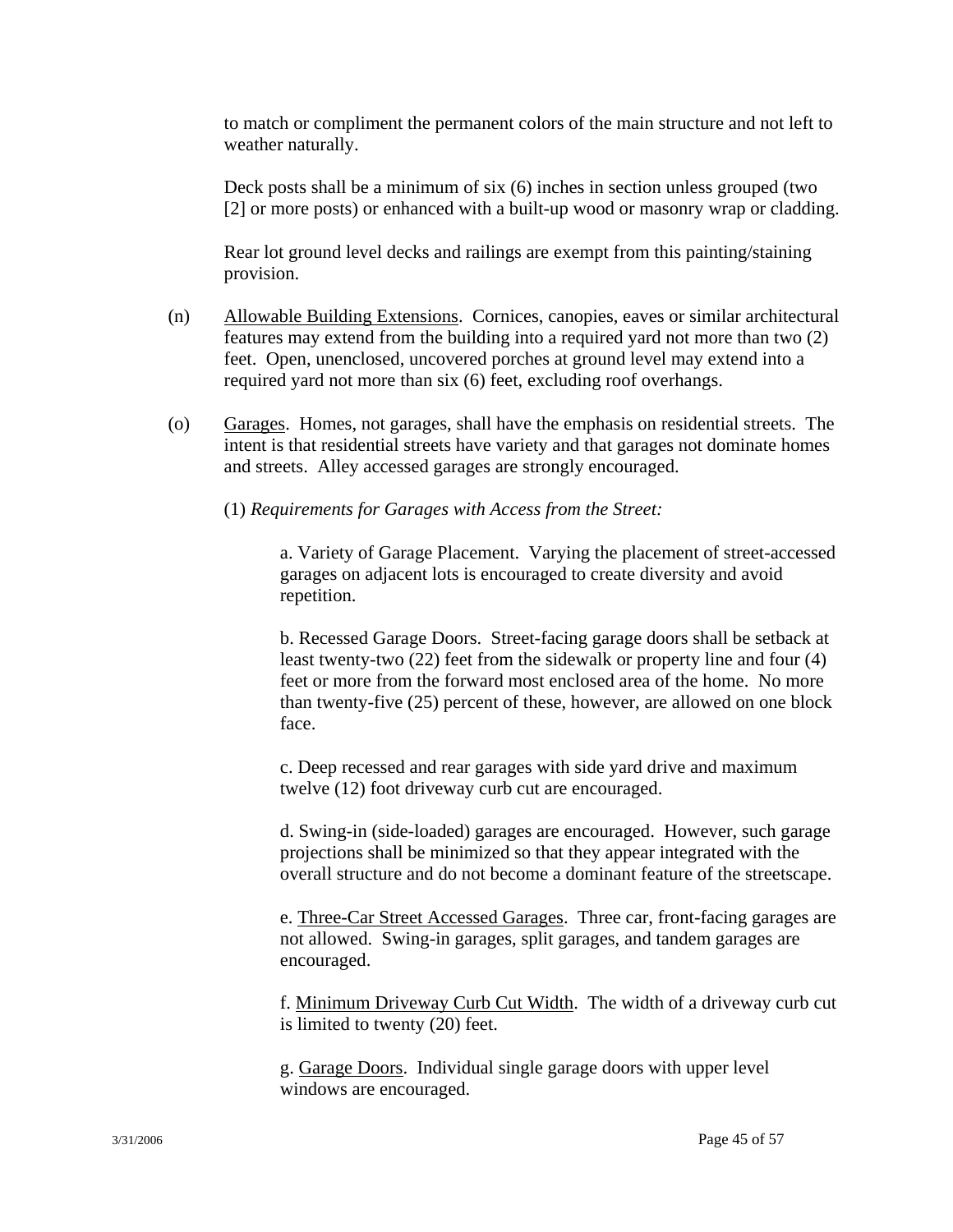to match or compliment the permanent colors of the main structure and not left to weather naturally.

Deck posts shall be a minimum of six (6) inches in section unless grouped (two [2] or more posts) or enhanced with a built-up wood or masonry wrap or cladding.

Rear lot ground level decks and railings are exempt from this painting/staining provision.

(n) Allowable Building Extensions. Cornices, canopies, eaves or similar architectural features may extend from the building into a required yard not more than two (2) feet. Open, unenclosed, uncovered porches at ground level may extend into a required yard not more than six (6) feet, excluding roof overhangs.

(o) Garages. Homes, not garages, shall have the emphasis on residential streets. The intent is that residential streets have variety and that garages not dominate homes and streets. Alley accessed garages are strongly encouraged.

(1) *Requirements for Garages with Access from the Street:*

a. Variety of Garage Placement. Varying the placement of street-accessed garages on adjacent lots is encouraged to create diversity and avoid repetition.

b. Recessed Garage Doors. Street-facing garage doors shall be setback at least twenty-two (22) feet from the sidewalk or property line and four (4) feet or more from the forward most enclosed area of the home. No more than twenty-five (25) percent of these, however, are allowed on one block face.

c. Deep recessed and rear garages with side yard drive and maximum twelve (12) foot driveway curb cut are encouraged.

d. Swing-in (side-loaded) garages are encouraged. However, such garage projections shall be minimized so that they appear integrated with the overall structure and do not become a dominant feature of the streetscape.

e. Three-Car Street Accessed Garages. Three car, front-facing garages are not allowed. Swing-in garages, split garages, and tandem garages are encouraged.

f. Minimum Driveway Curb Cut Width. The width of a driveway curb cut is limited to twenty (20) feet.

g. Garage Doors. Individual single garage doors with upper level windows are encouraged.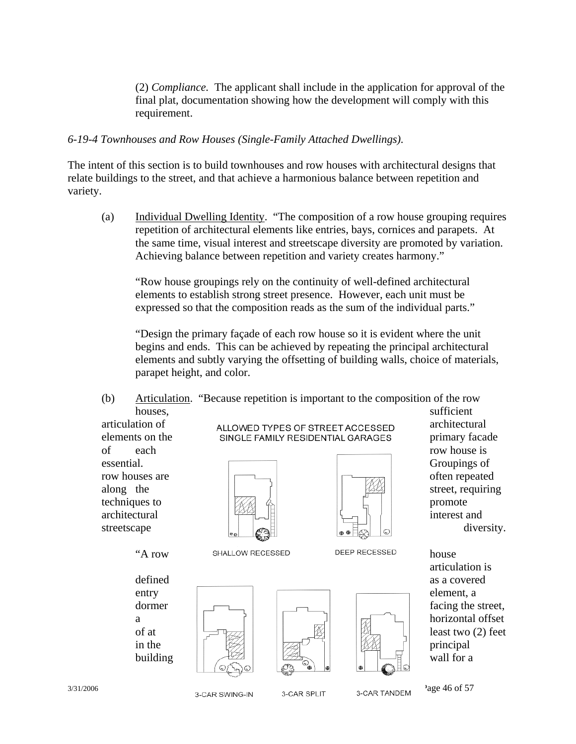(2) *Compliance.* The applicant shall include in the application for approval of the final plat, documentation showing how the development will comply with this requirement.

*6-19-4 Townhouses and Row Houses (Single-Family Attached Dwellings).*

The intent of this section is to build townhouses and row houses with architectural designs that relate buildings to the street, and that achieve a harmonious balance between repetition and variety.

(a) Individual Dwelling Identity. "The composition of a row house grouping requires repetition of architectural elements like entries, bays, cornices and parapets. At the same time, visual interest and streetscape diversity are promoted by variation. Achieving balance between repetition and variety creates harmony."

"Row house groupings rely on the continuity of well-defined architectural elements to establish strong street presence. However, each unit must be expressed so that the composition reads as the sum of the individual parts."

"Design the primary façade of each row house so it is evident where the unit begins and ends. This can be achieved by repeating the principal architectural elements and subtly varying the offsetting of building walls, choice of materials, parapet height, and color.

(b) Articulation. "Because repetition is important to the composition of the row houses, sufficient articulation of architectural elements on the primary facade of each row house is essential. Groupings of row houses are often repeated along the street, requiring techniques to promote architectural interest and streetscape diversity.

"A row house articulation is defined as a covered entry element, a dormer facing the street, a horizontal offset of at least two (2) feet in the principal building wall for a

ALLOWED TYPES OF STREET ACCESSED SINGLE FAMILY RESIDENTIAL GARAGES

SHALLOW RECESSED DEEP RECESSED

3-CAR SWING-IN 3-CAR SPLIT 3-CAR TANDEM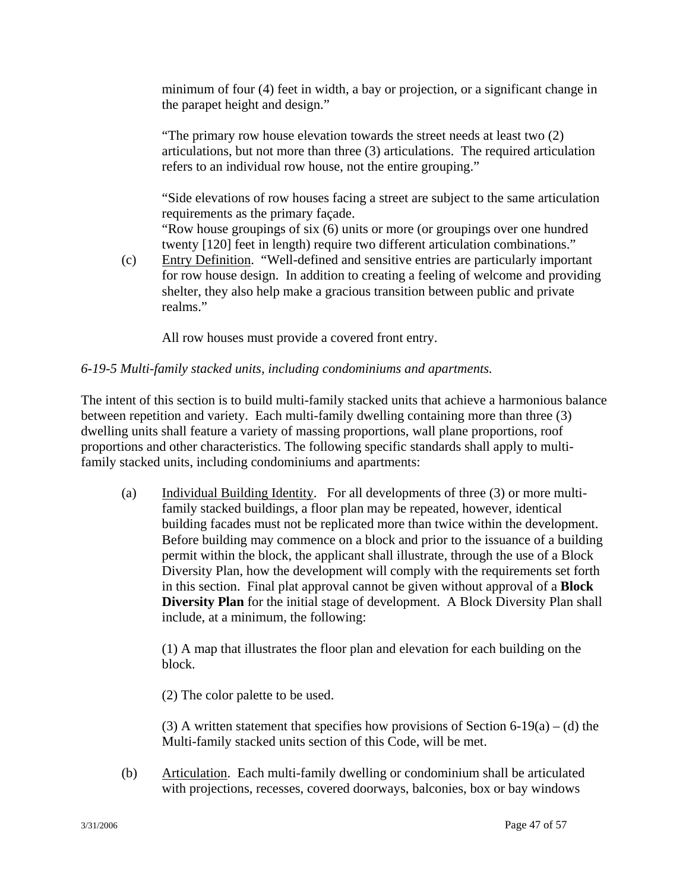minimum of four (4) feet in width, a bay or projection, or a significant change in the parapet height and design."

"The primary row house elevation towards the street needs at least two (2) articulations, but not more than three (3) articulations. The required articulation refers to an individual row house, not the entire grouping."

"Side elevations of row houses facing a street are subject to the same articulation requirements as the primary façade.

"Row house groupings of six (6) units or more (or groupings over one hundred twenty [120] feet in length) require two different articulation combinations."

(c) Entry Definition. "Well-defined and sensitive entries are particularly important for row house design. In addition to creating a feeling of welcome and providing shelter, they also help make a gracious transition between public and private realms."

All row houses must provide a covered front entry.

*6-19-5 Multi-family stacked units, including condominiums and apartments.*

The intent of this section is to build multi-family stacked units that achieve a harmonious balance between repetition and variety. Each multi-family dwelling containing more than three (3) dwelling units shall feature a variety of massing proportions, wall plane proportions, roof proportions and other characteristics. The following specific standards shall apply to multi-family stacked units, including condominiums and apartments:

(a) Individual Building Identity. For all developments of three (3) or more multi-family stacked buildings, a floor plan may be repeated, however, identical building facades must not be replicated more than twice within the development. Before building may commence on a block and prior to the issuance of a building permit within the block, the applicant shall illustrate, through the use of a Block Diversity Plan, how the development will comply with the requirements set forth in this section. Final plat approval cannot be given without approval of a **Block Diversity Plan** for the initial stage of development. A Block Diversity Plan shall include, at a minimum, the following:

(1) A map that illustrates the floor plan and elevation for each building on the block.

(2) The color palette to be used.

(3) A written statement that specifies how provisions of Section 6-19(a) – (d) the Multi-family stacked units section of this Code, will be met.

(b) Articulation. Each multi-family dwelling or condominium shall be articulated with projections, recesses, covered doorways, balconies, box or bay windows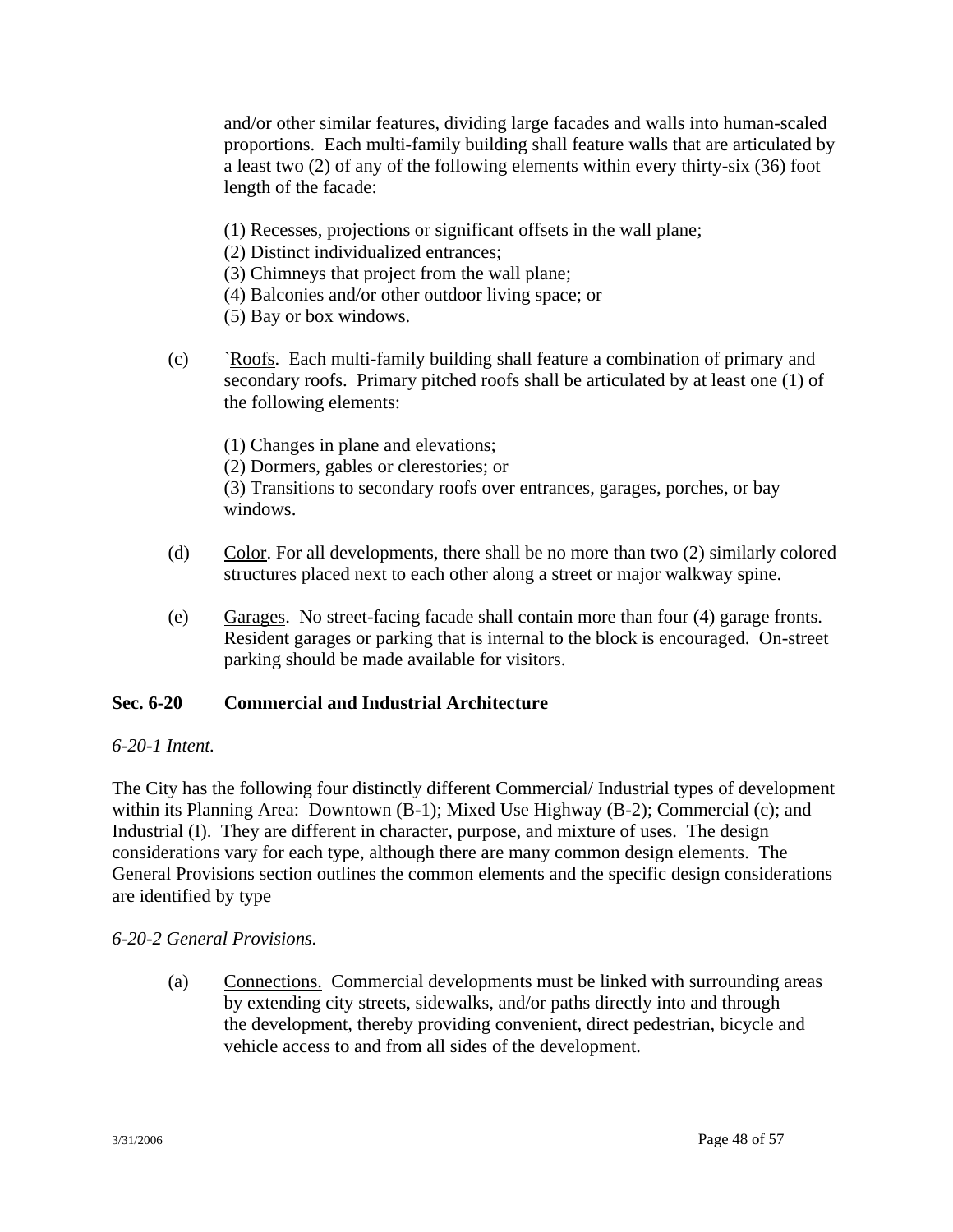and/or other similar features, dividing large facades and walls into human-scaled proportions. Each multi-family building shall feature walls that are articulated by a least two (2) of any of the following elements within every thirty-six (36) foot length of the facade:

(1) Recesses, projections or significant offsets in the wall plane;
(2) Distinct individualized entrances;
(3) Chimneys that project from the wall plane;
(4) Balconies and/or other outdoor living space; or
(5) Bay or box windows.

(c) `Roofs. Each multi-family building shall feature a combination of primary and secondary roofs. Primary pitched roofs shall be articulated by at least one (1) of the following elements:

(1) Changes in plane and elevations;
(2) Dormers, gables or clerestories; or
(3) Transitions to secondary roofs over entrances, garages, porches, or bay windows.

(d) Color. For all developments, there shall be no more than two (2) similarly colored structures placed next to each other along a street or major walkway spine.

(e) Garages. No street-facing facade shall contain more than four (4) garage fronts. Resident garages or parking that is internal to the block is encouraged. On-street parking should be made available for visitors.

**Sec. 6-20 Commercial and Industrial Architecture**

*6-20-1 Intent.*

The City has the following four distinctly different Commercial/ Industrial types of development within its Planning Area: Downtown (B-1); Mixed Use Highway (B-2); Commercial (c); and Industrial (I). They are different in character, purpose, and mixture of uses. The design considerations vary for each type, although there are many common design elements. The General Provisions section outlines the common elements and the specific design considerations are identified by type

*6-20-2 General Provisions.*

(a) Connections. Commercial developments must be linked with surrounding areas by extending city streets, sidewalks, and/or paths directly into and through the development, thereby providing convenient, direct pedestrian, bicycle and vehicle access to and from all sides of the development.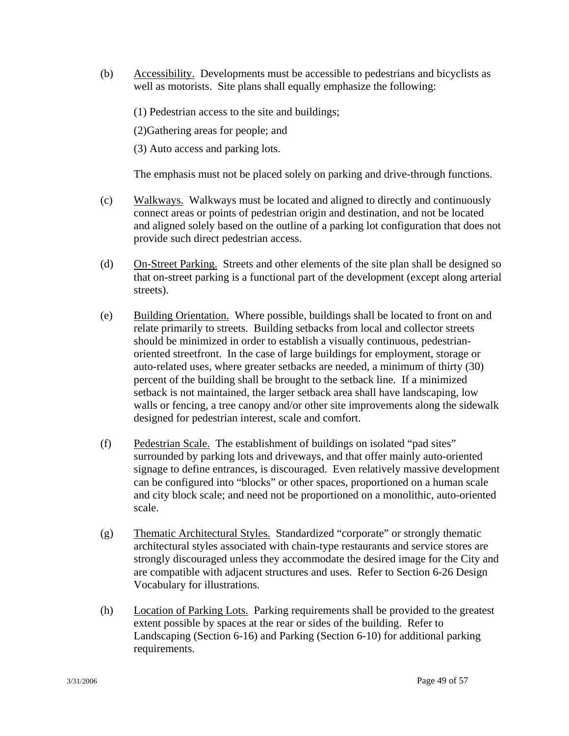(b) Accessibility. Developments must be accessible to pedestrians and bicyclists as well as motorists. Site plans shall equally emphasize the following:

(1) Pedestrian access to the site and buildings;

(2)Gathering areas for people; and

(3) Auto access and parking lots.

The emphasis must not be placed solely on parking and drive-through functions.

(c) Walkways. Walkways must be located and aligned to directly and continuously connect areas or points of pedestrian origin and destination, and not be located and aligned solely based on the outline of a parking lot configuration that does not provide such direct pedestrian access.

(d) On-Street Parking. Streets and other elements of the site plan shall be designed so that on-street parking is a functional part of the development (except along arterial streets).

(e) Building Orientation. Where possible, buildings shall be located to front on and relate primarily to streets. Building setbacks from local and collector streets should be minimized in order to establish a visually continuous, pedestrian-oriented streetfront. In the case of large buildings for employment, storage or auto-related uses, where greater setbacks are needed, a minimum of thirty (30) percent of the building shall be brought to the setback line. If a minimized setback is not maintained, the larger setback area shall have landscaping, low walls or fencing, a tree canopy and/or other site improvements along the sidewalk designed for pedestrian interest, scale and comfort.

(f) Pedestrian Scale. The establishment of buildings on isolated "pad sites" surrounded by parking lots and driveways, and that offer mainly auto-oriented signage to define entrances, is discouraged. Even relatively massive development can be configured into "blocks" or other spaces, proportioned on a human scale and city block scale; and need not be proportioned on a monolithic, auto-oriented scale.

(g) Thematic Architectural Styles. Standardized "corporate" or strongly thematic architectural styles associated with chain-type restaurants and service stores are strongly discouraged unless they accommodate the desired image for the City and are compatible with adjacent structures and uses. Refer to Section 6-26 Design Vocabulary for illustrations.

(h) Location of Parking Lots. Parking requirements shall be provided to the greatest extent possible by spaces at the rear or sides of the building. Refer to Landscaping (Section 6-16) and Parking (Section 6-10) for additional parking requirements.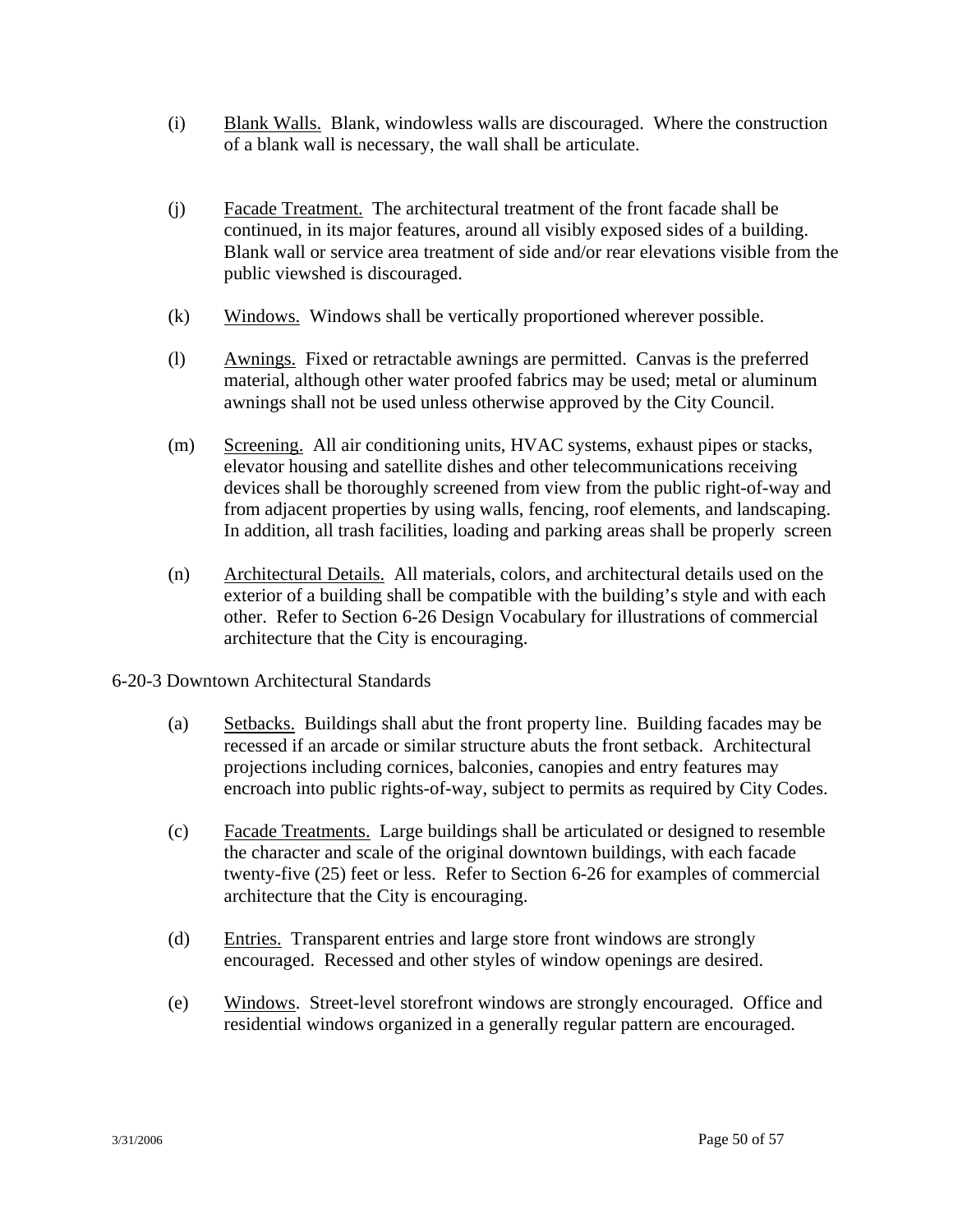(i) Blank Walls. Blank, windowless walls are discouraged. Where the construction of a blank wall is necessary, the wall shall be articulate.

(j) Facade Treatment. The architectural treatment of the front facade shall be continued, in its major features, around all visibly exposed sides of a building. Blank wall or service area treatment of side and/or rear elevations visible from the public viewshed is discouraged.

(k) Windows. Windows shall be vertically proportioned wherever possible.

(l) Awnings. Fixed or retractable awnings are permitted. Canvas is the preferred material, although other water proofed fabrics may be used; metal or aluminum awnings shall not be used unless otherwise approved by the City Council.

(m) Screening. All air conditioning units, HVAC systems, exhaust pipes or stacks, elevator housing and satellite dishes and other telecommunications receiving devices shall be thoroughly screened from view from the public right-of-way and from adjacent properties by using walls, fencing, roof elements, and landscaping. In addition, all trash facilities, loading and parking areas shall be properly screen

(n) Architectural Details. All materials, colors, and architectural details used on the exterior of a building shall be compatible with the building's style and with each other. Refer to Section 6-26 Design Vocabulary for illustrations of commercial architecture that the City is encouraging.

6-20-3 Downtown Architectural Standards

(a) Setbacks. Buildings shall abut the front property line. Building facades may be recessed if an arcade or similar structure abuts the front setback. Architectural projections including cornices, balconies, canopies and entry features may encroach into public rights-of-way, subject to permits as required by City Codes.

(c) Facade Treatments. Large buildings shall be articulated or designed to resemble the character and scale of the original downtown buildings, with each facade twenty-five (25) feet or less. Refer to Section 6-26 for examples of commercial architecture that the City is encouraging.

(d) Entries. Transparent entries and large store front windows are strongly encouraged. Recessed and other styles of window openings are desired.

(e) Windows. Street-level storefront windows are strongly encouraged. Office and residential windows organized in a generally regular pattern are encouraged.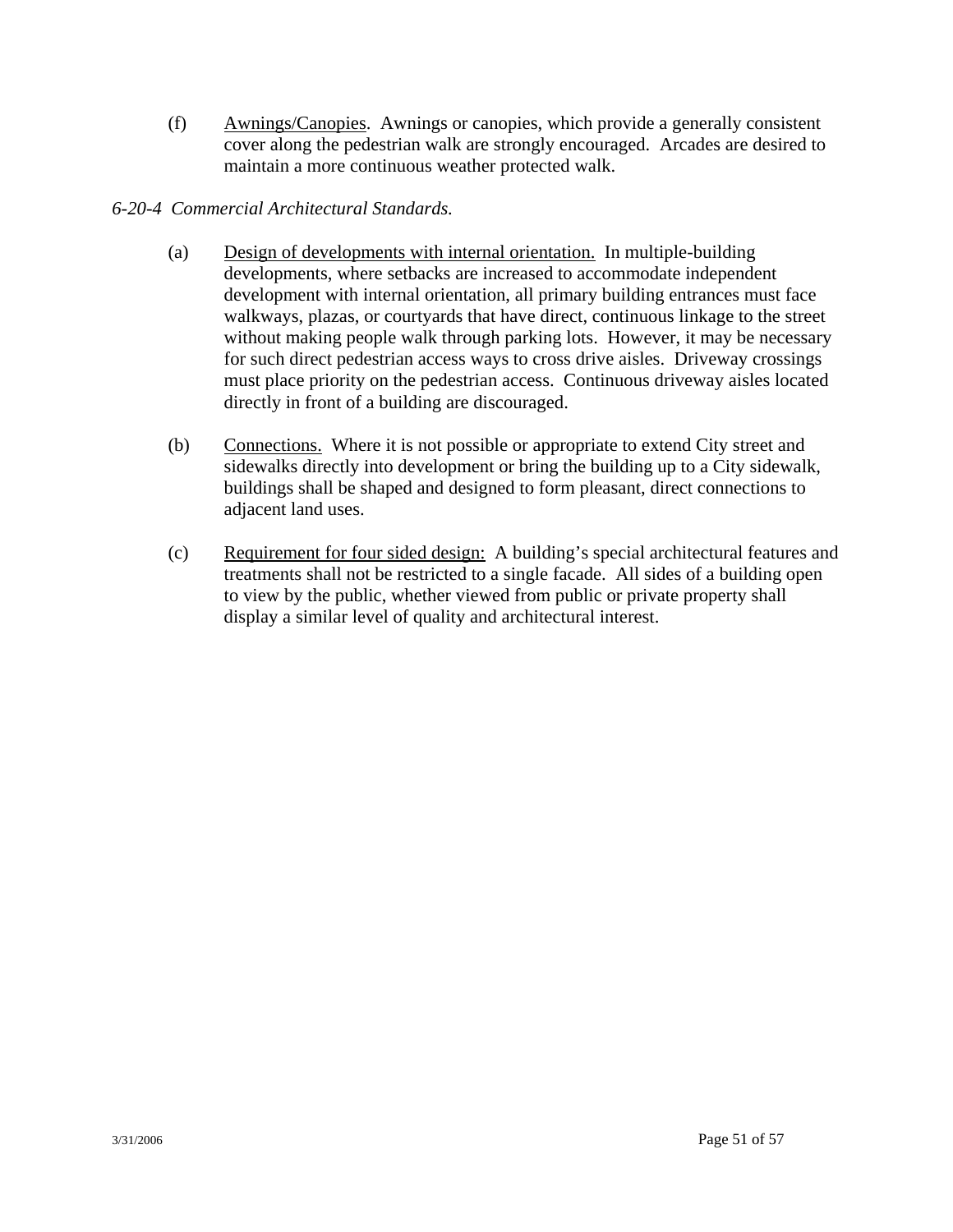(f) <u>Awnings/Canopies</u>. Awnings or canopies, which provide a generally consistent cover along the pedestrian walk are strongly encouraged. Arcades are desired to maintain a more continuous weather protected walk.

*6-20-4 Commercial Architectural Standards.*

(a) <u>Design of developments with internal orientation.</u> In multiple-building developments, where setbacks are increased to accommodate independent development with internal orientation, all primary building entrances must face walkways, plazas, or courtyards that have direct, continuous linkage to the street without making people walk through parking lots. However, it may be necessary for such direct pedestrian access ways to cross drive aisles. Driveway crossings must place priority on the pedestrian access. Continuous driveway aisles located directly in front of a building are discouraged.

(b) <u>Connections.</u> Where it is not possible or appropriate to extend City street and sidewalks directly into development or bring the building up to a City sidewalk, buildings shall be shaped and designed to form pleasant, direct connections to adjacent land uses.

(c) <u>Requirement for four sided design:</u> A building's special architectural features and treatments shall not be restricted to a single facade. All sides of a building open to view by the public, whether viewed from public or private property shall display a similar level of quality and architectural interest.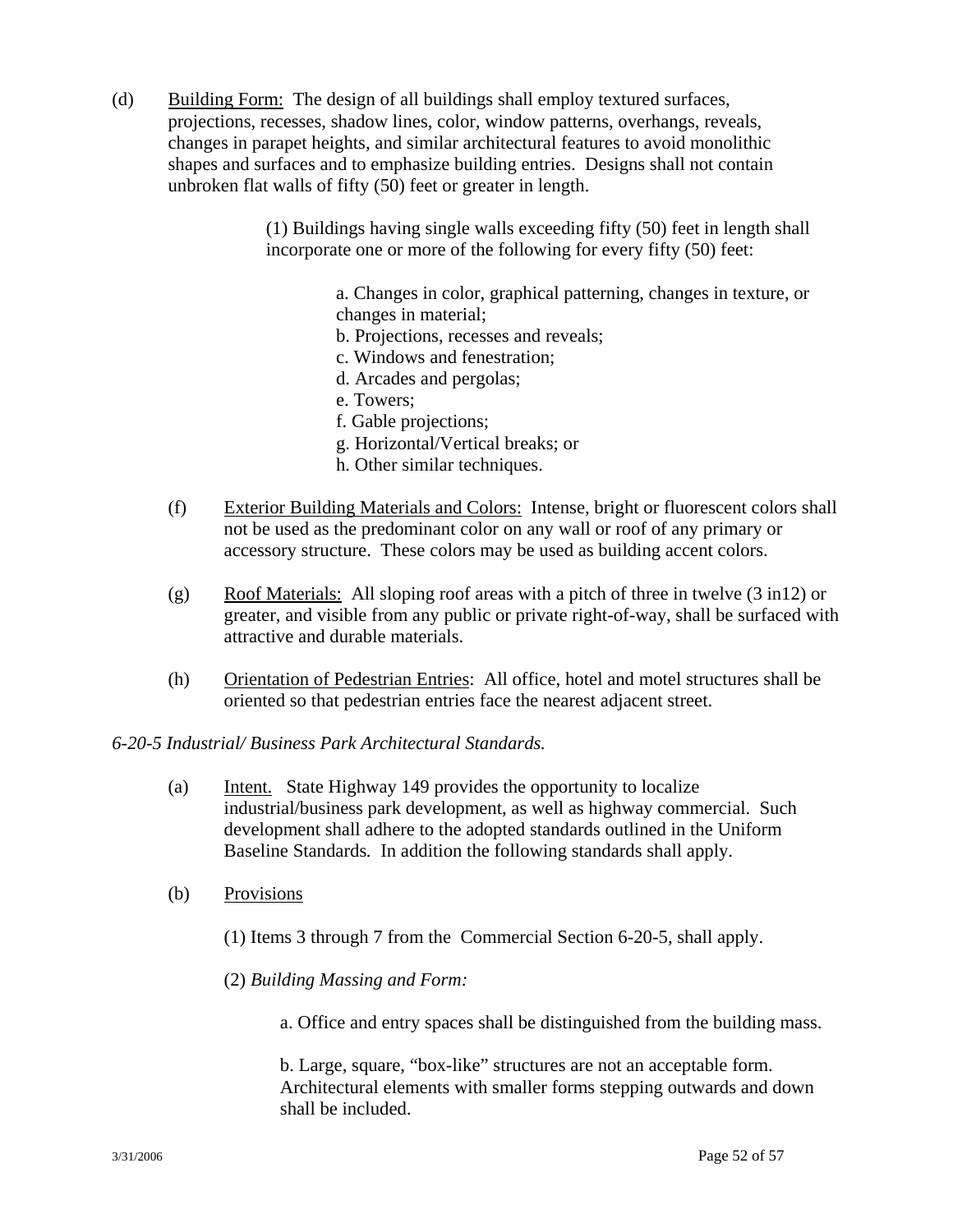(d) Building Form: The design of all buildings shall employ textured surfaces, projections, recesses, shadow lines, color, window patterns, overhangs, reveals, changes in parapet heights, and similar architectural features to avoid monolithic shapes and surfaces and to emphasize building entries. Designs shall not contain unbroken flat walls of fifty (50) feet or greater in length.

(1) Buildings having single walls exceeding fifty (50) feet in length shall incorporate one or more of the following for every fifty (50) feet:

a. Changes in color, graphical patterning, changes in texture, or changes in material;
b. Projections, recesses and reveals;
c. Windows and fenestration;
d. Arcades and pergolas;
e. Towers;
f. Gable projections;
g. Horizontal/Vertical breaks; or
h. Other similar techniques.

(f) Exterior Building Materials and Colors: Intense, bright or fluorescent colors shall not be used as the predominant color on any wall or roof of any primary or accessory structure. These colors may be used as building accent colors.

(g) Roof Materials: All sloping roof areas with a pitch of three in twelve (3 in12) or greater, and visible from any public or private right-of-way, shall be surfaced with attractive and durable materials.

(h) Orientation of Pedestrian Entries: All office, hotel and motel structures shall be oriented so that pedestrian entries face the nearest adjacent street.

*6-20-5 Industrial/ Business Park Architectural Standards.*

(a) Intent. State Highway 149 provides the opportunity to localize industrial/business park development, as well as highway commercial. Such development shall adhere to the adopted standards outlined in the Uniform Baseline Standards*.* In addition the following standards shall apply.

(b) Provisions

(1) Items 3 through 7 from the Commercial Section 6-20-5, shall apply.

(2) *Building Massing and Form:*

a. Office and entry spaces shall be distinguished from the building mass.

b. Large, square, "box-like" structures are not an acceptable form. Architectural elements with smaller forms stepping outwards and down shall be included.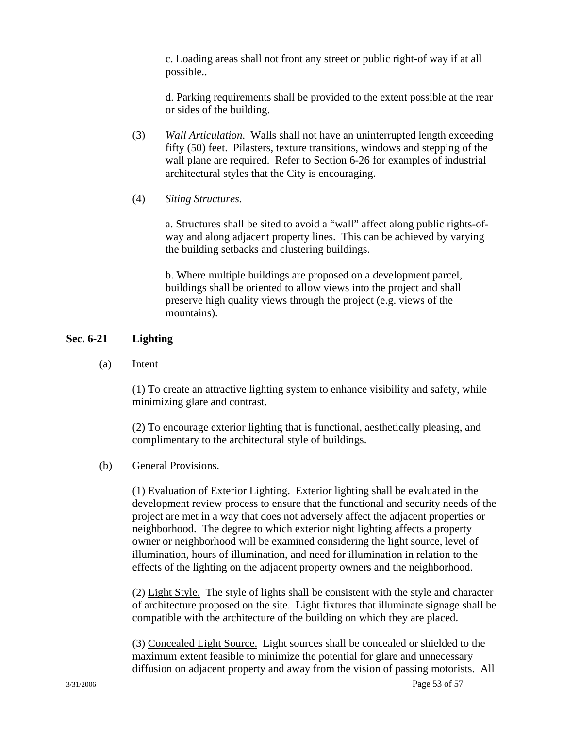c. Loading areas shall not front any street or public right-of way if at all possible..

d. Parking requirements shall be provided to the extent possible at the rear or sides of the building.

(3) *Wall Articulation*. Walls shall not have an uninterrupted length exceeding fifty (50) feet. Pilasters, texture transitions, windows and stepping of the wall plane are required. Refer to Section 6-26 for examples of industrial architectural styles that the City is encouraging.

(4) *Siting Structures.*

a. Structures shall be sited to avoid a "wall" affect along public rights-of-way and along adjacent property lines. This can be achieved by varying the building setbacks and clustering buildings.

b. Where multiple buildings are proposed on a development parcel, buildings shall be oriented to allow views into the project and shall preserve high quality views through the project (e.g. views of the mountains).

## Sec. 6-21 Lighting

(a) Intent

(1) To create an attractive lighting system to enhance visibility and safety, while minimizing glare and contrast.

(2) To encourage exterior lighting that is functional, aesthetically pleasing, and complimentary to the architectural style of buildings.

(b) General Provisions.

(1) Evaluation of Exterior Lighting. Exterior lighting shall be evaluated in the development review process to ensure that the functional and security needs of the project are met in a way that does not adversely affect the adjacent properties or neighborhood. The degree to which exterior night lighting affects a property owner or neighborhood will be examined considering the light source, level of illumination, hours of illumination, and need for illumination in relation to the effects of the lighting on the adjacent property owners and the neighborhood.

(2) Light Style. The style of lights shall be consistent with the style and character of architecture proposed on the site. Light fixtures that illuminate signage shall be compatible with the architecture of the building on which they are placed.

(3) Concealed Light Source. Light sources shall be concealed or shielded to the maximum extent feasible to minimize the potential for glare and unnecessary diffusion on adjacent property and away from the vision of passing motorists. All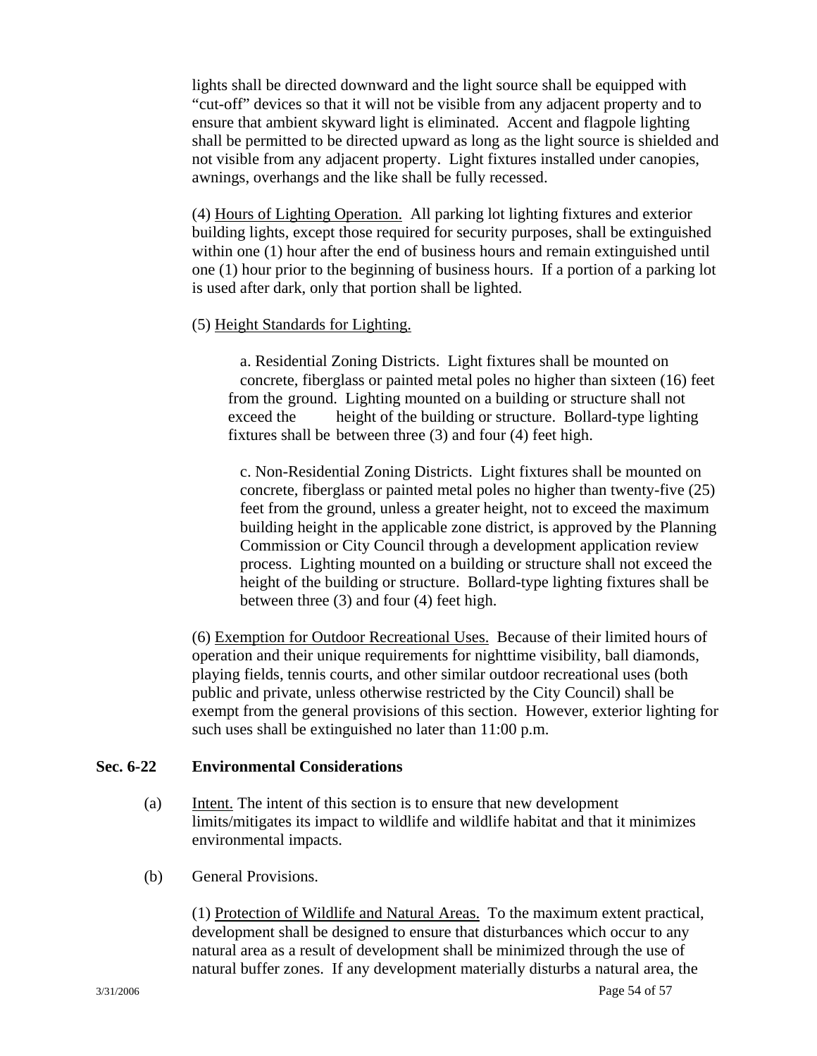lights shall be directed downward and the light source shall be equipped with "cut-off" devices so that it will not be visible from any adjacent property and to ensure that ambient skyward light is eliminated. Accent and flagpole lighting shall be permitted to be directed upward as long as the light source is shielded and not visible from any adjacent property. Light fixtures installed under canopies, awnings, overhangs and the like shall be fully recessed.

(4) Hours of Lighting Operation. All parking lot lighting fixtures and exterior building lights, except those required for security purposes, shall be extinguished within one (1) hour after the end of business hours and remain extinguished until one (1) hour prior to the beginning of business hours. If a portion of a parking lot is used after dark, only that portion shall be lighted.

(5) Height Standards for Lighting.

a. Residential Zoning Districts. Light fixtures shall be mounted on concrete, fiberglass or painted metal poles no higher than sixteen (16) feet from the ground. Lighting mounted on a building or structure shall not exceed the height of the building or structure. Bollard-type lighting fixtures shall be between three (3) and four (4) feet high.

c. Non-Residential Zoning Districts. Light fixtures shall be mounted on concrete, fiberglass or painted metal poles no higher than twenty-five (25) feet from the ground, unless a greater height, not to exceed the maximum building height in the applicable zone district, is approved by the Planning Commission or City Council through a development application review process. Lighting mounted on a building or structure shall not exceed the height of the building or structure. Bollard-type lighting fixtures shall be between three (3) and four (4) feet high.

(6) Exemption for Outdoor Recreational Uses. Because of their limited hours of operation and their unique requirements for nighttime visibility, ball diamonds, playing fields, tennis courts, and other similar outdoor recreational uses (both public and private, unless otherwise restricted by the City Council) shall be exempt from the general provisions of this section. However, exterior lighting for such uses shall be extinguished no later than 11:00 p.m.

**Sec. 6-22 Environmental Considerations**

(a) Intent. The intent of this section is to ensure that new development limits/mitigates its impact to wildlife and wildlife habitat and that it minimizes environmental impacts.

(b) General Provisions.

(1) Protection of Wildlife and Natural Areas. To the maximum extent practical, development shall be designed to ensure that disturbances which occur to any natural area as a result of development shall be minimized through the use of natural buffer zones. If any development materially disturbs a natural area, the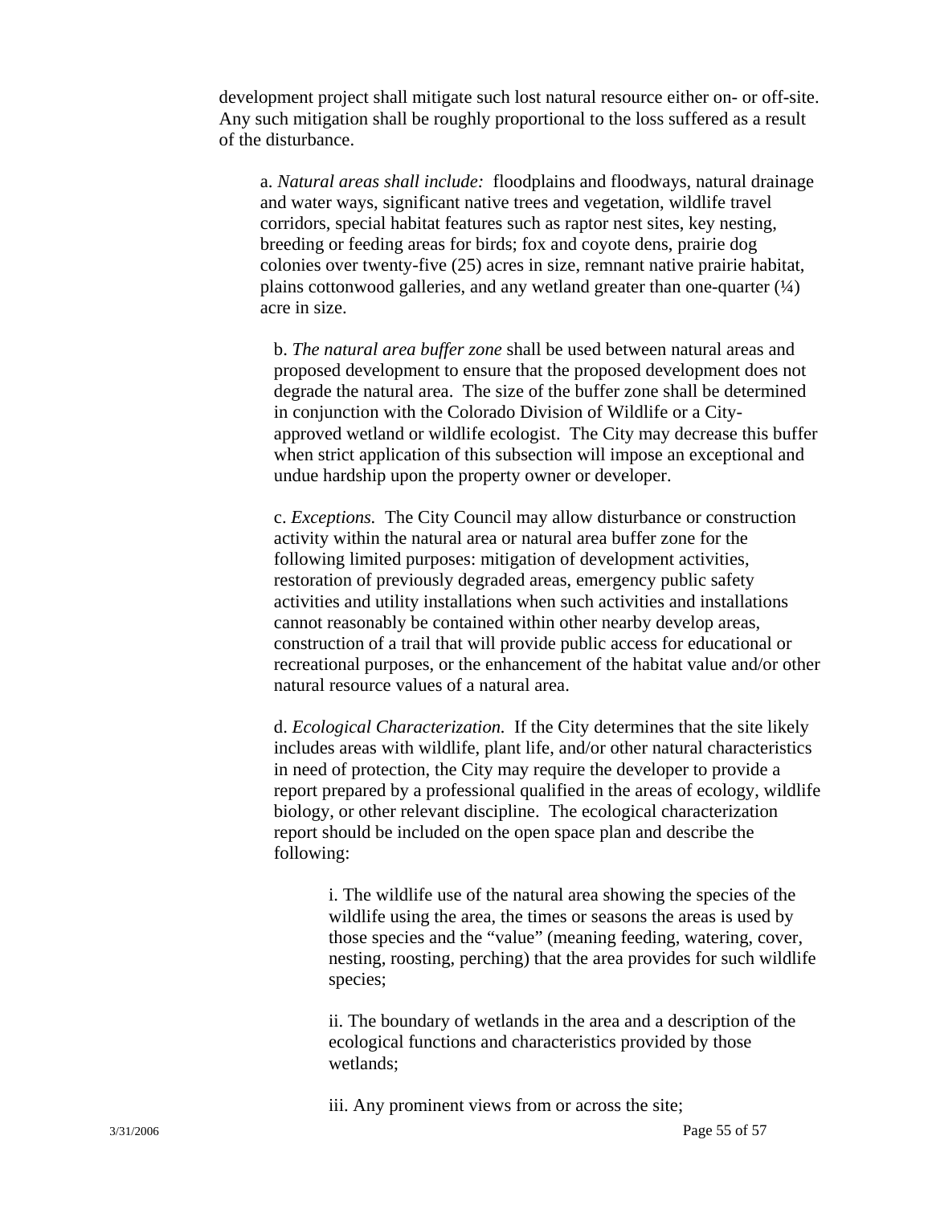development project shall mitigate such lost natural resource either on- or off-site. Any such mitigation shall be roughly proportional to the loss suffered as a result of the disturbance.

a. *Natural areas shall include:* floodplains and floodways, natural drainage and water ways, significant native trees and vegetation, wildlife travel corridors, special habitat features such as raptor nest sites, key nesting, breeding or feeding areas for birds; fox and coyote dens, prairie dog colonies over twenty-five (25) acres in size, remnant native prairie habitat, plains cottonwood galleries, and any wetland greater than one-quarter (¼) acre in size.

b. *The natural area buffer zone* shall be used between natural areas and proposed development to ensure that the proposed development does not degrade the natural area. The size of the buffer zone shall be determined in conjunction with the Colorado Division of Wildlife or a City-approved wetland or wildlife ecologist. The City may decrease this buffer when strict application of this subsection will impose an exceptional and undue hardship upon the property owner or developer.

c. *Exceptions.* The City Council may allow disturbance or construction activity within the natural area or natural area buffer zone for the following limited purposes: mitigation of development activities, restoration of previously degraded areas, emergency public safety activities and utility installations when such activities and installations cannot reasonably be contained within other nearby develop areas, construction of a trail that will provide public access for educational or recreational purposes, or the enhancement of the habitat value and/or other natural resource values of a natural area.

d. *Ecological Characterization.* If the City determines that the site likely includes areas with wildlife, plant life, and/or other natural characteristics in need of protection, the City may require the developer to provide a report prepared by a professional qualified in the areas of ecology, wildlife biology, or other relevant discipline. The ecological characterization report should be included on the open space plan and describe the following:

i. The wildlife use of the natural area showing the species of the wildlife using the area, the times or seasons the areas is used by those species and the "value" (meaning feeding, watering, cover, nesting, roosting, perching) that the area provides for such wildlife species;

ii. The boundary of wetlands in the area and a description of the ecological functions and characteristics provided by those wetlands;

iii. Any prominent views from or across the site;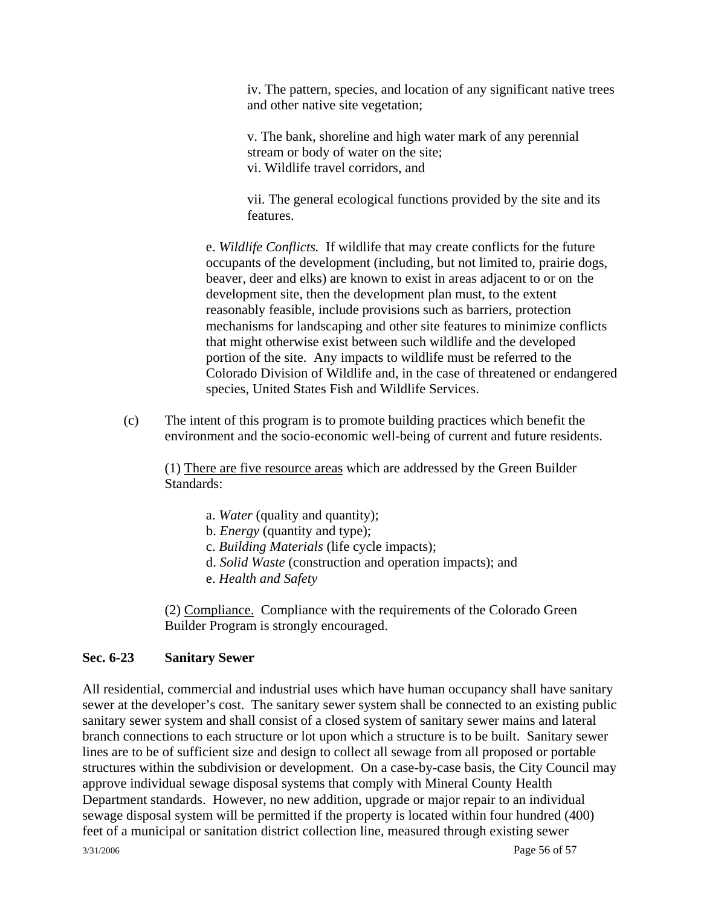iv. The pattern, species, and location of any significant native trees and other native site vegetation;

v. The bank, shoreline and high water mark of any perennial stream or body of water on the site;
vi. Wildlife travel corridors, and

vii. The general ecological functions provided by the site and its features.

e. *Wildlife Conflicts.* If wildlife that may create conflicts for the future occupants of the development (including, but not limited to, prairie dogs, beaver, deer and elks) are known to exist in areas adjacent to or on the development site, then the development plan must, to the extent reasonably feasible, include provisions such as barriers, protection mechanisms for landscaping and other site features to minimize conflicts that might otherwise exist between such wildlife and the developed portion of the site. Any impacts to wildlife must be referred to the Colorado Division of Wildlife and, in the case of threatened or endangered species, United States Fish and Wildlife Services.

(c) The intent of this program is to promote building practices which benefit the environment and the socio-economic well-being of current and future residents.

(1) <u>There are five resource areas</u> which are addressed by the Green Builder Standards:

a. *Water* (quality and quantity);
b. *Energy* (quantity and type);
c. *Building Materials* (life cycle impacts);
d. *Solid Waste* (construction and operation impacts); and
e. *Health and Safety*

(2) <u>Compliance.</u> Compliance with the requirements of the Colorado Green Builder Program is strongly encouraged.

### Sec. 6-23 Sanitary Sewer

All residential, commercial and industrial uses which have human occupancy shall have sanitary sewer at the developer's cost. The sanitary sewer system shall be connected to an existing public sanitary sewer system and shall consist of a closed system of sanitary sewer mains and lateral branch connections to each structure or lot upon which a structure is to be built. Sanitary sewer lines are to be of sufficient size and design to collect all sewage from all proposed or portable structures within the subdivision or development. On a case-by-case basis, the City Council may approve individual sewage disposal systems that comply with Mineral County Health Department standards. However, no new addition, upgrade or major repair to an individual sewage disposal system will be permitted if the property is located within four hundred (400) feet of a municipal or sanitation district collection line, measured through existing sewer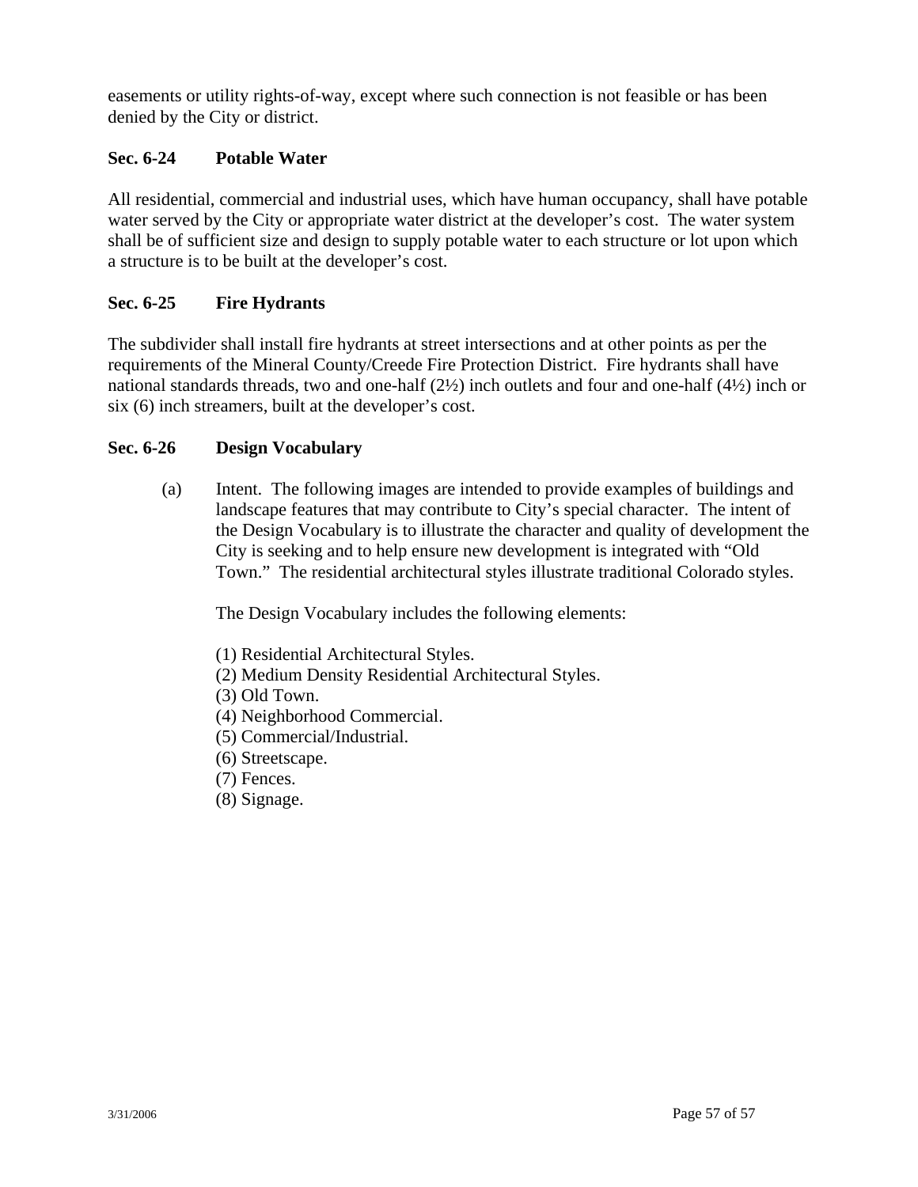easements or utility rights-of-way, except where such connection is not feasible or has been denied by the City or district.

### Sec. 6-24 Potable Water

All residential, commercial and industrial uses, which have human occupancy, shall have potable water served by the City or appropriate water district at the developer's cost. The water system shall be of sufficient size and design to supply potable water to each structure or lot upon which a structure is to be built at the developer's cost.

### Sec. 6-25 Fire Hydrants

The subdivider shall install fire hydrants at street intersections and at other points as per the requirements of the Mineral County/Creede Fire Protection District. Fire hydrants shall have national standards threads, two and one-half (2½) inch outlets and four and one-half (4½) inch or six (6) inch streamers, built at the developer's cost.

### Sec. 6-26 Design Vocabulary

(a) Intent. The following images are intended to provide examples of buildings and landscape features that may contribute to City's special character. The intent of the Design Vocabulary is to illustrate the character and quality of development the City is seeking and to help ensure new development is integrated with "Old Town." The residential architectural styles illustrate traditional Colorado styles.

The Design Vocabulary includes the following elements:

(1) Residential Architectural Styles.
(2) Medium Density Residential Architectural Styles.
(3) Old Town.
(4) Neighborhood Commercial.
(5) Commercial/Industrial.
(6) Streetscape.
(7) Fences.
(8) Signage.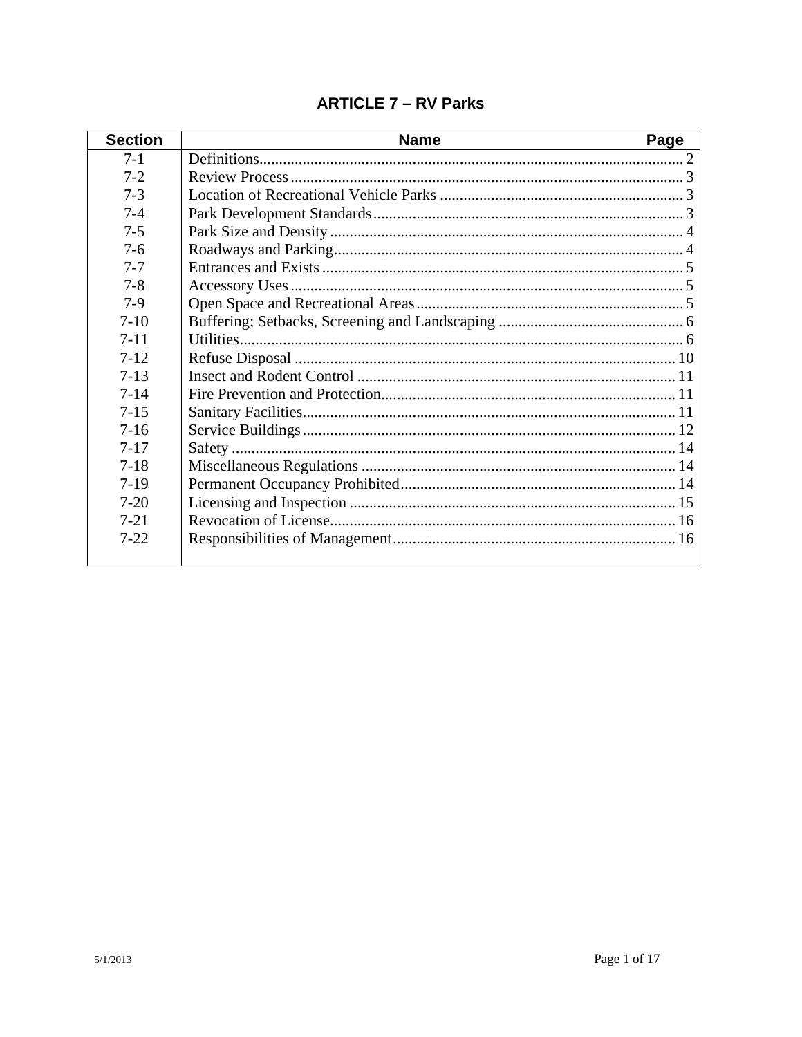# ARTICLE 7 – RV Parks

| Section | Name | Page |
|---|---|---|
| 7-1 | Definitions | 2 |
| 7-2 | Review Process | 3 |
| 7-3 | Location of Recreational Vehicle Parks | 3 |
| 7-4 | Park Development Standards | 3 |
| 7-5 | Park Size and Density | 4 |
| 7-6 | Roadways and Parking | 4 |
| 7-7 | Entrances and Exists | 5 |
| 7-8 | Accessory Uses | 5 |
| 7-9 | Open Space and Recreational Areas | 5 |
| 7-10 | Buffering; Setbacks, Screening and Landscaping | 6 |
| 7-11 | Utilities | 6 |
| 7-12 | Refuse Disposal | 10 |
| 7-13 | Insect and Rodent Control | 11 |
| 7-14 | Fire Prevention and Protection | 11 |
| 7-15 | Sanitary Facilities | 11 |
| 7-16 | Service Buildings | 12 |
| 7-17 | Safety | 14 |
| 7-18 | Miscellaneous Regulations | 14 |
| 7-19 | Permanent Occupancy Prohibited | 14 |
| 7-20 | Licensing and Inspection | 15 |
| 7-21 | Revocation of License | 16 |
| 7-22 | Responsibilities of Management | 16 |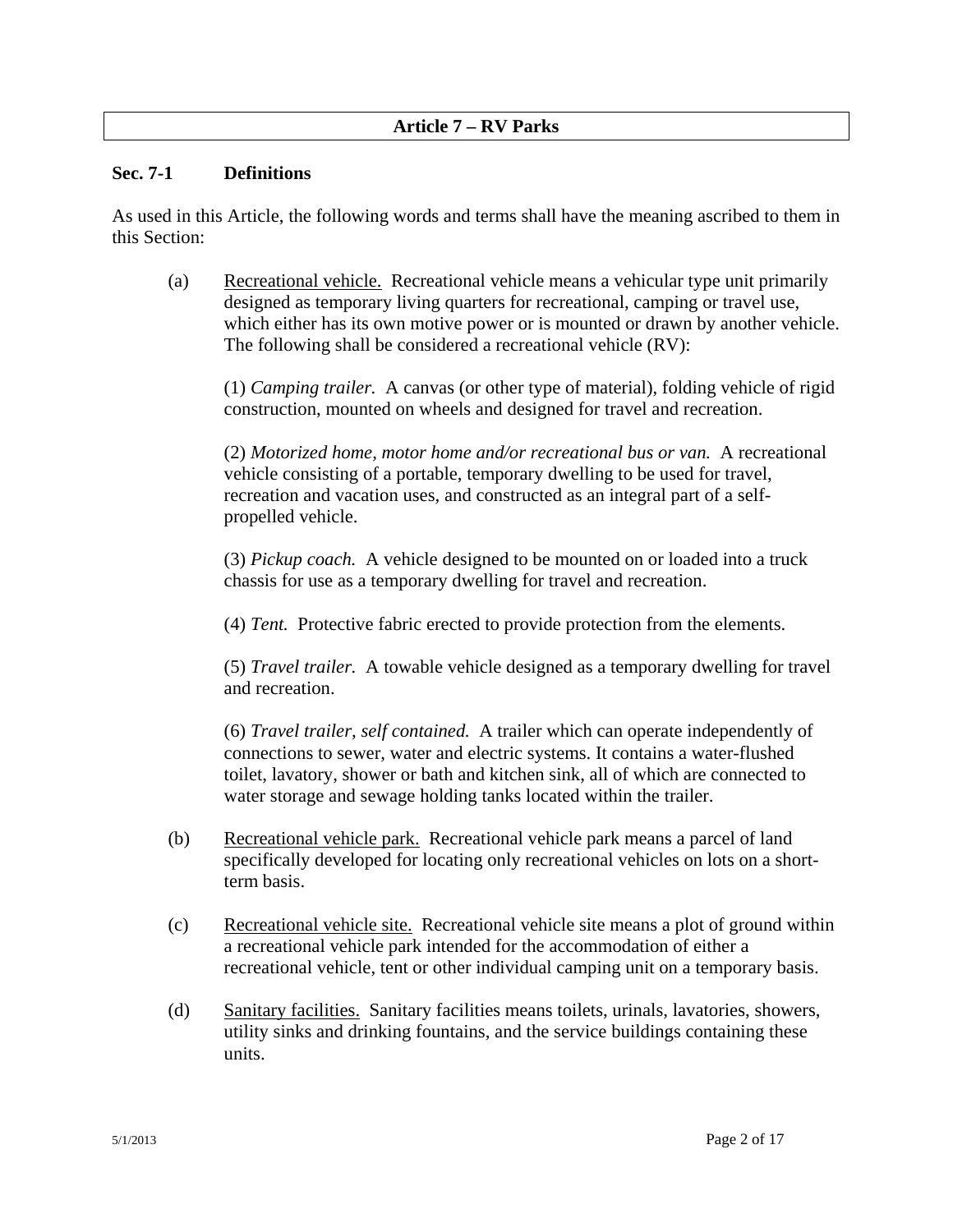## Article 7 – RV Parks

### Sec. 7-1 Definitions

As used in this Article, the following words and terms shall have the meaning ascribed to them in this Section:

(a) Recreational vehicle. Recreational vehicle means a vehicular type unit primarily designed as temporary living quarters for recreational, camping or travel use, which either has its own motive power or is mounted or drawn by another vehicle. The following shall be considered a recreational vehicle (RV):

(1) *Camping trailer.* A canvas (or other type of material), folding vehicle of rigid construction, mounted on wheels and designed for travel and recreation.

(2) *Motorized home, motor home and/or recreational bus or van.* A recreational vehicle consisting of a portable, temporary dwelling to be used for travel, recreation and vacation uses, and constructed as an integral part of a self-propelled vehicle.

(3) *Pickup coach.* A vehicle designed to be mounted on or loaded into a truck chassis for use as a temporary dwelling for travel and recreation.

(4) *Tent.* Protective fabric erected to provide protection from the elements.

(5) *Travel trailer.* A towable vehicle designed as a temporary dwelling for travel and recreation.

(6) *Travel trailer, self contained.* A trailer which can operate independently of connections to sewer, water and electric systems. It contains a water-flushed toilet, lavatory, shower or bath and kitchen sink, all of which are connected to water storage and sewage holding tanks located within the trailer.

(b) Recreational vehicle park. Recreational vehicle park means a parcel of land specifically developed for locating only recreational vehicles on lots on a short-term basis.

(c) Recreational vehicle site. Recreational vehicle site means a plot of ground within a recreational vehicle park intended for the accommodation of either a recreational vehicle, tent or other individual camping unit on a temporary basis.

(d) Sanitary facilities. Sanitary facilities means toilets, urinals, lavatories, showers, utility sinks and drinking fountains, and the service buildings containing these units.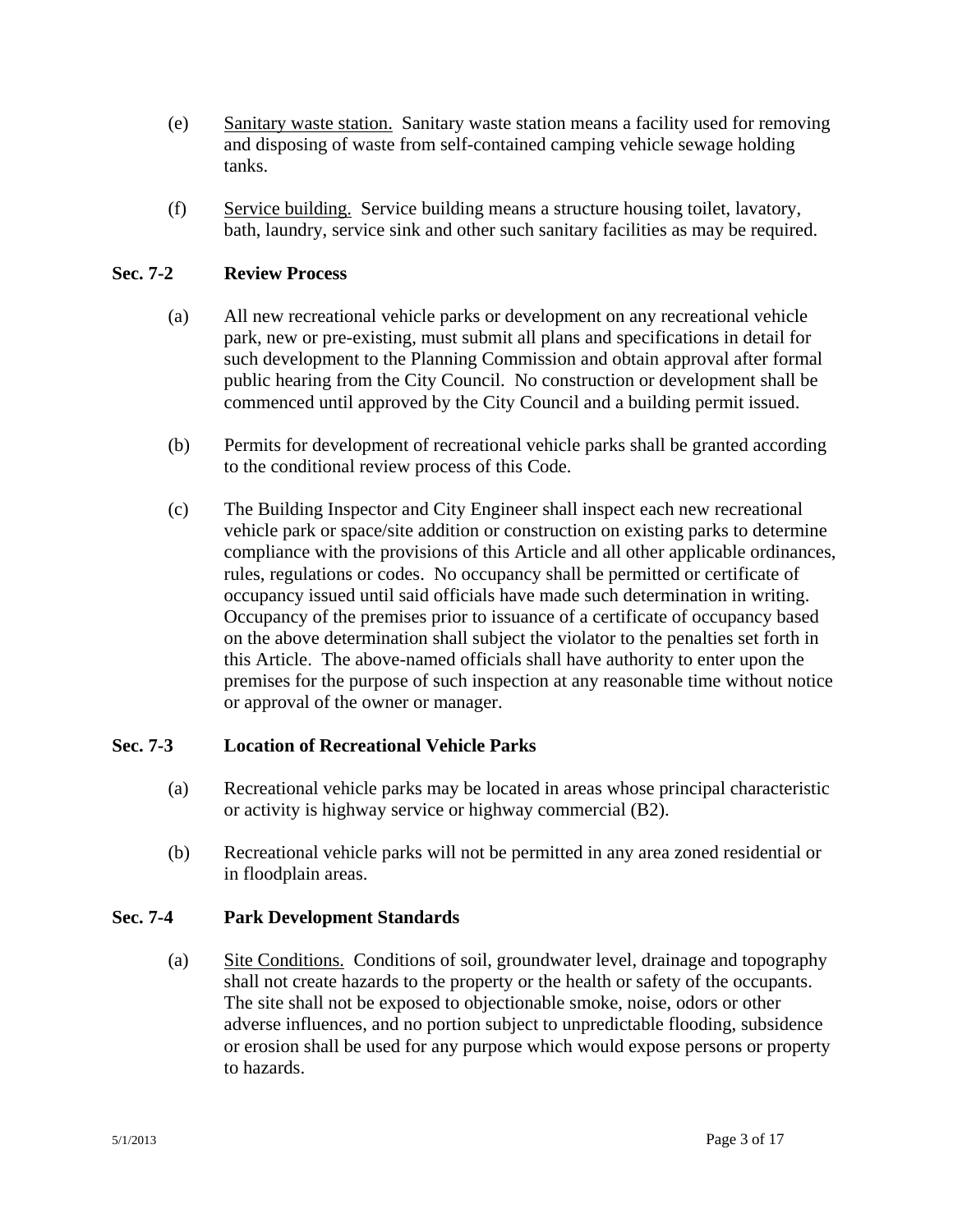(e) Sanitary waste station. Sanitary waste station means a facility used for removing and disposing of waste from self-contained camping vehicle sewage holding tanks.

(f) Service building. Service building means a structure housing toilet, lavatory, bath, laundry, service sink and other such sanitary facilities as may be required.

## Sec. 7-2 Review Process

(a) All new recreational vehicle parks or development on any recreational vehicle park, new or pre-existing, must submit all plans and specifications in detail for such development to the Planning Commission and obtain approval after formal public hearing from the City Council. No construction or development shall be commenced until approved by the City Council and a building permit issued.

(b) Permits for development of recreational vehicle parks shall be granted according to the conditional review process of this Code.

(c) The Building Inspector and City Engineer shall inspect each new recreational vehicle park or space/site addition or construction on existing parks to determine compliance with the provisions of this Article and all other applicable ordinances, rules, regulations or codes. No occupancy shall be permitted or certificate of occupancy issued until said officials have made such determination in writing. Occupancy of the premises prior to issuance of a certificate of occupancy based on the above determination shall subject the violator to the penalties set forth in this Article. The above-named officials shall have authority to enter upon the premises for the purpose of such inspection at any reasonable time without notice or approval of the owner or manager.

## Sec. 7-3 Location of Recreational Vehicle Parks

(a) Recreational vehicle parks may be located in areas whose principal characteristic or activity is highway service or highway commercial (B2).

(b) Recreational vehicle parks will not be permitted in any area zoned residential or in floodplain areas.

## Sec. 7-4 Park Development Standards

(a) Site Conditions. Conditions of soil, groundwater level, drainage and topography shall not create hazards to the property or the health or safety of the occupants. The site shall not be exposed to objectionable smoke, noise, odors or other adverse influences, and no portion subject to unpredictable flooding, subsidence or erosion shall be used for any purpose which would expose persons or property to hazards.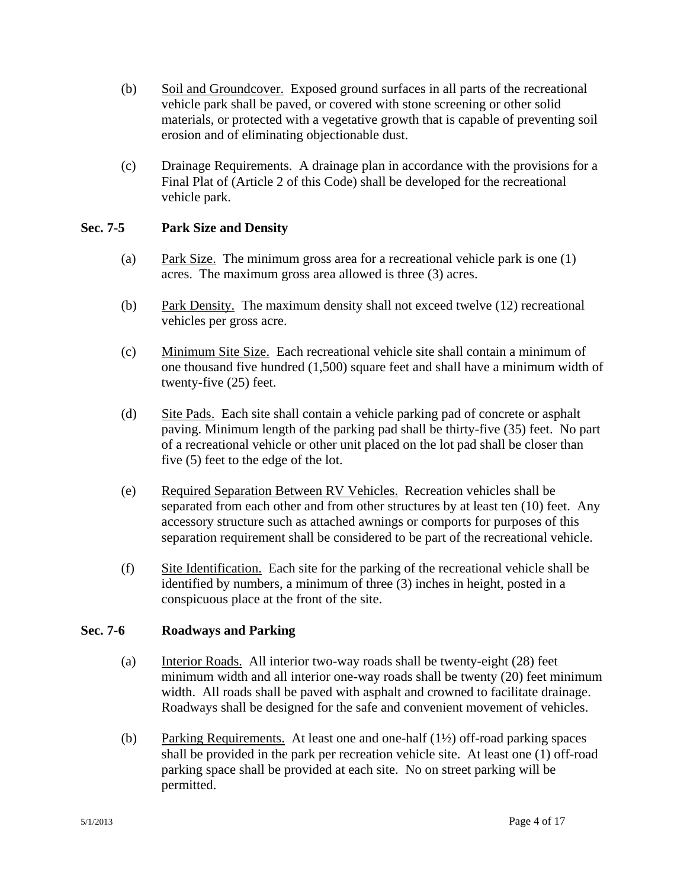(b) Soil and Groundcover. Exposed ground surfaces in all parts of the recreational vehicle park shall be paved, or covered with stone screening or other solid materials, or protected with a vegetative growth that is capable of preventing soil erosion and of eliminating objectionable dust.

(c) Drainage Requirements. A drainage plan in accordance with the provisions for a Final Plat of (Article 2 of this Code) shall be developed for the recreational vehicle park.

## Sec. 7-5 Park Size and Density

(a) Park Size. The minimum gross area for a recreational vehicle park is one (1) acres. The maximum gross area allowed is three (3) acres.

(b) Park Density. The maximum density shall not exceed twelve (12) recreational vehicles per gross acre.

(c) Minimum Site Size. Each recreational vehicle site shall contain a minimum of one thousand five hundred (1,500) square feet and shall have a minimum width of twenty-five (25) feet.

(d) Site Pads. Each site shall contain a vehicle parking pad of concrete or asphalt paving. Minimum length of the parking pad shall be thirty-five (35) feet. No part of a recreational vehicle or other unit placed on the lot pad shall be closer than five (5) feet to the edge of the lot.

(e) Required Separation Between RV Vehicles. Recreation vehicles shall be separated from each other and from other structures by at least ten (10) feet. Any accessory structure such as attached awnings or comports for purposes of this separation requirement shall be considered to be part of the recreational vehicle.

(f) Site Identification. Each site for the parking of the recreational vehicle shall be identified by numbers, a minimum of three (3) inches in height, posted in a conspicuous place at the front of the site.

## Sec. 7-6 Roadways and Parking

(a) Interior Roads. All interior two-way roads shall be twenty-eight (28) feet minimum width and all interior one-way roads shall be twenty (20) feet minimum width. All roads shall be paved with asphalt and crowned to facilitate drainage. Roadways shall be designed for the safe and convenient movement of vehicles.

(b) Parking Requirements. At least one and one-half (1½) off-road parking spaces shall be provided in the park per recreation vehicle site. At least one (1) off-road parking space shall be provided at each site. No on street parking will be permitted.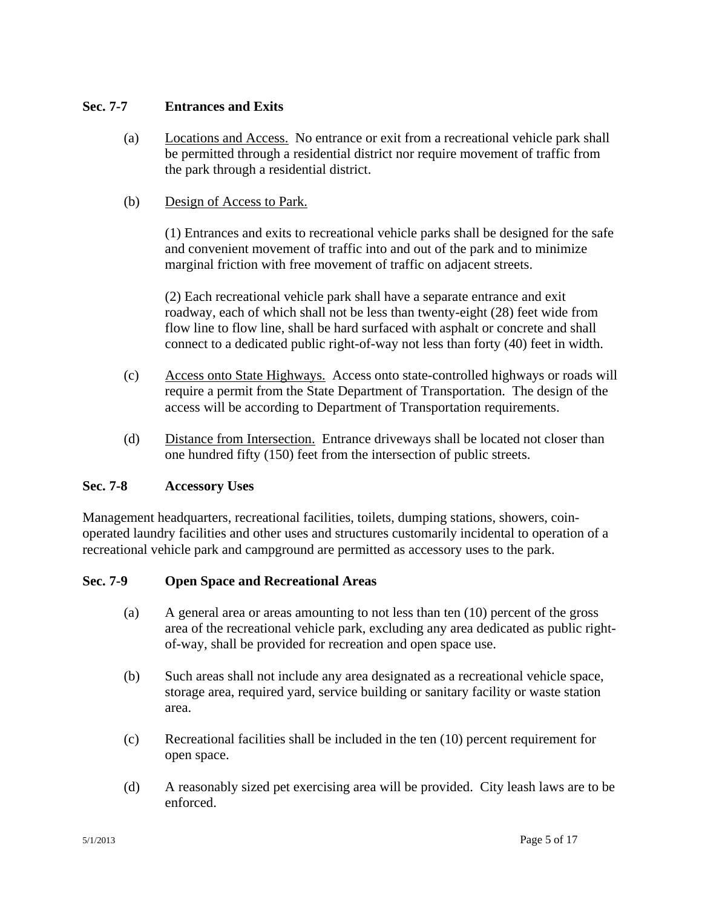### Sec. 7-7 Entrances and Exits

(a) Locations and Access. No entrance or exit from a recreational vehicle park shall be permitted through a residential district nor require movement of traffic from the park through a residential district.

(b) Design of Access to Park.

(1) Entrances and exits to recreational vehicle parks shall be designed for the safe and convenient movement of traffic into and out of the park and to minimize marginal friction with free movement of traffic on adjacent streets.

(2) Each recreational vehicle park shall have a separate entrance and exit roadway, each of which shall not be less than twenty-eight (28) feet wide from flow line to flow line, shall be hard surfaced with asphalt or concrete and shall connect to a dedicated public right-of-way not less than forty (40) feet in width.

(c) Access onto State Highways. Access onto state-controlled highways or roads will require a permit from the State Department of Transportation. The design of the access will be according to Department of Transportation requirements.

(d) Distance from Intersection. Entrance driveways shall be located not closer than one hundred fifty (150) feet from the intersection of public streets.

### Sec. 7-8 Accessory Uses

Management headquarters, recreational facilities, toilets, dumping stations, showers, coin-operated laundry facilities and other uses and structures customarily incidental to operation of a recreational vehicle park and campground are permitted as accessory uses to the park.

### Sec. 7-9 Open Space and Recreational Areas

(a) A general area or areas amounting to not less than ten (10) percent of the gross area of the recreational vehicle park, excluding any area dedicated as public right-of-way, shall be provided for recreation and open space use.

(b) Such areas shall not include any area designated as a recreational vehicle space, storage area, required yard, service building or sanitary facility or waste station area.

(c) Recreational facilities shall be included in the ten (10) percent requirement for open space.

(d) A reasonably sized pet exercising area will be provided. City leash laws are to be enforced.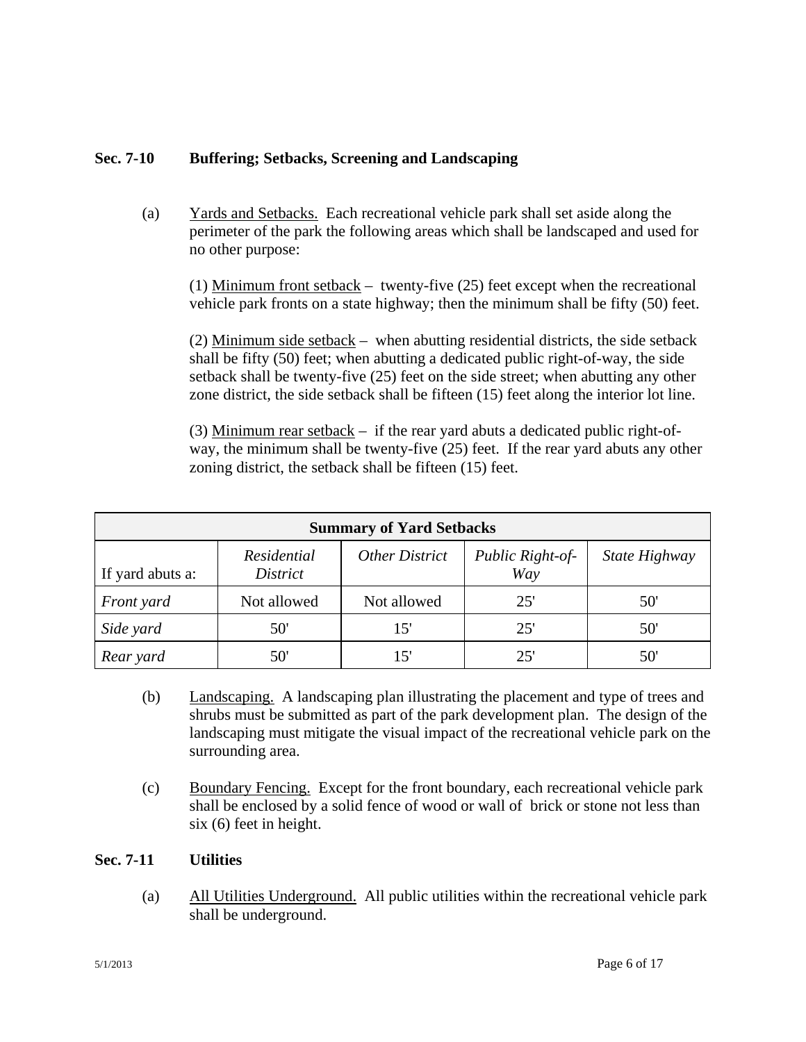## Sec. 7-10 Buffering; Setbacks, Screening and Landscaping

(a) Yards and Setbacks. Each recreational vehicle park shall set aside along the perimeter of the park the following areas which shall be landscaped and used for no other purpose:

(1) Minimum front setback – twenty-five (25) feet except when the recreational vehicle park fronts on a state highway; then the minimum shall be fifty (50) feet.

(2) Minimum side setback – when abutting residential districts, the side setback shall be fifty (50) feet; when abutting a dedicated public right-of-way, the side setback shall be twenty-five (25) feet on the side street; when abutting any other zone district, the side setback shall be fifteen (15) feet along the interior lot line.

(3) Minimum rear setback – if the rear yard abuts a dedicated public right-of-way, the minimum shall be twenty-five (25) feet. If the rear yard abuts any other zoning district, the setback shall be fifteen (15) feet.

| **Summary of Yard Setbacks** | | | | |
|---|---|---|---|---|
| If yard abuts a: | *Residential District* | *Other District* | *Public Right-of-Way* | *State Highway* |
| *Front yard* | Not allowed | Not allowed | 25' | 50' |
| *Side yard* | 50' | 15' | 25' | 50' |
| *Rear yard* | 50' | 15' | 25' | 50' |

(b) Landscaping. A landscaping plan illustrating the placement and type of trees and shrubs must be submitted as part of the park development plan. The design of the landscaping must mitigate the visual impact of the recreational vehicle park on the surrounding area.

(c) Boundary Fencing. Except for the front boundary, each recreational vehicle park shall be enclosed by a solid fence of wood or wall of brick or stone not less than six (6) feet in height.

## Sec. 7-11 Utilities

(a) All Utilities Underground. All public utilities within the recreational vehicle park shall be underground.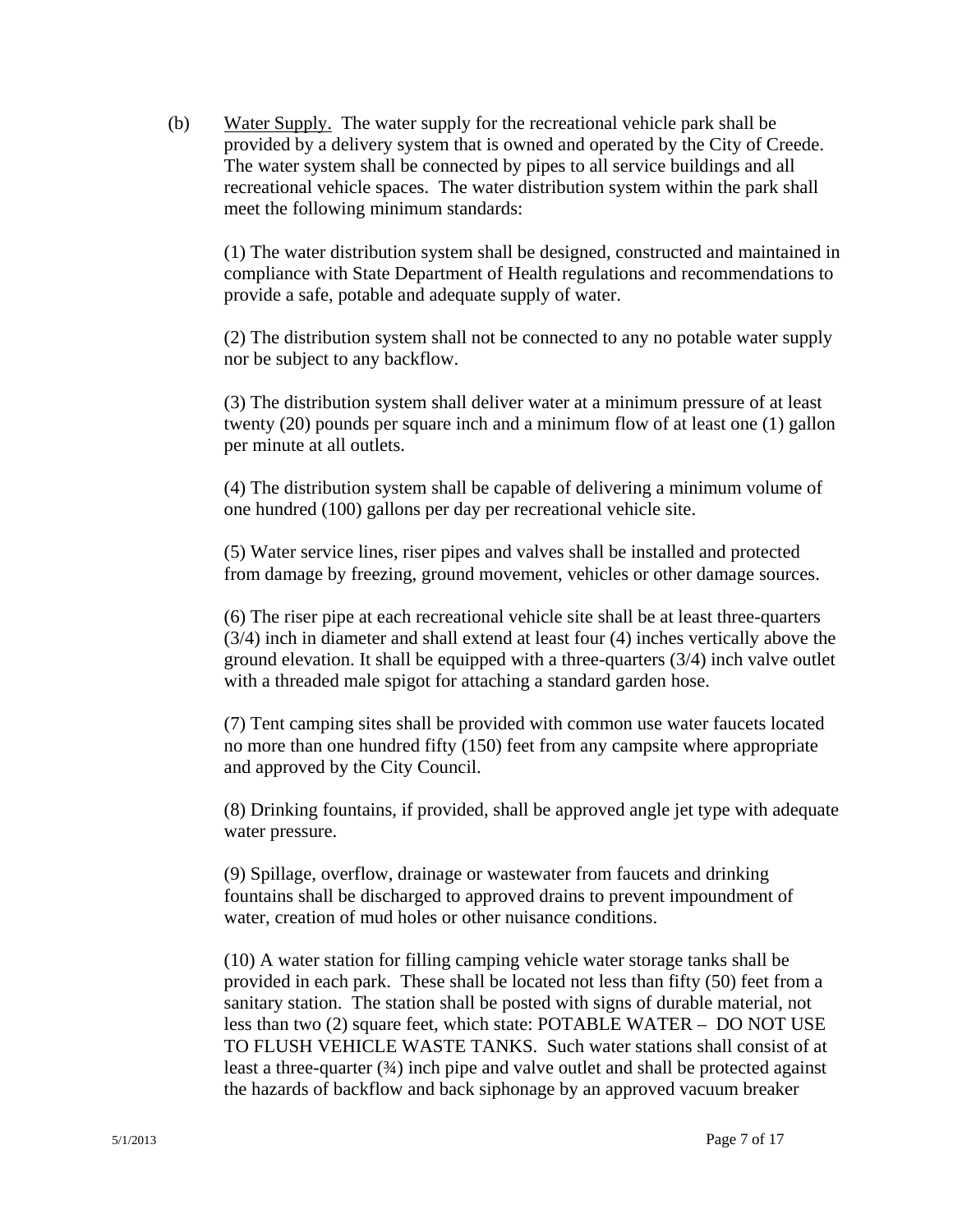(b) <u>Water Supply.</u> The water supply for the recreational vehicle park shall be provided by a delivery system that is owned and operated by the City of Creede. The water system shall be connected by pipes to all service buildings and all recreational vehicle spaces. The water distribution system within the park shall meet the following minimum standards:

(1) The water distribution system shall be designed, constructed and maintained in compliance with State Department of Health regulations and recommendations to provide a safe, potable and adequate supply of water.

(2) The distribution system shall not be connected to any no potable water supply nor be subject to any backflow.

(3) The distribution system shall deliver water at a minimum pressure of at least twenty (20) pounds per square inch and a minimum flow of at least one (1) gallon per minute at all outlets.

(4) The distribution system shall be capable of delivering a minimum volume of one hundred (100) gallons per day per recreational vehicle site.

(5) Water service lines, riser pipes and valves shall be installed and protected from damage by freezing, ground movement, vehicles or other damage sources.

(6) The riser pipe at each recreational vehicle site shall be at least three-quarters (3/4) inch in diameter and shall extend at least four (4) inches vertically above the ground elevation. It shall be equipped with a three-quarters (3/4) inch valve outlet with a threaded male spigot for attaching a standard garden hose.

(7) Tent camping sites shall be provided with common use water faucets located no more than one hundred fifty (150) feet from any campsite where appropriate and approved by the City Council.

(8) Drinking fountains, if provided, shall be approved angle jet type with adequate water pressure.

(9) Spillage, overflow, drainage or wastewater from faucets and drinking fountains shall be discharged to approved drains to prevent impoundment of water, creation of mud holes or other nuisance conditions.

(10) A water station for filling camping vehicle water storage tanks shall be provided in each park. These shall be located not less than fifty (50) feet from a sanitary station. The station shall be posted with signs of durable material, not less than two (2) square feet, which state: POTABLE WATER – DO NOT USE TO FLUSH VEHICLE WASTE TANKS. Such water stations shall consist of at least a three-quarter (¾) inch pipe and valve outlet and shall be protected against the hazards of backflow and back siphonage by an approved vacuum breaker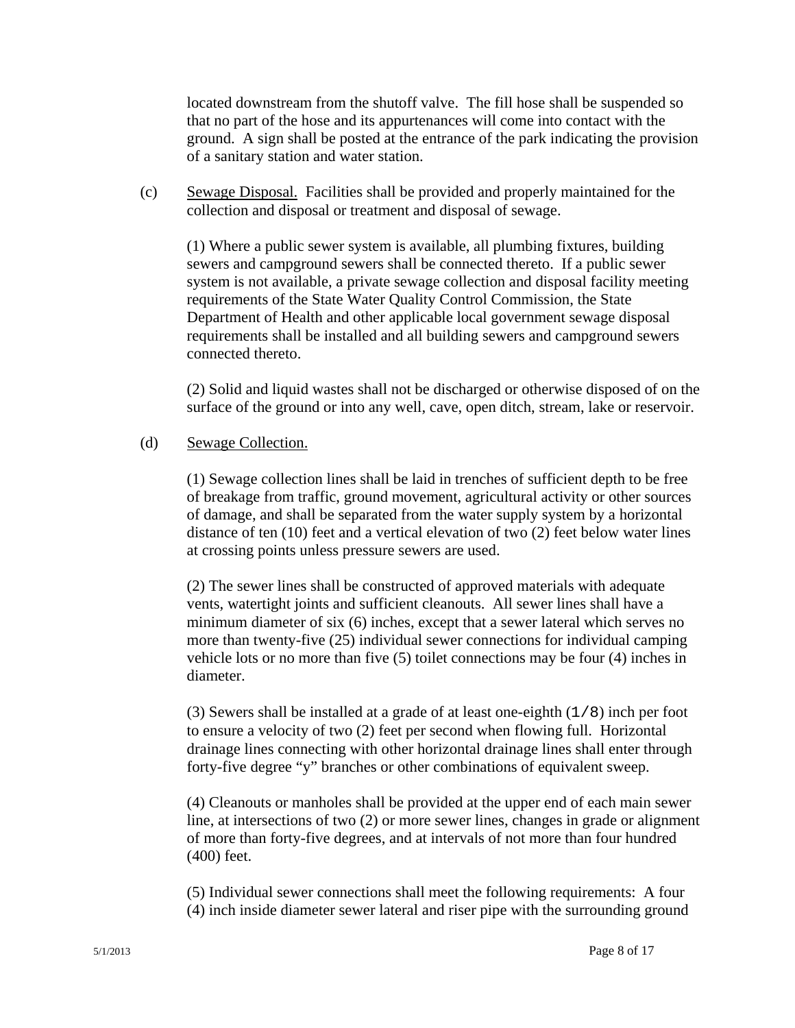located downstream from the shutoff valve. The fill hose shall be suspended so that no part of the hose and its appurtenances will come into contact with the ground. A sign shall be posted at the entrance of the park indicating the provision of a sanitary station and water station.

(c) Sewage Disposal. Facilities shall be provided and properly maintained for the collection and disposal or treatment and disposal of sewage.

(1) Where a public sewer system is available, all plumbing fixtures, building sewers and campground sewers shall be connected thereto. If a public sewer system is not available, a private sewage collection and disposal facility meeting requirements of the State Water Quality Control Commission, the State Department of Health and other applicable local government sewage disposal requirements shall be installed and all building sewers and campground sewers connected thereto.

(2) Solid and liquid wastes shall not be discharged or otherwise disposed of on the surface of the ground or into any well, cave, open ditch, stream, lake or reservoir.

(d) Sewage Collection.

(1) Sewage collection lines shall be laid in trenches of sufficient depth to be free of breakage from traffic, ground movement, agricultural activity or other sources of damage, and shall be separated from the water supply system by a horizontal distance of ten (10) feet and a vertical elevation of two (2) feet below water lines at crossing points unless pressure sewers are used.

(2) The sewer lines shall be constructed of approved materials with adequate vents, watertight joints and sufficient cleanouts. All sewer lines shall have a minimum diameter of six (6) inches, except that a sewer lateral which serves no more than twenty-five (25) individual sewer connections for individual camping vehicle lots or no more than five (5) toilet connections may be four (4) inches in diameter.

(3) Sewers shall be installed at a grade of at least one-eighth (1/8) inch per foot to ensure a velocity of two (2) feet per second when flowing full. Horizontal drainage lines connecting with other horizontal drainage lines shall enter through forty-five degree "y" branches or other combinations of equivalent sweep.

(4) Cleanouts or manholes shall be provided at the upper end of each main sewer line, at intersections of two (2) or more sewer lines, changes in grade or alignment of more than forty-five degrees, and at intervals of not more than four hundred (400) feet.

(5) Individual sewer connections shall meet the following requirements: A four (4) inch inside diameter sewer lateral and riser pipe with the surrounding ground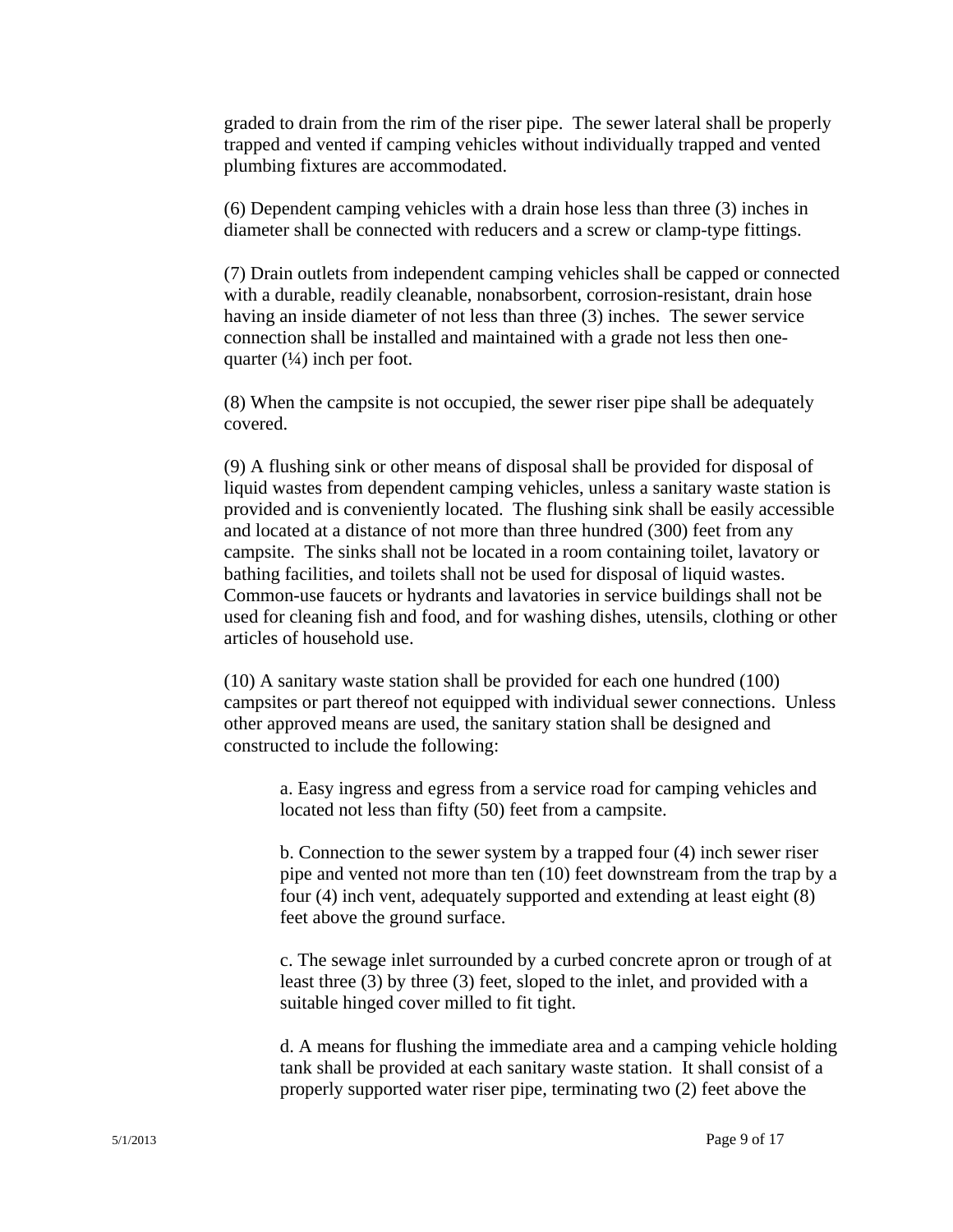graded to drain from the rim of the riser pipe. The sewer lateral shall be properly trapped and vented if camping vehicles without individually trapped and vented plumbing fixtures are accommodated.

(6) Dependent camping vehicles with a drain hose less than three (3) inches in diameter shall be connected with reducers and a screw or clamp-type fittings.

(7) Drain outlets from independent camping vehicles shall be capped or connected with a durable, readily cleanable, nonabsorbent, corrosion-resistant, drain hose having an inside diameter of not less than three (3) inches. The sewer service connection shall be installed and maintained with a grade not less then one-quarter (¼) inch per foot.

(8) When the campsite is not occupied, the sewer riser pipe shall be adequately covered.

(9) A flushing sink or other means of disposal shall be provided for disposal of liquid wastes from dependent camping vehicles, unless a sanitary waste station is provided and is conveniently located. The flushing sink shall be easily accessible and located at a distance of not more than three hundred (300) feet from any campsite. The sinks shall not be located in a room containing toilet, lavatory or bathing facilities, and toilets shall not be used for disposal of liquid wastes. Common-use faucets or hydrants and lavatories in service buildings shall not be used for cleaning fish and food, and for washing dishes, utensils, clothing or other articles of household use.

(10) A sanitary waste station shall be provided for each one hundred (100) campsites or part thereof not equipped with individual sewer connections. Unless other approved means are used, the sanitary station shall be designed and constructed to include the following:

a. Easy ingress and egress from a service road for camping vehicles and located not less than fifty (50) feet from a campsite.

b. Connection to the sewer system by a trapped four (4) inch sewer riser pipe and vented not more than ten (10) feet downstream from the trap by a four (4) inch vent, adequately supported and extending at least eight (8) feet above the ground surface.

c. The sewage inlet surrounded by a curbed concrete apron or trough of at least three (3) by three (3) feet, sloped to the inlet, and provided with a suitable hinged cover milled to fit tight.

d. A means for flushing the immediate area and a camping vehicle holding tank shall be provided at each sanitary waste station. It shall consist of a properly supported water riser pipe, terminating two (2) feet above the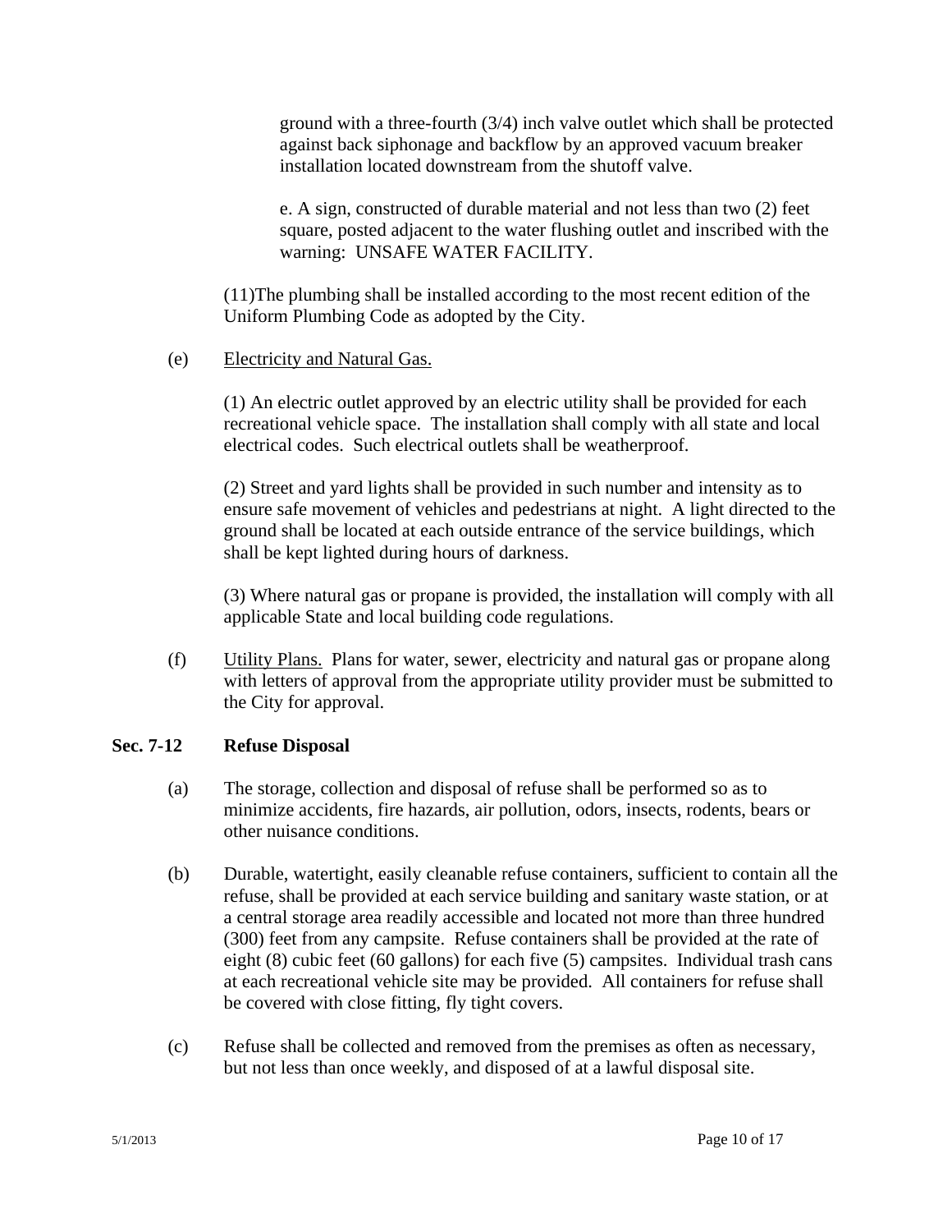ground with a three-fourth (3/4) inch valve outlet which shall be protected against back siphonage and backflow by an approved vacuum breaker installation located downstream from the shutoff valve.

e. A sign, constructed of durable material and not less than two (2) feet square, posted adjacent to the water flushing outlet and inscribed with the warning: UNSAFE WATER FACILITY.

(11)The plumbing shall be installed according to the most recent edition of the Uniform Plumbing Code as adopted by the City.

(e) Electricity and Natural Gas.

(1) An electric outlet approved by an electric utility shall be provided for each recreational vehicle space. The installation shall comply with all state and local electrical codes. Such electrical outlets shall be weatherproof.

(2) Street and yard lights shall be provided in such number and intensity as to ensure safe movement of vehicles and pedestrians at night. A light directed to the ground shall be located at each outside entrance of the service buildings, which shall be kept lighted during hours of darkness.

(3) Where natural gas or propane is provided, the installation will comply with all applicable State and local building code regulations.

(f) Utility Plans. Plans for water, sewer, electricity and natural gas or propane along with letters of approval from the appropriate utility provider must be submitted to the City for approval.

### Sec. 7-12 Refuse Disposal

(a) The storage, collection and disposal of refuse shall be performed so as to minimize accidents, fire hazards, air pollution, odors, insects, rodents, bears or other nuisance conditions.

(b) Durable, watertight, easily cleanable refuse containers, sufficient to contain all the refuse, shall be provided at each service building and sanitary waste station, or at a central storage area readily accessible and located not more than three hundred (300) feet from any campsite. Refuse containers shall be provided at the rate of eight (8) cubic feet (60 gallons) for each five (5) campsites. Individual trash cans at each recreational vehicle site may be provided. All containers for refuse shall be covered with close fitting, fly tight covers.

(c) Refuse shall be collected and removed from the premises as often as necessary, but not less than once weekly, and disposed of at a lawful disposal site.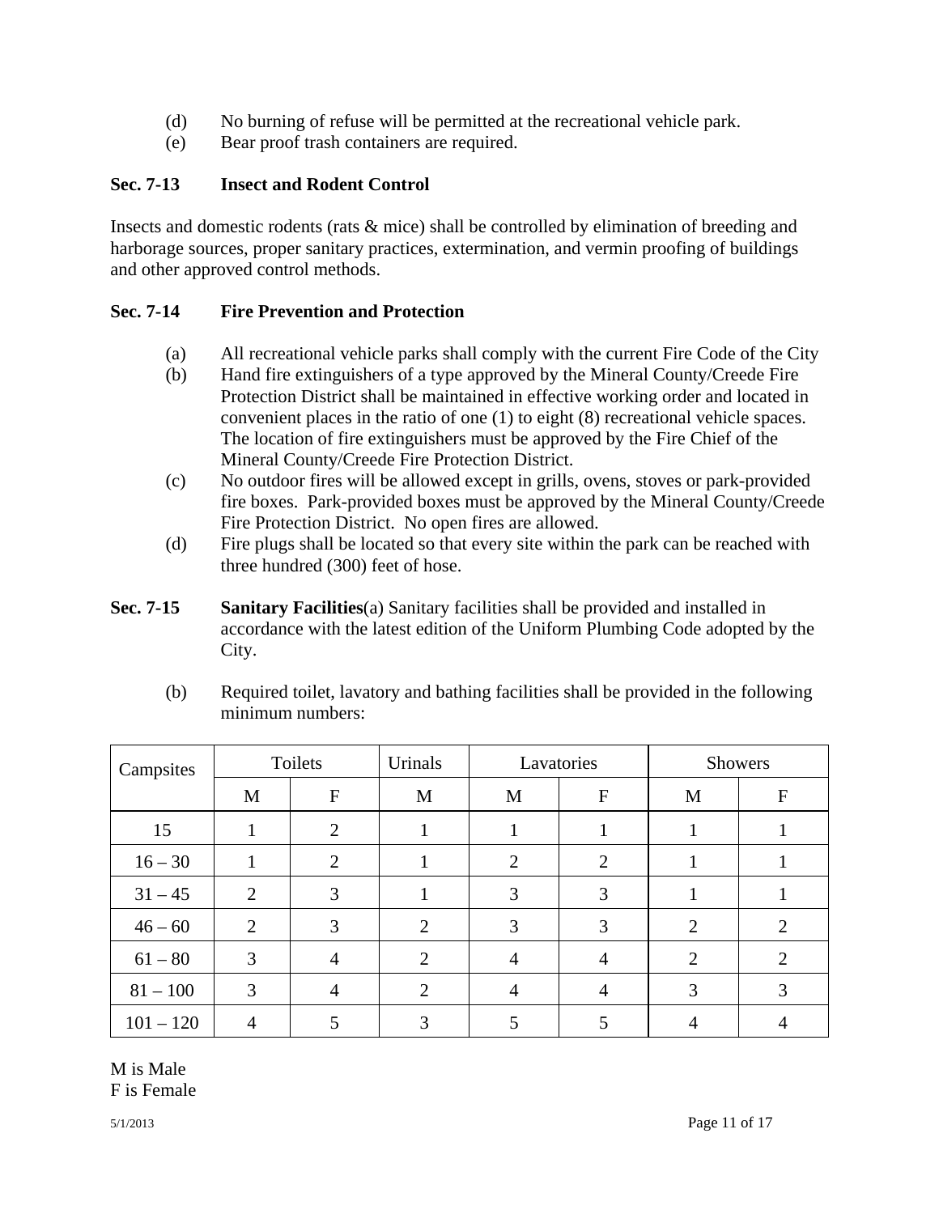(d) No burning of refuse will be permitted at the recreational vehicle park.
(e) Bear proof trash containers are required.

**Sec. 7-13 Insect and Rodent Control**

Insects and domestic rodents (rats & mice) shall be controlled by elimination of breeding and harborage sources, proper sanitary practices, extermination, and vermin proofing of buildings and other approved control methods.

**Sec. 7-14 Fire Prevention and Protection**

(a) All recreational vehicle parks shall comply with the current Fire Code of the City
(b) Hand fire extinguishers of a type approved by the Mineral County/Creede Fire Protection District shall be maintained in effective working order and located in convenient places in the ratio of one (1) to eight (8) recreational vehicle spaces. The location of fire extinguishers must be approved by the Fire Chief of the Mineral County/Creede Fire Protection District.
(c) No outdoor fires will be allowed except in grills, ovens, stoves or park-provided fire boxes. Park-provided boxes must be approved by the Mineral County/Creede Fire Protection District. No open fires are allowed.
(d) Fire plugs shall be located so that every site within the park can be reached with three hundred (300) feet of hose.

**Sec. 7-15 Sanitary Facilities**(a) Sanitary facilities shall be provided and installed in accordance with the latest edition of the Uniform Plumbing Code adopted by the City.

(b) Required toilet, lavatory and bathing facilities shall be provided in the following minimum numbers:

| Campsites | Toilets | | Urinals | Lavatories | | Showers | |
|---|---|---|---|---|---|---|---|
| | M | F | M | M | F | M | F |
| 15 | 1 | 2 | 1 | 1 | 1 | 1 | 1 |
| 16 – 30 | 1 | 2 | 1 | 2 | 2 | 1 | 1 |
| 31 – 45 | 2 | 3 | 1 | 3 | 3 | 1 | 1 |
| 46 – 60 | 2 | 3 | 2 | 3 | 3 | 2 | 2 |
| 61 – 80 | 3 | 4 | 2 | 4 | 4 | 2 | 2 |
| 81 – 100 | 3 | 4 | 2 | 4 | 4 | 3 | 3 |
| 101 – 120 | 4 | 5 | 3 | 5 | 5 | 4 | 4 |

M is Male
F is Female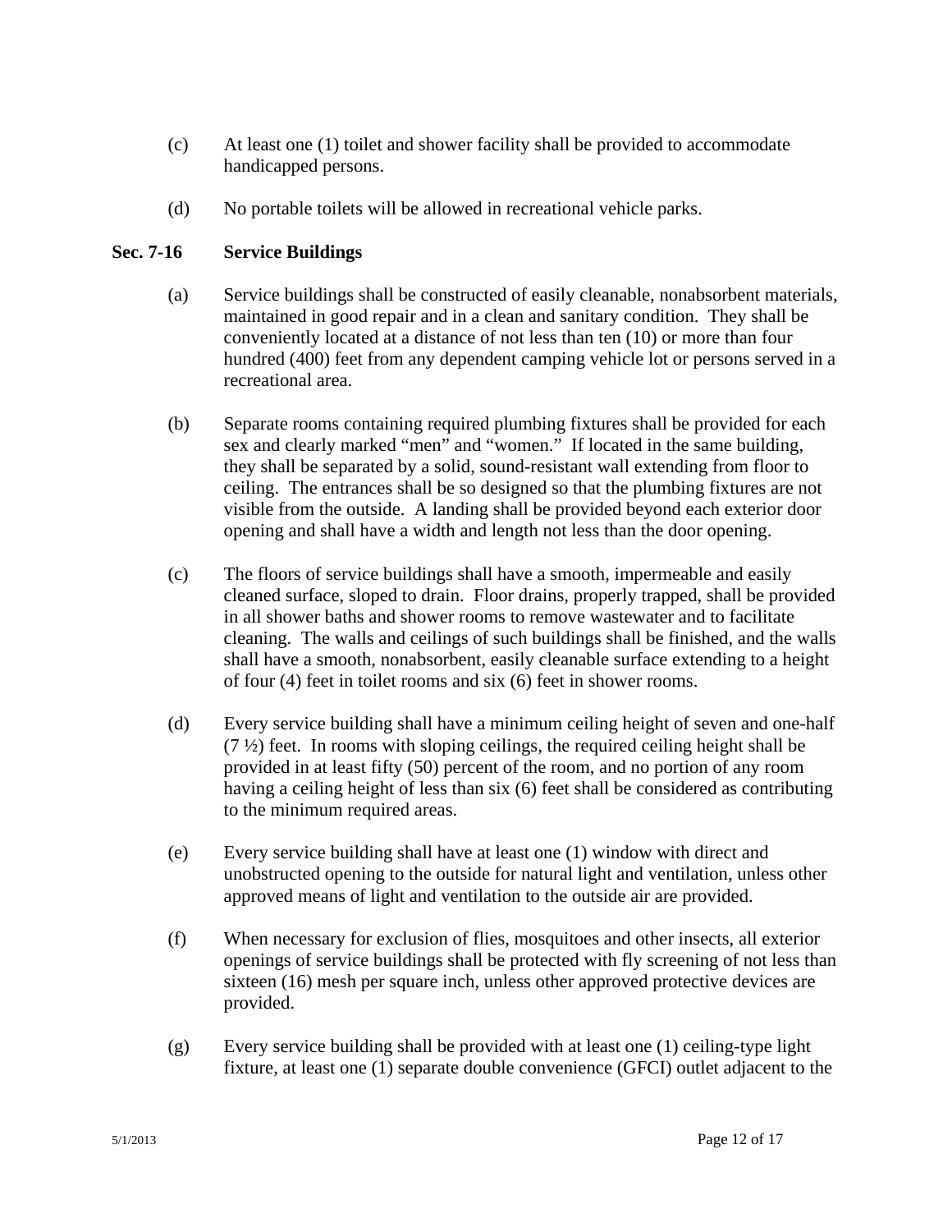(c) At least one (1) toilet and shower facility shall be provided to accommodate handicapped persons.

(d) No portable toilets will be allowed in recreational vehicle parks.

**Sec. 7-16 Service Buildings**

(a) Service buildings shall be constructed of easily cleanable, nonabsorbent materials, maintained in good repair and in a clean and sanitary condition. They shall be conveniently located at a distance of not less than ten (10) or more than four hundred (400) feet from any dependent camping vehicle lot or persons served in a recreational area.

(b) Separate rooms containing required plumbing fixtures shall be provided for each sex and clearly marked "men" and "women." If located in the same building, they shall be separated by a solid, sound-resistant wall extending from floor to ceiling. The entrances shall be so designed so that the plumbing fixtures are not visible from the outside. A landing shall be provided beyond each exterior door opening and shall have a width and length not less than the door opening.

(c) The floors of service buildings shall have a smooth, impermeable and easily cleaned surface, sloped to drain. Floor drains, properly trapped, shall be provided in all shower baths and shower rooms to remove wastewater and to facilitate cleaning. The walls and ceilings of such buildings shall be finished, and the walls shall have a smooth, nonabsorbent, easily cleanable surface extending to a height of four (4) feet in toilet rooms and six (6) feet in shower rooms.

(d) Every service building shall have a minimum ceiling height of seven and one-half (7 ½) feet. In rooms with sloping ceilings, the required ceiling height shall be provided in at least fifty (50) percent of the room, and no portion of any room having a ceiling height of less than six (6) feet shall be considered as contributing to the minimum required areas.

(e) Every service building shall have at least one (1) window with direct and unobstructed opening to the outside for natural light and ventilation, unless other approved means of light and ventilation to the outside air are provided.

(f) When necessary for exclusion of flies, mosquitoes and other insects, all exterior openings of service buildings shall be protected with fly screening of not less than sixteen (16) mesh per square inch, unless other approved protective devices are provided.

(g) Every service building shall be provided with at least one (1) ceiling-type light fixture, at least one (1) separate double convenience (GFCI) outlet adjacent to the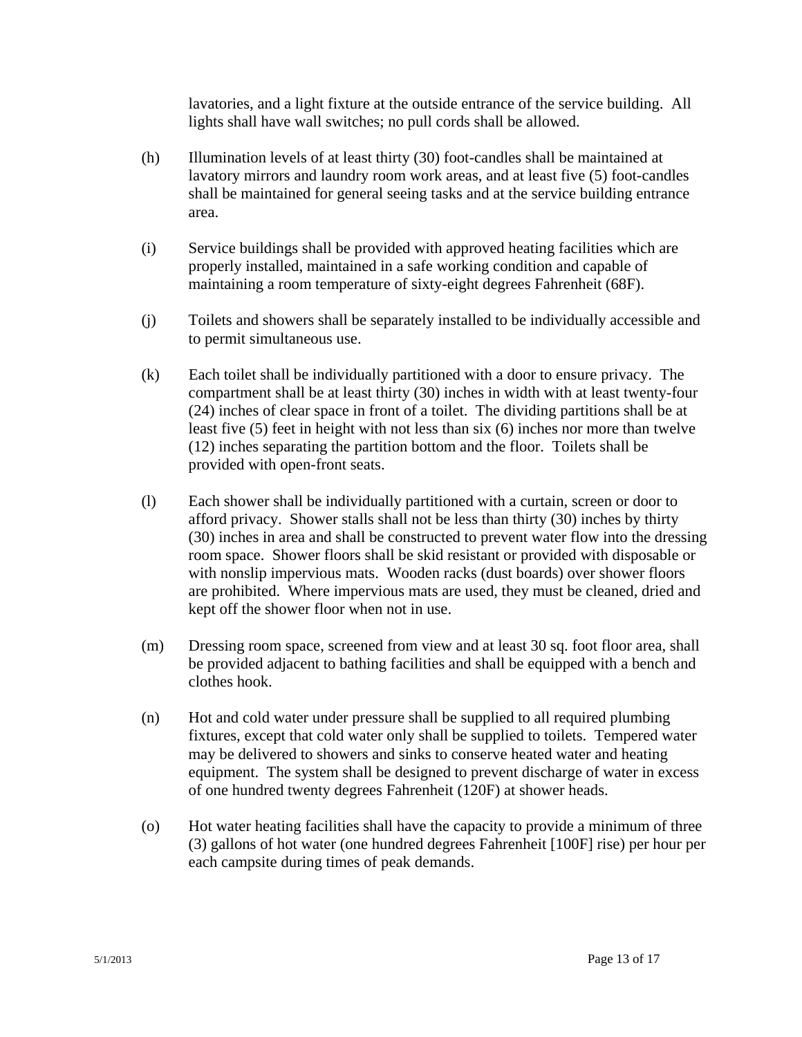lavatories, and a light fixture at the outside entrance of the service building. All lights shall have wall switches; no pull cords shall be allowed.

(h) Illumination levels of at least thirty (30) foot-candles shall be maintained at lavatory mirrors and laundry room work areas, and at least five (5) foot-candles shall be maintained for general seeing tasks and at the service building entrance area.

(i) Service buildings shall be provided with approved heating facilities which are properly installed, maintained in a safe working condition and capable of maintaining a room temperature of sixty-eight degrees Fahrenheit (68F).

(j) Toilets and showers shall be separately installed to be individually accessible and to permit simultaneous use.

(k) Each toilet shall be individually partitioned with a door to ensure privacy. The compartment shall be at least thirty (30) inches in width with at least twenty-four (24) inches of clear space in front of a toilet. The dividing partitions shall be at least five (5) feet in height with not less than six (6) inches nor more than twelve (12) inches separating the partition bottom and the floor. Toilets shall be provided with open-front seats.

(l) Each shower shall be individually partitioned with a curtain, screen or door to afford privacy. Shower stalls shall not be less than thirty (30) inches by thirty (30) inches in area and shall be constructed to prevent water flow into the dressing room space. Shower floors shall be skid resistant or provided with disposable or with nonslip impervious mats. Wooden racks (dust boards) over shower floors are prohibited. Where impervious mats are used, they must be cleaned, dried and kept off the shower floor when not in use.

(m) Dressing room space, screened from view and at least 30 sq. foot floor area, shall be provided adjacent to bathing facilities and shall be equipped with a bench and clothes hook.

(n) Hot and cold water under pressure shall be supplied to all required plumbing fixtures, except that cold water only shall be supplied to toilets. Tempered water may be delivered to showers and sinks to conserve heated water and heating equipment. The system shall be designed to prevent discharge of water in excess of one hundred twenty degrees Fahrenheit (120F) at shower heads.

(o) Hot water heating facilities shall have the capacity to provide a minimum of three (3) gallons of hot water (one hundred degrees Fahrenheit [100F] rise) per hour per each campsite during times of peak demands.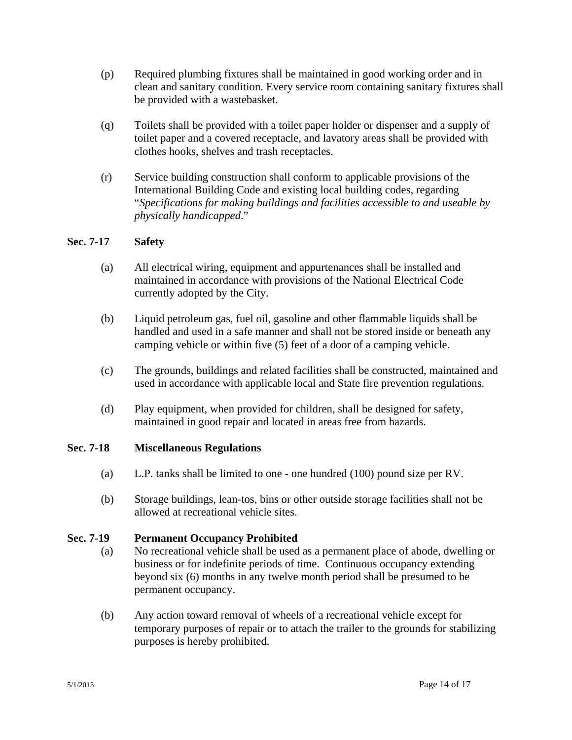(p) Required plumbing fixtures shall be maintained in good working order and in clean and sanitary condition. Every service room containing sanitary fixtures shall be provided with a wastebasket.

(q) Toilets shall be provided with a toilet paper holder or dispenser and a supply of toilet paper and a covered receptacle, and lavatory areas shall be provided with clothes hooks, shelves and trash receptacles.

(r) Service building construction shall conform to applicable provisions of the International Building Code and existing local building codes, regarding "*Specifications for making buildings and facilities accessible to and useable by physically handicapped*."

### Sec. 7-17 Safety

(a) All electrical wiring, equipment and appurtenances shall be installed and maintained in accordance with provisions of the National Electrical Code currently adopted by the City.

(b) Liquid petroleum gas, fuel oil, gasoline and other flammable liquids shall be handled and used in a safe manner and shall not be stored inside or beneath any camping vehicle or within five (5) feet of a door of a camping vehicle.

(c) The grounds, buildings and related facilities shall be constructed, maintained and used in accordance with applicable local and State fire prevention regulations.

(d) Play equipment, when provided for children, shall be designed for safety, maintained in good repair and located in areas free from hazards.

### Sec. 7-18 Miscellaneous Regulations

(a) L.P. tanks shall be limited to one - one hundred (100) pound size per RV.

(b) Storage buildings, lean-tos, bins or other outside storage facilities shall not be allowed at recreational vehicle sites.

### Sec. 7-19 Permanent Occupancy Prohibited

(a) No recreational vehicle shall be used as a permanent place of abode, dwelling or business or for indefinite periods of time. Continuous occupancy extending beyond six (6) months in any twelve month period shall be presumed to be permanent occupancy.

(b) Any action toward removal of wheels of a recreational vehicle except for temporary purposes of repair or to attach the trailer to the grounds for stabilizing purposes is hereby prohibited.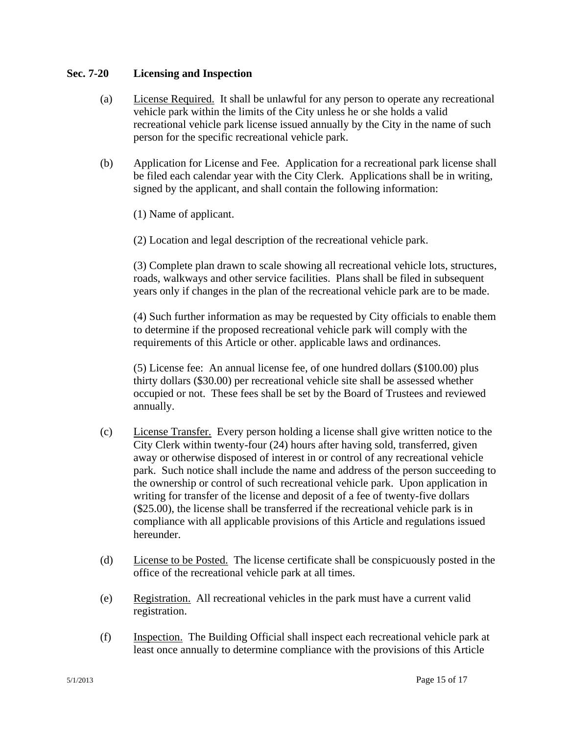### Sec. 7-20 Licensing and Inspection

(a) License Required. It shall be unlawful for any person to operate any recreational vehicle park within the limits of the City unless he or she holds a valid recreational vehicle park license issued annually by the City in the name of such person for the specific recreational vehicle park.

(b) Application for License and Fee. Application for a recreational park license shall be filed each calendar year with the City Clerk. Applications shall be in writing, signed by the applicant, and shall contain the following information:

(1) Name of applicant.

(2) Location and legal description of the recreational vehicle park.

(3) Complete plan drawn to scale showing all recreational vehicle lots, structures, roads, walkways and other service facilities. Plans shall be filed in subsequent years only if changes in the plan of the recreational vehicle park are to be made.

(4) Such further information as may be requested by City officials to enable them to determine if the proposed recreational vehicle park will comply with the requirements of this Article or other. applicable laws and ordinances.

(5) License fee: An annual license fee, of one hundred dollars ($100.00) plus thirty dollars ($30.00) per recreational vehicle site shall be assessed whether occupied or not. These fees shall be set by the Board of Trustees and reviewed annually.

(c) License Transfer. Every person holding a license shall give written notice to the City Clerk within twenty-four (24) hours after having sold, transferred, given away or otherwise disposed of interest in or control of any recreational vehicle park. Such notice shall include the name and address of the person succeeding to the ownership or control of such recreational vehicle park. Upon application in writing for transfer of the license and deposit of a fee of twenty-five dollars ($25.00), the license shall be transferred if the recreational vehicle park is in compliance with all applicable provisions of this Article and regulations issued hereunder.

(d) License to be Posted. The license certificate shall be conspicuously posted in the office of the recreational vehicle park at all times.

(e) Registration. All recreational vehicles in the park must have a current valid registration.

(f) Inspection. The Building Official shall inspect each recreational vehicle park at least once annually to determine compliance with the provisions of this Article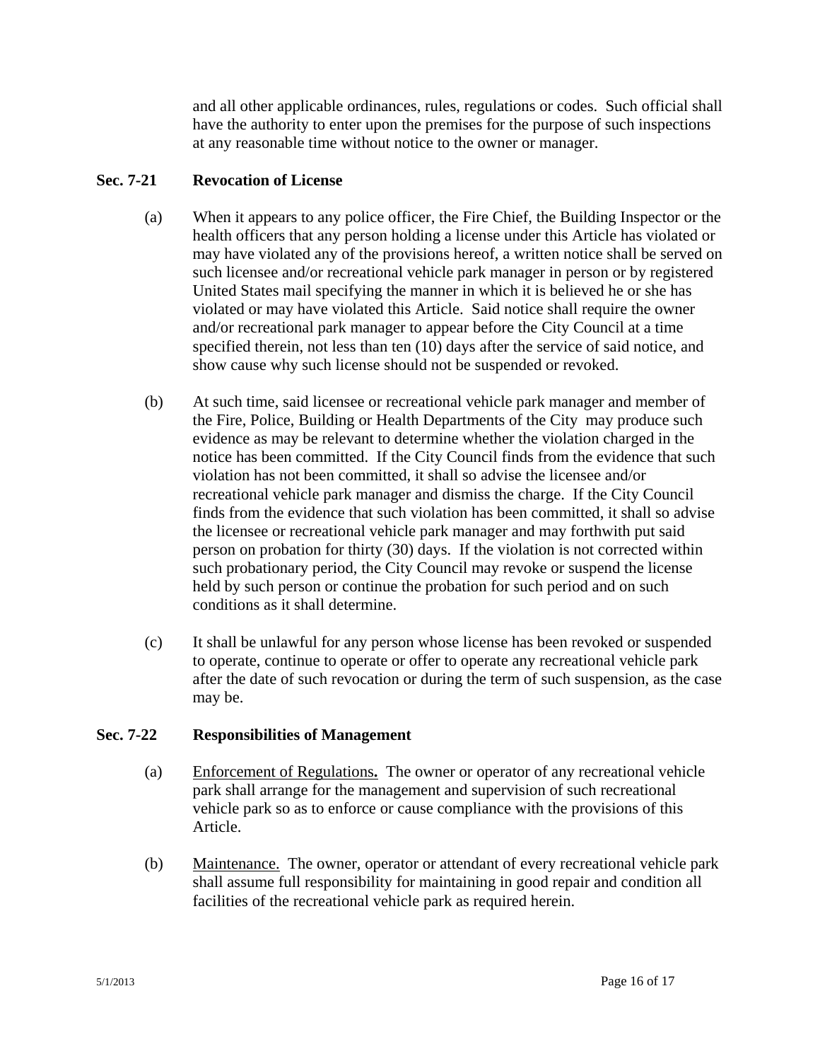and all other applicable ordinances, rules, regulations or codes. Such official shall have the authority to enter upon the premises for the purpose of such inspections at any reasonable time without notice to the owner or manager.

### Sec. 7-21 Revocation of License

(a) When it appears to any police officer, the Fire Chief, the Building Inspector or the health officers that any person holding a license under this Article has violated or may have violated any of the provisions hereof, a written notice shall be served on such licensee and/or recreational vehicle park manager in person or by registered United States mail specifying the manner in which it is believed he or she has violated or may have violated this Article. Said notice shall require the owner and/or recreational park manager to appear before the City Council at a time specified therein, not less than ten (10) days after the service of said notice, and show cause why such license should not be suspended or revoked.

(b) At such time, said licensee or recreational vehicle park manager and member of the Fire, Police, Building or Health Departments of the City may produce such evidence as may be relevant to determine whether the violation charged in the notice has been committed. If the City Council finds from the evidence that such violation has not been committed, it shall so advise the licensee and/or recreational vehicle park manager and dismiss the charge. If the City Council finds from the evidence that such violation has been committed, it shall so advise the licensee or recreational vehicle park manager and may forthwith put said person on probation for thirty (30) days. If the violation is not corrected within such probationary period, the City Council may revoke or suspend the license held by such person or continue the probation for such period and on such conditions as it shall determine.

(c) It shall be unlawful for any person whose license has been revoked or suspended to operate, continue to operate or offer to operate any recreational vehicle park after the date of such revocation or during the term of such suspension, as the case may be.

### Sec. 7-22 Responsibilities of Management

(a) Enforcement of Regulations**.** The owner or operator of any recreational vehicle park shall arrange for the management and supervision of such recreational vehicle park so as to enforce or cause compliance with the provisions of this Article.

(b) Maintenance. The owner, operator or attendant of every recreational vehicle park shall assume full responsibility for maintaining in good repair and condition all facilities of the recreational vehicle park as required herein.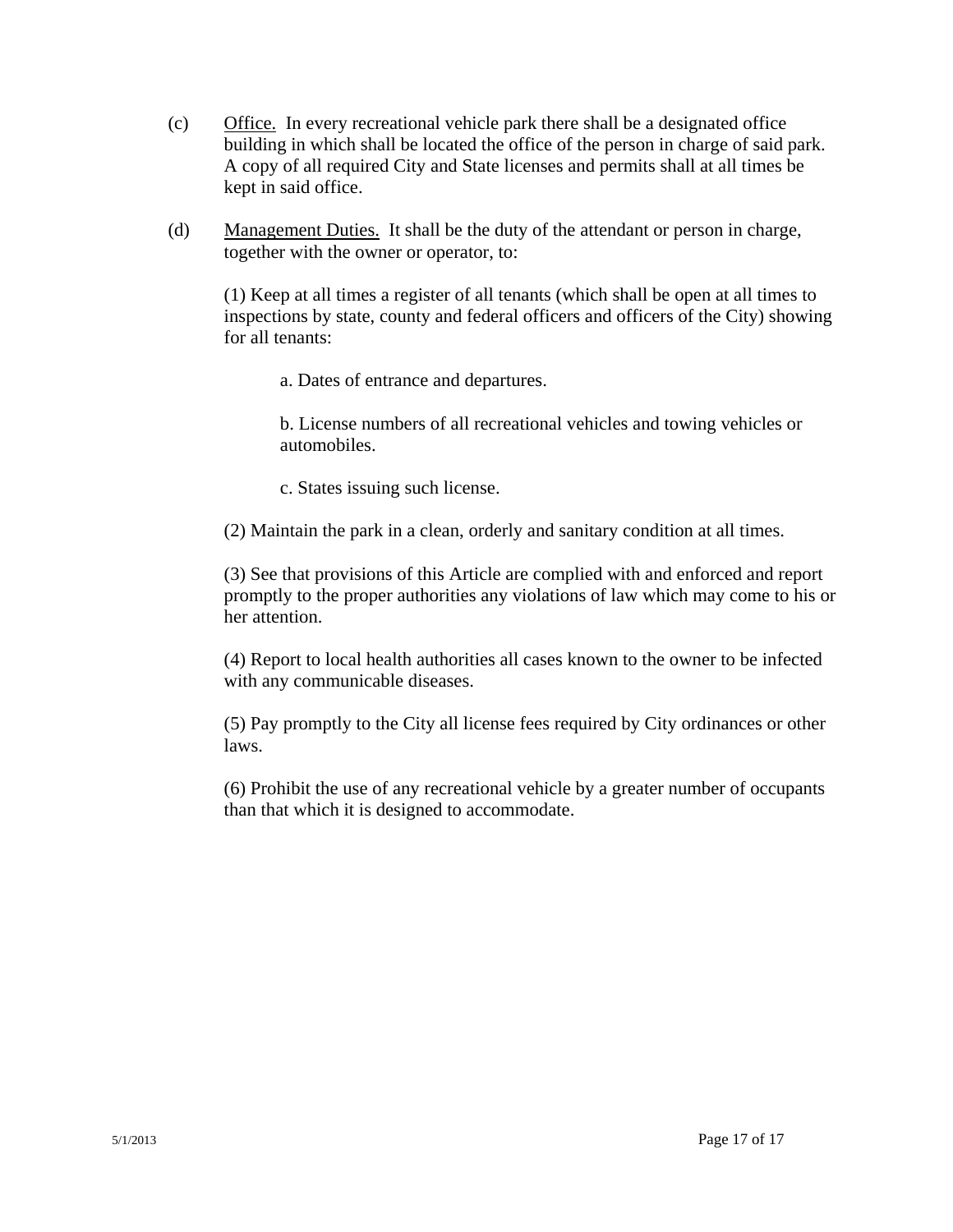(c) Office. In every recreational vehicle park there shall be a designated office building in which shall be located the office of the person in charge of said park. A copy of all required City and State licenses and permits shall at all times be kept in said office.

(d) Management Duties. It shall be the duty of the attendant or person in charge, together with the owner or operator, to:

(1) Keep at all times a register of all tenants (which shall be open at all times to inspections by state, county and federal officers and officers of the City) showing for all tenants:

a. Dates of entrance and departures.

b. License numbers of all recreational vehicles and towing vehicles or automobiles.

c. States issuing such license.

(2) Maintain the park in a clean, orderly and sanitary condition at all times.

(3) See that provisions of this Article are complied with and enforced and report promptly to the proper authorities any violations of law which may come to his or her attention.

(4) Report to local health authorities all cases known to the owner to be infected with any communicable diseases.

(5) Pay promptly to the City all license fees required by City ordinances or other laws.

(6) Prohibit the use of any recreational vehicle by a greater number of occupants than that which it is designed to accommodate.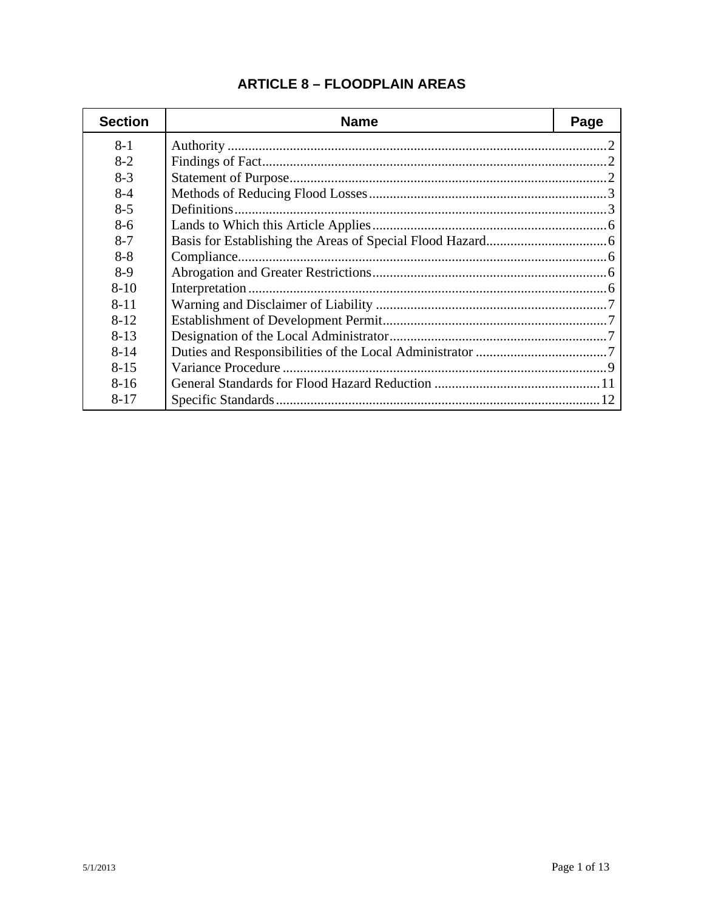# ARTICLE 8 – FLOODPLAIN AREAS

| Section | Name | Page |
|---|---|---|
| 8-1 | Authority | 2 |
| 8-2 | Findings of Fact | 2 |
| 8-3 | Statement of Purpose | 2 |
| 8-4 | Methods of Reducing Flood Losses | 3 |
| 8-5 | Definitions | 3 |
| 8-6 | Lands to Which this Article Applies | 6 |
| 8-7 | Basis for Establishing the Areas of Special Flood Hazard | 6 |
| 8-8 | Compliance | 6 |
| 8-9 | Abrogation and Greater Restrictions | 6 |
| 8-10 | Interpretation | 6 |
| 8-11 | Warning and Disclaimer of Liability | 7 |
| 8-12 | Establishment of Development Permit | 7 |
| 8-13 | Designation of the Local Administrator | 7 |
| 8-14 | Duties and Responsibilities of the Local Administrator | 7 |
| 8-15 | Variance Procedure | 9 |
| 8-16 | General Standards for Flood Hazard Reduction | 11 |
| 8-17 | Specific Standards | 12 |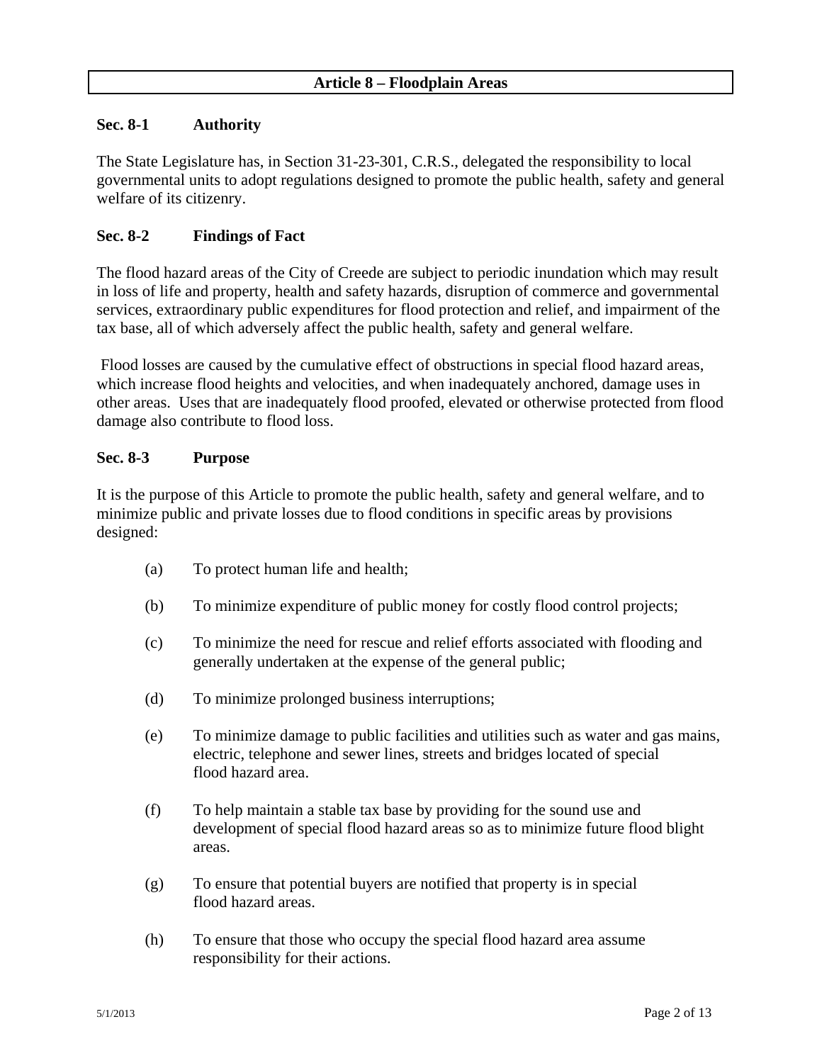## Article 8 – Floodplain Areas

### Sec. 8-1 Authority

The State Legislature has, in Section 31-23-301, C.R.S., delegated the responsibility to local governmental units to adopt regulations designed to promote the public health, safety and general welfare of its citizenry.

### Sec. 8-2 Findings of Fact

The flood hazard areas of the City of Creede are subject to periodic inundation which may result in loss of life and property, health and safety hazards, disruption of commerce and governmental services, extraordinary public expenditures for flood protection and relief, and impairment of the tax base, all of which adversely affect the public health, safety and general welfare.

Flood losses are caused by the cumulative effect of obstructions in special flood hazard areas, which increase flood heights and velocities, and when inadequately anchored, damage uses in other areas. Uses that are inadequately flood proofed, elevated or otherwise protected from flood damage also contribute to flood loss.

### Sec. 8-3 Purpose

It is the purpose of this Article to promote the public health, safety and general welfare, and to minimize public and private losses due to flood conditions in specific areas by provisions designed:

(a) To protect human life and health;

(b) To minimize expenditure of public money for costly flood control projects;

(c) To minimize the need for rescue and relief efforts associated with flooding and generally undertaken at the expense of the general public;

(d) To minimize prolonged business interruptions;

(e) To minimize damage to public facilities and utilities such as water and gas mains, electric, telephone and sewer lines, streets and bridges located of special flood hazard area.

(f) To help maintain a stable tax base by providing for the sound use and development of special flood hazard areas so as to minimize future flood blight areas.

(g) To ensure that potential buyers are notified that property is in special flood hazard areas.

(h) To ensure that those who occupy the special flood hazard area assume responsibility for their actions.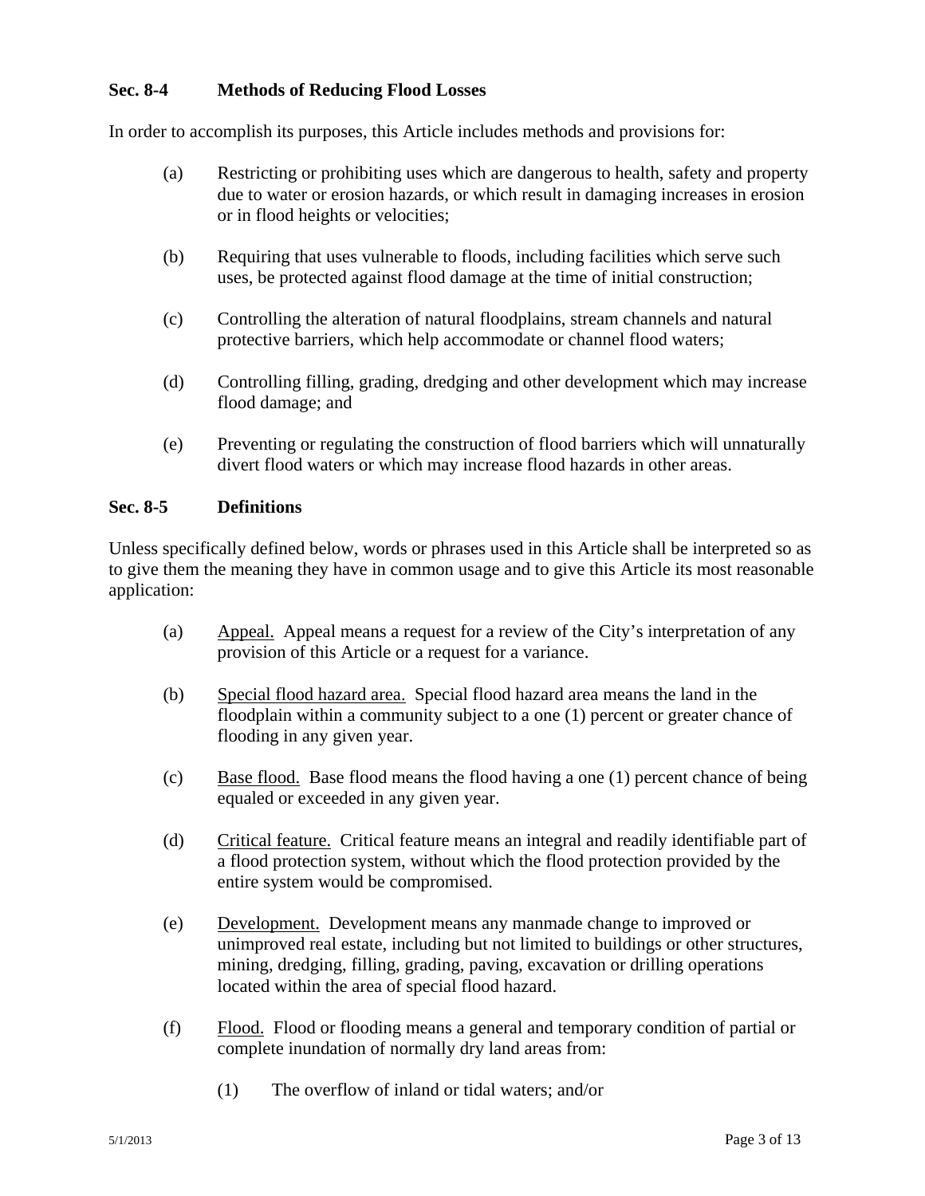### Sec. 8-4 Methods of Reducing Flood Losses

In order to accomplish its purposes, this Article includes methods and provisions for:

(a) Restricting or prohibiting uses which are dangerous to health, safety and property due to water or erosion hazards, or which result in damaging increases in erosion or in flood heights or velocities;

(b) Requiring that uses vulnerable to floods, including facilities which serve such uses, be protected against flood damage at the time of initial construction;

(c) Controlling the alteration of natural floodplains, stream channels and natural protective barriers, which help accommodate or channel flood waters;

(d) Controlling filling, grading, dredging and other development which may increase flood damage; and

(e) Preventing or regulating the construction of flood barriers which will unnaturally divert flood waters or which may increase flood hazards in other areas.

### Sec. 8-5 Definitions

Unless specifically defined below, words or phrases used in this Article shall be interpreted so as to give them the meaning they have in common usage and to give this Article its most reasonable application:

(a) Appeal. Appeal means a request for a review of the City's interpretation of any provision of this Article or a request for a variance.

(b) Special flood hazard area. Special flood hazard area means the land in the floodplain within a community subject to a one (1) percent or greater chance of flooding in any given year.

(c) Base flood. Base flood means the flood having a one (1) percent chance of being equaled or exceeded in any given year.

(d) Critical feature. Critical feature means an integral and readily identifiable part of a flood protection system, without which the flood protection provided by the entire system would be compromised.

(e) Development. Development means any manmade change to improved or unimproved real estate, including but not limited to buildings or other structures, mining, dredging, filling, grading, paving, excavation or drilling operations located within the area of special flood hazard.

(f) Flood. Flood or flooding means a general and temporary condition of partial or complete inundation of normally dry land areas from:

(1) The overflow of inland or tidal waters; and/or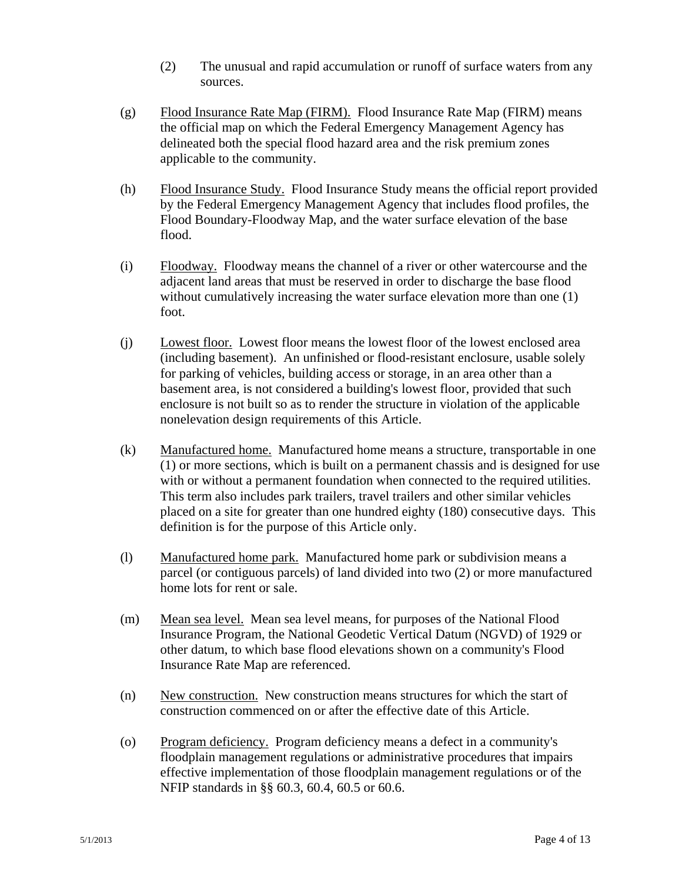(2) The unusual and rapid accumulation or runoff of surface waters from any sources.

(g) Flood Insurance Rate Map (FIRM). Flood Insurance Rate Map (FIRM) means the official map on which the Federal Emergency Management Agency has delineated both the special flood hazard area and the risk premium zones applicable to the community.

(h) Flood Insurance Study. Flood Insurance Study means the official report provided by the Federal Emergency Management Agency that includes flood profiles, the Flood Boundary-Floodway Map, and the water surface elevation of the base flood.

(i) Floodway. Floodway means the channel of a river or other watercourse and the adjacent land areas that must be reserved in order to discharge the base flood without cumulatively increasing the water surface elevation more than one (1) foot.

(j) Lowest floor. Lowest floor means the lowest floor of the lowest enclosed area (including basement). An unfinished or flood-resistant enclosure, usable solely for parking of vehicles, building access or storage, in an area other than a basement area, is not considered a building's lowest floor, provided that such enclosure is not built so as to render the structure in violation of the applicable nonelevation design requirements of this Article.

(k) Manufactured home. Manufactured home means a structure, transportable in one (1) or more sections, which is built on a permanent chassis and is designed for use with or without a permanent foundation when connected to the required utilities. This term also includes park trailers, travel trailers and other similar vehicles placed on a site for greater than one hundred eighty (180) consecutive days. This definition is for the purpose of this Article only.

(l) Manufactured home park. Manufactured home park or subdivision means a parcel (or contiguous parcels) of land divided into two (2) or more manufactured home lots for rent or sale.

(m) Mean sea level. Mean sea level means, for purposes of the National Flood Insurance Program, the National Geodetic Vertical Datum (NGVD) of 1929 or other datum, to which base flood elevations shown on a community's Flood Insurance Rate Map are referenced.

(n) New construction. New construction means structures for which the start of construction commenced on or after the effective date of this Article.

(o) Program deficiency. Program deficiency means a defect in a community's floodplain management regulations or administrative procedures that impairs effective implementation of those floodplain management regulations or of the NFIP standards in §§ 60.3, 60.4, 60.5 or 60.6.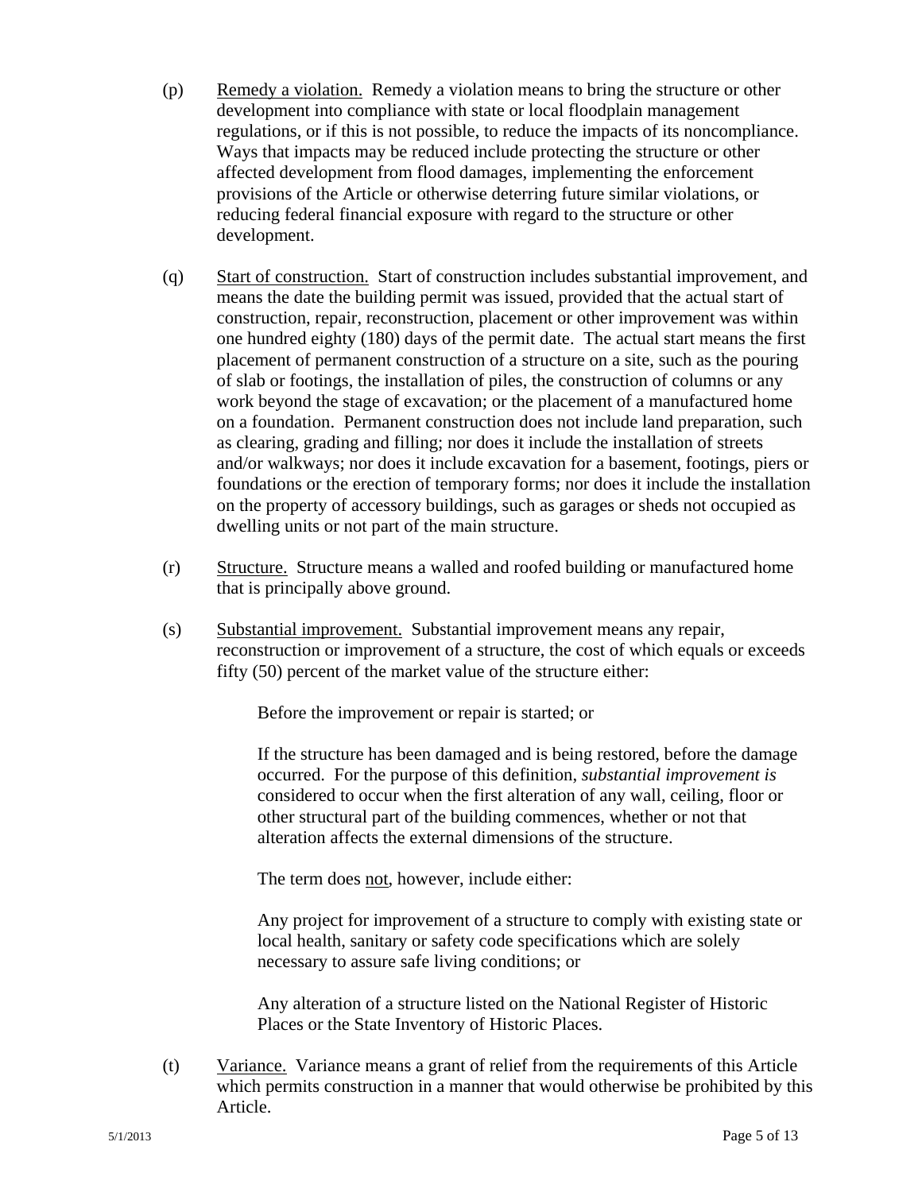(p) Remedy a violation. Remedy a violation means to bring the structure or other development into compliance with state or local floodplain management regulations, or if this is not possible, to reduce the impacts of its noncompliance. Ways that impacts may be reduced include protecting the structure or other affected development from flood damages, implementing the enforcement provisions of the Article or otherwise deterring future similar violations, or reducing federal financial exposure with regard to the structure or other development.

(q) Start of construction. Start of construction includes substantial improvement, and means the date the building permit was issued, provided that the actual start of construction, repair, reconstruction, placement or other improvement was within one hundred eighty (180) days of the permit date. The actual start means the first placement of permanent construction of a structure on a site, such as the pouring of slab or footings, the installation of piles, the construction of columns or any work beyond the stage of excavation; or the placement of a manufactured home on a foundation. Permanent construction does not include land preparation, such as clearing, grading and filling; nor does it include the installation of streets and/or walkways; nor does it include excavation for a basement, footings, piers or foundations or the erection of temporary forms; nor does it include the installation on the property of accessory buildings, such as garages or sheds not occupied as dwelling units or not part of the main structure.

(r) Structure. Structure means a walled and roofed building or manufactured home that is principally above ground.

(s) Substantial improvement. Substantial improvement means any repair, reconstruction or improvement of a structure, the cost of which equals or exceeds fifty (50) percent of the market value of the structure either:

> Before the improvement or repair is started; or
>
> If the structure has been damaged and is being restored, before the damage occurred. For the purpose of this definition, *substantial improvement is* considered to occur when the first alteration of any wall, ceiling, floor or other structural part of the building commences, whether or not that alteration affects the external dimensions of the structure.
>
> The term does not, however, include either:
>
> Any project for improvement of a structure to comply with existing state or local health, sanitary or safety code specifications which are solely necessary to assure safe living conditions; or
>
> Any alteration of a structure listed on the National Register of Historic Places or the State Inventory of Historic Places.

(t) Variance. Variance means a grant of relief from the requirements of this Article which permits construction in a manner that would otherwise be prohibited by this Article.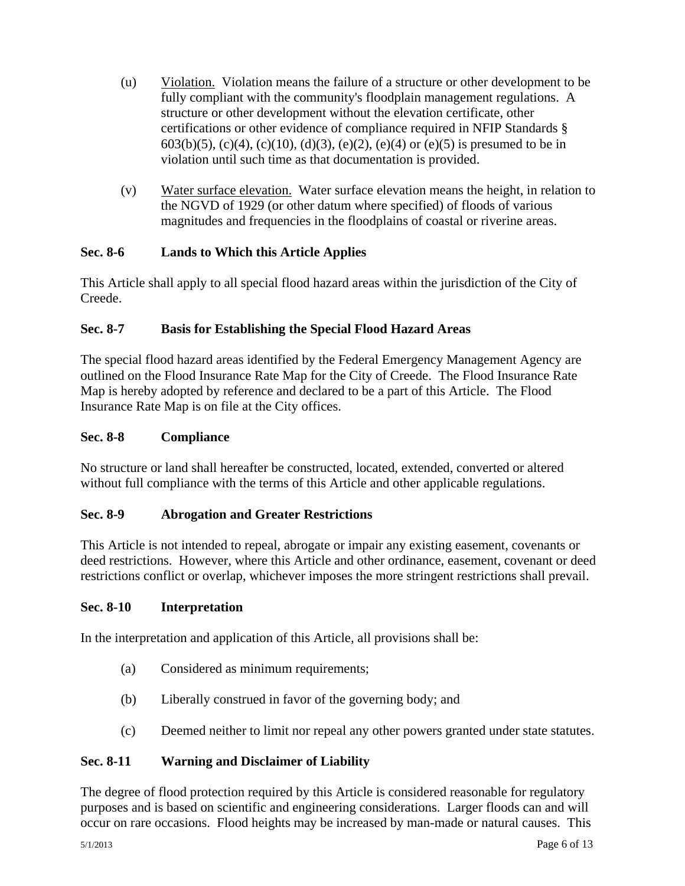(u) Violation. Violation means the failure of a structure or other development to be fully compliant with the community's floodplain management regulations. A structure or other development without the elevation certificate, other certifications or other evidence of compliance required in NFIP Standards § 603(b)(5), (c)(4), (c)(10), (d)(3), (e)(2), (e)(4) or (e)(5) is presumed to be in violation until such time as that documentation is provided.

(v) Water surface elevation. Water surface elevation means the height, in relation to the NGVD of 1929 (or other datum where specified) of floods of various magnitudes and frequencies in the floodplains of coastal or riverine areas.

### Sec. 8-6 Lands to Which this Article Applies

This Article shall apply to all special flood hazard areas within the jurisdiction of the City of Creede.

### Sec. 8-7 Basis for Establishing the Special Flood Hazard Areas

The special flood hazard areas identified by the Federal Emergency Management Agency are outlined on the Flood Insurance Rate Map for the City of Creede. The Flood Insurance Rate Map is hereby adopted by reference and declared to be a part of this Article. The Flood Insurance Rate Map is on file at the City offices.

### Sec. 8-8 Compliance

No structure or land shall hereafter be constructed, located, extended, converted or altered without full compliance with the terms of this Article and other applicable regulations.

### Sec. 8-9 Abrogation and Greater Restrictions

This Article is not intended to repeal, abrogate or impair any existing easement, covenants or deed restrictions. However, where this Article and other ordinance, easement, covenant or deed restrictions conflict or overlap, whichever imposes the more stringent restrictions shall prevail.

### Sec. 8-10 Interpretation

In the interpretation and application of this Article, all provisions shall be:

(a) Considered as minimum requirements;

(b) Liberally construed in favor of the governing body; and

(c) Deemed neither to limit nor repeal any other powers granted under state statutes.

### Sec. 8-11 Warning and Disclaimer of Liability

The degree of flood protection required by this Article is considered reasonable for regulatory purposes and is based on scientific and engineering considerations. Larger floods can and will occur on rare occasions. Flood heights may be increased by man-made or natural causes. This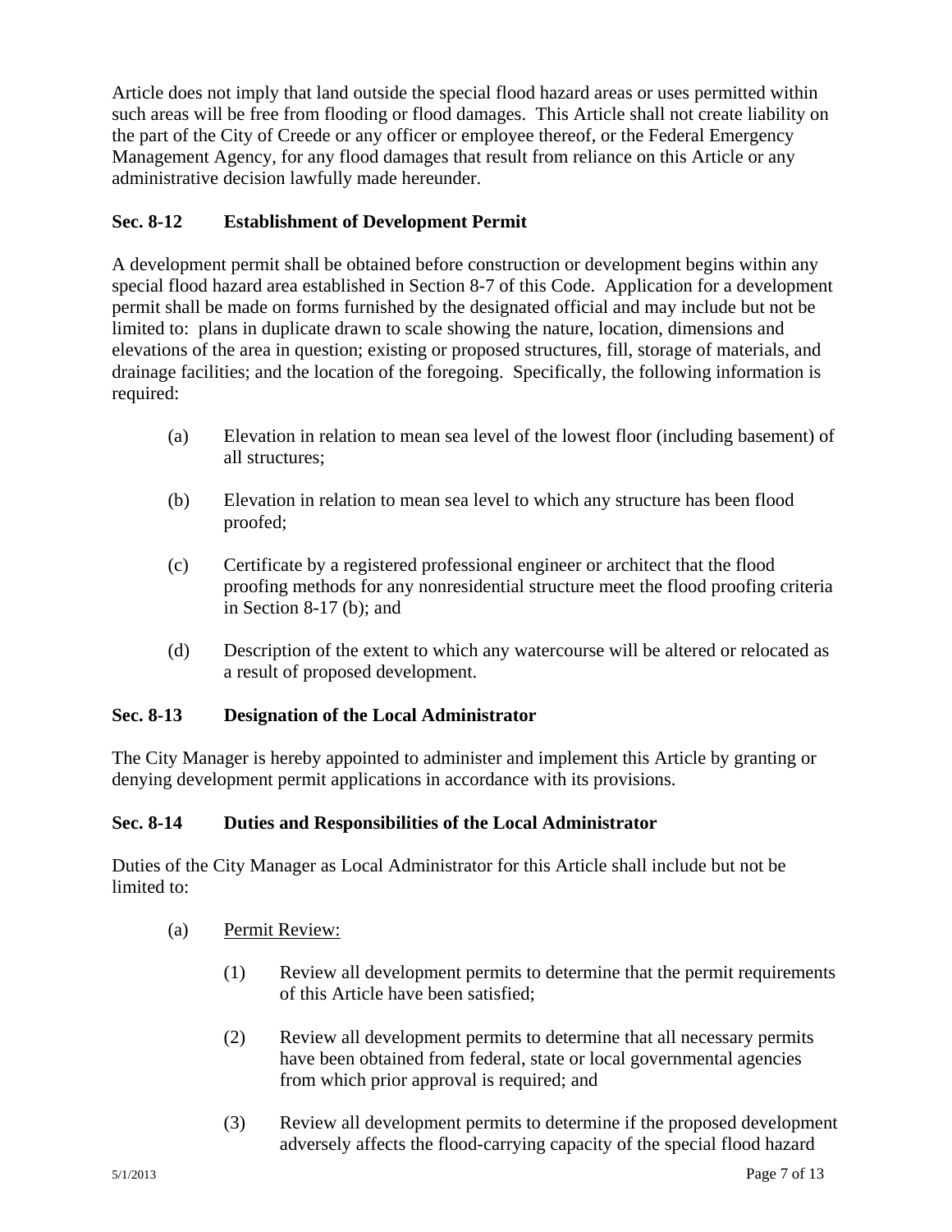Article does not imply that land outside the special flood hazard areas or uses permitted within such areas will be free from flooding or flood damages. This Article shall not create liability on the part of the City of Creede or any officer or employee thereof, or the Federal Emergency Management Agency, for any flood damages that result from reliance on this Article or any administrative decision lawfully made hereunder.

**Sec. 8-12 Establishment of Development Permit**

A development permit shall be obtained before construction or development begins within any special flood hazard area established in Section 8-7 of this Code. Application for a development permit shall be made on forms furnished by the designated official and may include but not be limited to: plans in duplicate drawn to scale showing the nature, location, dimensions and elevations of the area in question; existing or proposed structures, fill, storage of materials, and drainage facilities; and the location of the foregoing. Specifically, the following information is required:

(a) Elevation in relation to mean sea level of the lowest floor (including basement) of all structures;

(b) Elevation in relation to mean sea level to which any structure has been flood proofed;

(c) Certificate by a registered professional engineer or architect that the flood proofing methods for any nonresidential structure meet the flood proofing criteria in Section 8-17 (b); and

(d) Description of the extent to which any watercourse will be altered or relocated as a result of proposed development.

**Sec. 8-13 Designation of the Local Administrator**

The City Manager is hereby appointed to administer and implement this Article by granting or denying development permit applications in accordance with its provisions.

**Sec. 8-14 Duties and Responsibilities of the Local Administrator**

Duties of the City Manager as Local Administrator for this Article shall include but not be limited to:

(a) Permit Review:

(1) Review all development permits to determine that the permit requirements of this Article have been satisfied;

(2) Review all development permits to determine that all necessary permits have been obtained from federal, state or local governmental agencies from which prior approval is required; and

(3) Review all development permits to determine if the proposed development adversely affects the flood-carrying capacity of the special flood hazard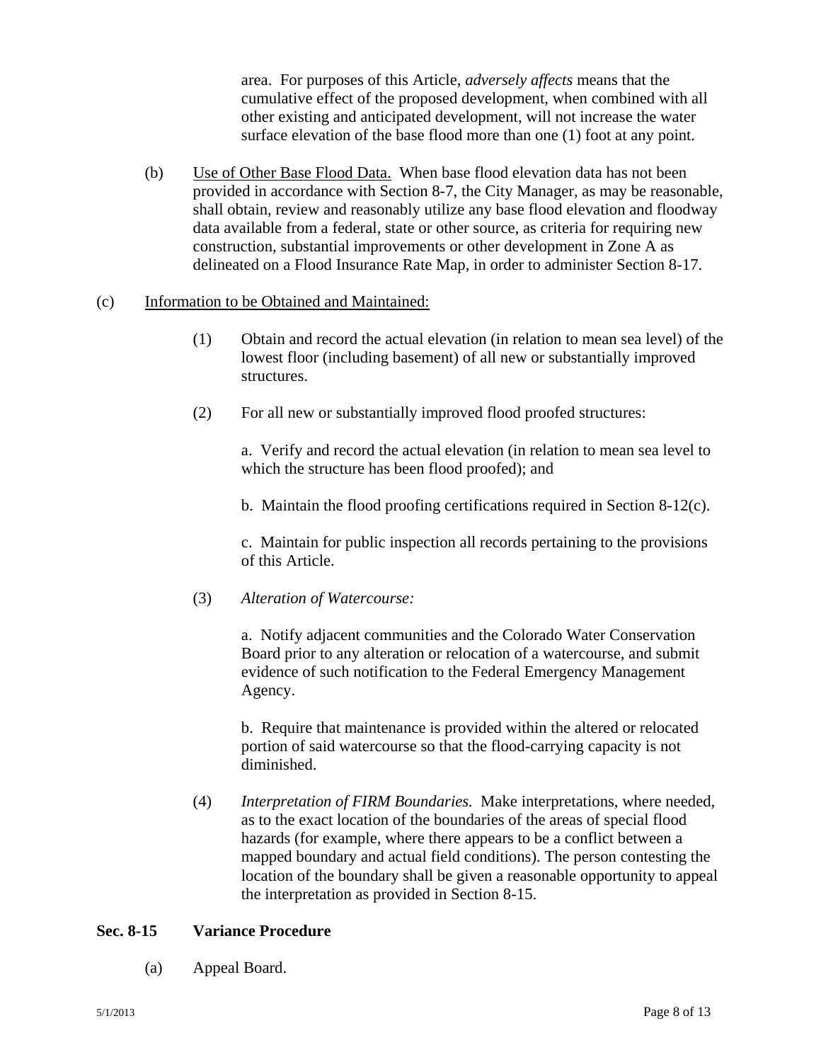area. For purposes of this Article, *adversely affects* means that the cumulative effect of the proposed development, when combined with all other existing and anticipated development, will not increase the water surface elevation of the base flood more than one (1) foot at any point.

(b) Use of Other Base Flood Data. When base flood elevation data has not been provided in accordance with Section 8-7, the City Manager, as may be reasonable, shall obtain, review and reasonably utilize any base flood elevation and floodway data available from a federal, state or other source, as criteria for requiring new construction, substantial improvements or other development in Zone A as delineated on a Flood Insurance Rate Map, in order to administer Section 8-17.

(c) Information to be Obtained and Maintained:

(1) Obtain and record the actual elevation (in relation to mean sea level) of the lowest floor (including basement) of all new or substantially improved structures.

(2) For all new or substantially improved flood proofed structures:

a. Verify and record the actual elevation (in relation to mean sea level to which the structure has been flood proofed); and

b. Maintain the flood proofing certifications required in Section 8-12(c).

c. Maintain for public inspection all records pertaining to the provisions of this Article.

(3) *Alteration of Watercourse:*

a. Notify adjacent communities and the Colorado Water Conservation Board prior to any alteration or relocation of a watercourse, and submit evidence of such notification to the Federal Emergency Management Agency.

b. Require that maintenance is provided within the altered or relocated portion of said watercourse so that the flood-carrying capacity is not diminished.

(4) *Interpretation of FIRM Boundaries.* Make interpretations, where needed, as to the exact location of the boundaries of the areas of special flood hazards (for example, where there appears to be a conflict between a mapped boundary and actual field conditions). The person contesting the location of the boundary shall be given a reasonable opportunity to appeal the interpretation as provided in Section 8-15.

**Sec. 8-15 Variance Procedure**

(a) Appeal Board.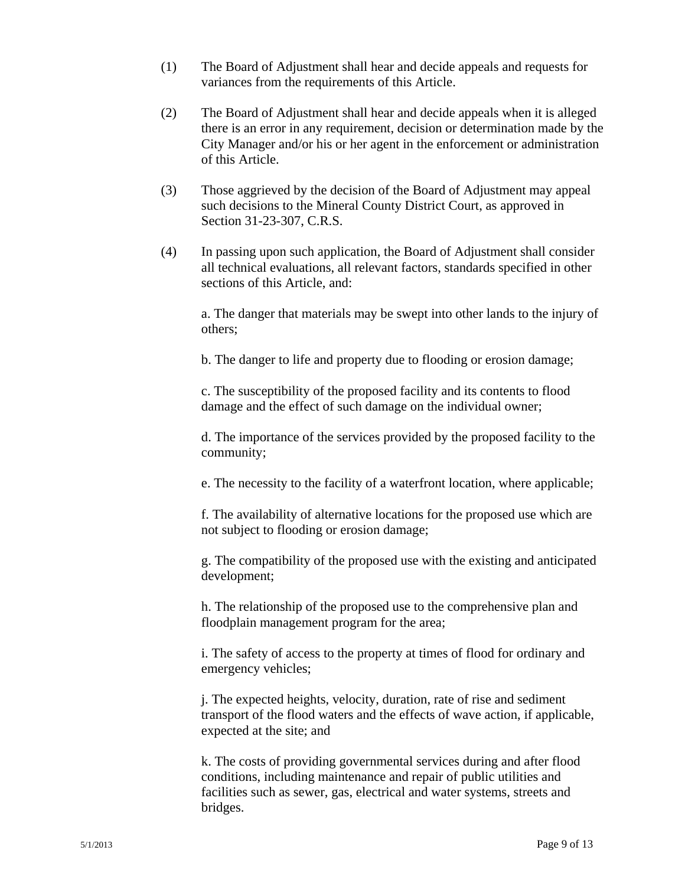(1) The Board of Adjustment shall hear and decide appeals and requests for variances from the requirements of this Article.

(2) The Board of Adjustment shall hear and decide appeals when it is alleged there is an error in any requirement, decision or determination made by the City Manager and/or his or her agent in the enforcement or administration of this Article.

(3) Those aggrieved by the decision of the Board of Adjustment may appeal such decisions to the Mineral County District Court, as approved in Section 31-23-307, C.R.S.

(4) In passing upon such application, the Board of Adjustment shall consider all technical evaluations, all relevant factors, standards specified in other sections of this Article, and:

a. The danger that materials may be swept into other lands to the injury of others;

b. The danger to life and property due to flooding or erosion damage;

c. The susceptibility of the proposed facility and its contents to flood damage and the effect of such damage on the individual owner;

d. The importance of the services provided by the proposed facility to the community;

e. The necessity to the facility of a waterfront location, where applicable;

f. The availability of alternative locations for the proposed use which are not subject to flooding or erosion damage;

g. The compatibility of the proposed use with the existing and anticipated development;

h. The relationship of the proposed use to the comprehensive plan and floodplain management program for the area;

i. The safety of access to the property at times of flood for ordinary and emergency vehicles;

j. The expected heights, velocity, duration, rate of rise and sediment transport of the flood waters and the effects of wave action, if applicable, expected at the site; and

k. The costs of providing governmental services during and after flood conditions, including maintenance and repair of public utilities and facilities such as sewer, gas, electrical and water systems, streets and bridges.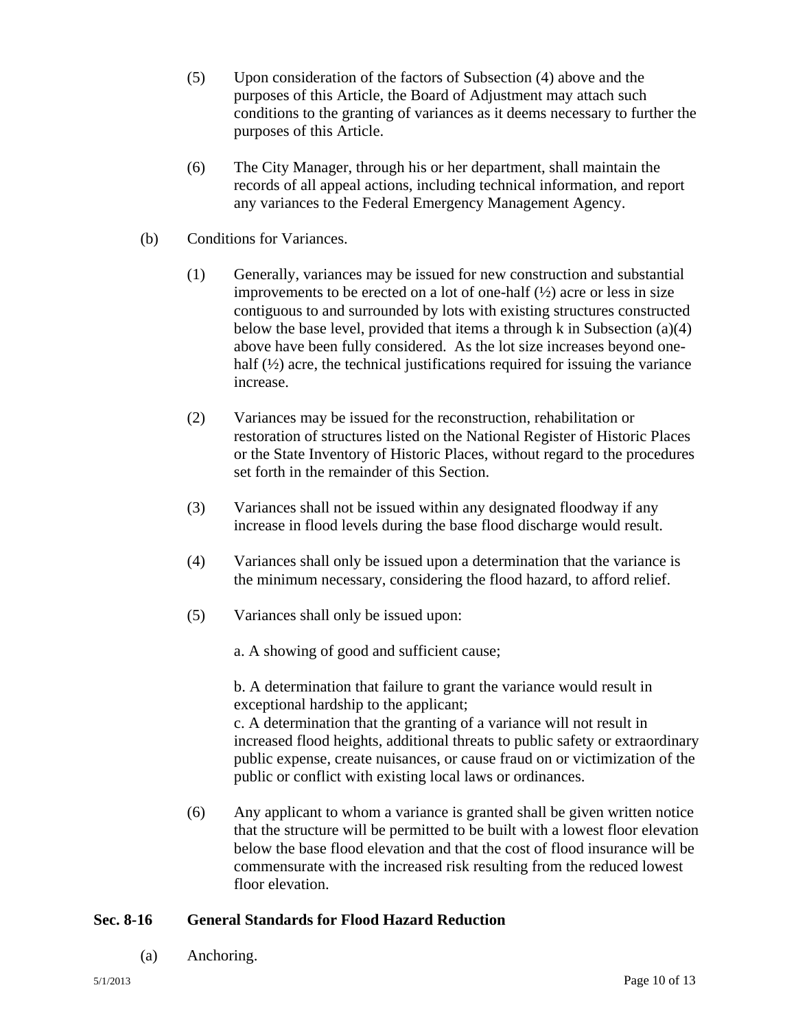(5) Upon consideration of the factors of Subsection (4) above and the purposes of this Article, the Board of Adjustment may attach such conditions to the granting of variances as it deems necessary to further the purposes of this Article.

(6) The City Manager, through his or her department, shall maintain the records of all appeal actions, including technical information, and report any variances to the Federal Emergency Management Agency.

(b) Conditions for Variances.

(1) Generally, variances may be issued for new construction and substantial improvements to be erected on a lot of one-half (½) acre or less in size contiguous to and surrounded by lots with existing structures constructed below the base level, provided that items a through k in Subsection (a)(4) above have been fully considered. As the lot size increases beyond one-half (½) acre, the technical justifications required for issuing the variance increase.

(2) Variances may be issued for the reconstruction, rehabilitation or restoration of structures listed on the National Register of Historic Places or the State Inventory of Historic Places, without regard to the procedures set forth in the remainder of this Section.

(3) Variances shall not be issued within any designated floodway if any increase in flood levels during the base flood discharge would result.

(4) Variances shall only be issued upon a determination that the variance is the minimum necessary, considering the flood hazard, to afford relief.

(5) Variances shall only be issued upon:

a. A showing of good and sufficient cause;

b. A determination that failure to grant the variance would result in exceptional hardship to the applicant;
c. A determination that the granting of a variance will not result in increased flood heights, additional threats to public safety or extraordinary public expense, create nuisances, or cause fraud on or victimization of the public or conflict with existing local laws or ordinances.

(6) Any applicant to whom a variance is granted shall be given written notice that the structure will be permitted to be built with a lowest floor elevation below the base flood elevation and that the cost of flood insurance will be commensurate with the increased risk resulting from the reduced lowest floor elevation.

## Sec. 8-16 General Standards for Flood Hazard Reduction

(a) Anchoring.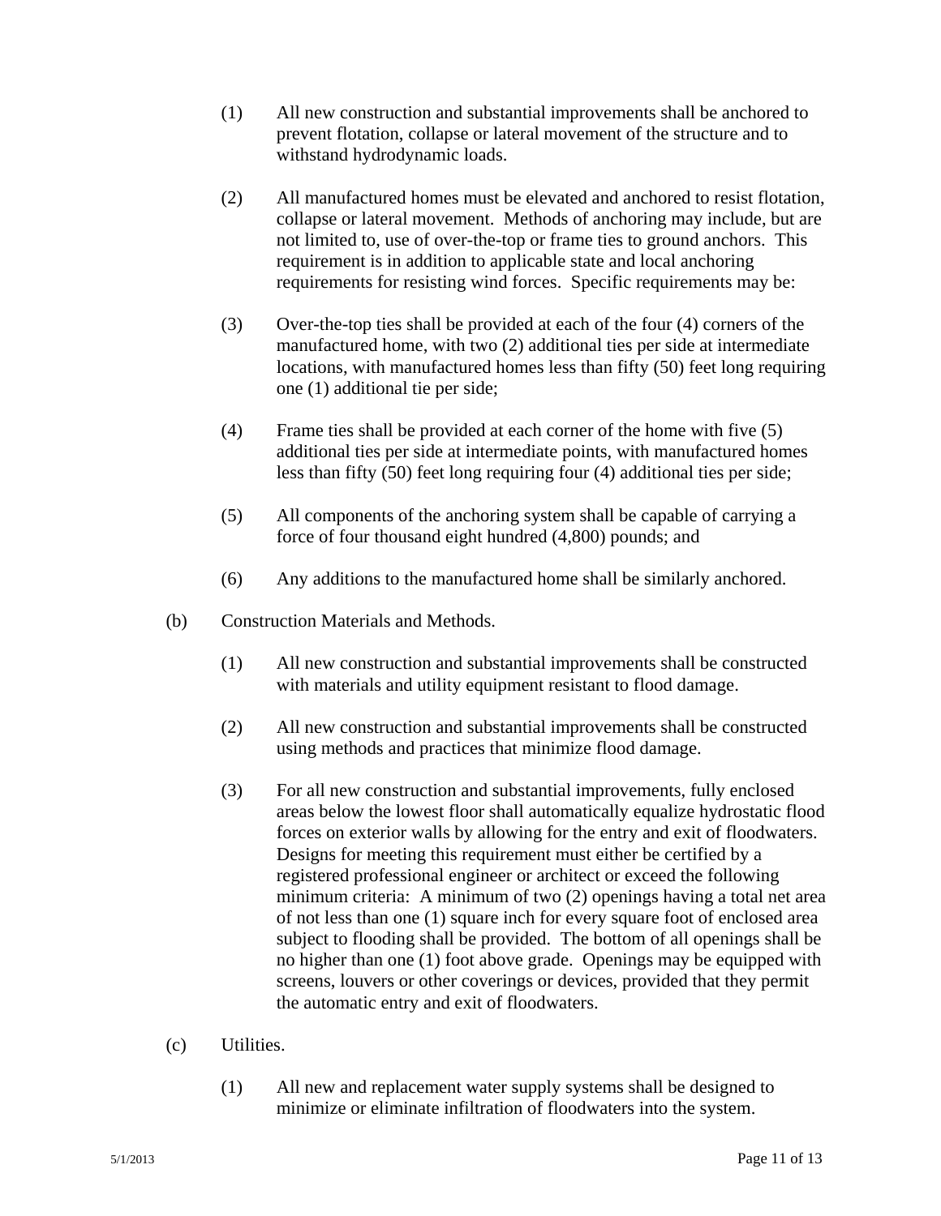(1) All new construction and substantial improvements shall be anchored to prevent flotation, collapse or lateral movement of the structure and to withstand hydrodynamic loads.

(2) All manufactured homes must be elevated and anchored to resist flotation, collapse or lateral movement. Methods of anchoring may include, but are not limited to, use of over-the-top or frame ties to ground anchors. This requirement is in addition to applicable state and local anchoring requirements for resisting wind forces. Specific requirements may be:

(3) Over-the-top ties shall be provided at each of the four (4) corners of the manufactured home, with two (2) additional ties per side at intermediate locations, with manufactured homes less than fifty (50) feet long requiring one (1) additional tie per side;

(4) Frame ties shall be provided at each corner of the home with five (5) additional ties per side at intermediate points, with manufactured homes less than fifty (50) feet long requiring four (4) additional ties per side;

(5) All components of the anchoring system shall be capable of carrying a force of four thousand eight hundred (4,800) pounds; and

(6) Any additions to the manufactured home shall be similarly anchored.

(b) Construction Materials and Methods.

(1) All new construction and substantial improvements shall be constructed with materials and utility equipment resistant to flood damage.

(2) All new construction and substantial improvements shall be constructed using methods and practices that minimize flood damage.

(3) For all new construction and substantial improvements, fully enclosed areas below the lowest floor shall automatically equalize hydrostatic flood forces on exterior walls by allowing for the entry and exit of floodwaters. Designs for meeting this requirement must either be certified by a registered professional engineer or architect or exceed the following minimum criteria: A minimum of two (2) openings having a total net area of not less than one (1) square inch for every square foot of enclosed area subject to flooding shall be provided. The bottom of all openings shall be no higher than one (1) foot above grade. Openings may be equipped with screens, louvers or other coverings or devices, provided that they permit the automatic entry and exit of floodwaters.

(c) Utilities.

(1) All new and replacement water supply systems shall be designed to minimize or eliminate infiltration of floodwaters into the system.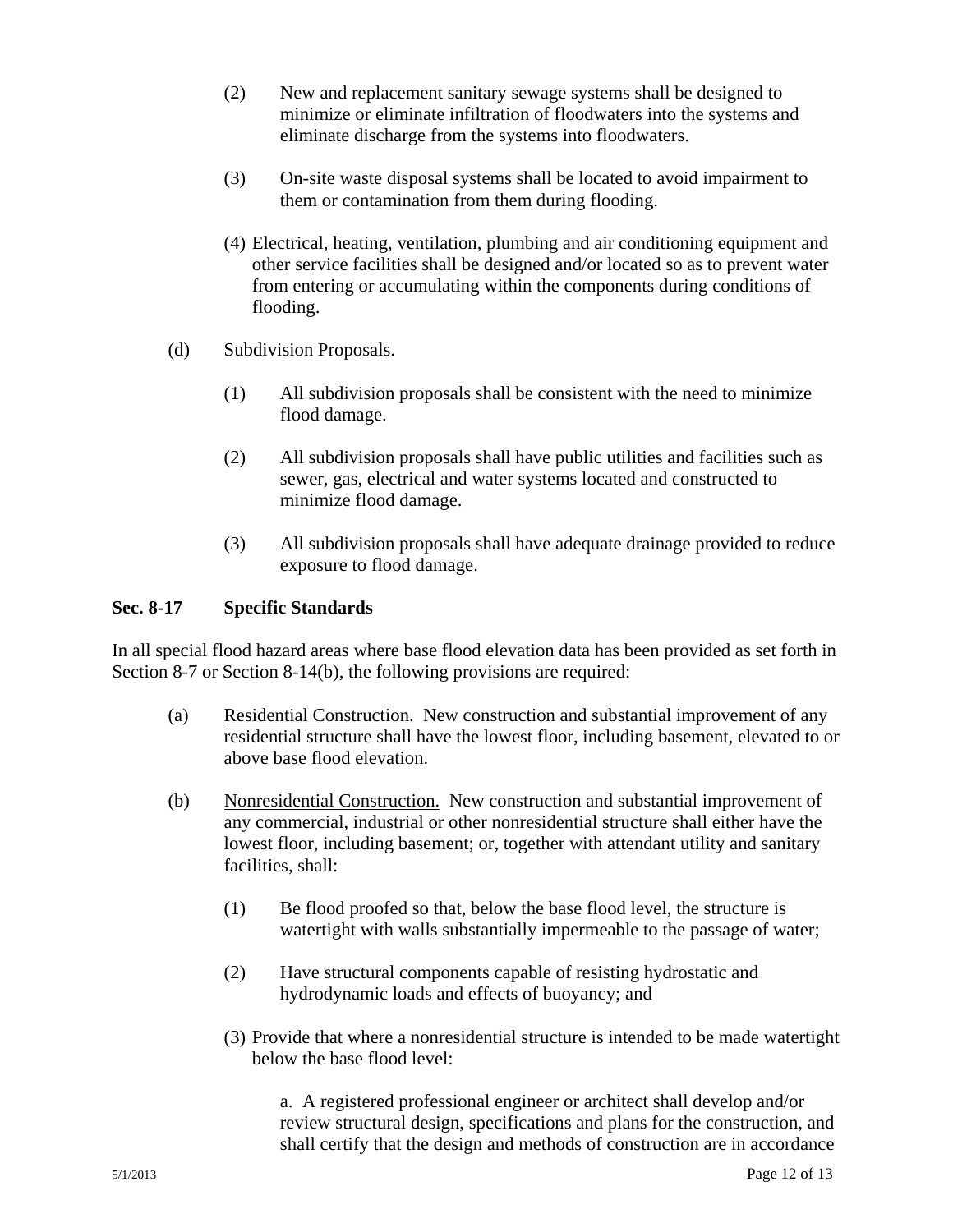(2) New and replacement sanitary sewage systems shall be designed to minimize or eliminate infiltration of floodwaters into the systems and eliminate discharge from the systems into floodwaters.

(3) On-site waste disposal systems shall be located to avoid impairment to them or contamination from them during flooding.

(4) Electrical, heating, ventilation, plumbing and air conditioning equipment and other service facilities shall be designed and/or located so as to prevent water from entering or accumulating within the components during conditions of flooding.

(d) Subdivision Proposals.

(1) All subdivision proposals shall be consistent with the need to minimize flood damage.

(2) All subdivision proposals shall have public utilities and facilities such as sewer, gas, electrical and water systems located and constructed to minimize flood damage.

(3) All subdivision proposals shall have adequate drainage provided to reduce exposure to flood damage.

**Sec. 8-17 Specific Standards**

In all special flood hazard areas where base flood elevation data has been provided as set forth in Section 8-7 or Section 8-14(b), the following provisions are required:

(a) Residential Construction. New construction and substantial improvement of any residential structure shall have the lowest floor, including basement, elevated to or above base flood elevation.

(b) Nonresidential Construction. New construction and substantial improvement of any commercial, industrial or other nonresidential structure shall either have the lowest floor, including basement; or, together with attendant utility and sanitary facilities, shall:

(1) Be flood proofed so that, below the base flood level, the structure is watertight with walls substantially impermeable to the passage of water;

(2) Have structural components capable of resisting hydrostatic and hydrodynamic loads and effects of buoyancy; and

(3) Provide that where a nonresidential structure is intended to be made watertight below the base flood level:

a. A registered professional engineer or architect shall develop and/or review structural design, specifications and plans for the construction, and shall certify that the design and methods of construction are in accordance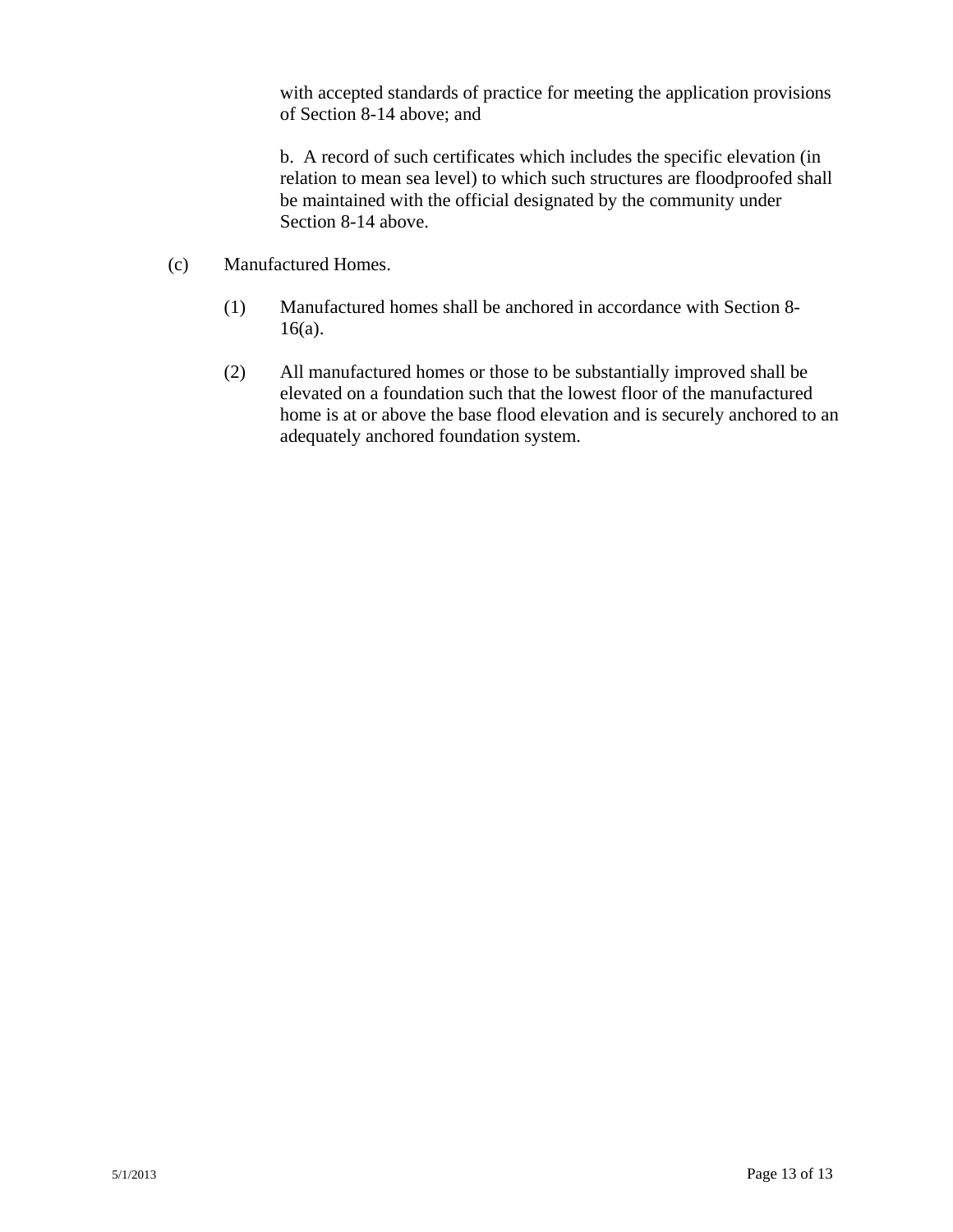with accepted standards of practice for meeting the application provisions of Section 8-14 above; and

b. A record of such certificates which includes the specific elevation (in relation to mean sea level) to which such structures are floodproofed shall be maintained with the official designated by the community under Section 8-14 above.

(c) Manufactured Homes.

(1) Manufactured homes shall be anchored in accordance with Section 8-16(a).

(2) All manufactured homes or those to be substantially improved shall be elevated on a foundation such that the lowest floor of the manufactured home is at or above the base flood elevation and is securely anchored to an adequately anchored foundation system.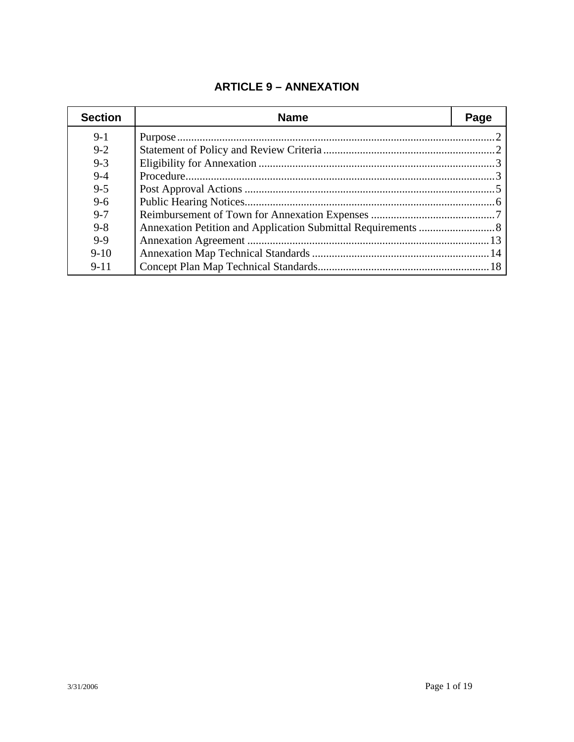# ARTICLE 9 – ANNEXATION

| Section | Name | Page |
|---|---|---|
| 9-1 | Purpose | 2 |
| 9-2 | Statement of Policy and Review Criteria | 2 |
| 9-3 | Eligibility for Annexation | 3 |
| 9-4 | Procedure | 3 |
| 9-5 | Post Approval Actions | 5 |
| 9-6 | Public Hearing Notices | 6 |
| 9-7 | Reimbursement of Town for Annexation Expenses | 7 |
| 9-8 | Annexation Petition and Application Submittal Requirements | 8 |
| 9-9 | Annexation Agreement | 13 |
| 9-10 | Annexation Map Technical Standards | 14 |
| 9-11 | Concept Plan Map Technical Standards | 18 |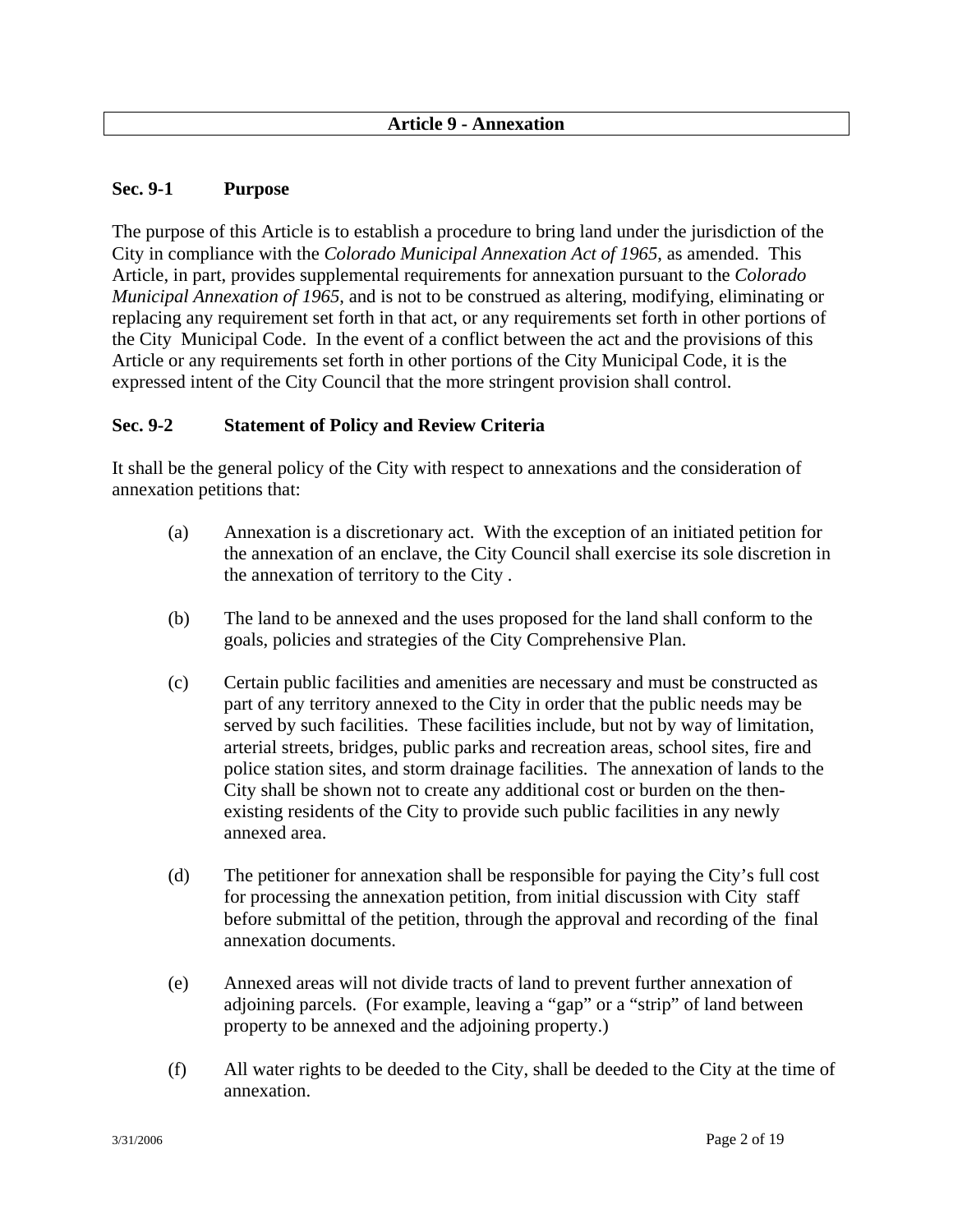# Article 9 - Annexation

## Sec. 9-1 Purpose

The purpose of this Article is to establish a procedure to bring land under the jurisdiction of the City in compliance with the *Colorado Municipal Annexation Act of 1965*, as amended. This Article, in part, provides supplemental requirements for annexation pursuant to the *Colorado Municipal Annexation of 1965*, and is not to be construed as altering, modifying, eliminating or replacing any requirement set forth in that act, or any requirements set forth in other portions of the City Municipal Code. In the event of a conflict between the act and the provisions of this Article or any requirements set forth in other portions of the City Municipal Code, it is the expressed intent of the City Council that the more stringent provision shall control.

## Sec. 9-2 Statement of Policy and Review Criteria

It shall be the general policy of the City with respect to annexations and the consideration of annexation petitions that:

(a) Annexation is a discretionary act. With the exception of an initiated petition for the annexation of an enclave, the City Council shall exercise its sole discretion in the annexation of territory to the City .

(b) The land to be annexed and the uses proposed for the land shall conform to the goals, policies and strategies of the City Comprehensive Plan.

(c) Certain public facilities and amenities are necessary and must be constructed as part of any territory annexed to the City in order that the public needs may be served by such facilities. These facilities include, but not by way of limitation, arterial streets, bridges, public parks and recreation areas, school sites, fire and police station sites, and storm drainage facilities. The annexation of lands to the City shall be shown not to create any additional cost or burden on the then-existing residents of the City to provide such public facilities in any newly annexed area.

(d) The petitioner for annexation shall be responsible for paying the City's full cost for processing the annexation petition, from initial discussion with City staff before submittal of the petition, through the approval and recording of the final annexation documents.

(e) Annexed areas will not divide tracts of land to prevent further annexation of adjoining parcels. (For example, leaving a "gap" or a "strip" of land between property to be annexed and the adjoining property.)

(f) All water rights to be deeded to the City, shall be deeded to the City at the time of annexation.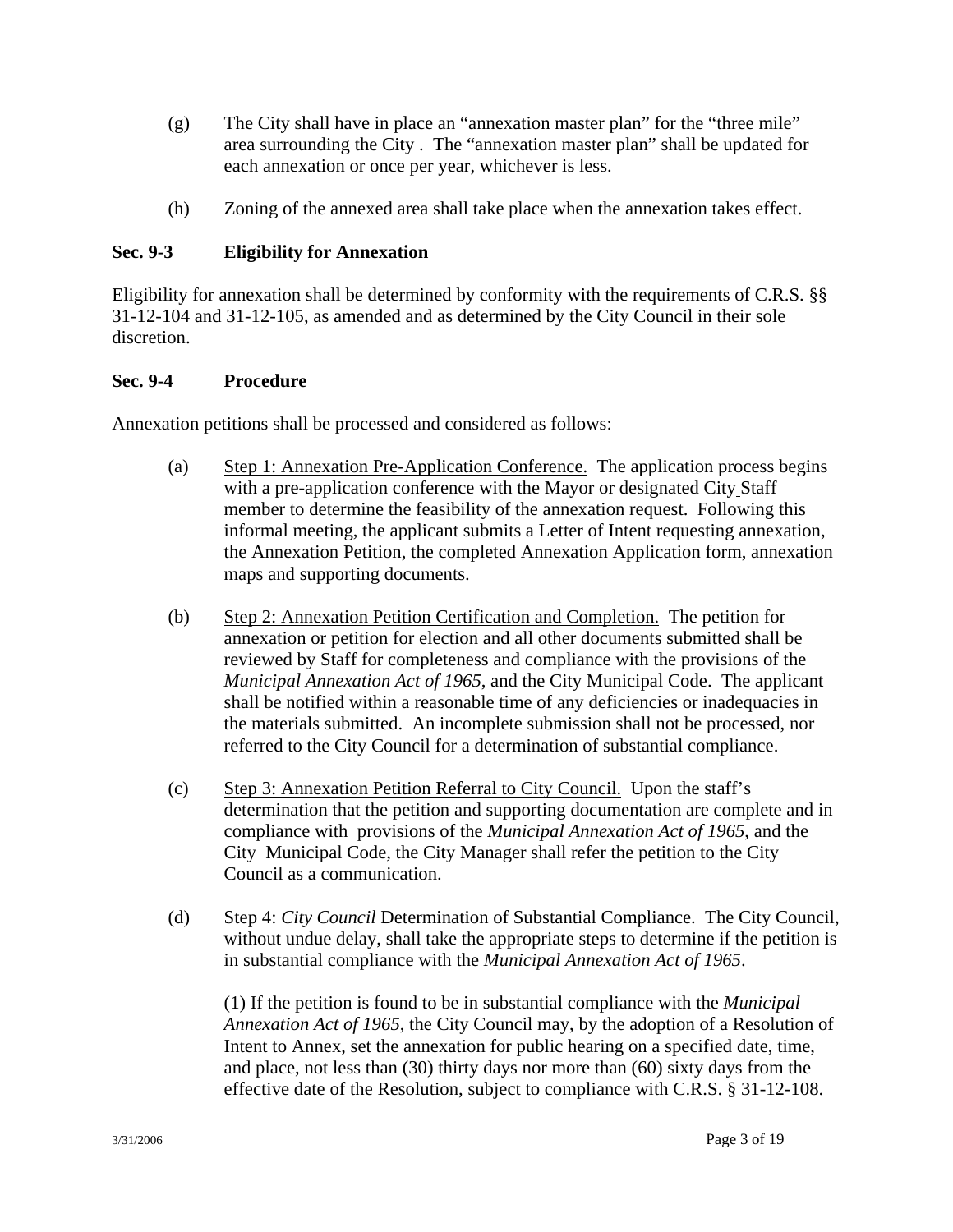(g) The City shall have in place an "annexation master plan" for the "three mile" area surrounding the City . The "annexation master plan" shall be updated for each annexation or once per year, whichever is less.

(h) Zoning of the annexed area shall take place when the annexation takes effect.

### Sec. 9-3 Eligibility for Annexation

Eligibility for annexation shall be determined by conformity with the requirements of C.R.S. §§ 31-12-104 and 31-12-105, as amended and as determined by the City Council in their sole discretion.

### Sec. 9-4 Procedure

Annexation petitions shall be processed and considered as follows:

(a) Step 1: Annexation Pre-Application Conference. The application process begins with a pre-application conference with the Mayor or designated City Staff member to determine the feasibility of the annexation request. Following this informal meeting, the applicant submits a Letter of Intent requesting annexation, the Annexation Petition, the completed Annexation Application form, annexation maps and supporting documents.

(b) Step 2: Annexation Petition Certification and Completion. The petition for annexation or petition for election and all other documents submitted shall be reviewed by Staff for completeness and compliance with the provisions of the *Municipal Annexation Act of 1965*, and the City Municipal Code. The applicant shall be notified within a reasonable time of any deficiencies or inadequacies in the materials submitted. An incomplete submission shall not be processed, nor referred to the City Council for a determination of substantial compliance.

(c) Step 3: Annexation Petition Referral to City Council. Upon the staff's determination that the petition and supporting documentation are complete and in compliance with provisions of the *Municipal Annexation Act of 1965*, and the City Municipal Code, the City Manager shall refer the petition to the City Council as a communication.

(d) Step 4: *City Council* Determination of Substantial Compliance. The City Council, without undue delay, shall take the appropriate steps to determine if the petition is in substantial compliance with the *Municipal Annexation Act of 1965*.

(1) If the petition is found to be in substantial compliance with the *Municipal Annexation Act of 1965*, the City Council may, by the adoption of a Resolution of Intent to Annex, set the annexation for public hearing on a specified date, time, and place, not less than (30) thirty days nor more than (60) sixty days from the effective date of the Resolution, subject to compliance with C.R.S. § 31-12-108.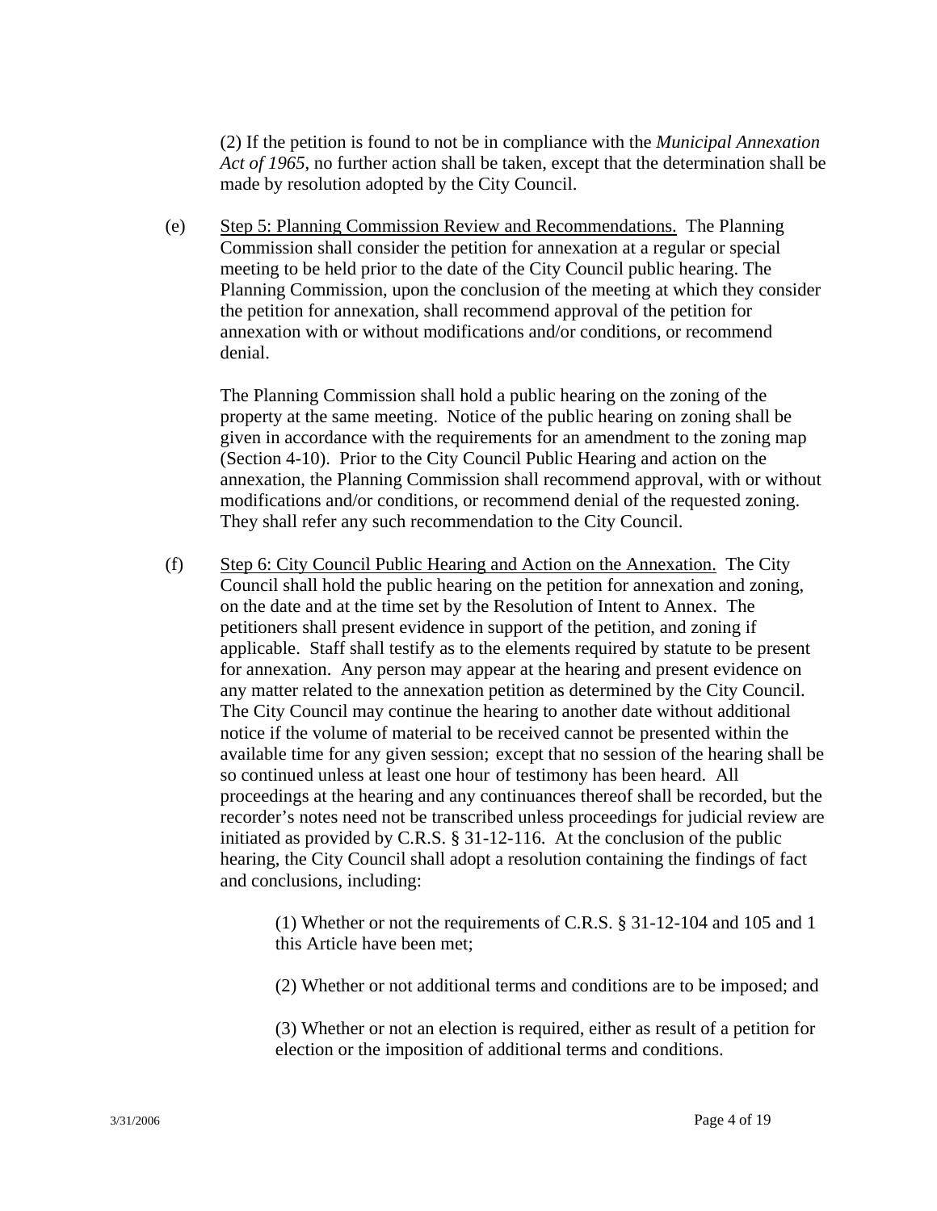(2) If the petition is found to not be in compliance with the *Municipal Annexation Act of 1965*, no further action shall be taken, except that the determination shall be made by resolution adopted by the City Council.

(e) Step 5: Planning Commission Review and Recommendations. The Planning Commission shall consider the petition for annexation at a regular or special meeting to be held prior to the date of the City Council public hearing. The Planning Commission, upon the conclusion of the meeting at which they consider the petition for annexation, shall recommend approval of the petition for annexation with or without modifications and/or conditions, or recommend denial.

The Planning Commission shall hold a public hearing on the zoning of the property at the same meeting. Notice of the public hearing on zoning shall be given in accordance with the requirements for an amendment to the zoning map (Section 4-10). Prior to the City Council Public Hearing and action on the annexation, the Planning Commission shall recommend approval, with or without modifications and/or conditions, or recommend denial of the requested zoning. They shall refer any such recommendation to the City Council.

(f) Step 6: City Council Public Hearing and Action on the Annexation. The City Council shall hold the public hearing on the petition for annexation and zoning, on the date and at the time set by the Resolution of Intent to Annex. The petitioners shall present evidence in support of the petition, and zoning if applicable. Staff shall testify as to the elements required by statute to be present for annexation. Any person may appear at the hearing and present evidence on any matter related to the annexation petition as determined by the City Council. The City Council may continue the hearing to another date without additional notice if the volume of material to be received cannot be presented within the available time for any given session; except that no session of the hearing shall be so continued unless at least one hour of testimony has been heard. All proceedings at the hearing and any continuances thereof shall be recorded, but the recorder's notes need not be transcribed unless proceedings for judicial review are initiated as provided by C.R.S. § 31-12-116. At the conclusion of the public hearing, the City Council shall adopt a resolution containing the findings of fact and conclusions, including:

(1) Whether or not the requirements of C.R.S. § 31-12-104 and 105 and 1 this Article have been met;

(2) Whether or not additional terms and conditions are to be imposed; and

(3) Whether or not an election is required, either as result of a petition for election or the imposition of additional terms and conditions.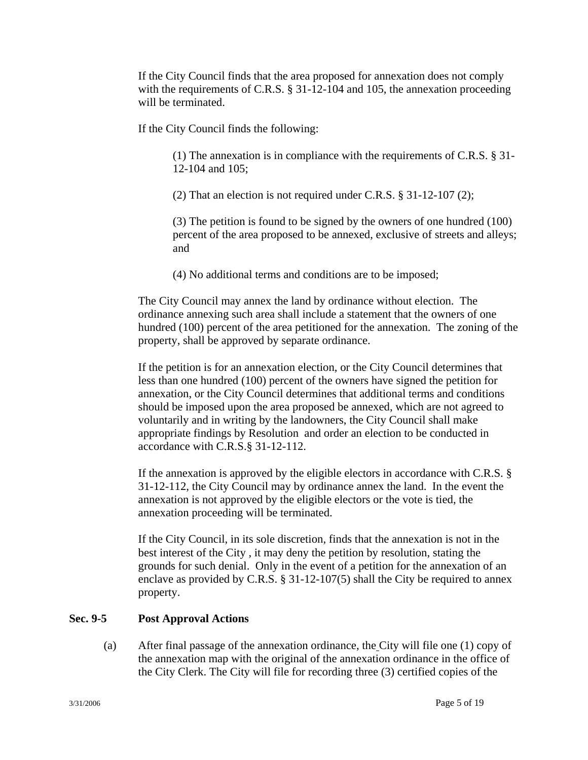If the City Council finds that the area proposed for annexation does not comply with the requirements of C.R.S. § 31-12-104 and 105, the annexation proceeding will be terminated.

If the City Council finds the following:

(1) The annexation is in compliance with the requirements of C.R.S. § 31-12-104 and 105;

(2) That an election is not required under C.R.S. § 31-12-107 (2);

(3) The petition is found to be signed by the owners of one hundred (100) percent of the area proposed to be annexed, exclusive of streets and alleys; and

(4) No additional terms and conditions are to be imposed;

The City Council may annex the land by ordinance without election. The ordinance annexing such area shall include a statement that the owners of one hundred (100) percent of the area petitioned for the annexation. The zoning of the property, shall be approved by separate ordinance.

If the petition is for an annexation election, or the City Council determines that less than one hundred (100) percent of the owners have signed the petition for annexation, or the City Council determines that additional terms and conditions should be imposed upon the area proposed be annexed, which are not agreed to voluntarily and in writing by the landowners, the City Council shall make appropriate findings by Resolution and order an election to be conducted in accordance with C.R.S.§ 31-12-112.

If the annexation is approved by the eligible electors in accordance with C.R.S. § 31-12-112, the City Council may by ordinance annex the land. In the event the annexation is not approved by the eligible electors or the vote is tied, the annexation proceeding will be terminated.

If the City Council, in its sole discretion, finds that the annexation is not in the best interest of the City , it may deny the petition by resolution, stating the grounds for such denial. Only in the event of a petition for the annexation of an enclave as provided by C.R.S. § 31-12-107(5) shall the City be required to annex property.

**Sec. 9-5 Post Approval Actions**

(a) After final passage of the annexation ordinance, the City will file one (1) copy of the annexation map with the original of the annexation ordinance in the office of the City Clerk. The City will file for recording three (3) certified copies of the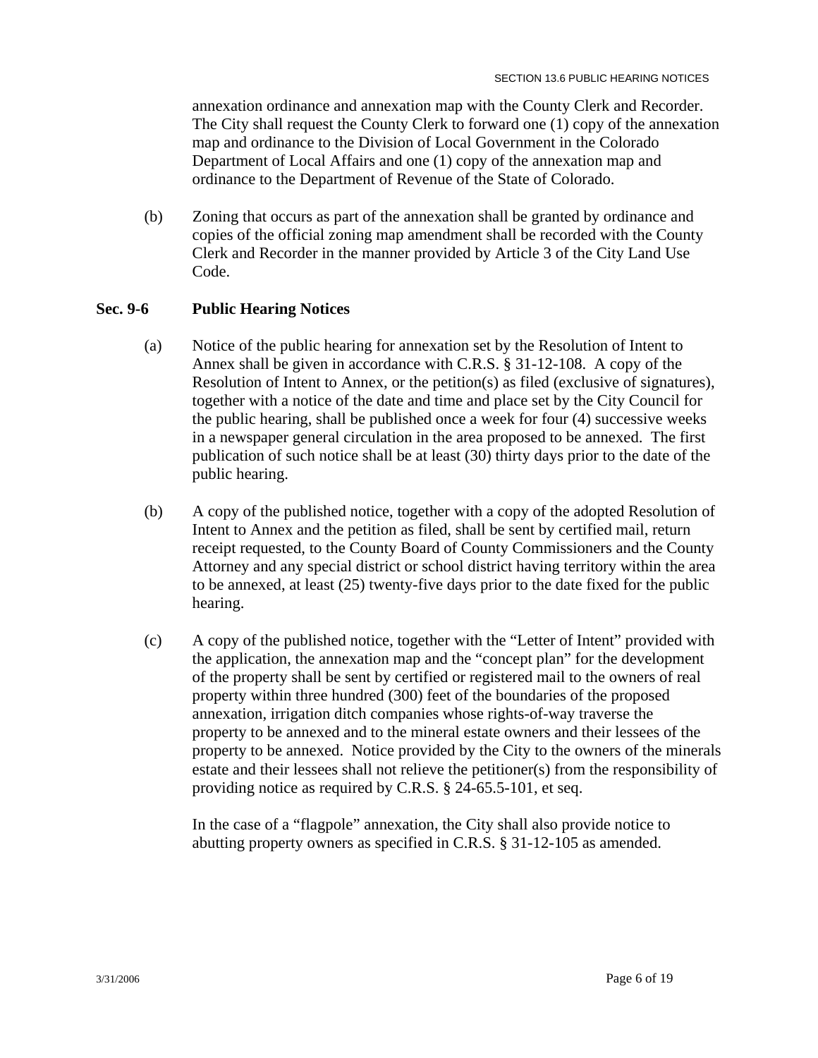annexation ordinance and annexation map with the County Clerk and Recorder. The City shall request the County Clerk to forward one (1) copy of the annexation map and ordinance to the Division of Local Government in the Colorado Department of Local Affairs and one (1) copy of the annexation map and ordinance to the Department of Revenue of the State of Colorado.

(b) Zoning that occurs as part of the annexation shall be granted by ordinance and copies of the official zoning map amendment shall be recorded with the County Clerk and Recorder in the manner provided by Article 3 of the City Land Use Code.

**Sec. 9-6 Public Hearing Notices**

(a) Notice of the public hearing for annexation set by the Resolution of Intent to Annex shall be given in accordance with C.R.S. § 31-12-108. A copy of the Resolution of Intent to Annex, or the petition(s) as filed (exclusive of signatures), together with a notice of the date and time and place set by the City Council for the public hearing, shall be published once a week for four (4) successive weeks in a newspaper general circulation in the area proposed to be annexed. The first publication of such notice shall be at least (30) thirty days prior to the date of the public hearing.

(b) A copy of the published notice, together with a copy of the adopted Resolution of Intent to Annex and the petition as filed, shall be sent by certified mail, return receipt requested, to the County Board of County Commissioners and the County Attorney and any special district or school district having territory within the area to be annexed, at least (25) twenty-five days prior to the date fixed for the public hearing.

(c) A copy of the published notice, together with the "Letter of Intent" provided with the application, the annexation map and the "concept plan" for the development of the property shall be sent by certified or registered mail to the owners of real property within three hundred (300) feet of the boundaries of the proposed annexation, irrigation ditch companies whose rights-of-way traverse the property to be annexed and to the mineral estate owners and their lessees of the property to be annexed. Notice provided by the City to the owners of the minerals estate and their lessees shall not relieve the petitioner(s) from the responsibility of providing notice as required by C.R.S. § 24-65.5-101, et seq.

In the case of a "flagpole" annexation, the City shall also provide notice to abutting property owners as specified in C.R.S. § 31-12-105 as amended.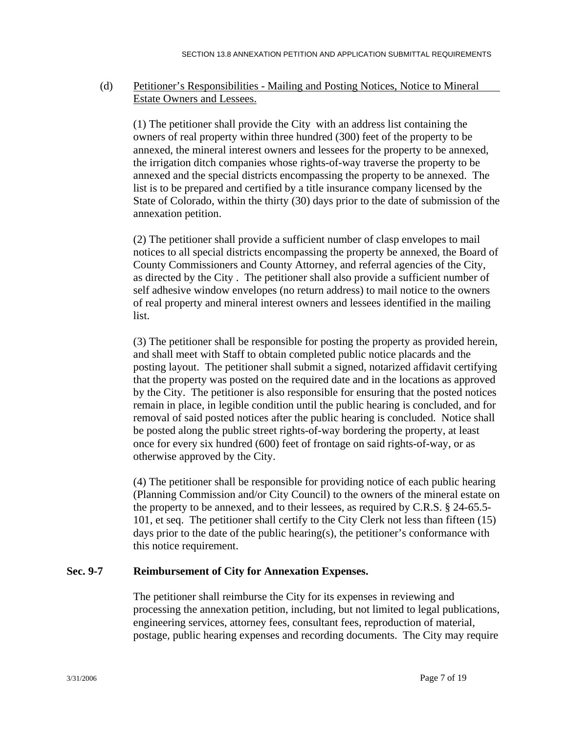(d) Petitioner's Responsibilities - Mailing and Posting Notices, Notice to Mineral Estate Owners and Lessees.

(1) The petitioner shall provide the City with an address list containing the owners of real property within three hundred (300) feet of the property to be annexed, the mineral interest owners and lessees for the property to be annexed, the irrigation ditch companies whose rights-of-way traverse the property to be annexed and the special districts encompassing the property to be annexed. The list is to be prepared and certified by a title insurance company licensed by the State of Colorado, within the thirty (30) days prior to the date of submission of the annexation petition.

(2) The petitioner shall provide a sufficient number of clasp envelopes to mail notices to all special districts encompassing the property be annexed, the Board of County Commissioners and County Attorney, and referral agencies of the City, as directed by the City . The petitioner shall also provide a sufficient number of self adhesive window envelopes (no return address) to mail notice to the owners of real property and mineral interest owners and lessees identified in the mailing list.

(3) The petitioner shall be responsible for posting the property as provided herein, and shall meet with Staff to obtain completed public notice placards and the posting layout. The petitioner shall submit a signed, notarized affidavit certifying that the property was posted on the required date and in the locations as approved by the City. The petitioner is also responsible for ensuring that the posted notices remain in place, in legible condition until the public hearing is concluded, and for removal of said posted notices after the public hearing is concluded. Notice shall be posted along the public street rights-of-way bordering the property, at least once for every six hundred (600) feet of frontage on said rights-of-way, or as otherwise approved by the City.

(4) The petitioner shall be responsible for providing notice of each public hearing (Planning Commission and/or City Council) to the owners of the mineral estate on the property to be annexed, and to their lessees, as required by C.R.S. § 24-65.5-101, et seq. The petitioner shall certify to the City Clerk not less than fifteen (15) days prior to the date of the public hearing(s), the petitioner's conformance with this notice requirement.

**Sec. 9-7 Reimbursement of City for Annexation Expenses.**

The petitioner shall reimburse the City for its expenses in reviewing and processing the annexation petition, including, but not limited to legal publications, engineering services, attorney fees, consultant fees, reproduction of material, postage, public hearing expenses and recording documents. The City may require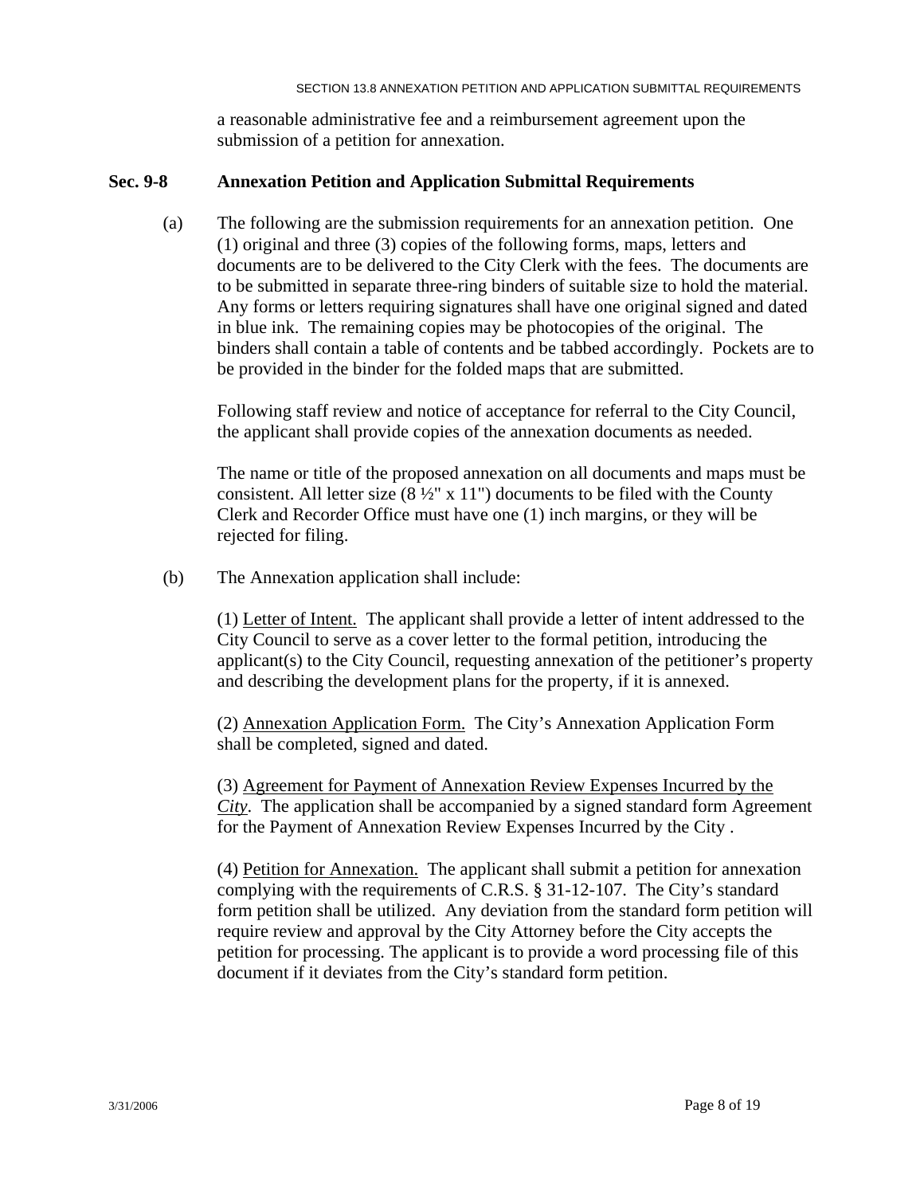a reasonable administrative fee and a reimbursement agreement upon the submission of a petition for annexation.

## Sec. 9-8 Annexation Petition and Application Submittal Requirements

(a) The following are the submission requirements for an annexation petition. One (1) original and three (3) copies of the following forms, maps, letters and documents are to be delivered to the City Clerk with the fees. The documents are to be submitted in separate three-ring binders of suitable size to hold the material. Any forms or letters requiring signatures shall have one original signed and dated in blue ink. The remaining copies may be photocopies of the original. The binders shall contain a table of contents and be tabbed accordingly. Pockets are to be provided in the binder for the folded maps that are submitted.

Following staff review and notice of acceptance for referral to the City Council, the applicant shall provide copies of the annexation documents as needed.

The name or title of the proposed annexation on all documents and maps must be consistent. All letter size (8 ½" x 11") documents to be filed with the County Clerk and Recorder Office must have one (1) inch margins, or they will be rejected for filing.

(b) The Annexation application shall include:

(1) Letter of Intent. The applicant shall provide a letter of intent addressed to the City Council to serve as a cover letter to the formal petition, introducing the applicant(s) to the City Council, requesting annexation of the petitioner's property and describing the development plans for the property, if it is annexed.

(2) Annexation Application Form. The City's Annexation Application Form shall be completed, signed and dated.

(3) Agreement for Payment of Annexation Review Expenses Incurred by the *City*. The application shall be accompanied by a signed standard form Agreement for the Payment of Annexation Review Expenses Incurred by the City .

(4) Petition for Annexation. The applicant shall submit a petition for annexation complying with the requirements of C.R.S. § 31-12-107. The City's standard form petition shall be utilized. Any deviation from the standard form petition will require review and approval by the City Attorney before the City accepts the petition for processing. The applicant is to provide a word processing file of this document if it deviates from the City's standard form petition.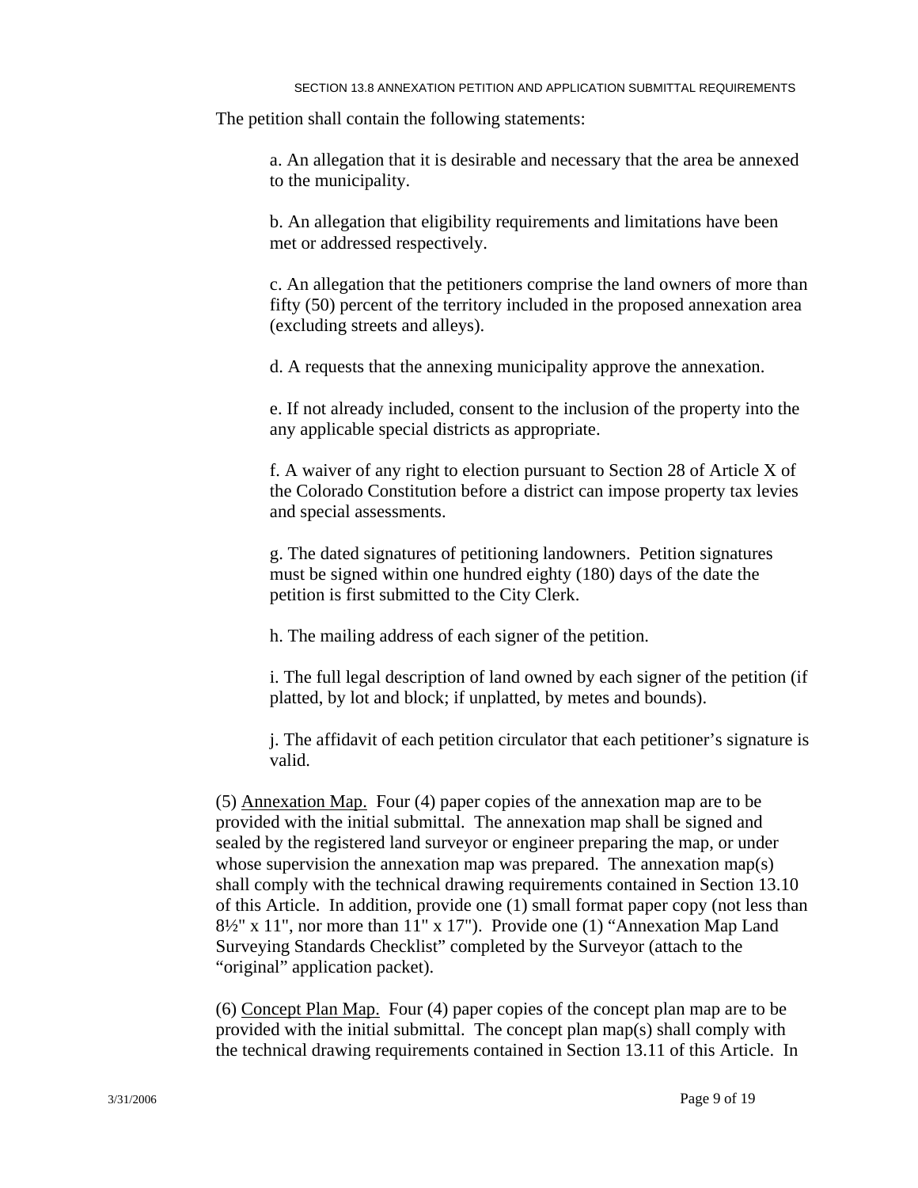The petition shall contain the following statements:

a. An allegation that it is desirable and necessary that the area be annexed to the municipality.

b. An allegation that eligibility requirements and limitations have been met or addressed respectively.

c. An allegation that the petitioners comprise the land owners of more than fifty (50) percent of the territory included in the proposed annexation area (excluding streets and alleys).

d. A requests that the annexing municipality approve the annexation.

e. If not already included, consent to the inclusion of the property into the any applicable special districts as appropriate.

f. A waiver of any right to election pursuant to Section 28 of Article X of the Colorado Constitution before a district can impose property tax levies and special assessments.

g. The dated signatures of petitioning landowners. Petition signatures must be signed within one hundred eighty (180) days of the date the petition is first submitted to the City Clerk.

h. The mailing address of each signer of the petition.

i. The full legal description of land owned by each signer of the petition (if platted, by lot and block; if unplatted, by metes and bounds).

j. The affidavit of each petition circulator that each petitioner's signature is valid.

(5) <u>Annexation Map.</u> Four (4) paper copies of the annexation map are to be provided with the initial submittal. The annexation map shall be signed and sealed by the registered land surveyor or engineer preparing the map, or under whose supervision the annexation map was prepared. The annexation map(s) shall comply with the technical drawing requirements contained in Section 13.10 of this Article. In addition, provide one (1) small format paper copy (not less than 8½" x 11", nor more than 11" x 17"). Provide one (1) "Annexation Map Land Surveying Standards Checklist" completed by the Surveyor (attach to the "original" application packet).

(6) <u>Concept Plan Map.</u> Four (4) paper copies of the concept plan map are to be provided with the initial submittal. The concept plan map(s) shall comply with the technical drawing requirements contained in Section 13.11 of this Article. In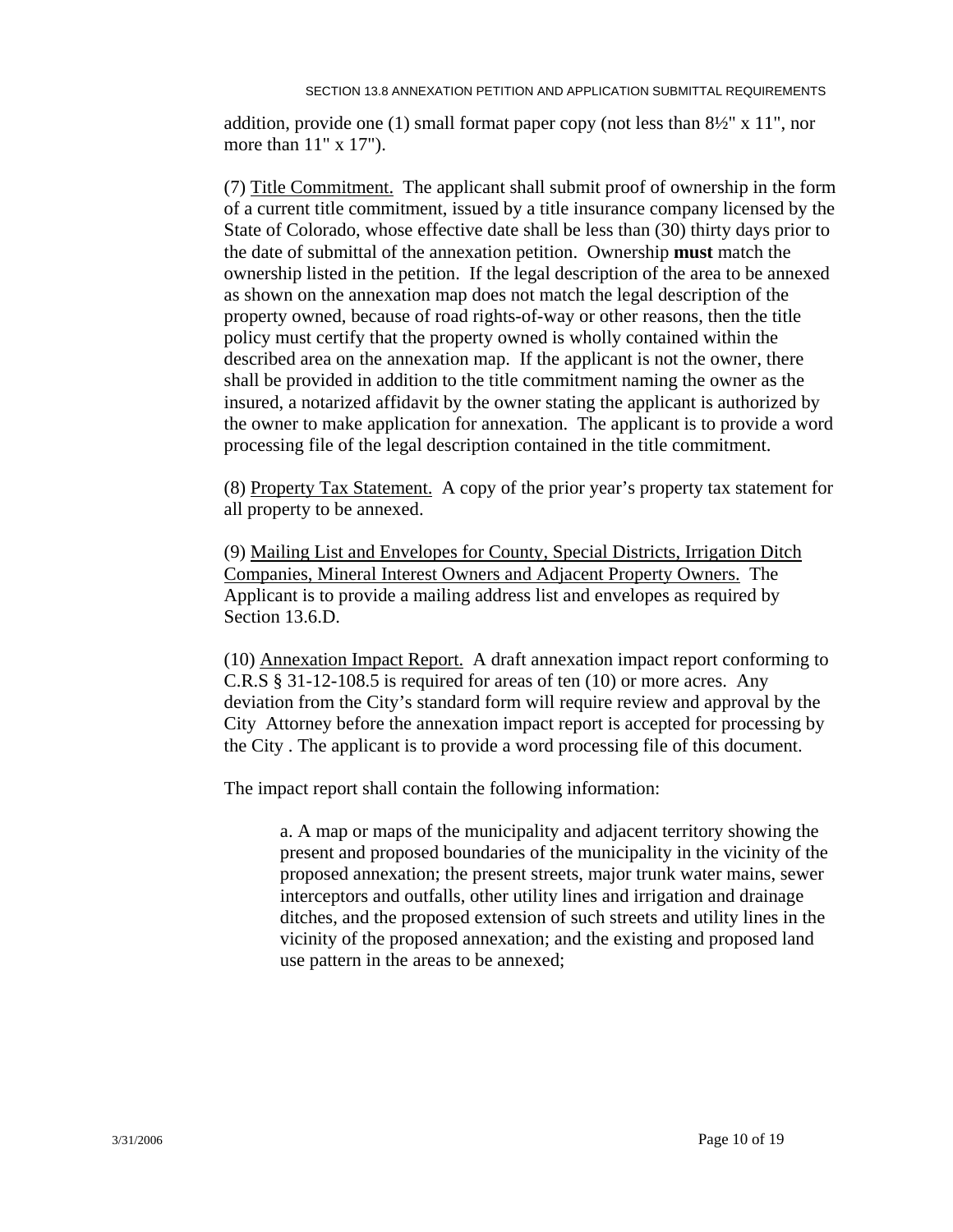addition, provide one (1) small format paper copy (not less than 8½" x 11", nor more than 11" x 17").

(7) Title Commitment. The applicant shall submit proof of ownership in the form of a current title commitment, issued by a title insurance company licensed by the State of Colorado, whose effective date shall be less than (30) thirty days prior to the date of submittal of the annexation petition. Ownership **must** match the ownership listed in the petition. If the legal description of the area to be annexed as shown on the annexation map does not match the legal description of the property owned, because of road rights-of-way or other reasons, then the title policy must certify that the property owned is wholly contained within the described area on the annexation map. If the applicant is not the owner, there shall be provided in addition to the title commitment naming the owner as the insured, a notarized affidavit by the owner stating the applicant is authorized by the owner to make application for annexation. The applicant is to provide a word processing file of the legal description contained in the title commitment.

(8) Property Tax Statement. A copy of the prior year's property tax statement for all property to be annexed.

(9) Mailing List and Envelopes for County, Special Districts, Irrigation Ditch Companies, Mineral Interest Owners and Adjacent Property Owners. The Applicant is to provide a mailing address list and envelopes as required by Section 13.6.D.

(10) Annexation Impact Report. A draft annexation impact report conforming to C.R.S § 31-12-108.5 is required for areas of ten (10) or more acres. Any deviation from the City's standard form will require review and approval by the City Attorney before the annexation impact report is accepted for processing by the City . The applicant is to provide a word processing file of this document.

The impact report shall contain the following information:

> a. A map or maps of the municipality and adjacent territory showing the present and proposed boundaries of the municipality in the vicinity of the proposed annexation; the present streets, major trunk water mains, sewer interceptors and outfalls, other utility lines and irrigation and drainage ditches, and the proposed extension of such streets and utility lines in the vicinity of the proposed annexation; and the existing and proposed land use pattern in the areas to be annexed;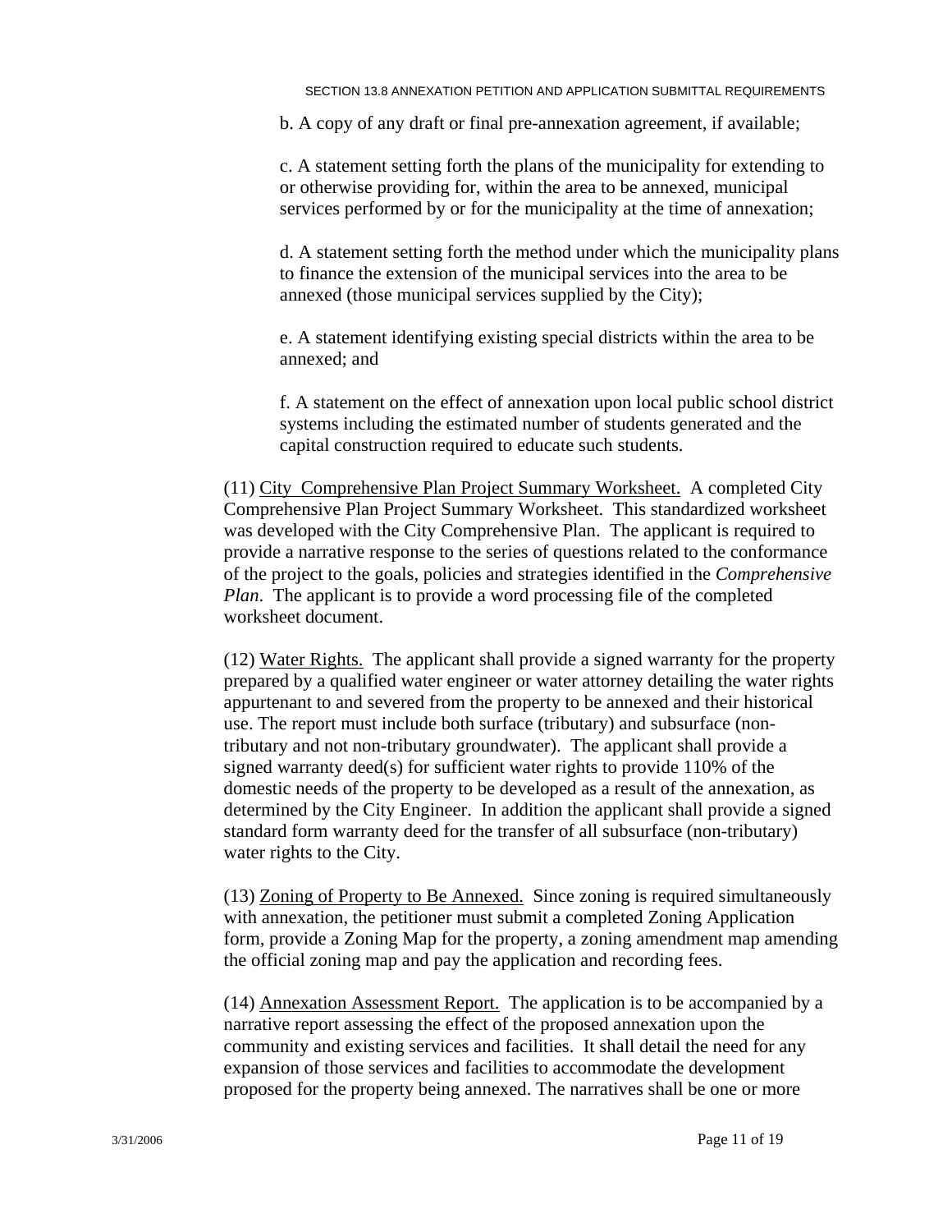b. A copy of any draft or final pre-annexation agreement, if available;

c. A statement setting forth the plans of the municipality for extending to or otherwise providing for, within the area to be annexed, municipal services performed by or for the municipality at the time of annexation;

d. A statement setting forth the method under which the municipality plans to finance the extension of the municipal services into the area to be annexed (those municipal services supplied by the City);

e. A statement identifying existing special districts within the area to be annexed; and

f. A statement on the effect of annexation upon local public school district systems including the estimated number of students generated and the capital construction required to educate such students.

(11) City Comprehensive Plan Project Summary Worksheet. A completed City Comprehensive Plan Project Summary Worksheet. This standardized worksheet was developed with the City Comprehensive Plan. The applicant is required to provide a narrative response to the series of questions related to the conformance of the project to the goals, policies and strategies identified in the *Comprehensive Plan*. The applicant is to provide a word processing file of the completed worksheet document.

(12) Water Rights. The applicant shall provide a signed warranty for the property prepared by a qualified water engineer or water attorney detailing the water rights appurtenant to and severed from the property to be annexed and their historical use. The report must include both surface (tributary) and subsurface (non-tributary and not non-tributary groundwater). The applicant shall provide a signed warranty deed(s) for sufficient water rights to provide 110% of the domestic needs of the property to be developed as a result of the annexation, as determined by the City Engineer. In addition the applicant shall provide a signed standard form warranty deed for the transfer of all subsurface (non-tributary) water rights to the City.

(13) Zoning of Property to Be Annexed. Since zoning is required simultaneously with annexation, the petitioner must submit a completed Zoning Application form, provide a Zoning Map for the property, a zoning amendment map amending the official zoning map and pay the application and recording fees.

(14) Annexation Assessment Report. The application is to be accompanied by a narrative report assessing the effect of the proposed annexation upon the community and existing services and facilities. It shall detail the need for any expansion of those services and facilities to accommodate the development proposed for the property being annexed. The narratives shall be one or more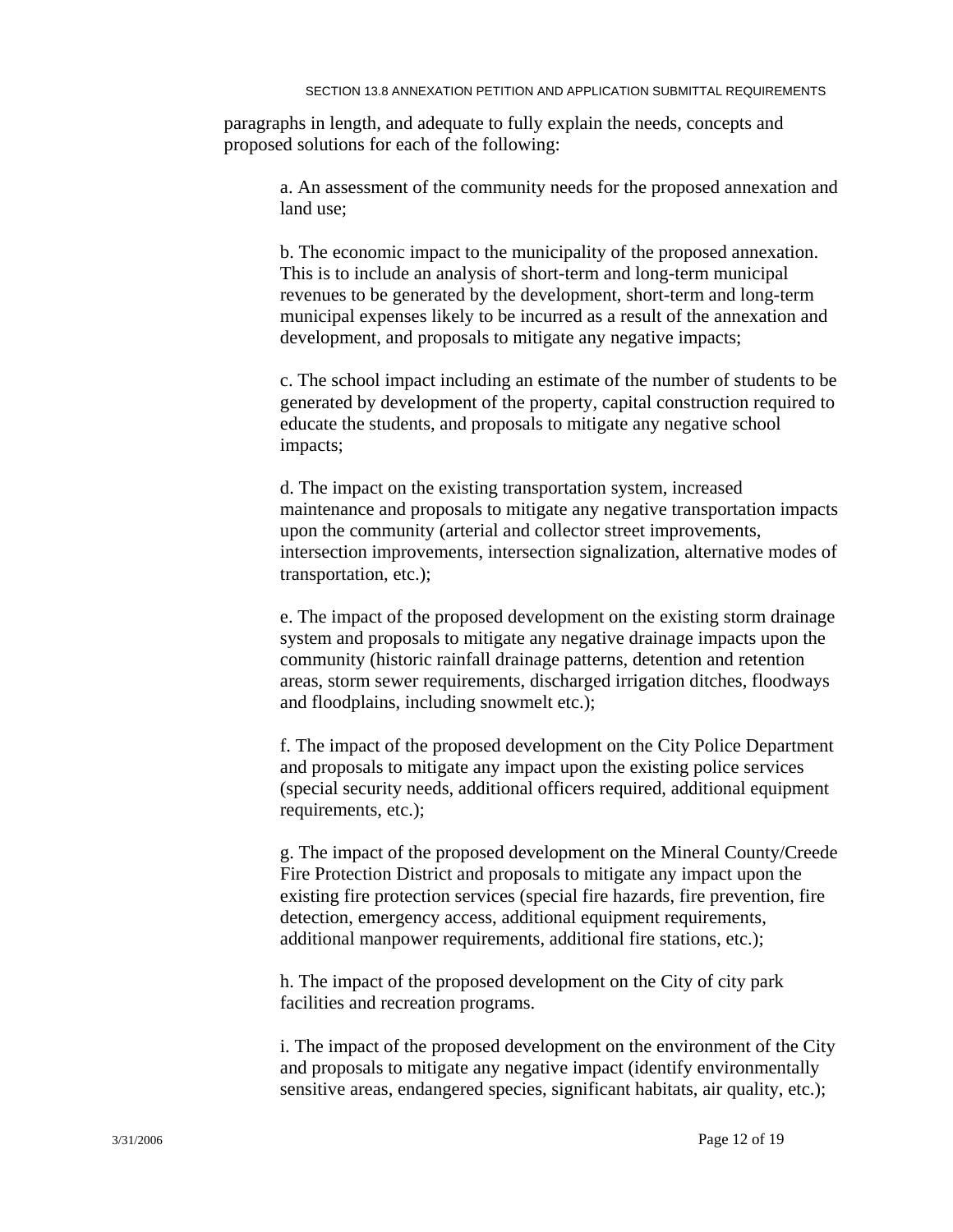paragraphs in length, and adequate to fully explain the needs, concepts and proposed solutions for each of the following:

a. An assessment of the community needs for the proposed annexation and land use;

b. The economic impact to the municipality of the proposed annexation. This is to include an analysis of short-term and long-term municipal revenues to be generated by the development, short-term and long-term municipal expenses likely to be incurred as a result of the annexation and development, and proposals to mitigate any negative impacts;

c. The school impact including an estimate of the number of students to be generated by development of the property, capital construction required to educate the students, and proposals to mitigate any negative school impacts;

d. The impact on the existing transportation system, increased maintenance and proposals to mitigate any negative transportation impacts upon the community (arterial and collector street improvements, intersection improvements, intersection signalization, alternative modes of transportation, etc.);

e. The impact of the proposed development on the existing storm drainage system and proposals to mitigate any negative drainage impacts upon the community (historic rainfall drainage patterns, detention and retention areas, storm sewer requirements, discharged irrigation ditches, floodways and floodplains, including snowmelt etc.);

f. The impact of the proposed development on the City Police Department and proposals to mitigate any impact upon the existing police services (special security needs, additional officers required, additional equipment requirements, etc.);

g. The impact of the proposed development on the Mineral County/Creede Fire Protection District and proposals to mitigate any impact upon the existing fire protection services (special fire hazards, fire prevention, fire detection, emergency access, additional equipment requirements, additional manpower requirements, additional fire stations, etc.);

h. The impact of the proposed development on the City of city park facilities and recreation programs.

i. The impact of the proposed development on the environment of the City and proposals to mitigate any negative impact (identify environmentally sensitive areas, endangered species, significant habitats, air quality, etc.);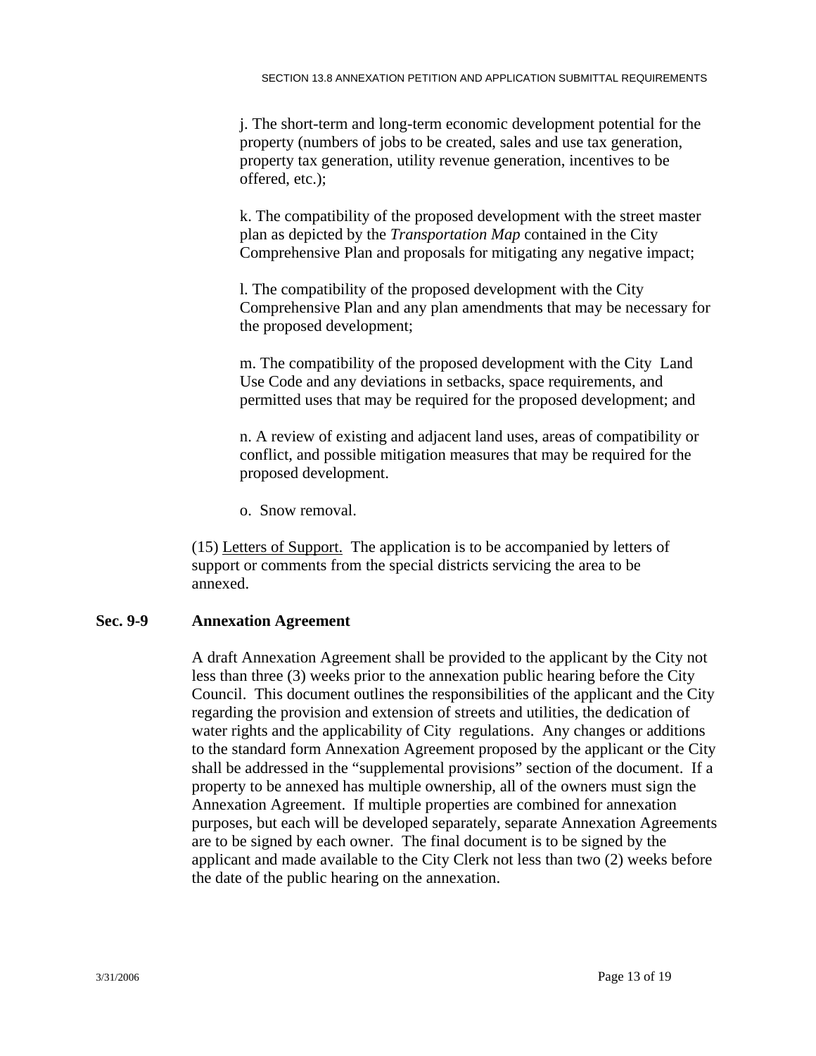j. The short-term and long-term economic development potential for the property (numbers of jobs to be created, sales and use tax generation, property tax generation, utility revenue generation, incentives to be offered, etc.);

k. The compatibility of the proposed development with the street master plan as depicted by the *Transportation Map* contained in the City Comprehensive Plan and proposals for mitigating any negative impact;

l. The compatibility of the proposed development with the City Comprehensive Plan and any plan amendments that may be necessary for the proposed development;

m. The compatibility of the proposed development with the City Land Use Code and any deviations in setbacks, space requirements, and permitted uses that may be required for the proposed development; and

n. A review of existing and adjacent land uses, areas of compatibility or conflict, and possible mitigation measures that may be required for the proposed development.

o. Snow removal.

(15) Letters of Support. The application is to be accompanied by letters of support or comments from the special districts servicing the area to be annexed.

### Sec. 9-9 Annexation Agreement

A draft Annexation Agreement shall be provided to the applicant by the City not less than three (3) weeks prior to the annexation public hearing before the City Council. This document outlines the responsibilities of the applicant and the City regarding the provision and extension of streets and utilities, the dedication of water rights and the applicability of City regulations. Any changes or additions to the standard form Annexation Agreement proposed by the applicant or the City shall be addressed in the "supplemental provisions" section of the document. If a property to be annexed has multiple ownership, all of the owners must sign the Annexation Agreement. If multiple properties are combined for annexation purposes, but each will be developed separately, separate Annexation Agreements are to be signed by each owner. The final document is to be signed by the applicant and made available to the City Clerk not less than two (2) weeks before the date of the public hearing on the annexation.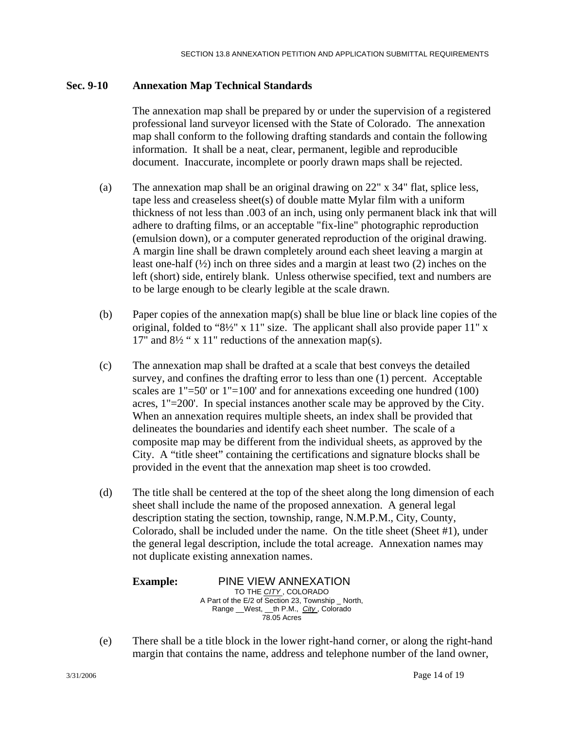## Sec. 9-10 Annexation Map Technical Standards

The annexation map shall be prepared by or under the supervision of a registered professional land surveyor licensed with the State of Colorado. The annexation map shall conform to the following drafting standards and contain the following information. It shall be a neat, clear, permanent, legible and reproducible document. Inaccurate, incomplete or poorly drawn maps shall be rejected.

(a) The annexation map shall be an original drawing on 22" x 34" flat, splice less, tape less and creaseless sheet(s) of double matte Mylar film with a uniform thickness of not less than .003 of an inch, using only permanent black ink that will adhere to drafting films, or an acceptable "fix-line" photographic reproduction (emulsion down), or a computer generated reproduction of the original drawing. A margin line shall be drawn completely around each sheet leaving a margin at least one-half (½) inch on three sides and a margin at least two (2) inches on the left (short) side, entirely blank. Unless otherwise specified, text and numbers are to be large enough to be clearly legible at the scale drawn.

(b) Paper copies of the annexation map(s) shall be blue line or black line copies of the original, folded to "8½" x 11" size. The applicant shall also provide paper 11" x 17" and 8½ " x 11" reductions of the annexation map(s).

(c) The annexation map shall be drafted at a scale that best conveys the detailed survey, and confines the drafting error to less than one (1) percent. Acceptable scales are 1"=50' or 1"=100' and for annexations exceeding one hundred (100) acres, 1"=200'. In special instances another scale may be approved by the City. When an annexation requires multiple sheets, an index shall be provided that delineates the boundaries and identify each sheet number. The scale of a composite map may be different from the individual sheets, as approved by the City. A "title sheet" containing the certifications and signature blocks shall be provided in the event that the annexation map sheet is too crowded.

(d) The title shall be centered at the top of the sheet along the long dimension of each sheet shall include the name of the proposed annexation. A general legal description stating the section, township, range, N.M.P.M., City, County, Colorado, shall be included under the name. On the title sheet (Sheet #1), under the general legal description, include the total acreage. Annexation names may not duplicate existing annexation names.

**Example:**

PINE VIEW ANNEXATION
TO THE *CITY* , COLORADO
A Part of the E/2 of Section 23, Township _ North,
Range __West, __th P.M., *City* , Colorado
78.05 Acres

(e) There shall be a title block in the lower right-hand corner, or along the right-hand margin that contains the name, address and telephone number of the land owner,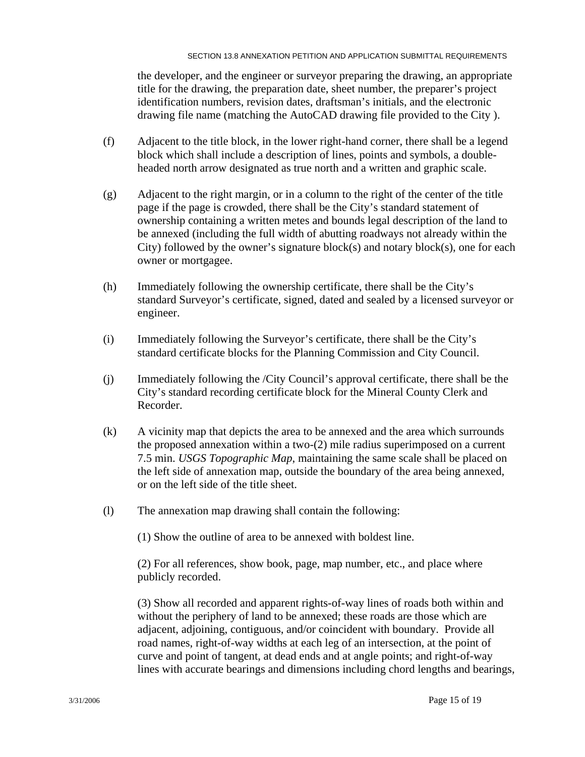the developer, and the engineer or surveyor preparing the drawing, an appropriate title for the drawing, the preparation date, sheet number, the preparer's project identification numbers, revision dates, draftsman's initials, and the electronic drawing file name (matching the AutoCAD drawing file provided to the City ).

(f) Adjacent to the title block, in the lower right-hand corner, there shall be a legend block which shall include a description of lines, points and symbols, a double-headed north arrow designated as true north and a written and graphic scale.

(g) Adjacent to the right margin, or in a column to the right of the center of the title page if the page is crowded, there shall be the City's standard statement of ownership containing a written metes and bounds legal description of the land to be annexed (including the full width of abutting roadways not already within the City) followed by the owner's signature block(s) and notary block(s), one for each owner or mortgagee.

(h) Immediately following the ownership certificate, there shall be the City's standard Surveyor's certificate, signed, dated and sealed by a licensed surveyor or engineer.

(i) Immediately following the Surveyor's certificate, there shall be the City's standard certificate blocks for the Planning Commission and City Council.

(j) Immediately following the /City Council's approval certificate, there shall be the City's standard recording certificate block for the Mineral County Clerk and Recorder.

(k) A vicinity map that depicts the area to be annexed and the area which surrounds the proposed annexation within a two-(2) mile radius superimposed on a current 7.5 min. *USGS Topographic Map*, maintaining the same scale shall be placed on the left side of annexation map, outside the boundary of the area being annexed, or on the left side of the title sheet.

(l) The annexation map drawing shall contain the following:

(1) Show the outline of area to be annexed with boldest line.

(2) For all references, show book, page, map number, etc., and place where publicly recorded.

(3) Show all recorded and apparent rights-of-way lines of roads both within and without the periphery of land to be annexed; these roads are those which are adjacent, adjoining, contiguous, and/or coincident with boundary. Provide all road names, right-of-way widths at each leg of an intersection, at the point of curve and point of tangent, at dead ends and at angle points; and right-of-way lines with accurate bearings and dimensions including chord lengths and bearings,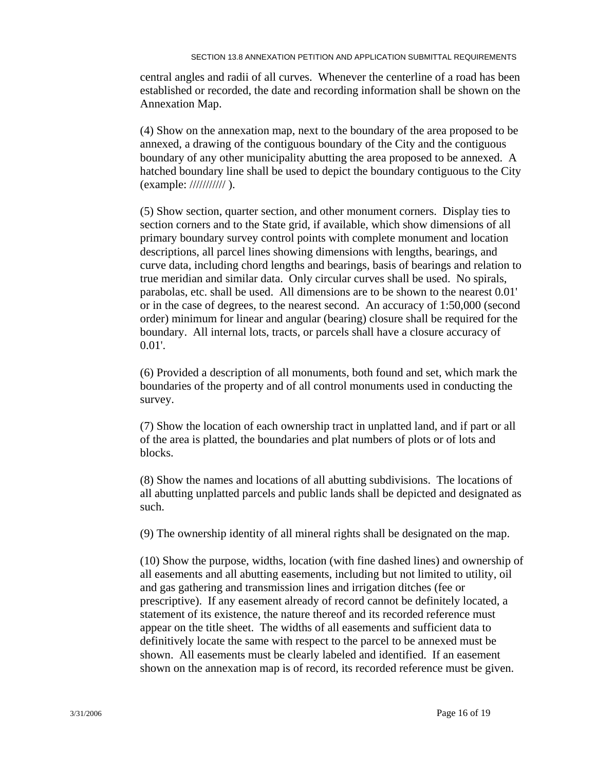central angles and radii of all curves. Whenever the centerline of a road has been established or recorded, the date and recording information shall be shown on the Annexation Map.

(4) Show on the annexation map, next to the boundary of the area proposed to be annexed, a drawing of the contiguous boundary of the City and the contiguous boundary of any other municipality abutting the area proposed to be annexed. A hatched boundary line shall be used to depict the boundary contiguous to the City (example: /////////// ).

(5) Show section, quarter section, and other monument corners. Display ties to section corners and to the State grid, if available, which show dimensions of all primary boundary survey control points with complete monument and location descriptions, all parcel lines showing dimensions with lengths, bearings, and curve data, including chord lengths and bearings, basis of bearings and relation to true meridian and similar data. Only circular curves shall be used. No spirals, parabolas, etc. shall be used. All dimensions are to be shown to the nearest 0.01' or in the case of degrees, to the nearest second. An accuracy of 1:50,000 (second order) minimum for linear and angular (bearing) closure shall be required for the boundary. All internal lots, tracts, or parcels shall have a closure accuracy of 0.01'.

(6) Provided a description of all monuments, both found and set, which mark the boundaries of the property and of all control monuments used in conducting the survey.

(7) Show the location of each ownership tract in unplatted land, and if part or all of the area is platted, the boundaries and plat numbers of plots or of lots and blocks.

(8) Show the names and locations of all abutting subdivisions. The locations of all abutting unplatted parcels and public lands shall be depicted and designated as such.

(9) The ownership identity of all mineral rights shall be designated on the map.

(10) Show the purpose, widths, location (with fine dashed lines) and ownership of all easements and all abutting easements, including but not limited to utility, oil and gas gathering and transmission lines and irrigation ditches (fee or prescriptive). If any easement already of record cannot be definitely located, a statement of its existence, the nature thereof and its recorded reference must appear on the title sheet. The widths of all easements and sufficient data to definitively locate the same with respect to the parcel to be annexed must be shown. All easements must be clearly labeled and identified. If an easement shown on the annexation map is of record, its recorded reference must be given.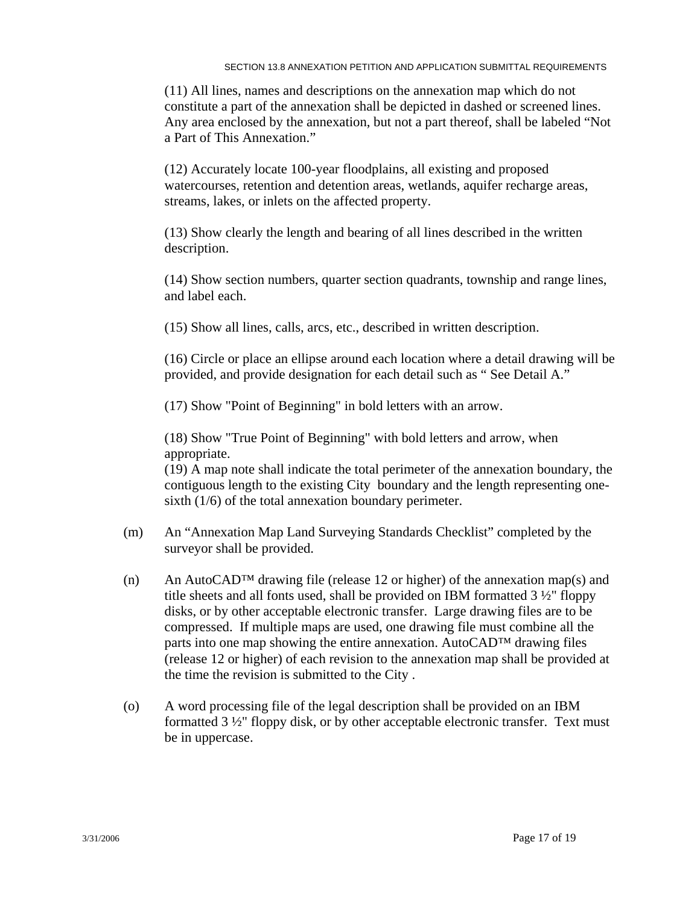(11) All lines, names and descriptions on the annexation map which do not constitute a part of the annexation shall be depicted in dashed or screened lines. Any area enclosed by the annexation, but not a part thereof, shall be labeled "Not a Part of This Annexation."

(12) Accurately locate 100-year floodplains, all existing and proposed watercourses, retention and detention areas, wetlands, aquifer recharge areas, streams, lakes, or inlets on the affected property.

(13) Show clearly the length and bearing of all lines described in the written description.

(14) Show section numbers, quarter section quadrants, township and range lines, and label each.

(15) Show all lines, calls, arcs, etc., described in written description.

(16) Circle or place an ellipse around each location where a detail drawing will be provided, and provide designation for each detail such as " See Detail A."

(17) Show "Point of Beginning" in bold letters with an arrow.

(18) Show "True Point of Beginning" with bold letters and arrow, when appropriate.

(19) A map note shall indicate the total perimeter of the annexation boundary, the contiguous length to the existing City boundary and the length representing one-sixth (1/6) of the total annexation boundary perimeter.

(m) An "Annexation Map Land Surveying Standards Checklist" completed by the surveyor shall be provided.

(n) An AutoCAD™ drawing file (release 12 or higher) of the annexation map(s) and title sheets and all fonts used, shall be provided on IBM formatted 3 ½" floppy disks, or by other acceptable electronic transfer. Large drawing files are to be compressed. If multiple maps are used, one drawing file must combine all the parts into one map showing the entire annexation. AutoCAD™ drawing files (release 12 or higher) of each revision to the annexation map shall be provided at the time the revision is submitted to the City .

(o) A word processing file of the legal description shall be provided on an IBM formatted 3 ½" floppy disk, or by other acceptable electronic transfer. Text must be in uppercase.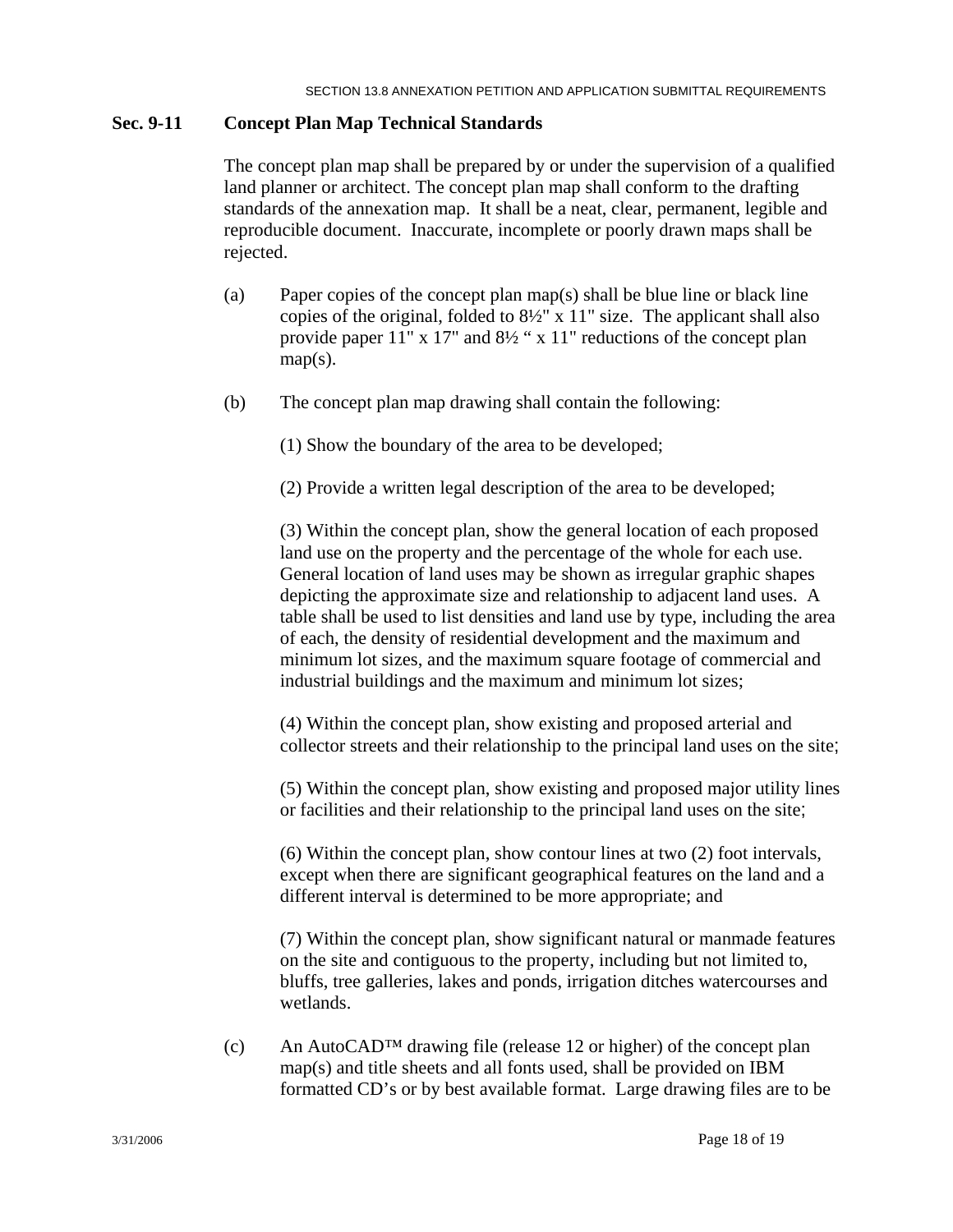## Sec. 9-11 Concept Plan Map Technical Standards

The concept plan map shall be prepared by or under the supervision of a qualified land planner or architect. The concept plan map shall conform to the drafting standards of the annexation map. It shall be a neat, clear, permanent, legible and reproducible document. Inaccurate, incomplete or poorly drawn maps shall be rejected.

(a) Paper copies of the concept plan map(s) shall be blue line or black line copies of the original, folded to 8½" x 11" size. The applicant shall also provide paper 11" x 17" and 8½ " x 11" reductions of the concept plan map(s).

(b) The concept plan map drawing shall contain the following:

(1) Show the boundary of the area to be developed;

(2) Provide a written legal description of the area to be developed;

(3) Within the concept plan, show the general location of each proposed land use on the property and the percentage of the whole for each use. General location of land uses may be shown as irregular graphic shapes depicting the approximate size and relationship to adjacent land uses. A table shall be used to list densities and land use by type, including the area of each, the density of residential development and the maximum and minimum lot sizes, and the maximum square footage of commercial and industrial buildings and the maximum and minimum lot sizes;

(4) Within the concept plan, show existing and proposed arterial and collector streets and their relationship to the principal land uses on the site;

(5) Within the concept plan, show existing and proposed major utility lines or facilities and their relationship to the principal land uses on the site;

(6) Within the concept plan, show contour lines at two (2) foot intervals, except when there are significant geographical features on the land and a different interval is determined to be more appropriate; and

(7) Within the concept plan, show significant natural or manmade features on the site and contiguous to the property, including but not limited to, bluffs, tree galleries, lakes and ponds, irrigation ditches watercourses and wetlands.

(c) An AutoCAD™ drawing file (release 12 or higher) of the concept plan map(s) and title sheets and all fonts used, shall be provided on IBM formatted CD's or by best available format. Large drawing files are to be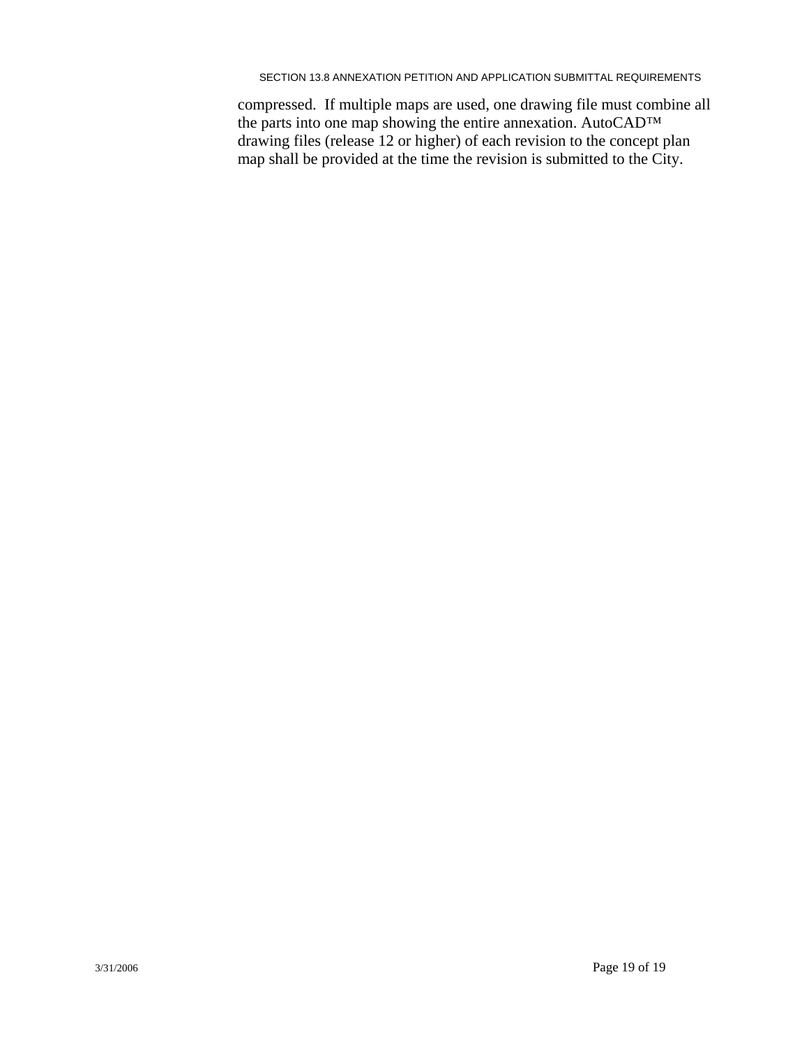compressed. If multiple maps are used, one drawing file must combine all the parts into one map showing the entire annexation. AutoCAD™ drawing files (release 12 or higher) of each revision to the concept plan map shall be provided at the time the revision is submitted to the City.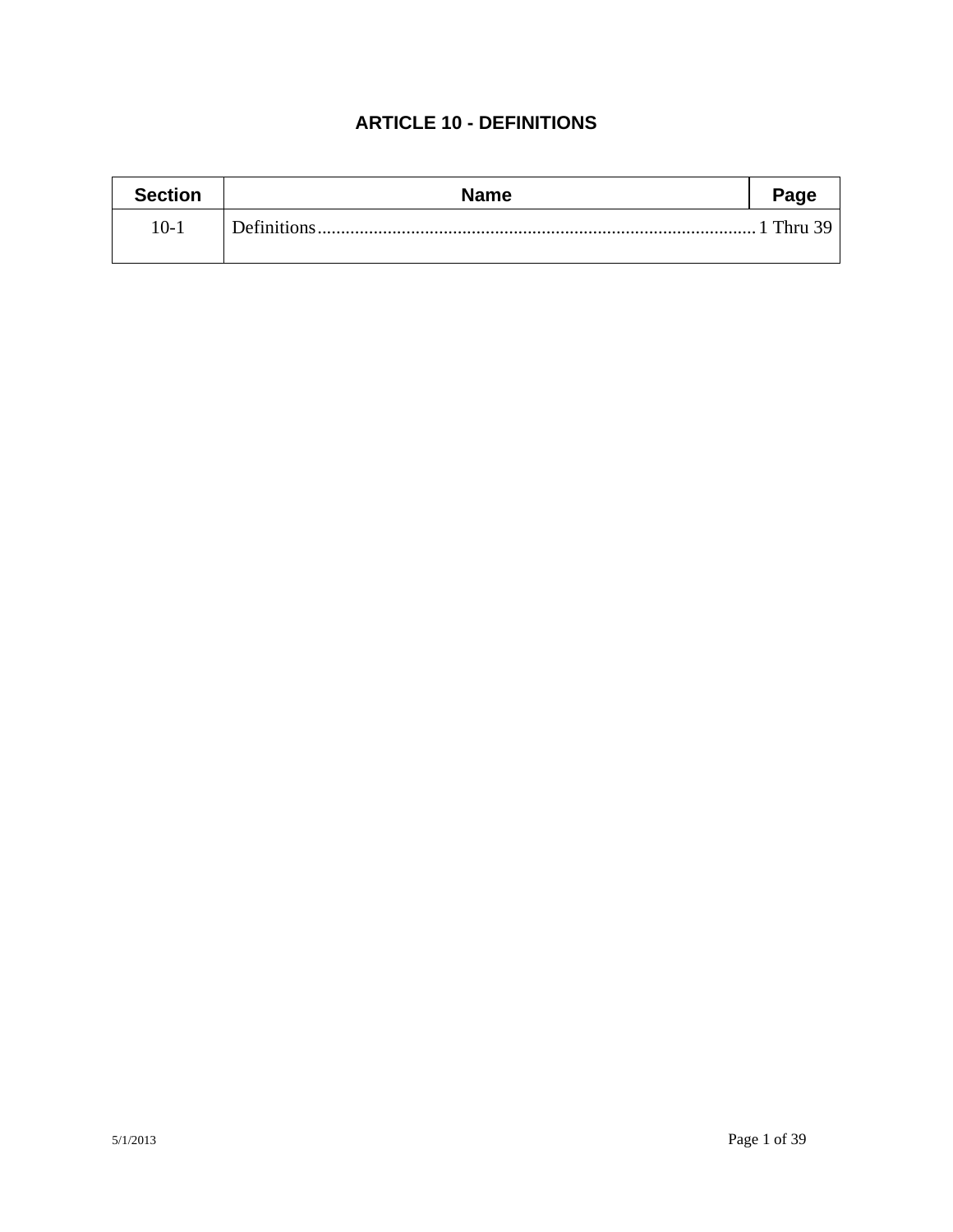# ARTICLE 10 - DEFINITIONS

| Section | Name | Page |
|---|---|---|
| 10-1 | Definitions........................................................................................... | 1 Thru 39 |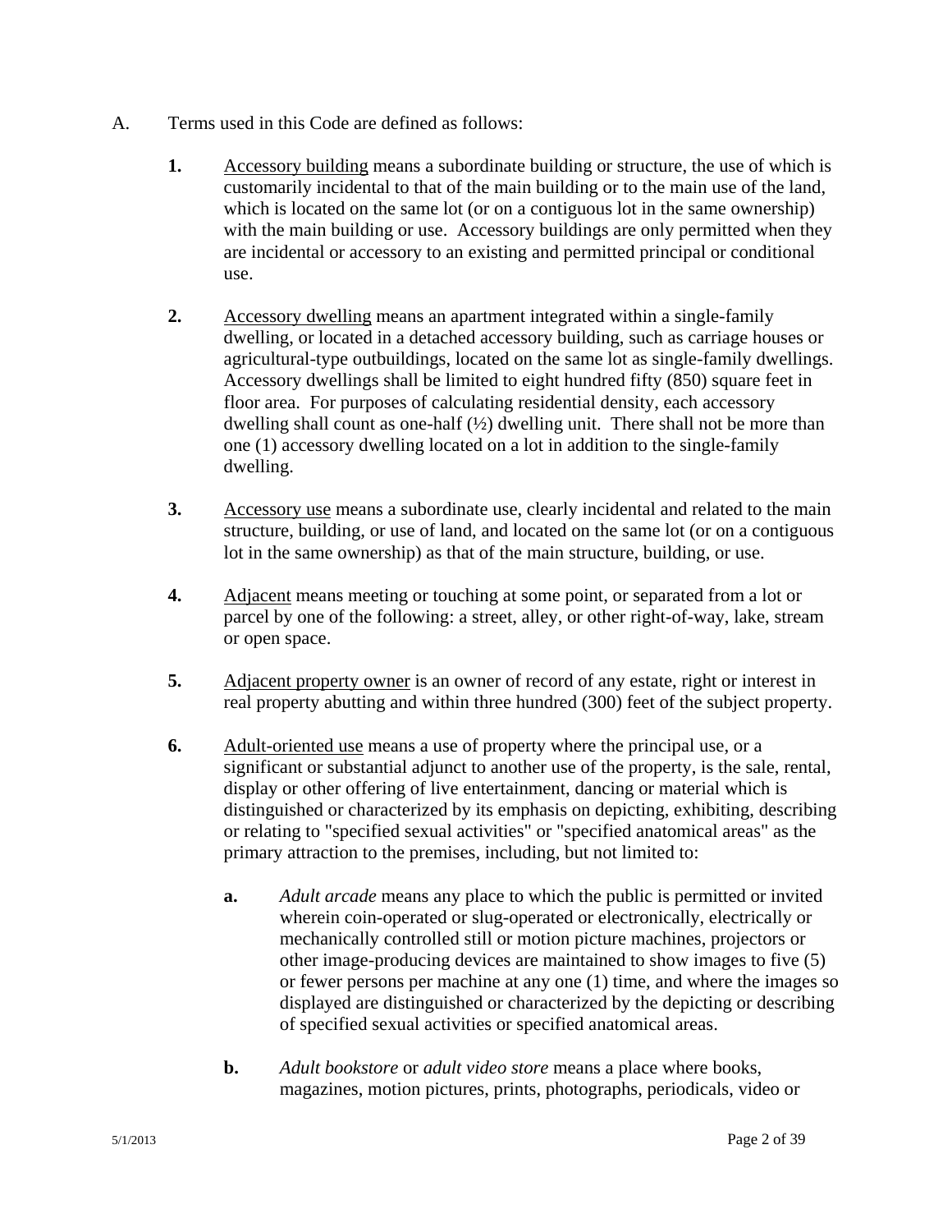A. Terms used in this Code are defined as follows:

**1.** Accessory building means a subordinate building or structure, the use of which is customarily incidental to that of the main building or to the main use of the land, which is located on the same lot (or on a contiguous lot in the same ownership) with the main building or use. Accessory buildings are only permitted when they are incidental or accessory to an existing and permitted principal or conditional use.

**2.** Accessory dwelling means an apartment integrated within a single-family dwelling, or located in a detached accessory building, such as carriage houses or agricultural-type outbuildings, located on the same lot as single-family dwellings. Accessory dwellings shall be limited to eight hundred fifty (850) square feet in floor area. For purposes of calculating residential density, each accessory dwelling shall count as one-half (½) dwelling unit. There shall not be more than one (1) accessory dwelling located on a lot in addition to the single-family dwelling.

**3.** Accessory use means a subordinate use, clearly incidental and related to the main structure, building, or use of land, and located on the same lot (or on a contiguous lot in the same ownership) as that of the main structure, building, or use.

**4.** Adjacent means meeting or touching at some point, or separated from a lot or parcel by one of the following: a street, alley, or other right-of-way, lake, stream or open space.

**5.** Adjacent property owner is an owner of record of any estate, right or interest in real property abutting and within three hundred (300) feet of the subject property.

**6.** Adult-oriented use means a use of property where the principal use, or a significant or substantial adjunct to another use of the property, is the sale, rental, display or other offering of live entertainment, dancing or material which is distinguished or characterized by its emphasis on depicting, exhibiting, describing or relating to "specified sexual activities" or "specified anatomical areas" as the primary attraction to the premises, including, but not limited to:

- **a.** *Adult arcade* means any place to which the public is permitted or invited wherein coin-operated or slug-operated or electronically, electrically or mechanically controlled still or motion picture machines, projectors or other image-producing devices are maintained to show images to five (5) or fewer persons per machine at any one (1) time, and where the images so displayed are distinguished or characterized by the depicting or describing of specified sexual activities or specified anatomical areas.

- **b.** *Adult bookstore* or *adult video store* means a place where books, magazines, motion pictures, prints, photographs, periodicals, video or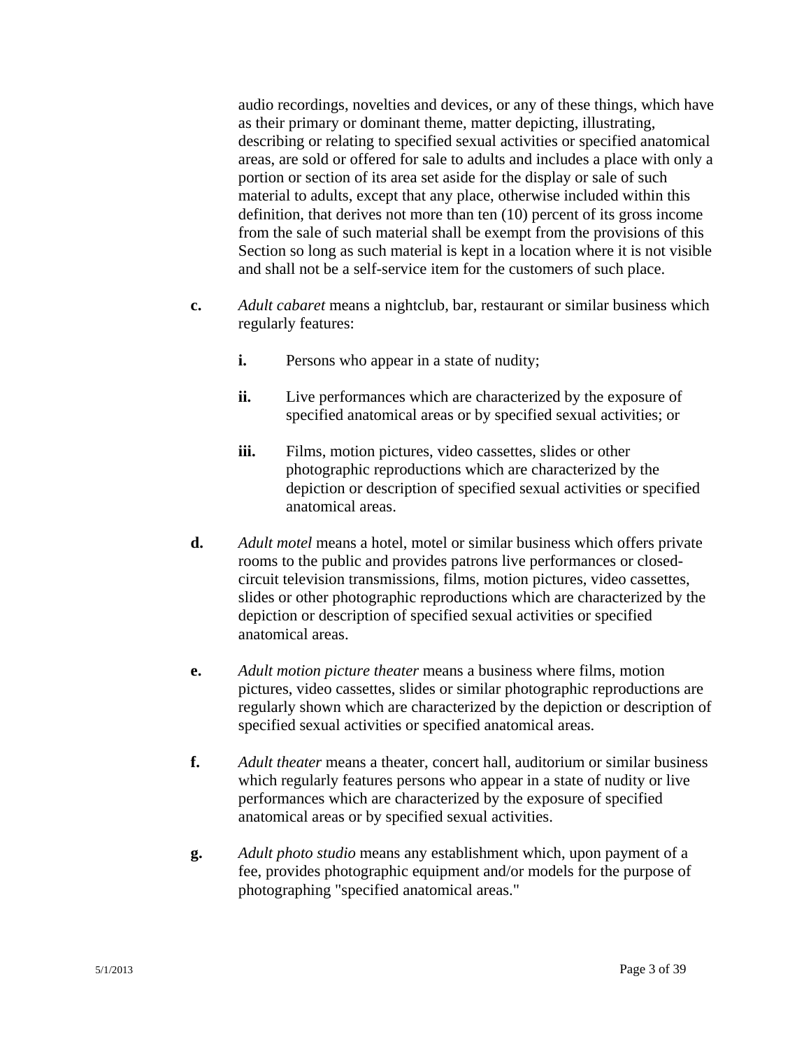audio recordings, novelties and devices, or any of these things, which have as their primary or dominant theme, matter depicting, illustrating, describing or relating to specified sexual activities or specified anatomical areas, are sold or offered for sale to adults and includes a place with only a portion or section of its area set aside for the display or sale of such material to adults, except that any place, otherwise included within this definition, that derives not more than ten (10) percent of its gross income from the sale of such material shall be exempt from the provisions of this Section so long as such material is kept in a location where it is not visible and shall not be a self-service item for the customers of such place.

**c.** *Adult cabaret* means a nightclub, bar, restaurant or similar business which regularly features:

- **i.** Persons who appear in a state of nudity;
- **ii.** Live performances which are characterized by the exposure of specified anatomical areas or by specified sexual activities; or
- **iii.** Films, motion pictures, video cassettes, slides or other photographic reproductions which are characterized by the depiction or description of specified sexual activities or specified anatomical areas.

**d.** *Adult motel* means a hotel, motel or similar business which offers private rooms to the public and provides patrons live performances or closed-circuit television transmissions, films, motion pictures, video cassettes, slides or other photographic reproductions which are characterized by the depiction or description of specified sexual activities or specified anatomical areas.

**e.** *Adult motion picture theater* means a business where films, motion pictures, video cassettes, slides or similar photographic reproductions are regularly shown which are characterized by the depiction or description of specified sexual activities or specified anatomical areas.

**f.** *Adult theater* means a theater, concert hall, auditorium or similar business which regularly features persons who appear in a state of nudity or live performances which are characterized by the exposure of specified anatomical areas or by specified sexual activities.

**g.** *Adult photo studio* means any establishment which, upon payment of a fee, provides photographic equipment and/or models for the purpose of photographing "specified anatomical areas."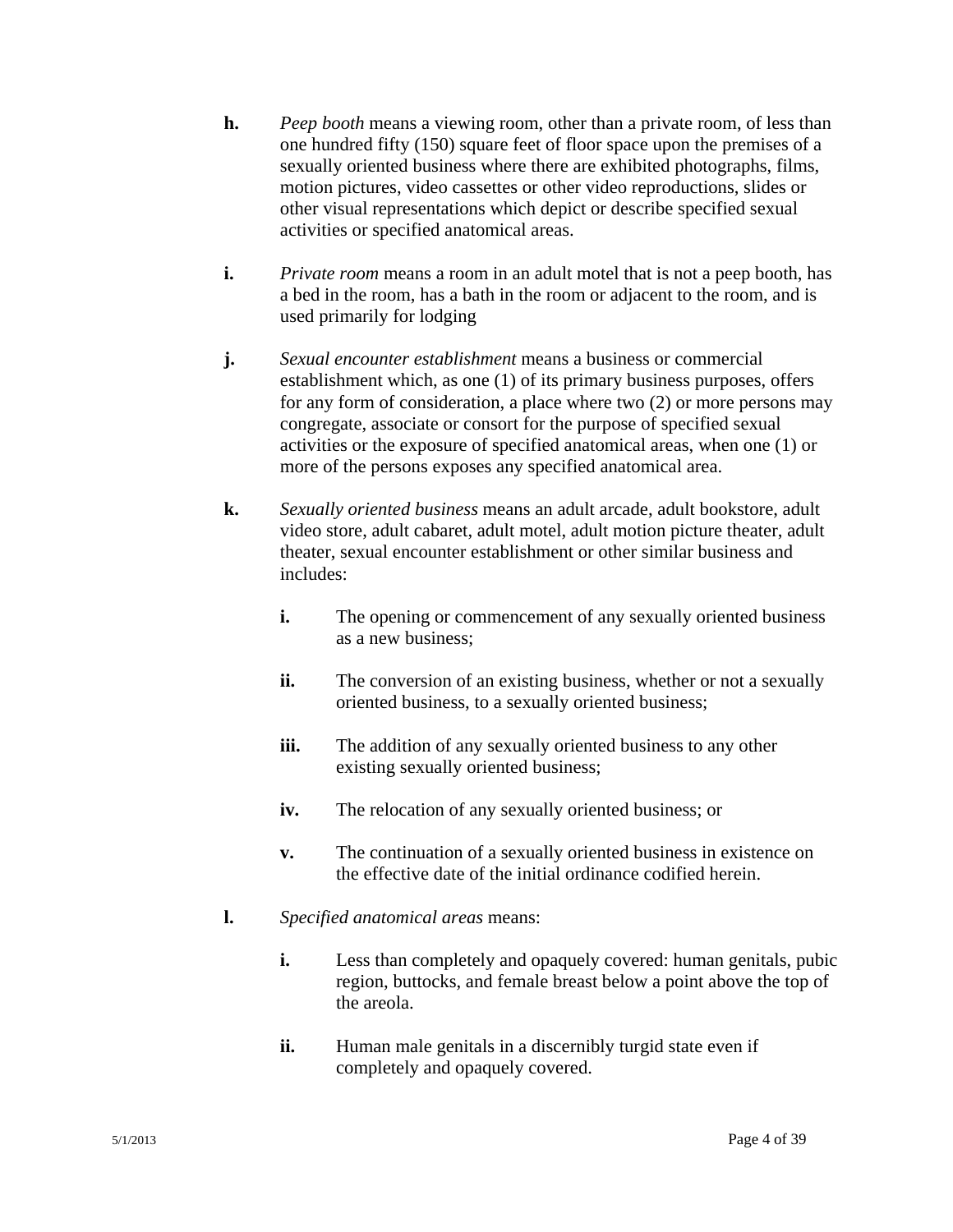**h.** *Peep booth* means a viewing room, other than a private room, of less than one hundred fifty (150) square feet of floor space upon the premises of a sexually oriented business where there are exhibited photographs, films, motion pictures, video cassettes or other video reproductions, slides or other visual representations which depict or describe specified sexual activities or specified anatomical areas.

**i.** *Private room* means a room in an adult motel that is not a peep booth, has a bed in the room, has a bath in the room or adjacent to the room, and is used primarily for lodging

**j.** *Sexual encounter establishment* means a business or commercial establishment which, as one (1) of its primary business purposes, offers for any form of consideration, a place where two (2) or more persons may congregate, associate or consort for the purpose of specified sexual activities or the exposure of specified anatomical areas, when one (1) or more of the persons exposes any specified anatomical area.

**k.** *Sexually oriented business* means an adult arcade, adult bookstore, adult video store, adult cabaret, adult motel, adult motion picture theater, adult theater, sexual encounter establishment or other similar business and includes:

> **i.** The opening or commencement of any sexually oriented business as a new business;
>
> **ii.** The conversion of an existing business, whether or not a sexually oriented business, to a sexually oriented business;
>
> **iii.** The addition of any sexually oriented business to any other existing sexually oriented business;
>
> **iv.** The relocation of any sexually oriented business; or
>
> **v.** The continuation of a sexually oriented business in existence on the effective date of the initial ordinance codified herein.

**l.** *Specified anatomical areas* means:

> **i.** Less than completely and opaquely covered: human genitals, pubic region, buttocks, and female breast below a point above the top of the areola.
>
> **ii.** Human male genitals in a discernibly turgid state even if completely and opaquely covered.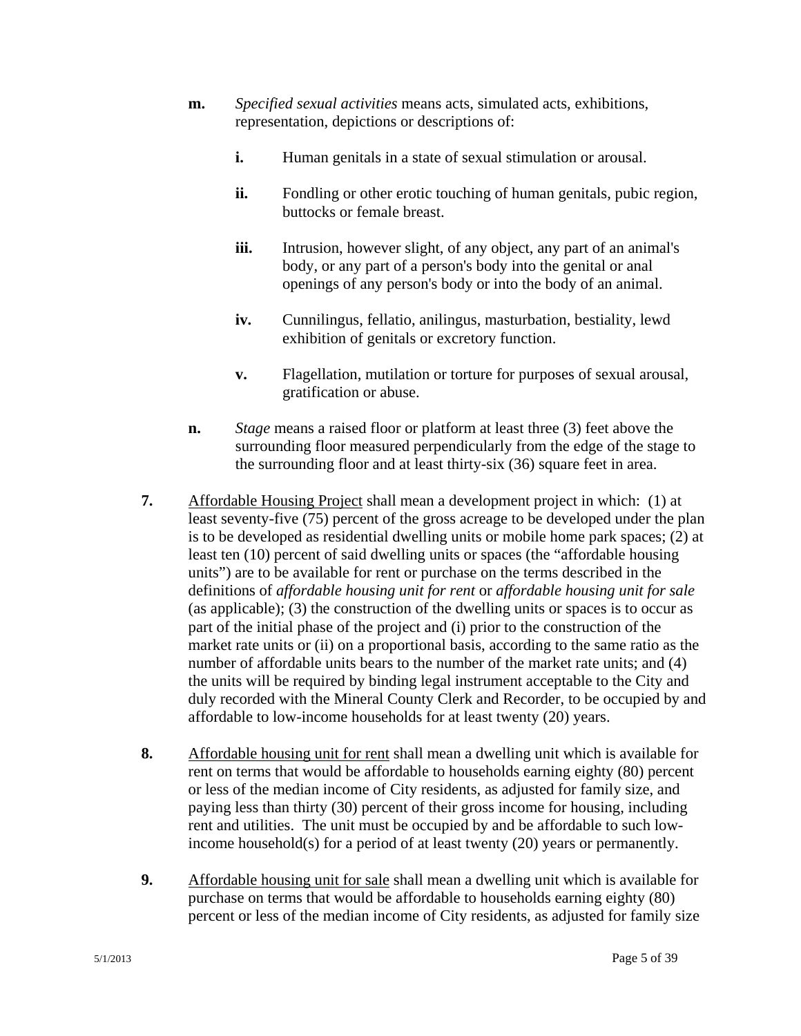**m.** *Specified sexual activities* means acts, simulated acts, exhibitions, representation, depictions or descriptions of:

**i.** Human genitals in a state of sexual stimulation or arousal.

**ii.** Fondling or other erotic touching of human genitals, pubic region, buttocks or female breast.

**iii.** Intrusion, however slight, of any object, any part of an animal's body, or any part of a person's body into the genital or anal openings of any person's body or into the body of an animal.

**iv.** Cunnilingus, fellatio, anilingus, masturbation, bestiality, lewd exhibition of genitals or excretory function.

**v.** Flagellation, mutilation or torture for purposes of sexual arousal, gratification or abuse.

**n.** *Stage* means a raised floor or platform at least three (3) feet above the surrounding floor measured perpendicularly from the edge of the stage to the surrounding floor and at least thirty-six (36) square feet in area.

**7.** <u>Affordable Housing Project</u> shall mean a development project in which: (1) at least seventy-five (75) percent of the gross acreage to be developed under the plan is to be developed as residential dwelling units or mobile home park spaces; (2) at least ten (10) percent of said dwelling units or spaces (the "affordable housing units") are to be available for rent or purchase on the terms described in the definitions of *affordable housing unit for rent* or *affordable housing unit for sale* (as applicable); (3) the construction of the dwelling units or spaces is to occur as part of the initial phase of the project and (i) prior to the construction of the market rate units or (ii) on a proportional basis, according to the same ratio as the number of affordable units bears to the number of the market rate units; and (4) the units will be required by binding legal instrument acceptable to the City and duly recorded with the Mineral County Clerk and Recorder, to be occupied by and affordable to low-income households for at least twenty (20) years.

**8.** <u>Affordable housing unit for rent</u> shall mean a dwelling unit which is available for rent on terms that would be affordable to households earning eighty (80) percent or less of the median income of City residents, as adjusted for family size, and paying less than thirty (30) percent of their gross income for housing, including rent and utilities. The unit must be occupied by and be affordable to such low-income household(s) for a period of at least twenty (20) years or permanently.

**9.** <u>Affordable housing unit for sale</u> shall mean a dwelling unit which is available for purchase on terms that would be affordable to households earning eighty (80) percent or less of the median income of City residents, as adjusted for family size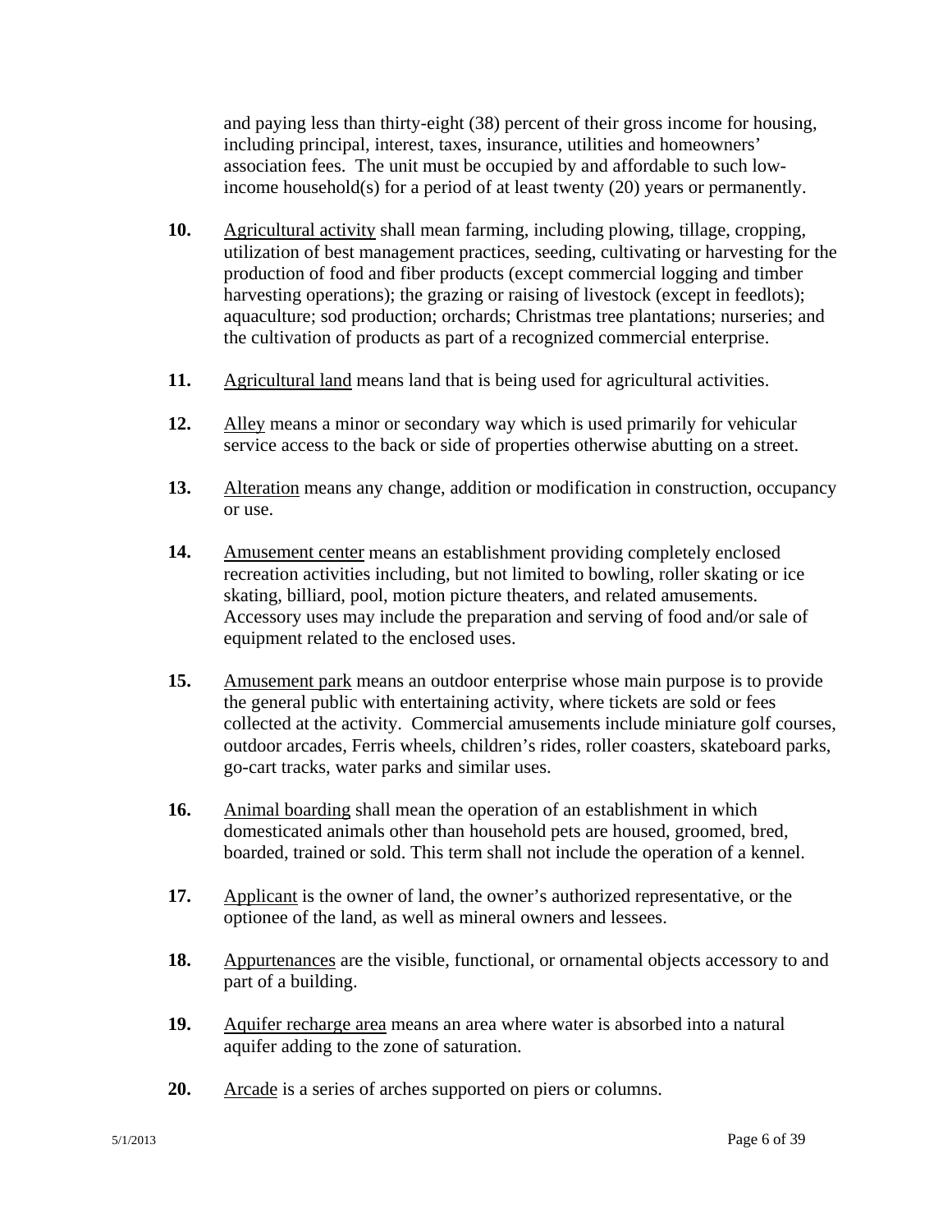and paying less than thirty-eight (38) percent of their gross income for housing, including principal, interest, taxes, insurance, utilities and homeowners' association fees. The unit must be occupied by and affordable to such low-income household(s) for a period of at least twenty (20) years or permanently.

**10.** Agricultural activity shall mean farming, including plowing, tillage, cropping, utilization of best management practices, seeding, cultivating or harvesting for the production of food and fiber products (except commercial logging and timber harvesting operations); the grazing or raising of livestock (except in feedlots); aquaculture; sod production; orchards; Christmas tree plantations; nurseries; and the cultivation of products as part of a recognized commercial enterprise.

**11.** Agricultural land means land that is being used for agricultural activities.

**12.** Alley means a minor or secondary way which is used primarily for vehicular service access to the back or side of properties otherwise abutting on a street.

**13.** Alteration means any change, addition or modification in construction, occupancy or use.

**14.** Amusement center means an establishment providing completely enclosed recreation activities including, but not limited to bowling, roller skating or ice skating, billiard, pool, motion picture theaters, and related amusements. Accessory uses may include the preparation and serving of food and/or sale of equipment related to the enclosed uses.

**15.** Amusement park means an outdoor enterprise whose main purpose is to provide the general public with entertaining activity, where tickets are sold or fees collected at the activity. Commercial amusements include miniature golf courses, outdoor arcades, Ferris wheels, children's rides, roller coasters, skateboard parks, go-cart tracks, water parks and similar uses.

**16.** Animal boarding shall mean the operation of an establishment in which domesticated animals other than household pets are housed, groomed, bred, boarded, trained or sold. This term shall not include the operation of a kennel.

**17.** Applicant is the owner of land, the owner's authorized representative, or the optionee of the land, as well as mineral owners and lessees.

**18.** Appurtenances are the visible, functional, or ornamental objects accessory to and part of a building.

**19.** Aquifer recharge area means an area where water is absorbed into a natural aquifer adding to the zone of saturation.

**20.** Arcade is a series of arches supported on piers or columns.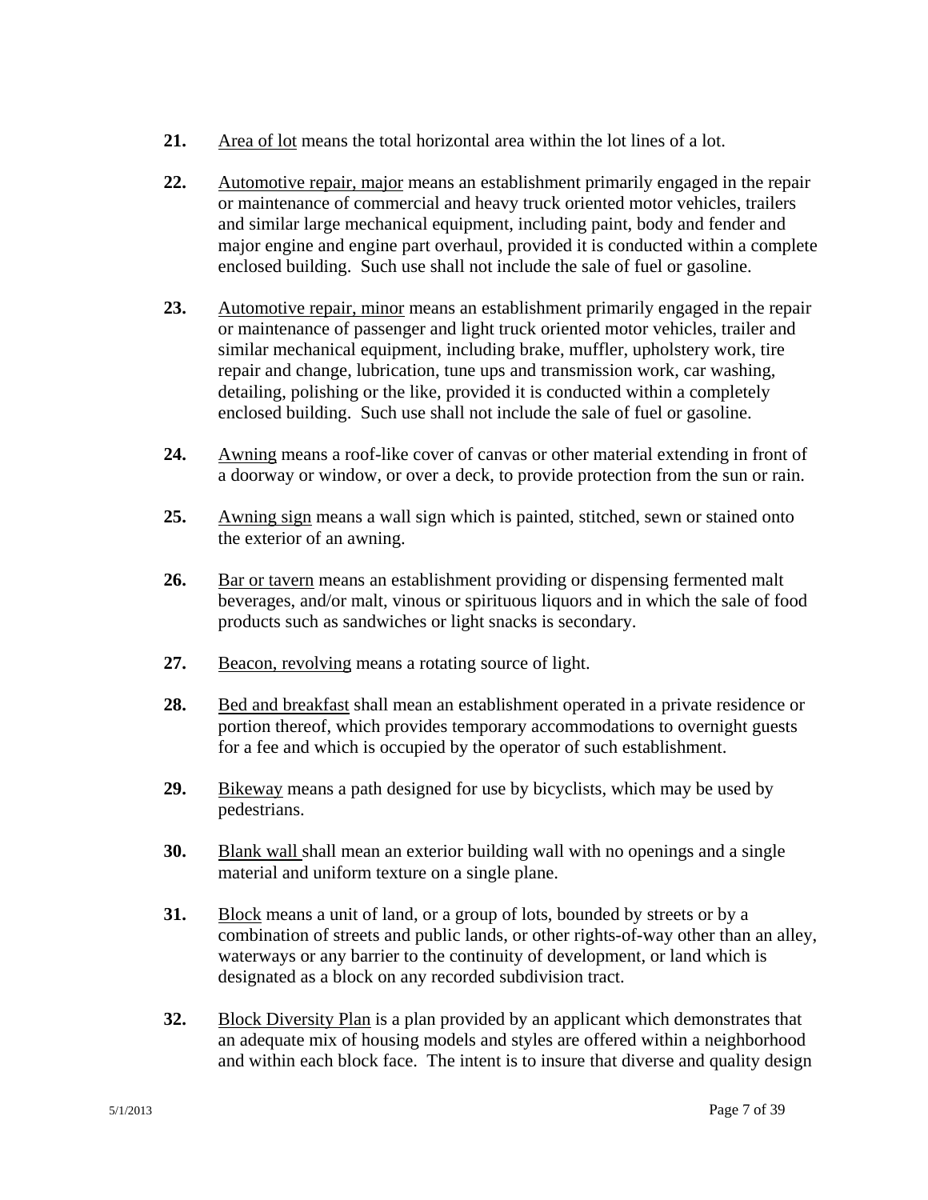**21.** Area of lot means the total horizontal area within the lot lines of a lot.

**22.** Automotive repair, major means an establishment primarily engaged in the repair or maintenance of commercial and heavy truck oriented motor vehicles, trailers and similar large mechanical equipment, including paint, body and fender and major engine and engine part overhaul, provided it is conducted within a complete enclosed building. Such use shall not include the sale of fuel or gasoline.

**23.** Automotive repair, minor means an establishment primarily engaged in the repair or maintenance of passenger and light truck oriented motor vehicles, trailer and similar mechanical equipment, including brake, muffler, upholstery work, tire repair and change, lubrication, tune ups and transmission work, car washing, detailing, polishing or the like, provided it is conducted within a completely enclosed building. Such use shall not include the sale of fuel or gasoline.

**24.** Awning means a roof-like cover of canvas or other material extending in front of a doorway or window, or over a deck, to provide protection from the sun or rain.

**25.** Awning sign means a wall sign which is painted, stitched, sewn or stained onto the exterior of an awning.

**26.** Bar or tavern means an establishment providing or dispensing fermented malt beverages, and/or malt, vinous or spirituous liquors and in which the sale of food products such as sandwiches or light snacks is secondary.

**27.** Beacon, revolving means a rotating source of light.

**28.** Bed and breakfast shall mean an establishment operated in a private residence or portion thereof, which provides temporary accommodations to overnight guests for a fee and which is occupied by the operator of such establishment.

**29.** Bikeway means a path designed for use by bicyclists, which may be used by pedestrians.

**30.** Blank wall shall mean an exterior building wall with no openings and a single material and uniform texture on a single plane.

**31.** Block means a unit of land, or a group of lots, bounded by streets or by a combination of streets and public lands, or other rights-of-way other than an alley, waterways or any barrier to the continuity of development, or land which is designated as a block on any recorded subdivision tract.

**32.** Block Diversity Plan is a plan provided by an applicant which demonstrates that an adequate mix of housing models and styles are offered within a neighborhood and within each block face. The intent is to insure that diverse and quality design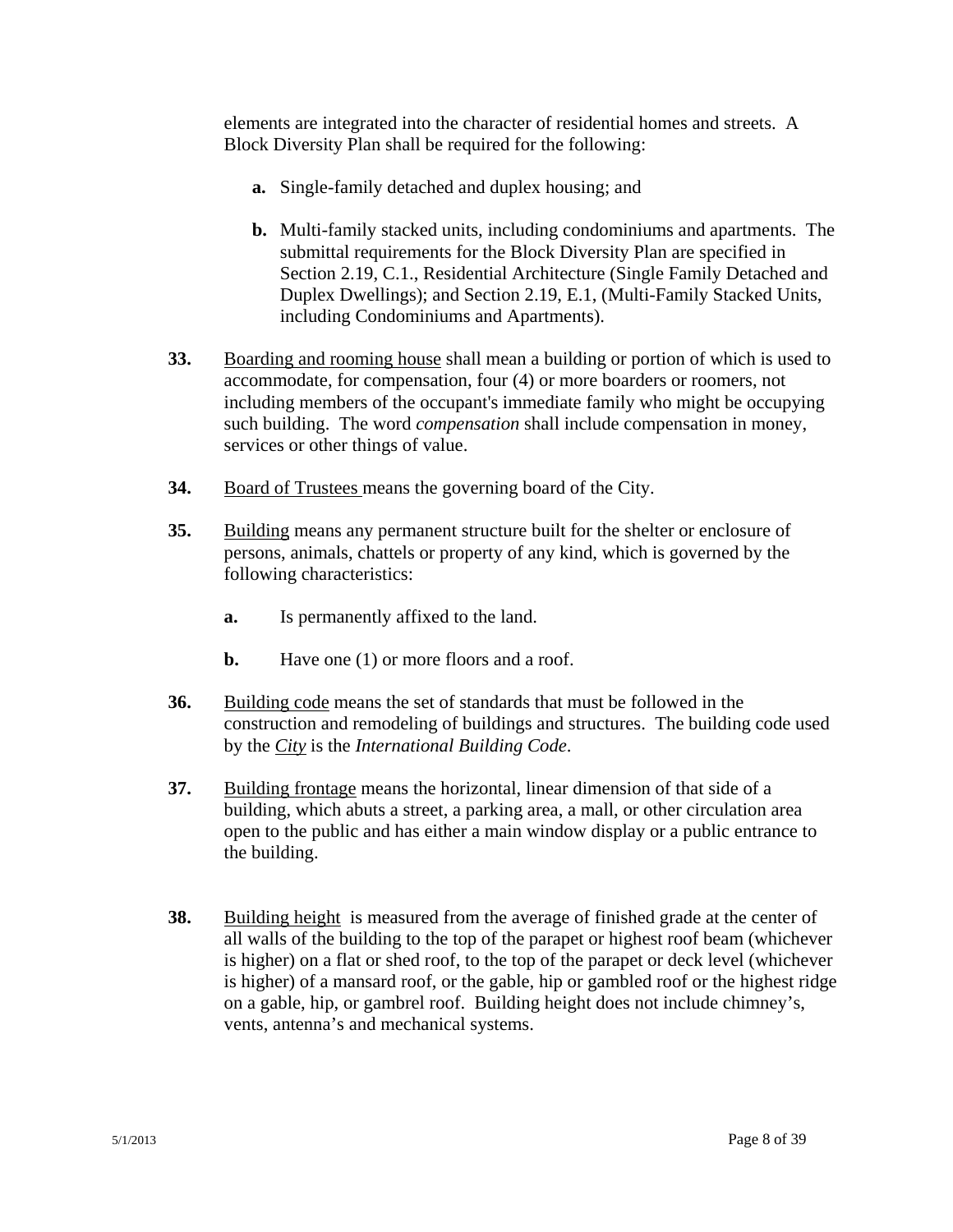elements are integrated into the character of residential homes and streets. A Block Diversity Plan shall be required for the following:

- **a.** Single-family detached and duplex housing; and
- **b.** Multi-family stacked units, including condominiums and apartments. The submittal requirements for the Block Diversity Plan are specified in Section 2.19, C.1., Residential Architecture (Single Family Detached and Duplex Dwellings); and Section 2.19, E.1, (Multi-Family Stacked Units, including Condominiums and Apartments).

**33.** Boarding and rooming house shall mean a building or portion of which is used to accommodate, for compensation, four (4) or more boarders or roomers, not including members of the occupant's immediate family who might be occupying such building. The word *compensation* shall include compensation in money, services or other things of value.

**34.** Board of Trustees means the governing board of the City.

**35.** Building means any permanent structure built for the shelter or enclosure of persons, animals, chattels or property of any kind, which is governed by the following characteristics:

- **a.** Is permanently affixed to the land.
- **b.** Have one (1) or more floors and a roof.

**36.** Building code means the set of standards that must be followed in the construction and remodeling of buildings and structures. The building code used by the ***City*** is the *International Building Code*.

**37.** Building frontage means the horizontal, linear dimension of that side of a building, which abuts a street, a parking area, a mall, or other circulation area open to the public and has either a main window display or a public entrance to the building.

**38.** Building height is measured from the average of finished grade at the center of all walls of the building to the top of the parapet or highest roof beam (whichever is higher) on a flat or shed roof, to the top of the parapet or deck level (whichever is higher) of a mansard roof, or the gable, hip or gambled roof or the highest ridge on a gable, hip, or gambrel roof. Building height does not include chimney's, vents, antenna's and mechanical systems.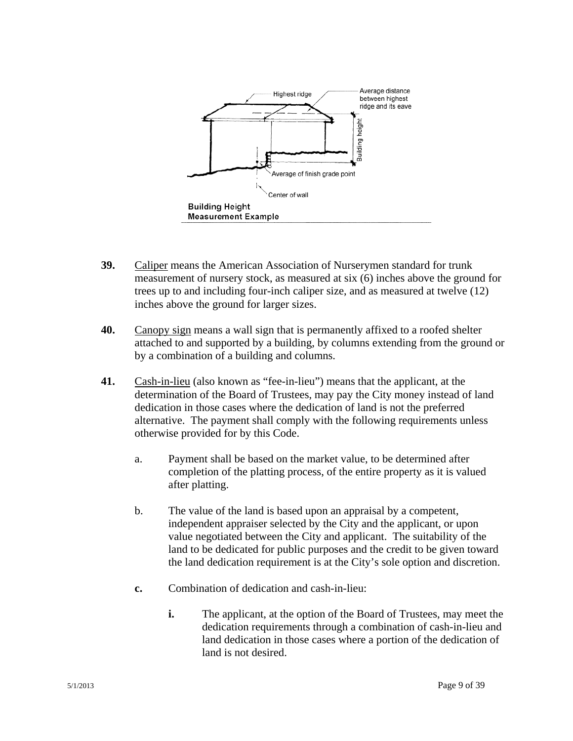Building Height Measurement Example

**39.** Caliper means the American Association of Nurserymen standard for trunk measurement of nursery stock, as measured at six (6) inches above the ground for trees up to and including four-inch caliper size, and as measured at twelve (12) inches above the ground for larger sizes.

**40.** Canopy sign means a wall sign that is permanently affixed to a roofed shelter attached to and supported by a building, by columns extending from the ground or by a combination of a building and columns.

**41.** Cash-in-lieu (also known as "fee-in-lieu") means that the applicant, at the determination of the Board of Trustees, may pay the City money instead of land dedication in those cases where the dedication of land is not the preferred alternative. The payment shall comply with the following requirements unless otherwise provided for by this Code.

a. Payment shall be based on the market value, to be determined after completion of the platting process, of the entire property as it is valued after platting.

b. The value of the land is based upon an appraisal by a competent, independent appraiser selected by the City and the applicant, or upon value negotiated between the City and applicant. The suitability of the land to be dedicated for public purposes and the credit to be given toward the land dedication requirement is at the City's sole option and discretion.

**c.** Combination of dedication and cash-in-lieu:

**i.** The applicant, at the option of the Board of Trustees, may meet the dedication requirements through a combination of cash-in-lieu and land dedication in those cases where a portion of the dedication of land is not desired.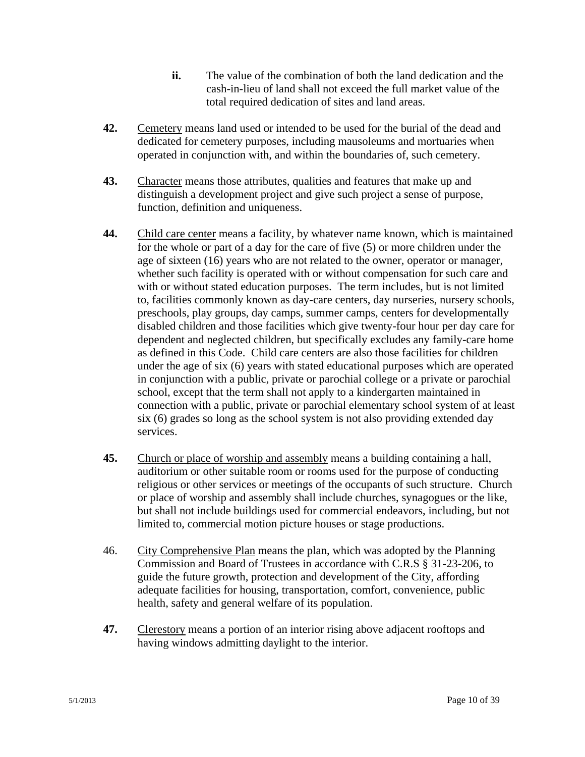**ii.** The value of the combination of both the land dedication and the cash-in-lieu of land shall not exceed the full market value of the total required dedication of sites and land areas.

**42.** Cemetery means land used or intended to be used for the burial of the dead and dedicated for cemetery purposes, including mausoleums and mortuaries when operated in conjunction with, and within the boundaries of, such cemetery.

**43.** Character means those attributes, qualities and features that make up and distinguish a development project and give such project a sense of purpose, function, definition and uniqueness.

**44.** Child care center means a facility, by whatever name known, which is maintained for the whole or part of a day for the care of five (5) or more children under the age of sixteen (16) years who are not related to the owner, operator or manager, whether such facility is operated with or without compensation for such care and with or without stated education purposes. The term includes, but is not limited to, facilities commonly known as day-care centers, day nurseries, nursery schools, preschools, play groups, day camps, summer camps, centers for developmentally disabled children and those facilities which give twenty-four hour per day care for dependent and neglected children, but specifically excludes any family-care home as defined in this Code. Child care centers are also those facilities for children under the age of six (6) years with stated educational purposes which are operated in conjunction with a public, private or parochial college or a private or parochial school, except that the term shall not apply to a kindergarten maintained in connection with a public, private or parochial elementary school system of at least six (6) grades so long as the school system is not also providing extended day services.

**45.** Church or place of worship and assembly means a building containing a hall, auditorium or other suitable room or rooms used for the purpose of conducting religious or other services or meetings of the occupants of such structure. Church or place of worship and assembly shall include churches, synagogues or the like, but shall not include buildings used for commercial endeavors, including, but not limited to, commercial motion picture houses or stage productions.

46. City Comprehensive Plan means the plan, which was adopted by the Planning Commission and Board of Trustees in accordance with C.R.S § 31-23-206, to guide the future growth, protection and development of the City, affording adequate facilities for housing, transportation, comfort, convenience, public health, safety and general welfare of its population.

**47.** Clerestory means a portion of an interior rising above adjacent rooftops and having windows admitting daylight to the interior.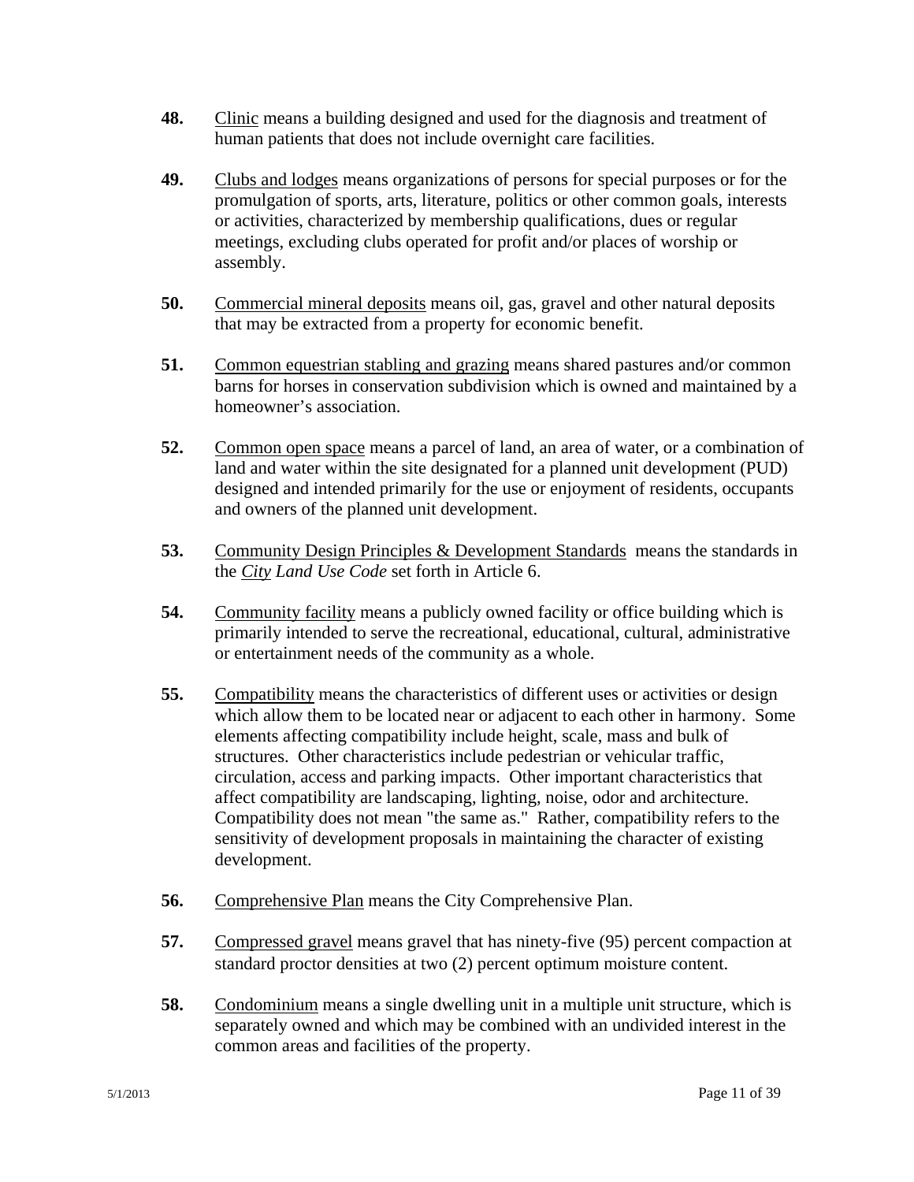**48.** Clinic means a building designed and used for the diagnosis and treatment of human patients that does not include overnight care facilities.

**49.** Clubs and lodges means organizations of persons for special purposes or for the promulgation of sports, arts, literature, politics or other common goals, interests or activities, characterized by membership qualifications, dues or regular meetings, excluding clubs operated for profit and/or places of worship or assembly.

**50.** Commercial mineral deposits means oil, gas, gravel and other natural deposits that may be extracted from a property for economic benefit.

**51.** Common equestrian stabling and grazing means shared pastures and/or common barns for horses in conservation subdivision which is owned and maintained by a homeowner's association.

**52.** Common open space means a parcel of land, an area of water, or a combination of land and water within the site designated for a planned unit development (PUD) designed and intended primarily for the use or enjoyment of residents, occupants and owners of the planned unit development.

**53.** Community Design Principles & Development Standards means the standards in the *City Land Use Code* set forth in Article 6.

**54.** Community facility means a publicly owned facility or office building which is primarily intended to serve the recreational, educational, cultural, administrative or entertainment needs of the community as a whole.

**55.** Compatibility means the characteristics of different uses or activities or design which allow them to be located near or adjacent to each other in harmony. Some elements affecting compatibility include height, scale, mass and bulk of structures. Other characteristics include pedestrian or vehicular traffic, circulation, access and parking impacts. Other important characteristics that affect compatibility are landscaping, lighting, noise, odor and architecture. Compatibility does not mean "the same as." Rather, compatibility refers to the sensitivity of development proposals in maintaining the character of existing development.

**56.** Comprehensive Plan means the City Comprehensive Plan.

**57.** Compressed gravel means gravel that has ninety-five (95) percent compaction at standard proctor densities at two (2) percent optimum moisture content.

**58.** Condominium means a single dwelling unit in a multiple unit structure, which is separately owned and which may be combined with an undivided interest in the common areas and facilities of the property.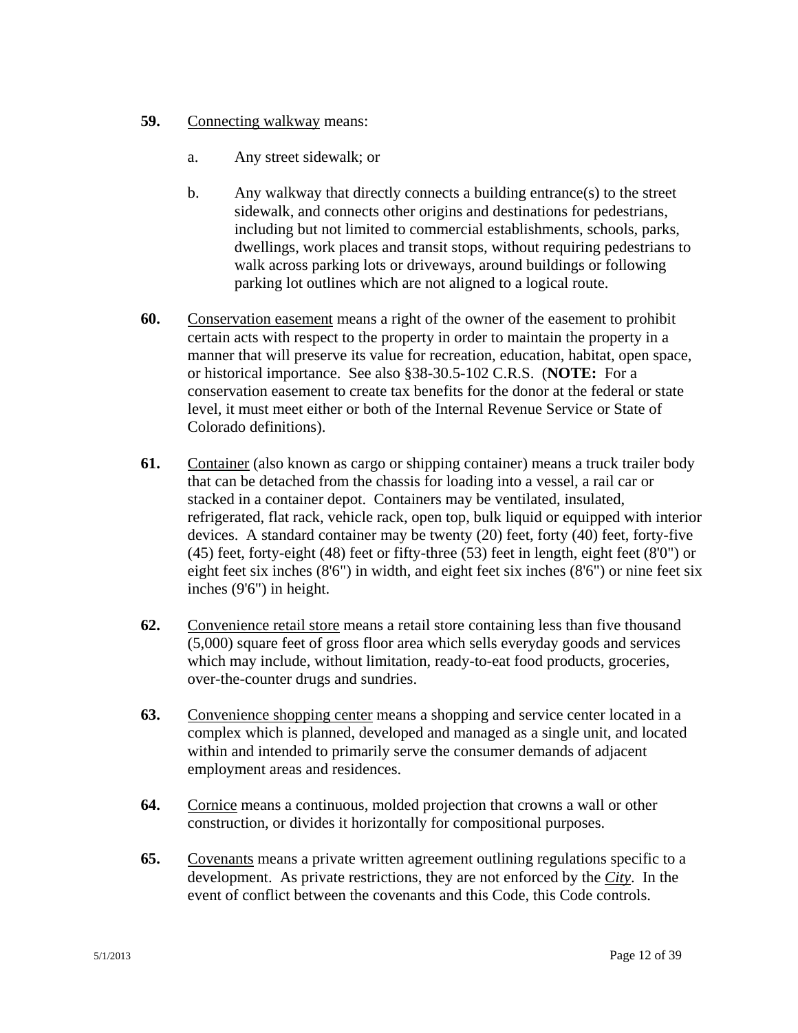**59.** Connecting walkway means:

a. Any street sidewalk; or

b. Any walkway that directly connects a building entrance(s) to the street sidewalk, and connects other origins and destinations for pedestrians, including but not limited to commercial establishments, schools, parks, dwellings, work places and transit stops, without requiring pedestrians to walk across parking lots or driveways, around buildings or following parking lot outlines which are not aligned to a logical route.

**60.** Conservation easement means a right of the owner of the easement to prohibit certain acts with respect to the property in order to maintain the property in a manner that will preserve its value for recreation, education, habitat, open space, or historical importance. See also §38-30.5-102 C.R.S. (**NOTE:** For a conservation easement to create tax benefits for the donor at the federal or state level, it must meet either or both of the Internal Revenue Service or State of Colorado definitions).

**61.** Container (also known as cargo or shipping container) means a truck trailer body that can be detached from the chassis for loading into a vessel, a rail car or stacked in a container depot. Containers may be ventilated, insulated, refrigerated, flat rack, vehicle rack, open top, bulk liquid or equipped with interior devices. A standard container may be twenty (20) feet, forty (40) feet, forty-five (45) feet, forty-eight (48) feet or fifty-three (53) feet in length, eight feet (8'0") or eight feet six inches (8'6") in width, and eight feet six inches (8'6") or nine feet six inches (9'6") in height.

**62.** Convenience retail store means a retail store containing less than five thousand (5,000) square feet of gross floor area which sells everyday goods and services which may include, without limitation, ready-to-eat food products, groceries, over-the-counter drugs and sundries.

**63.** Convenience shopping center means a shopping and service center located in a complex which is planned, developed and managed as a single unit, and located within and intended to primarily serve the consumer demands of adjacent employment areas and residences.

**64.** Cornice means a continuous, molded projection that crowns a wall or other construction, or divides it horizontally for compositional purposes.

**65.** Covenants means a private written agreement outlining regulations specific to a development. As private restrictions, they are not enforced by the *City*. In the event of conflict between the covenants and this Code, this Code controls.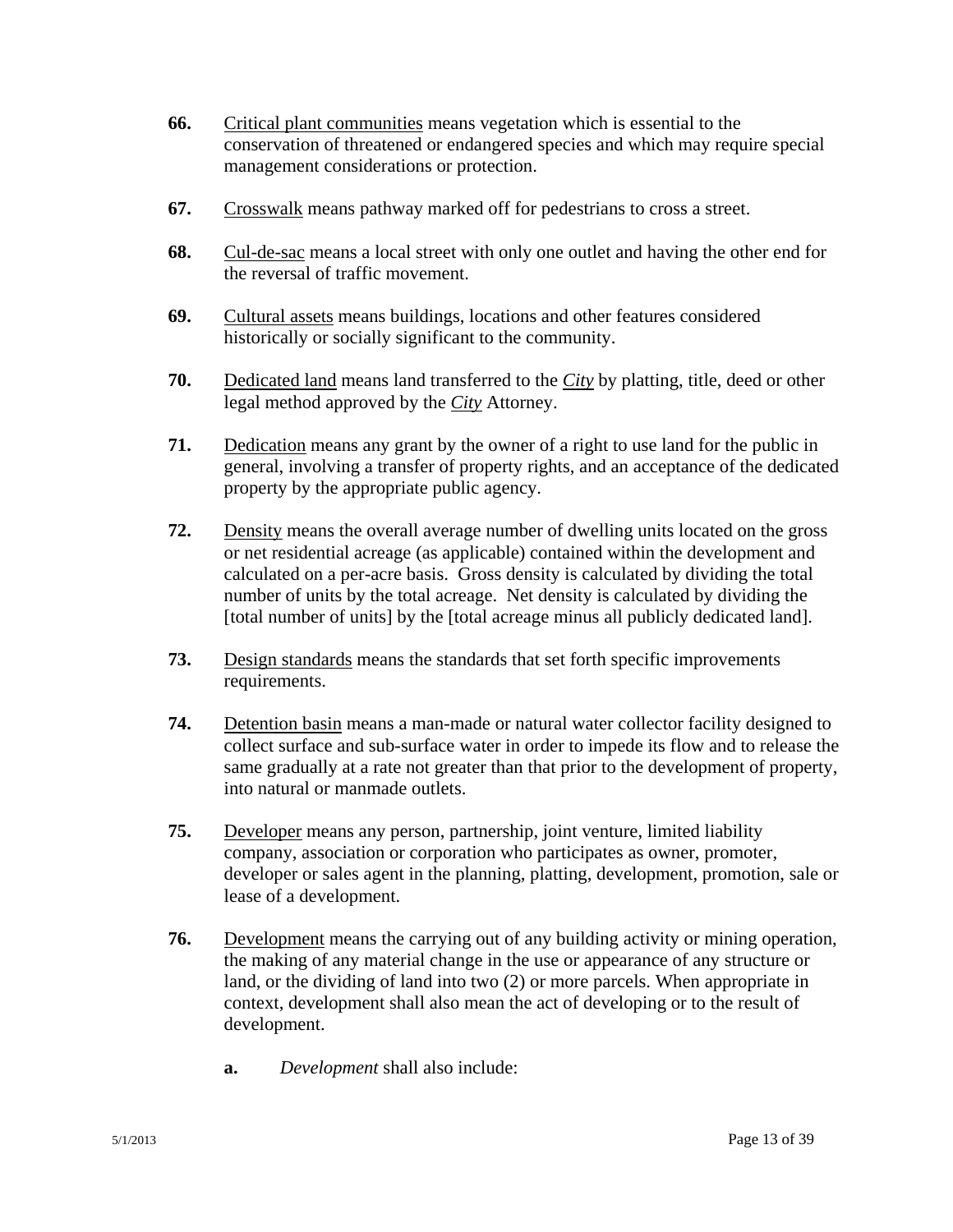**66.** Critical plant communities means vegetation which is essential to the conservation of threatened or endangered species and which may require special management considerations or protection.

**67.** Crosswalk means pathway marked off for pedestrians to cross a street.

**68.** Cul-de-sac means a local street with only one outlet and having the other end for the reversal of traffic movement.

**69.** Cultural assets means buildings, locations and other features considered historically or socially significant to the community.

**70.** Dedicated land means land transferred to the *City* by platting, title, deed or other legal method approved by the *City* Attorney.

**71.** Dedication means any grant by the owner of a right to use land for the public in general, involving a transfer of property rights, and an acceptance of the dedicated property by the appropriate public agency.

**72.** Density means the overall average number of dwelling units located on the gross or net residential acreage (as applicable) contained within the development and calculated on a per-acre basis. Gross density is calculated by dividing the total number of units by the total acreage. Net density is calculated by dividing the [total number of units] by the [total acreage minus all publicly dedicated land].

**73.** Design standards means the standards that set forth specific improvements requirements.

**74.** Detention basin means a man-made or natural water collector facility designed to collect surface and sub-surface water in order to impede its flow and to release the same gradually at a rate not greater than that prior to the development of property, into natural or manmade outlets.

**75.** Developer means any person, partnership, joint venture, limited liability company, association or corporation who participates as owner, promoter, developer or sales agent in the planning, platting, development, promotion, sale or lease of a development.

**76.** Development means the carrying out of any building activity or mining operation, the making of any material change in the use or appearance of any structure or land, or the dividing of land into two (2) or more parcels. When appropriate in context, development shall also mean the act of developing or to the result of development.

**a.** *Development* shall also include: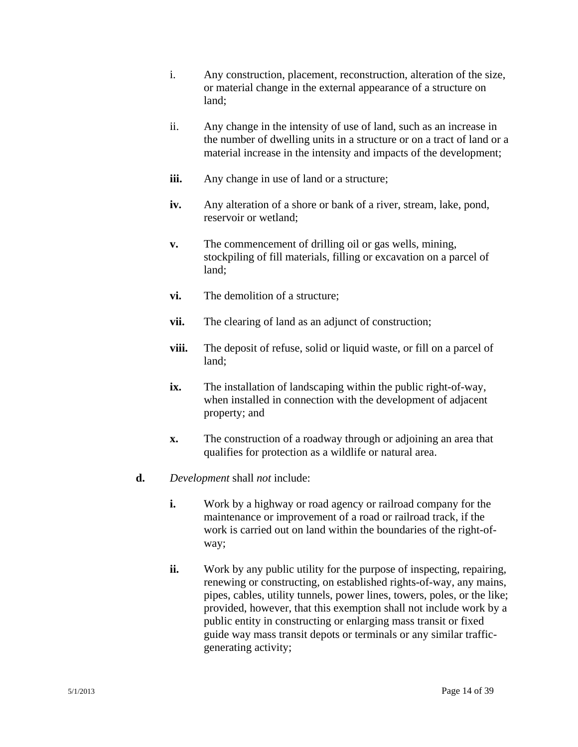i. Any construction, placement, reconstruction, alteration of the size, or material change in the external appearance of a structure on land;

ii. Any change in the intensity of use of land, such as an increase in the number of dwelling units in a structure or on a tract of land or a material increase in the intensity and impacts of the development;

**iii.** Any change in use of land or a structure;

**iv.** Any alteration of a shore or bank of a river, stream, lake, pond, reservoir or wetland;

**v.** The commencement of drilling oil or gas wells, mining, stockpiling of fill materials, filling or excavation on a parcel of land;

**vi.** The demolition of a structure;

**vii.** The clearing of land as an adjunct of construction;

**viii.** The deposit of refuse, solid or liquid waste, or fill on a parcel of land;

**ix.** The installation of landscaping within the public right-of-way, when installed in connection with the development of adjacent property; and

**x.** The construction of a roadway through or adjoining an area that qualifies for protection as a wildlife or natural area.

**d.** *Development* shall *not* include:

**i.** Work by a highway or road agency or railroad company for the maintenance or improvement of a road or railroad track, if the work is carried out on land within the boundaries of the right-of-way;

**ii.** Work by any public utility for the purpose of inspecting, repairing, renewing or constructing, on established rights-of-way, any mains, pipes, cables, utility tunnels, power lines, towers, poles, or the like; provided, however, that this exemption shall not include work by a public entity in constructing or enlarging mass transit or fixed guide way mass transit depots or terminals or any similar traffic-generating activity;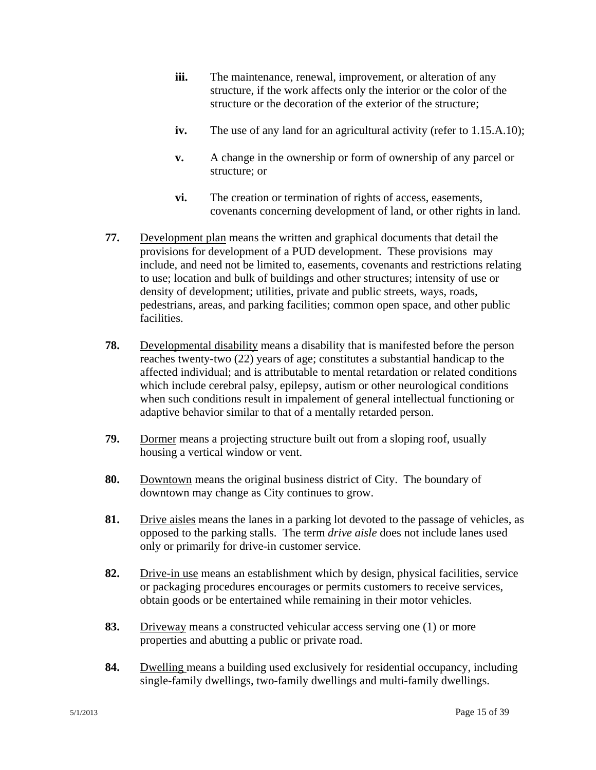- **iii.** The maintenance, renewal, improvement, or alteration of any structure, if the work affects only the interior or the color of the structure or the decoration of the exterior of the structure;

- **iv.** The use of any land for an agricultural activity (refer to 1.15.A.10);

- **v.** A change in the ownership or form of ownership of any parcel or structure; or

- **vi.** The creation or termination of rights of access, easements, covenants concerning development of land, or other rights in land.

**77.** Development plan means the written and graphical documents that detail the provisions for development of a PUD development. These provisions may include, and need not be limited to, easements, covenants and restrictions relating to use; location and bulk of buildings and other structures; intensity of use or density of development; utilities, private and public streets, ways, roads, pedestrians, areas, and parking facilities; common open space, and other public facilities.

**78.** Developmental disability means a disability that is manifested before the person reaches twenty-two (22) years of age; constitutes a substantial handicap to the affected individual; and is attributable to mental retardation or related conditions which include cerebral palsy, epilepsy, autism or other neurological conditions when such conditions result in impalement of general intellectual functioning or adaptive behavior similar to that of a mentally retarded person.

**79.** Dormer means a projecting structure built out from a sloping roof, usually housing a vertical window or vent.

**80.** Downtown means the original business district of City. The boundary of downtown may change as City continues to grow.

**81.** Drive aisles means the lanes in a parking lot devoted to the passage of vehicles, as opposed to the parking stalls. The term *drive aisle* does not include lanes used only or primarily for drive-in customer service.

**82.** Drive-in use means an establishment which by design, physical facilities, service or packaging procedures encourages or permits customers to receive services, obtain goods or be entertained while remaining in their motor vehicles.

**83.** Driveway means a constructed vehicular access serving one (1) or more properties and abutting a public or private road.

**84.** Dwelling means a building used exclusively for residential occupancy, including single-family dwellings, two-family dwellings and multi-family dwellings.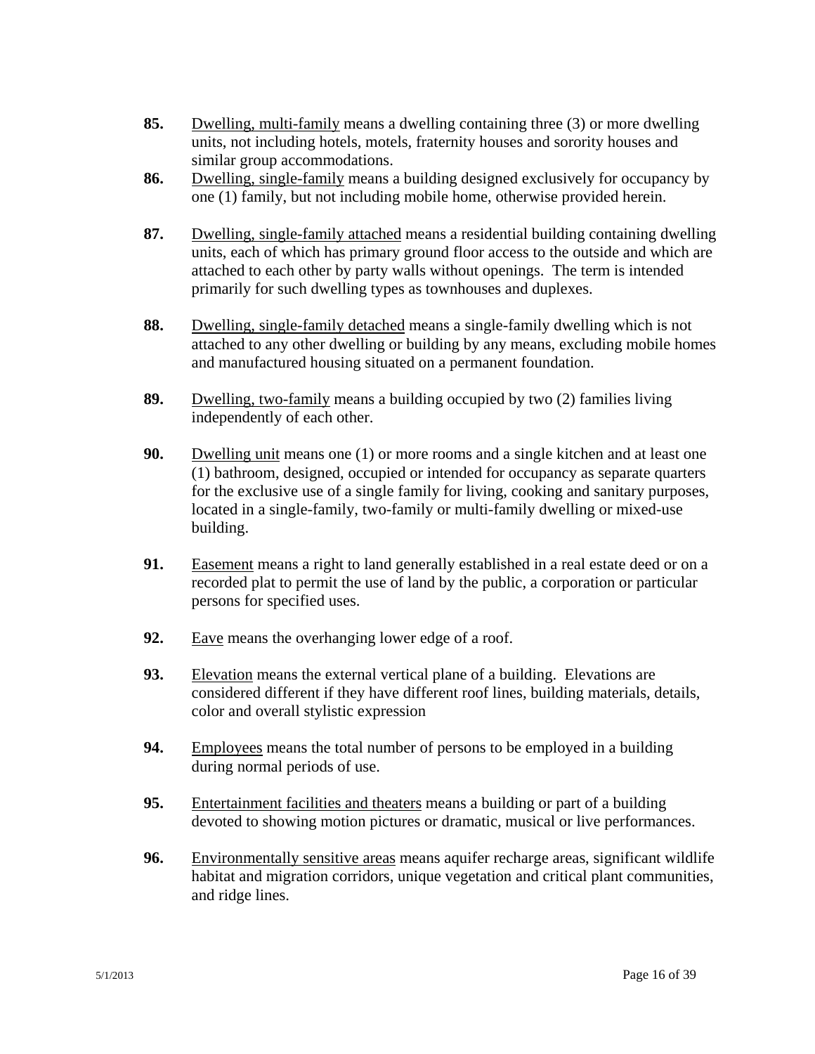**85.** Dwelling, multi-family means a dwelling containing three (3) or more dwelling units, not including hotels, motels, fraternity houses and sorority houses and similar group accommodations.

**86.** Dwelling, single-family means a building designed exclusively for occupancy by one (1) family, but not including mobile home, otherwise provided herein.

**87.** Dwelling, single-family attached means a residential building containing dwelling units, each of which has primary ground floor access to the outside and which are attached to each other by party walls without openings. The term is intended primarily for such dwelling types as townhouses and duplexes.

**88.** Dwelling, single-family detached means a single-family dwelling which is not attached to any other dwelling or building by any means, excluding mobile homes and manufactured housing situated on a permanent foundation.

**89.** Dwelling, two-family means a building occupied by two (2) families living independently of each other.

**90.** Dwelling unit means one (1) or more rooms and a single kitchen and at least one (1) bathroom, designed, occupied or intended for occupancy as separate quarters for the exclusive use of a single family for living, cooking and sanitary purposes, located in a single-family, two-family or multi-family dwelling or mixed-use building.

**91.** Easement means a right to land generally established in a real estate deed or on a recorded plat to permit the use of land by the public, a corporation or particular persons for specified uses.

**92.** Eave means the overhanging lower edge of a roof.

**93.** Elevation means the external vertical plane of a building. Elevations are considered different if they have different roof lines, building materials, details, color and overall stylistic expression

**94.** Employees means the total number of persons to be employed in a building during normal periods of use.

**95.** Entertainment facilities and theaters means a building or part of a building devoted to showing motion pictures or dramatic, musical or live performances.

**96.** Environmentally sensitive areas means aquifer recharge areas, significant wildlife habitat and migration corridors, unique vegetation and critical plant communities, and ridge lines.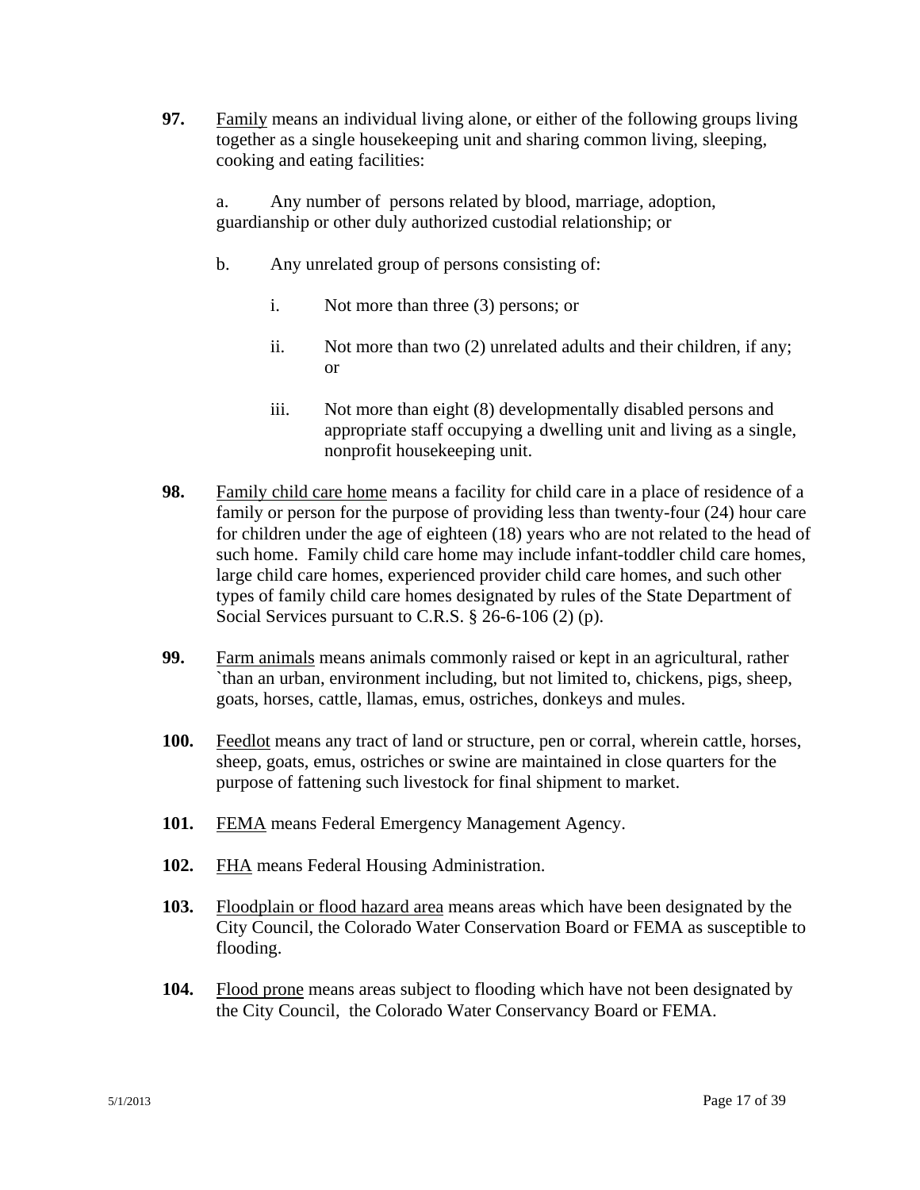**97.** Family means an individual living alone, or either of the following groups living together as a single housekeeping unit and sharing common living, sleeping, cooking and eating facilities:

a. Any number of persons related by blood, marriage, adoption, guardianship or other duly authorized custodial relationship; or

b. Any unrelated group of persons consisting of:

i. Not more than three (3) persons; or

ii. Not more than two (2) unrelated adults and their children, if any; or

iii. Not more than eight (8) developmentally disabled persons and appropriate staff occupying a dwelling unit and living as a single, nonprofit housekeeping unit.

**98.** Family child care home means a facility for child care in a place of residence of a family or person for the purpose of providing less than twenty-four (24) hour care for children under the age of eighteen (18) years who are not related to the head of such home. Family child care home may include infant-toddler child care homes, large child care homes, experienced provider child care homes, and such other types of family child care homes designated by rules of the State Department of Social Services pursuant to C.R.S. § 26-6-106 (2) (p).

**99.** Farm animals means animals commonly raised or kept in an agricultural, rather `than an urban, environment including, but not limited to, chickens, pigs, sheep, goats, horses, cattle, llamas, emus, ostriches, donkeys and mules.

**100.** Feedlot means any tract of land or structure, pen or corral, wherein cattle, horses, sheep, goats, emus, ostriches or swine are maintained in close quarters for the purpose of fattening such livestock for final shipment to market.

**101.** FEMA means Federal Emergency Management Agency.

**102.** FHA means Federal Housing Administration.

**103.** Floodplain or flood hazard area means areas which have been designated by the City Council, the Colorado Water Conservation Board or FEMA as susceptible to flooding.

**104.** Flood prone means areas subject to flooding which have not been designated by the City Council, the Colorado Water Conservancy Board or FEMA.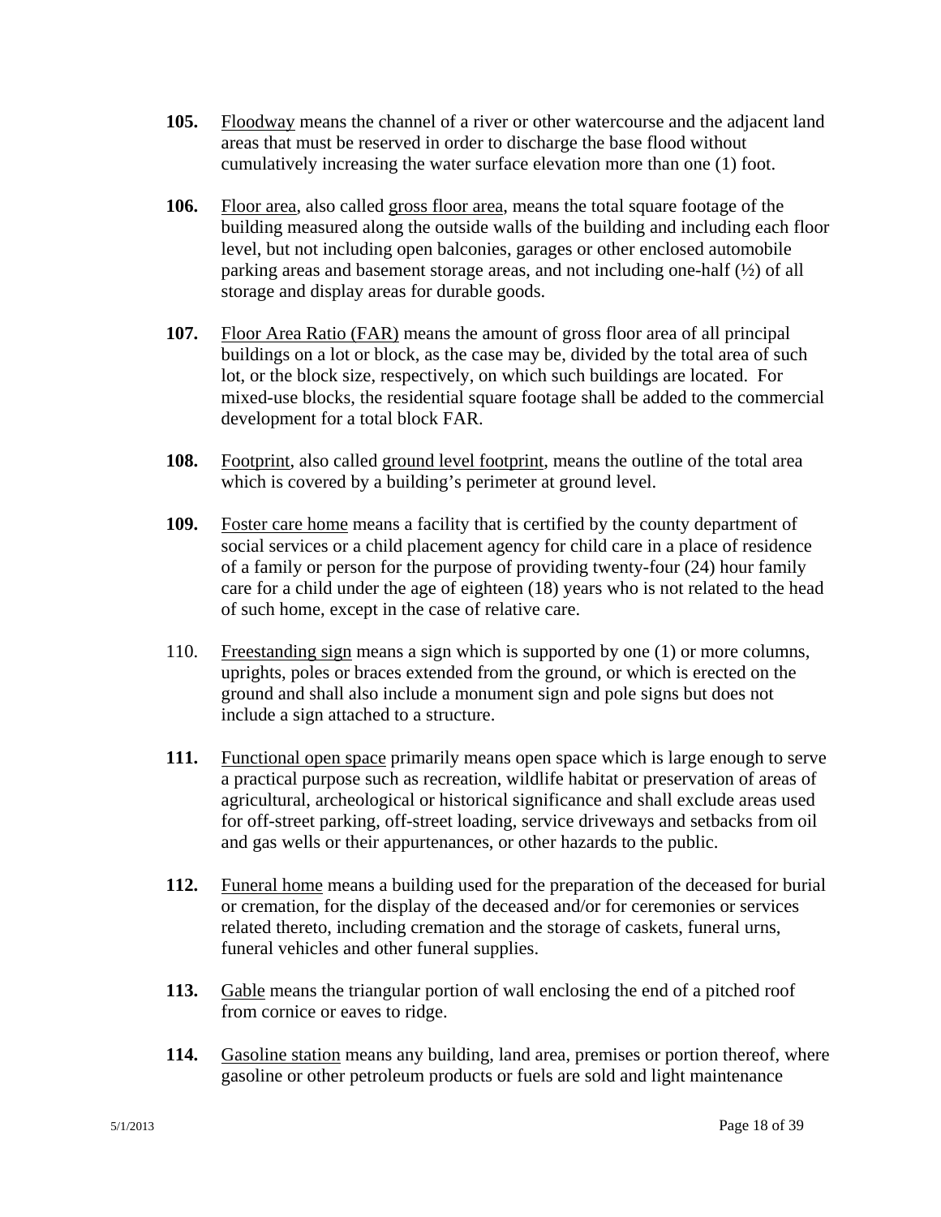**105.** Floodway means the channel of a river or other watercourse and the adjacent land areas that must be reserved in order to discharge the base flood without cumulatively increasing the water surface elevation more than one (1) foot.

**106.** Floor area, also called gross floor area, means the total square footage of the building measured along the outside walls of the building and including each floor level, but not including open balconies, garages or other enclosed automobile parking areas and basement storage areas, and not including one-half (½) of all storage and display areas for durable goods.

**107.** Floor Area Ratio (FAR) means the amount of gross floor area of all principal buildings on a lot or block, as the case may be, divided by the total area of such lot, or the block size, respectively, on which such buildings are located. For mixed-use blocks, the residential square footage shall be added to the commercial development for a total block FAR.

**108.** Footprint, also called ground level footprint, means the outline of the total area which is covered by a building's perimeter at ground level.

**109.** Foster care home means a facility that is certified by the county department of social services or a child placement agency for child care in a place of residence of a family or person for the purpose of providing twenty-four (24) hour family care for a child under the age of eighteen (18) years who is not related to the head of such home, except in the case of relative care.

110. Freestanding sign means a sign which is supported by one (1) or more columns, uprights, poles or braces extended from the ground, or which is erected on the ground and shall also include a monument sign and pole signs but does not include a sign attached to a structure.

**111.** Functional open space primarily means open space which is large enough to serve a practical purpose such as recreation, wildlife habitat or preservation of areas of agricultural, archeological or historical significance and shall exclude areas used for off-street parking, off-street loading, service driveways and setbacks from oil and gas wells or their appurtenances, or other hazards to the public.

**112.** Funeral home means a building used for the preparation of the deceased for burial or cremation, for the display of the deceased and/or for ceremonies or services related thereto, including cremation and the storage of caskets, funeral urns, funeral vehicles and other funeral supplies.

**113.** Gable means the triangular portion of wall enclosing the end of a pitched roof from cornice or eaves to ridge.

**114.** Gasoline station means any building, land area, premises or portion thereof, where gasoline or other petroleum products or fuels are sold and light maintenance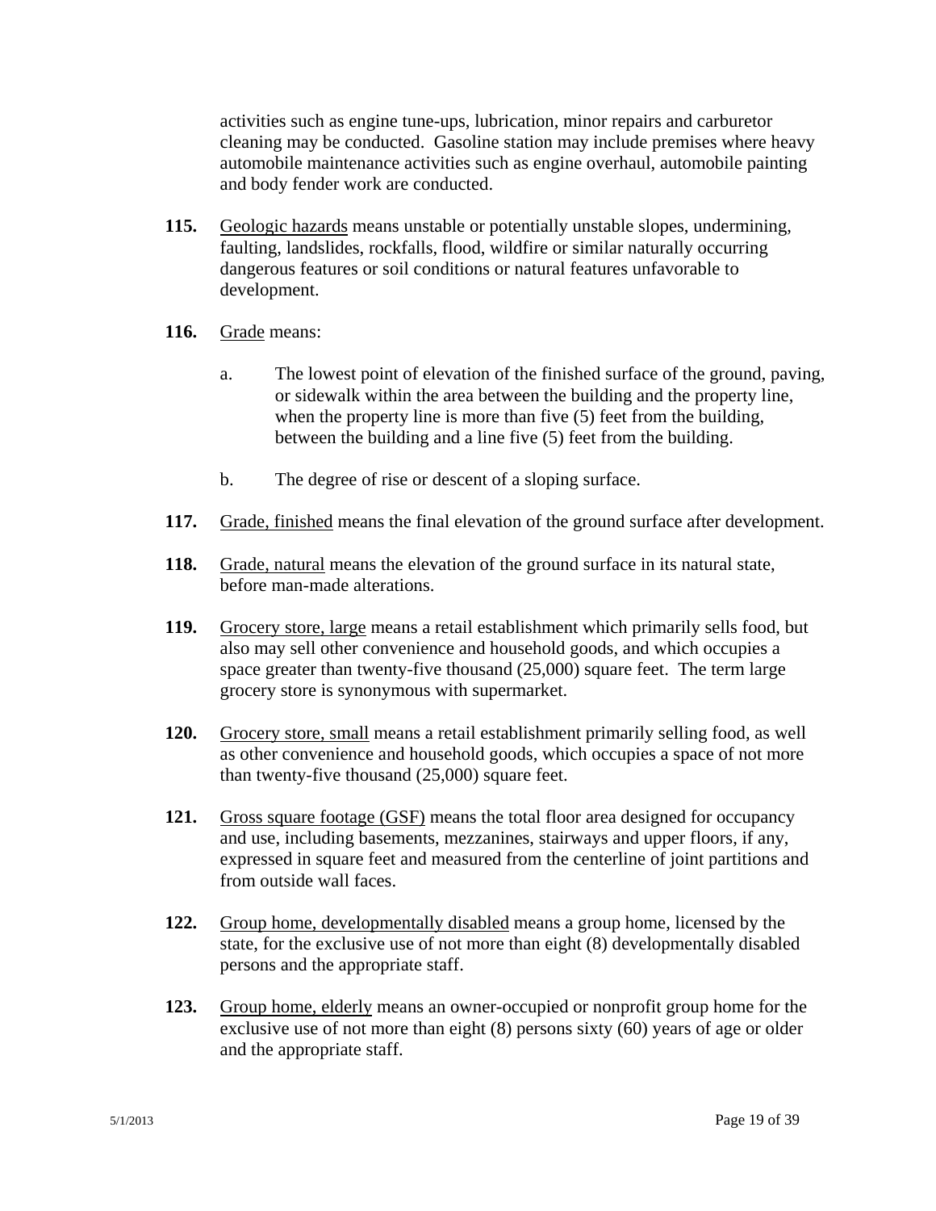activities such as engine tune-ups, lubrication, minor repairs and carburetor cleaning may be conducted. Gasoline station may include premises where heavy automobile maintenance activities such as engine overhaul, automobile painting and body fender work are conducted.

**115.** Geologic hazards means unstable or potentially unstable slopes, undermining, faulting, landslides, rockfalls, flood, wildfire or similar naturally occurring dangerous features or soil conditions or natural features unfavorable to development.

**116.** Grade means:

a. The lowest point of elevation of the finished surface of the ground, paving, or sidewalk within the area between the building and the property line, when the property line is more than five (5) feet from the building, between the building and a line five (5) feet from the building.

b. The degree of rise or descent of a sloping surface.

**117.** Grade, finished means the final elevation of the ground surface after development.

**118.** Grade, natural means the elevation of the ground surface in its natural state, before man-made alterations.

**119.** Grocery store, large means a retail establishment which primarily sells food, but also may sell other convenience and household goods, and which occupies a space greater than twenty-five thousand (25,000) square feet. The term large grocery store is synonymous with supermarket.

**120.** Grocery store, small means a retail establishment primarily selling food, as well as other convenience and household goods, which occupies a space of not more than twenty-five thousand (25,000) square feet.

**121.** Gross square footage (GSF) means the total floor area designed for occupancy and use, including basements, mezzanines, stairways and upper floors, if any, expressed in square feet and measured from the centerline of joint partitions and from outside wall faces.

**122.** Group home, developmentally disabled means a group home, licensed by the state, for the exclusive use of not more than eight (8) developmentally disabled persons and the appropriate staff.

**123.** Group home, elderly means an owner-occupied or nonprofit group home for the exclusive use of not more than eight (8) persons sixty (60) years of age or older and the appropriate staff.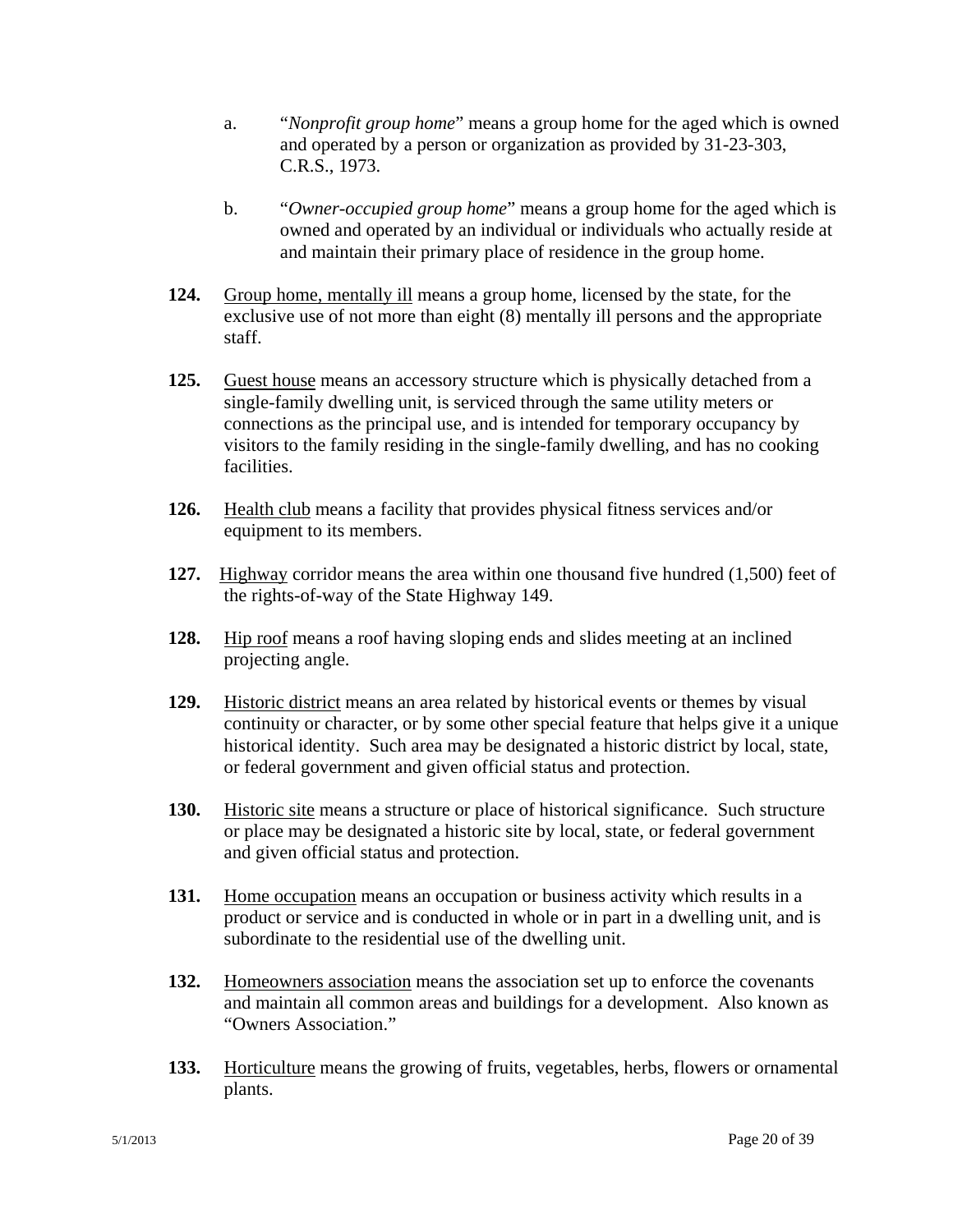a. "*Nonprofit group home*" means a group home for the aged which is owned and operated by a person or organization as provided by 31-23-303, C.R.S., 1973.

b. "*Owner-occupied group home*" means a group home for the aged which is owned and operated by an individual or individuals who actually reside at and maintain their primary place of residence in the group home.

**124.** Group home, mentally ill means a group home, licensed by the state, for the exclusive use of not more than eight (8) mentally ill persons and the appropriate staff.

**125.** Guest house means an accessory structure which is physically detached from a single-family dwelling unit, is serviced through the same utility meters or connections as the principal use, and is intended for temporary occupancy by visitors to the family residing in the single-family dwelling, and has no cooking facilities.

**126.** Health club means a facility that provides physical fitness services and/or equipment to its members.

**127.** Highway corridor means the area within one thousand five hundred (1,500) feet of the rights-of-way of the State Highway 149.

**128.** Hip roof means a roof having sloping ends and slides meeting at an inclined projecting angle.

**129.** Historic district means an area related by historical events or themes by visual continuity or character, or by some other special feature that helps give it a unique historical identity. Such area may be designated a historic district by local, state, or federal government and given official status and protection.

**130.** Historic site means a structure or place of historical significance. Such structure or place may be designated a historic site by local, state, or federal government and given official status and protection.

**131.** Home occupation means an occupation or business activity which results in a product or service and is conducted in whole or in part in a dwelling unit, and is subordinate to the residential use of the dwelling unit.

**132.** Homeowners association means the association set up to enforce the covenants and maintain all common areas and buildings for a development. Also known as "Owners Association."

**133.** Horticulture means the growing of fruits, vegetables, herbs, flowers or ornamental plants.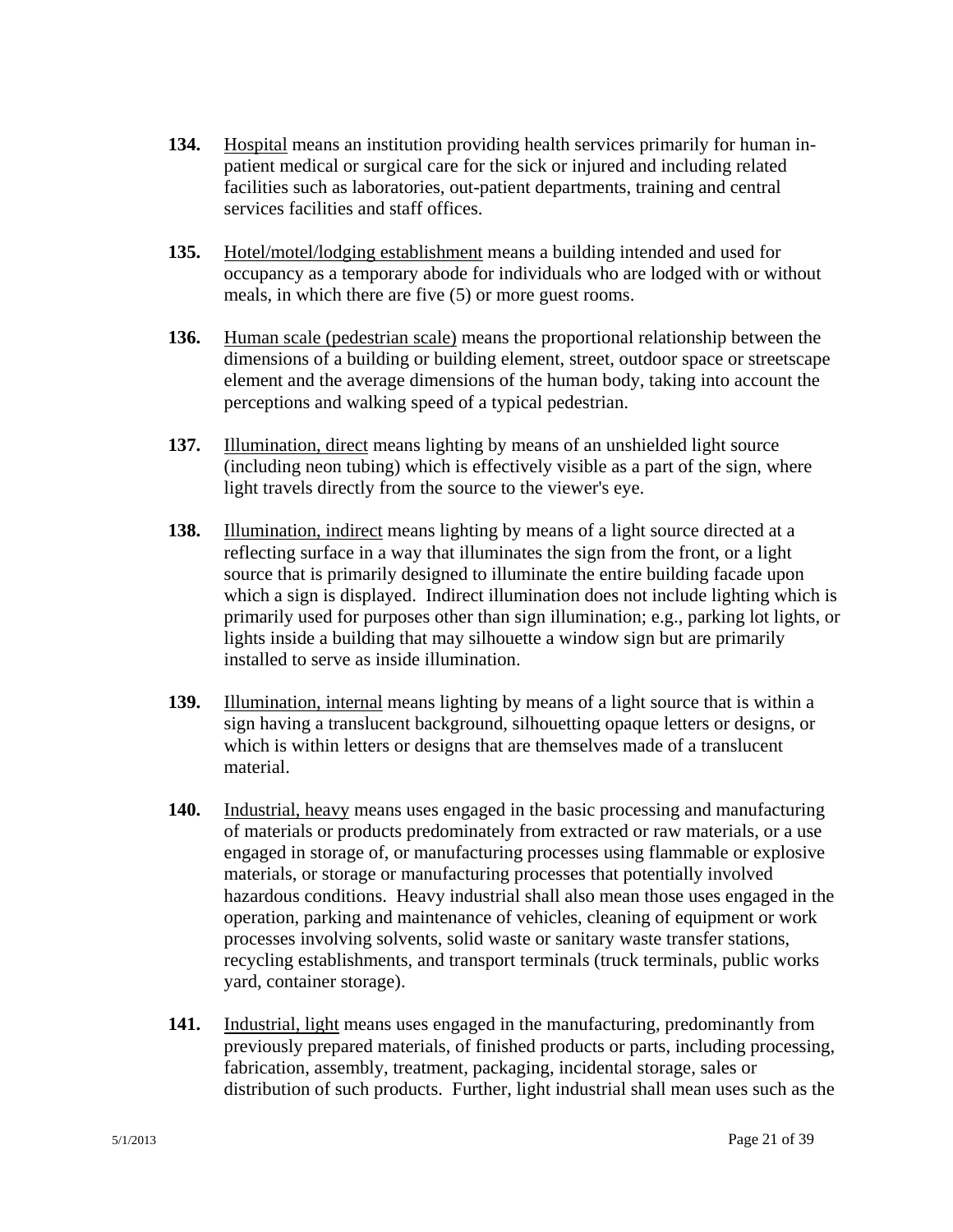**134.** Hospital means an institution providing health services primarily for human in-patient medical or surgical care for the sick or injured and including related facilities such as laboratories, out-patient departments, training and central services facilities and staff offices.

**135.** Hotel/motel/lodging establishment means a building intended and used for occupancy as a temporary abode for individuals who are lodged with or without meals, in which there are five (5) or more guest rooms.

**136.** Human scale (pedestrian scale) means the proportional relationship between the dimensions of a building or building element, street, outdoor space or streetscape element and the average dimensions of the human body, taking into account the perceptions and walking speed of a typical pedestrian.

**137.** Illumination, direct means lighting by means of an unshielded light source (including neon tubing) which is effectively visible as a part of the sign, where light travels directly from the source to the viewer's eye.

**138.** Illumination, indirect means lighting by means of a light source directed at a reflecting surface in a way that illuminates the sign from the front, or a light source that is primarily designed to illuminate the entire building facade upon which a sign is displayed. Indirect illumination does not include lighting which is primarily used for purposes other than sign illumination; e.g., parking lot lights, or lights inside a building that may silhouette a window sign but are primarily installed to serve as inside illumination.

**139.** Illumination, internal means lighting by means of a light source that is within a sign having a translucent background, silhouetting opaque letters or designs, or which is within letters or designs that are themselves made of a translucent material.

**140.** Industrial, heavy means uses engaged in the basic processing and manufacturing of materials or products predominately from extracted or raw materials, or a use engaged in storage of, or manufacturing processes using flammable or explosive materials, or storage or manufacturing processes that potentially involved hazardous conditions. Heavy industrial shall also mean those uses engaged in the operation, parking and maintenance of vehicles, cleaning of equipment or work processes involving solvents, solid waste or sanitary waste transfer stations, recycling establishments, and transport terminals (truck terminals, public works yard, container storage).

**141.** Industrial, light means uses engaged in the manufacturing, predominantly from previously prepared materials, of finished products or parts, including processing, fabrication, assembly, treatment, packaging, incidental storage, sales or distribution of such products. Further, light industrial shall mean uses such as the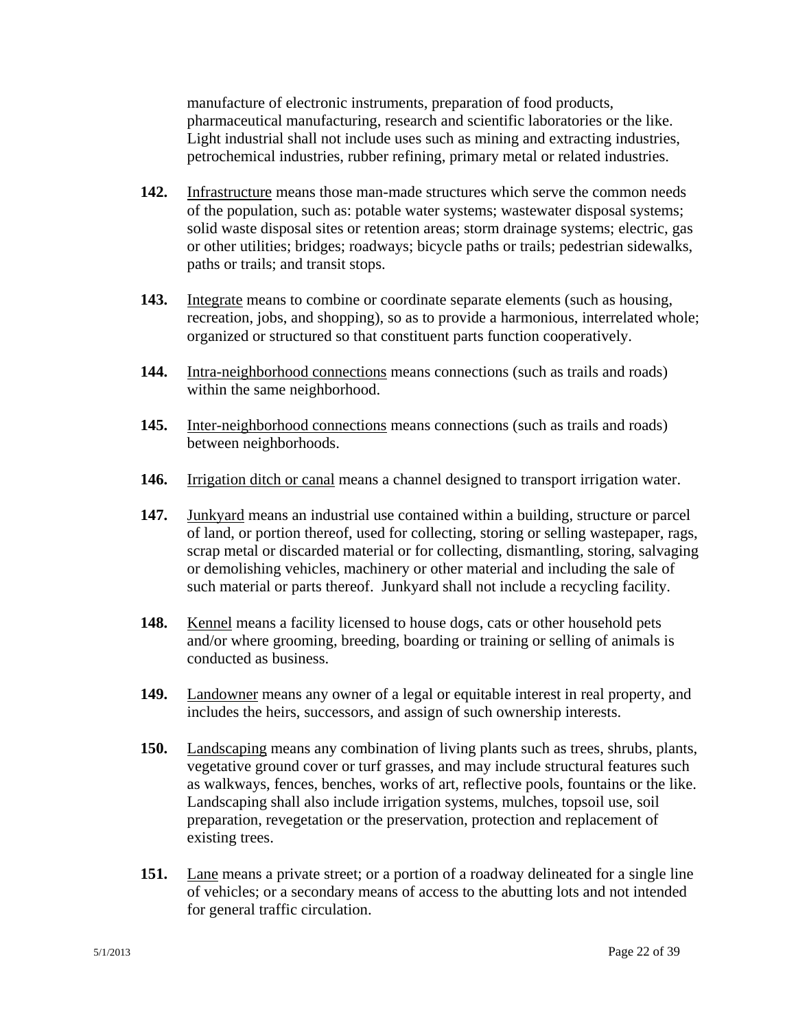manufacture of electronic instruments, preparation of food products, pharmaceutical manufacturing, research and scientific laboratories or the like. Light industrial shall not include uses such as mining and extracting industries, petrochemical industries, rubber refining, primary metal or related industries.

**142.** Infrastructure means those man-made structures which serve the common needs of the population, such as: potable water systems; wastewater disposal systems; solid waste disposal sites or retention areas; storm drainage systems; electric, gas or other utilities; bridges; roadways; bicycle paths or trails; pedestrian sidewalks, paths or trails; and transit stops.

**143.** Integrate means to combine or coordinate separate elements (such as housing, recreation, jobs, and shopping), so as to provide a harmonious, interrelated whole; organized or structured so that constituent parts function cooperatively.

**144.** Intra-neighborhood connections means connections (such as trails and roads) within the same neighborhood.

**145.** Inter-neighborhood connections means connections (such as trails and roads) between neighborhoods.

**146.** Irrigation ditch or canal means a channel designed to transport irrigation water.

**147.** Junkyard means an industrial use contained within a building, structure or parcel of land, or portion thereof, used for collecting, storing or selling wastepaper, rags, scrap metal or discarded material or for collecting, dismantling, storing, salvaging or demolishing vehicles, machinery or other material and including the sale of such material or parts thereof. Junkyard shall not include a recycling facility.

**148.** Kennel means a facility licensed to house dogs, cats or other household pets and/or where grooming, breeding, boarding or training or selling of animals is conducted as business.

**149.** Landowner means any owner of a legal or equitable interest in real property, and includes the heirs, successors, and assign of such ownership interests.

**150.** Landscaping means any combination of living plants such as trees, shrubs, plants, vegetative ground cover or turf grasses, and may include structural features such as walkways, fences, benches, works of art, reflective pools, fountains or the like. Landscaping shall also include irrigation systems, mulches, topsoil use, soil preparation, revegetation or the preservation, protection and replacement of existing trees.

**151.** Lane means a private street; or a portion of a roadway delineated for a single line of vehicles; or a secondary means of access to the abutting lots and not intended for general traffic circulation.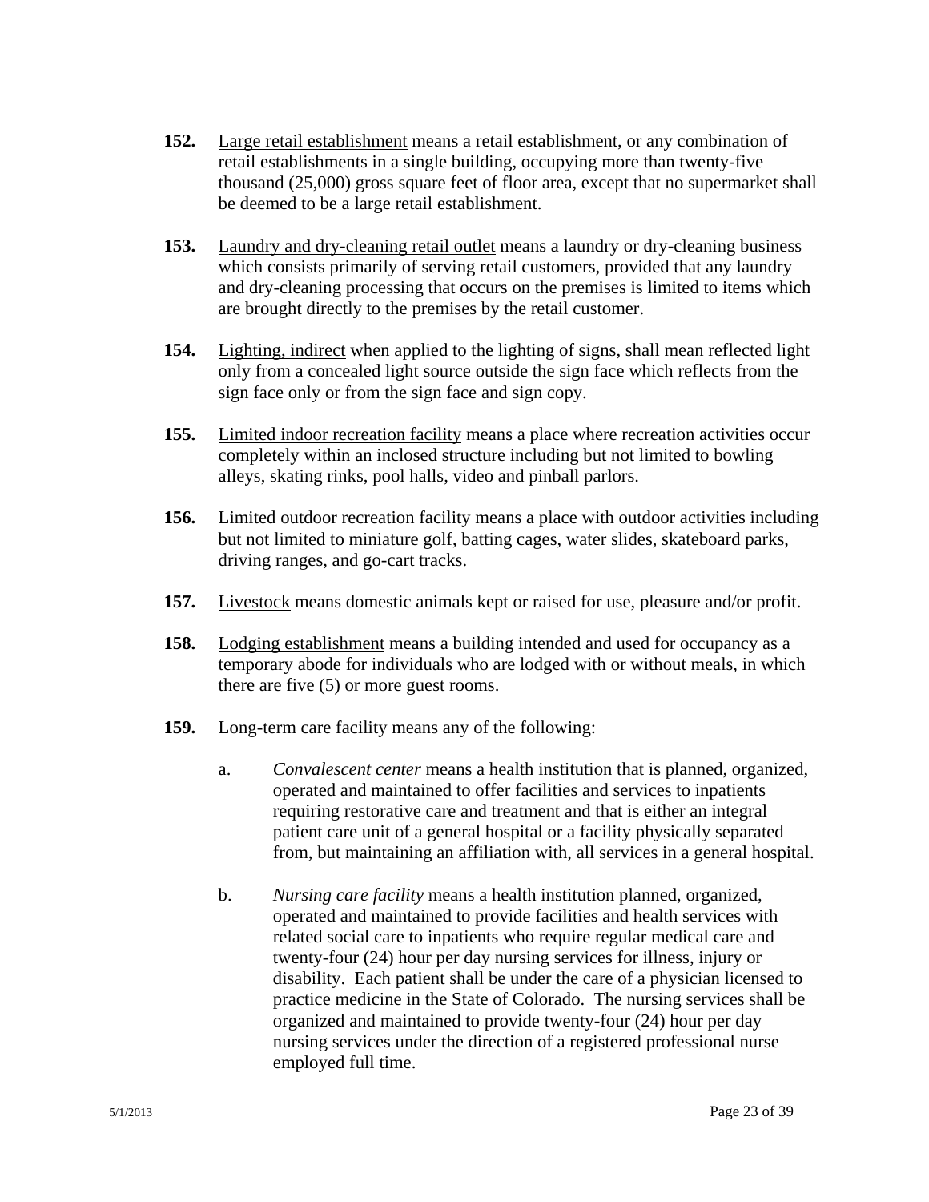**152.** <u>Large retail establishment</u> means a retail establishment, or any combination of retail establishments in a single building, occupying more than twenty-five thousand (25,000) gross square feet of floor area, except that no supermarket shall be deemed to be a large retail establishment.

**153.** <u>Laundry and dry-cleaning retail outlet</u> means a laundry or dry-cleaning business which consists primarily of serving retail customers, provided that any laundry and dry-cleaning processing that occurs on the premises is limited to items which are brought directly to the premises by the retail customer.

**154.** <u>Lighting, indirect</u> when applied to the lighting of signs, shall mean reflected light only from a concealed light source outside the sign face which reflects from the sign face only or from the sign face and sign copy.

**155.** <u>Limited indoor recreation facility</u> means a place where recreation activities occur completely within an inclosed structure including but not limited to bowling alleys, skating rinks, pool halls, video and pinball parlors.

**156.** <u>Limited outdoor recreation facility</u> means a place with outdoor activities including but not limited to miniature golf, batting cages, water slides, skateboard parks, driving ranges, and go-cart tracks.

**157.** <u>Livestock</u> means domestic animals kept or raised for use, pleasure and/or profit.

**158.** <u>Lodging establishment</u> means a building intended and used for occupancy as a temporary abode for individuals who are lodged with or without meals, in which there are five (5) or more guest rooms.

**159.** <u>Long-term care facility</u> means any of the following:

a. *Convalescent center* means a health institution that is planned, organized, operated and maintained to offer facilities and services to inpatients requiring restorative care and treatment and that is either an integral patient care unit of a general hospital or a facility physically separated from, but maintaining an affiliation with, all services in a general hospital.

b. *Nursing care facility* means a health institution planned, organized, operated and maintained to provide facilities and health services with related social care to inpatients who require regular medical care and twenty-four (24) hour per day nursing services for illness, injury or disability. Each patient shall be under the care of a physician licensed to practice medicine in the State of Colorado. The nursing services shall be organized and maintained to provide twenty-four (24) hour per day nursing services under the direction of a registered professional nurse employed full time.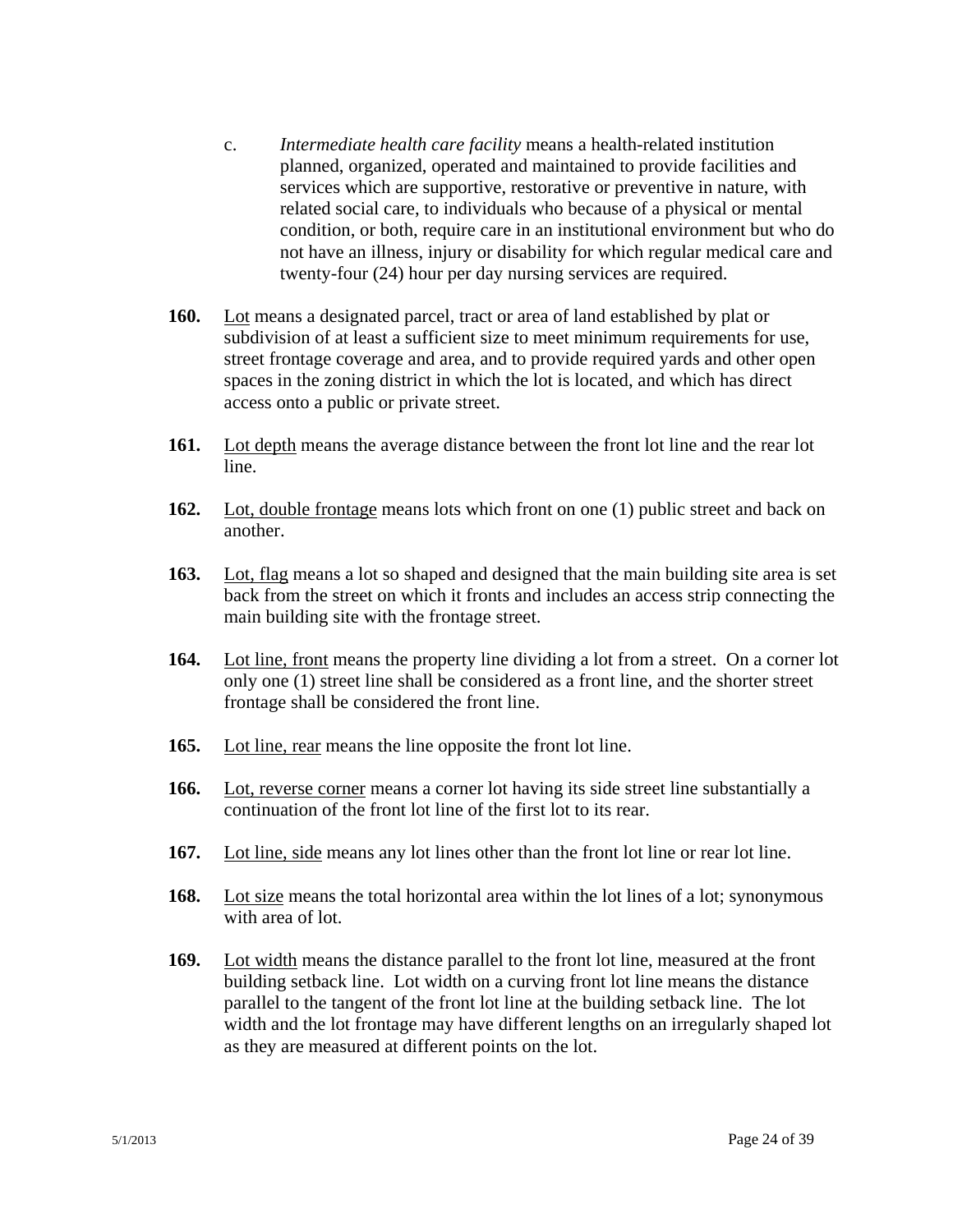c. *Intermediate health care facility* means a health-related institution planned, organized, operated and maintained to provide facilities and services which are supportive, restorative or preventive in nature, with related social care, to individuals who because of a physical or mental condition, or both, require care in an institutional environment but who do not have an illness, injury or disability for which regular medical care and twenty-four (24) hour per day nursing services are required.

**160.** Lot means a designated parcel, tract or area of land established by plat or subdivision of at least a sufficient size to meet minimum requirements for use, street frontage coverage and area, and to provide required yards and other open spaces in the zoning district in which the lot is located, and which has direct access onto a public or private street.

**161.** Lot depth means the average distance between the front lot line and the rear lot line.

**162.** Lot, double frontage means lots which front on one (1) public street and back on another.

**163.** Lot, flag means a lot so shaped and designed that the main building site area is set back from the street on which it fronts and includes an access strip connecting the main building site with the frontage street.

**164.** Lot line, front means the property line dividing a lot from a street. On a corner lot only one (1) street line shall be considered as a front line, and the shorter street frontage shall be considered the front line.

**165.** Lot line, rear means the line opposite the front lot line.

**166.** Lot, reverse corner means a corner lot having its side street line substantially a continuation of the front lot line of the first lot to its rear.

**167.** Lot line, side means any lot lines other than the front lot line or rear lot line.

**168.** Lot size means the total horizontal area within the lot lines of a lot; synonymous with area of lot.

**169.** Lot width means the distance parallel to the front lot line, measured at the front building setback line. Lot width on a curving front lot line means the distance parallel to the tangent of the front lot line at the building setback line. The lot width and the lot frontage may have different lengths on an irregularly shaped lot as they are measured at different points on the lot.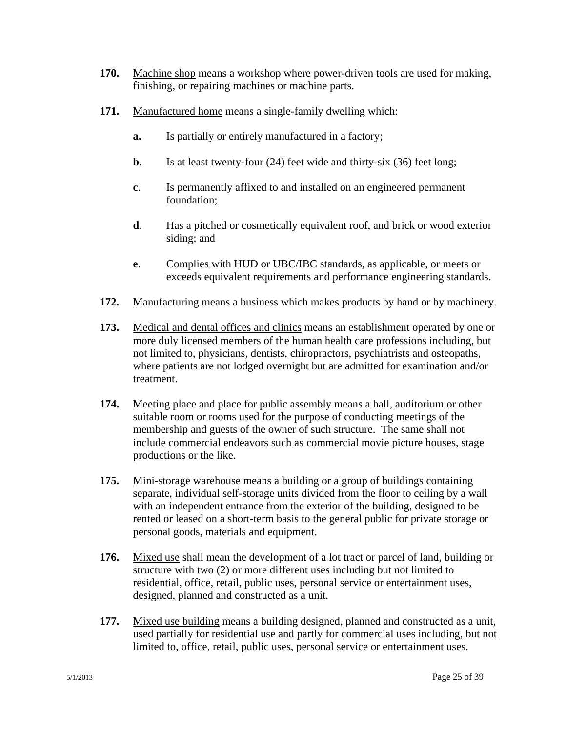**170.** Machine shop means a workshop where power-driven tools are used for making, finishing, or repairing machines or machine parts.

**171.** Manufactured home means a single-family dwelling which:

- **a.** Is partially or entirely manufactured in a factory;
- **b**. Is at least twenty-four (24) feet wide and thirty-six (36) feet long;
- **c**. Is permanently affixed to and installed on an engineered permanent foundation;
- **d**. Has a pitched or cosmetically equivalent roof, and brick or wood exterior siding; and
- **e**. Complies with HUD or UBC/IBC standards, as applicable, or meets or exceeds equivalent requirements and performance engineering standards.

**172.** Manufacturing means a business which makes products by hand or by machinery.

**173.** Medical and dental offices and clinics means an establishment operated by one or more duly licensed members of the human health care professions including, but not limited to, physicians, dentists, chiropractors, psychiatrists and osteopaths, where patients are not lodged overnight but are admitted for examination and/or treatment.

**174.** Meeting place and place for public assembly means a hall, auditorium or other suitable room or rooms used for the purpose of conducting meetings of the membership and guests of the owner of such structure. The same shall not include commercial endeavors such as commercial movie picture houses, stage productions or the like.

**175.** Mini-storage warehouse means a building or a group of buildings containing separate, individual self-storage units divided from the floor to ceiling by a wall with an independent entrance from the exterior of the building, designed to be rented or leased on a short-term basis to the general public for private storage or personal goods, materials and equipment.

**176.** Mixed use shall mean the development of a lot tract or parcel of land, building or structure with two (2) or more different uses including but not limited to residential, office, retail, public uses, personal service or entertainment uses, designed, planned and constructed as a unit.

**177.** Mixed use building means a building designed, planned and constructed as a unit, used partially for residential use and partly for commercial uses including, but not limited to, office, retail, public uses, personal service or entertainment uses.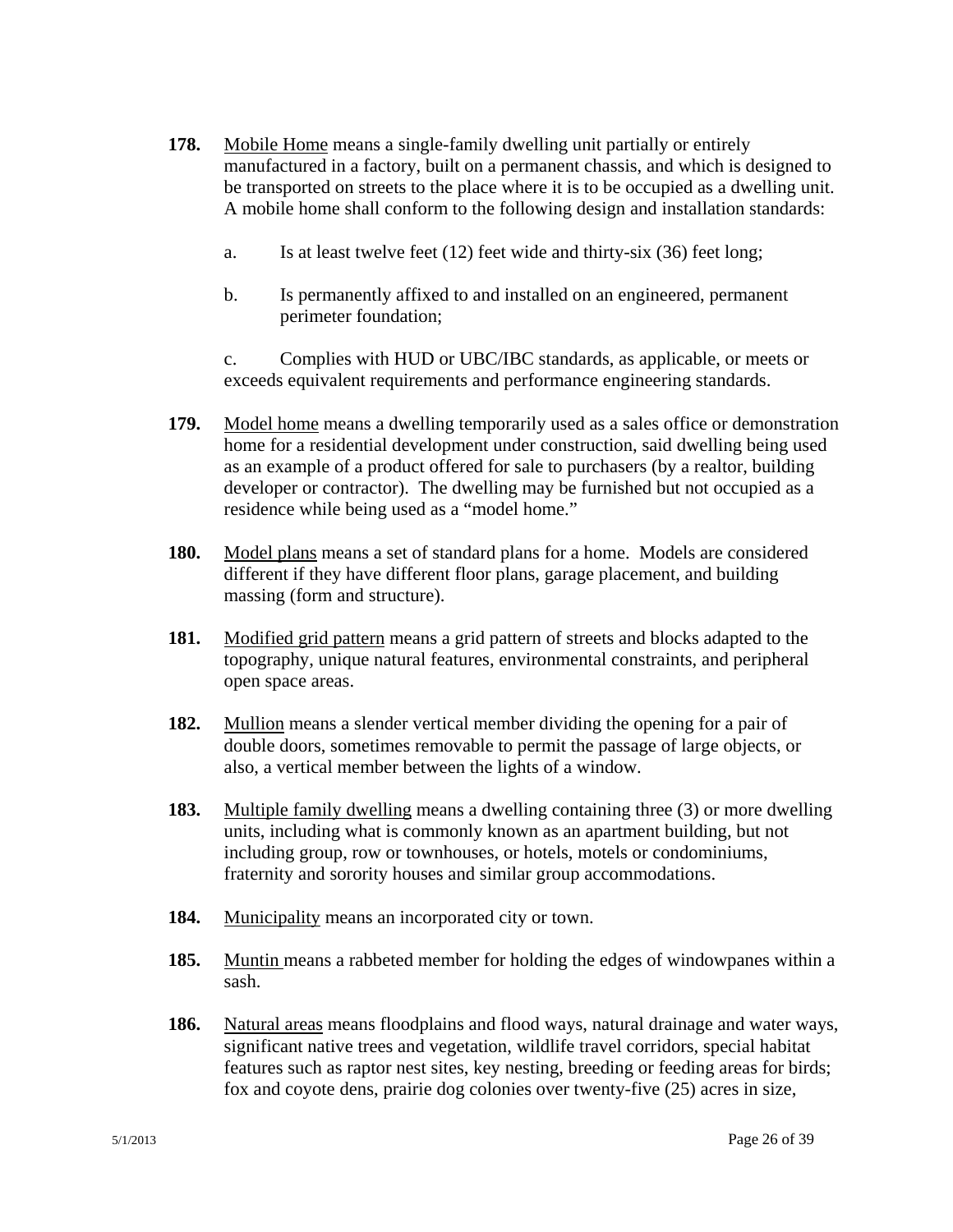**178.** Mobile Home means a single-family dwelling unit partially or entirely manufactured in a factory, built on a permanent chassis, and which is designed to be transported on streets to the place where it is to be occupied as a dwelling unit. A mobile home shall conform to the following design and installation standards:

a. Is at least twelve feet (12) feet wide and thirty-six (36) feet long;

b. Is permanently affixed to and installed on an engineered, permanent perimeter foundation;

c. Complies with HUD or UBC/IBC standards, as applicable, or meets or exceeds equivalent requirements and performance engineering standards.

**179.** Model home means a dwelling temporarily used as a sales office or demonstration home for a residential development under construction, said dwelling being used as an example of a product offered for sale to purchasers (by a realtor, building developer or contractor). The dwelling may be furnished but not occupied as a residence while being used as a "model home."

**180.** Model plans means a set of standard plans for a home. Models are considered different if they have different floor plans, garage placement, and building massing (form and structure).

**181.** Modified grid pattern means a grid pattern of streets and blocks adapted to the topography, unique natural features, environmental constraints, and peripheral open space areas.

**182.** Mullion means a slender vertical member dividing the opening for a pair of double doors, sometimes removable to permit the passage of large objects, or also, a vertical member between the lights of a window.

**183.** Multiple family dwelling means a dwelling containing three (3) or more dwelling units, including what is commonly known as an apartment building, but not including group, row or townhouses, or hotels, motels or condominiums, fraternity and sorority houses and similar group accommodations.

**184.** Municipality means an incorporated city or town.

**185.** Muntin means a rabbeted member for holding the edges of windowpanes within a sash.

**186.** Natural areas means floodplains and flood ways, natural drainage and water ways, significant native trees and vegetation, wildlife travel corridors, special habitat features such as raptor nest sites, key nesting, breeding or feeding areas for birds; fox and coyote dens, prairie dog colonies over twenty-five (25) acres in size,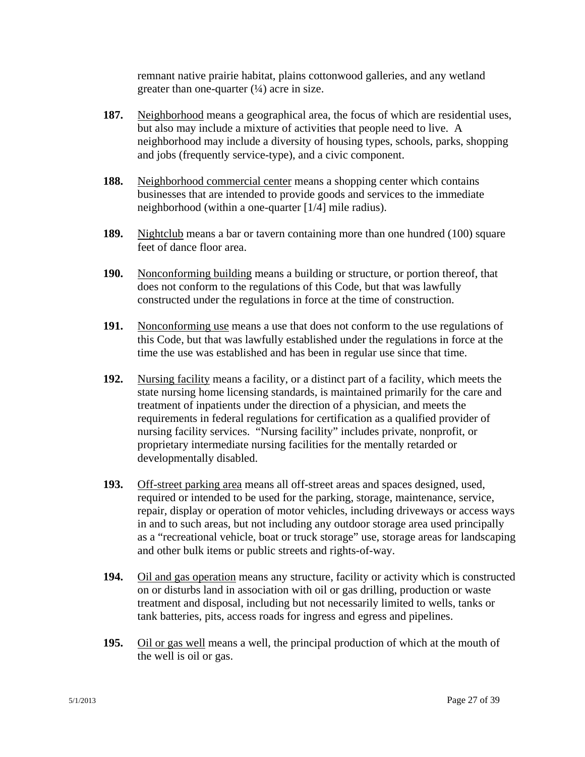remnant native prairie habitat, plains cottonwood galleries, and any wetland greater than one-quarter (¼) acre in size.

**187.** Neighborhood means a geographical area, the focus of which are residential uses, but also may include a mixture of activities that people need to live. A neighborhood may include a diversity of housing types, schools, parks, shopping and jobs (frequently service-type), and a civic component.

**188.** Neighborhood commercial center means a shopping center which contains businesses that are intended to provide goods and services to the immediate neighborhood (within a one-quarter [1/4] mile radius).

**189.** Nightclub means a bar or tavern containing more than one hundred (100) square feet of dance floor area.

**190.** Nonconforming building means a building or structure, or portion thereof, that does not conform to the regulations of this Code, but that was lawfully constructed under the regulations in force at the time of construction.

**191.** Nonconforming use means a use that does not conform to the use regulations of this Code, but that was lawfully established under the regulations in force at the time the use was established and has been in regular use since that time.

**192.** Nursing facility means a facility, or a distinct part of a facility, which meets the state nursing home licensing standards, is maintained primarily for the care and treatment of inpatients under the direction of a physician, and meets the requirements in federal regulations for certification as a qualified provider of nursing facility services. "Nursing facility" includes private, nonprofit, or proprietary intermediate nursing facilities for the mentally retarded or developmentally disabled.

**193.** Off-street parking area means all off-street areas and spaces designed, used, required or intended to be used for the parking, storage, maintenance, service, repair, display or operation of motor vehicles, including driveways or access ways in and to such areas, but not including any outdoor storage area used principally as a "recreational vehicle, boat or truck storage" use, storage areas for landscaping and other bulk items or public streets and rights-of-way.

**194.** Oil and gas operation means any structure, facility or activity which is constructed on or disturbs land in association with oil or gas drilling, production or waste treatment and disposal, including but not necessarily limited to wells, tanks or tank batteries, pits, access roads for ingress and egress and pipelines.

**195.** Oil or gas well means a well, the principal production of which at the mouth of the well is oil or gas.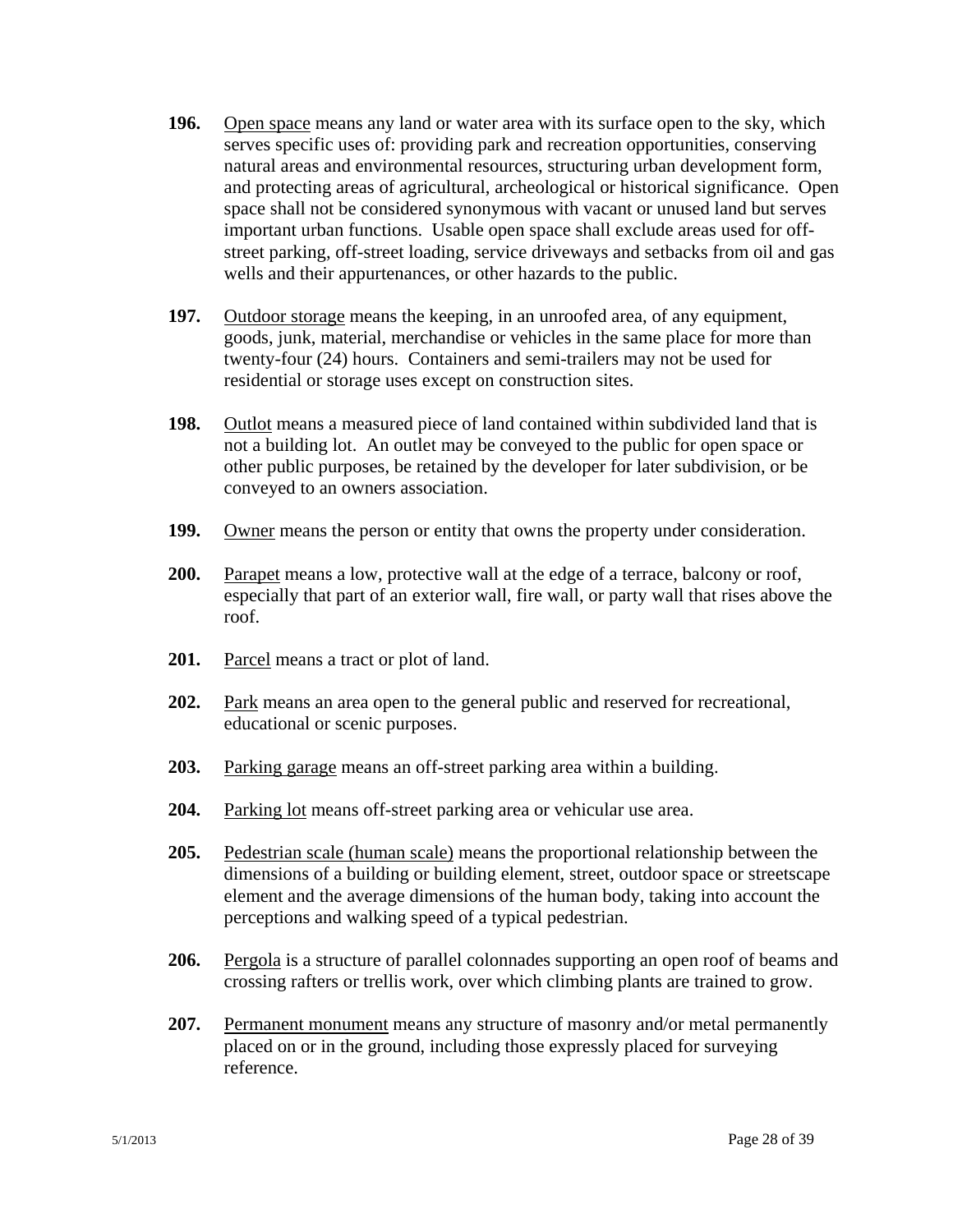**196.** Open space means any land or water area with its surface open to the sky, which serves specific uses of: providing park and recreation opportunities, conserving natural areas and environmental resources, structuring urban development form, and protecting areas of agricultural, archeological or historical significance. Open space shall not be considered synonymous with vacant or unused land but serves important urban functions. Usable open space shall exclude areas used for off-street parking, off-street loading, service driveways and setbacks from oil and gas wells and their appurtenances, or other hazards to the public.

**197.** Outdoor storage means the keeping, in an unroofed area, of any equipment, goods, junk, material, merchandise or vehicles in the same place for more than twenty-four (24) hours. Containers and semi-trailers may not be used for residential or storage uses except on construction sites.

**198.** Outlot means a measured piece of land contained within subdivided land that is not a building lot. An outlet may be conveyed to the public for open space or other public purposes, be retained by the developer for later subdivision, or be conveyed to an owners association.

**199.** Owner means the person or entity that owns the property under consideration.

**200.** Parapet means a low, protective wall at the edge of a terrace, balcony or roof, especially that part of an exterior wall, fire wall, or party wall that rises above the roof.

**201.** Parcel means a tract or plot of land.

**202.** Park means an area open to the general public and reserved for recreational, educational or scenic purposes.

**203.** Parking garage means an off-street parking area within a building.

**204.** Parking lot means off-street parking area or vehicular use area.

**205.** Pedestrian scale (human scale) means the proportional relationship between the dimensions of a building or building element, street, outdoor space or streetscape element and the average dimensions of the human body, taking into account the perceptions and walking speed of a typical pedestrian.

**206.** Pergola is a structure of parallel colonnades supporting an open roof of beams and crossing rafters or trellis work, over which climbing plants are trained to grow.

**207.** Permanent monument means any structure of masonry and/or metal permanently placed on or in the ground, including those expressly placed for surveying reference.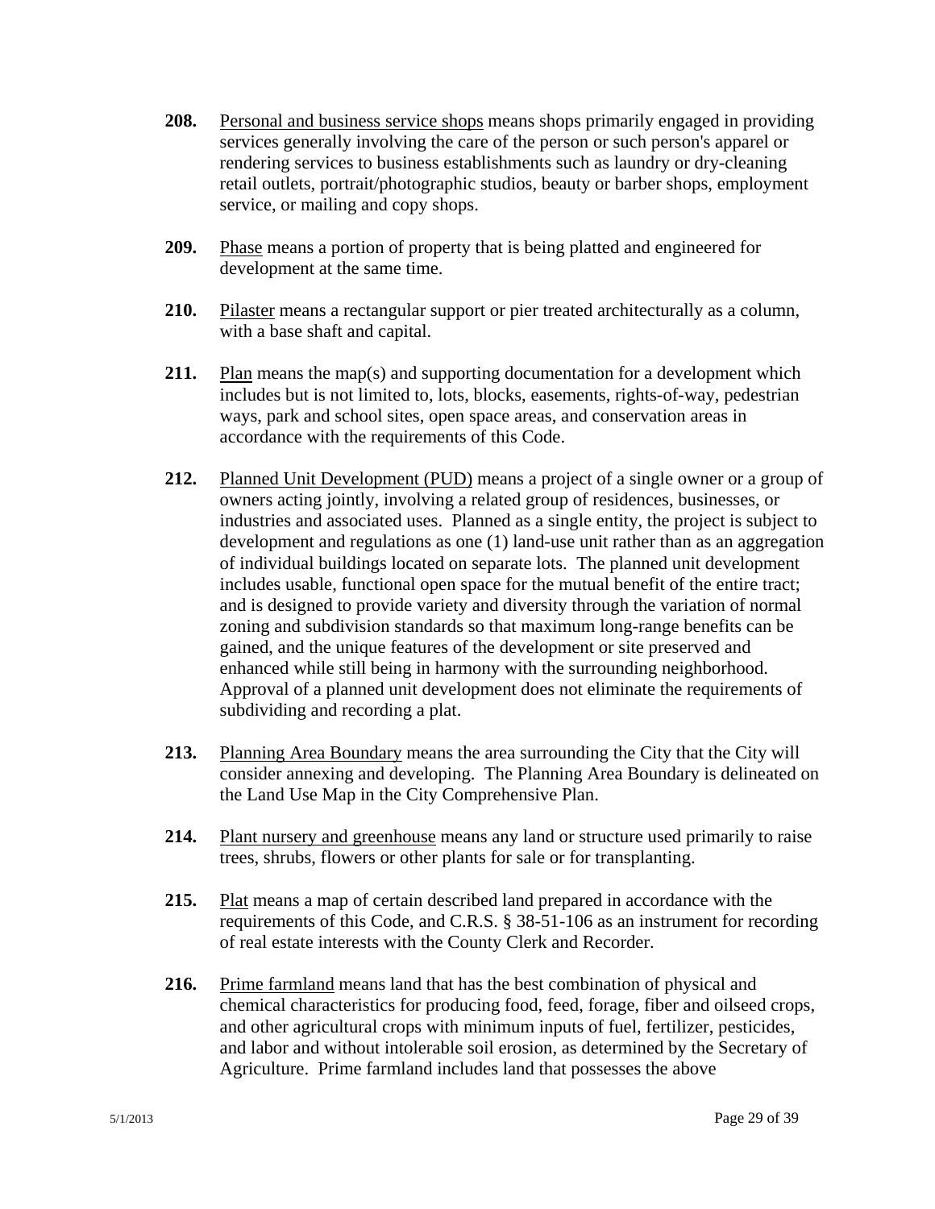**208.** Personal and business service shops means shops primarily engaged in providing services generally involving the care of the person or such person's apparel or rendering services to business establishments such as laundry or dry-cleaning retail outlets, portrait/photographic studios, beauty or barber shops, employment service, or mailing and copy shops.

**209.** Phase means a portion of property that is being platted and engineered for development at the same time.

**210.** Pilaster means a rectangular support or pier treated architecturally as a column, with a base shaft and capital.

**211.** Plan means the map(s) and supporting documentation for a development which includes but is not limited to, lots, blocks, easements, rights-of-way, pedestrian ways, park and school sites, open space areas, and conservation areas in accordance with the requirements of this Code.

**212.** Planned Unit Development (PUD) means a project of a single owner or a group of owners acting jointly, involving a related group of residences, businesses, or industries and associated uses. Planned as a single entity, the project is subject to development and regulations as one (1) land-use unit rather than as an aggregation of individual buildings located on separate lots. The planned unit development includes usable, functional open space for the mutual benefit of the entire tract; and is designed to provide variety and diversity through the variation of normal zoning and subdivision standards so that maximum long-range benefits can be gained, and the unique features of the development or site preserved and enhanced while still being in harmony with the surrounding neighborhood. Approval of a planned unit development does not eliminate the requirements of subdividing and recording a plat.

**213.** Planning Area Boundary means the area surrounding the City that the City will consider annexing and developing. The Planning Area Boundary is delineated on the Land Use Map in the City Comprehensive Plan.

**214.** Plant nursery and greenhouse means any land or structure used primarily to raise trees, shrubs, flowers or other plants for sale or for transplanting.

**215.** Plat means a map of certain described land prepared in accordance with the requirements of this Code, and C.R.S. § 38-51-106 as an instrument for recording of real estate interests with the County Clerk and Recorder.

**216.** Prime farmland means land that has the best combination of physical and chemical characteristics for producing food, feed, forage, fiber and oilseed crops, and other agricultural crops with minimum inputs of fuel, fertilizer, pesticides, and labor and without intolerable soil erosion, as determined by the Secretary of Agriculture. Prime farmland includes land that possesses the above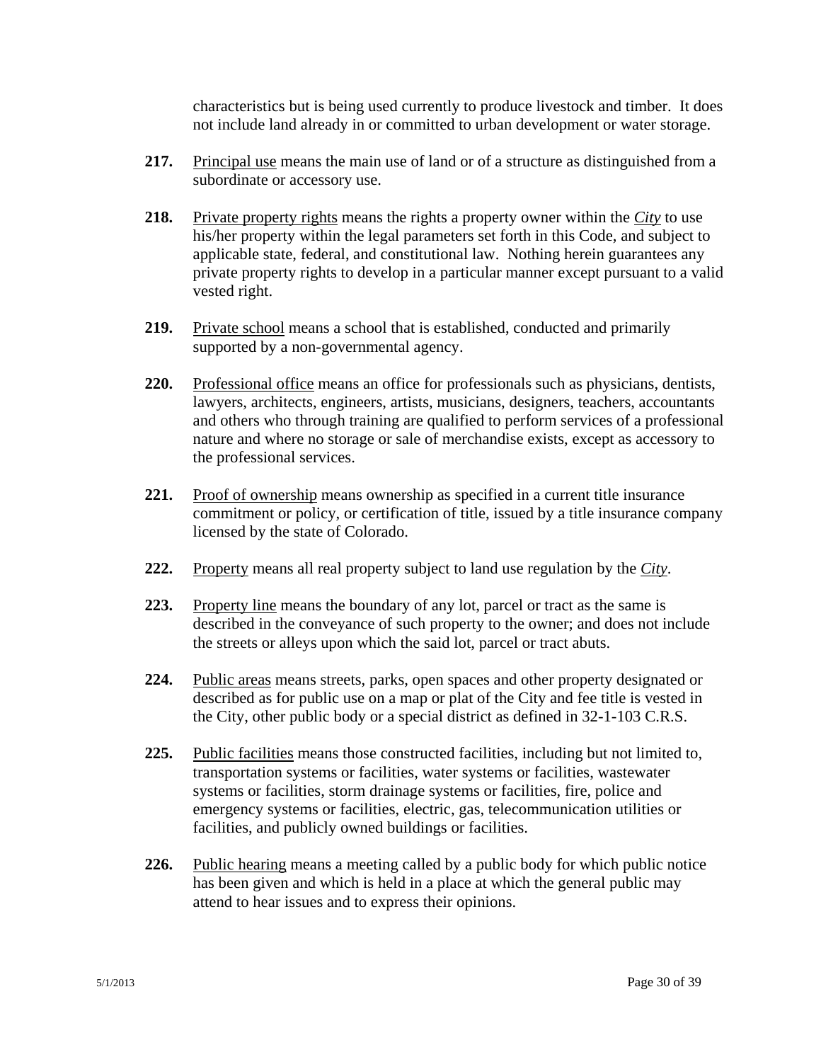characteristics but is being used currently to produce livestock and timber. It does not include land already in or committed to urban development or water storage.

**217.** Principal use means the main use of land or of a structure as distinguished from a subordinate or accessory use.

**218.** Private property rights means the rights a property owner within the ***City*** to use his/her property within the legal parameters set forth in this Code, and subject to applicable state, federal, and constitutional law. Nothing herein guarantees any private property rights to develop in a particular manner except pursuant to a valid vested right.

**219.** Private school means a school that is established, conducted and primarily supported by a non-governmental agency.

**220.** Professional office means an office for professionals such as physicians, dentists, lawyers, architects, engineers, artists, musicians, designers, teachers, accountants and others who through training are qualified to perform services of a professional nature and where no storage or sale of merchandise exists, except as accessory to the professional services.

**221.** Proof of ownership means ownership as specified in a current title insurance commitment or policy, or certification of title, issued by a title insurance company licensed by the state of Colorado.

**222.** Property means all real property subject to land use regulation by the ***City***.

**223.** Property line means the boundary of any lot, parcel or tract as the same is described in the conveyance of such property to the owner; and does not include the streets or alleys upon which the said lot, parcel or tract abuts.

**224.** Public areas means streets, parks, open spaces and other property designated or described as for public use on a map or plat of the City and fee title is vested in the City, other public body or a special district as defined in 32-1-103 C.R.S.

**225.** Public facilities means those constructed facilities, including but not limited to, transportation systems or facilities, water systems or facilities, wastewater systems or facilities, storm drainage systems or facilities, fire, police and emergency systems or facilities, electric, gas, telecommunication utilities or facilities, and publicly owned buildings or facilities.

**226.** Public hearing means a meeting called by a public body for which public notice has been given and which is held in a place at which the general public may attend to hear issues and to express their opinions.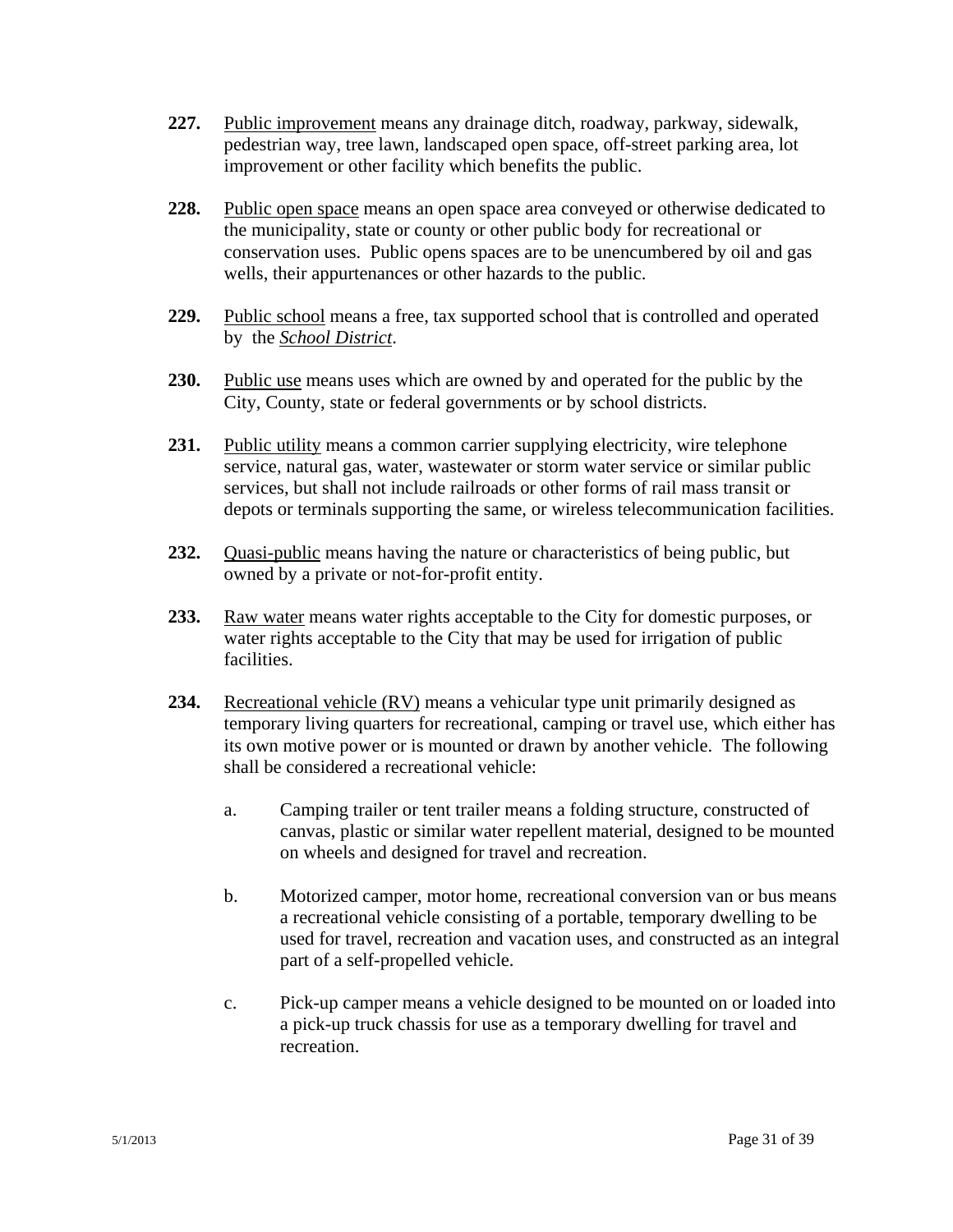**227.** Public improvement means any drainage ditch, roadway, parkway, sidewalk, pedestrian way, tree lawn, landscaped open space, off-street parking area, lot improvement or other facility which benefits the public.

**228.** Public open space means an open space area conveyed or otherwise dedicated to the municipality, state or county or other public body for recreational or conservation uses. Public opens spaces are to be unencumbered by oil and gas wells, their appurtenances or other hazards to the public.

**229.** Public school means a free, tax supported school that is controlled and operated by the ***School District***.

**230.** Public use means uses which are owned by and operated for the public by the City, County, state or federal governments or by school districts.

**231.** Public utility means a common carrier supplying electricity, wire telephone service, natural gas, water, wastewater or storm water service or similar public services, but shall not include railroads or other forms of rail mass transit or depots or terminals supporting the same, or wireless telecommunication facilities.

**232.** Quasi-public means having the nature or characteristics of being public, but owned by a private or not-for-profit entity.

**233.** Raw water means water rights acceptable to the City for domestic purposes, or water rights acceptable to the City that may be used for irrigation of public facilities.

**234.** Recreational vehicle (RV) means a vehicular type unit primarily designed as temporary living quarters for recreational, camping or travel use, which either has its own motive power or is mounted or drawn by another vehicle. The following shall be considered a recreational vehicle:

a. Camping trailer or tent trailer means a folding structure, constructed of canvas, plastic or similar water repellent material, designed to be mounted on wheels and designed for travel and recreation.

b. Motorized camper, motor home, recreational conversion van or bus means a recreational vehicle consisting of a portable, temporary dwelling to be used for travel, recreation and vacation uses, and constructed as an integral part of a self-propelled vehicle.

c. Pick-up camper means a vehicle designed to be mounted on or loaded into a pick-up truck chassis for use as a temporary dwelling for travel and recreation.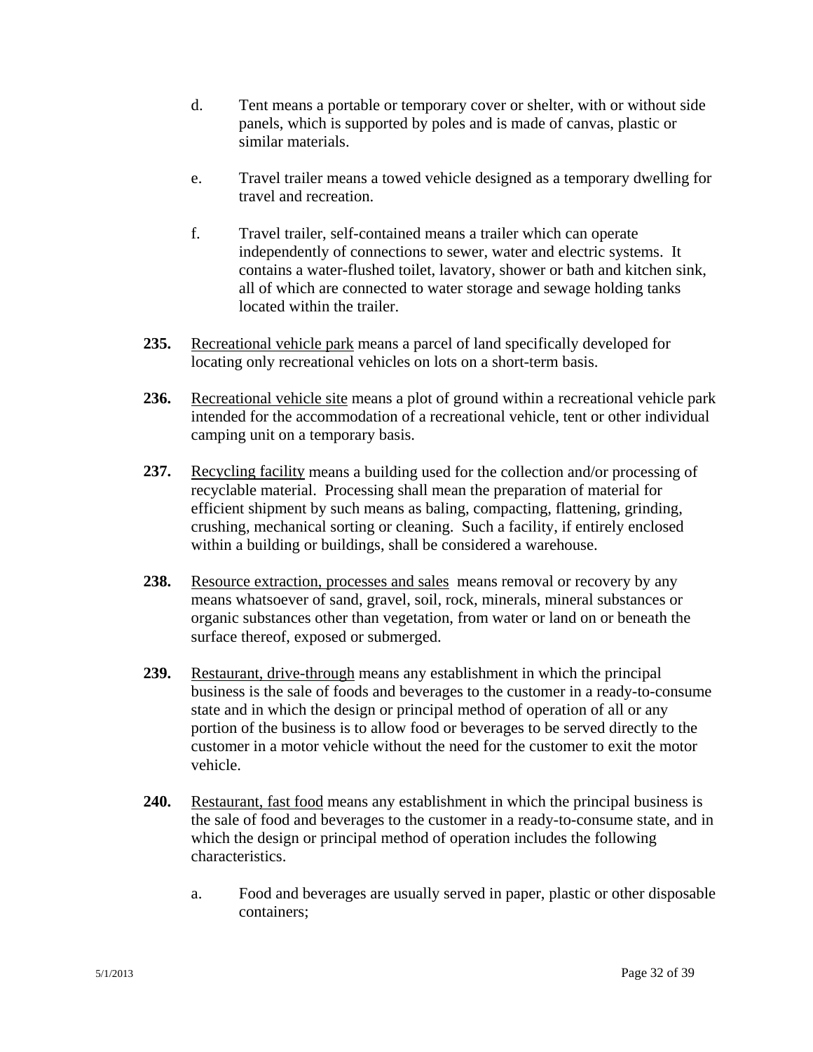d. Tent means a portable or temporary cover or shelter, with or without side panels, which is supported by poles and is made of canvas, plastic or similar materials.

e. Travel trailer means a towed vehicle designed as a temporary dwelling for travel and recreation.

f. Travel trailer, self-contained means a trailer which can operate independently of connections to sewer, water and electric systems. It contains a water-flushed toilet, lavatory, shower or bath and kitchen sink, all of which are connected to water storage and sewage holding tanks located within the trailer.

**235.** Recreational vehicle park means a parcel of land specifically developed for locating only recreational vehicles on lots on a short-term basis.

**236.** Recreational vehicle site means a plot of ground within a recreational vehicle park intended for the accommodation of a recreational vehicle, tent or other individual camping unit on a temporary basis.

**237.** Recycling facility means a building used for the collection and/or processing of recyclable material. Processing shall mean the preparation of material for efficient shipment by such means as baling, compacting, flattening, grinding, crushing, mechanical sorting or cleaning. Such a facility, if entirely enclosed within a building or buildings, shall be considered a warehouse.

**238.** Resource extraction, processes and sales means removal or recovery by any means whatsoever of sand, gravel, soil, rock, minerals, mineral substances or organic substances other than vegetation, from water or land on or beneath the surface thereof, exposed or submerged.

**239.** Restaurant, drive-through means any establishment in which the principal business is the sale of foods and beverages to the customer in a ready-to-consume state and in which the design or principal method of operation of all or any portion of the business is to allow food or beverages to be served directly to the customer in a motor vehicle without the need for the customer to exit the motor vehicle.

**240.** Restaurant, fast food means any establishment in which the principal business is the sale of food and beverages to the customer in a ready-to-consume state, and in which the design or principal method of operation includes the following characteristics.

a. Food and beverages are usually served in paper, plastic or other disposable containers;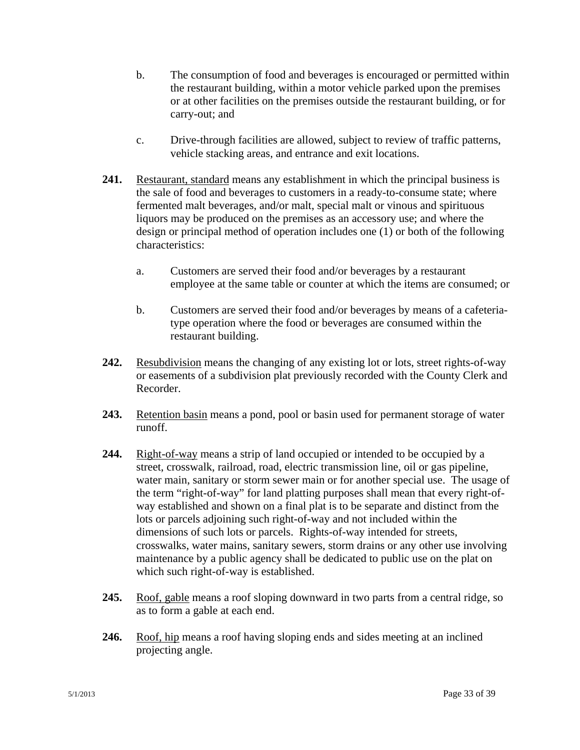b. The consumption of food and beverages is encouraged or permitted within the restaurant building, within a motor vehicle parked upon the premises or at other facilities on the premises outside the restaurant building, or for carry-out; and

c. Drive-through facilities are allowed, subject to review of traffic patterns, vehicle stacking areas, and entrance and exit locations.

**241.** Restaurant, standard means any establishment in which the principal business is the sale of food and beverages to customers in a ready-to-consume state; where fermented malt beverages, and/or malt, special malt or vinous and spirituous liquors may be produced on the premises as an accessory use; and where the design or principal method of operation includes one (1) or both of the following characteristics:

a. Customers are served their food and/or beverages by a restaurant employee at the same table or counter at which the items are consumed; or

b. Customers are served their food and/or beverages by means of a cafeteria-type operation where the food or beverages are consumed within the restaurant building.

**242.** Resubdivision means the changing of any existing lot or lots, street rights-of-way or easements of a subdivision plat previously recorded with the County Clerk and Recorder.

**243.** Retention basin means a pond, pool or basin used for permanent storage of water runoff.

**244.** Right-of-way means a strip of land occupied or intended to be occupied by a street, crosswalk, railroad, road, electric transmission line, oil or gas pipeline, water main, sanitary or storm sewer main or for another special use. The usage of the term "right-of-way" for land platting purposes shall mean that every right-of-way established and shown on a final plat is to be separate and distinct from the lots or parcels adjoining such right-of-way and not included within the dimensions of such lots or parcels. Rights-of-way intended for streets, crosswalks, water mains, sanitary sewers, storm drains or any other use involving maintenance by a public agency shall be dedicated to public use on the plat on which such right-of-way is established.

**245.** Roof, gable means a roof sloping downward in two parts from a central ridge, so as to form a gable at each end.

**246.** Roof, hip means a roof having sloping ends and sides meeting at an inclined projecting angle.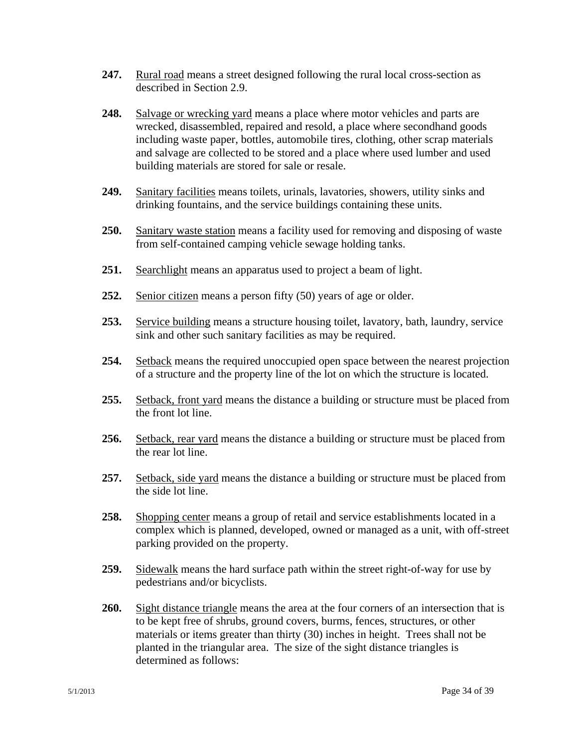**247.** Rural road means a street designed following the rural local cross-section as described in Section 2.9.

**248.** Salvage or wrecking yard means a place where motor vehicles and parts are wrecked, disassembled, repaired and resold, a place where secondhand goods including waste paper, bottles, automobile tires, clothing, other scrap materials and salvage are collected to be stored and a place where used lumber and used building materials are stored for sale or resale.

**249.** Sanitary facilities means toilets, urinals, lavatories, showers, utility sinks and drinking fountains, and the service buildings containing these units.

**250.** Sanitary waste station means a facility used for removing and disposing of waste from self-contained camping vehicle sewage holding tanks.

**251.** Searchlight means an apparatus used to project a beam of light.

**252.** Senior citizen means a person fifty (50) years of age or older.

**253.** Service building means a structure housing toilet, lavatory, bath, laundry, service sink and other such sanitary facilities as may be required.

**254.** Setback means the required unoccupied open space between the nearest projection of a structure and the property line of the lot on which the structure is located.

**255.** Setback, front yard means the distance a building or structure must be placed from the front lot line.

**256.** Setback, rear yard means the distance a building or structure must be placed from the rear lot line.

**257.** Setback, side yard means the distance a building or structure must be placed from the side lot line.

**258.** Shopping center means a group of retail and service establishments located in a complex which is planned, developed, owned or managed as a unit, with off-street parking provided on the property.

**259.** Sidewalk means the hard surface path within the street right-of-way for use by pedestrians and/or bicyclists.

**260.** Sight distance triangle means the area at the four corners of an intersection that is to be kept free of shrubs, ground covers, burms, fences, structures, or other materials or items greater than thirty (30) inches in height. Trees shall not be planted in the triangular area. The size of the sight distance triangles is determined as follows: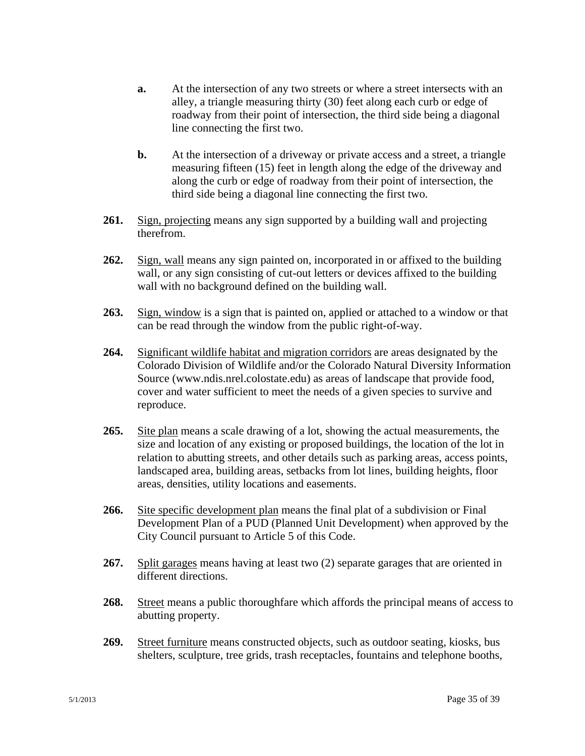**a.** At the intersection of any two streets or where a street intersects with an alley, a triangle measuring thirty (30) feet along each curb or edge of roadway from their point of intersection, the third side being a diagonal line connecting the first two.

**b.** At the intersection of a driveway or private access and a street, a triangle measuring fifteen (15) feet in length along the edge of the driveway and along the curb or edge of roadway from their point of intersection, the third side being a diagonal line connecting the first two.

**261.** <u>Sign, projecting</u> means any sign supported by a building wall and projecting therefrom.

**262.** <u>Sign, wall</u> means any sign painted on, incorporated in or affixed to the building wall, or any sign consisting of cut-out letters or devices affixed to the building wall with no background defined on the building wall.

**263.** <u>Sign, window</u> is a sign that is painted on, applied or attached to a window or that can be read through the window from the public right-of-way.

**264.** <u>Significant wildlife habitat and migration corridors</u> are areas designated by the Colorado Division of Wildlife and/or the Colorado Natural Diversity Information Source (www.ndis.nrel.colostate.edu) as areas of landscape that provide food, cover and water sufficient to meet the needs of a given species to survive and reproduce.

**265.** <u>Site plan</u> means a scale drawing of a lot, showing the actual measurements, the size and location of any existing or proposed buildings, the location of the lot in relation to abutting streets, and other details such as parking areas, access points, landscaped area, building areas, setbacks from lot lines, building heights, floor areas, densities, utility locations and easements.

**266.** <u>Site specific development plan</u> means the final plat of a subdivision or Final Development Plan of a PUD (Planned Unit Development) when approved by the City Council pursuant to Article 5 of this Code.

**267.** <u>Split garages</u> means having at least two (2) separate garages that are oriented in different directions.

**268.** <u>Street</u> means a public thoroughfare which affords the principal means of access to abutting property.

**269.** <u>Street furniture</u> means constructed objects, such as outdoor seating, kiosks, bus shelters, sculpture, tree grids, trash receptacles, fountains and telephone booths,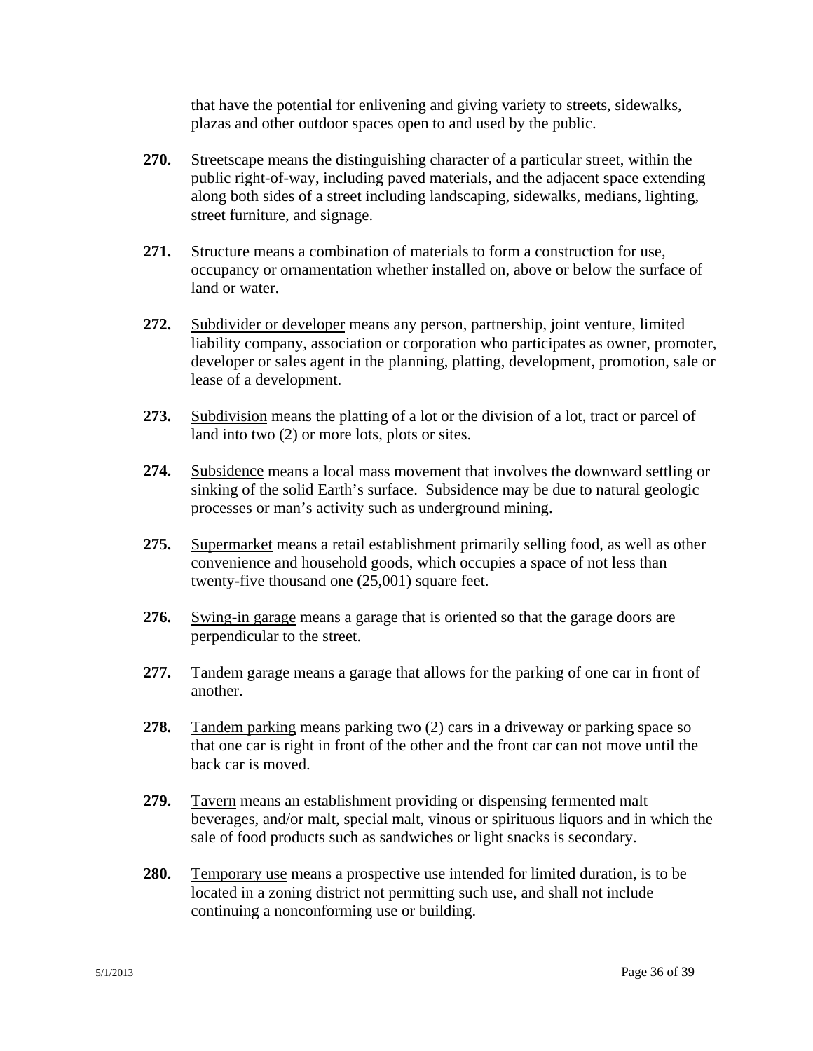that have the potential for enlivening and giving variety to streets, sidewalks, plazas and other outdoor spaces open to and used by the public.

**270.** Streetscape means the distinguishing character of a particular street, within the public right-of-way, including paved materials, and the adjacent space extending along both sides of a street including landscaping, sidewalks, medians, lighting, street furniture, and signage.

**271.** Structure means a combination of materials to form a construction for use, occupancy or ornamentation whether installed on, above or below the surface of land or water.

**272.** Subdivider or developer means any person, partnership, joint venture, limited liability company, association or corporation who participates as owner, promoter, developer or sales agent in the planning, platting, development, promotion, sale or lease of a development.

**273.** Subdivision means the platting of a lot or the division of a lot, tract or parcel of land into two (2) or more lots, plots or sites.

**274.** Subsidence means a local mass movement that involves the downward settling or sinking of the solid Earth's surface. Subsidence may be due to natural geologic processes or man's activity such as underground mining.

**275.** Supermarket means a retail establishment primarily selling food, as well as other convenience and household goods, which occupies a space of not less than twenty-five thousand one (25,001) square feet.

**276.** Swing-in garage means a garage that is oriented so that the garage doors are perpendicular to the street.

**277.** Tandem garage means a garage that allows for the parking of one car in front of another.

**278.** Tandem parking means parking two (2) cars in a driveway or parking space so that one car is right in front of the other and the front car can not move until the back car is moved.

**279.** Tavern means an establishment providing or dispensing fermented malt beverages, and/or malt, special malt, vinous or spirituous liquors and in which the sale of food products such as sandwiches or light snacks is secondary.

**280.** Temporary use means a prospective use intended for limited duration, is to be located in a zoning district not permitting such use, and shall not include continuing a nonconforming use or building.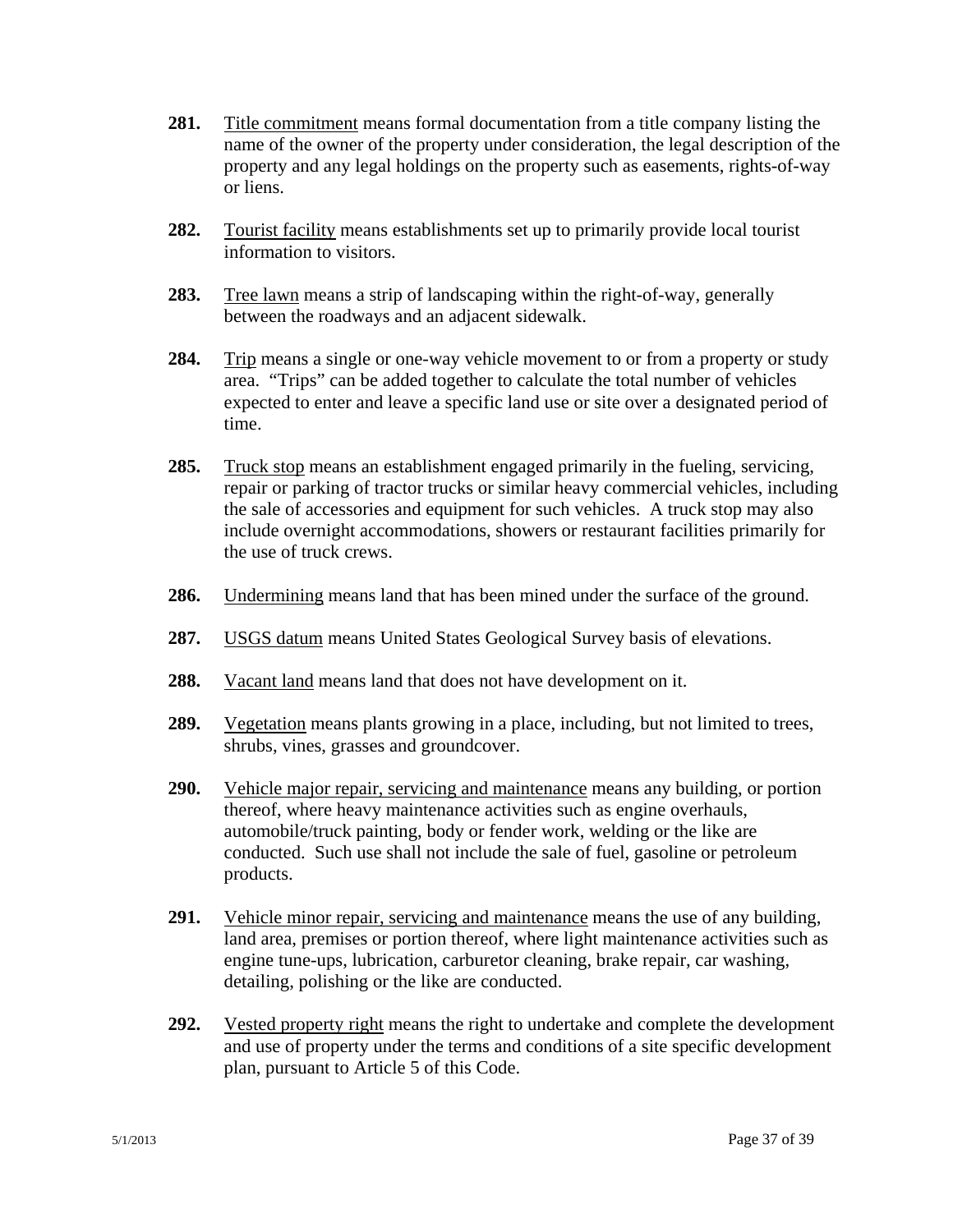**281.** <u>Title commitment</u> means formal documentation from a title company listing the name of the owner of the property under consideration, the legal description of the property and any legal holdings on the property such as easements, rights-of-way or liens.

**282.** <u>Tourist facility</u> means establishments set up to primarily provide local tourist information to visitors.

**283.** <u>Tree lawn</u> means a strip of landscaping within the right-of-way, generally between the roadways and an adjacent sidewalk.

**284.** <u>Trip</u> means a single or one-way vehicle movement to or from a property or study area. "Trips" can be added together to calculate the total number of vehicles expected to enter and leave a specific land use or site over a designated period of time.

**285.** <u>Truck stop</u> means an establishment engaged primarily in the fueling, servicing, repair or parking of tractor trucks or similar heavy commercial vehicles, including the sale of accessories and equipment for such vehicles. A truck stop may also include overnight accommodations, showers or restaurant facilities primarily for the use of truck crews.

**286.** <u>Undermining</u> means land that has been mined under the surface of the ground.

**287.** <u>USGS datum</u> means United States Geological Survey basis of elevations.

**288.** <u>Vacant land</u> means land that does not have development on it.

**289.** <u>Vegetation</u> means plants growing in a place, including, but not limited to trees, shrubs, vines, grasses and groundcover.

**290.** <u>Vehicle major repair, servicing and maintenance</u> means any building, or portion thereof, where heavy maintenance activities such as engine overhauls, automobile/truck painting, body or fender work, welding or the like are conducted. Such use shall not include the sale of fuel, gasoline or petroleum products.

**291.** <u>Vehicle minor repair, servicing and maintenance</u> means the use of any building, land area, premises or portion thereof, where light maintenance activities such as engine tune-ups, lubrication, carburetor cleaning, brake repair, car washing, detailing, polishing or the like are conducted.

**292.** <u>Vested property right</u> means the right to undertake and complete the development and use of property under the terms and conditions of a site specific development plan, pursuant to Article 5 of this Code.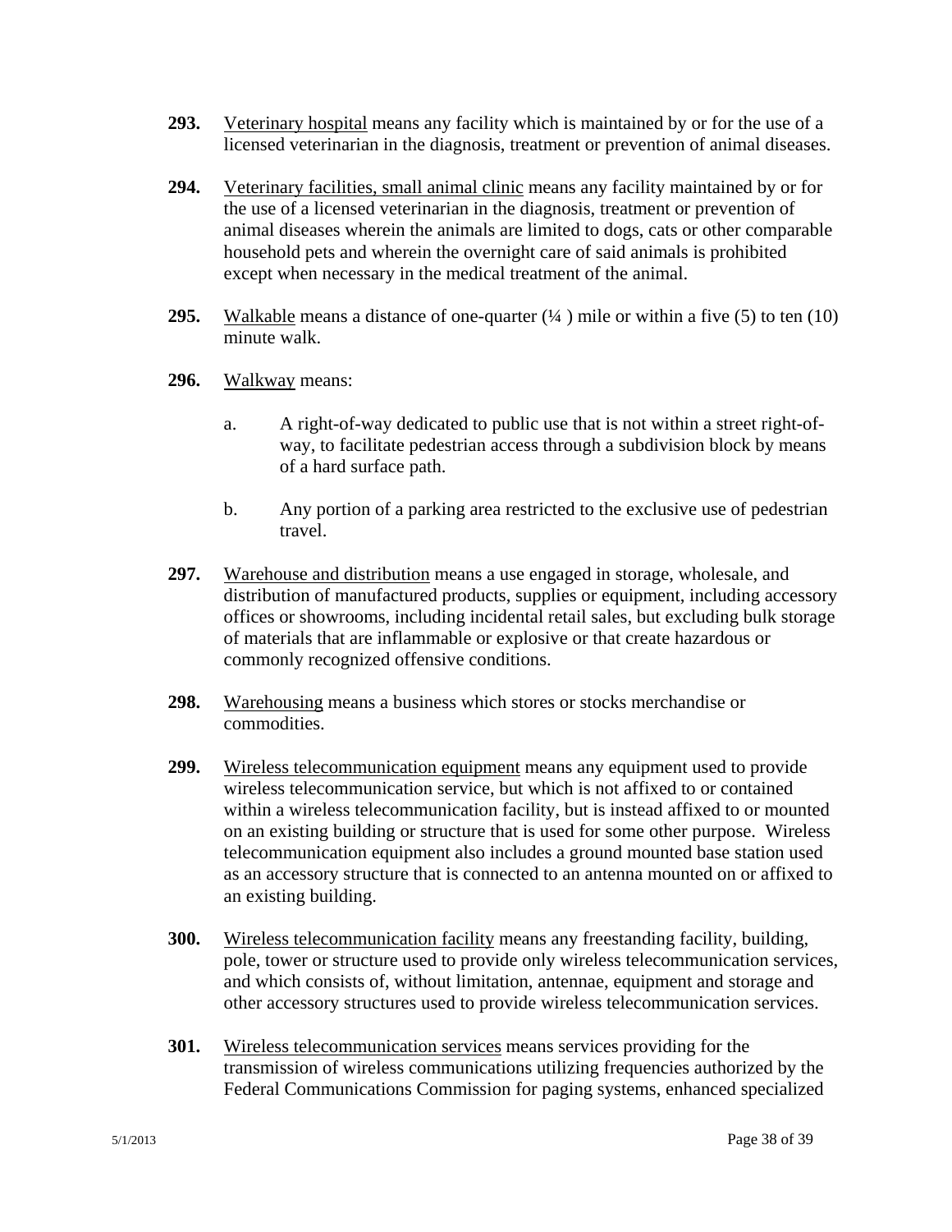**293.** Veterinary hospital means any facility which is maintained by or for the use of a licensed veterinarian in the diagnosis, treatment or prevention of animal diseases.

**294.** Veterinary facilities, small animal clinic means any facility maintained by or for the use of a licensed veterinarian in the diagnosis, treatment or prevention of animal diseases wherein the animals are limited to dogs, cats or other comparable household pets and wherein the overnight care of said animals is prohibited except when necessary in the medical treatment of the animal.

**295.** Walkable means a distance of one-quarter (¼ ) mile or within a five (5) to ten (10) minute walk.

**296.** Walkway means:

a. A right-of-way dedicated to public use that is not within a street right-of-way, to facilitate pedestrian access through a subdivision block by means of a hard surface path.

b. Any portion of a parking area restricted to the exclusive use of pedestrian travel.

**297.** Warehouse and distribution means a use engaged in storage, wholesale, and distribution of manufactured products, supplies or equipment, including accessory offices or showrooms, including incidental retail sales, but excluding bulk storage of materials that are inflammable or explosive or that create hazardous or commonly recognized offensive conditions.

**298.** Warehousing means a business which stores or stocks merchandise or commodities.

**299.** Wireless telecommunication equipment means any equipment used to provide wireless telecommunication service, but which is not affixed to or contained within a wireless telecommunication facility, but is instead affixed to or mounted on an existing building or structure that is used for some other purpose. Wireless telecommunication equipment also includes a ground mounted base station used as an accessory structure that is connected to an antenna mounted on or affixed to an existing building.

**300.** Wireless telecommunication facility means any freestanding facility, building, pole, tower or structure used to provide only wireless telecommunication services, and which consists of, without limitation, antennae, equipment and storage and other accessory structures used to provide wireless telecommunication services.

**301.** Wireless telecommunication services means services providing for the transmission of wireless communications utilizing frequencies authorized by the Federal Communications Commission for paging systems, enhanced specialized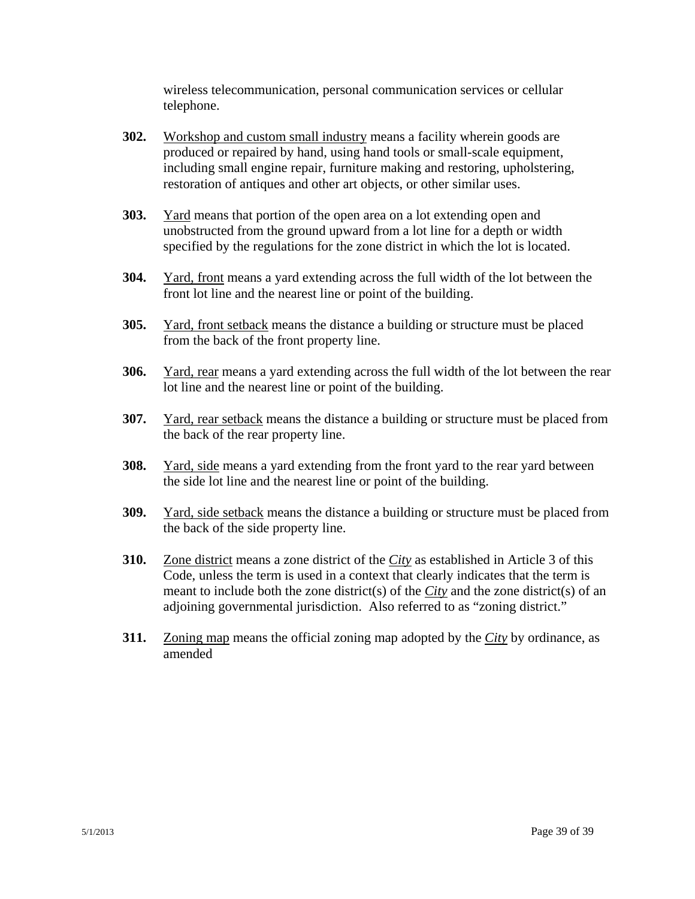wireless telecommunication, personal communication services or cellular telephone.

**302.** Workshop and custom small industry means a facility wherein goods are produced or repaired by hand, using hand tools or small-scale equipment, including small engine repair, furniture making and restoring, upholstering, restoration of antiques and other art objects, or other similar uses.

**303.** Yard means that portion of the open area on a lot extending open and unobstructed from the ground upward from a lot line for a depth or width specified by the regulations for the zone district in which the lot is located.

**304.** Yard, front means a yard extending across the full width of the lot between the front lot line and the nearest line or point of the building.

**305.** Yard, front setback means the distance a building or structure must be placed from the back of the front property line.

**306.** Yard, rear means a yard extending across the full width of the lot between the rear lot line and the nearest line or point of the building.

**307.** Yard, rear setback means the distance a building or structure must be placed from the back of the rear property line.

**308.** Yard, side means a yard extending from the front yard to the rear yard between the side lot line and the nearest line or point of the building.

**309.** Yard, side setback means the distance a building or structure must be placed from the back of the side property line.

**310.** Zone district means a zone district of the ***City*** as established in Article 3 of this Code, unless the term is used in a context that clearly indicates that the term is meant to include both the zone district(s) of the ***City*** and the zone district(s) of an adjoining governmental jurisdiction. Also referred to as "zoning district."

**311.** Zoning map means the official zoning map adopted by the ***City*** by ordinance, as amended